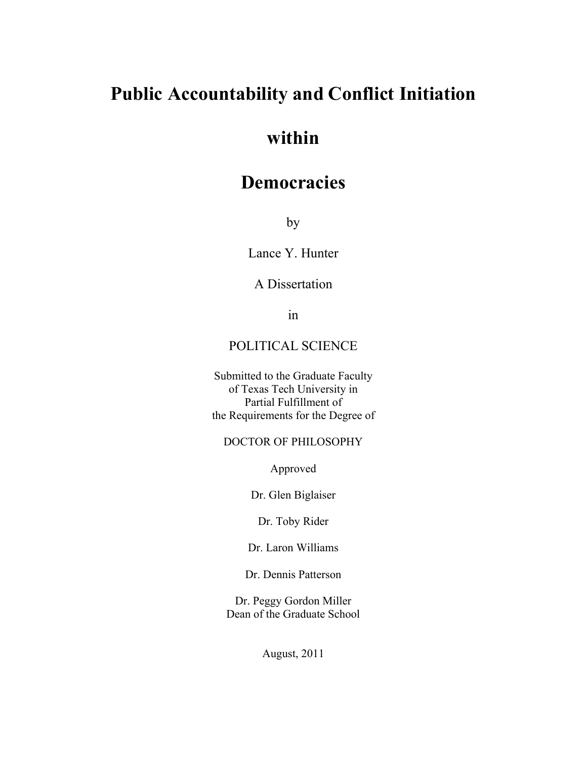# Public Accountability and Conflict Initiation

# within

# Democracies

by

Lance Y. Hunter

A Dissertation

in

POLITICAL SCIENCE

Submitted to the Graduate Faculty
of Texas Tech University in
Partial Fulfillment of
the Requirements for the Degree of

DOCTOR OF PHILOSOPHY

Approved

Dr. Glen Biglaiser

Dr. Toby Rider

Dr. Laron Williams

Dr. Dennis Patterson

Dr. Peggy Gordon Miller
Dean of the Graduate School

August, 2011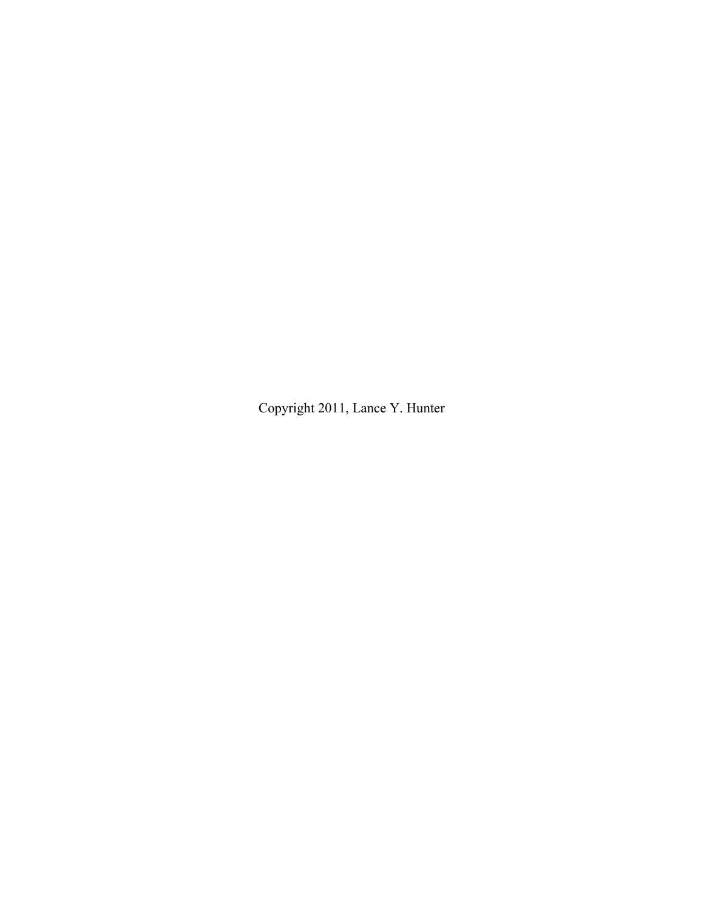Copyright 2011, Lance Y. Hunter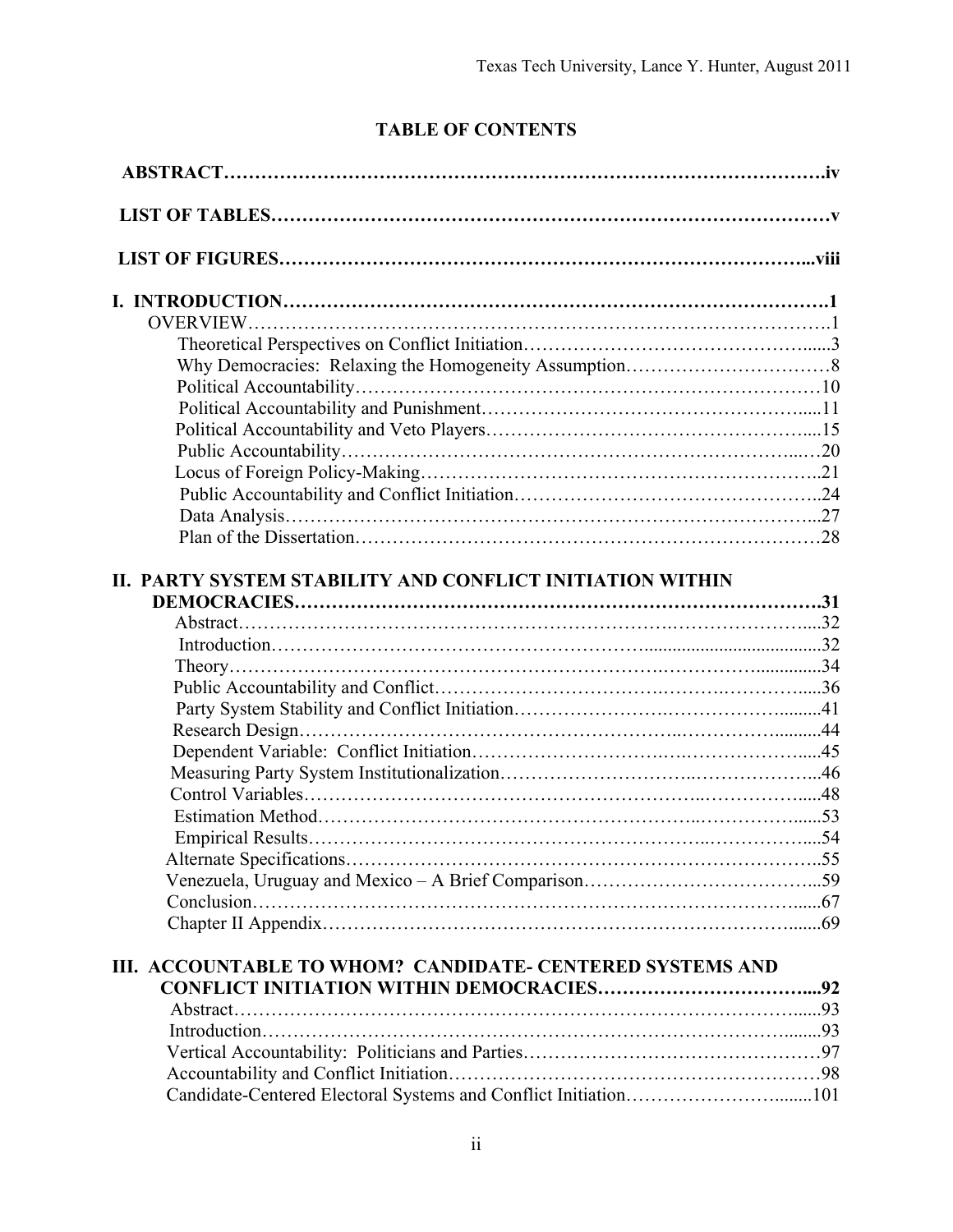## TABLE OF CONTENTS

**ABSTRACT……………………………………………………………………………………….iv**

**LIST OF TABLES……………………………………………………………………………v**

**LIST OF FIGURES……………………………………………………………………...viii**

**I. INTRODUCTION……………………………………………………………………….1**

OVERVIEW…………………………………………………………………………….1

Theoretical Perspectives on Conflict Initiation…………………………………......3

Why Democracies: Relaxing the Homogeneity Assumption……………………………8

Political Accountability………………………………………………………………10

Political Accountability and Punishment………………………………………….....11

Political Accountability and Veto Players………………………………………….....15

Public Accountability……………………………………………………………...…20

Locus of Foreign Policy-Making……………………………………………………..21

Public Accountability and Conflict Initiation………………………………………..24

Data Analysis……………………………………………………………………...27

Plan of the Dissertation……………………………………………………………28

**II. PARTY SYSTEM STABILITY AND CONFLICT INITIATION WITHIN DEMOCRACIES………………………………………………………………………….31**

Abstract…………………………………………………………………………....32

Introduction……………………………………………………………………......32

Theory…………………………………………………………………….............34

Public Accountability and Conflict………………………………………….....36

Party System Stability and Conflict Initiation……………………………….........41

Research Design……………………………………………………………..........44

Dependent Variable: Conflict Initiation………………………………………….....45

Measuring Party System Institutionalization……………………………………...46

Control Variables…………………………………………………………….....48

Estimation Method……………………………………………………………......53

Empirical Results…………………………………………………………….....54

Alternate Specifications…………………………………………………………..55

Venezuela, Uruguay and Mexico – A Brief Comparison……………………………...59

Conclusion………………………………………………………………………......67

Chapter II Appendix……………………………………………………………........69

**III. ACCOUNTABLE TO WHOM? CANDIDATE- CENTERED SYSTEMS AND CONFLICT INITIATION WITHIN DEMOCRACIES……………………………....92**

Abstract………………………………………………………………………….....93

Introduction…………………………………………………………………….......93

Vertical Accountability: Politicians and Parties…………………………………………97

Accountability and Conflict Initiation……………………………………………………98

Candidate-Centered Electoral Systems and Conflict Initiation……………………........101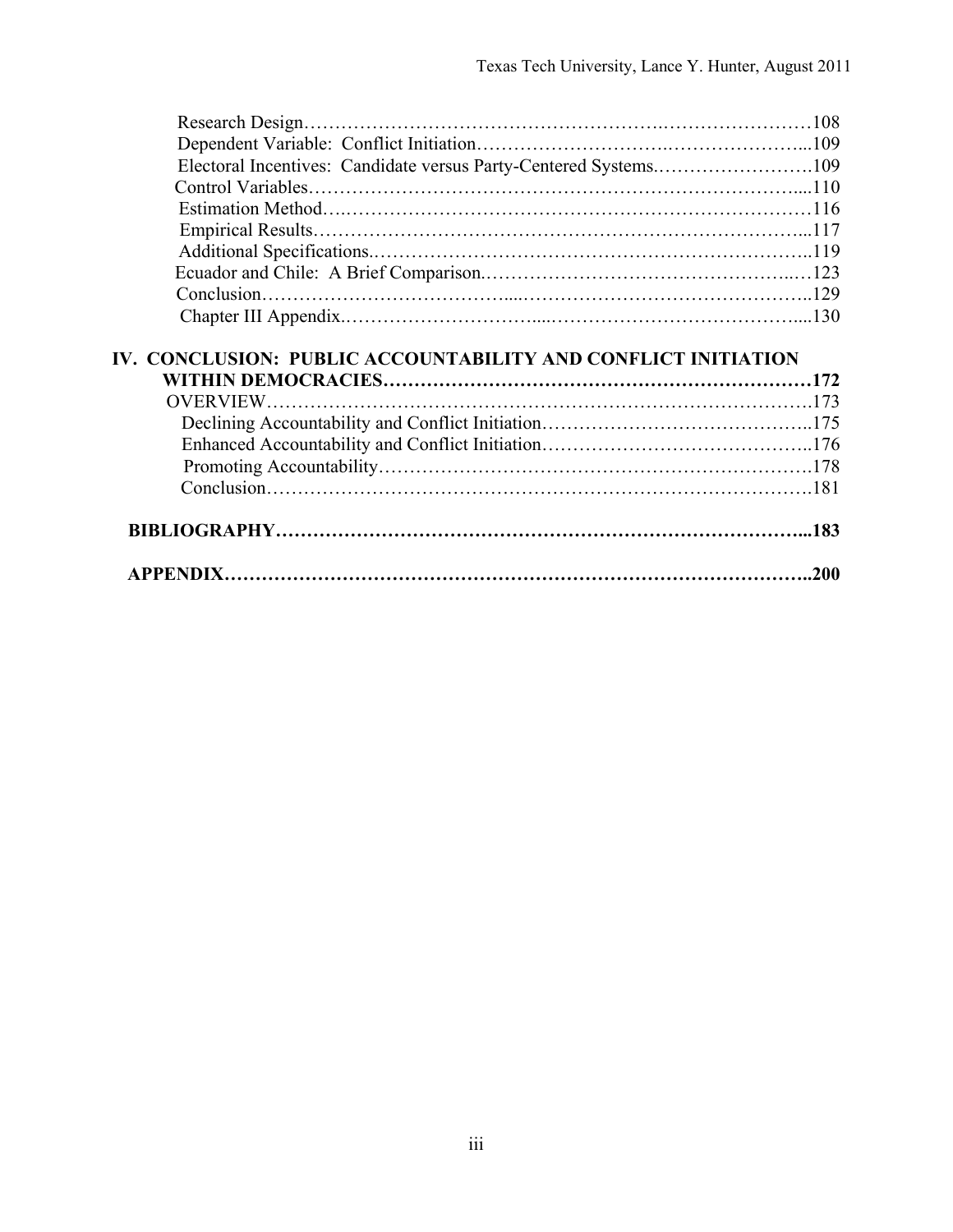Research Design……………………………………………………………………………108
Dependent Variable: Conflict Initiation……………………………………………………...109
Electoral Incentives: Candidate versus Party-Centered Systems.…………………….109
Control Variables……………………………………………………………………....110
Estimation Method……………………………………………………………………116
Empirical Results…………………………………………………………………...117
Additional Specifications.……………………………………………………………..119
Ecuador and Chile: A Brief Comparison.………………………………………..…123
Conclusion……………………………………………………………………………..129
Chapter III Appendix.…………………………………………………………………....130

**IV. CONCLUSION: PUBLIC ACCOUNTABILITY AND CONFLICT INITIATION WITHIN DEMOCRACIES……………………………………………………………172**

OVERVIEW……………………………………………………………………………….173
Declining Accountability and Conflict Initiation……………………………………..175
Enhanced Accountability and Conflict Initiation……………………………………..176
Promoting Accountability…………………………………………………………….178
Conclusion……………………………………………………………………………….181

**BIBLIOGRAPHY…………………………………………………………………………...183**

**APPENDIX……………………………………………………………………………………..200**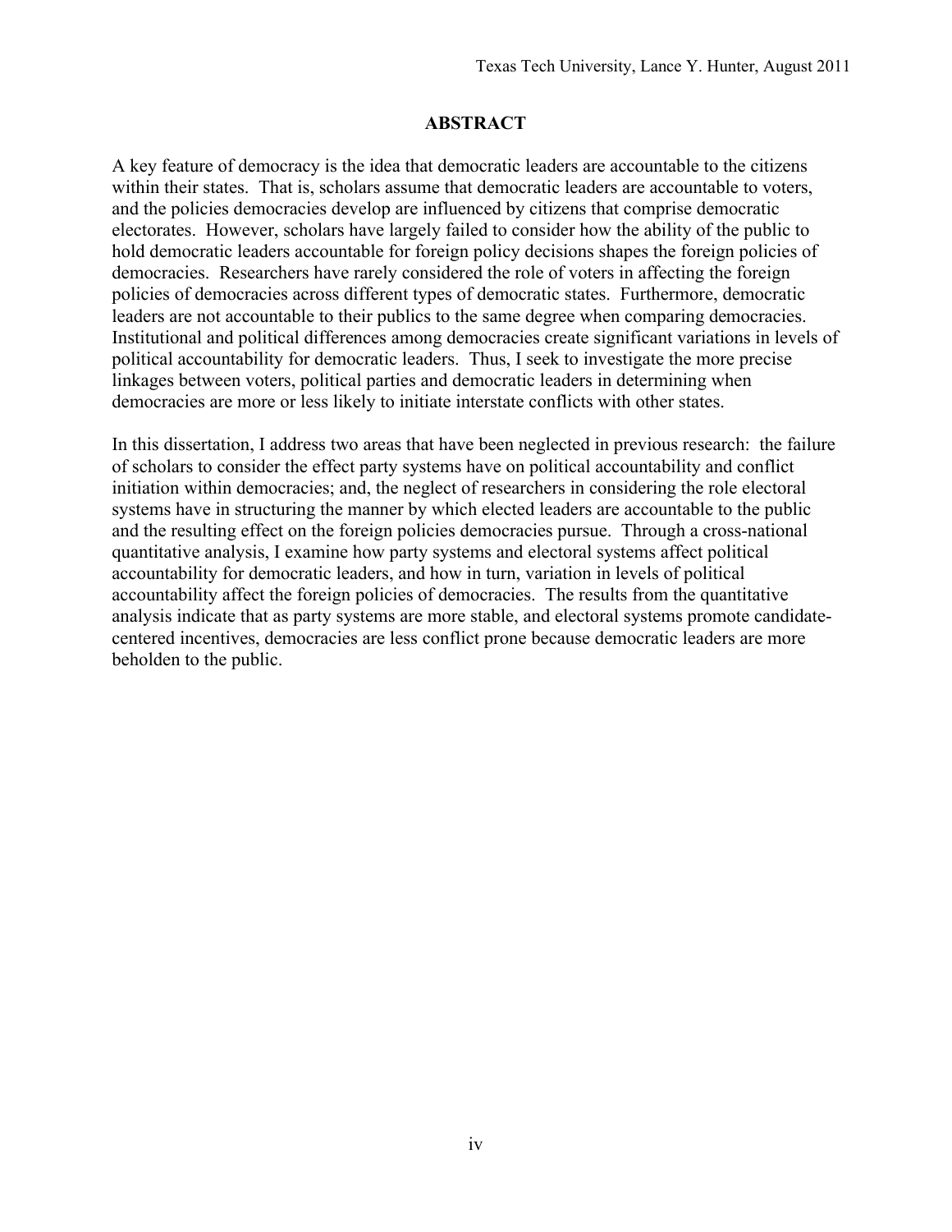## ABSTRACT

A key feature of democracy is the idea that democratic leaders are accountable to the citizens within their states. That is, scholars assume that democratic leaders are accountable to voters, and the policies democracies develop are influenced by citizens that comprise democratic electorates. However, scholars have largely failed to consider how the ability of the public to hold democratic leaders accountable for foreign policy decisions shapes the foreign policies of democracies. Researchers have rarely considered the role of voters in affecting the foreign policies of democracies across different types of democratic states. Furthermore, democratic leaders are not accountable to their publics to the same degree when comparing democracies. Institutional and political differences among democracies create significant variations in levels of political accountability for democratic leaders. Thus, I seek to investigate the more precise linkages between voters, political parties and democratic leaders in determining when democracies are more or less likely to initiate interstate conflicts with other states.

In this dissertation, I address two areas that have been neglected in previous research: the failure of scholars to consider the effect party systems have on political accountability and conflict initiation within democracies; and, the neglect of researchers in considering the role electoral systems have in structuring the manner by which elected leaders are accountable to the public and the resulting effect on the foreign policies democracies pursue. Through a cross-national quantitative analysis, I examine how party systems and electoral systems affect political accountability for democratic leaders, and how in turn, variation in levels of political accountability affect the foreign policies of democracies. The results from the quantitative analysis indicate that as party systems are more stable, and electoral systems promote candidate-centered incentives, democracies are less conflict prone because democratic leaders are more beholden to the public.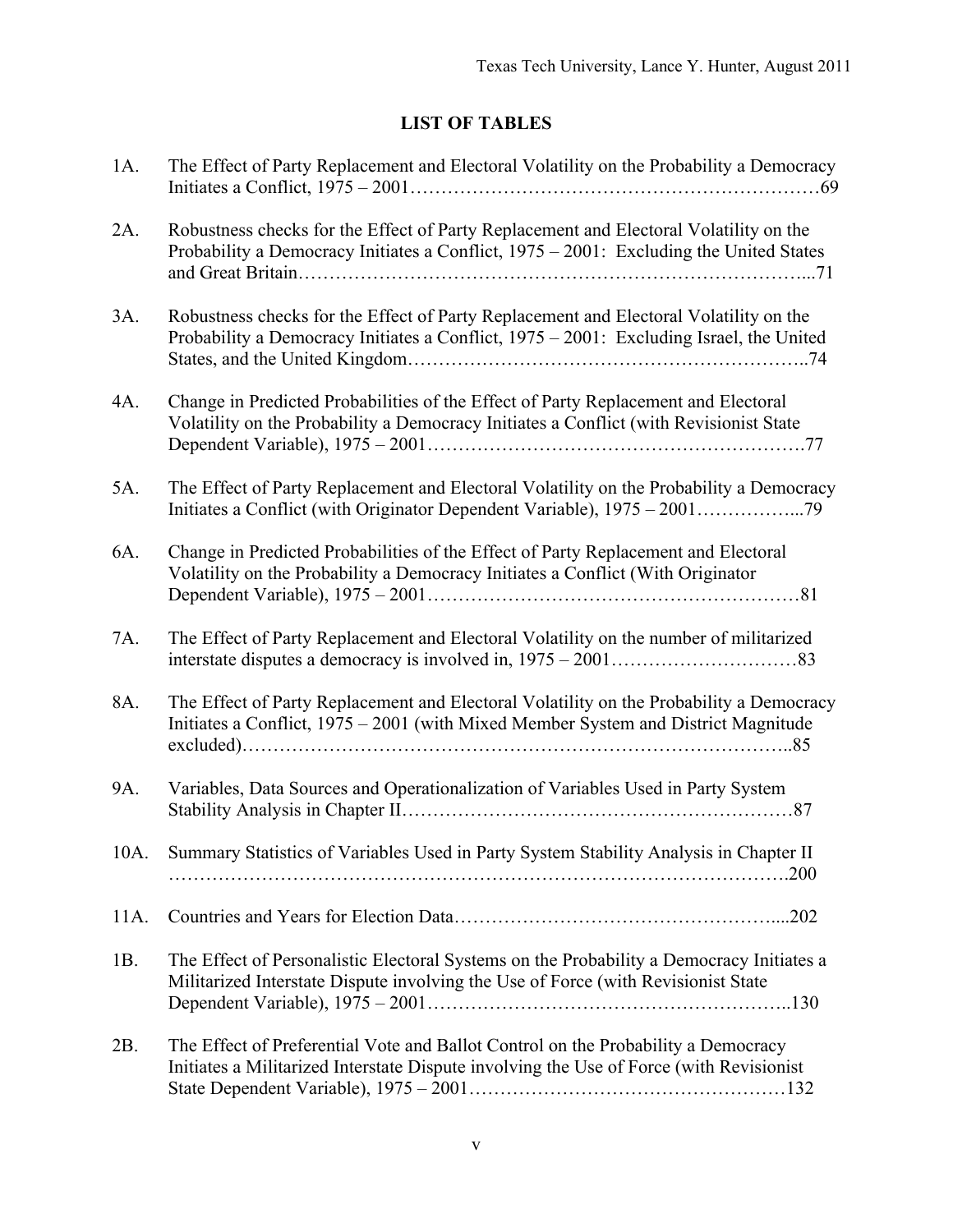## LIST OF TABLES

1A. The Effect of Party Replacement and Electoral Volatility on the Probability a Democracy Initiates a Conflict, 1975 – 2001……………………………………………………………69

2A. Robustness checks for the Effect of Party Replacement and Electoral Volatility on the Probability a Democracy Initiates a Conflict, 1975 – 2001: Excluding the United States and Great Britain………………………………………………………………………...71

3A. Robustness checks for the Effect of Party Replacement and Electoral Volatility on the Probability a Democracy Initiates a Conflict, 1975 – 2001: Excluding Israel, the United States, and the United Kingdom……………………………………………………..74

4A. Change in Predicted Probabilities of the Effect of Party Replacement and Electoral Volatility on the Probability a Democracy Initiates a Conflict (with Revisionist State Dependent Variable), 1975 – 2001…………………………………………………….77

5A. The Effect of Party Replacement and Electoral Volatility on the Probability a Democracy Initiates a Conflict (with Originator Dependent Variable), 1975 – 2001……………...79

6A. Change in Predicted Probabilities of the Effect of Party Replacement and Electoral Volatility on the Probability a Democracy Initiates a Conflict (With Originator Dependent Variable), 1975 – 2001……………………………………………………81

7A. The Effect of Party Replacement and Electoral Volatility on the number of militarized interstate disputes a democracy is involved in, 1975 – 2001…………………………83

8A. The Effect of Party Replacement and Electoral Volatility on the Probability a Democracy Initiates a Conflict, 1975 – 2001 (with Mixed Member System and District Magnitude excluded)………………………………………………………………………..85

9A. Variables, Data Sources and Operationalization of Variables Used in Party System Stability Analysis in Chapter II……………………………………………………87

10A. Summary Statistics of Variables Used in Party System Stability Analysis in Chapter II ………………………………………………………………………………….200

11A. Countries and Years for Election Data…………………………………………....202

1B. The Effect of Personalistic Electoral Systems on the Probability a Democracy Initiates a Militarized Interstate Dispute involving the Use of Force (with Revisionist State Dependent Variable), 1975 – 2001…………………………………………………..130

2B. The Effect of Preferential Vote and Ballot Control on the Probability a Democracy Initiates a Militarized Interstate Dispute involving the Use of Force (with Revisionist State Dependent Variable), 1975 – 2001……………………………………………132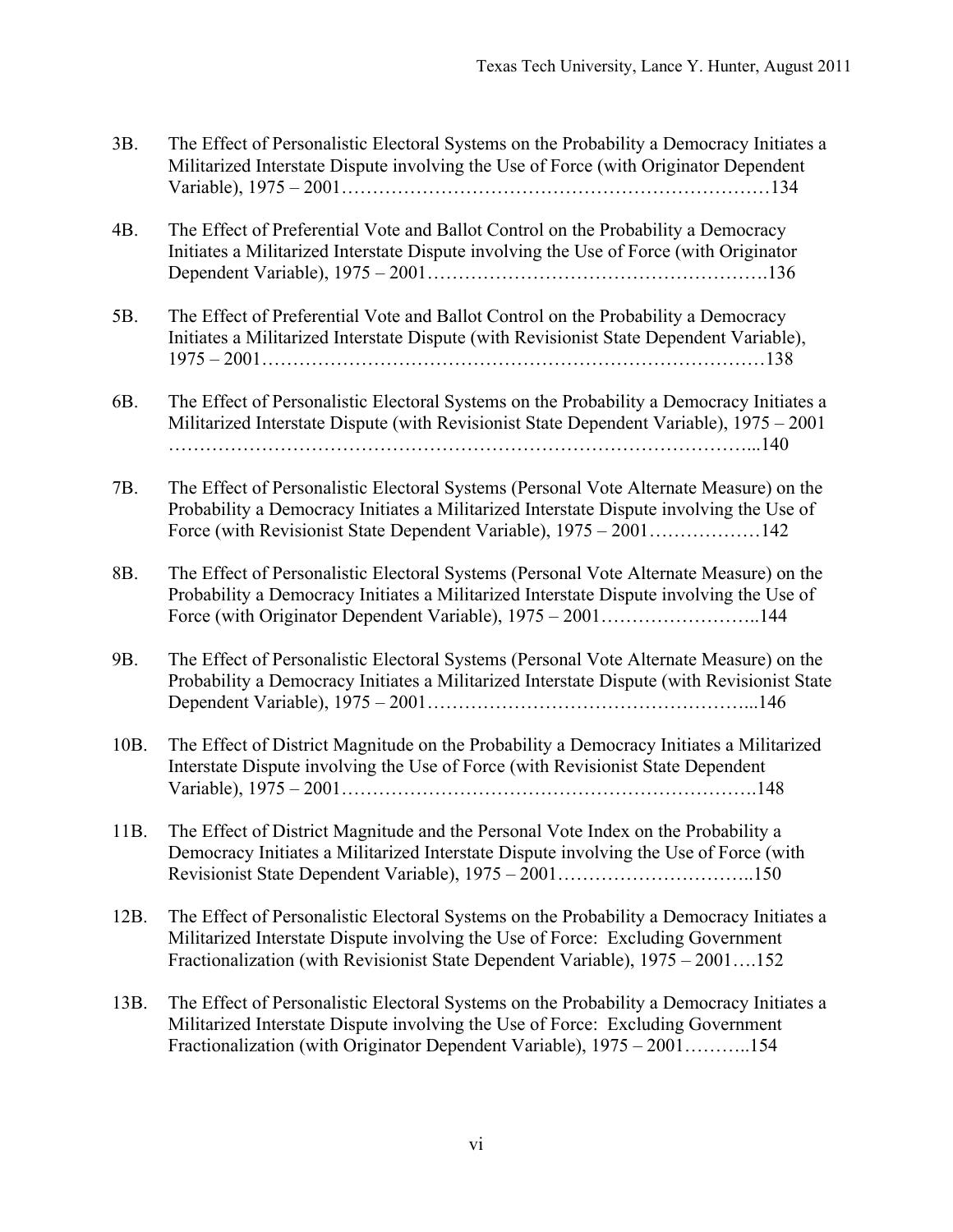3B. The Effect of Personalistic Electoral Systems on the Probability a Democracy Initiates a Militarized Interstate Dispute involving the Use of Force (with Originator Dependent Variable), 1975 – 2001……………………………………………………………134

4B. The Effect of Preferential Vote and Ballot Control on the Probability a Democracy Initiates a Militarized Interstate Dispute involving the Use of Force (with Originator Dependent Variable), 1975 – 2001……………………………………………….136

5B. The Effect of Preferential Vote and Ballot Control on the Probability a Democracy Initiates a Militarized Interstate Dispute (with Revisionist State Dependent Variable), 1975 – 2001………………………………………………………………………138

6B. The Effect of Personalistic Electoral Systems on the Probability a Democracy Initiates a Militarized Interstate Dispute (with Revisionist State Dependent Variable), 1975 – 2001 ………………………………………………………………………………...140

7B. The Effect of Personalistic Electoral Systems (Personal Vote Alternate Measure) on the Probability a Democracy Initiates a Militarized Interstate Dispute involving the Use of Force (with Revisionist State Dependent Variable), 1975 – 2001………………142

8B. The Effect of Personalistic Electoral Systems (Personal Vote Alternate Measure) on the Probability a Democracy Initiates a Militarized Interstate Dispute involving the Use of Force (with Originator Dependent Variable), 1975 – 2001……………………..144

9B. The Effect of Personalistic Electoral Systems (Personal Vote Alternate Measure) on the Probability a Democracy Initiates a Militarized Interstate Dispute (with Revisionist State Dependent Variable), 1975 – 2001……………………………………………...146

10B. The Effect of District Magnitude on the Probability a Democracy Initiates a Militarized Interstate Dispute involving the Use of Force (with Revisionist State Dependent Variable), 1975 – 2001………………………………………………………….148

11B. The Effect of District Magnitude and the Personal Vote Index on the Probability a Democracy Initiates a Militarized Interstate Dispute involving the Use of Force (with Revisionist State Dependent Variable), 1975 – 2001…………………………..150

12B. The Effect of Personalistic Electoral Systems on the Probability a Democracy Initiates a Militarized Interstate Dispute involving the Use of Force: Excluding Government Fractionalization (with Revisionist State Dependent Variable), 1975 – 2001….152

13B. The Effect of Personalistic Electoral Systems on the Probability a Democracy Initiates a Militarized Interstate Dispute involving the Use of Force: Excluding Government Fractionalization (with Originator Dependent Variable), 1975 – 2001………..154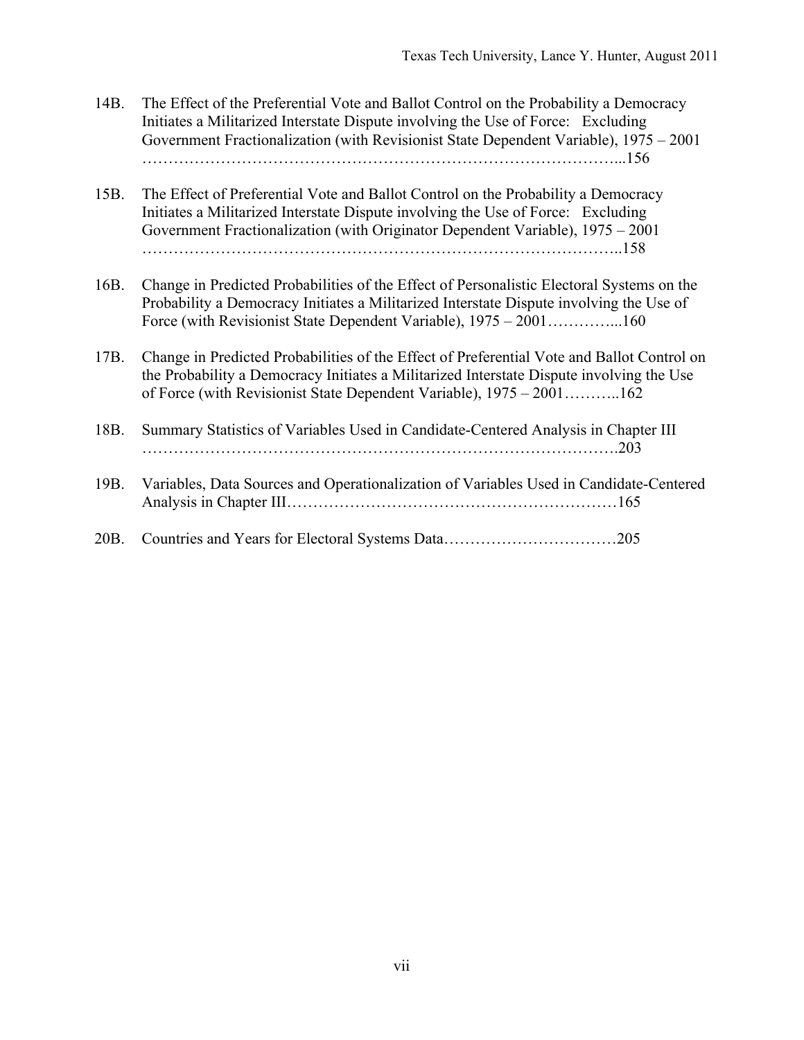14B. The Effect of the Preferential Vote and Ballot Control on the Probability a Democracy Initiates a Militarized Interstate Dispute involving the Use of Force: Excluding Government Fractionalization (with Revisionist State Dependent Variable), 1975 – 2001 ……………………………………………………………………………...156

15B. The Effect of Preferential Vote and Ballot Control on the Probability a Democracy Initiates a Militarized Interstate Dispute involving the Use of Force: Excluding Government Fractionalization (with Originator Dependent Variable), 1975 – 2001 ……………………………………………………………………………..158

16B. Change in Predicted Probabilities of the Effect of Personalistic Electoral Systems on the Probability a Democracy Initiates a Militarized Interstate Dispute involving the Use of Force (with Revisionist State Dependent Variable), 1975 – 2001…………...160

17B. Change in Predicted Probabilities of the Effect of Preferential Vote and Ballot Control on the Probability a Democracy Initiates a Militarized Interstate Dispute involving the Use of Force (with Revisionist State Dependent Variable), 1975 – 2001………..162

18B. Summary Statistics of Variables Used in Candidate-Centered Analysis in Chapter III …………………………………………………………………………….203

19B. Variables, Data Sources and Operationalization of Variables Used in Candidate-Centered Analysis in Chapter III……………………………………………………165

20B. Countries and Years for Electoral Systems Data……………………………205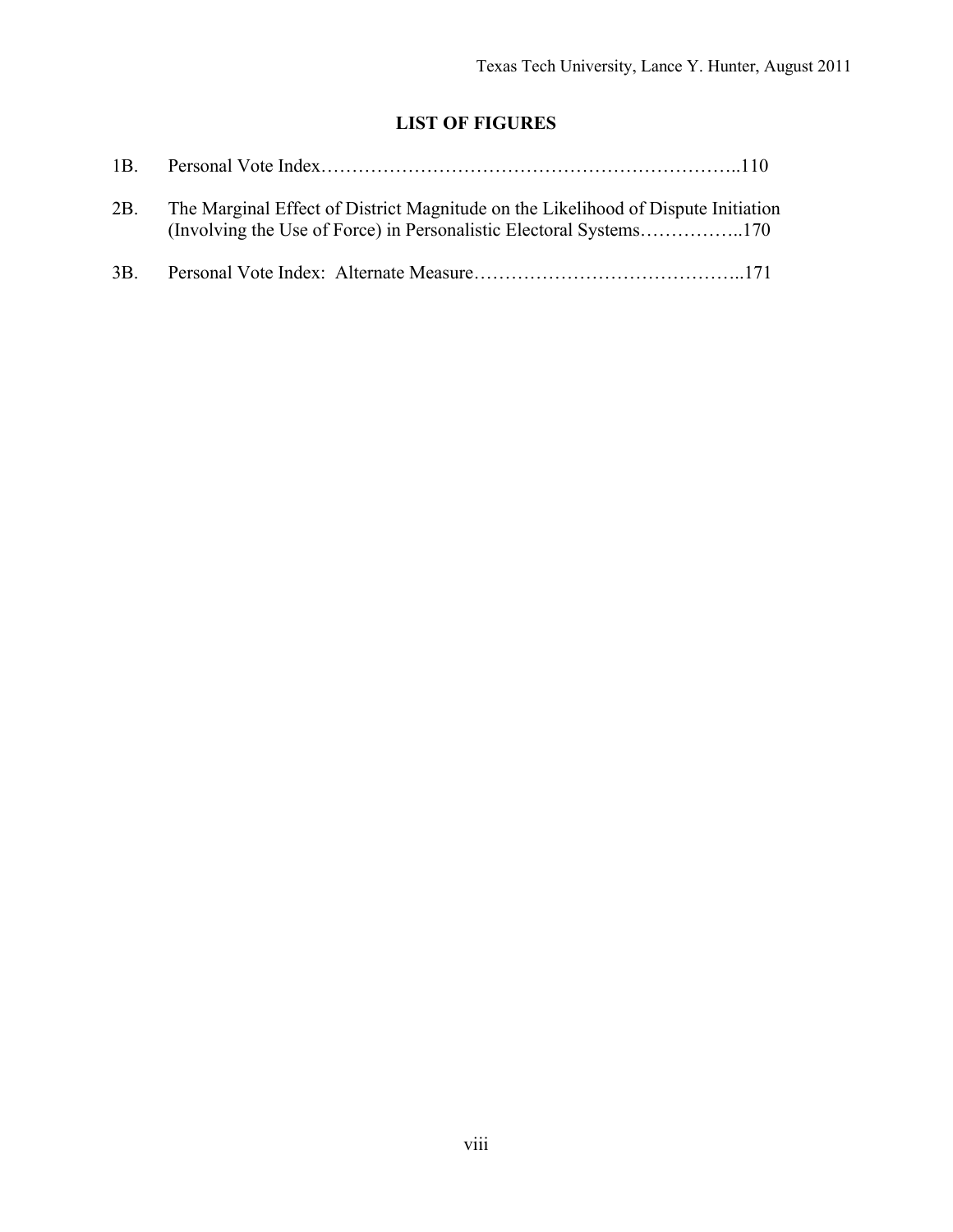## LIST OF FIGURES

1B. Personal Vote Index……………………………………………………………..110

2B. The Marginal Effect of District Magnitude on the Likelihood of Dispute Initiation (Involving the Use of Force) in Personalistic Electoral Systems……………..170

3B. Personal Vote Index: Alternate Measure……………………………………..171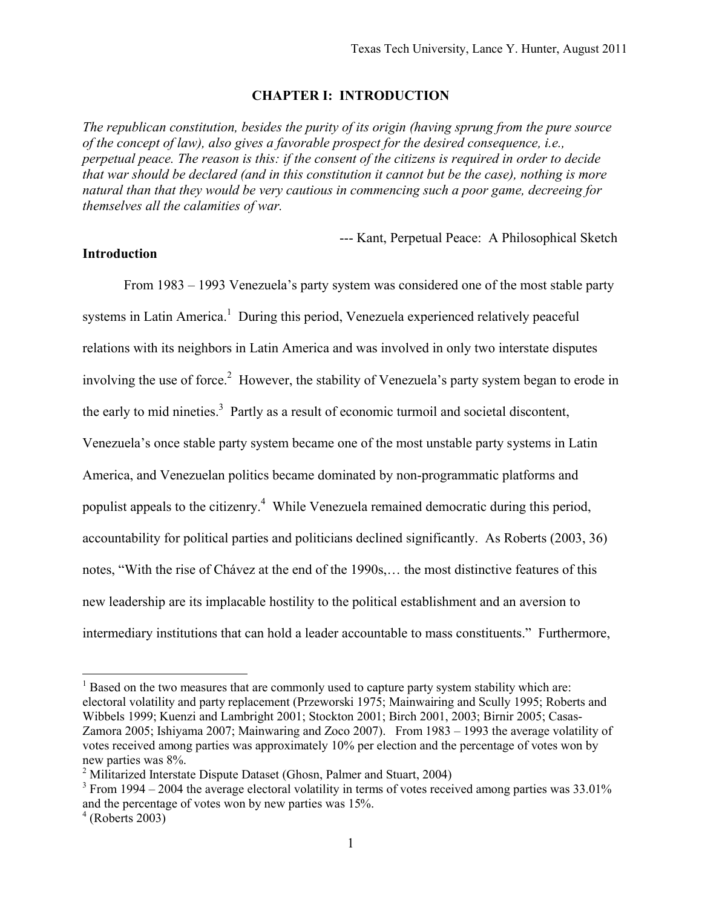# CHAPTER I: INTRODUCTION

*The republican constitution, besides the purity of its origin (having sprung from the pure source of the concept of law), also gives a favorable prospect for the desired consequence, i.e., perpetual peace. The reason is this: if the consent of the citizens is required in order to decide that war should be declared (and in this constitution it cannot but be the case), nothing is more natural than that they would be very cautious in commencing such a poor game, decreeing for themselves all the calamities of war.*

--- Kant, Perpetual Peace: A Philosophical Sketch

## Introduction

From 1983 – 1993 Venezuela's party system was considered one of the most stable party systems in Latin America.[1] During this period, Venezuela experienced relatively peaceful relations with its neighbors in Latin America and was involved in only two interstate disputes involving the use of force.[2] However, the stability of Venezuela's party system began to erode in the early to mid nineties.[3] Partly as a result of economic turmoil and societal discontent, Venezuela's once stable party system became one of the most unstable party systems in Latin America, and Venezuelan politics became dominated by non-programmatic platforms and populist appeals to the citizenry.[4] While Venezuela remained democratic during this period, accountability for political parties and politicians declined significantly. As Roberts (2003, 36) notes, "With the rise of Chávez at the end of the 1990s,… the most distinctive features of this new leadership are its implacable hostility to the political establishment and an aversion to intermediary institutions that can hold a leader accountable to mass constituents." Furthermore,

---

[1] Based on the two measures that are commonly used to capture party system stability which are: electoral volatility and party replacement (Przeworski 1975; Mainwairing and Scully 1995; Roberts and Wibbels 1999; Kuenzi and Lambright 2001; Stockton 2001; Birch 2001, 2003; Birnir 2005; Casas-Zamora 2005; Ishiyama 2007; Mainwaring and Zoco 2007). From 1983 – 1993 the average volatility of votes received among parties was approximately 10% per election and the percentage of votes won by new parties was 8%.

[2] Militarized Interstate Dispute Dataset (Ghosn, Palmer and Stuart, 2004)

[3] From 1994 – 2004 the average electoral volatility in terms of votes received among parties was 33.01% and the percentage of votes won by new parties was 15%.

[4] (Roberts 2003)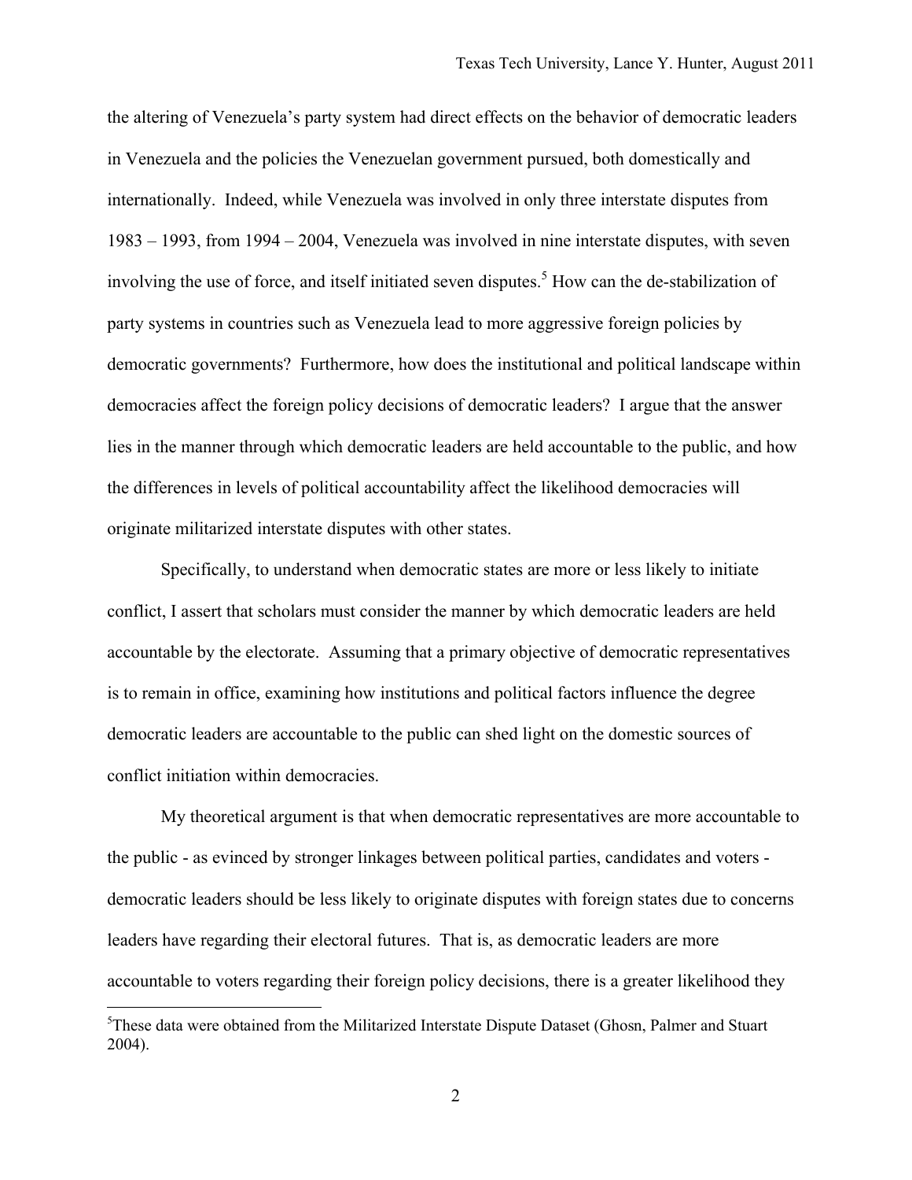the altering of Venezuela's party system had direct effects on the behavior of democratic leaders in Venezuela and the policies the Venezuelan government pursued, both domestically and internationally. Indeed, while Venezuela was involved in only three interstate disputes from 1983 – 1993, from 1994 – 2004, Venezuela was involved in nine interstate disputes, with seven involving the use of force, and itself initiated seven disputes.[5] How can the de-stabilization of party systems in countries such as Venezuela lead to more aggressive foreign policies by democratic governments? Furthermore, how does the institutional and political landscape within democracies affect the foreign policy decisions of democratic leaders? I argue that the answer lies in the manner through which democratic leaders are held accountable to the public, and how the differences in levels of political accountability affect the likelihood democracies will originate militarized interstate disputes with other states.

Specifically, to understand when democratic states are more or less likely to initiate conflict, I assert that scholars must consider the manner by which democratic leaders are held accountable by the electorate. Assuming that a primary objective of democratic representatives is to remain in office, examining how institutions and political factors influence the degree democratic leaders are accountable to the public can shed light on the domestic sources of conflict initiation within democracies.

My theoretical argument is that when democratic representatives are more accountable to the public - as evinced by stronger linkages between political parties, candidates and voters - democratic leaders should be less likely to originate disputes with foreign states due to concerns leaders have regarding their electoral futures. That is, as democratic leaders are more accountable to voters regarding their foreign policy decisions, there is a greater likelihood they

[5]These data were obtained from the Militarized Interstate Dispute Dataset (Ghosn, Palmer and Stuart 2004).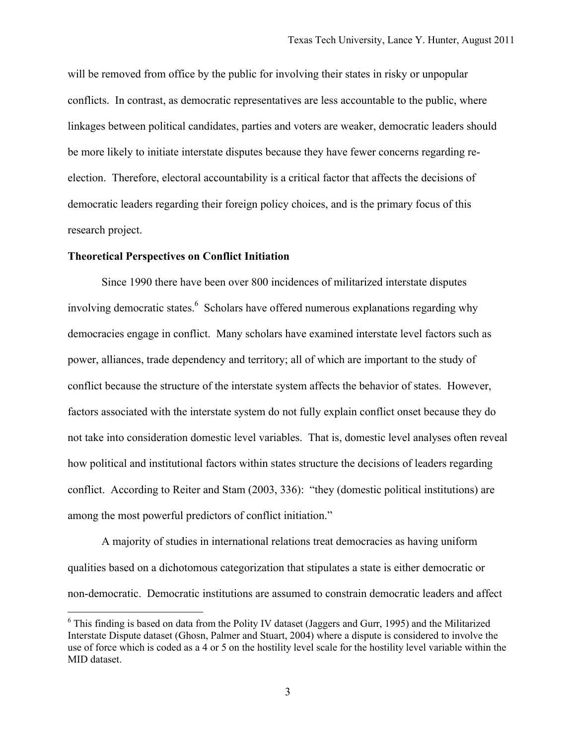will be removed from office by the public for involving their states in risky or unpopular conflicts. In contrast, as democratic representatives are less accountable to the public, where linkages between political candidates, parties and voters are weaker, democratic leaders should be more likely to initiate interstate disputes because they have fewer concerns regarding re-election. Therefore, electoral accountability is a critical factor that affects the decisions of democratic leaders regarding their foreign policy choices, and is the primary focus of this research project.

**Theoretical Perspectives on Conflict Initiation**

Since 1990 there have been over 800 incidences of militarized interstate disputes involving democratic states.[6] Scholars have offered numerous explanations regarding why democracies engage in conflict. Many scholars have examined interstate level factors such as power, alliances, trade dependency and territory; all of which are important to the study of conflict because the structure of the interstate system affects the behavior of states. However, factors associated with the interstate system do not fully explain conflict onset because they do not take into consideration domestic level variables. That is, domestic level analyses often reveal how political and institutional factors within states structure the decisions of leaders regarding conflict. According to Reiter and Stam (2003, 336): "they (domestic political institutions) are among the most powerful predictors of conflict initiation."

A majority of studies in international relations treat democracies as having uniform qualities based on a dichotomous categorization that stipulates a state is either democratic or non-democratic. Democratic institutions are assumed to constrain democratic leaders and affect

---

[6] This finding is based on data from the Polity IV dataset (Jaggers and Gurr, 1995) and the Militarized Interstate Dispute dataset (Ghosn, Palmer and Stuart, 2004) where a dispute is considered to involve the use of force which is coded as a 4 or 5 on the hostility level scale for the hostility level variable within the MID dataset.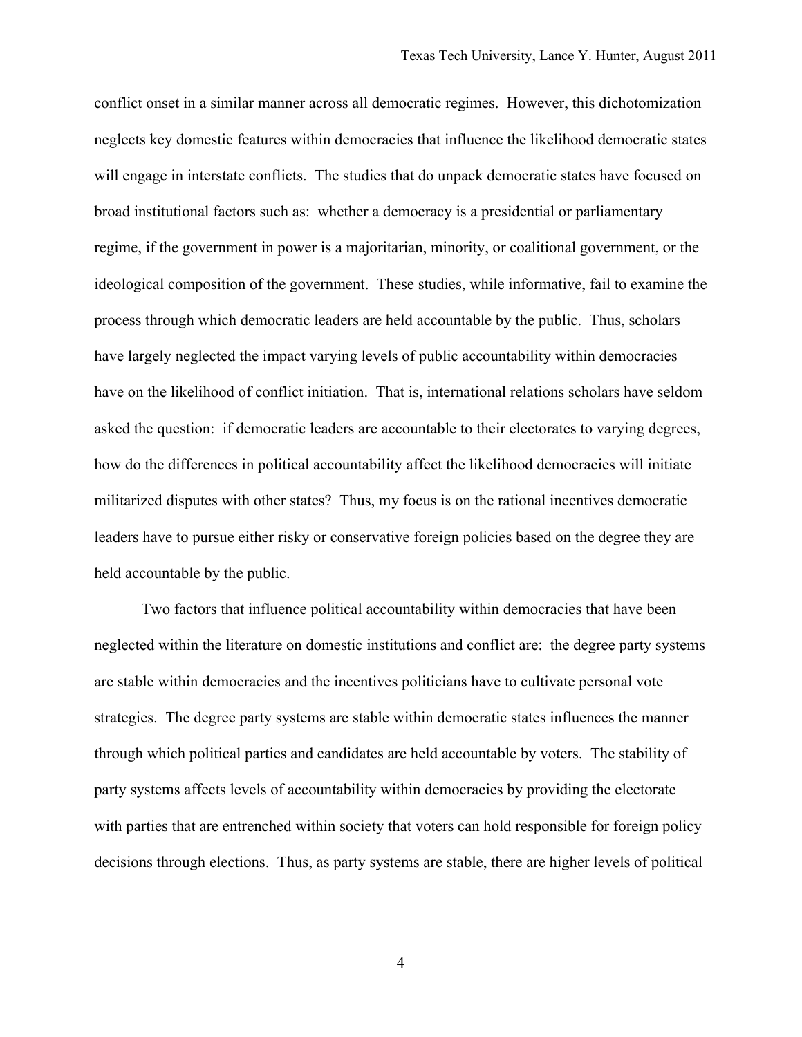conflict onset in a similar manner across all democratic regimes. However, this dichotomization neglects key domestic features within democracies that influence the likelihood democratic states will engage in interstate conflicts. The studies that do unpack democratic states have focused on broad institutional factors such as: whether a democracy is a presidential or parliamentary regime, if the government in power is a majoritarian, minority, or coalitional government, or the ideological composition of the government. These studies, while informative, fail to examine the process through which democratic leaders are held accountable by the public. Thus, scholars have largely neglected the impact varying levels of public accountability within democracies have on the likelihood of conflict initiation. That is, international relations scholars have seldom asked the question: if democratic leaders are accountable to their electorates to varying degrees, how do the differences in political accountability affect the likelihood democracies will initiate militarized disputes with other states? Thus, my focus is on the rational incentives democratic leaders have to pursue either risky or conservative foreign policies based on the degree they are held accountable by the public.

Two factors that influence political accountability within democracies that have been neglected within the literature on domestic institutions and conflict are: the degree party systems are stable within democracies and the incentives politicians have to cultivate personal vote strategies. The degree party systems are stable within democratic states influences the manner through which political parties and candidates are held accountable by voters. The stability of party systems affects levels of accountability within democracies by providing the electorate with parties that are entrenched within society that voters can hold responsible for foreign policy decisions through elections. Thus, as party systems are stable, there are higher levels of political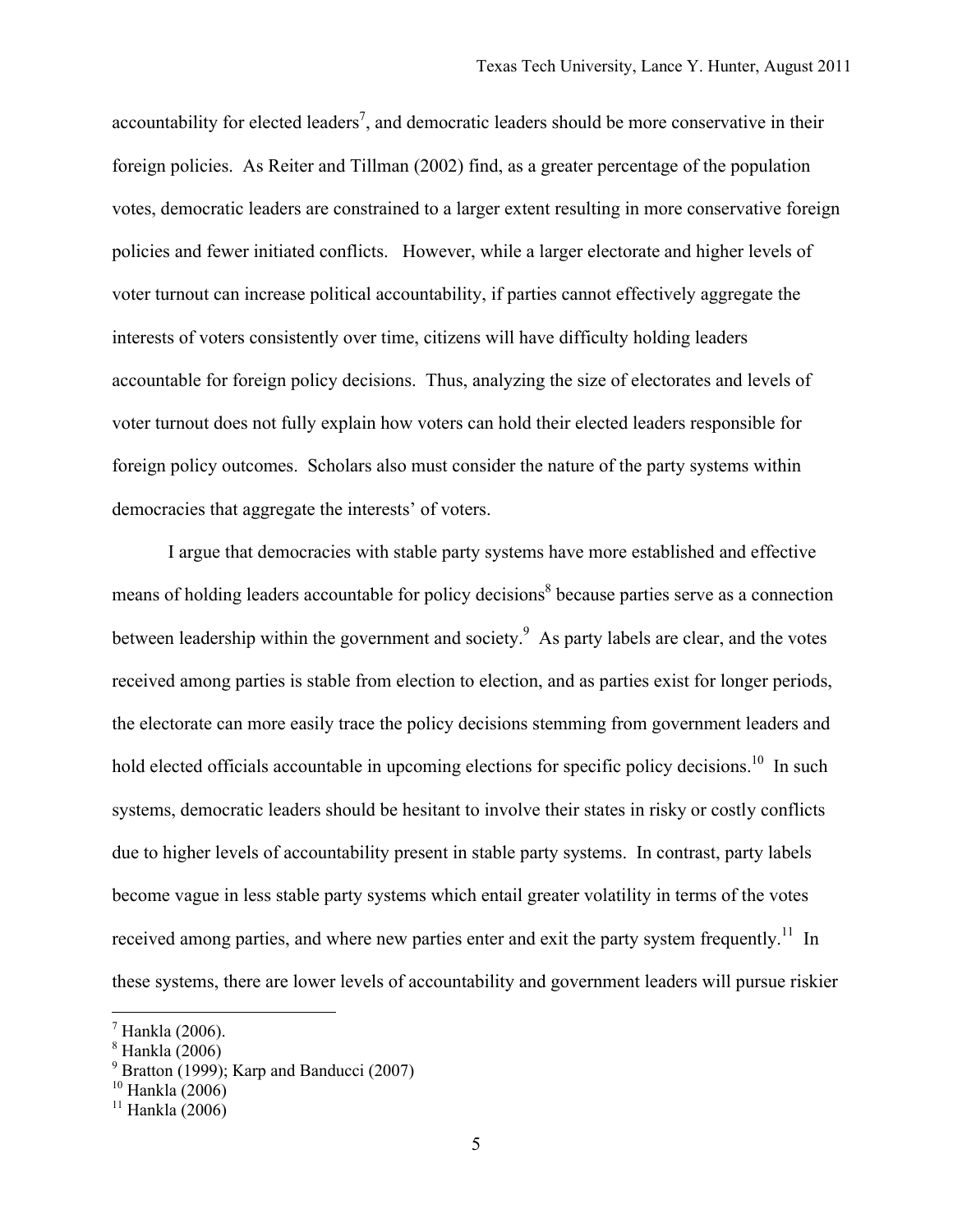accountability for elected leaders[7], and democratic leaders should be more conservative in their foreign policies. As Reiter and Tillman (2002) find, as a greater percentage of the population votes, democratic leaders are constrained to a larger extent resulting in more conservative foreign policies and fewer initiated conflicts. However, while a larger electorate and higher levels of voter turnout can increase political accountability, if parties cannot effectively aggregate the interests of voters consistently over time, citizens will have difficulty holding leaders accountable for foreign policy decisions. Thus, analyzing the size of electorates and levels of voter turnout does not fully explain how voters can hold their elected leaders responsible for foreign policy outcomes. Scholars also must consider the nature of the party systems within democracies that aggregate the interests' of voters.

I argue that democracies with stable party systems have more established and effective means of holding leaders accountable for policy decisions[8] because parties serve as a connection between leadership within the government and society.[9] As party labels are clear, and the votes received among parties is stable from election to election, and as parties exist for longer periods, the electorate can more easily trace the policy decisions stemming from government leaders and hold elected officials accountable in upcoming elections for specific policy decisions.[10] In such systems, democratic leaders should be hesitant to involve their states in risky or costly conflicts due to higher levels of accountability present in stable party systems. In contrast, party labels become vague in less stable party systems which entail greater volatility in terms of the votes received among parties, and where new parties enter and exit the party system frequently.[11] In these systems, there are lower levels of accountability and government leaders will pursue riskier

[7] Hankla (2006).
[8] Hankla (2006)
[9] Bratton (1999); Karp and Banducci (2007)
[10] Hankla (2006)
[11] Hankla (2006)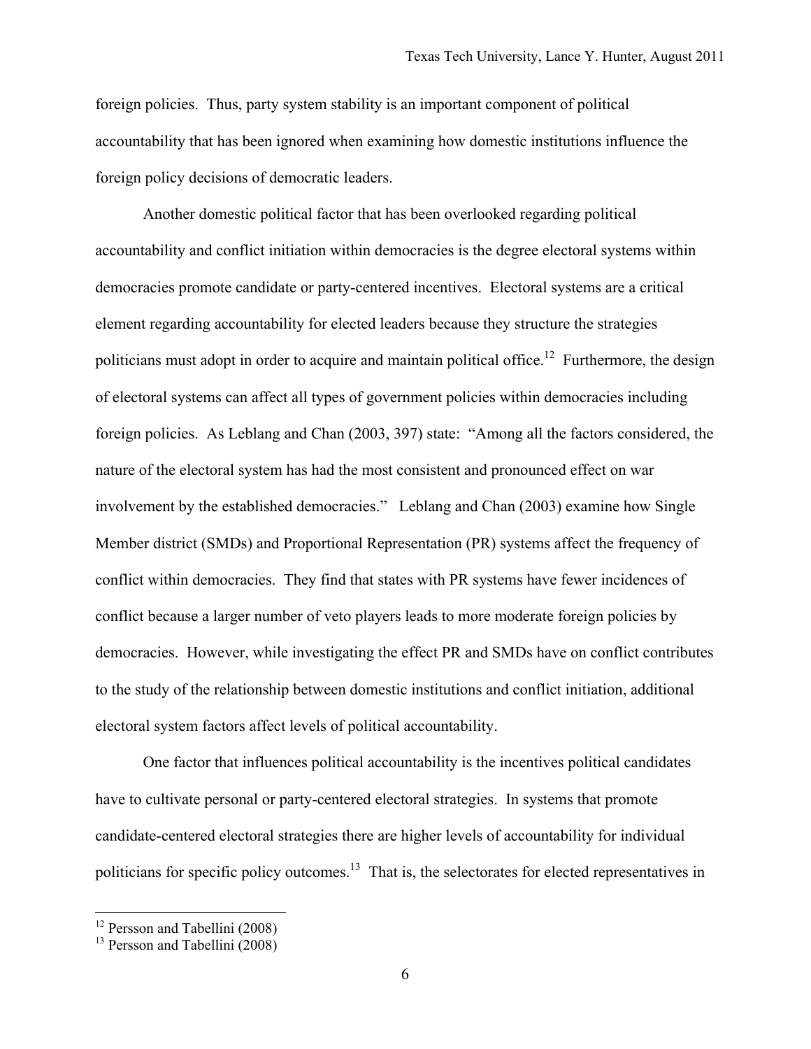foreign policies. Thus, party system stability is an important component of political accountability that has been ignored when examining how domestic institutions influence the foreign policy decisions of democratic leaders.

Another domestic political factor that has been overlooked regarding political accountability and conflict initiation within democracies is the degree electoral systems within democracies promote candidate or party-centered incentives. Electoral systems are a critical element regarding accountability for elected leaders because they structure the strategies politicians must adopt in order to acquire and maintain political office.[12] Furthermore, the design of electoral systems can affect all types of government policies within democracies including foreign policies. As Leblang and Chan (2003, 397) state: "Among all the factors considered, the nature of the electoral system has had the most consistent and pronounced effect on war involvement by the established democracies." Leblang and Chan (2003) examine how Single Member district (SMDs) and Proportional Representation (PR) systems affect the frequency of conflict within democracies. They find that states with PR systems have fewer incidences of conflict because a larger number of veto players leads to more moderate foreign policies by democracies. However, while investigating the effect PR and SMDs have on conflict contributes to the study of the relationship between domestic institutions and conflict initiation, additional electoral system factors affect levels of political accountability.

One factor that influences political accountability is the incentives political candidates have to cultivate personal or party-centered electoral strategies. In systems that promote candidate-centered electoral strategies there are higher levels of accountability for individual politicians for specific policy outcomes.[13] That is, the selectorates for elected representatives in

---

[12] Persson and Tabellini (2008)

[13] Persson and Tabellini (2008)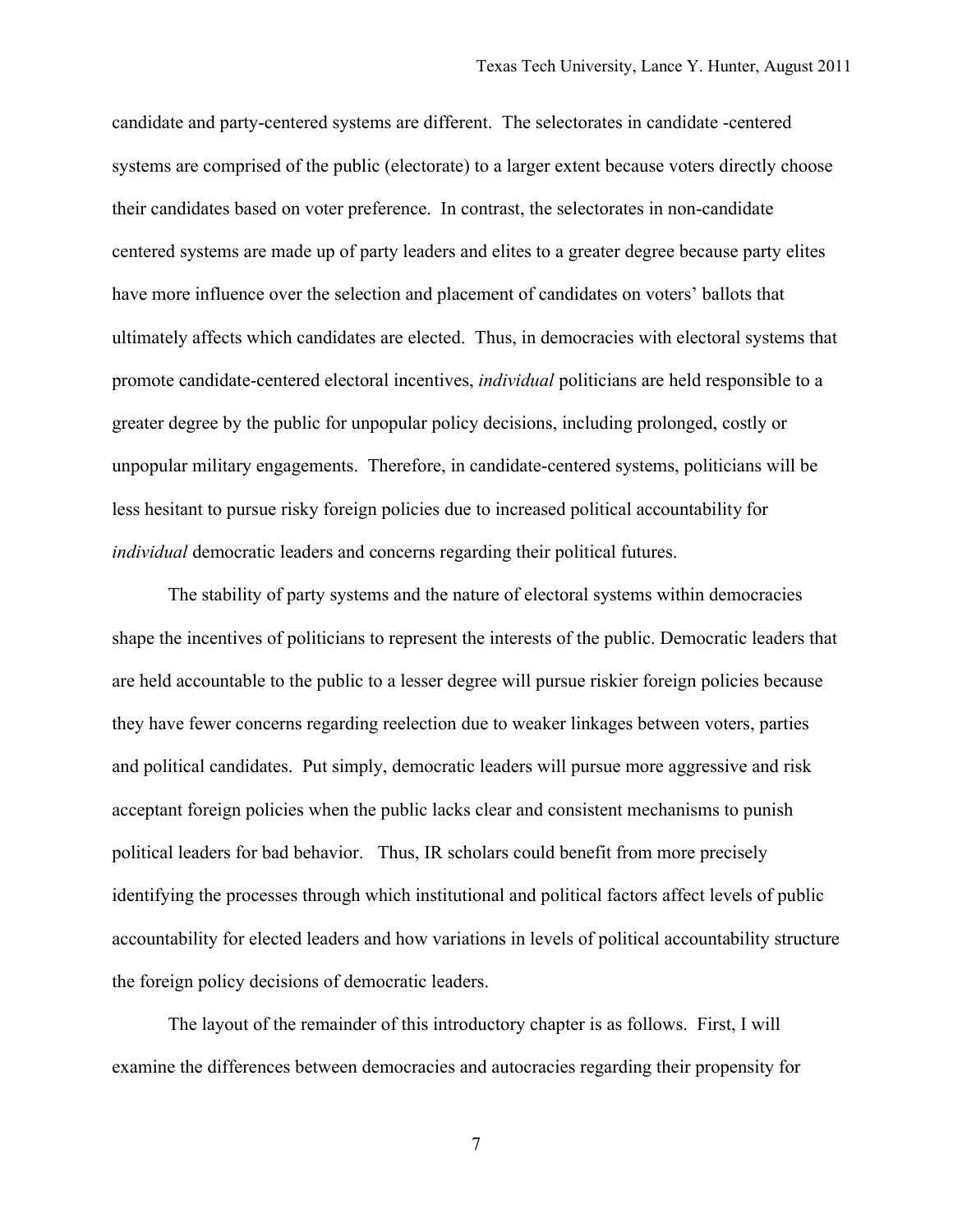candidate and party-centered systems are different. The selectorates in candidate -centered systems are comprised of the public (electorate) to a larger extent because voters directly choose their candidates based on voter preference. In contrast, the selectorates in non-candidate centered systems are made up of party leaders and elites to a greater degree because party elites have more influence over the selection and placement of candidates on voters' ballots that ultimately affects which candidates are elected. Thus, in democracies with electoral systems that promote candidate-centered electoral incentives, *individual* politicians are held responsible to a greater degree by the public for unpopular policy decisions, including prolonged, costly or unpopular military engagements. Therefore, in candidate-centered systems, politicians will be less hesitant to pursue risky foreign policies due to increased political accountability for *individual* democratic leaders and concerns regarding their political futures.

The stability of party systems and the nature of electoral systems within democracies shape the incentives of politicians to represent the interests of the public. Democratic leaders that are held accountable to the public to a lesser degree will pursue riskier foreign policies because they have fewer concerns regarding reelection due to weaker linkages between voters, parties and political candidates. Put simply, democratic leaders will pursue more aggressive and risk acceptant foreign policies when the public lacks clear and consistent mechanisms to punish political leaders for bad behavior. Thus, IR scholars could benefit from more precisely identifying the processes through which institutional and political factors affect levels of public accountability for elected leaders and how variations in levels of political accountability structure the foreign policy decisions of democratic leaders.

The layout of the remainder of this introductory chapter is as follows. First, I will examine the differences between democracies and autocracies regarding their propensity for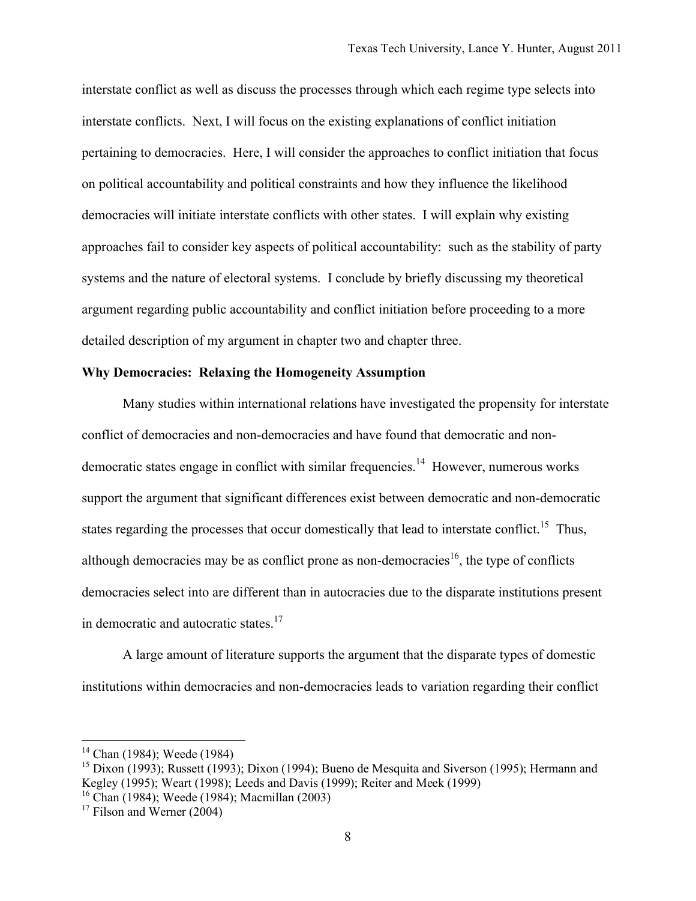interstate conflict as well as discuss the processes through which each regime type selects into interstate conflicts. Next, I will focus on the existing explanations of conflict initiation pertaining to democracies. Here, I will consider the approaches to conflict initiation that focus on political accountability and political constraints and how they influence the likelihood democracies will initiate interstate conflicts with other states. I will explain why existing approaches fail to consider key aspects of political accountability: such as the stability of party systems and the nature of electoral systems. I conclude by briefly discussing my theoretical argument regarding public accountability and conflict initiation before proceeding to a more detailed description of my argument in chapter two and chapter three.

**Why Democracies: Relaxing the Homogeneity Assumption**

Many studies within international relations have investigated the propensity for interstate conflict of democracies and non-democracies and have found that democratic and non-democratic states engage in conflict with similar frequencies.[14] However, numerous works support the argument that significant differences exist between democratic and non-democratic states regarding the processes that occur domestically that lead to interstate conflict.[15] Thus, although democracies may be as conflict prone as non-democracies[16], the type of conflicts democracies select into are different than in autocracies due to the disparate institutions present in democratic and autocratic states.[17]

A large amount of literature supports the argument that the disparate types of domestic institutions within democracies and non-democracies leads to variation regarding their conflict

---

[14] Chan (1984); Weede (1984)

[15] Dixon (1993); Russett (1993); Dixon (1994); Bueno de Mesquita and Siverson (1995); Hermann and Kegley (1995); Weart (1998); Leeds and Davis (1999); Reiter and Meek (1999)

[16] Chan (1984); Weede (1984); Macmillan (2003)

[17] Filson and Werner (2004)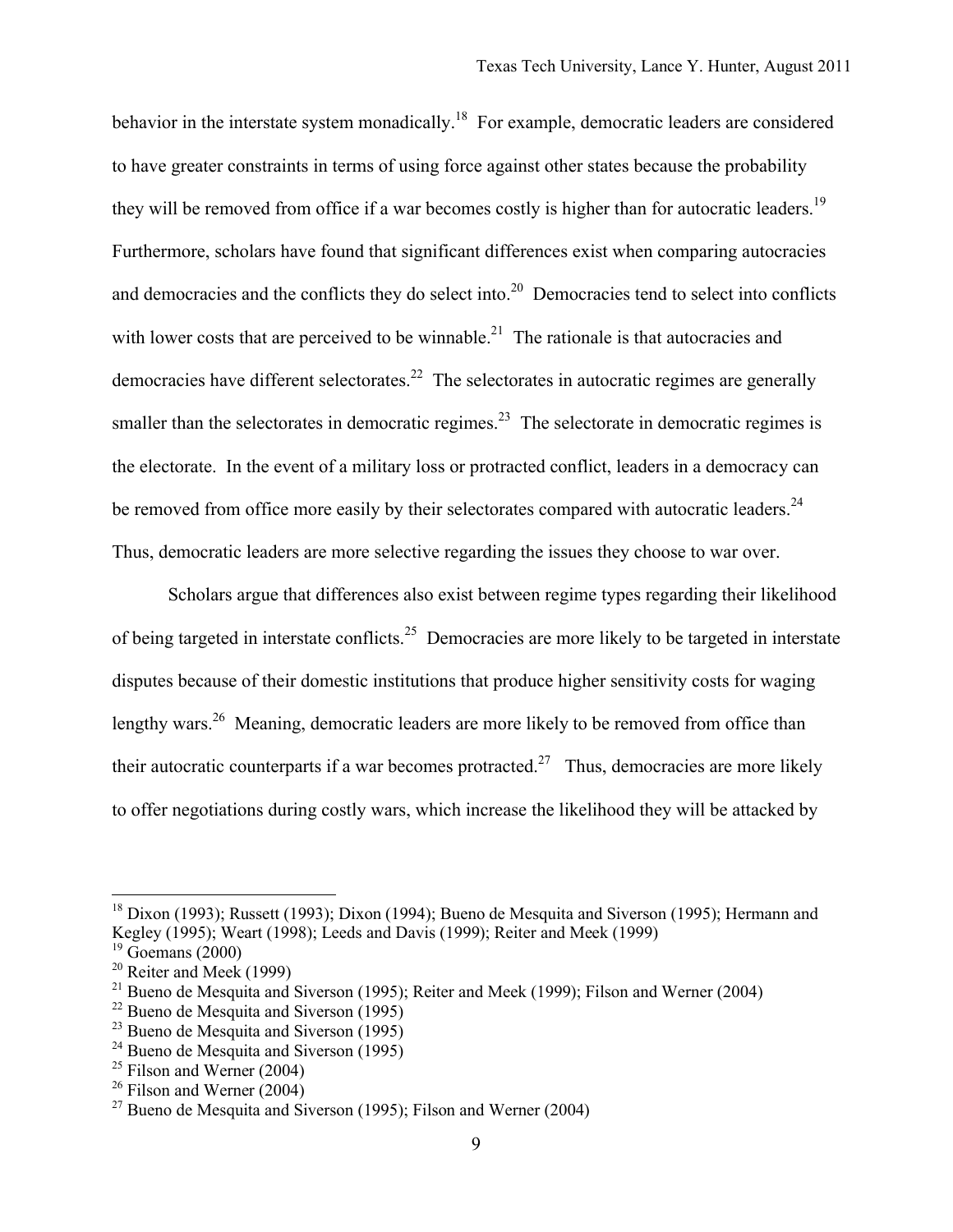behavior in the interstate system monadically.[18] For example, democratic leaders are considered to have greater constraints in terms of using force against other states because the probability they will be removed from office if a war becomes costly is higher than for autocratic leaders.[19] Furthermore, scholars have found that significant differences exist when comparing autocracies and democracies and the conflicts they do select into.[20] Democracies tend to select into conflicts with lower costs that are perceived to be winnable.[21] The rationale is that autocracies and democracies have different selectorates.[22] The selectorates in autocratic regimes are generally smaller than the selectorates in democratic regimes.[23] The selectorate in democratic regimes is the electorate. In the event of a military loss or protracted conflict, leaders in a democracy can be removed from office more easily by their selectorates compared with autocratic leaders.[24] Thus, democratic leaders are more selective regarding the issues they choose to war over.

Scholars argue that differences also exist between regime types regarding their likelihood of being targeted in interstate conflicts.[25] Democracies are more likely to be targeted in interstate disputes because of their domestic institutions that produce higher sensitivity costs for waging lengthy wars.[26] Meaning, democratic leaders are more likely to be removed from office than their autocratic counterparts if a war becomes protracted.[27] Thus, democracies are more likely to offer negotiations during costly wars, which increase the likelihood they will be attacked by

---

[18] Dixon (1993); Russett (1993); Dixon (1994); Bueno de Mesquita and Siverson (1995); Hermann and Kegley (1995); Weart (1998); Leeds and Davis (1999); Reiter and Meek (1999)

[19] Goemans (2000)

[20] Reiter and Meek (1999)

[21] Bueno de Mesquita and Siverson (1995); Reiter and Meek (1999); Filson and Werner (2004)

[22] Bueno de Mesquita and Siverson (1995)

[23] Bueno de Mesquita and Siverson (1995)

[24] Bueno de Mesquita and Siverson (1995)

[25] Filson and Werner (2004)

[26] Filson and Werner (2004)

[27] Bueno de Mesquita and Siverson (1995); Filson and Werner (2004)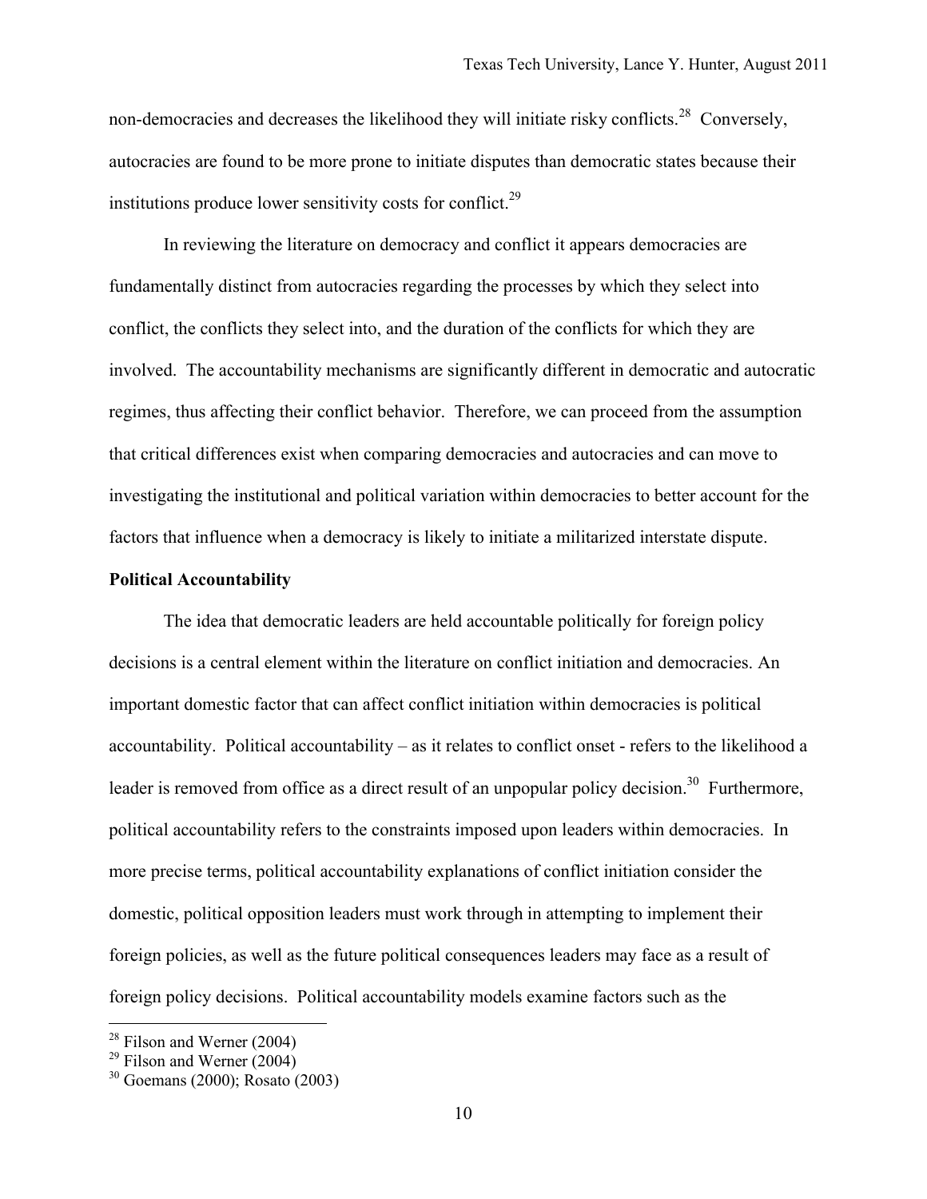non-democracies and decreases the likelihood they will initiate risky conflicts.[28] Conversely, autocracies are found to be more prone to initiate disputes than democratic states because their institutions produce lower sensitivity costs for conflict.[29]

In reviewing the literature on democracy and conflict it appears democracies are fundamentally distinct from autocracies regarding the processes by which they select into conflict, the conflicts they select into, and the duration of the conflicts for which they are involved. The accountability mechanisms are significantly different in democratic and autocratic regimes, thus affecting their conflict behavior. Therefore, we can proceed from the assumption that critical differences exist when comparing democracies and autocracies and can move to investigating the institutional and political variation within democracies to better account for the factors that influence when a democracy is likely to initiate a militarized interstate dispute.

**Political Accountability**

The idea that democratic leaders are held accountable politically for foreign policy decisions is a central element within the literature on conflict initiation and democracies. An important domestic factor that can affect conflict initiation within democracies is political accountability. Political accountability – as it relates to conflict onset - refers to the likelihood a leader is removed from office as a direct result of an unpopular policy decision.[30] Furthermore, political accountability refers to the constraints imposed upon leaders within democracies. In more precise terms, political accountability explanations of conflict initiation consider the domestic, political opposition leaders must work through in attempting to implement their foreign policies, as well as the future political consequences leaders may face as a result of foreign policy decisions. Political accountability models examine factors such as the

---

[28] Filson and Werner (2004)

[29] Filson and Werner (2004)

[30] Goemans (2000); Rosato (2003)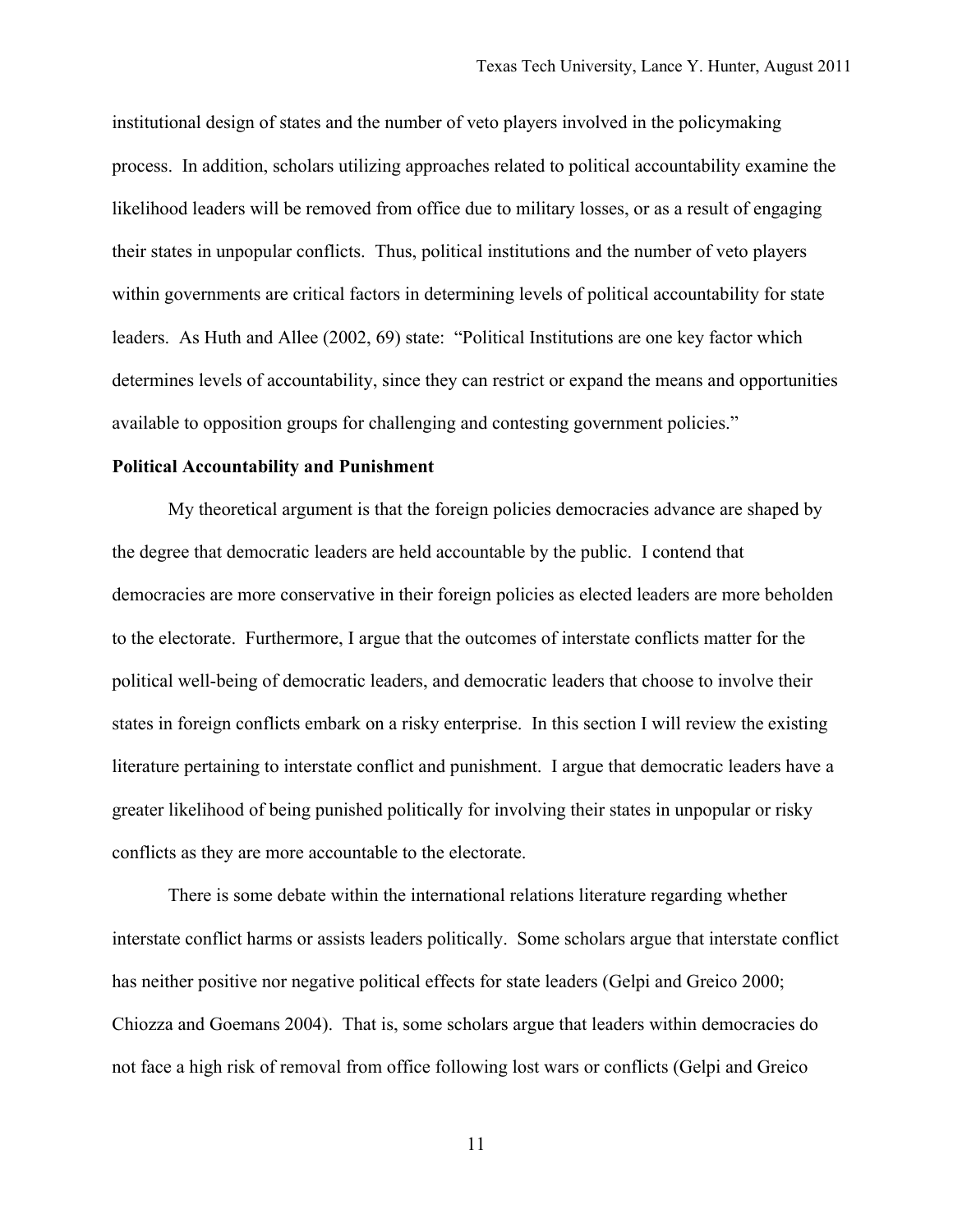institutional design of states and the number of veto players involved in the policymaking process. In addition, scholars utilizing approaches related to political accountability examine the likelihood leaders will be removed from office due to military losses, or as a result of engaging their states in unpopular conflicts. Thus, political institutions and the number of veto players within governments are critical factors in determining levels of political accountability for state leaders. As Huth and Allee (2002, 69) state: "Political Institutions are one key factor which determines levels of accountability, since they can restrict or expand the means and opportunities available to opposition groups for challenging and contesting government policies."

**Political Accountability and Punishment**

My theoretical argument is that the foreign policies democracies advance are shaped by the degree that democratic leaders are held accountable by the public. I contend that democracies are more conservative in their foreign policies as elected leaders are more beholden to the electorate. Furthermore, I argue that the outcomes of interstate conflicts matter for the political well-being of democratic leaders, and democratic leaders that choose to involve their states in foreign conflicts embark on a risky enterprise. In this section I will review the existing literature pertaining to interstate conflict and punishment. I argue that democratic leaders have a greater likelihood of being punished politically for involving their states in unpopular or risky conflicts as they are more accountable to the electorate.

There is some debate within the international relations literature regarding whether interstate conflict harms or assists leaders politically. Some scholars argue that interstate conflict has neither positive nor negative political effects for state leaders (Gelpi and Greico 2000; Chiozza and Goemans 2004). That is, some scholars argue that leaders within democracies do not face a high risk of removal from office following lost wars or conflicts (Gelpi and Greico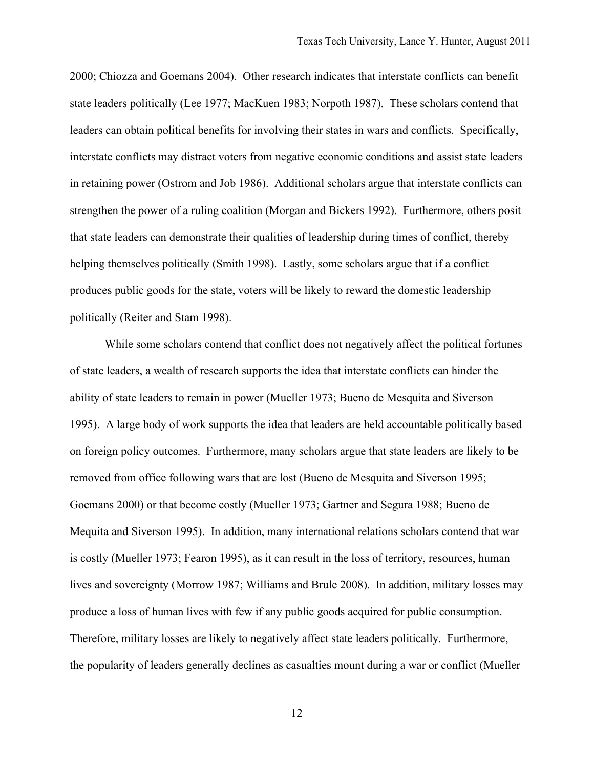2000; Chiozza and Goemans 2004). Other research indicates that interstate conflicts can benefit state leaders politically (Lee 1977; MacKuen 1983; Norpoth 1987). These scholars contend that leaders can obtain political benefits for involving their states in wars and conflicts. Specifically, interstate conflicts may distract voters from negative economic conditions and assist state leaders in retaining power (Ostrom and Job 1986). Additional scholars argue that interstate conflicts can strengthen the power of a ruling coalition (Morgan and Bickers 1992). Furthermore, others posit that state leaders can demonstrate their qualities of leadership during times of conflict, thereby helping themselves politically (Smith 1998). Lastly, some scholars argue that if a conflict produces public goods for the state, voters will be likely to reward the domestic leadership politically (Reiter and Stam 1998).

While some scholars contend that conflict does not negatively affect the political fortunes of state leaders, a wealth of research supports the idea that interstate conflicts can hinder the ability of state leaders to remain in power (Mueller 1973; Bueno de Mesquita and Siverson 1995). A large body of work supports the idea that leaders are held accountable politically based on foreign policy outcomes. Furthermore, many scholars argue that state leaders are likely to be removed from office following wars that are lost (Bueno de Mesquita and Siverson 1995; Goemans 2000) or that become costly (Mueller 1973; Gartner and Segura 1988; Bueno de Mequita and Siverson 1995). In addition, many international relations scholars contend that war is costly (Mueller 1973; Fearon 1995), as it can result in the loss of territory, resources, human lives and sovereignty (Morrow 1987; Williams and Brule 2008). In addition, military losses may produce a loss of human lives with few if any public goods acquired for public consumption. Therefore, military losses are likely to negatively affect state leaders politically. Furthermore, the popularity of leaders generally declines as casualties mount during a war or conflict (Mueller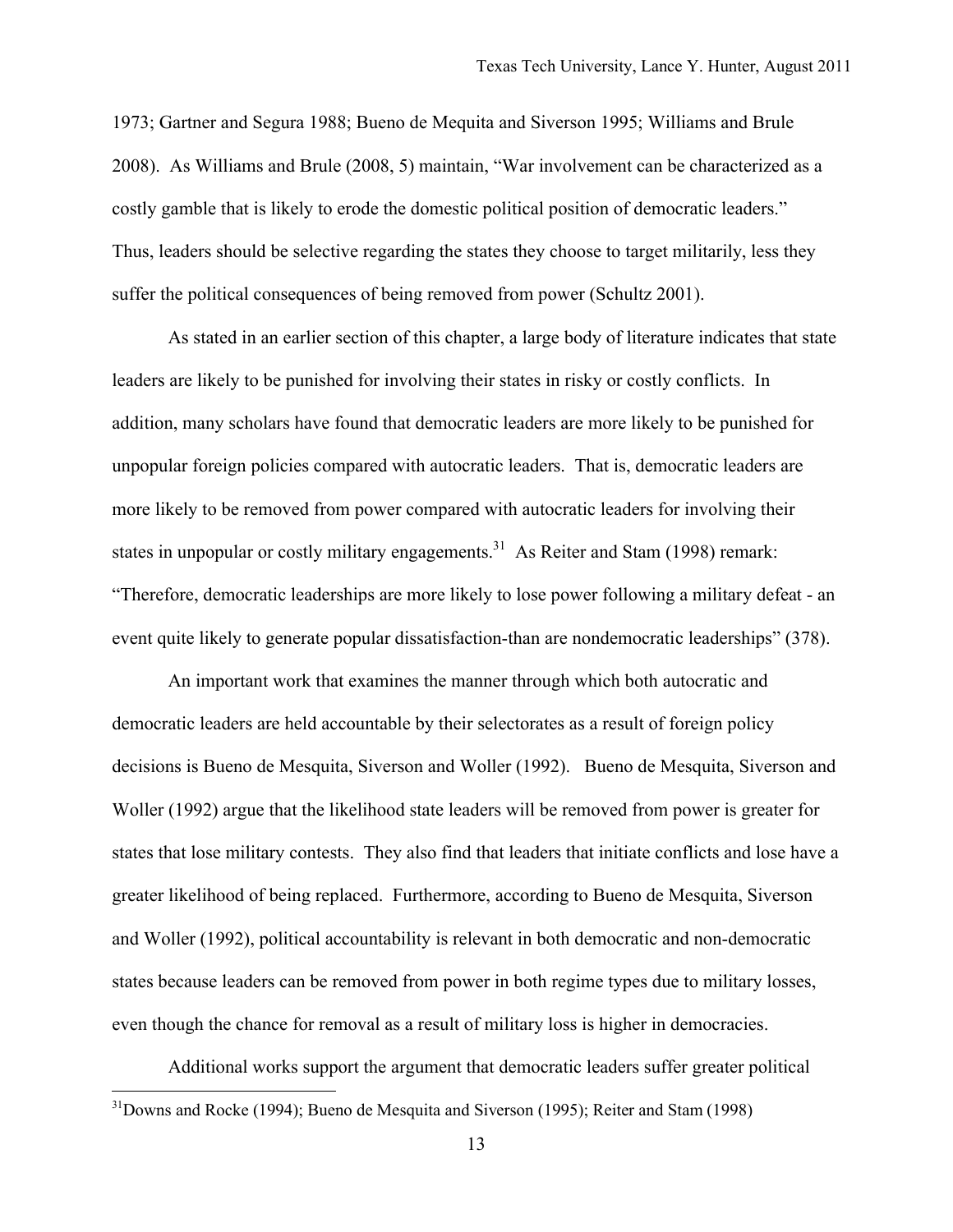1973; Gartner and Segura 1988; Bueno de Mequita and Siverson 1995; Williams and Brule 2008). As Williams and Brule (2008, 5) maintain, "War involvement can be characterized as a costly gamble that is likely to erode the domestic political position of democratic leaders." Thus, leaders should be selective regarding the states they choose to target militarily, less they suffer the political consequences of being removed from power (Schultz 2001).

As stated in an earlier section of this chapter, a large body of literature indicates that state leaders are likely to be punished for involving their states in risky or costly conflicts. In addition, many scholars have found that democratic leaders are more likely to be punished for unpopular foreign policies compared with autocratic leaders. That is, democratic leaders are more likely to be removed from power compared with autocratic leaders for involving their states in unpopular or costly military engagements.[31] As Reiter and Stam (1998) remark: "Therefore, democratic leaderships are more likely to lose power following a military defeat - an event quite likely to generate popular dissatisfaction-than are nondemocratic leaderships" (378).

An important work that examines the manner through which both autocratic and democratic leaders are held accountable by their selectorates as a result of foreign policy decisions is Bueno de Mesquita, Siverson and Woller (1992). Bueno de Mesquita, Siverson and Woller (1992) argue that the likelihood state leaders will be removed from power is greater for states that lose military contests. They also find that leaders that initiate conflicts and lose have a greater likelihood of being replaced. Furthermore, according to Bueno de Mesquita, Siverson and Woller (1992), political accountability is relevant in both democratic and non-democratic states because leaders can be removed from power in both regime types due to military losses, even though the chance for removal as a result of military loss is higher in democracies.

Additional works support the argument that democratic leaders suffer greater political

[31] Downs and Rocke (1994); Bueno de Mesquita and Siverson (1995); Reiter and Stam (1998)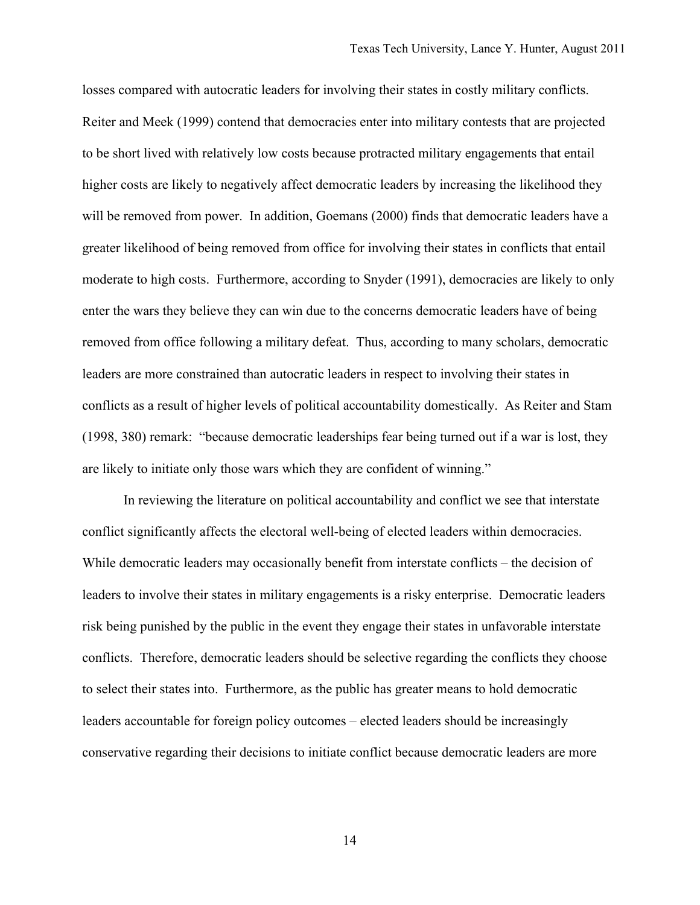losses compared with autocratic leaders for involving their states in costly military conflicts. Reiter and Meek (1999) contend that democracies enter into military contests that are projected to be short lived with relatively low costs because protracted military engagements that entail higher costs are likely to negatively affect democratic leaders by increasing the likelihood they will be removed from power. In addition, Goemans (2000) finds that democratic leaders have a greater likelihood of being removed from office for involving their states in conflicts that entail moderate to high costs. Furthermore, according to Snyder (1991), democracies are likely to only enter the wars they believe they can win due to the concerns democratic leaders have of being removed from office following a military defeat. Thus, according to many scholars, democratic leaders are more constrained than autocratic leaders in respect to involving their states in conflicts as a result of higher levels of political accountability domestically. As Reiter and Stam (1998, 380) remark: "because democratic leaderships fear being turned out if a war is lost, they are likely to initiate only those wars which they are confident of winning."

In reviewing the literature on political accountability and conflict we see that interstate conflict significantly affects the electoral well-being of elected leaders within democracies. While democratic leaders may occasionally benefit from interstate conflicts – the decision of leaders to involve their states in military engagements is a risky enterprise. Democratic leaders risk being punished by the public in the event they engage their states in unfavorable interstate conflicts. Therefore, democratic leaders should be selective regarding the conflicts they choose to select their states into. Furthermore, as the public has greater means to hold democratic leaders accountable for foreign policy outcomes – elected leaders should be increasingly conservative regarding their decisions to initiate conflict because democratic leaders are more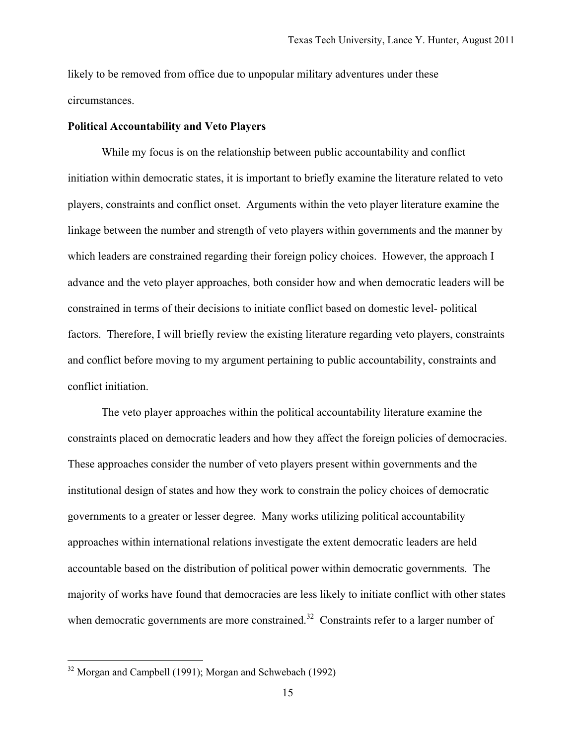likely to be removed from office due to unpopular military adventures under these circumstances.

**Political Accountability and Veto Players**

While my focus is on the relationship between public accountability and conflict initiation within democratic states, it is important to briefly examine the literature related to veto players, constraints and conflict onset. Arguments within the veto player literature examine the linkage between the number and strength of veto players within governments and the manner by which leaders are constrained regarding their foreign policy choices. However, the approach I advance and the veto player approaches, both consider how and when democratic leaders will be constrained in terms of their decisions to initiate conflict based on domestic level- political factors. Therefore, I will briefly review the existing literature regarding veto players, constraints and conflict before moving to my argument pertaining to public accountability, constraints and conflict initiation.

The veto player approaches within the political accountability literature examine the constraints placed on democratic leaders and how they affect the foreign policies of democracies. These approaches consider the number of veto players present within governments and the institutional design of states and how they work to constrain the policy choices of democratic governments to a greater or lesser degree. Many works utilizing political accountability approaches within international relations investigate the extent democratic leaders are held accountable based on the distribution of political power within democratic governments. The majority of works have found that democracies are less likely to initiate conflict with other states when democratic governments are more constrained.[32] Constraints refer to a larger number of

[32] Morgan and Campbell (1991); Morgan and Schwebach (1992)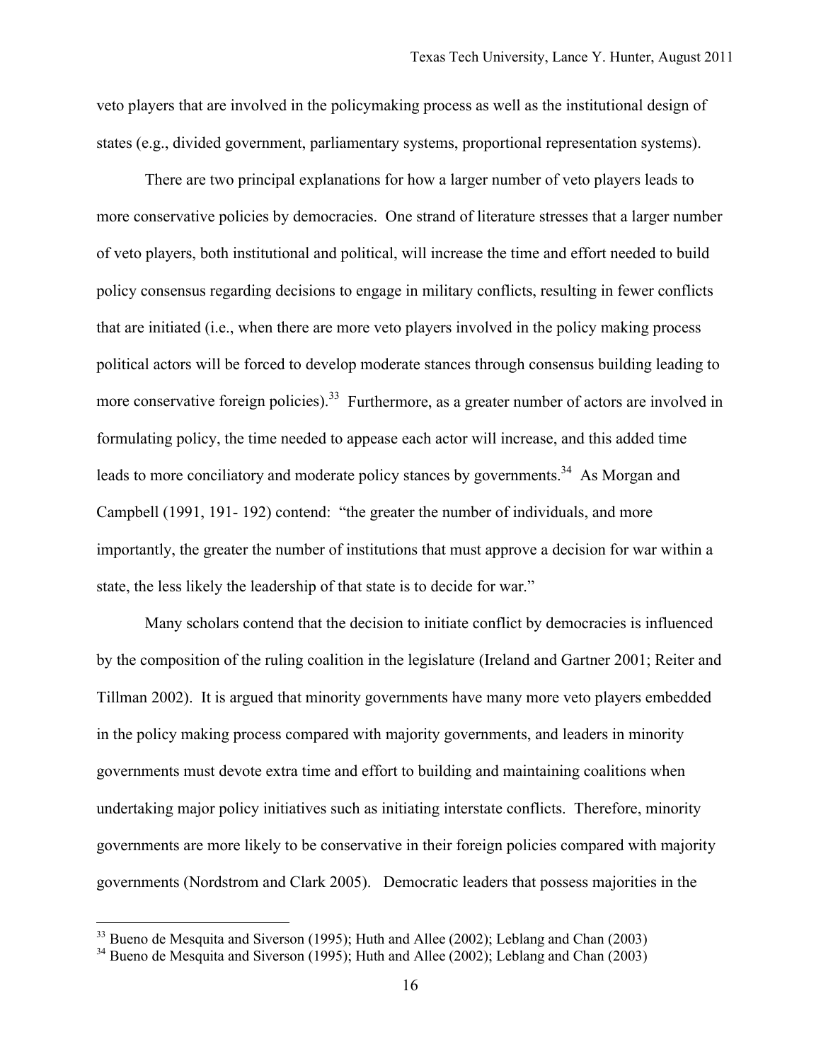veto players that are involved in the policymaking process as well as the institutional design of states (e.g., divided government, parliamentary systems, proportional representation systems).

There are two principal explanations for how a larger number of veto players leads to more conservative policies by democracies. One strand of literature stresses that a larger number of veto players, both institutional and political, will increase the time and effort needed to build policy consensus regarding decisions to engage in military conflicts, resulting in fewer conflicts that are initiated (i.e., when there are more veto players involved in the policy making process political actors will be forced to develop moderate stances through consensus building leading to more conservative foreign policies).[33] Furthermore, as a greater number of actors are involved in formulating policy, the time needed to appease each actor will increase, and this added time leads to more conciliatory and moderate policy stances by governments.[34] As Morgan and Campbell (1991, 191- 192) contend: "the greater the number of individuals, and more importantly, the greater the number of institutions that must approve a decision for war within a state, the less likely the leadership of that state is to decide for war."

Many scholars contend that the decision to initiate conflict by democracies is influenced by the composition of the ruling coalition in the legislature (Ireland and Gartner 2001; Reiter and Tillman 2002). It is argued that minority governments have many more veto players embedded in the policy making process compared with majority governments, and leaders in minority governments must devote extra time and effort to building and maintaining coalitions when undertaking major policy initiatives such as initiating interstate conflicts. Therefore, minority governments are more likely to be conservative in their foreign policies compared with majority governments (Nordstrom and Clark 2005). Democratic leaders that possess majorities in the

---

[33] Bueno de Mesquita and Siverson (1995); Huth and Allee (2002); Leblang and Chan (2003)

[34] Bueno de Mesquita and Siverson (1995); Huth and Allee (2002); Leblang and Chan (2003)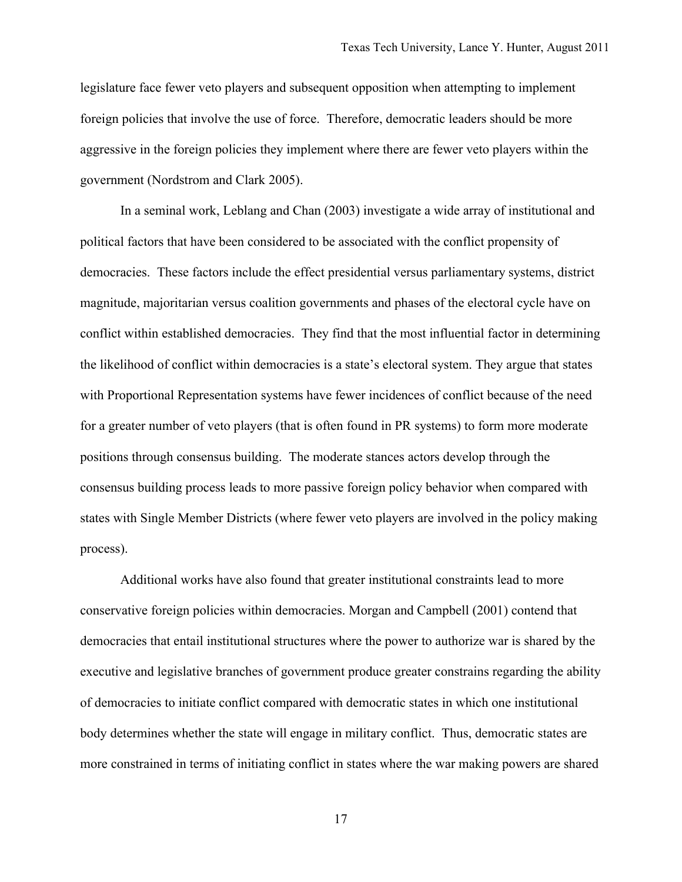legislature face fewer veto players and subsequent opposition when attempting to implement foreign policies that involve the use of force. Therefore, democratic leaders should be more aggressive in the foreign policies they implement where there are fewer veto players within the government (Nordstrom and Clark 2005).

In a seminal work, Leblang and Chan (2003) investigate a wide array of institutional and political factors that have been considered to be associated with the conflict propensity of democracies. These factors include the effect presidential versus parliamentary systems, district magnitude, majoritarian versus coalition governments and phases of the electoral cycle have on conflict within established democracies. They find that the most influential factor in determining the likelihood of conflict within democracies is a state's electoral system. They argue that states with Proportional Representation systems have fewer incidences of conflict because of the need for a greater number of veto players (that is often found in PR systems) to form more moderate positions through consensus building. The moderate stances actors develop through the consensus building process leads to more passive foreign policy behavior when compared with states with Single Member Districts (where fewer veto players are involved in the policy making process).

Additional works have also found that greater institutional constraints lead to more conservative foreign policies within democracies. Morgan and Campbell (2001) contend that democracies that entail institutional structures where the power to authorize war is shared by the executive and legislative branches of government produce greater constrains regarding the ability of democracies to initiate conflict compared with democratic states in which one institutional body determines whether the state will engage in military conflict. Thus, democratic states are more constrained in terms of initiating conflict in states where the war making powers are shared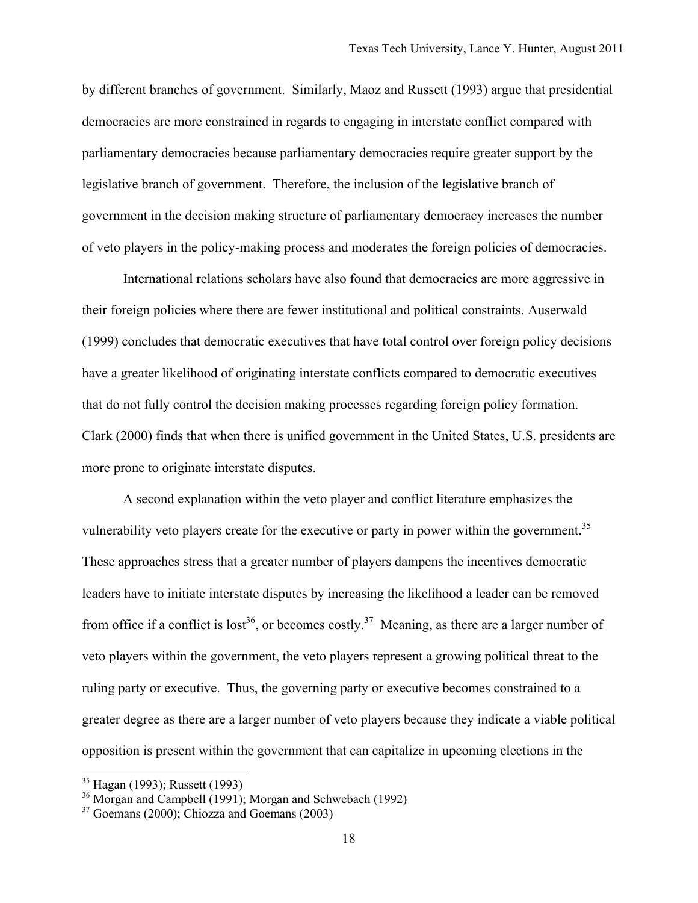by different branches of government. Similarly, Maoz and Russett (1993) argue that presidential democracies are more constrained in regards to engaging in interstate conflict compared with parliamentary democracies because parliamentary democracies require greater support by the legislative branch of government. Therefore, the inclusion of the legislative branch of government in the decision making structure of parliamentary democracy increases the number of veto players in the policy-making process and moderates the foreign policies of democracies.

International relations scholars have also found that democracies are more aggressive in their foreign policies where there are fewer institutional and political constraints. Auserwald (1999) concludes that democratic executives that have total control over foreign policy decisions have a greater likelihood of originating interstate conflicts compared to democratic executives that do not fully control the decision making processes regarding foreign policy formation. Clark (2000) finds that when there is unified government in the United States, U.S. presidents are more prone to originate interstate disputes.

A second explanation within the veto player and conflict literature emphasizes the vulnerability veto players create for the executive or party in power within the government.[35] These approaches stress that a greater number of players dampens the incentives democratic leaders have to initiate interstate disputes by increasing the likelihood a leader can be removed from office if a conflict is lost[36], or becomes costly.[37] Meaning, as there are a larger number of veto players within the government, the veto players represent a growing political threat to the ruling party or executive. Thus, the governing party or executive becomes constrained to a greater degree as there are a larger number of veto players because they indicate a viable political opposition is present within the government that can capitalize in upcoming elections in the

---

[35] Hagan (1993); Russett (1993)

[36] Morgan and Campbell (1991); Morgan and Schwebach (1992)

[37] Goemans (2000); Chiozza and Goemans (2003)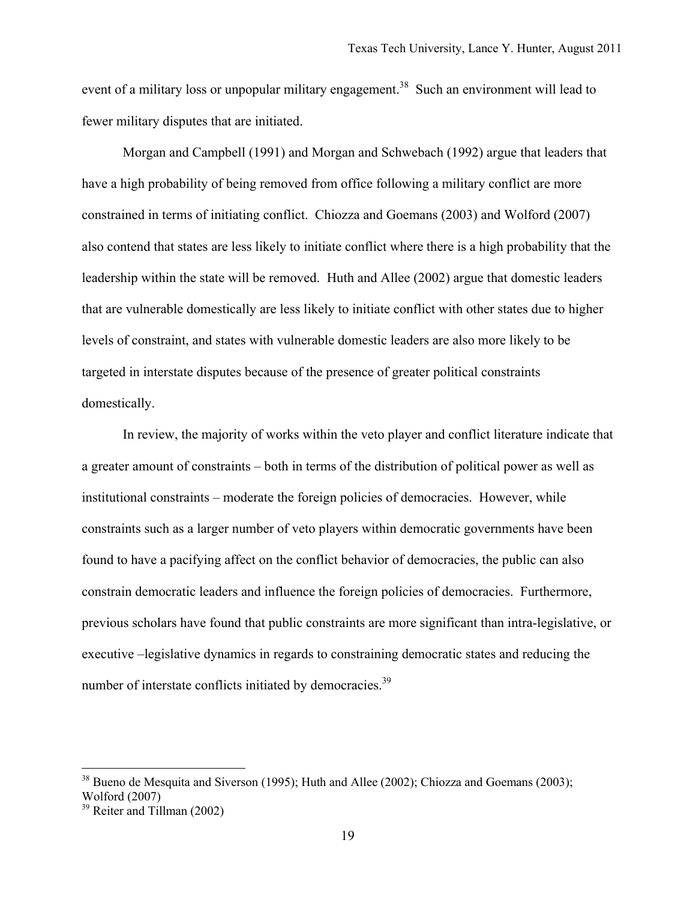event of a military loss or unpopular military engagement.[38] Such an environment will lead to fewer military disputes that are initiated.

Morgan and Campbell (1991) and Morgan and Schwebach (1992) argue that leaders that have a high probability of being removed from office following a military conflict are more constrained in terms of initiating conflict. Chiozza and Goemans (2003) and Wolford (2007) also contend that states are less likely to initiate conflict where there is a high probability that the leadership within the state will be removed. Huth and Allee (2002) argue that domestic leaders that are vulnerable domestically are less likely to initiate conflict with other states due to higher levels of constraint, and states with vulnerable domestic leaders are also more likely to be targeted in interstate disputes because of the presence of greater political constraints domestically.

In review, the majority of works within the veto player and conflict literature indicate that a greater amount of constraints – both in terms of the distribution of political power as well as institutional constraints – moderate the foreign policies of democracies. However, while constraints such as a larger number of veto players within democratic governments have been found to have a pacifying affect on the conflict behavior of democracies, the public can also constrain democratic leaders and influence the foreign policies of democracies. Furthermore, previous scholars have found that public constraints are more significant than intra-legislative, or executive –legislative dynamics in regards to constraining democratic states and reducing the number of interstate conflicts initiated by democracies.[39]

---

[38] Bueno de Mesquita and Siverson (1995); Huth and Allee (2002); Chiozza and Goemans (2003); Wolford (2007)

[39] Reiter and Tillman (2002)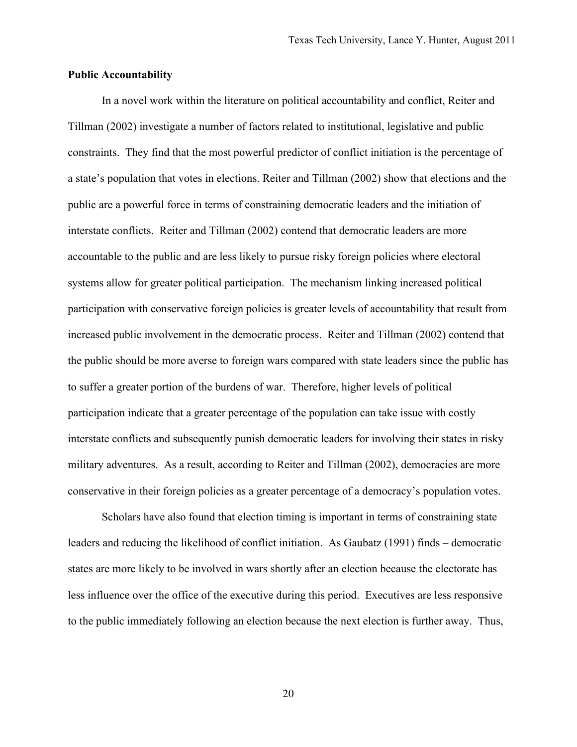**Public Accountability**

In a novel work within the literature on political accountability and conflict, Reiter and Tillman (2002) investigate a number of factors related to institutional, legislative and public constraints. They find that the most powerful predictor of conflict initiation is the percentage of a state's population that votes in elections. Reiter and Tillman (2002) show that elections and the public are a powerful force in terms of constraining democratic leaders and the initiation of interstate conflicts. Reiter and Tillman (2002) contend that democratic leaders are more accountable to the public and are less likely to pursue risky foreign policies where electoral systems allow for greater political participation. The mechanism linking increased political participation with conservative foreign policies is greater levels of accountability that result from increased public involvement in the democratic process. Reiter and Tillman (2002) contend that the public should be more averse to foreign wars compared with state leaders since the public has to suffer a greater portion of the burdens of war. Therefore, higher levels of political participation indicate that a greater percentage of the population can take issue with costly interstate conflicts and subsequently punish democratic leaders for involving their states in risky military adventures. As a result, according to Reiter and Tillman (2002), democracies are more conservative in their foreign policies as a greater percentage of a democracy's population votes.

Scholars have also found that election timing is important in terms of constraining state leaders and reducing the likelihood of conflict initiation. As Gaubatz (1991) finds – democratic states are more likely to be involved in wars shortly after an election because the electorate has less influence over the office of the executive during this period. Executives are less responsive to the public immediately following an election because the next election is further away. Thus,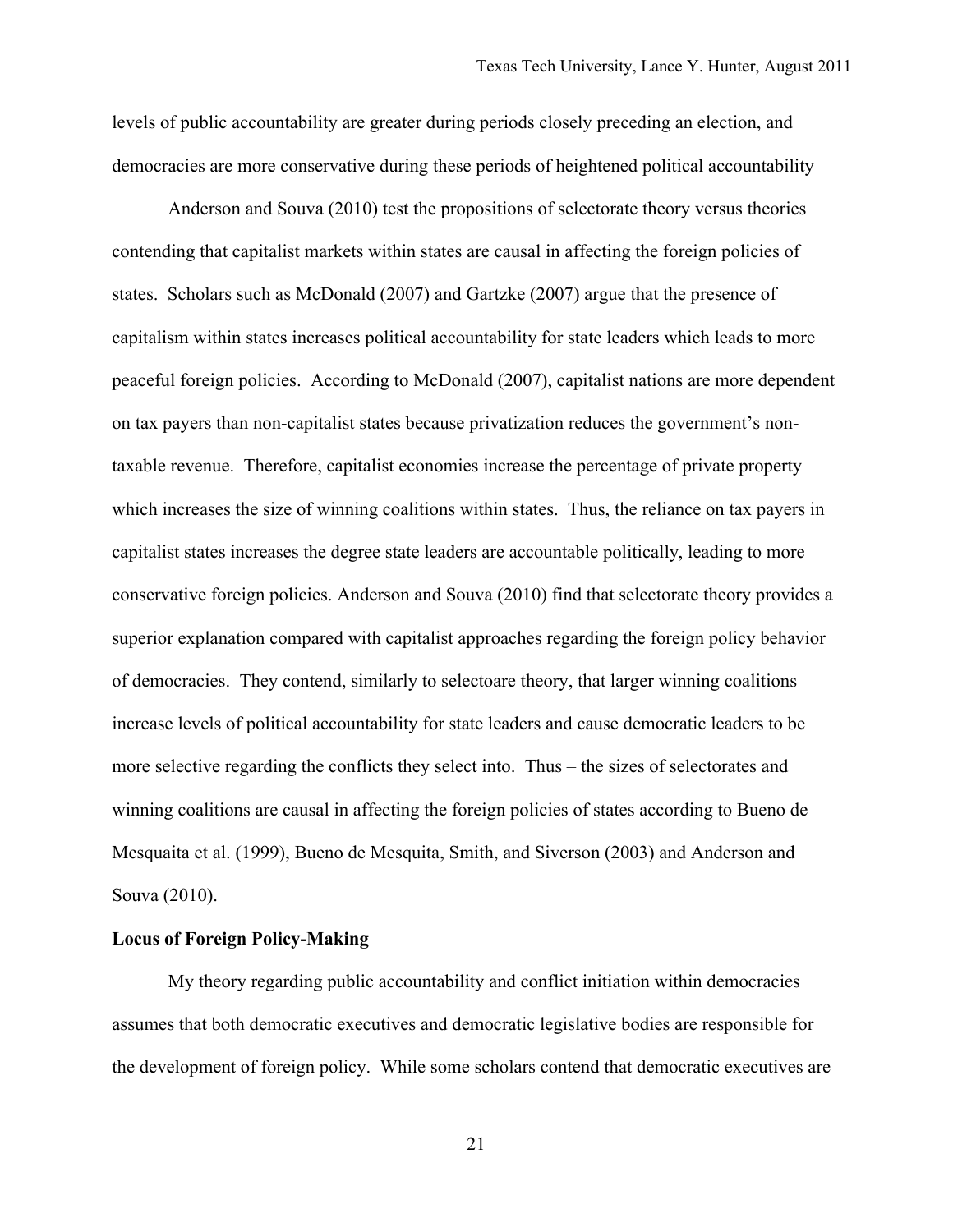levels of public accountability are greater during periods closely preceding an election, and democracies are more conservative during these periods of heightened political accountability

Anderson and Souva (2010) test the propositions of selectorate theory versus theories contending that capitalist markets within states are causal in affecting the foreign policies of states. Scholars such as McDonald (2007) and Gartzke (2007) argue that the presence of capitalism within states increases political accountability for state leaders which leads to more peaceful foreign policies. According to McDonald (2007), capitalist nations are more dependent on tax payers than non-capitalist states because privatization reduces the government's non-taxable revenue. Therefore, capitalist economies increase the percentage of private property which increases the size of winning coalitions within states. Thus, the reliance on tax payers in capitalist states increases the degree state leaders are accountable politically, leading to more conservative foreign policies. Anderson and Souva (2010) find that selectorate theory provides a superior explanation compared with capitalist approaches regarding the foreign policy behavior of democracies. They contend, similarly to selectoare theory, that larger winning coalitions increase levels of political accountability for state leaders and cause democratic leaders to be more selective regarding the conflicts they select into. Thus – the sizes of selectorates and winning coalitions are causal in affecting the foreign policies of states according to Bueno de Mesquaita et al. (1999), Bueno de Mesquita, Smith, and Siverson (2003) and Anderson and Souva (2010).

**Locus of Foreign Policy-Making**

My theory regarding public accountability and conflict initiation within democracies assumes that both democratic executives and democratic legislative bodies are responsible for the development of foreign policy. While some scholars contend that democratic executives are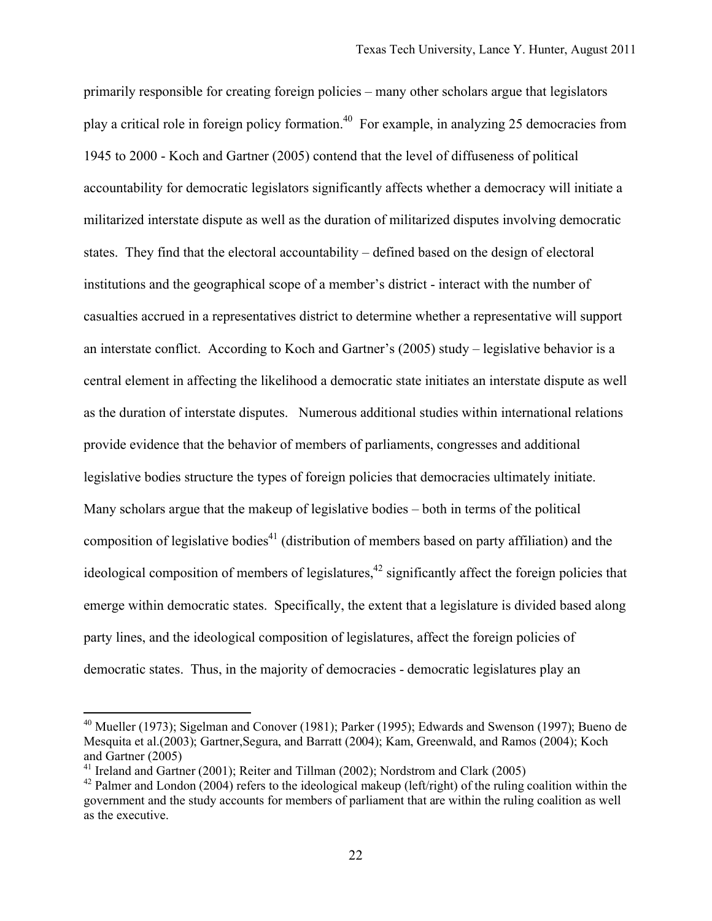primarily responsible for creating foreign policies – many other scholars argue that legislators play a critical role in foreign policy formation.[40] For example, in analyzing 25 democracies from 1945 to 2000 - Koch and Gartner (2005) contend that the level of diffuseness of political accountability for democratic legislators significantly affects whether a democracy will initiate a militarized interstate dispute as well as the duration of militarized disputes involving democratic states. They find that the electoral accountability – defined based on the design of electoral institutions and the geographical scope of a member's district - interact with the number of casualties accrued in a representatives district to determine whether a representative will support an interstate conflict. According to Koch and Gartner's (2005) study – legislative behavior is a central element in affecting the likelihood a democratic state initiates an interstate dispute as well as the duration of interstate disputes. Numerous additional studies within international relations provide evidence that the behavior of members of parliaments, congresses and additional legislative bodies structure the types of foreign policies that democracies ultimately initiate. Many scholars argue that the makeup of legislative bodies – both in terms of the political composition of legislative bodies[41] (distribution of members based on party affiliation) and the ideological composition of members of legislatures,[42] significantly affect the foreign policies that emerge within democratic states. Specifically, the extent that a legislature is divided based along party lines, and the ideological composition of legislatures, affect the foreign policies of democratic states. Thus, in the majority of democracies - democratic legislatures play an

---

[40] Mueller (1973); Sigelman and Conover (1981); Parker (1995); Edwards and Swenson (1997); Bueno de Mesquita et al.(2003); Gartner,Segura, and Barratt (2004); Kam, Greenwald, and Ramos (2004); Koch and Gartner (2005)

[41] Ireland and Gartner (2001); Reiter and Tillman (2002); Nordstrom and Clark (2005)

[42] Palmer and London (2004) refers to the ideological makeup (left/right) of the ruling coalition within the government and the study accounts for members of parliament that are within the ruling coalition as well as the executive.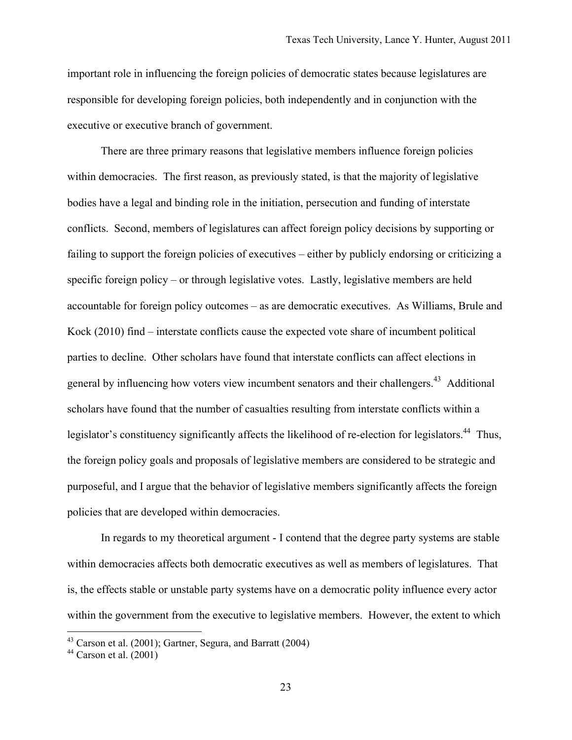important role in influencing the foreign policies of democratic states because legislatures are responsible for developing foreign policies, both independently and in conjunction with the executive or executive branch of government.

There are three primary reasons that legislative members influence foreign policies within democracies. The first reason, as previously stated, is that the majority of legislative bodies have a legal and binding role in the initiation, persecution and funding of interstate conflicts. Second, members of legislatures can affect foreign policy decisions by supporting or failing to support the foreign policies of executives – either by publicly endorsing or criticizing a specific foreign policy – or through legislative votes. Lastly, legislative members are held accountable for foreign policy outcomes – as are democratic executives. As Williams, Brule and Kock (2010) find – interstate conflicts cause the expected vote share of incumbent political parties to decline. Other scholars have found that interstate conflicts can affect elections in general by influencing how voters view incumbent senators and their challengers.[43] Additional scholars have found that the number of casualties resulting from interstate conflicts within a legislator's constituency significantly affects the likelihood of re-election for legislators.[44] Thus, the foreign policy goals and proposals of legislative members are considered to be strategic and purposeful, and I argue that the behavior of legislative members significantly affects the foreign policies that are developed within democracies.

In regards to my theoretical argument - I contend that the degree party systems are stable within democracies affects both democratic executives as well as members of legislatures. That is, the effects stable or unstable party systems have on a democratic polity influence every actor within the government from the executive to legislative members. However, the extent to which

[43] Carson et al. (2001); Gartner, Segura, and Barratt (2004)

[44] Carson et al. (2001)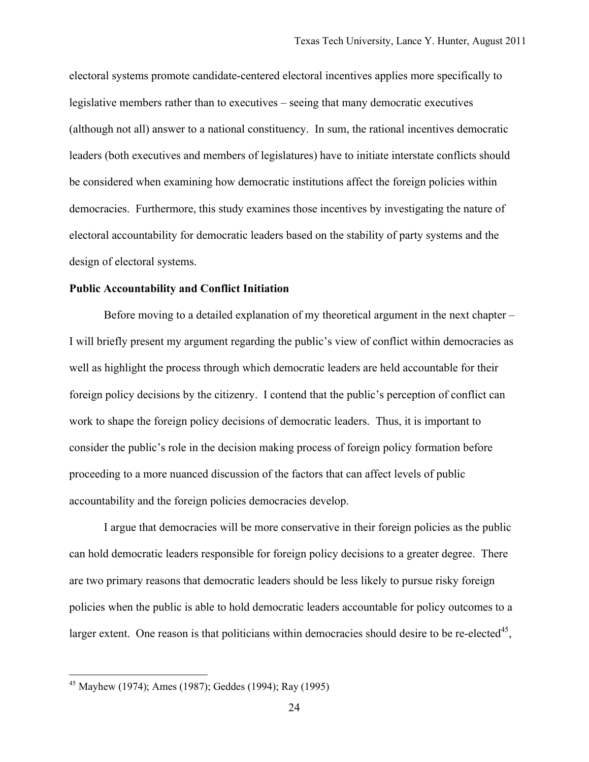electoral systems promote candidate-centered electoral incentives applies more specifically to legislative members rather than to executives – seeing that many democratic executives (although not all) answer to a national constituency. In sum, the rational incentives democratic leaders (both executives and members of legislatures) have to initiate interstate conflicts should be considered when examining how democratic institutions affect the foreign policies within democracies. Furthermore, this study examines those incentives by investigating the nature of electoral accountability for democratic leaders based on the stability of party systems and the design of electoral systems.

**Public Accountability and Conflict Initiation**

Before moving to a detailed explanation of my theoretical argument in the next chapter – I will briefly present my argument regarding the public's view of conflict within democracies as well as highlight the process through which democratic leaders are held accountable for their foreign policy decisions by the citizenry. I contend that the public's perception of conflict can work to shape the foreign policy decisions of democratic leaders. Thus, it is important to consider the public's role in the decision making process of foreign policy formation before proceeding to a more nuanced discussion of the factors that can affect levels of public accountability and the foreign policies democracies develop.

I argue that democracies will be more conservative in their foreign policies as the public can hold democratic leaders responsible for foreign policy decisions to a greater degree. There are two primary reasons that democratic leaders should be less likely to pursue risky foreign policies when the public is able to hold democratic leaders accountable for policy outcomes to a larger extent. One reason is that politicians within democracies should desire to be re-elected[45],

---

[45] Mayhew (1974); Ames (1987); Geddes (1994); Ray (1995)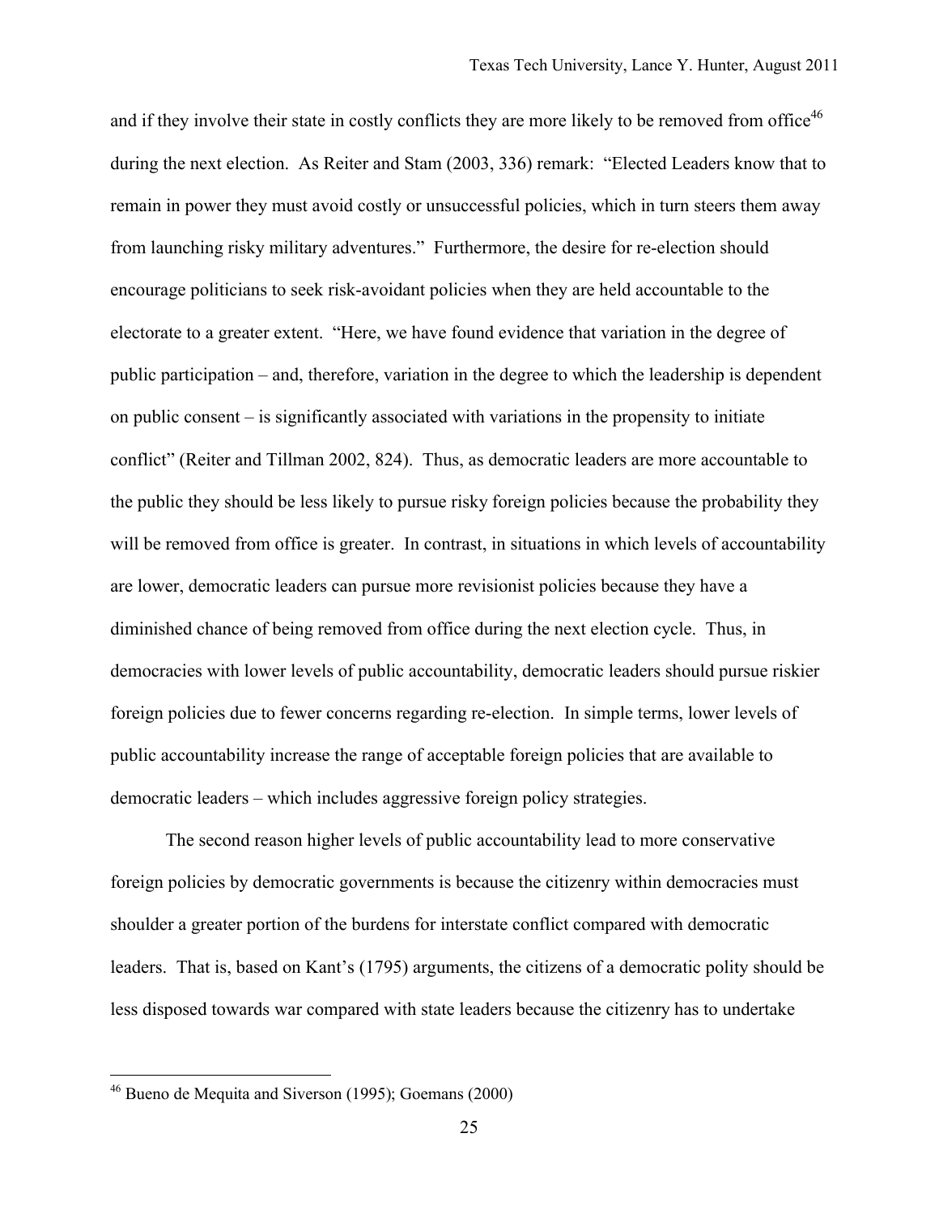and if they involve their state in costly conflicts they are more likely to be removed from office[46] during the next election. As Reiter and Stam (2003, 336) remark: "Elected Leaders know that to remain in power they must avoid costly or unsuccessful policies, which in turn steers them away from launching risky military adventures." Furthermore, the desire for re-election should encourage politicians to seek risk-avoidant policies when they are held accountable to the electorate to a greater extent. "Here, we have found evidence that variation in the degree of public participation – and, therefore, variation in the degree to which the leadership is dependent on public consent – is significantly associated with variations in the propensity to initiate conflict" (Reiter and Tillman 2002, 824). Thus, as democratic leaders are more accountable to the public they should be less likely to pursue risky foreign policies because the probability they will be removed from office is greater. In contrast, in situations in which levels of accountability are lower, democratic leaders can pursue more revisionist policies because they have a diminished chance of being removed from office during the next election cycle. Thus, in democracies with lower levels of public accountability, democratic leaders should pursue riskier foreign policies due to fewer concerns regarding re-election. In simple terms, lower levels of public accountability increase the range of acceptable foreign policies that are available to democratic leaders – which includes aggressive foreign policy strategies.

The second reason higher levels of public accountability lead to more conservative foreign policies by democratic governments is because the citizenry within democracies must shoulder a greater portion of the burdens for interstate conflict compared with democratic leaders. That is, based on Kant's (1795) arguments, the citizens of a democratic polity should be less disposed towards war compared with state leaders because the citizenry has to undertake

[46] Bueno de Mequita and Siverson (1995); Goemans (2000)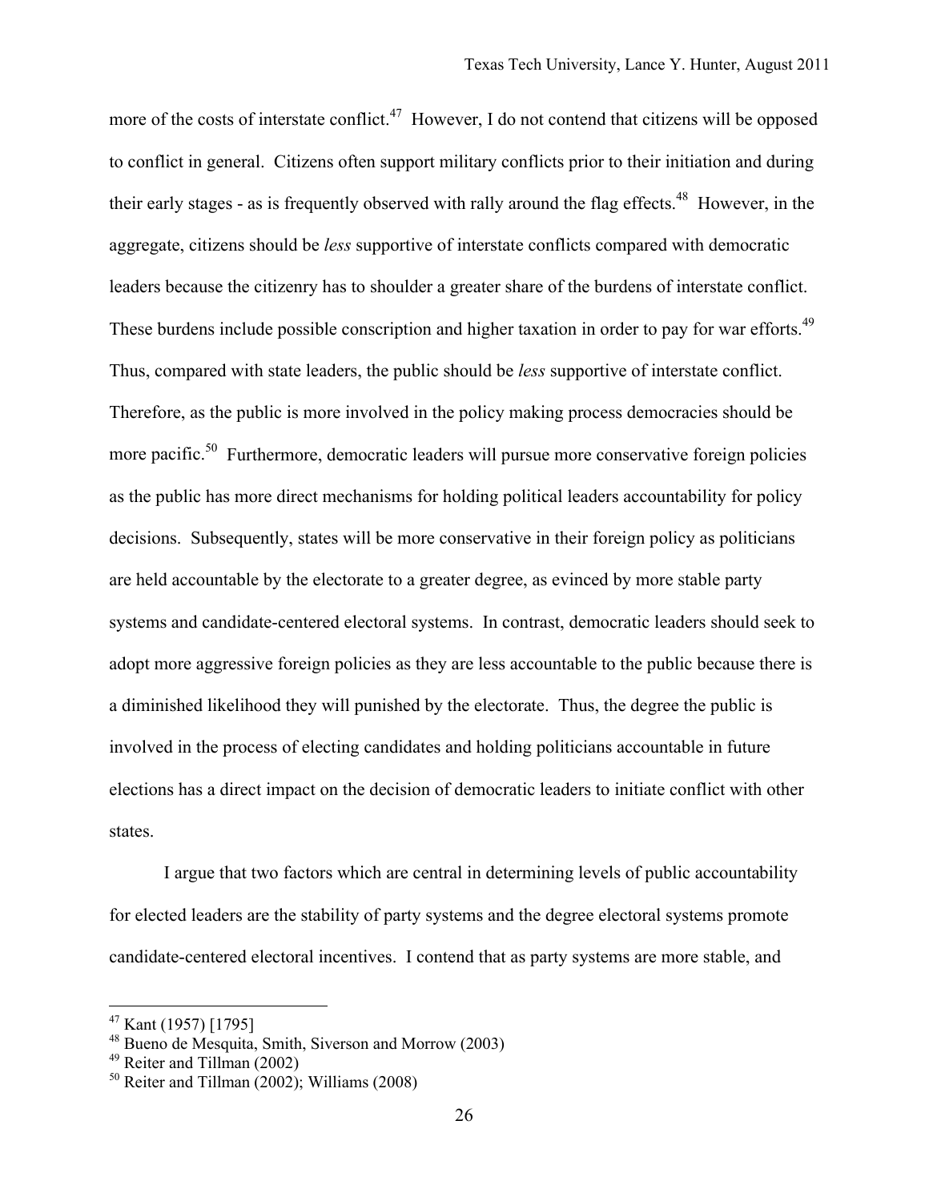more of the costs of interstate conflict.[47] However, I do not contend that citizens will be opposed to conflict in general. Citizens often support military conflicts prior to their initiation and during their early stages - as is frequently observed with rally around the flag effects.[48] However, in the aggregate, citizens should be *less* supportive of interstate conflicts compared with democratic leaders because the citizenry has to shoulder a greater share of the burdens of interstate conflict. These burdens include possible conscription and higher taxation in order to pay for war efforts.[49] Thus, compared with state leaders, the public should be *less* supportive of interstate conflict. Therefore, as the public is more involved in the policy making process democracies should be more pacific.[50] Furthermore, democratic leaders will pursue more conservative foreign policies as the public has more direct mechanisms for holding political leaders accountability for policy decisions. Subsequently, states will be more conservative in their foreign policy as politicians are held accountable by the electorate to a greater degree, as evinced by more stable party systems and candidate-centered electoral systems. In contrast, democratic leaders should seek to adopt more aggressive foreign policies as they are less accountable to the public because there is a diminished likelihood they will punished by the electorate. Thus, the degree the public is involved in the process of electing candidates and holding politicians accountable in future elections has a direct impact on the decision of democratic leaders to initiate conflict with other states.

I argue that two factors which are central in determining levels of public accountability for elected leaders are the stability of party systems and the degree electoral systems promote candidate-centered electoral incentives. I contend that as party systems are more stable, and

---

[47] Kant (1957) [1795]

[48] Bueno de Mesquita, Smith, Siverson and Morrow (2003)

[49] Reiter and Tillman (2002)

[50] Reiter and Tillman (2002); Williams (2008)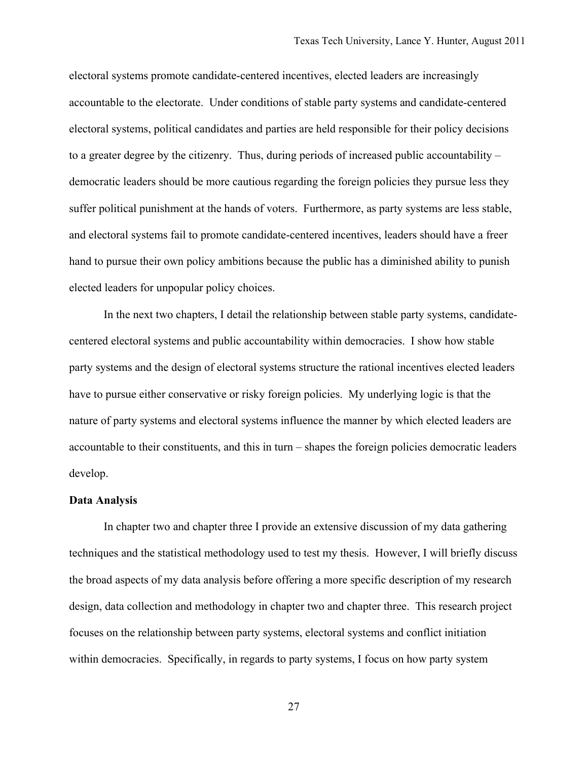electoral systems promote candidate-centered incentives, elected leaders are increasingly accountable to the electorate. Under conditions of stable party systems and candidate-centered electoral systems, political candidates and parties are held responsible for their policy decisions to a greater degree by the citizenry. Thus, during periods of increased public accountability – democratic leaders should be more cautious regarding the foreign policies they pursue less they suffer political punishment at the hands of voters. Furthermore, as party systems are less stable, and electoral systems fail to promote candidate-centered incentives, leaders should have a freer hand to pursue their own policy ambitions because the public has a diminished ability to punish elected leaders for unpopular policy choices.

In the next two chapters, I detail the relationship between stable party systems, candidate-centered electoral systems and public accountability within democracies. I show how stable party systems and the design of electoral systems structure the rational incentives elected leaders have to pursue either conservative or risky foreign policies. My underlying logic is that the nature of party systems and electoral systems influence the manner by which elected leaders are accountable to their constituents, and this in turn – shapes the foreign policies democratic leaders develop.

**Data Analysis**

In chapter two and chapter three I provide an extensive discussion of my data gathering techniques and the statistical methodology used to test my thesis. However, I will briefly discuss the broad aspects of my data analysis before offering a more specific description of my research design, data collection and methodology in chapter two and chapter three. This research project focuses on the relationship between party systems, electoral systems and conflict initiation within democracies. Specifically, in regards to party systems, I focus on how party system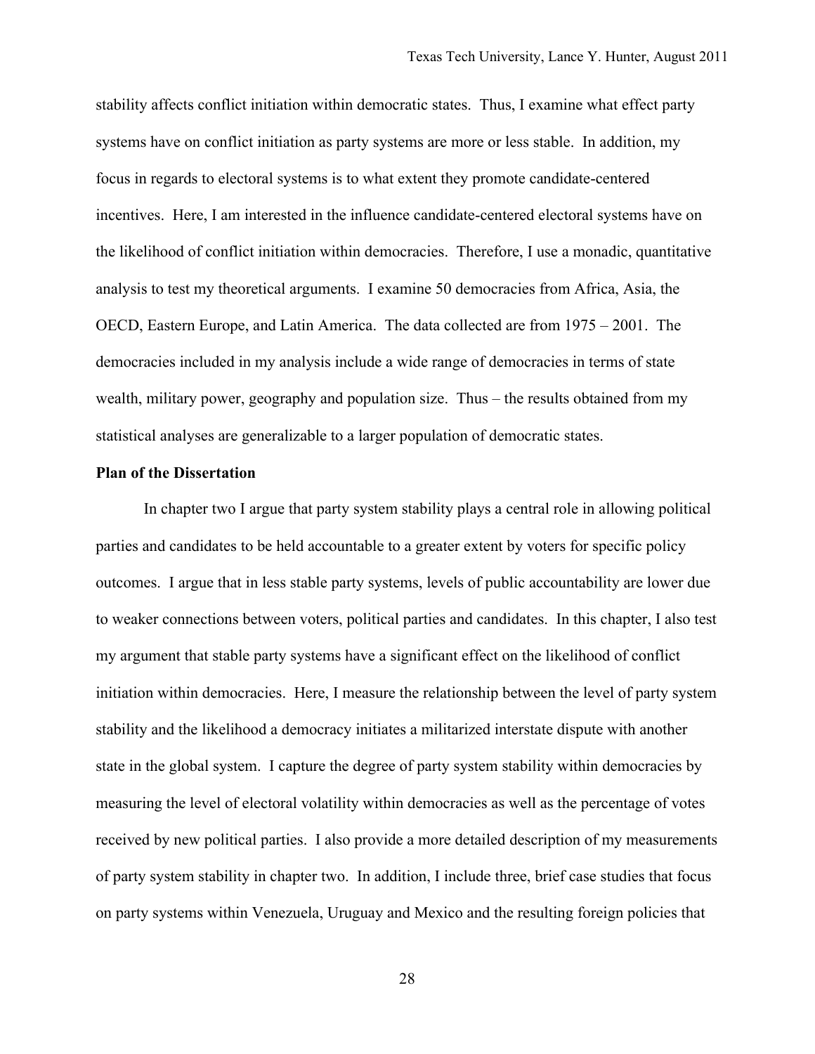stability affects conflict initiation within democratic states. Thus, I examine what effect party systems have on conflict initiation as party systems are more or less stable. In addition, my focus in regards to electoral systems is to what extent they promote candidate-centered incentives. Here, I am interested in the influence candidate-centered electoral systems have on the likelihood of conflict initiation within democracies. Therefore, I use a monadic, quantitative analysis to test my theoretical arguments. I examine 50 democracies from Africa, Asia, the OECD, Eastern Europe, and Latin America. The data collected are from 1975 – 2001. The democracies included in my analysis include a wide range of democracies in terms of state wealth, military power, geography and population size. Thus – the results obtained from my statistical analyses are generalizable to a larger population of democratic states.

**Plan of the Dissertation**

In chapter two I argue that party system stability plays a central role in allowing political parties and candidates to be held accountable to a greater extent by voters for specific policy outcomes. I argue that in less stable party systems, levels of public accountability are lower due to weaker connections between voters, political parties and candidates. In this chapter, I also test my argument that stable party systems have a significant effect on the likelihood of conflict initiation within democracies. Here, I measure the relationship between the level of party system stability and the likelihood a democracy initiates a militarized interstate dispute with another state in the global system. I capture the degree of party system stability within democracies by measuring the level of electoral volatility within democracies as well as the percentage of votes received by new political parties. I also provide a more detailed description of my measurements of party system stability in chapter two. In addition, I include three, brief case studies that focus on party systems within Venezuela, Uruguay and Mexico and the resulting foreign policies that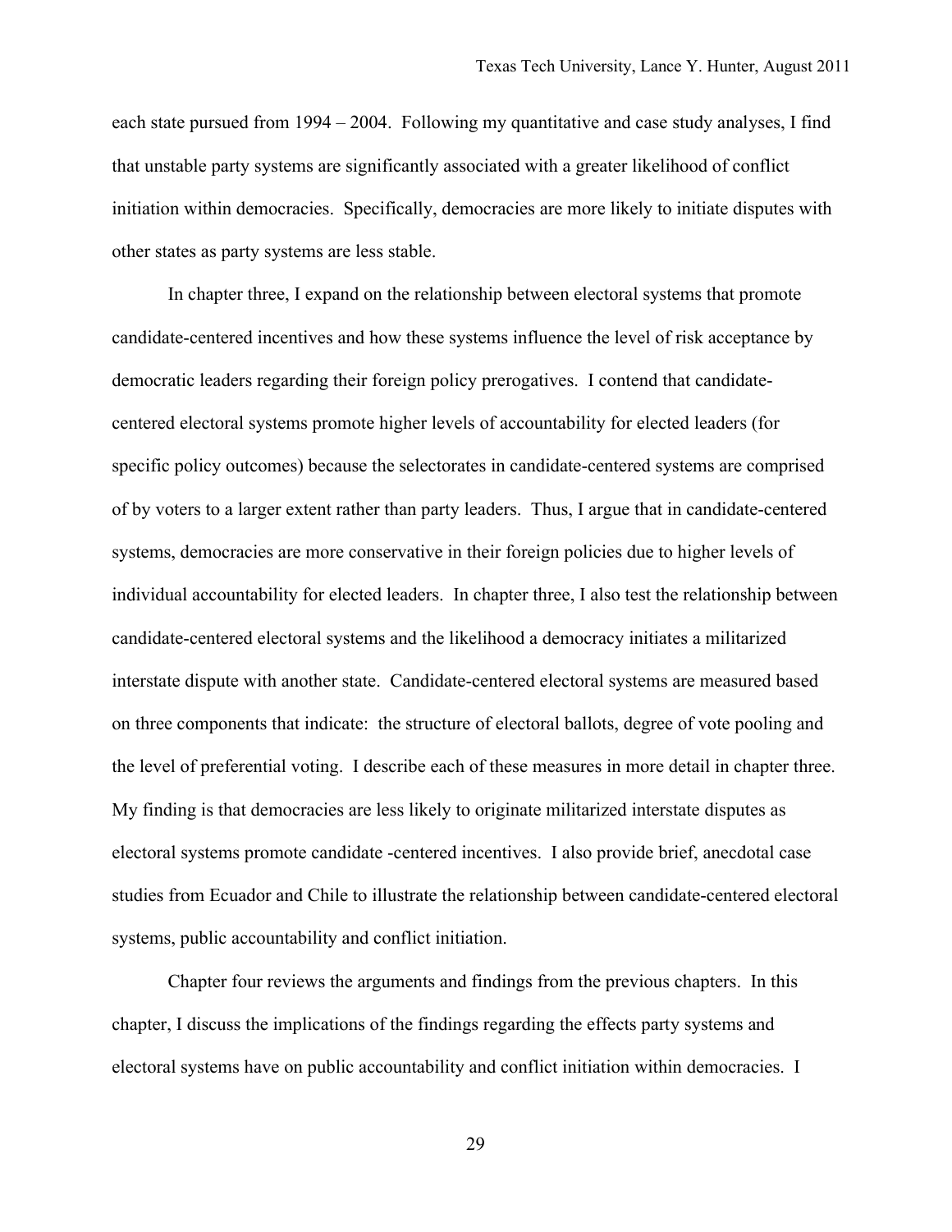each state pursued from 1994 – 2004. Following my quantitative and case study analyses, I find that unstable party systems are significantly associated with a greater likelihood of conflict initiation within democracies. Specifically, democracies are more likely to initiate disputes with other states as party systems are less stable.

In chapter three, I expand on the relationship between electoral systems that promote candidate-centered incentives and how these systems influence the level of risk acceptance by democratic leaders regarding their foreign policy prerogatives. I contend that candidate-centered electoral systems promote higher levels of accountability for elected leaders (for specific policy outcomes) because the selectorates in candidate-centered systems are comprised of by voters to a larger extent rather than party leaders. Thus, I argue that in candidate-centered systems, democracies are more conservative in their foreign policies due to higher levels of individual accountability for elected leaders. In chapter three, I also test the relationship between candidate-centered electoral systems and the likelihood a democracy initiates a militarized interstate dispute with another state. Candidate-centered electoral systems are measured based on three components that indicate: the structure of electoral ballots, degree of vote pooling and the level of preferential voting. I describe each of these measures in more detail in chapter three. My finding is that democracies are less likely to originate militarized interstate disputes as electoral systems promote candidate -centered incentives. I also provide brief, anecdotal case studies from Ecuador and Chile to illustrate the relationship between candidate-centered electoral systems, public accountability and conflict initiation.

Chapter four reviews the arguments and findings from the previous chapters. In this chapter, I discuss the implications of the findings regarding the effects party systems and electoral systems have on public accountability and conflict initiation within democracies. I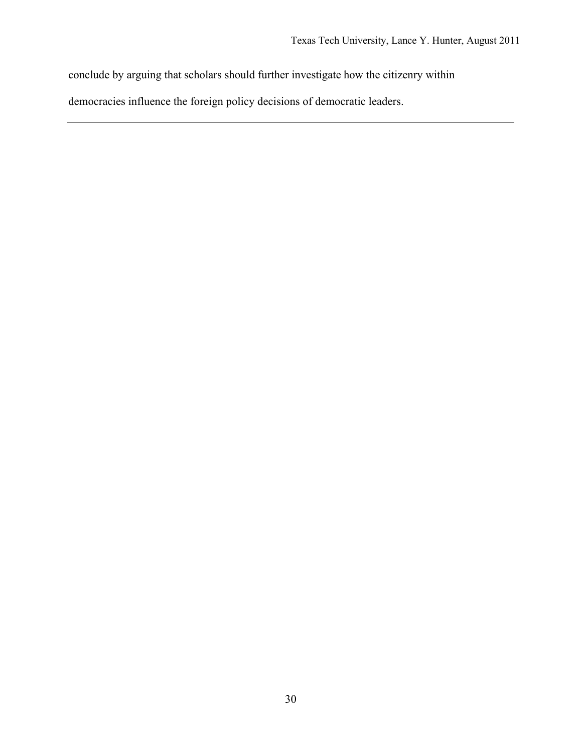conclude by arguing that scholars should further investigate how the citizenry within democracies influence the foreign policy decisions of democratic leaders.

---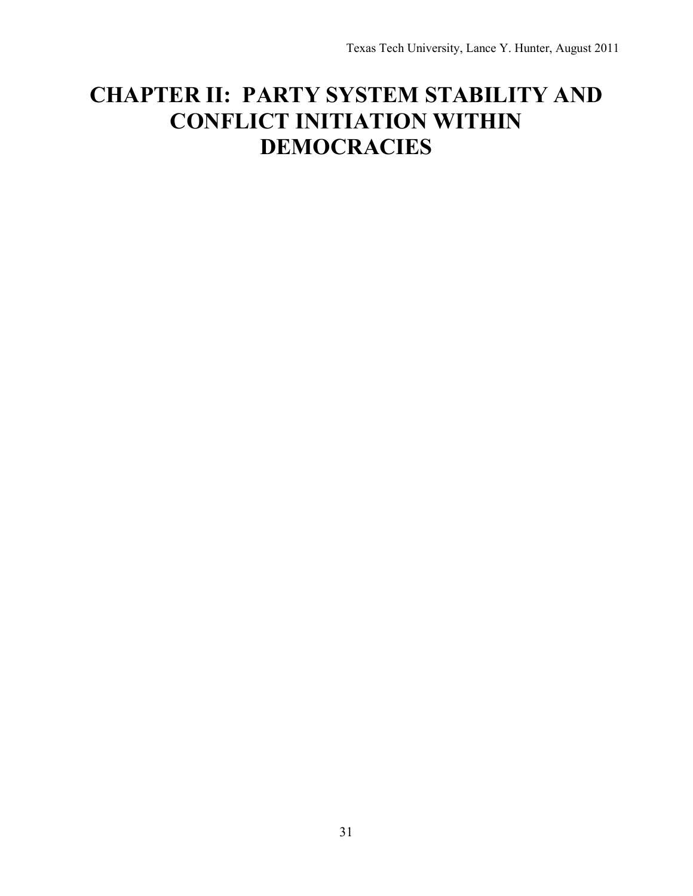# CHAPTER II: PARTY SYSTEM STABILITY AND CONFLICT INITIATION WITHIN DEMOCRACIES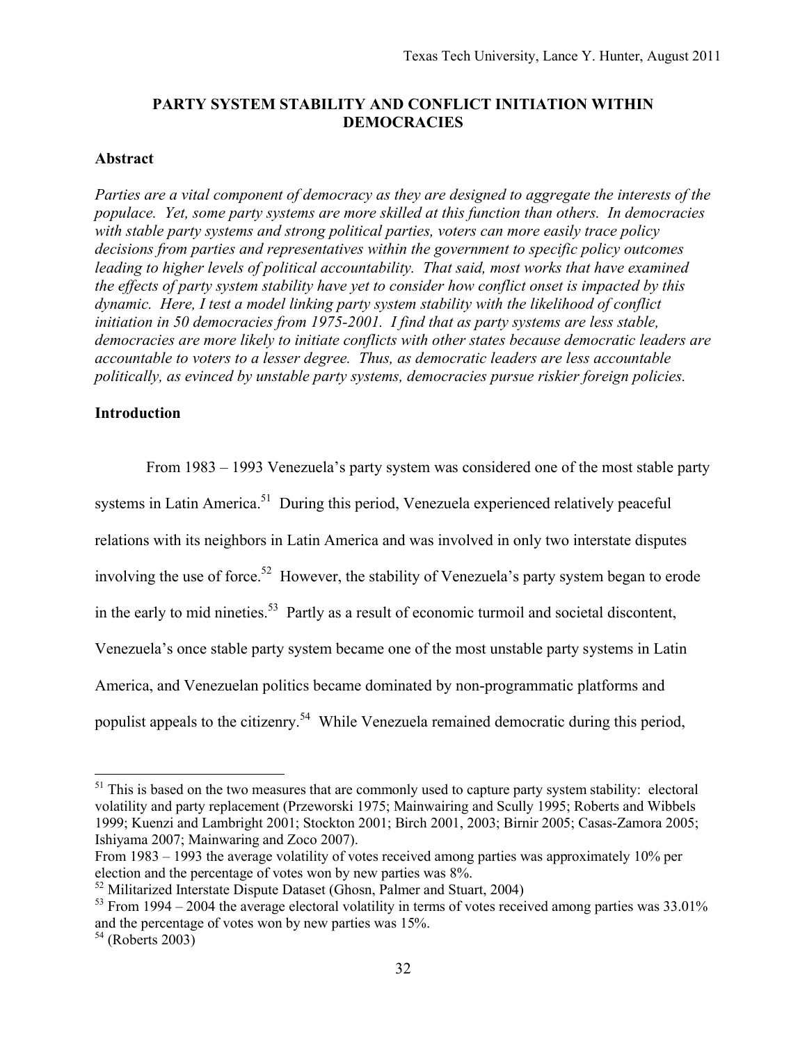## PARTY SYSTEM STABILITY AND CONFLICT INITIATION WITHIN DEMOCRACIES

### Abstract

*Parties are a vital component of democracy as they are designed to aggregate the interests of the populace. Yet, some party systems are more skilled at this function than others. In democracies with stable party systems and strong political parties, voters can more easily trace policy decisions from parties and representatives within the government to specific policy outcomes leading to higher levels of political accountability. That said, most works that have examined the effects of party system stability have yet to consider how conflict onset is impacted by this dynamic. Here, I test a model linking party system stability with the likelihood of conflict initiation in 50 democracies from 1975-2001. I find that as party systems are less stable, democracies are more likely to initiate conflicts with other states because democratic leaders are accountable to voters to a lesser degree. Thus, as democratic leaders are less accountable politically, as evinced by unstable party systems, democracies pursue riskier foreign policies.*

### Introduction

From 1983 – 1993 Venezuela's party system was considered one of the most stable party systems in Latin America.[51] During this period, Venezuela experienced relatively peaceful relations with its neighbors in Latin America and was involved in only two interstate disputes involving the use of force.[52] However, the stability of Venezuela's party system began to erode in the early to mid nineties.[53] Partly as a result of economic turmoil and societal discontent, Venezuela's once stable party system became one of the most unstable party systems in Latin America, and Venezuelan politics became dominated by non-programmatic platforms and populist appeals to the citizenry.[54] While Venezuela remained democratic during this period,

---

[51] This is based on the two measures that are commonly used to capture party system stability: electoral volatility and party replacement (Przeworski 1975; Mainwairing and Scully 1995; Roberts and Wibbels 1999; Kuenzi and Lambright 2001; Stockton 2001; Birch 2001, 2003; Birnir 2005; Casas-Zamora 2005; Ishiyama 2007; Mainwaring and Zoco 2007).
From 1983 – 1993 the average volatility of votes received among parties was approximately 10% per election and the percentage of votes won by new parties was 8%.

[52] Militarized Interstate Dispute Dataset (Ghosn, Palmer and Stuart, 2004)

[53] From 1994 – 2004 the average electoral volatility in terms of votes received among parties was 33.01% and the percentage of votes won by new parties was 15%.

[54] (Roberts 2003)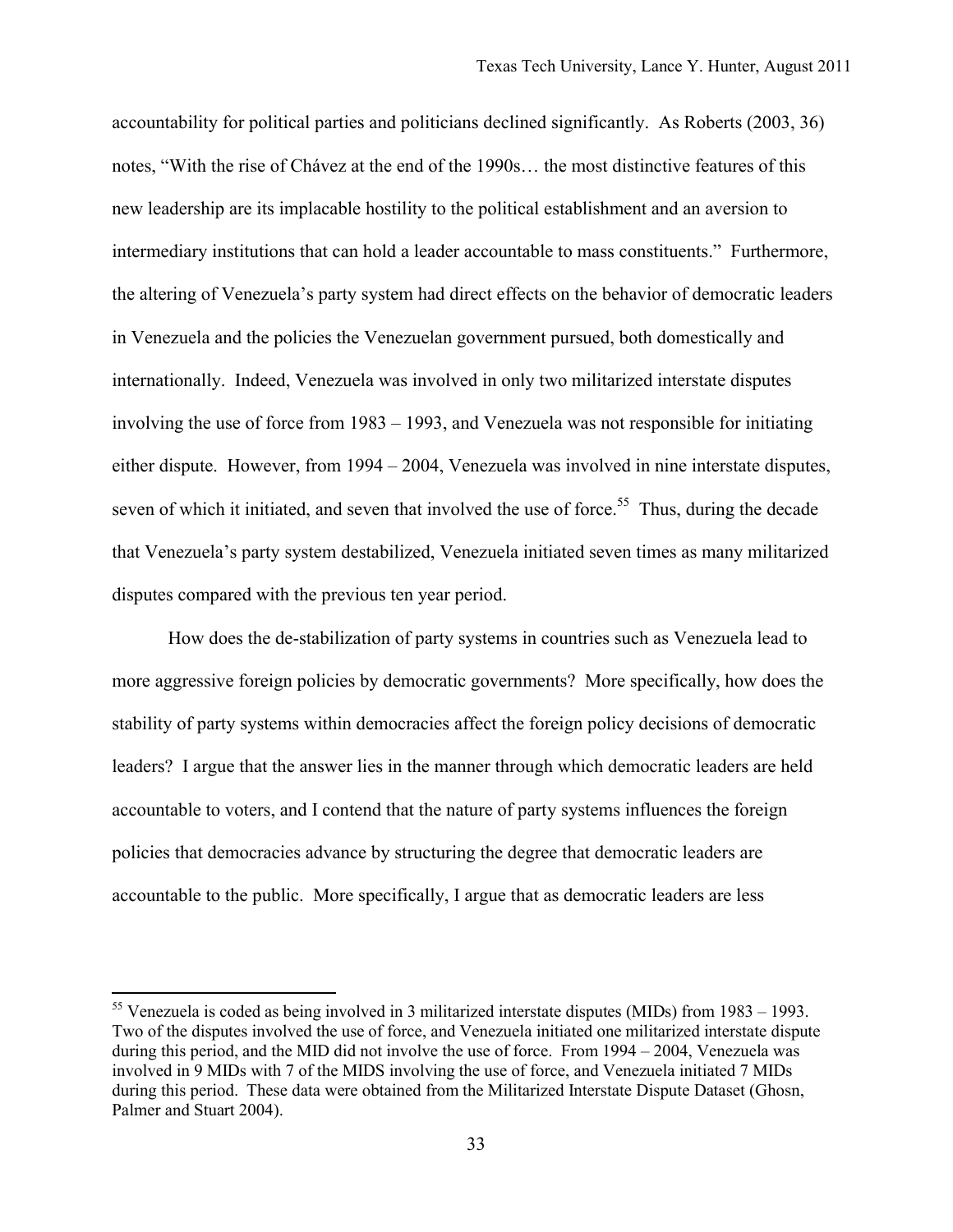accountability for political parties and politicians declined significantly. As Roberts (2003, 36) notes, "With the rise of Chávez at the end of the 1990s… the most distinctive features of this new leadership are its implacable hostility to the political establishment and an aversion to intermediary institutions that can hold a leader accountable to mass constituents." Furthermore, the altering of Venezuela's party system had direct effects on the behavior of democratic leaders in Venezuela and the policies the Venezuelan government pursued, both domestically and internationally. Indeed, Venezuela was involved in only two militarized interstate disputes involving the use of force from 1983 – 1993, and Venezuela was not responsible for initiating either dispute. However, from 1994 – 2004, Venezuela was involved in nine interstate disputes, seven of which it initiated, and seven that involved the use of force.[55] Thus, during the decade that Venezuela's party system destabilized, Venezuela initiated seven times as many militarized disputes compared with the previous ten year period.

How does the de-stabilization of party systems in countries such as Venezuela lead to more aggressive foreign policies by democratic governments? More specifically, how does the stability of party systems within democracies affect the foreign policy decisions of democratic leaders? I argue that the answer lies in the manner through which democratic leaders are held accountable to voters, and I contend that the nature of party systems influences the foreign policies that democracies advance by structuring the degree that democratic leaders are accountable to the public. More specifically, I argue that as democratic leaders are less

---

[55] Venezuela is coded as being involved in 3 militarized interstate disputes (MIDs) from 1983 – 1993. Two of the disputes involved the use of force, and Venezuela initiated one militarized interstate dispute during this period, and the MID did not involve the use of force. From 1994 – 2004, Venezuela was involved in 9 MIDs with 7 of the MIDS involving the use of force, and Venezuela initiated 7 MIDs during this period. These data were obtained from the Militarized Interstate Dispute Dataset (Ghosn, Palmer and Stuart 2004).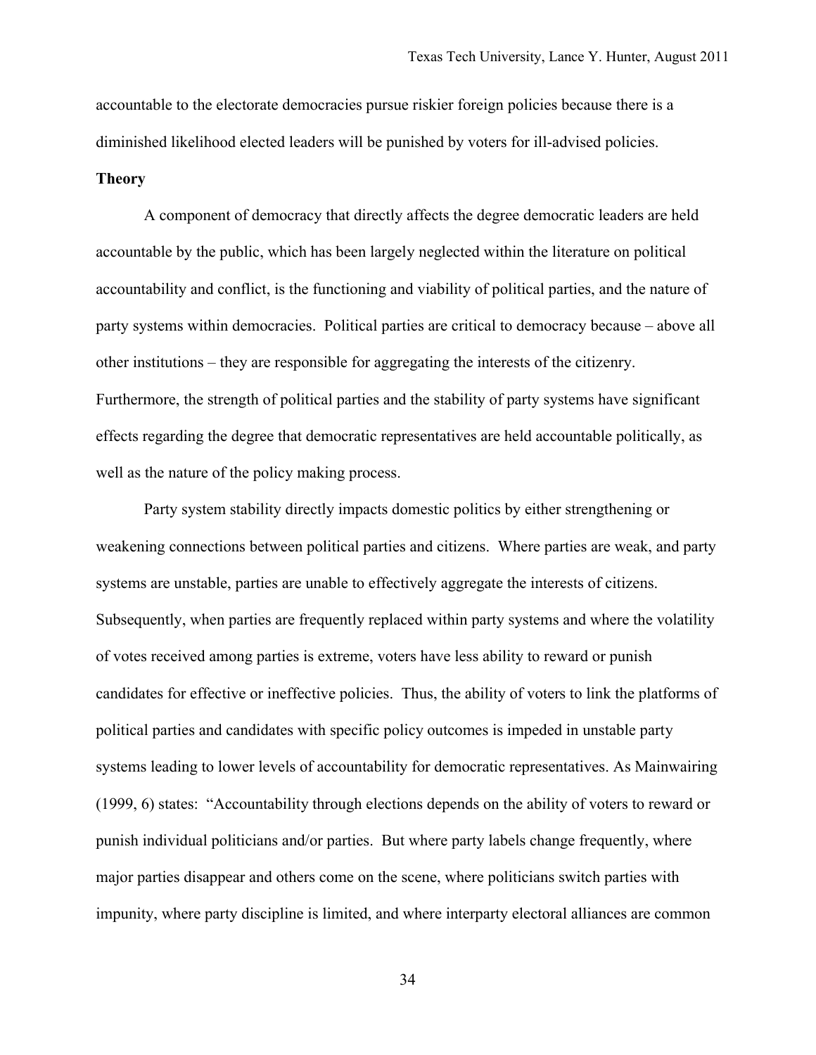accountable to the electorate democracies pursue riskier foreign policies because there is a diminished likelihood elected leaders will be punished by voters for ill-advised policies.

**Theory**

A component of democracy that directly affects the degree democratic leaders are held accountable by the public, which has been largely neglected within the literature on political accountability and conflict, is the functioning and viability of political parties, and the nature of party systems within democracies. Political parties are critical to democracy because – above all other institutions – they are responsible for aggregating the interests of the citizenry. Furthermore, the strength of political parties and the stability of party systems have significant effects regarding the degree that democratic representatives are held accountable politically, as well as the nature of the policy making process.

Party system stability directly impacts domestic politics by either strengthening or weakening connections between political parties and citizens. Where parties are weak, and party systems are unstable, parties are unable to effectively aggregate the interests of citizens. Subsequently, when parties are frequently replaced within party systems and where the volatility of votes received among parties is extreme, voters have less ability to reward or punish candidates for effective or ineffective policies. Thus, the ability of voters to link the platforms of political parties and candidates with specific policy outcomes is impeded in unstable party systems leading to lower levels of accountability for democratic representatives. As Mainwairing (1999, 6) states: "Accountability through elections depends on the ability of voters to reward or punish individual politicians and/or parties. But where party labels change frequently, where major parties disappear and others come on the scene, where politicians switch parties with impunity, where party discipline is limited, and where interparty electoral alliances are common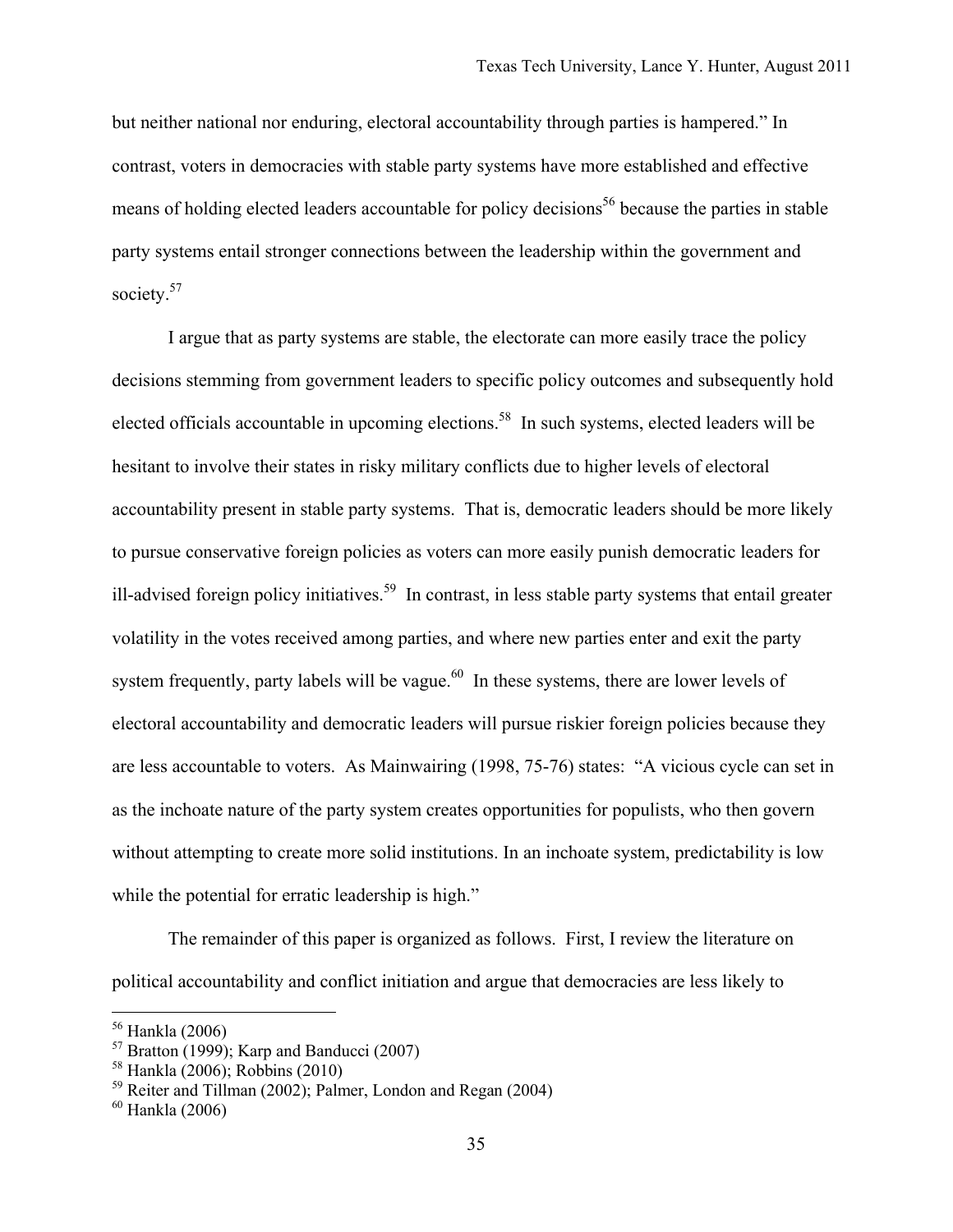but neither national nor enduring, electoral accountability through parties is hampered." In contrast, voters in democracies with stable party systems have more established and effective means of holding elected leaders accountable for policy decisions[56] because the parties in stable party systems entail stronger connections between the leadership within the government and society.[57]

I argue that as party systems are stable, the electorate can more easily trace the policy decisions stemming from government leaders to specific policy outcomes and subsequently hold elected officials accountable in upcoming elections.[58] In such systems, elected leaders will be hesitant to involve their states in risky military conflicts due to higher levels of electoral accountability present in stable party systems. That is, democratic leaders should be more likely to pursue conservative foreign policies as voters can more easily punish democratic leaders for ill-advised foreign policy initiatives.[59] In contrast, in less stable party systems that entail greater volatility in the votes received among parties, and where new parties enter and exit the party system frequently, party labels will be vague.[60] In these systems, there are lower levels of electoral accountability and democratic leaders will pursue riskier foreign policies because they are less accountable to voters. As Mainwairing (1998, 75-76) states: "A vicious cycle can set in as the inchoate nature of the party system creates opportunities for populists, who then govern without attempting to create more solid institutions. In an inchoate system, predictability is low while the potential for erratic leadership is high."

The remainder of this paper is organized as follows. First, I review the literature on political accountability and conflict initiation and argue that democracies are less likely to

---

[56] Hankla (2006)

[57] Bratton (1999); Karp and Banducci (2007)

[58] Hankla (2006); Robbins (2010)

[59] Reiter and Tillman (2002); Palmer, London and Regan (2004)

[60] Hankla (2006)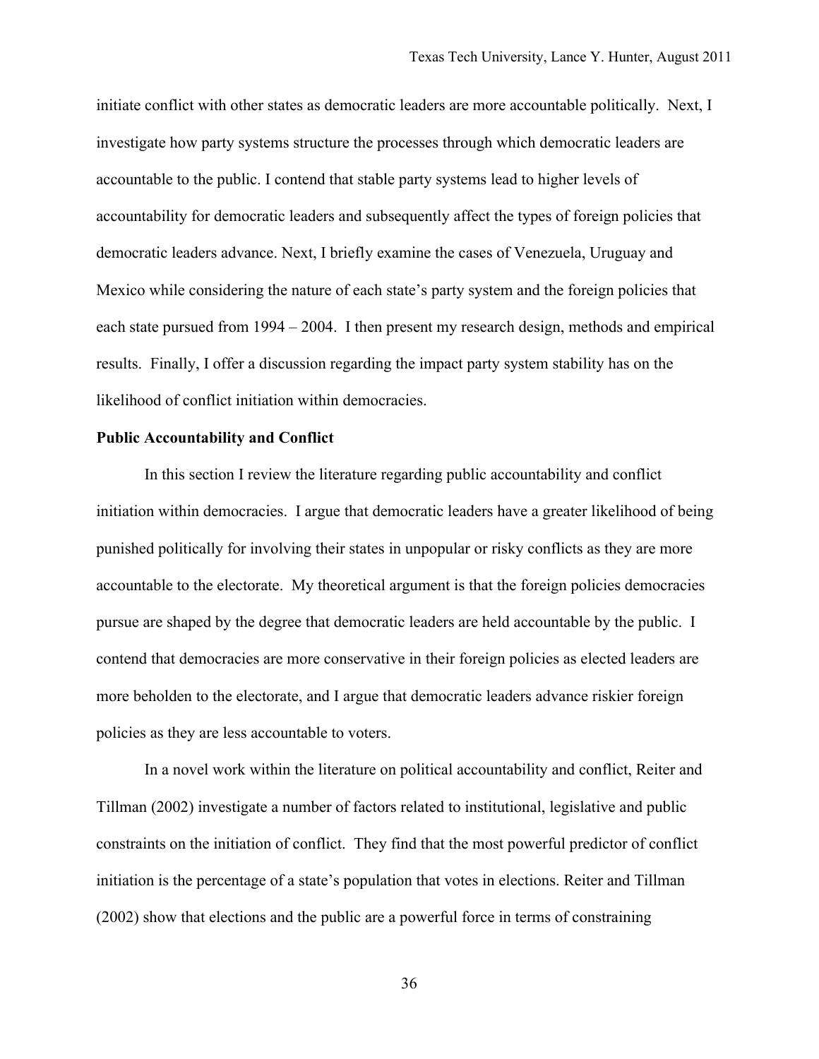initiate conflict with other states as democratic leaders are more accountable politically. Next, I investigate how party systems structure the processes through which democratic leaders are accountable to the public. I contend that stable party systems lead to higher levels of accountability for democratic leaders and subsequently affect the types of foreign policies that democratic leaders advance. Next, I briefly examine the cases of Venezuela, Uruguay and Mexico while considering the nature of each state's party system and the foreign policies that each state pursued from 1994 – 2004. I then present my research design, methods and empirical results. Finally, I offer a discussion regarding the impact party system stability has on the likelihood of conflict initiation within democracies.

**Public Accountability and Conflict**

In this section I review the literature regarding public accountability and conflict initiation within democracies. I argue that democratic leaders have a greater likelihood of being punished politically for involving their states in unpopular or risky conflicts as they are more accountable to the electorate. My theoretical argument is that the foreign policies democracies pursue are shaped by the degree that democratic leaders are held accountable by the public. I contend that democracies are more conservative in their foreign policies as elected leaders are more beholden to the electorate, and I argue that democratic leaders advance riskier foreign policies as they are less accountable to voters.

In a novel work within the literature on political accountability and conflict, Reiter and Tillman (2002) investigate a number of factors related to institutional, legislative and public constraints on the initiation of conflict. They find that the most powerful predictor of conflict initiation is the percentage of a state's population that votes in elections. Reiter and Tillman (2002) show that elections and the public are a powerful force in terms of constraining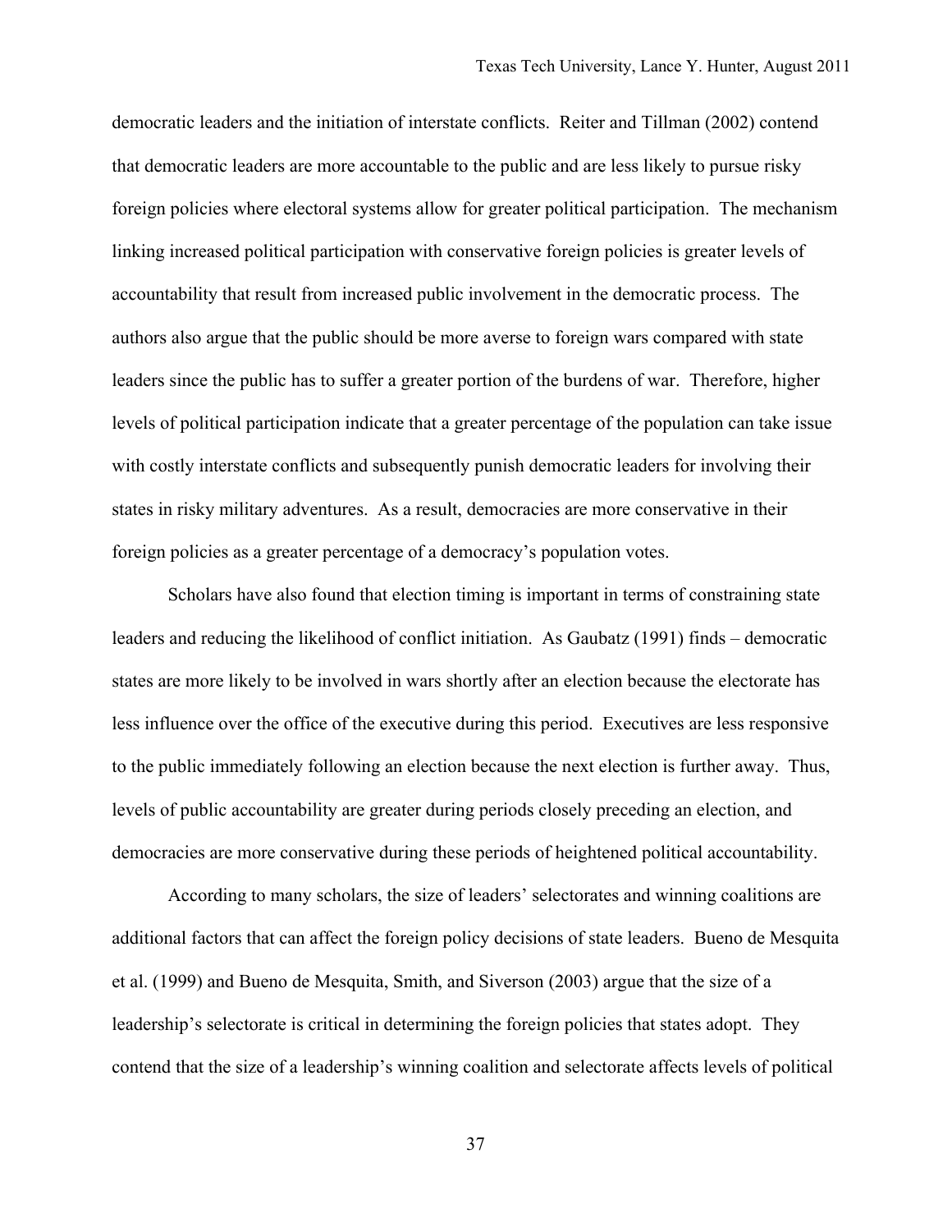democratic leaders and the initiation of interstate conflicts. Reiter and Tillman (2002) contend that democratic leaders are more accountable to the public and are less likely to pursue risky foreign policies where electoral systems allow for greater political participation. The mechanism linking increased political participation with conservative foreign policies is greater levels of accountability that result from increased public involvement in the democratic process. The authors also argue that the public should be more averse to foreign wars compared with state leaders since the public has to suffer a greater portion of the burdens of war. Therefore, higher levels of political participation indicate that a greater percentage of the population can take issue with costly interstate conflicts and subsequently punish democratic leaders for involving their states in risky military adventures. As a result, democracies are more conservative in their foreign policies as a greater percentage of a democracy's population votes.

Scholars have also found that election timing is important in terms of constraining state leaders and reducing the likelihood of conflict initiation. As Gaubatz (1991) finds – democratic states are more likely to be involved in wars shortly after an election because the electorate has less influence over the office of the executive during this period. Executives are less responsive to the public immediately following an election because the next election is further away. Thus, levels of public accountability are greater during periods closely preceding an election, and democracies are more conservative during these periods of heightened political accountability.

According to many scholars, the size of leaders' selectorates and winning coalitions are additional factors that can affect the foreign policy decisions of state leaders. Bueno de Mesquita et al. (1999) and Bueno de Mesquita, Smith, and Siverson (2003) argue that the size of a leadership's selectorate is critical in determining the foreign policies that states adopt. They contend that the size of a leadership's winning coalition and selectorate affects levels of political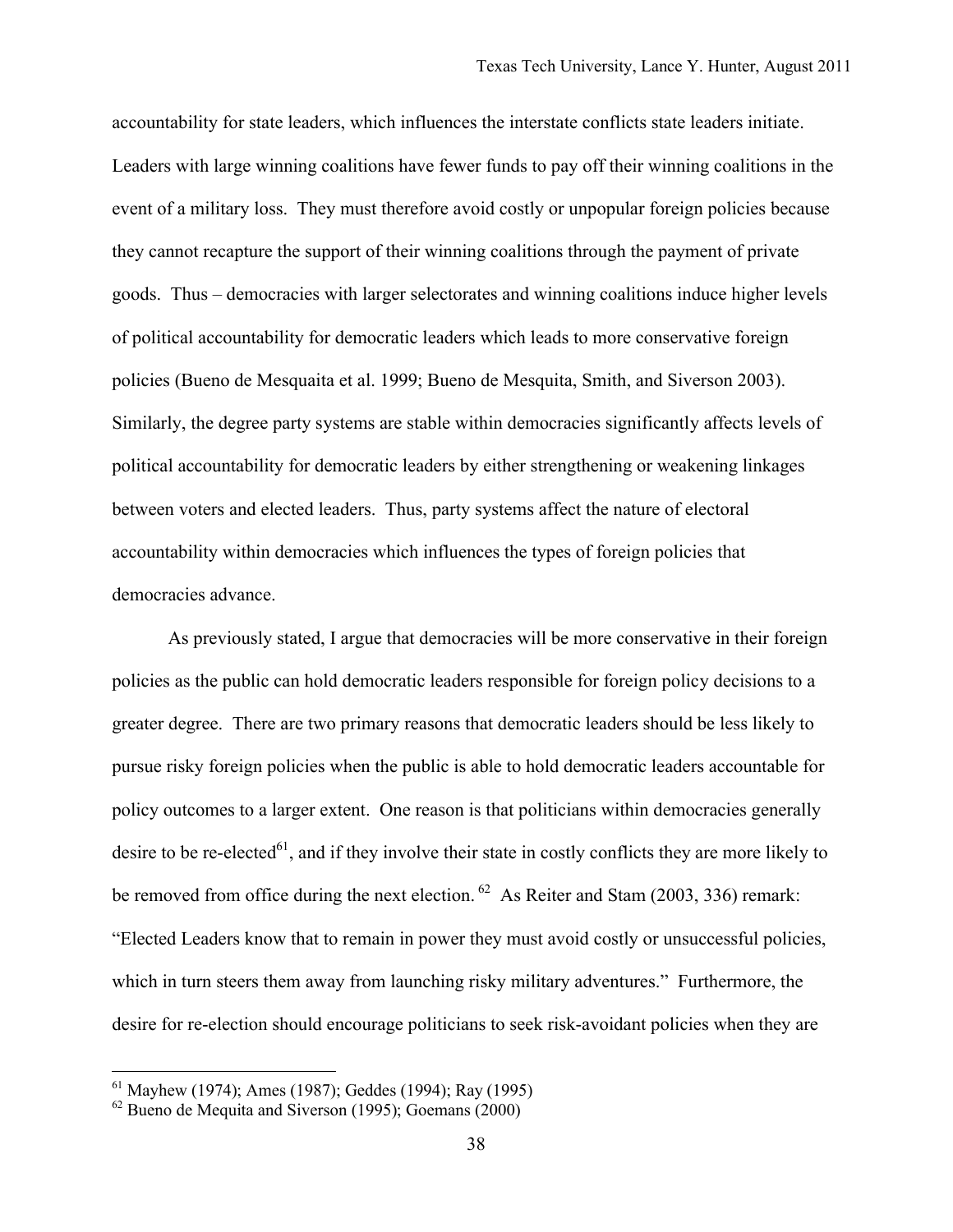accountability for state leaders, which influences the interstate conflicts state leaders initiate. Leaders with large winning coalitions have fewer funds to pay off their winning coalitions in the event of a military loss. They must therefore avoid costly or unpopular foreign policies because they cannot recapture the support of their winning coalitions through the payment of private goods. Thus – democracies with larger selectorates and winning coalitions induce higher levels of political accountability for democratic leaders which leads to more conservative foreign policies (Bueno de Mesquaita et al. 1999; Bueno de Mesquita, Smith, and Siverson 2003). Similarly, the degree party systems are stable within democracies significantly affects levels of political accountability for democratic leaders by either strengthening or weakening linkages between voters and elected leaders. Thus, party systems affect the nature of electoral accountability within democracies which influences the types of foreign policies that democracies advance.

As previously stated, I argue that democracies will be more conservative in their foreign policies as the public can hold democratic leaders responsible for foreign policy decisions to a greater degree. There are two primary reasons that democratic leaders should be less likely to pursue risky foreign policies when the public is able to hold democratic leaders accountable for policy outcomes to a larger extent. One reason is that politicians within democracies generally desire to be re-elected[61], and if they involve their state in costly conflicts they are more likely to be removed from office during the next election.[62] As Reiter and Stam (2003, 336) remark: "Elected Leaders know that to remain in power they must avoid costly or unsuccessful policies, which in turn steers them away from launching risky military adventures." Furthermore, the desire for re-election should encourage politicians to seek risk-avoidant policies when they are

---

[61] Mayhew (1974); Ames (1987); Geddes (1994); Ray (1995)

[62] Bueno de Mequita and Siverson (1995); Goemans (2000)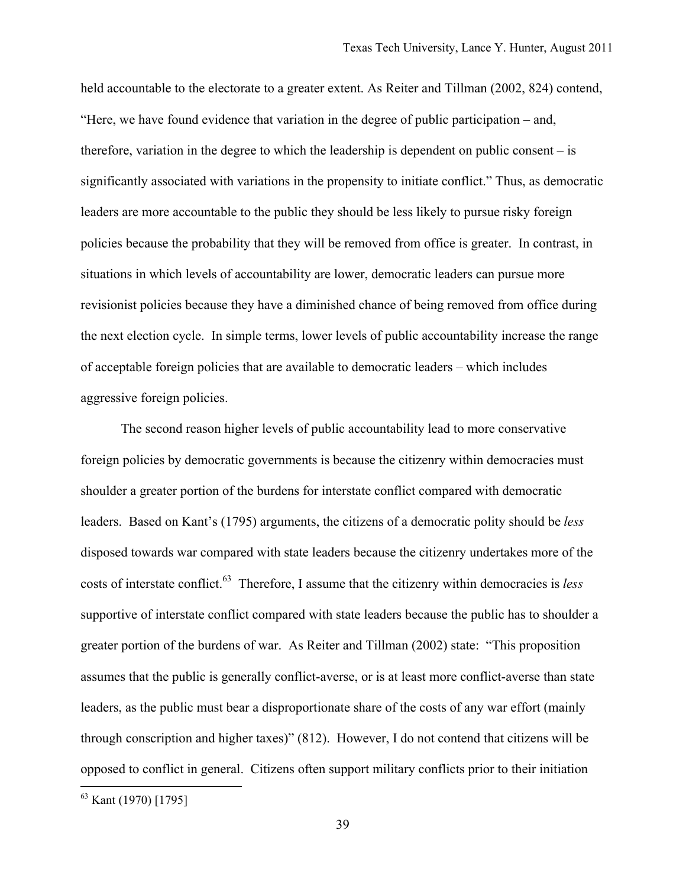held accountable to the electorate to a greater extent. As Reiter and Tillman (2002, 824) contend, "Here, we have found evidence that variation in the degree of public participation – and, therefore, variation in the degree to which the leadership is dependent on public consent – is significantly associated with variations in the propensity to initiate conflict." Thus, as democratic leaders are more accountable to the public they should be less likely to pursue risky foreign policies because the probability that they will be removed from office is greater. In contrast, in situations in which levels of accountability are lower, democratic leaders can pursue more revisionist policies because they have a diminished chance of being removed from office during the next election cycle. In simple terms, lower levels of public accountability increase the range of acceptable foreign policies that are available to democratic leaders – which includes aggressive foreign policies.

The second reason higher levels of public accountability lead to more conservative foreign policies by democratic governments is because the citizenry within democracies must shoulder a greater portion of the burdens for interstate conflict compared with democratic leaders. Based on Kant's (1795) arguments, the citizens of a democratic polity should be *less* disposed towards war compared with state leaders because the citizenry undertakes more of the costs of interstate conflict.[63] Therefore, I assume that the citizenry within democracies is *less* supportive of interstate conflict compared with state leaders because the public has to shoulder a greater portion of the burdens of war. As Reiter and Tillman (2002) state: "This proposition assumes that the public is generally conflict-averse, or is at least more conflict-averse than state leaders, as the public must bear a disproportionate share of the costs of any war effort (mainly through conscription and higher taxes)" (812). However, I do not contend that citizens will be opposed to conflict in general. Citizens often support military conflicts prior to their initiation

[63] Kant (1970) [1795]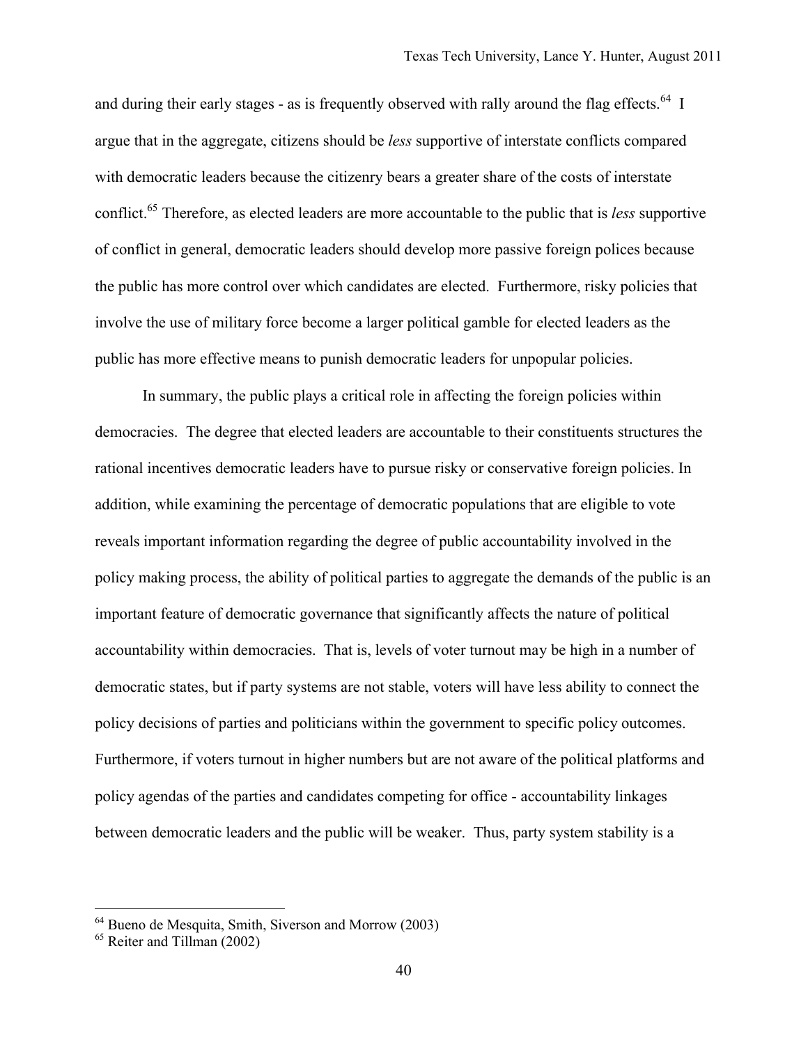and during their early stages - as is frequently observed with rally around the flag effects.[64] I argue that in the aggregate, citizens should be *less* supportive of interstate conflicts compared with democratic leaders because the citizenry bears a greater share of the costs of interstate conflict.[65] Therefore, as elected leaders are more accountable to the public that is *less* supportive of conflict in general, democratic leaders should develop more passive foreign polices because the public has more control over which candidates are elected. Furthermore, risky policies that involve the use of military force become a larger political gamble for elected leaders as the public has more effective means to punish democratic leaders for unpopular policies.

In summary, the public plays a critical role in affecting the foreign policies within democracies. The degree that elected leaders are accountable to their constituents structures the rational incentives democratic leaders have to pursue risky or conservative foreign policies. In addition, while examining the percentage of democratic populations that are eligible to vote reveals important information regarding the degree of public accountability involved in the policy making process, the ability of political parties to aggregate the demands of the public is an important feature of democratic governance that significantly affects the nature of political accountability within democracies. That is, levels of voter turnout may be high in a number of democratic states, but if party systems are not stable, voters will have less ability to connect the policy decisions of parties and politicians within the government to specific policy outcomes. Furthermore, if voters turnout in higher numbers but are not aware of the political platforms and policy agendas of the parties and candidates competing for office - accountability linkages between democratic leaders and the public will be weaker. Thus, party system stability is a

---

[64] Bueno de Mesquita, Smith, Siverson and Morrow (2003)

[65] Reiter and Tillman (2002)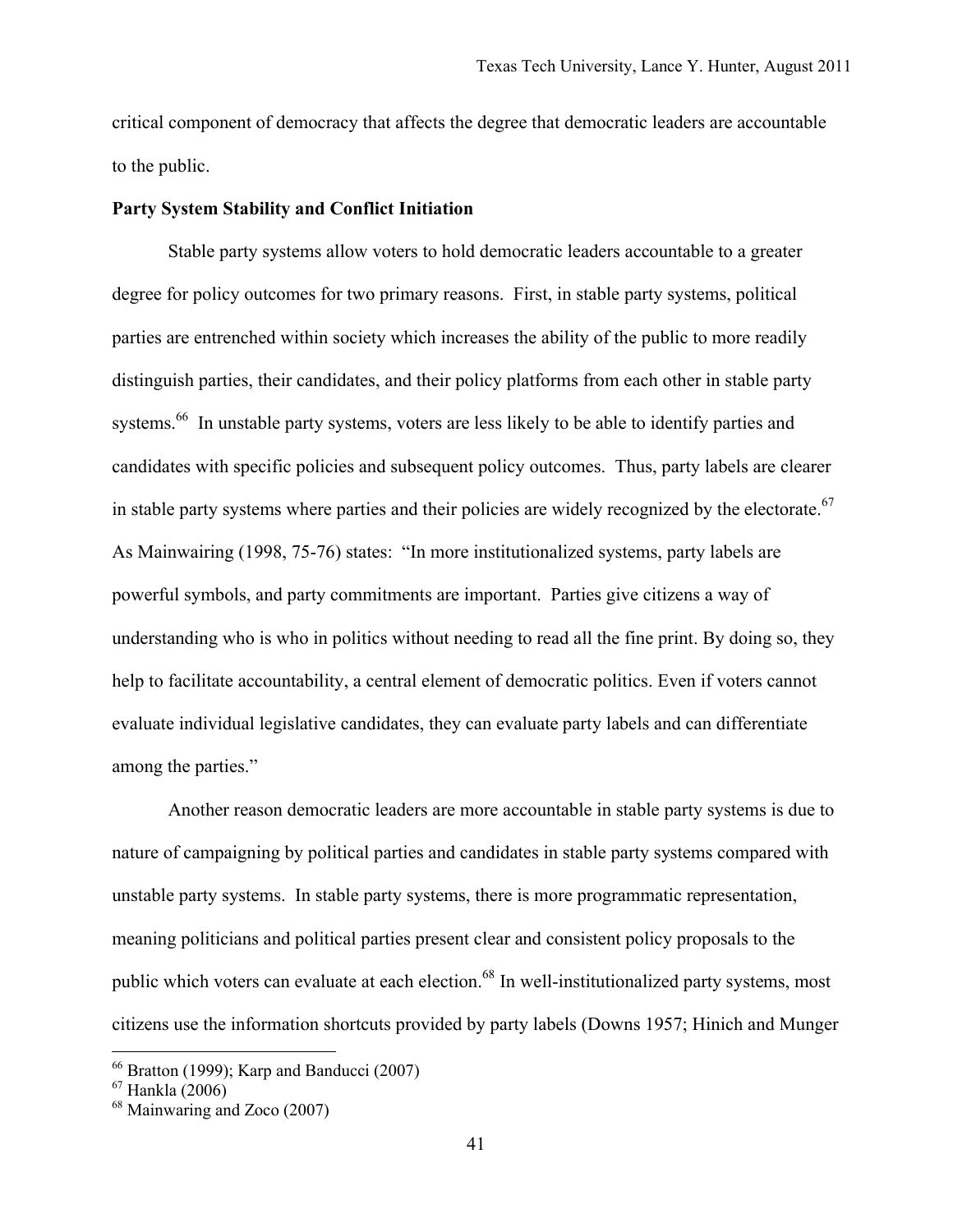critical component of democracy that affects the degree that democratic leaders are accountable to the public.

**Party System Stability and Conflict Initiation**

Stable party systems allow voters to hold democratic leaders accountable to a greater degree for policy outcomes for two primary reasons. First, in stable party systems, political parties are entrenched within society which increases the ability of the public to more readily distinguish parties, their candidates, and their policy platforms from each other in stable party systems.[66] In unstable party systems, voters are less likely to be able to identify parties and candidates with specific policies and subsequent policy outcomes. Thus, party labels are clearer in stable party systems where parties and their policies are widely recognized by the electorate.[67] As Mainwairing (1998, 75-76) states: "In more institutionalized systems, party labels are powerful symbols, and party commitments are important. Parties give citizens a way of understanding who is who in politics without needing to read all the fine print. By doing so, they help to facilitate accountability, a central element of democratic politics. Even if voters cannot evaluate individual legislative candidates, they can evaluate party labels and can differentiate among the parties."

Another reason democratic leaders are more accountable in stable party systems is due to nature of campaigning by political parties and candidates in stable party systems compared with unstable party systems. In stable party systems, there is more programmatic representation, meaning politicians and political parties present clear and consistent policy proposals to the public which voters can evaluate at each election.[68] In well-institutionalized party systems, most citizens use the information shortcuts provided by party labels (Downs 1957; Hinich and Munger

---

[66] Bratton (1999); Karp and Banducci (2007)

[67] Hankla (2006)

[68] Mainwaring and Zoco (2007)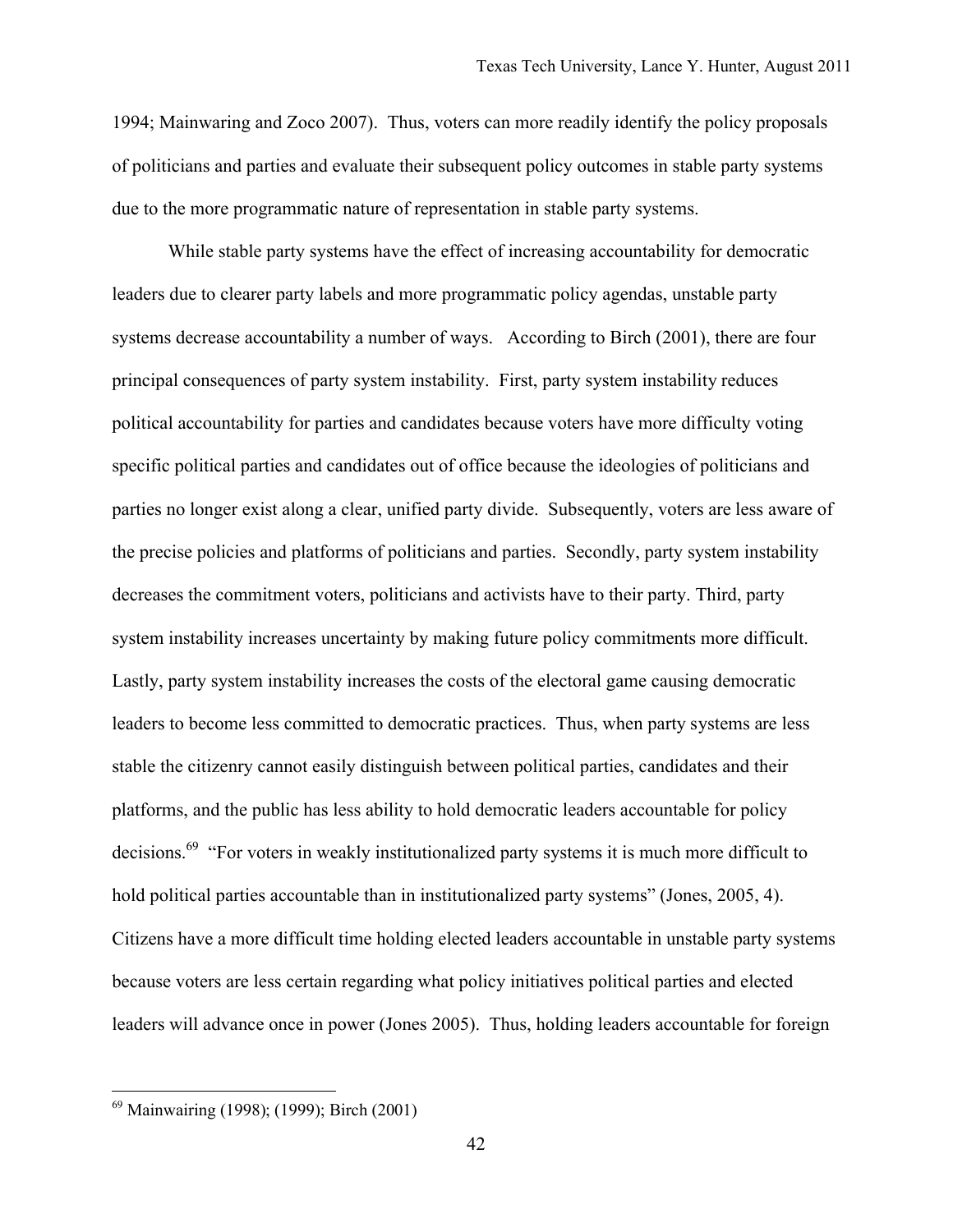1994; Mainwaring and Zoco 2007). Thus, voters can more readily identify the policy proposals of politicians and parties and evaluate their subsequent policy outcomes in stable party systems due to the more programmatic nature of representation in stable party systems.

While stable party systems have the effect of increasing accountability for democratic leaders due to clearer party labels and more programmatic policy agendas, unstable party systems decrease accountability a number of ways. According to Birch (2001), there are four principal consequences of party system instability. First, party system instability reduces political accountability for parties and candidates because voters have more difficulty voting specific political parties and candidates out of office because the ideologies of politicians and parties no longer exist along a clear, unified party divide. Subsequently, voters are less aware of the precise policies and platforms of politicians and parties. Secondly, party system instability decreases the commitment voters, politicians and activists have to their party. Third, party system instability increases uncertainty by making future policy commitments more difficult. Lastly, party system instability increases the costs of the electoral game causing democratic leaders to become less committed to democratic practices. Thus, when party systems are less stable the citizenry cannot easily distinguish between political parties, candidates and their platforms, and the public has less ability to hold democratic leaders accountable for policy decisions.[69] "For voters in weakly institutionalized party systems it is much more difficult to hold political parties accountable than in institutionalized party systems" (Jones, 2005, 4). Citizens have a more difficult time holding elected leaders accountable in unstable party systems because voters are less certain regarding what policy initiatives political parties and elected leaders will advance once in power (Jones 2005). Thus, holding leaders accountable for foreign

[69] Mainwairing (1998); (1999); Birch (2001)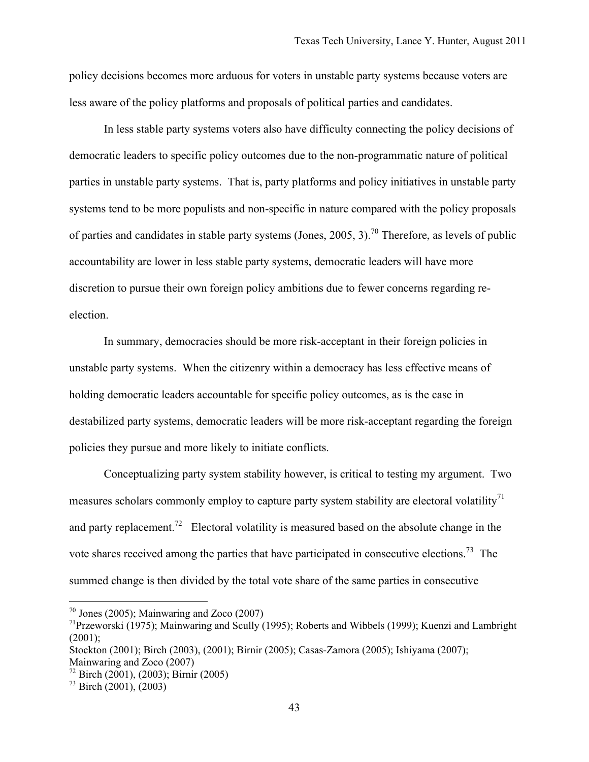policy decisions becomes more arduous for voters in unstable party systems because voters are less aware of the policy platforms and proposals of political parties and candidates.

In less stable party systems voters also have difficulty connecting the policy decisions of democratic leaders to specific policy outcomes due to the non-programmatic nature of political parties in unstable party systems. That is, party platforms and policy initiatives in unstable party systems tend to be more populists and non-specific in nature compared with the policy proposals of parties and candidates in stable party systems (Jones, 2005, 3).[70] Therefore, as levels of public accountability are lower in less stable party systems, democratic leaders will have more discretion to pursue their own foreign policy ambitions due to fewer concerns regarding re-election.

In summary, democracies should be more risk-acceptant in their foreign policies in unstable party systems. When the citizenry within a democracy has less effective means of holding democratic leaders accountable for specific policy outcomes, as is the case in destabilized party systems, democratic leaders will be more risk-acceptant regarding the foreign policies they pursue and more likely to initiate conflicts.

Conceptualizing party system stability however, is critical to testing my argument. Two measures scholars commonly employ to capture party system stability are electoral volatility[71] and party replacement.[72] Electoral volatility is measured based on the absolute change in the vote shares received among the parties that have participated in consecutive elections.[73] The summed change is then divided by the total vote share of the same parties in consecutive

---

[70] Jones (2005); Mainwaring and Zoco (2007)

[71] Przeworski (1975); Mainwaring and Scully (1995); Roberts and Wibbels (1999); Kuenzi and Lambright (2001);
Stockton (2001); Birch (2003), (2001); Birnir (2005); Casas-Zamora (2005); Ishiyama (2007); Mainwaring and Zoco (2007)

[72] Birch (2001), (2003); Birnir (2005)

[73] Birch (2001), (2003)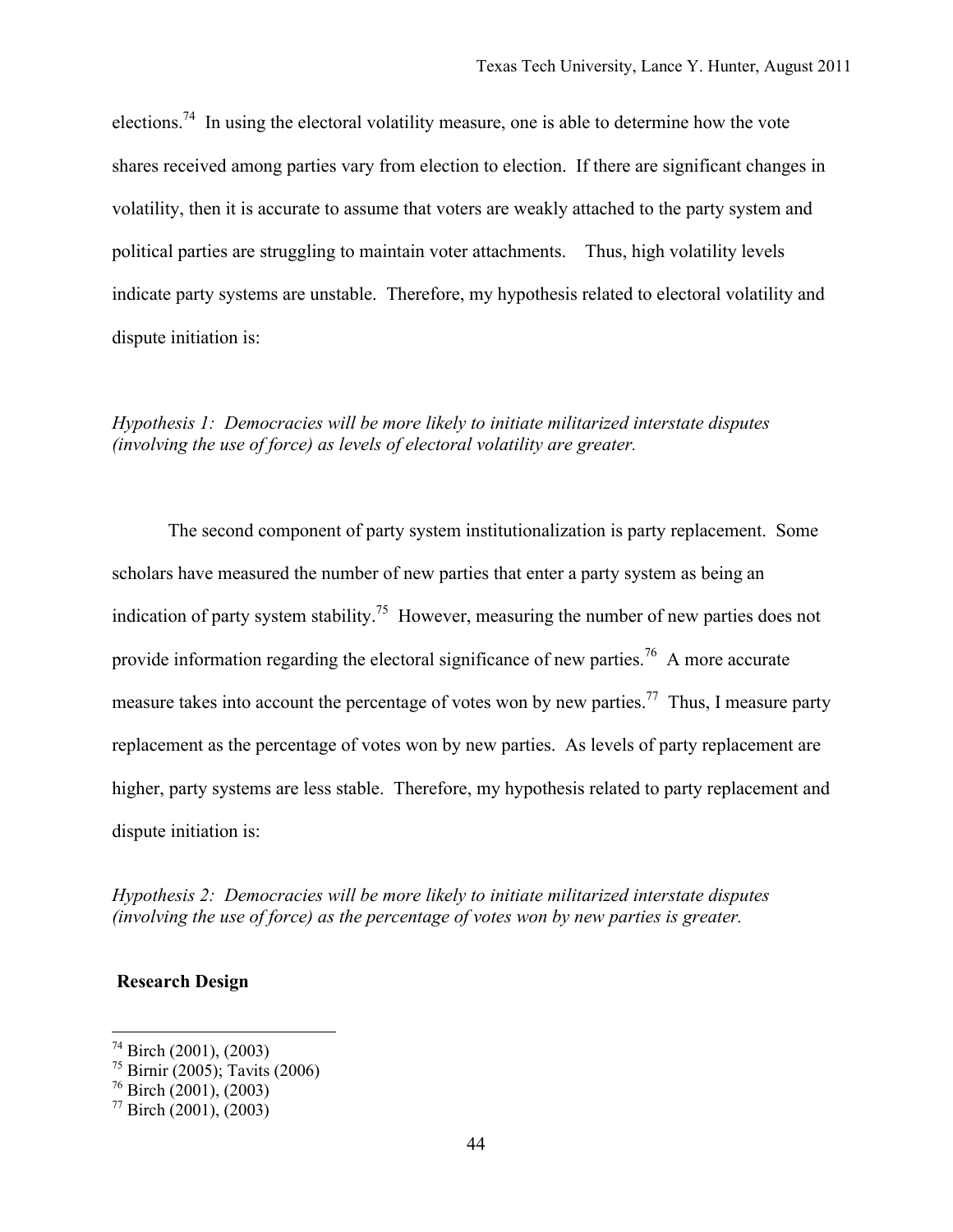elections.[74] In using the electoral volatility measure, one is able to determine how the vote shares received among parties vary from election to election. If there are significant changes in volatility, then it is accurate to assume that voters are weakly attached to the party system and political parties are struggling to maintain voter attachments. Thus, high volatility levels indicate party systems are unstable. Therefore, my hypothesis related to electoral volatility and dispute initiation is:

*Hypothesis 1: Democracies will be more likely to initiate militarized interstate disputes (involving the use of force) as levels of electoral volatility are greater.*

The second component of party system institutionalization is party replacement. Some scholars have measured the number of new parties that enter a party system as being an indication of party system stability.[75] However, measuring the number of new parties does not provide information regarding the electoral significance of new parties.[76] A more accurate measure takes into account the percentage of votes won by new parties.[77] Thus, I measure party replacement as the percentage of votes won by new parties. As levels of party replacement are higher, party systems are less stable. Therefore, my hypothesis related to party replacement and dispute initiation is:

*Hypothesis 2: Democracies will be more likely to initiate militarized interstate disputes (involving the use of force) as the percentage of votes won by new parties is greater.*

## Research Design

[74] Birch (2001), (2003)
[75] Birnir (2005); Tavits (2006)
[76] Birch (2001), (2003)
[77] Birch (2001), (2003)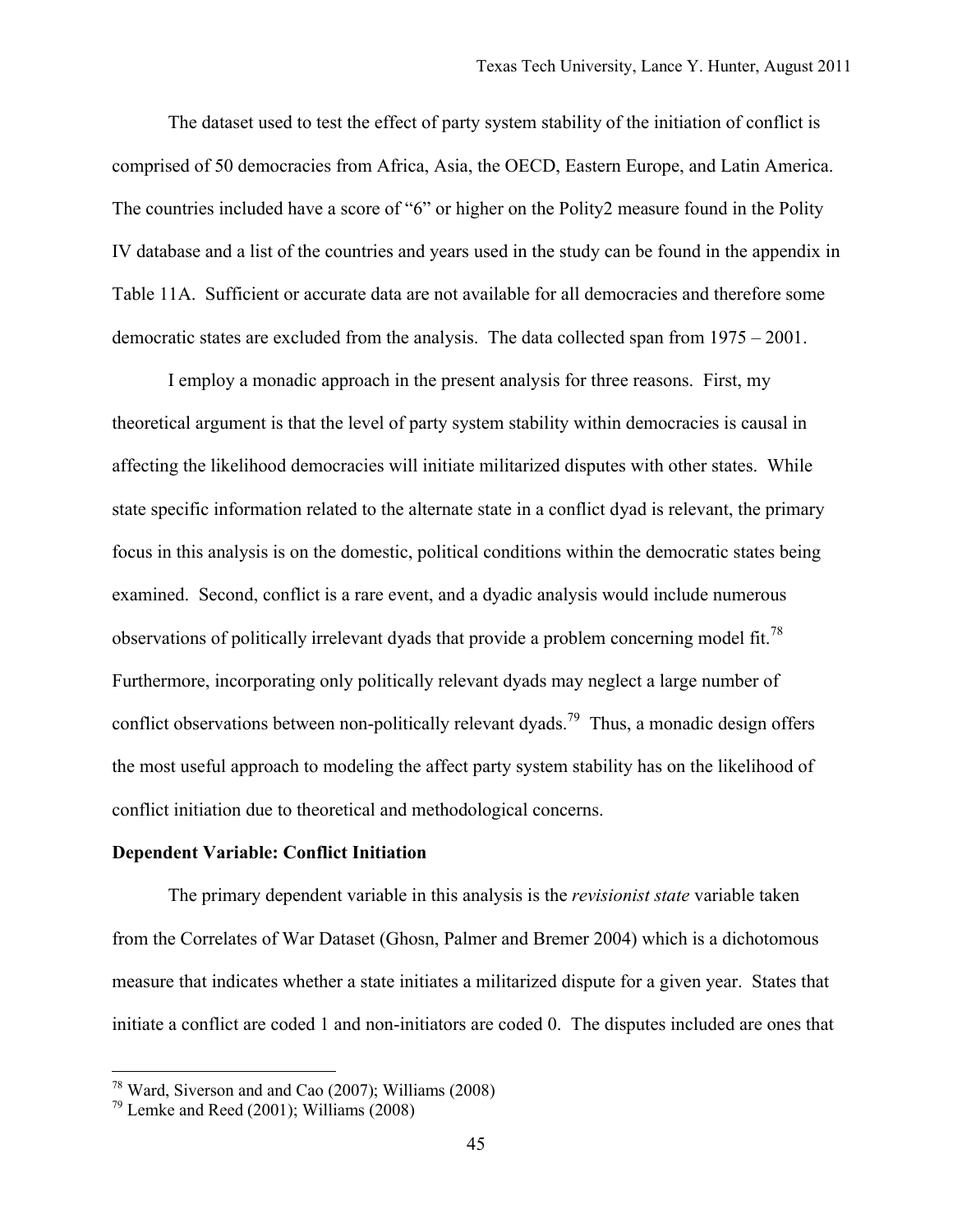The dataset used to test the effect of party system stability of the initiation of conflict is comprised of 50 democracies from Africa, Asia, the OECD, Eastern Europe, and Latin America. The countries included have a score of "6" or higher on the Polity2 measure found in the Polity IV database and a list of the countries and years used in the study can be found in the appendix in Table 11A. Sufficient or accurate data are not available for all democracies and therefore some democratic states are excluded from the analysis. The data collected span from 1975 – 2001.

I employ a monadic approach in the present analysis for three reasons. First, my theoretical argument is that the level of party system stability within democracies is causal in affecting the likelihood democracies will initiate militarized disputes with other states. While state specific information related to the alternate state in a conflict dyad is relevant, the primary focus in this analysis is on the domestic, political conditions within the democratic states being examined. Second, conflict is a rare event, and a dyadic analysis would include numerous observations of politically irrelevant dyads that provide a problem concerning model fit.[78] Furthermore, incorporating only politically relevant dyads may neglect a large number of conflict observations between non-politically relevant dyads.[79] Thus, a monadic design offers the most useful approach to modeling the affect party system stability has on the likelihood of conflict initiation due to theoretical and methodological concerns.

**Dependent Variable: Conflict Initiation**

The primary dependent variable in this analysis is the *revisionist state* variable taken from the Correlates of War Dataset (Ghosn, Palmer and Bremer 2004) which is a dichotomous measure that indicates whether a state initiates a militarized dispute for a given year. States that initiate a conflict are coded 1 and non-initiators are coded 0. The disputes included are ones that

---

[78] Ward, Siverson and and Cao (2007); Williams (2008)

[79] Lemke and Reed (2001); Williams (2008)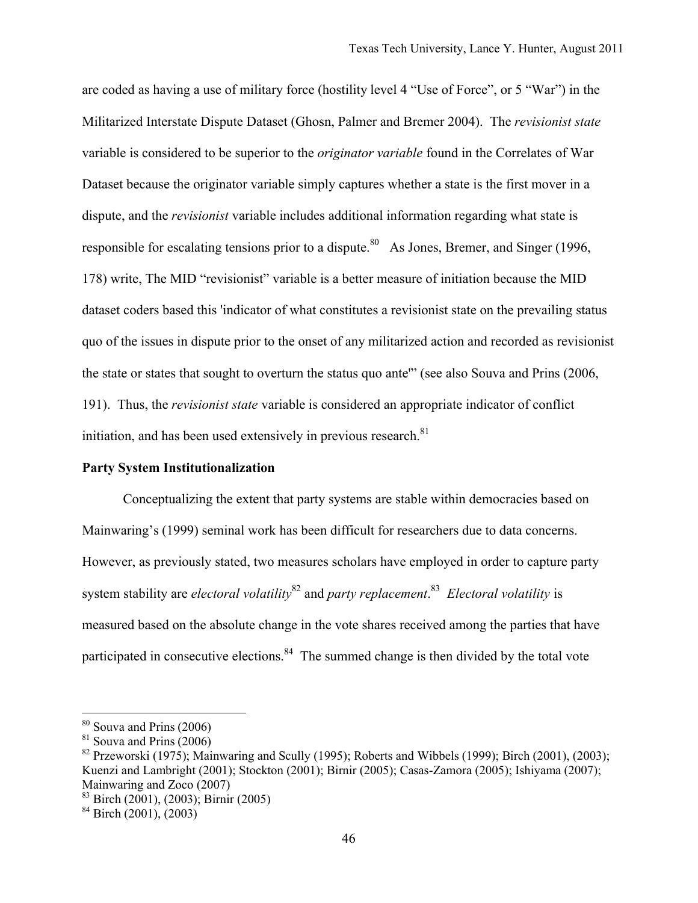are coded as having a use of military force (hostility level 4 “Use of Force”, or 5 “War”) in the Militarized Interstate Dispute Dataset (Ghosn, Palmer and Bremer 2004). The *revisionist state* variable is considered to be superior to the *originator variable* found in the Correlates of War Dataset because the originator variable simply captures whether a state is the first mover in a dispute, and the *revisionist* variable includes additional information regarding what state is responsible for escalating tensions prior to a dispute.[80] As Jones, Bremer, and Singer (1996, 178) write, The MID “revisionist” variable is a better measure of initiation because the MID dataset coders based this 'indicator of what constitutes a revisionist state on the prevailing status quo of the issues in dispute prior to the onset of any militarized action and recorded as revisionist the state or states that sought to overturn the status quo ante'” (see also Souva and Prins (2006, 191). Thus, the *revisionist state* variable is considered an appropriate indicator of conflict initiation, and has been used extensively in previous research.[81]

**Party System Institutionalization**

Conceptualizing the extent that party systems are stable within democracies based on Mainwaring’s (1999) seminal work has been difficult for researchers due to data concerns. However, as previously stated, two measures scholars have employed in order to capture party system stability are *electoral volatility*[82] and *party replacement*.[83] *Electoral volatility* is measured based on the absolute change in the vote shares received among the parties that have participated in consecutive elections.[84] The summed change is then divided by the total vote

---

[80] Souva and Prins (2006)

[81] Souva and Prins (2006)

[82] Przeworski (1975); Mainwaring and Scully (1995); Roberts and Wibbels (1999); Birch (2001), (2003); Kuenzi and Lambright (2001); Stockton (2001); Birnir (2005); Casas-Zamora (2005); Ishiyama (2007); Mainwaring and Zoco (2007)

[83] Birch (2001), (2003); Birnir (2005)

[84] Birch (2001), (2003)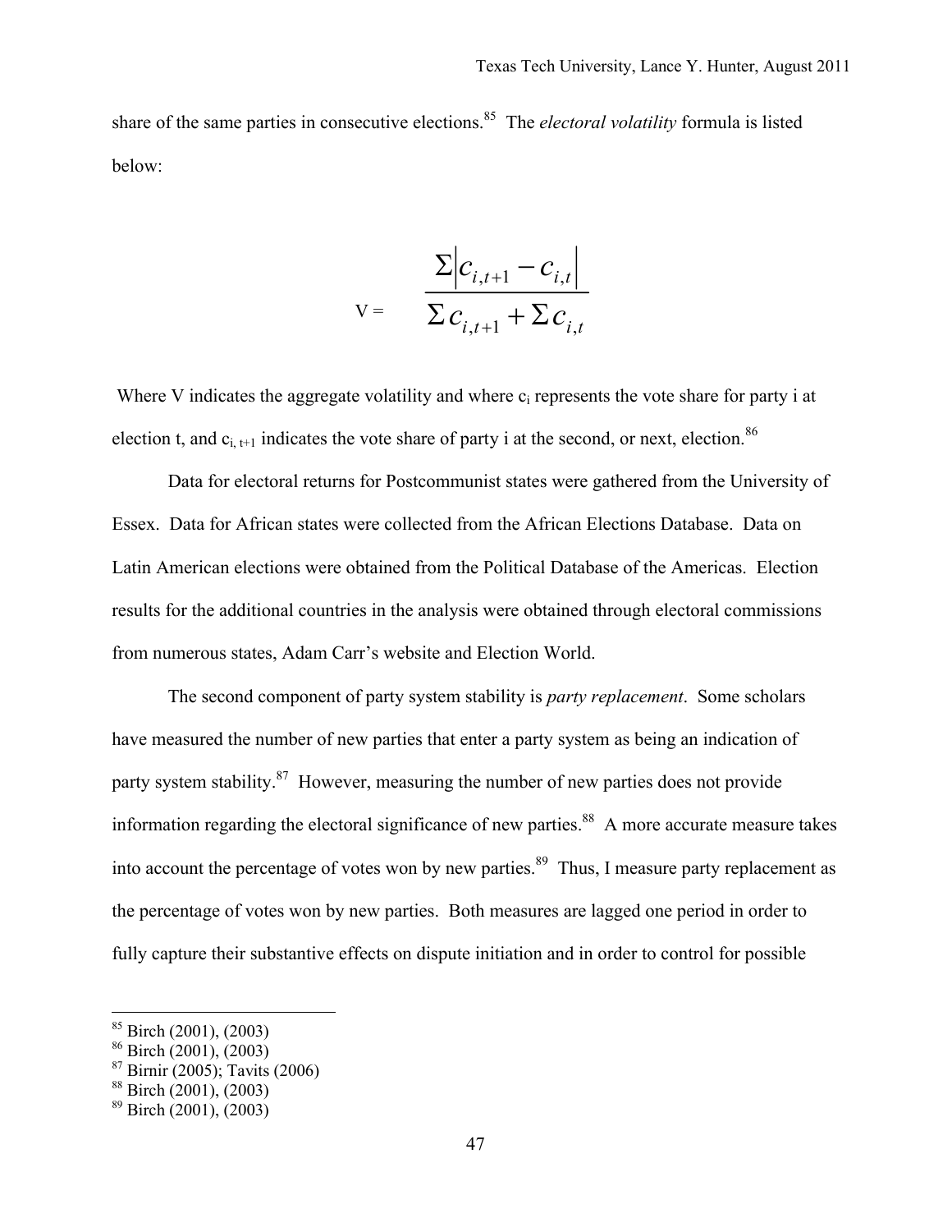share of the same parties in consecutive elections.[85] The *electoral volatility* formula is listed below:

$$V = \frac{\Sigma\left|c_{i,t+1} - c_{i,t}\right|}{\Sigma c_{i,t+1} + \Sigma c_{i,t}}$$

Where V indicates the aggregate volatility and where $c_i$ represents the vote share for party i at election t, and $c_{i,t+1}$ indicates the vote share of party i at the second, or next, election.[86]

Data for electoral returns for Postcommunist states were gathered from the University of Essex. Data for African states were collected from the African Elections Database. Data on Latin American elections were obtained from the Political Database of the Americas. Election results for the additional countries in the analysis were obtained through electoral commissions from numerous states, Adam Carr's website and Election World.

The second component of party system stability is *party replacement*. Some scholars have measured the number of new parties that enter a party system as being an indication of party system stability.[87] However, measuring the number of new parties does not provide information regarding the electoral significance of new parties.[88] A more accurate measure takes into account the percentage of votes won by new parties.[89] Thus, I measure party replacement as the percentage of votes won by new parties. Both measures are lagged one period in order to fully capture their substantive effects on dispute initiation and in order to control for possible

---

[85] Birch (2001), (2003)

[86] Birch (2001), (2003)

[87] Birnir (2005); Tavits (2006)

[88] Birch (2001), (2003)

[89] Birch (2001), (2003)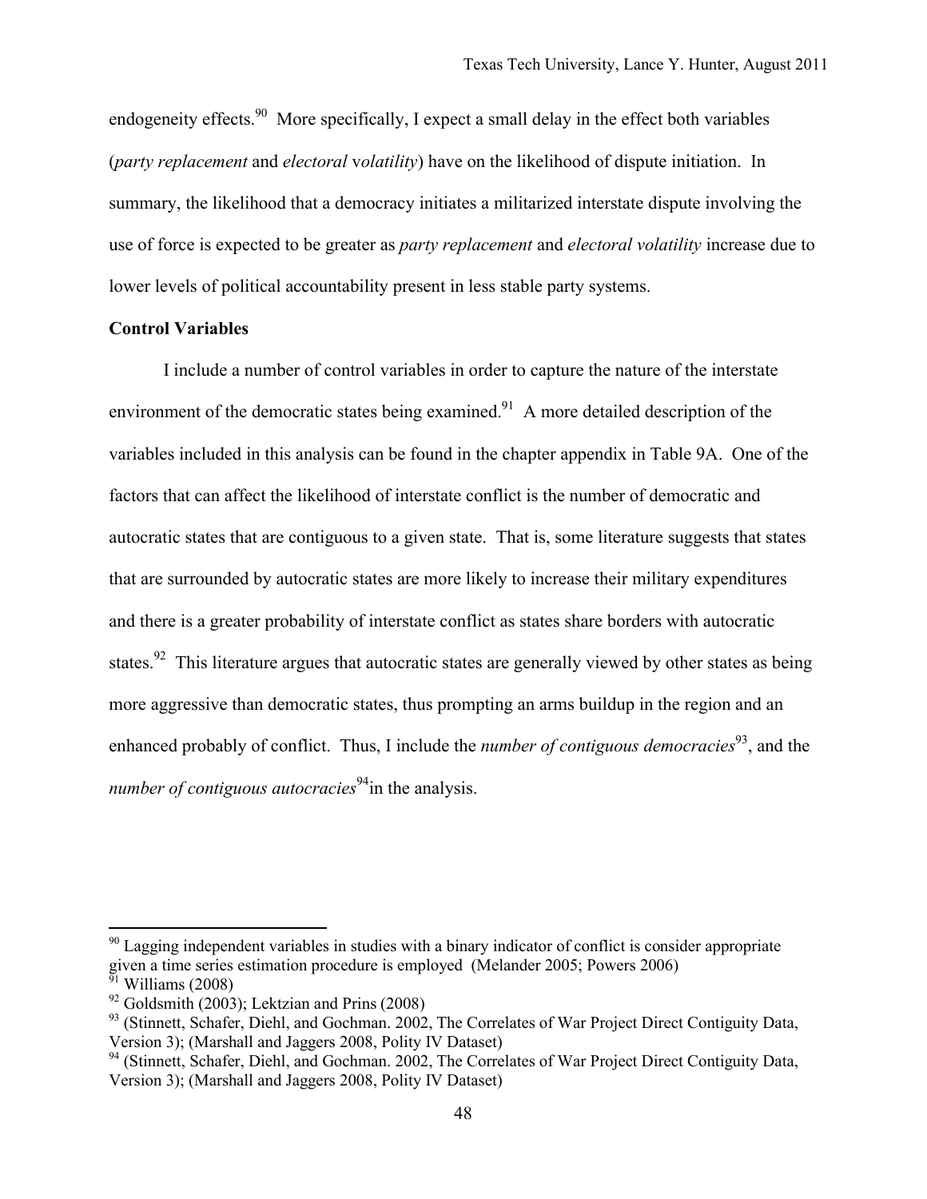endogeneity effects.[90] More specifically, I expect a small delay in the effect both variables (*party replacement* and *electoral volatility*) have on the likelihood of dispute initiation. In summary, the likelihood that a democracy initiates a militarized interstate dispute involving the use of force is expected to be greater as *party replacement* and *electoral volatility* increase due to lower levels of political accountability present in less stable party systems.

**Control Variables**

I include a number of control variables in order to capture the nature of the interstate environment of the democratic states being examined.[91] A more detailed description of the variables included in this analysis can be found in the chapter appendix in Table 9A. One of the factors that can affect the likelihood of interstate conflict is the number of democratic and autocratic states that are contiguous to a given state. That is, some literature suggests that states that are surrounded by autocratic states are more likely to increase their military expenditures and there is a greater probability of interstate conflict as states share borders with autocratic states.[92] This literature argues that autocratic states are generally viewed by other states as being more aggressive than democratic states, thus prompting an arms buildup in the region and an enhanced probably of conflict. Thus, I include the *number of contiguous democracies*[93], and the *number of contiguous autocracies*[94]in the analysis.

---

[90] Lagging independent variables in studies with a binary indicator of conflict is consider appropriate given a time series estimation procedure is employed (Melander 2005; Powers 2006)

[91] Williams (2008)

[92] Goldsmith (2003); Lektzian and Prins (2008)

[93] (Stinnett, Schafer, Diehl, and Gochman. 2002, The Correlates of War Project Direct Contiguity Data, Version 3); (Marshall and Jaggers 2008, Polity IV Dataset)

[94] (Stinnett, Schafer, Diehl, and Gochman. 2002, The Correlates of War Project Direct Contiguity Data, Version 3); (Marshall and Jaggers 2008, Polity IV Dataset)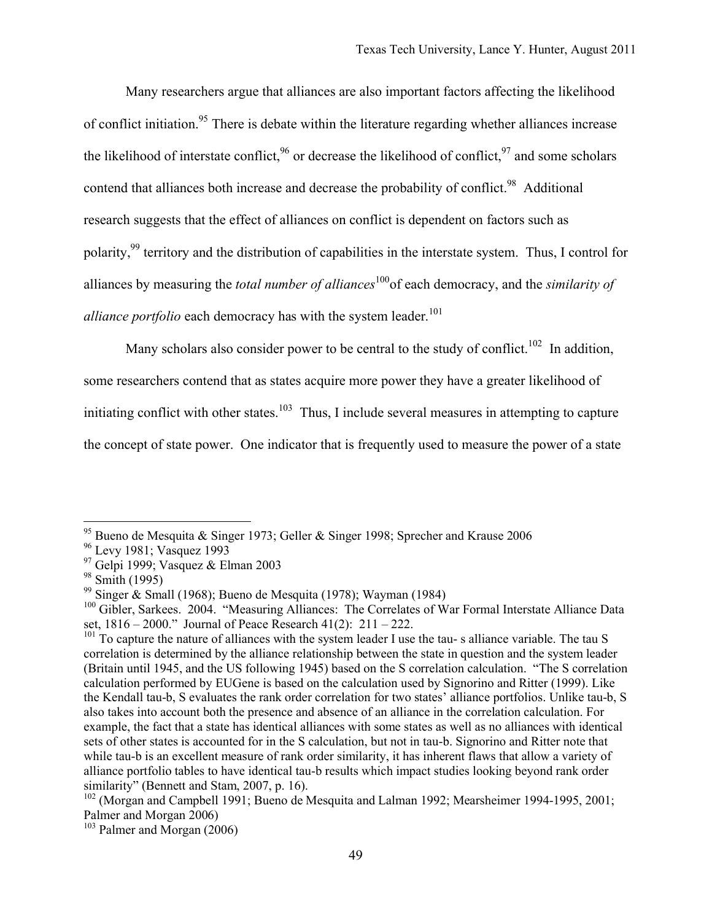Many researchers argue that alliances are also important factors affecting the likelihood of conflict initiation.[95] There is debate within the literature regarding whether alliances increase the likelihood of interstate conflict,[96] or decrease the likelihood of conflict,[97] and some scholars contend that alliances both increase and decrease the probability of conflict.[98] Additional research suggests that the effect of alliances on conflict is dependent on factors such as polarity,[99] territory and the distribution of capabilities in the interstate system. Thus, I control for alliances by measuring the *total number of alliances*[100]of each democracy, and the *similarity of alliance portfolio* each democracy has with the system leader.[101]

Many scholars also consider power to be central to the study of conflict.[102] In addition, some researchers contend that as states acquire more power they have a greater likelihood of initiating conflict with other states.[103] Thus, I include several measures in attempting to capture the concept of state power. One indicator that is frequently used to measure the power of a state

---

[95] Bueno de Mesquita & Singer 1973; Geller & Singer 1998; Sprecher and Krause 2006

[96] Levy 1981; Vasquez 1993

[97] Gelpi 1999; Vasquez & Elman 2003

[98] Smith (1995)

[99] Singer & Small (1968); Bueno de Mesquita (1978); Wayman (1984)

[100] Gibler, Sarkees. 2004. "Measuring Alliances: The Correlates of War Formal Interstate Alliance Data set, 1816 – 2000." Journal of Peace Research 41(2): 211 – 222.

[101] To capture the nature of alliances with the system leader I use the tau- s alliance variable. The tau S correlation is determined by the alliance relationship between the state in question and the system leader (Britain until 1945, and the US following 1945) based on the S correlation calculation. "The S correlation calculation performed by EUGene is based on the calculation used by Signorino and Ritter (1999). Like the Kendall tau-b, S evaluates the rank order correlation for two states' alliance portfolios. Unlike tau-b, S also takes into account both the presence and absence of an alliance in the correlation calculation. For example, the fact that a state has identical alliances with some states as well as no alliances with identical sets of other states is accounted for in the S calculation, but not in tau-b. Signorino and Ritter note that while tau-b is an excellent measure of rank order similarity, it has inherent flaws that allow a variety of alliance portfolio tables to have identical tau-b results which impact studies looking beyond rank order similarity" (Bennett and Stam, 2007, p. 16).

[102] (Morgan and Campbell 1991; Bueno de Mesquita and Lalman 1992; Mearsheimer 1994-1995, 2001; Palmer and Morgan 2006)

[103] Palmer and Morgan (2006)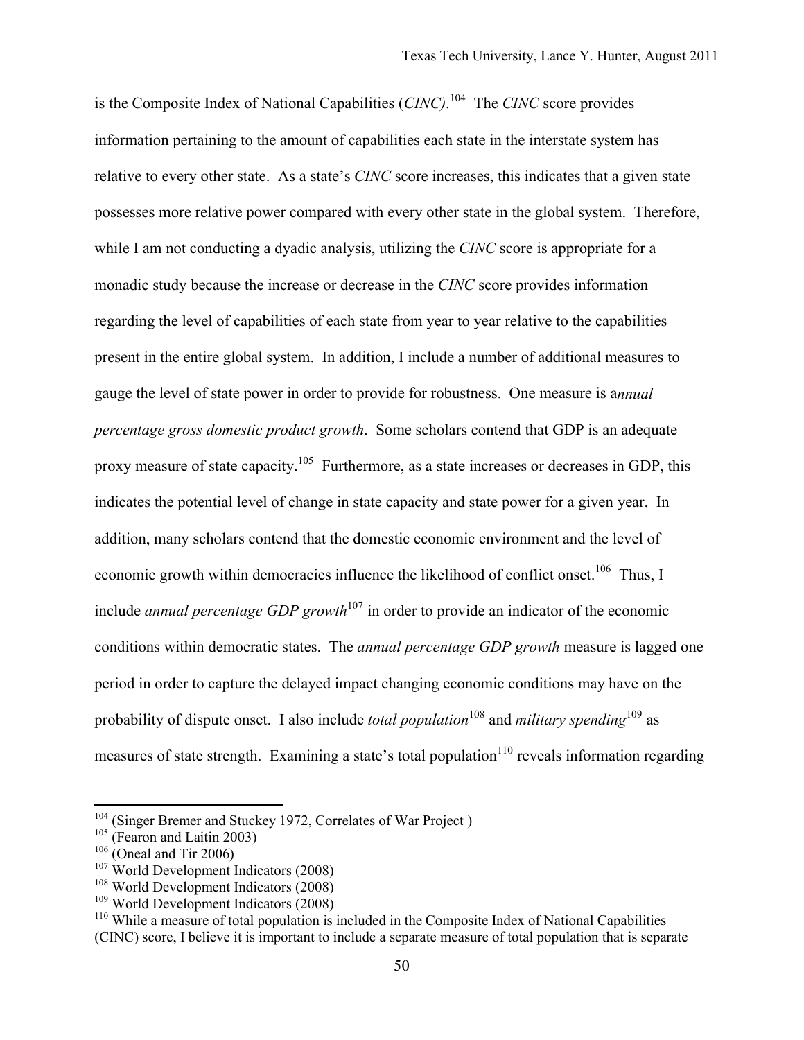is the Composite Index of National Capabilities (*CINC)*.[104] The *CINC* score provides information pertaining to the amount of capabilities each state in the interstate system has relative to every other state. As a state's *CINC* score increases, this indicates that a given state possesses more relative power compared with every other state in the global system. Therefore, while I am not conducting a dyadic analysis, utilizing the *CINC* score is appropriate for a monadic study because the increase or decrease in the *CINC* score provides information regarding the level of capabilities of each state from year to year relative to the capabilities present in the entire global system. In addition, I include a number of additional measures to gauge the level of state power in order to provide for robustness. One measure is a*nnual percentage gross domestic product growth*. Some scholars contend that GDP is an adequate proxy measure of state capacity.[105] Furthermore, as a state increases or decreases in GDP, this indicates the potential level of change in state capacity and state power for a given year. In addition, many scholars contend that the domestic economic environment and the level of economic growth within democracies influence the likelihood of conflict onset.[106] Thus, I include *annual percentage GDP growth*[107] in order to provide an indicator of the economic conditions within democratic states. The *annual percentage GDP growth* measure is lagged one period in order to capture the delayed impact changing economic conditions may have on the probability of dispute onset. I also include *total population*[108] and *military spending*[109] as measures of state strength. Examining a state's total population[110] reveals information regarding

---

[104] (Singer Bremer and Stuckey 1972, Correlates of War Project )

[105] (Fearon and Laitin 2003)

[106] (Oneal and Tir 2006)

[107] World Development Indicators (2008)

[108] World Development Indicators (2008)

[109] World Development Indicators (2008)

[110] While a measure of total population is included in the Composite Index of National Capabilities (CINC) score, I believe it is important to include a separate measure of total population that is separate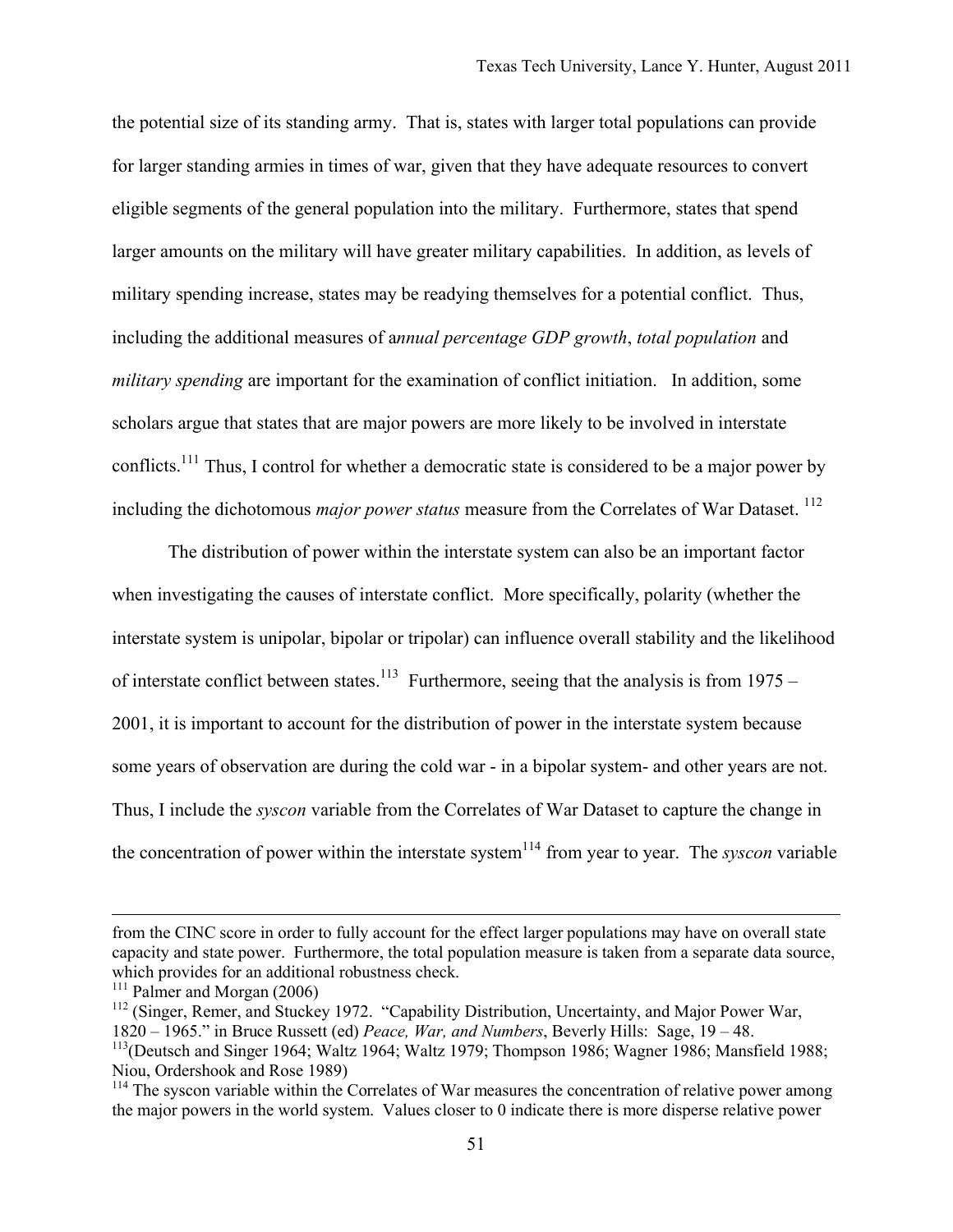the potential size of its standing army. That is, states with larger total populations can provide for larger standing armies in times of war, given that they have adequate resources to convert eligible segments of the general population into the military. Furthermore, states that spend larger amounts on the military will have greater military capabilities. In addition, as levels of military spending increase, states may be readying themselves for a potential conflict. Thus, including the additional measures of a*nnual percentage GDP growth*, *total population* and *military spending* are important for the examination of conflict initiation. In addition, some scholars argue that states that are major powers are more likely to be involved in interstate conflicts.[111] Thus, I control for whether a democratic state is considered to be a major power by including the dichotomous *major power status* measure from the Correlates of War Dataset. [112]

The distribution of power within the interstate system can also be an important factor when investigating the causes of interstate conflict. More specifically, polarity (whether the interstate system is unipolar, bipolar or tripolar) can influence overall stability and the likelihood of interstate conflict between states.[113] Furthermore, seeing that the analysis is from 1975 – 2001, it is important to account for the distribution of power in the interstate system because some years of observation are during the cold war - in a bipolar system- and other years are not. Thus, I include the *syscon* variable from the Correlates of War Dataset to capture the change in the concentration of power within the interstate system[114] from year to year. The *syscon* variable

---

from the CINC score in order to fully account for the effect larger populations may have on overall state capacity and state power. Furthermore, the total population measure is taken from a separate data source, which provides for an additional robustness check.

[111] Palmer and Morgan (2006)

[112] (Singer, Remer, and Stuckey 1972. "Capability Distribution, Uncertainty, and Major Power War, 1820 – 1965." in Bruce Russett (ed) *Peace, War, and Numbers*, Beverly Hills: Sage, 19 – 48.

[113](Deutsch and Singer 1964; Waltz 1964; Waltz 1979; Thompson 1986; Wagner 1986; Mansfield 1988; Niou, Ordershook and Rose 1989)

[114] The syscon variable within the Correlates of War measures the concentration of relative power among the major powers in the world system. Values closer to 0 indicate there is more disperse relative power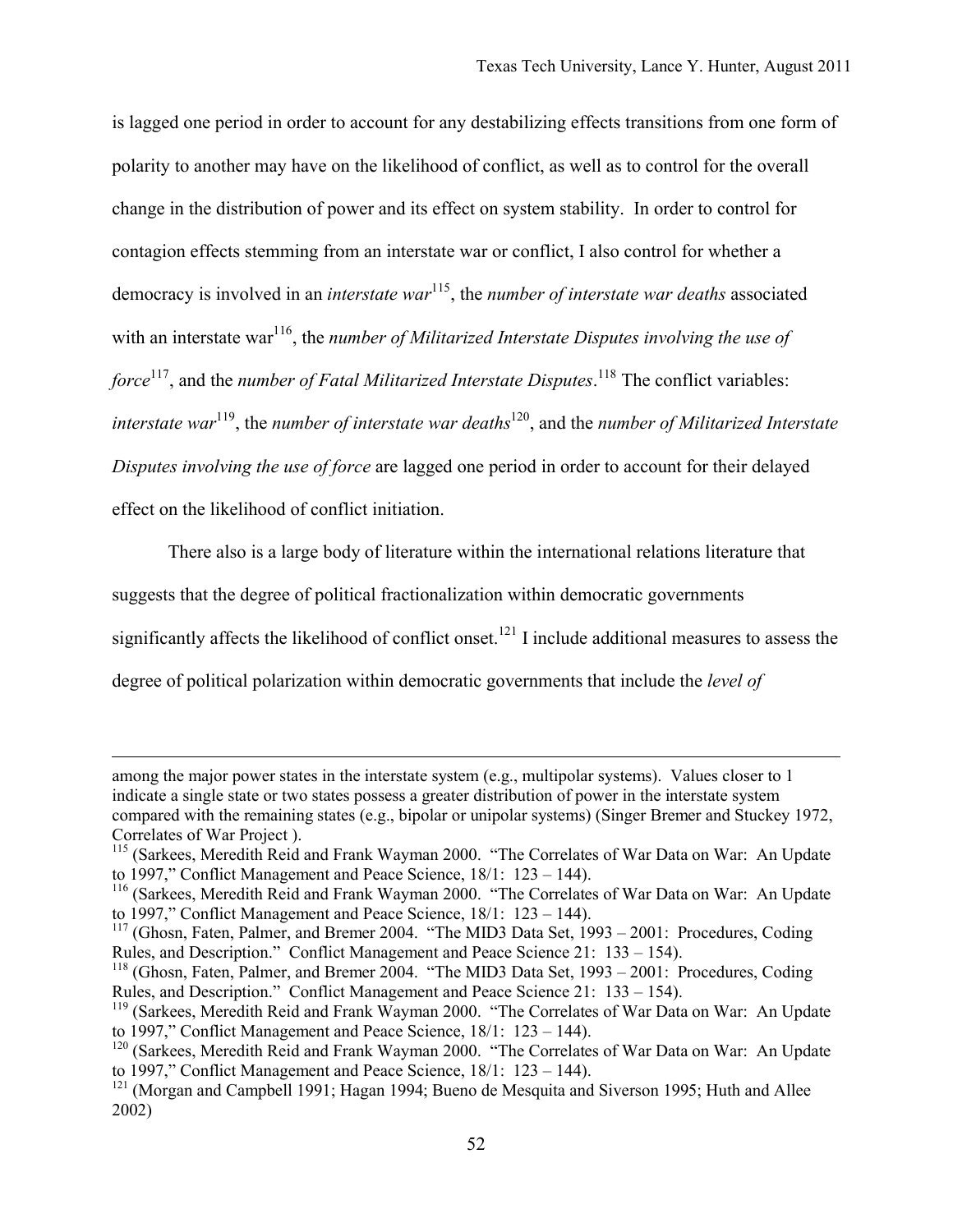is lagged one period in order to account for any destabilizing effects transitions from one form of polarity to another may have on the likelihood of conflict, as well as to control for the overall change in the distribution of power and its effect on system stability. In order to control for contagion effects stemming from an interstate war or conflict, I also control for whether a democracy is involved in an *interstate war*[115], the *number of interstate war deaths* associated with an interstate war[116], the *number of Militarized Interstate Disputes involving the use of force*[117], and the *number of Fatal Militarized Interstate Disputes*.[118] The conflict variables: *interstate war*[119], the *number of interstate war deaths*[120], and the *number of Militarized Interstate Disputes involving the use of force* are lagged one period in order to account for their delayed effect on the likelihood of conflict initiation.

There also is a large body of literature within the international relations literature that suggests that the degree of political fractionalization within democratic governments significantly affects the likelihood of conflict onset.[121] I include additional measures to assess the degree of political polarization within democratic governments that include the *level of*

---

among the major power states in the interstate system (e.g., multipolar systems). Values closer to 1 indicate a single state or two states possess a greater distribution of power in the interstate system compared with the remaining states (e.g., bipolar or unipolar systems) (Singer Bremer and Stuckey 1972, Correlates of War Project ).

[115] (Sarkees, Meredith Reid and Frank Wayman 2000. "The Correlates of War Data on War: An Update to 1997," Conflict Management and Peace Science, 18/1: 123 – 144).

[116] (Sarkees, Meredith Reid and Frank Wayman 2000. "The Correlates of War Data on War: An Update to 1997," Conflict Management and Peace Science, 18/1: 123 – 144).

[117] (Ghosn, Faten, Palmer, and Bremer 2004. "The MID3 Data Set, 1993 – 2001: Procedures, Coding Rules, and Description." Conflict Management and Peace Science 21: 133 – 154).

[118] (Ghosn, Faten, Palmer, and Bremer 2004. "The MID3 Data Set, 1993 – 2001: Procedures, Coding Rules, and Description." Conflict Management and Peace Science 21: 133 – 154).

[119] (Sarkees, Meredith Reid and Frank Wayman 2000. "The Correlates of War Data on War: An Update to 1997," Conflict Management and Peace Science, 18/1: 123 – 144).

[120] (Sarkees, Meredith Reid and Frank Wayman 2000. "The Correlates of War Data on War: An Update to 1997," Conflict Management and Peace Science, 18/1: 123 – 144).

[121] (Morgan and Campbell 1991; Hagan 1994; Bueno de Mesquita and Siverson 1995; Huth and Allee 2002)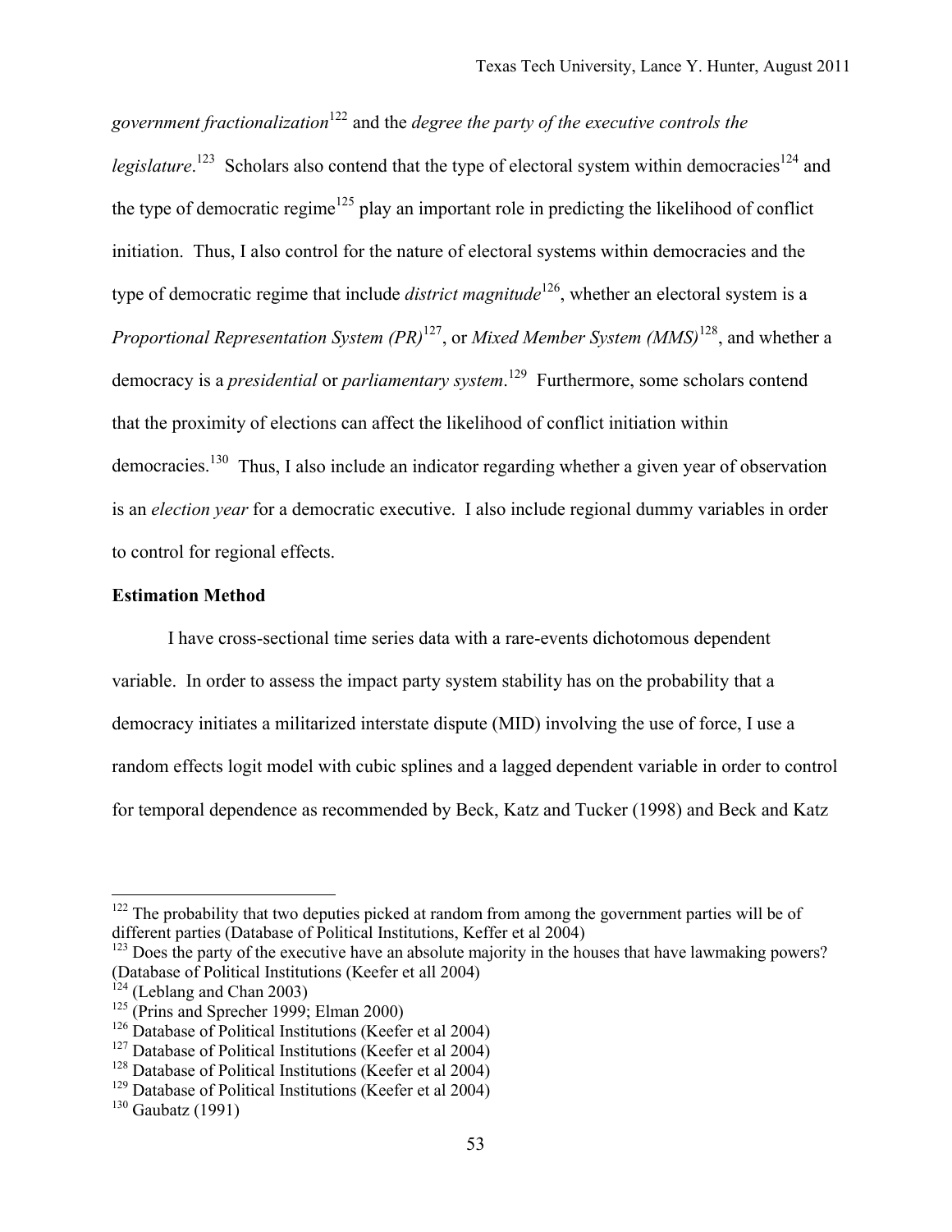*government fractionalization*[122] and the *degree the party of the executive controls the legislature*.[123] Scholars also contend that the type of electoral system within democracies[124] and the type of democratic regime[125] play an important role in predicting the likelihood of conflict initiation. Thus, I also control for the nature of electoral systems within democracies and the type of democratic regime that include *district magnitude*[126], whether an electoral system is a *Proportional Representation System (PR)*[127], or *Mixed Member System (MMS)*[128], and whether a democracy is a *presidential* or *parliamentary system*.[129] Furthermore, some scholars contend that the proximity of elections can affect the likelihood of conflict initiation within democracies.[130] Thus, I also include an indicator regarding whether a given year of observation is an *election year* for a democratic executive. I also include regional dummy variables in order to control for regional effects.

**Estimation Method**

I have cross-sectional time series data with a rare-events dichotomous dependent variable. In order to assess the impact party system stability has on the probability that a democracy initiates a militarized interstate dispute (MID) involving the use of force, I use a random effects logit model with cubic splines and a lagged dependent variable in order to control for temporal dependence as recommended by Beck, Katz and Tucker (1998) and Beck and Katz

---

[122] The probability that two deputies picked at random from among the government parties will be of different parties (Database of Political Institutions, Keffer et al 2004)

[123] Does the party of the executive have an absolute majority in the houses that have lawmaking powers? (Database of Political Institutions (Keefer et all 2004)

[124] (Leblang and Chan 2003)

[125] (Prins and Sprecher 1999; Elman 2000)

[126] Database of Political Institutions (Keefer et al 2004)

[127] Database of Political Institutions (Keefer et al 2004)

[128] Database of Political Institutions (Keefer et al 2004)

[129] Database of Political Institutions (Keefer et al 2004)

[130] Gaubatz (1991)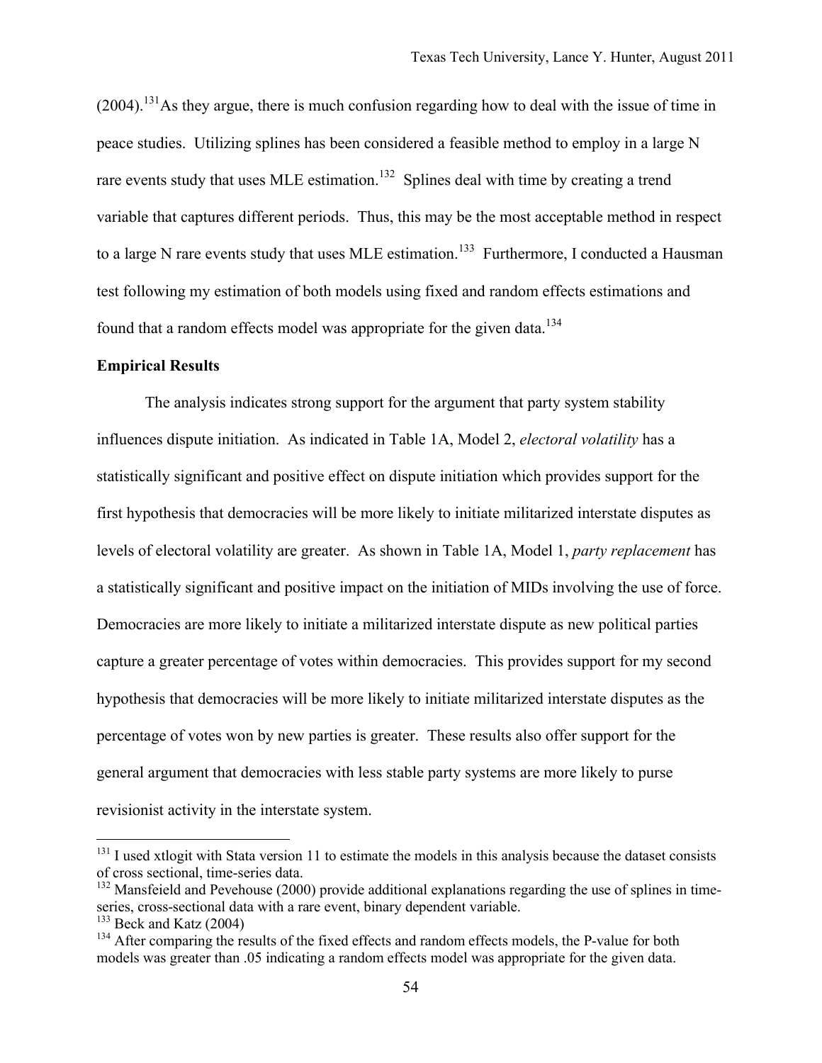(2004).[131] As they argue, there is much confusion regarding how to deal with the issue of time in peace studies. Utilizing splines has been considered a feasible method to employ in a large N rare events study that uses MLE estimation.[132] Splines deal with time by creating a trend variable that captures different periods. Thus, this may be the most acceptable method in respect to a large N rare events study that uses MLE estimation.[133] Furthermore, I conducted a Hausman test following my estimation of both models using fixed and random effects estimations and found that a random effects model was appropriate for the given data.[134]

**Empirical Results**

The analysis indicates strong support for the argument that party system stability influences dispute initiation. As indicated in Table 1A, Model 2, *electoral volatility* has a statistically significant and positive effect on dispute initiation which provides support for the first hypothesis that democracies will be more likely to initiate militarized interstate disputes as levels of electoral volatility are greater. As shown in Table 1A, Model 1, *party replacement* has a statistically significant and positive impact on the initiation of MIDs involving the use of force. Democracies are more likely to initiate a militarized interstate dispute as new political parties capture a greater percentage of votes within democracies. This provides support for my second hypothesis that democracies will be more likely to initiate militarized interstate disputes as the percentage of votes won by new parties is greater. These results also offer support for the general argument that democracies with less stable party systems are more likely to purse revisionist activity in the interstate system.

---

[131] I used xtlogit with Stata version 11 to estimate the models in this analysis because the dataset consists of cross sectional, time-series data.

[132] Mansfeield and Pevehouse (2000) provide additional explanations regarding the use of splines in time-series, cross-sectional data with a rare event, binary dependent variable.

[133] Beck and Katz (2004)

[134] After comparing the results of the fixed effects and random effects models, the P-value for both models was greater than .05 indicating a random effects model was appropriate for the given data.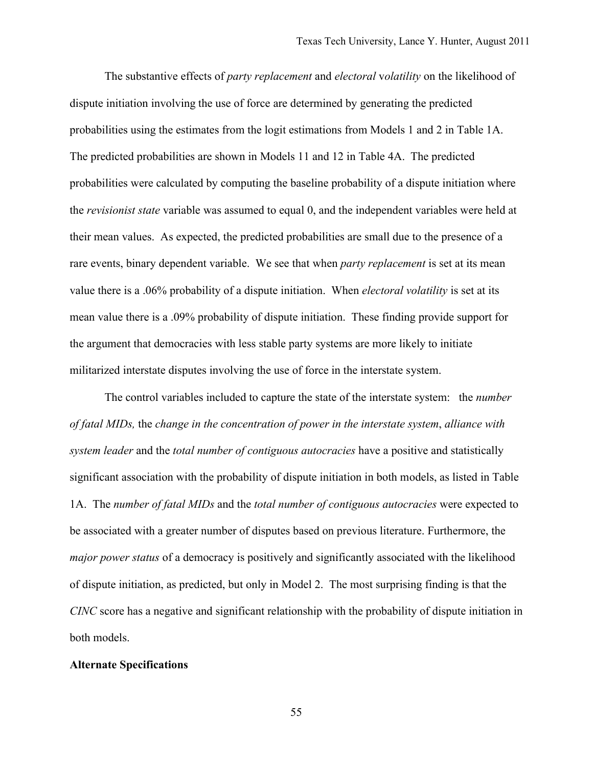The substantive effects of *party replacement* and *electoral* v*olatility* on the likelihood of dispute initiation involving the use of force are determined by generating the predicted probabilities using the estimates from the logit estimations from Models 1 and 2 in Table 1A. The predicted probabilities are shown in Models 11 and 12 in Table 4A. The predicted probabilities were calculated by computing the baseline probability of a dispute initiation where the *revisionist state* variable was assumed to equal 0, and the independent variables were held at their mean values. As expected, the predicted probabilities are small due to the presence of a rare events, binary dependent variable. We see that when *party replacement* is set at its mean value there is a .06% probability of a dispute initiation. When *electoral volatility* is set at its mean value there is a .09% probability of dispute initiation. These finding provide support for the argument that democracies with less stable party systems are more likely to initiate militarized interstate disputes involving the use of force in the interstate system.

The control variables included to capture the state of the interstate system: the *number of fatal MIDs,* the *change in the concentration of power in the interstate system*, *alliance with system leader* and the *total number of contiguous autocracies* have a positive and statistically significant association with the probability of dispute initiation in both models, as listed in Table 1A. The *number of fatal MIDs* and the *total number of contiguous autocracies* were expected to be associated with a greater number of disputes based on previous literature. Furthermore, the *major power status* of a democracy is positively and significantly associated with the likelihood of dispute initiation, as predicted, but only in Model 2. The most surprising finding is that the *CINC* score has a negative and significant relationship with the probability of dispute initiation in both models.

**Alternate Specifications**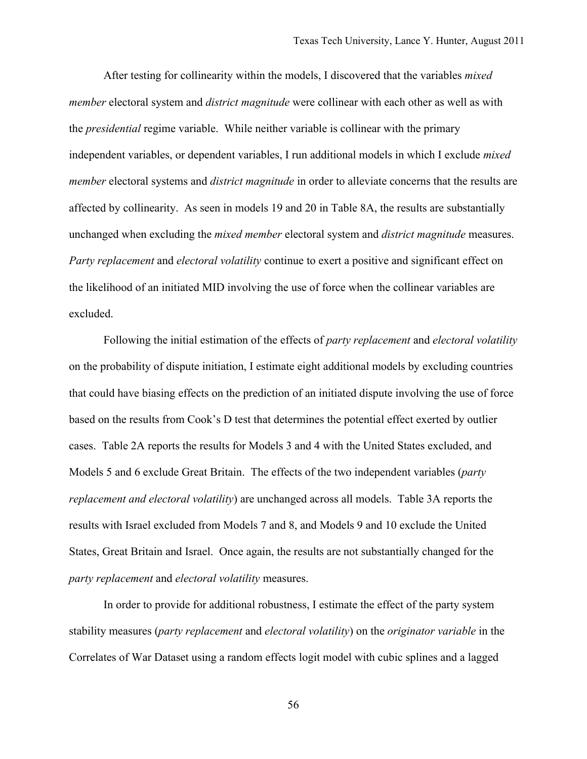After testing for collinearity within the models, I discovered that the variables *mixed member* electoral system and *district magnitude* were collinear with each other as well as with the *presidential* regime variable. While neither variable is collinear with the primary independent variables, or dependent variables, I run additional models in which I exclude *mixed member* electoral systems and *district magnitude* in order to alleviate concerns that the results are affected by collinearity. As seen in models 19 and 20 in Table 8A, the results are substantially unchanged when excluding the *mixed member* electoral system and *district magnitude* measures. *Party replacement* and *electoral volatility* continue to exert a positive and significant effect on the likelihood of an initiated MID involving the use of force when the collinear variables are excluded.

Following the initial estimation of the effects of *party replacement* and *electoral volatility* on the probability of dispute initiation, I estimate eight additional models by excluding countries that could have biasing effects on the prediction of an initiated dispute involving the use of force based on the results from Cook's D test that determines the potential effect exerted by outlier cases. Table 2A reports the results for Models 3 and 4 with the United States excluded, and Models 5 and 6 exclude Great Britain. The effects of the two independent variables (*party replacement and electoral volatility*) are unchanged across all models. Table 3A reports the results with Israel excluded from Models 7 and 8, and Models 9 and 10 exclude the United States, Great Britain and Israel. Once again, the results are not substantially changed for the *party replacement* and *electoral volatility* measures.

In order to provide for additional robustness, I estimate the effect of the party system stability measures (*party replacement* and *electoral volatility*) on the *originator variable* in the Correlates of War Dataset using a random effects logit model with cubic splines and a lagged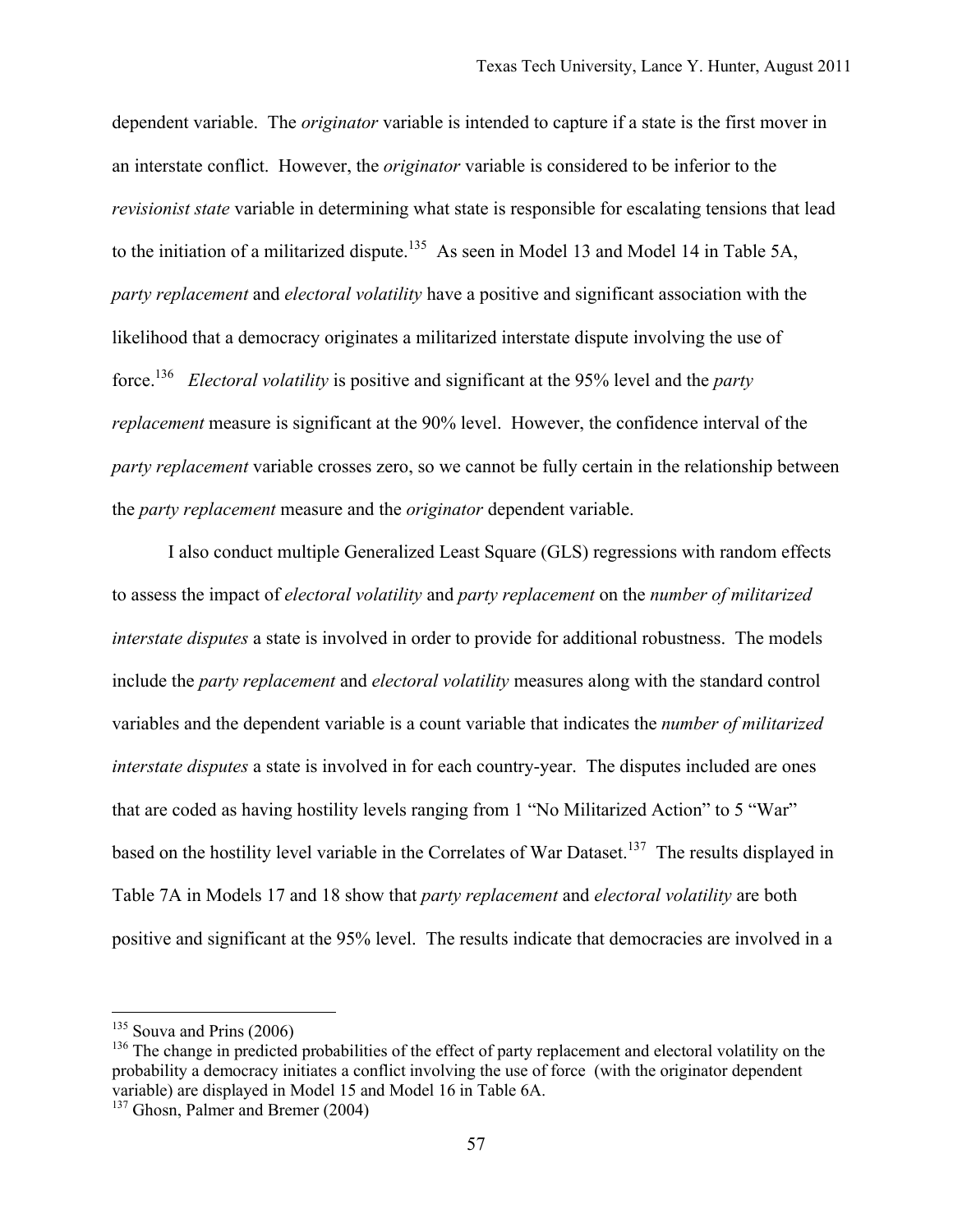dependent variable. The *originator* variable is intended to capture if a state is the first mover in an interstate conflict. However, the *originator* variable is considered to be inferior to the *revisionist state* variable in determining what state is responsible for escalating tensions that lead to the initiation of a militarized dispute.[135] As seen in Model 13 and Model 14 in Table 5A, *party replacement* and *electoral volatility* have a positive and significant association with the likelihood that a democracy originates a militarized interstate dispute involving the use of force.[136] *Electoral volatility* is positive and significant at the 95% level and the *party replacement* measure is significant at the 90% level. However, the confidence interval of the *party replacement* variable crosses zero, so we cannot be fully certain in the relationship between the *party replacement* measure and the *originator* dependent variable.

I also conduct multiple Generalized Least Square (GLS) regressions with random effects to assess the impact of *electoral volatility* and *party replacement* on the *number of militarized interstate disputes* a state is involved in order to provide for additional robustness. The models include the *party replacement* and *electoral volatility* measures along with the standard control variables and the dependent variable is a count variable that indicates the *number of militarized interstate disputes* a state is involved in for each country-year. The disputes included are ones that are coded as having hostility levels ranging from 1 "No Militarized Action" to 5 "War" based on the hostility level variable in the Correlates of War Dataset.[137] The results displayed in Table 7A in Models 17 and 18 show that *party replacement* and *electoral volatility* are both positive and significant at the 95% level. The results indicate that democracies are involved in a

---

[135] Souva and Prins (2006)

[136] The change in predicted probabilities of the effect of party replacement and electoral volatility on the probability a democracy initiates a conflict involving the use of force (with the originator dependent variable) are displayed in Model 15 and Model 16 in Table 6A.

[137] Ghosn, Palmer and Bremer (2004)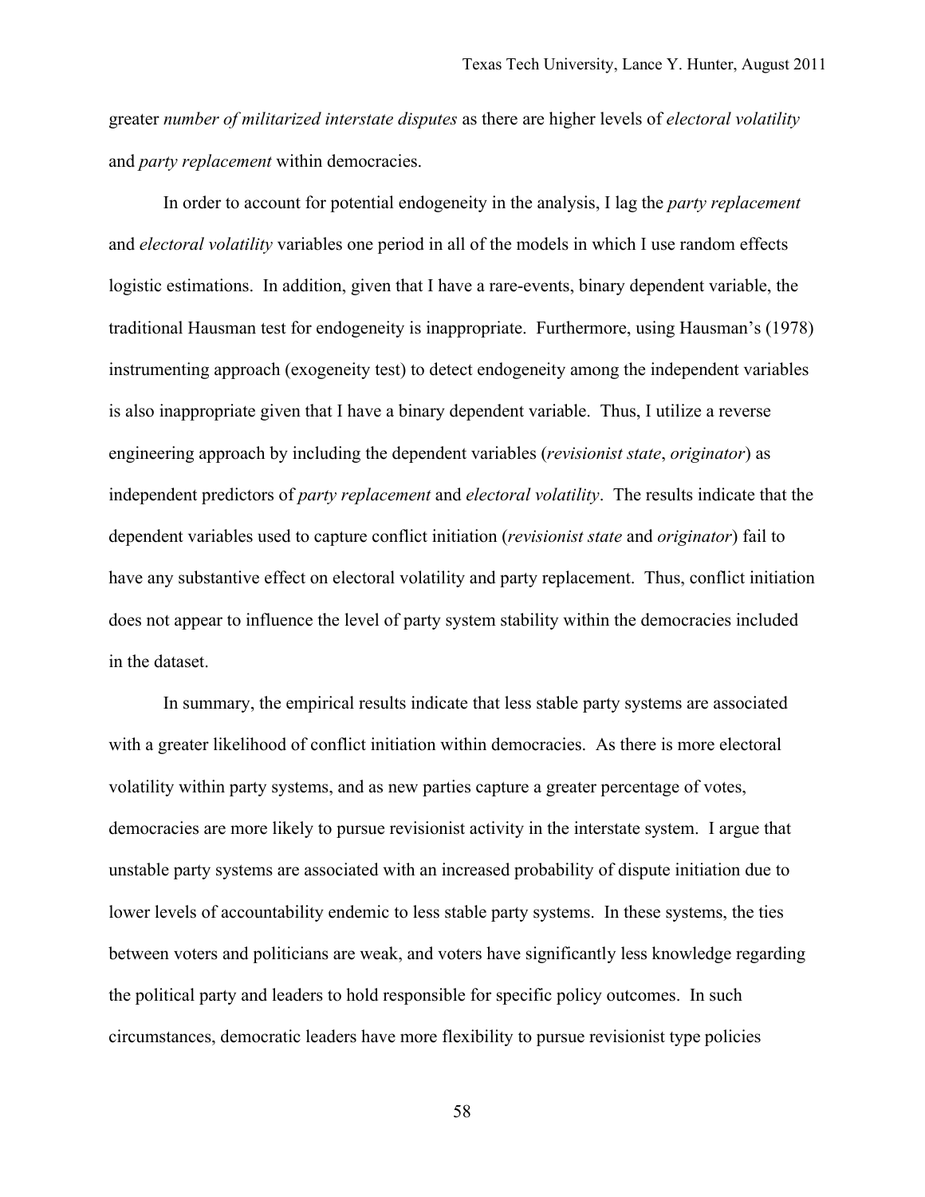greater *number of militarized interstate disputes* as there are higher levels of *electoral volatility* and *party replacement* within democracies.

In order to account for potential endogeneity in the analysis, I lag the *party replacement* and *electoral volatility* variables one period in all of the models in which I use random effects logistic estimations. In addition, given that I have a rare-events, binary dependent variable, the traditional Hausman test for endogeneity is inappropriate. Furthermore, using Hausman's (1978) instrumenting approach (exogeneity test) to detect endogeneity among the independent variables is also inappropriate given that I have a binary dependent variable. Thus, I utilize a reverse engineering approach by including the dependent variables (*revisionist state*, *originator*) as independent predictors of *party replacement* and *electoral volatility*. The results indicate that the dependent variables used to capture conflict initiation (*revisionist state* and *originator*) fail to have any substantive effect on electoral volatility and party replacement. Thus, conflict initiation does not appear to influence the level of party system stability within the democracies included in the dataset.

In summary, the empirical results indicate that less stable party systems are associated with a greater likelihood of conflict initiation within democracies. As there is more electoral volatility within party systems, and as new parties capture a greater percentage of votes, democracies are more likely to pursue revisionist activity in the interstate system. I argue that unstable party systems are associated with an increased probability of dispute initiation due to lower levels of accountability endemic to less stable party systems. In these systems, the ties between voters and politicians are weak, and voters have significantly less knowledge regarding the political party and leaders to hold responsible for specific policy outcomes. In such circumstances, democratic leaders have more flexibility to pursue revisionist type policies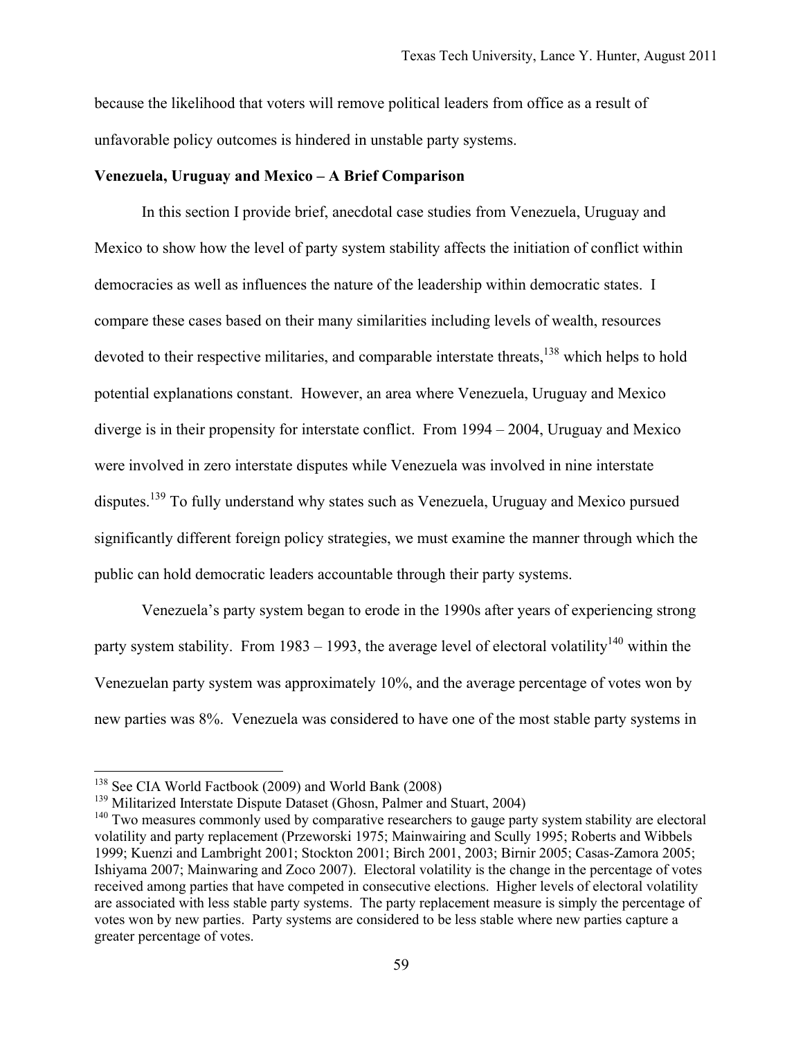because the likelihood that voters will remove political leaders from office as a result of unfavorable policy outcomes is hindered in unstable party systems.

**Venezuela, Uruguay and Mexico – A Brief Comparison**

In this section I provide brief, anecdotal case studies from Venezuela, Uruguay and Mexico to show how the level of party system stability affects the initiation of conflict within democracies as well as influences the nature of the leadership within democratic states. I compare these cases based on their many similarities including levels of wealth, resources devoted to their respective militaries, and comparable interstate threats,[138] which helps to hold potential explanations constant. However, an area where Venezuela, Uruguay and Mexico diverge is in their propensity for interstate conflict. From 1994 – 2004, Uruguay and Mexico were involved in zero interstate disputes while Venezuela was involved in nine interstate disputes.[139] To fully understand why states such as Venezuela, Uruguay and Mexico pursued significantly different foreign policy strategies, we must examine the manner through which the public can hold democratic leaders accountable through their party systems.

Venezuela's party system began to erode in the 1990s after years of experiencing strong party system stability. From 1983 – 1993, the average level of electoral volatility[140] within the Venezuelan party system was approximately 10%, and the average percentage of votes won by new parties was 8%. Venezuela was considered to have one of the most stable party systems in

---

[138] See CIA World Factbook (2009) and World Bank (2008)

[139] Militarized Interstate Dispute Dataset (Ghosn, Palmer and Stuart, 2004)

[140] Two measures commonly used by comparative researchers to gauge party system stability are electoral volatility and party replacement (Przeworski 1975; Mainwairing and Scully 1995; Roberts and Wibbels 1999; Kuenzi and Lambright 2001; Stockton 2001; Birch 2001, 2003; Birnir 2005; Casas-Zamora 2005; Ishiyama 2007; Mainwaring and Zoco 2007). Electoral volatility is the change in the percentage of votes received among parties that have competed in consecutive elections. Higher levels of electoral volatility are associated with less stable party systems. The party replacement measure is simply the percentage of votes won by new parties. Party systems are considered to be less stable where new parties capture a greater percentage of votes.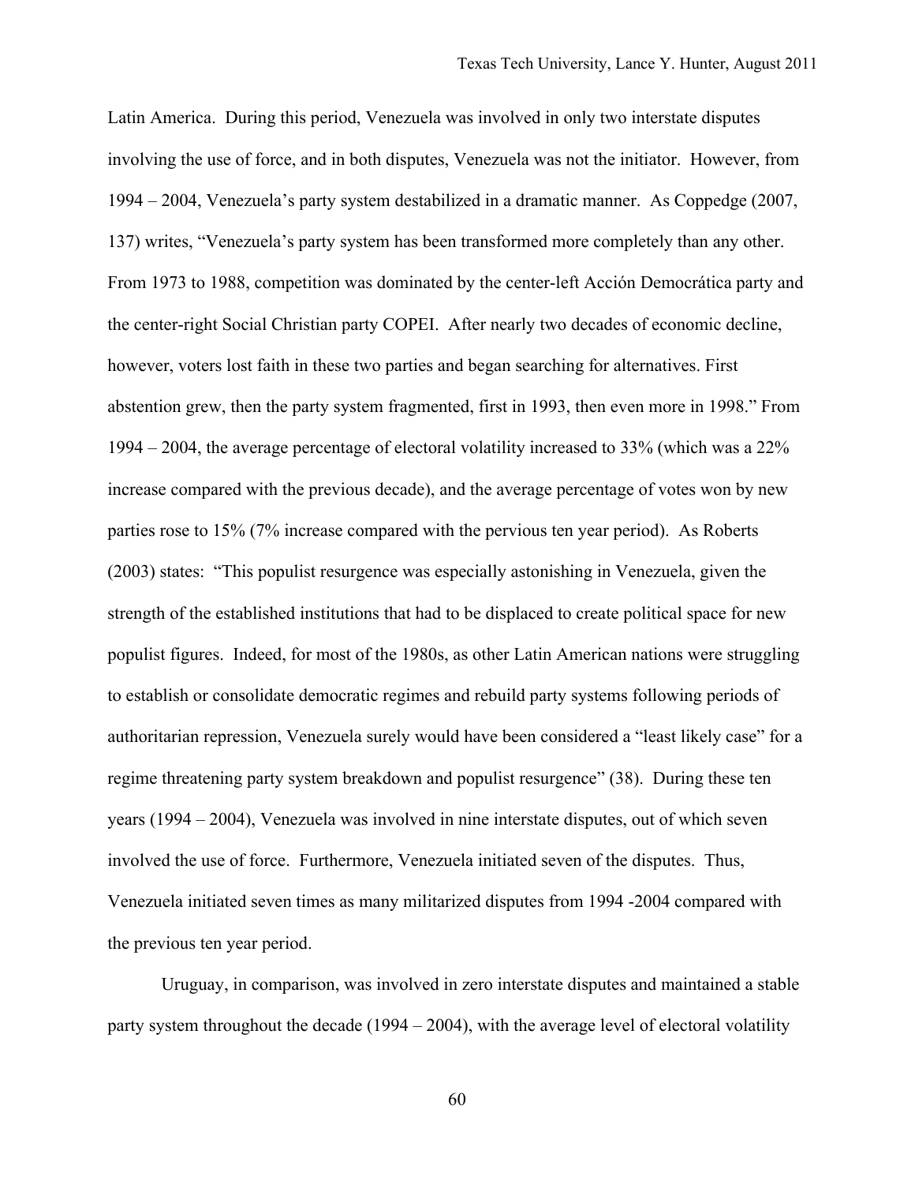Latin America. During this period, Venezuela was involved in only two interstate disputes involving the use of force, and in both disputes, Venezuela was not the initiator. However, from 1994 – 2004, Venezuela's party system destabilized in a dramatic manner. As Coppedge (2007, 137) writes, "Venezuela's party system has been transformed more completely than any other. From 1973 to 1988, competition was dominated by the center-left Acción Democrática party and the center-right Social Christian party COPEI. After nearly two decades of economic decline, however, voters lost faith in these two parties and began searching for alternatives. First abstention grew, then the party system fragmented, first in 1993, then even more in 1998." From 1994 – 2004, the average percentage of electoral volatility increased to 33% (which was a 22% increase compared with the previous decade), and the average percentage of votes won by new parties rose to 15% (7% increase compared with the pervious ten year period). As Roberts (2003) states: "This populist resurgence was especially astonishing in Venezuela, given the strength of the established institutions that had to be displaced to create political space for new populist figures. Indeed, for most of the 1980s, as other Latin American nations were struggling to establish or consolidate democratic regimes and rebuild party systems following periods of authoritarian repression, Venezuela surely would have been considered a "least likely case" for a regime threatening party system breakdown and populist resurgence" (38). During these ten years (1994 – 2004), Venezuela was involved in nine interstate disputes, out of which seven involved the use of force. Furthermore, Venezuela initiated seven of the disputes. Thus, Venezuela initiated seven times as many militarized disputes from 1994 -2004 compared with the previous ten year period.

Uruguay, in comparison, was involved in zero interstate disputes and maintained a stable party system throughout the decade (1994 – 2004), with the average level of electoral volatility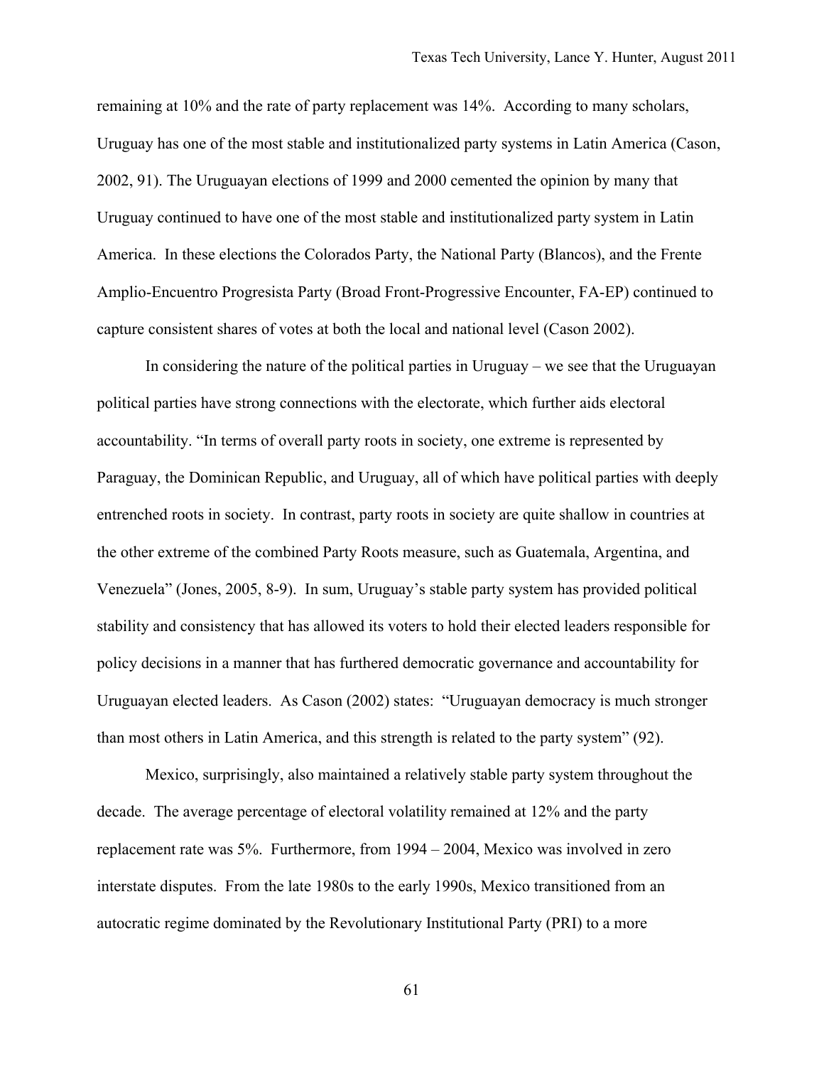remaining at 10% and the rate of party replacement was 14%. According to many scholars, Uruguay has one of the most stable and institutionalized party systems in Latin America (Cason, 2002, 91). The Uruguayan elections of 1999 and 2000 cemented the opinion by many that Uruguay continued to have one of the most stable and institutionalized party system in Latin America. In these elections the Colorados Party, the National Party (Blancos), and the Frente Amplio-Encuentro Progresista Party (Broad Front-Progressive Encounter, FA-EP) continued to capture consistent shares of votes at both the local and national level (Cason 2002).

In considering the nature of the political parties in Uruguay – we see that the Uruguayan political parties have strong connections with the electorate, which further aids electoral accountability. "In terms of overall party roots in society, one extreme is represented by Paraguay, the Dominican Republic, and Uruguay, all of which have political parties with deeply entrenched roots in society. In contrast, party roots in society are quite shallow in countries at the other extreme of the combined Party Roots measure, such as Guatemala, Argentina, and Venezuela" (Jones, 2005, 8-9). In sum, Uruguay's stable party system has provided political stability and consistency that has allowed its voters to hold their elected leaders responsible for policy decisions in a manner that has furthered democratic governance and accountability for Uruguayan elected leaders. As Cason (2002) states: "Uruguayan democracy is much stronger than most others in Latin America, and this strength is related to the party system" (92).

Mexico, surprisingly, also maintained a relatively stable party system throughout the decade. The average percentage of electoral volatility remained at 12% and the party replacement rate was 5%. Furthermore, from 1994 – 2004, Mexico was involved in zero interstate disputes. From the late 1980s to the early 1990s, Mexico transitioned from an autocratic regime dominated by the Revolutionary Institutional Party (PRI) to a more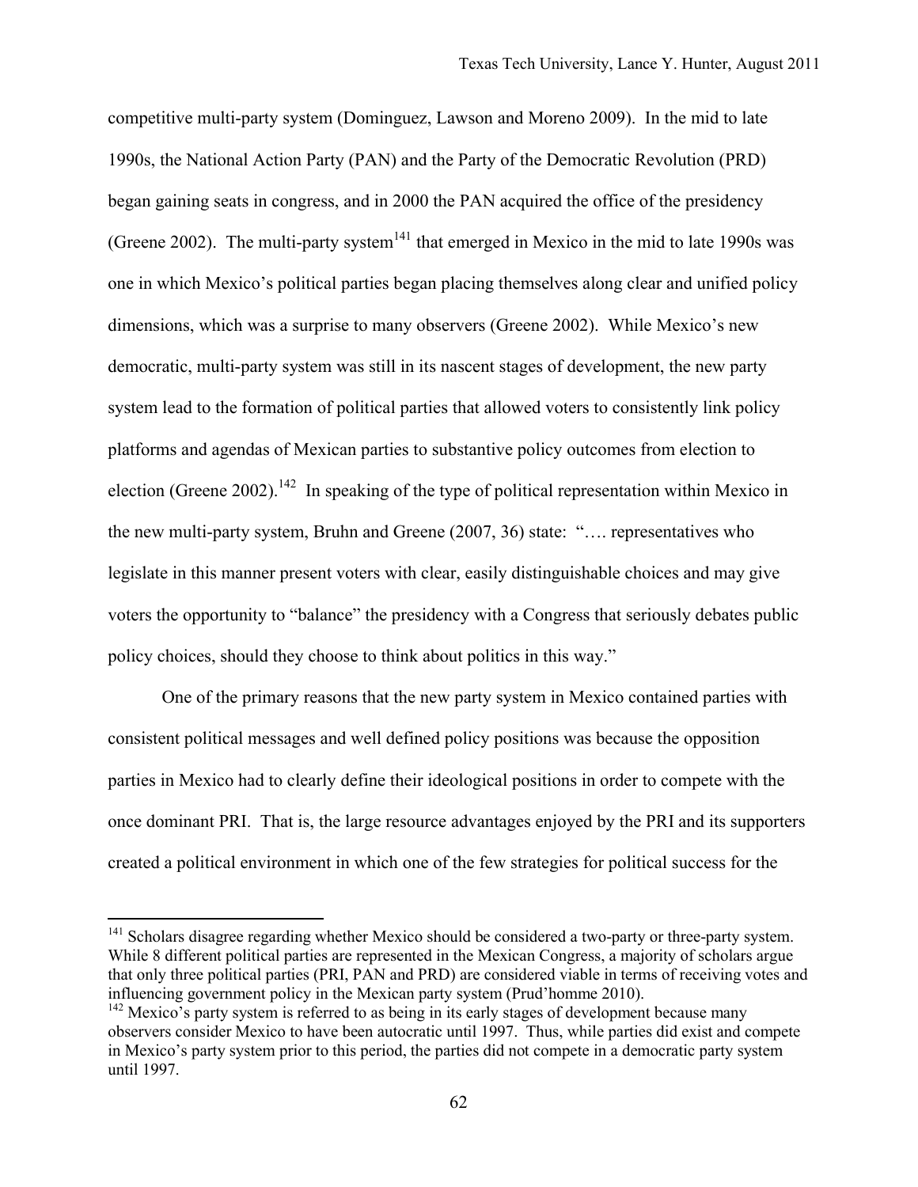competitive multi-party system (Dominguez, Lawson and Moreno 2009). In the mid to late 1990s, the National Action Party (PAN) and the Party of the Democratic Revolution (PRD) began gaining seats in congress, and in 2000 the PAN acquired the office of the presidency (Greene 2002). The multi-party system[141] that emerged in Mexico in the mid to late 1990s was one in which Mexico's political parties began placing themselves along clear and unified policy dimensions, which was a surprise to many observers (Greene 2002). While Mexico's new democratic, multi-party system was still in its nascent stages of development, the new party system lead to the formation of political parties that allowed voters to consistently link policy platforms and agendas of Mexican parties to substantive policy outcomes from election to election (Greene 2002).[142] In speaking of the type of political representation within Mexico in the new multi-party system, Bruhn and Greene (2007, 36) state: "…. representatives who legislate in this manner present voters with clear, easily distinguishable choices and may give voters the opportunity to "balance" the presidency with a Congress that seriously debates public policy choices, should they choose to think about politics in this way."

One of the primary reasons that the new party system in Mexico contained parties with consistent political messages and well defined policy positions was because the opposition parties in Mexico had to clearly define their ideological positions in order to compete with the once dominant PRI. That is, the large resource advantages enjoyed by the PRI and its supporters created a political environment in which one of the few strategies for political success for the

---

[141] Scholars disagree regarding whether Mexico should be considered a two-party or three-party system. While 8 different political parties are represented in the Mexican Congress, a majority of scholars argue that only three political parties (PRI, PAN and PRD) are considered viable in terms of receiving votes and influencing government policy in the Mexican party system (Prud'homme 2010).

[142] Mexico's party system is referred to as being in its early stages of development because many observers consider Mexico to have been autocratic until 1997. Thus, while parties did exist and compete in Mexico's party system prior to this period, the parties did not compete in a democratic party system until 1997.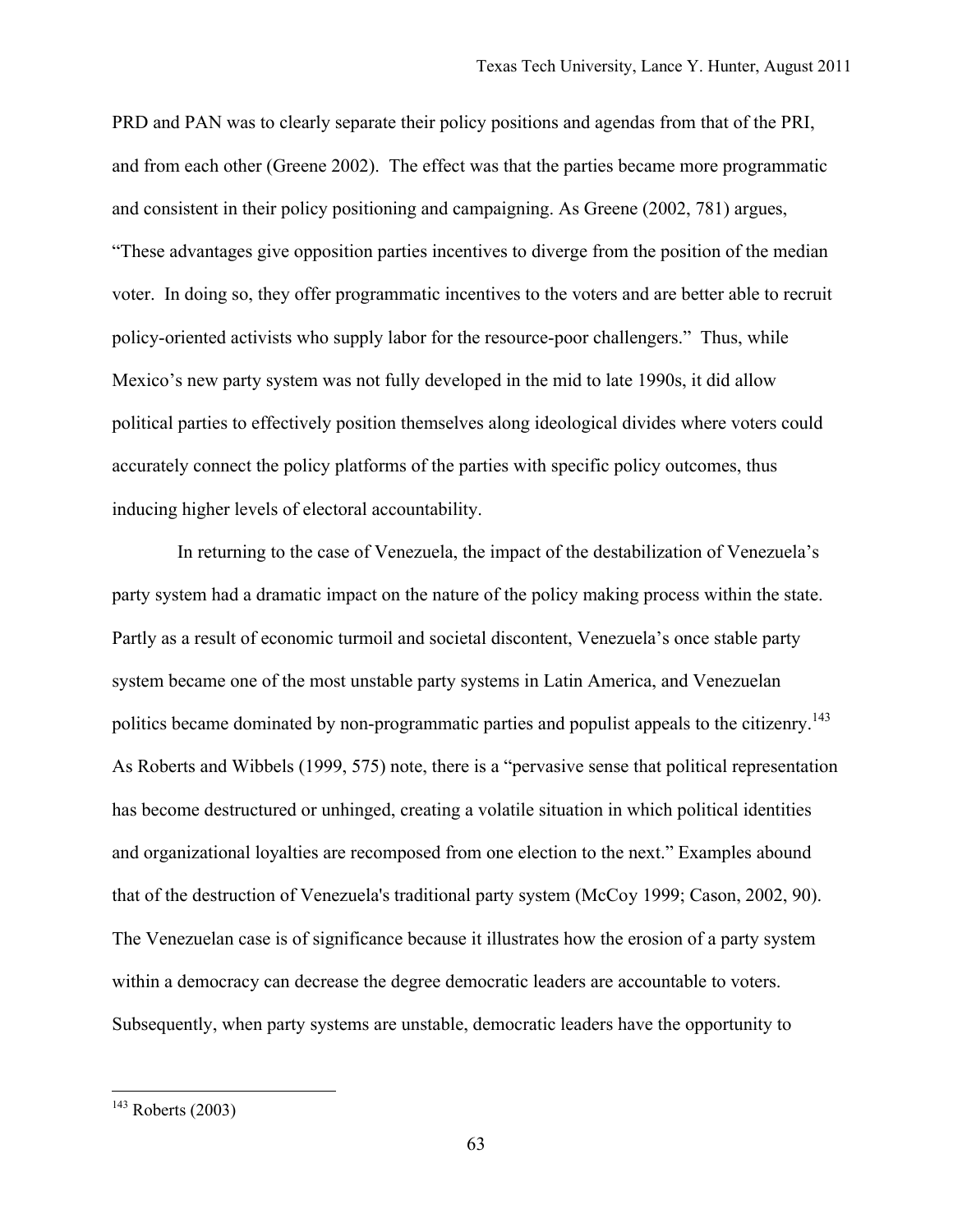PRD and PAN was to clearly separate their policy positions and agendas from that of the PRI, and from each other (Greene 2002). The effect was that the parties became more programmatic and consistent in their policy positioning and campaigning. As Greene (2002, 781) argues, "These advantages give opposition parties incentives to diverge from the position of the median voter. In doing so, they offer programmatic incentives to the voters and are better able to recruit policy-oriented activists who supply labor for the resource-poor challengers." Thus, while Mexico's new party system was not fully developed in the mid to late 1990s, it did allow political parties to effectively position themselves along ideological divides where voters could accurately connect the policy platforms of the parties with specific policy outcomes, thus inducing higher levels of electoral accountability.

In returning to the case of Venezuela, the impact of the destabilization of Venezuela's party system had a dramatic impact on the nature of the policy making process within the state. Partly as a result of economic turmoil and societal discontent, Venezuela's once stable party system became one of the most unstable party systems in Latin America, and Venezuelan politics became dominated by non-programmatic parties and populist appeals to the citizenry.[143] As Roberts and Wibbels (1999, 575) note, there is a "pervasive sense that political representation has become destructured or unhinged, creating a volatile situation in which political identities and organizational loyalties are recomposed from one election to the next." Examples abound that of the destruction of Venezuela's traditional party system (McCoy 1999; Cason, 2002, 90). The Venezuelan case is of significance because it illustrates how the erosion of a party system within a democracy can decrease the degree democratic leaders are accountable to voters. Subsequently, when party systems are unstable, democratic leaders have the opportunity to

---

[143] Roberts (2003)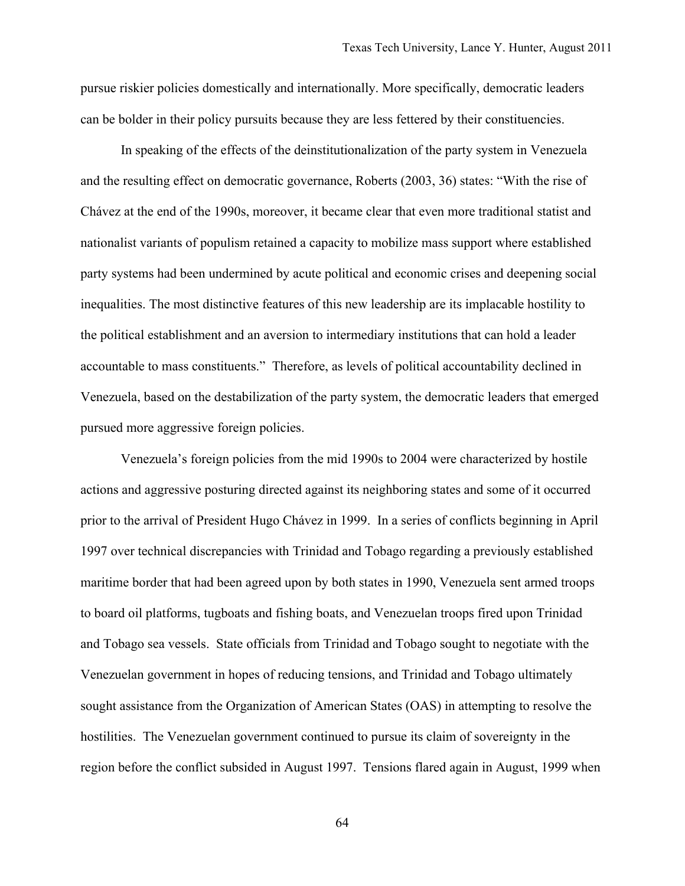pursue riskier policies domestically and internationally. More specifically, democratic leaders can be bolder in their policy pursuits because they are less fettered by their constituencies.

In speaking of the effects of the deinstitutionalization of the party system in Venezuela and the resulting effect on democratic governance, Roberts (2003, 36) states: "With the rise of Chávez at the end of the 1990s, moreover, it became clear that even more traditional statist and nationalist variants of populism retained a capacity to mobilize mass support where established party systems had been undermined by acute political and economic crises and deepening social inequalities. The most distinctive features of this new leadership are its implacable hostility to the political establishment and an aversion to intermediary institutions that can hold a leader accountable to mass constituents." Therefore, as levels of political accountability declined in Venezuela, based on the destabilization of the party system, the democratic leaders that emerged pursued more aggressive foreign policies.

Venezuela's foreign policies from the mid 1990s to 2004 were characterized by hostile actions and aggressive posturing directed against its neighboring states and some of it occurred prior to the arrival of President Hugo Chávez in 1999. In a series of conflicts beginning in April 1997 over technical discrepancies with Trinidad and Tobago regarding a previously established maritime border that had been agreed upon by both states in 1990, Venezuela sent armed troops to board oil platforms, tugboats and fishing boats, and Venezuelan troops fired upon Trinidad and Tobago sea vessels. State officials from Trinidad and Tobago sought to negotiate with the Venezuelan government in hopes of reducing tensions, and Trinidad and Tobago ultimately sought assistance from the Organization of American States (OAS) in attempting to resolve the hostilities. The Venezuelan government continued to pursue its claim of sovereignty in the region before the conflict subsided in August 1997. Tensions flared again in August, 1999 when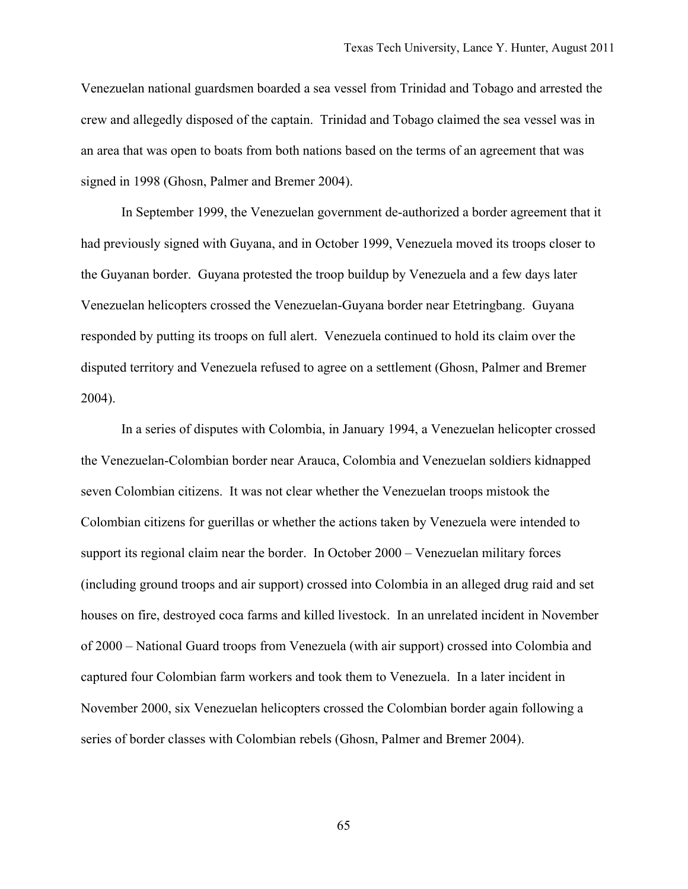Venezuelan national guardsmen boarded a sea vessel from Trinidad and Tobago and arrested the crew and allegedly disposed of the captain. Trinidad and Tobago claimed the sea vessel was in an area that was open to boats from both nations based on the terms of an agreement that was signed in 1998 (Ghosn, Palmer and Bremer 2004).

In September 1999, the Venezuelan government de-authorized a border agreement that it had previously signed with Guyana, and in October 1999, Venezuela moved its troops closer to the Guyanan border. Guyana protested the troop buildup by Venezuela and a few days later Venezuelan helicopters crossed the Venezuelan-Guyana border near Etetringbang. Guyana responded by putting its troops on full alert. Venezuela continued to hold its claim over the disputed territory and Venezuela refused to agree on a settlement (Ghosn, Palmer and Bremer 2004).

In a series of disputes with Colombia, in January 1994, a Venezuelan helicopter crossed the Venezuelan-Colombian border near Arauca, Colombia and Venezuelan soldiers kidnapped seven Colombian citizens. It was not clear whether the Venezuelan troops mistook the Colombian citizens for guerillas or whether the actions taken by Venezuela were intended to support its regional claim near the border. In October 2000 – Venezuelan military forces (including ground troops and air support) crossed into Colombia in an alleged drug raid and set houses on fire, destroyed coca farms and killed livestock. In an unrelated incident in November of 2000 – National Guard troops from Venezuela (with air support) crossed into Colombia and captured four Colombian farm workers and took them to Venezuela. In a later incident in November 2000, six Venezuelan helicopters crossed the Colombian border again following a series of border classes with Colombian rebels (Ghosn, Palmer and Bremer 2004).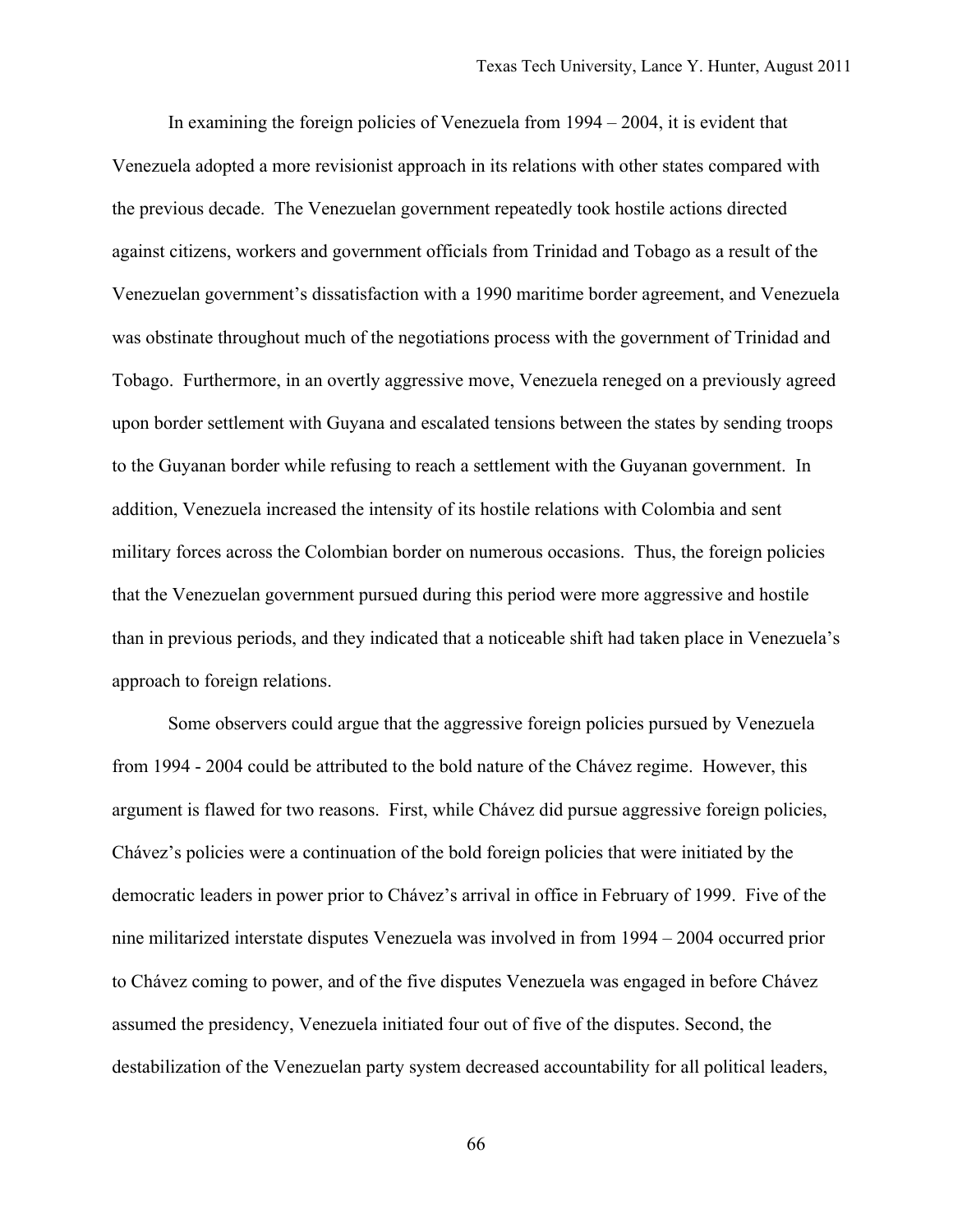In examining the foreign policies of Venezuela from 1994 – 2004, it is evident that Venezuela adopted a more revisionist approach in its relations with other states compared with the previous decade. The Venezuelan government repeatedly took hostile actions directed against citizens, workers and government officials from Trinidad and Tobago as a result of the Venezuelan government's dissatisfaction with a 1990 maritime border agreement, and Venezuela was obstinate throughout much of the negotiations process with the government of Trinidad and Tobago. Furthermore, in an overtly aggressive move, Venezuela reneged on a previously agreed upon border settlement with Guyana and escalated tensions between the states by sending troops to the Guyanan border while refusing to reach a settlement with the Guyanan government. In addition, Venezuela increased the intensity of its hostile relations with Colombia and sent military forces across the Colombian border on numerous occasions. Thus, the foreign policies that the Venezuelan government pursued during this period were more aggressive and hostile than in previous periods, and they indicated that a noticeable shift had taken place in Venezuela's approach to foreign relations.

Some observers could argue that the aggressive foreign policies pursued by Venezuela from 1994 - 2004 could be attributed to the bold nature of the Chávez regime. However, this argument is flawed for two reasons. First, while Chávez did pursue aggressive foreign policies, Chávez's policies were a continuation of the bold foreign policies that were initiated by the democratic leaders in power prior to Chávez's arrival in office in February of 1999. Five of the nine militarized interstate disputes Venezuela was involved in from 1994 – 2004 occurred prior to Chávez coming to power, and of the five disputes Venezuela was engaged in before Chávez assumed the presidency, Venezuela initiated four out of five of the disputes. Second, the destabilization of the Venezuelan party system decreased accountability for all political leaders,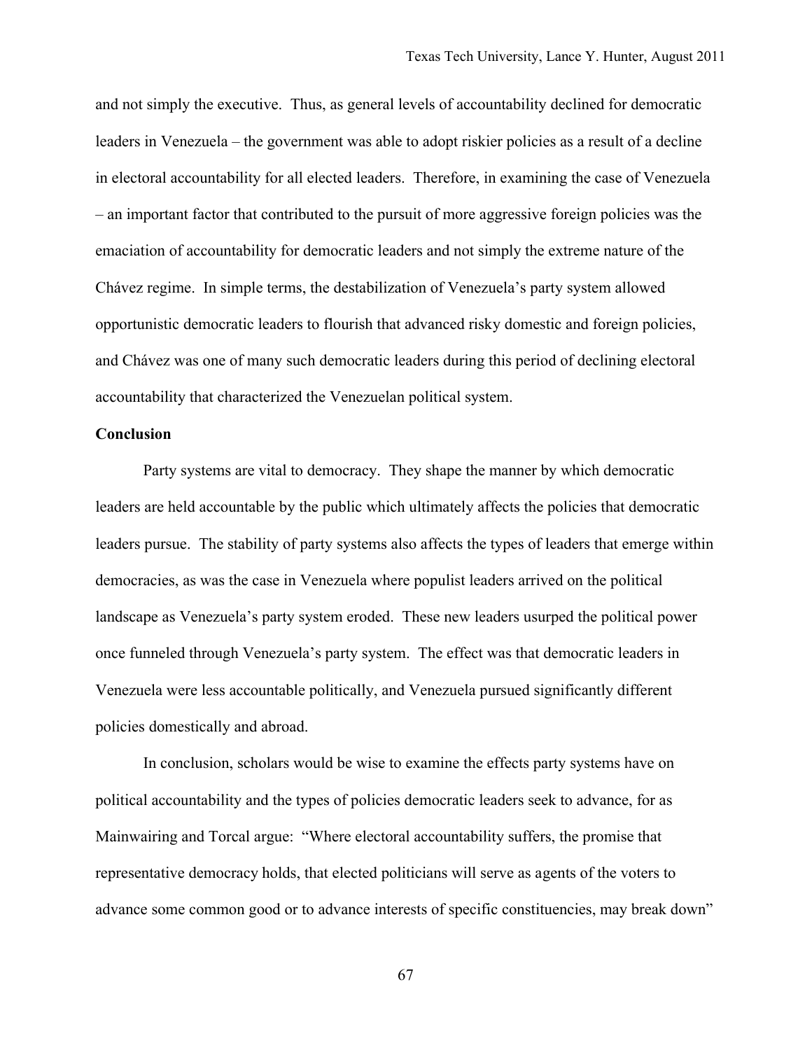and not simply the executive. Thus, as general levels of accountability declined for democratic leaders in Venezuela – the government was able to adopt riskier policies as a result of a decline in electoral accountability for all elected leaders. Therefore, in examining the case of Venezuela – an important factor that contributed to the pursuit of more aggressive foreign policies was the emaciation of accountability for democratic leaders and not simply the extreme nature of the Chávez regime. In simple terms, the destabilization of Venezuela's party system allowed opportunistic democratic leaders to flourish that advanced risky domestic and foreign policies, and Chávez was one of many such democratic leaders during this period of declining electoral accountability that characterized the Venezuelan political system.

**Conclusion**

Party systems are vital to democracy. They shape the manner by which democratic leaders are held accountable by the public which ultimately affects the policies that democratic leaders pursue. The stability of party systems also affects the types of leaders that emerge within democracies, as was the case in Venezuela where populist leaders arrived on the political landscape as Venezuela's party system eroded. These new leaders usurped the political power once funneled through Venezuela's party system. The effect was that democratic leaders in Venezuela were less accountable politically, and Venezuela pursued significantly different policies domestically and abroad.

In conclusion, scholars would be wise to examine the effects party systems have on political accountability and the types of policies democratic leaders seek to advance, for as Mainwairing and Torcal argue: "Where electoral accountability suffers, the promise that representative democracy holds, that elected politicians will serve as agents of the voters to advance some common good or to advance interests of specific constituencies, may break down"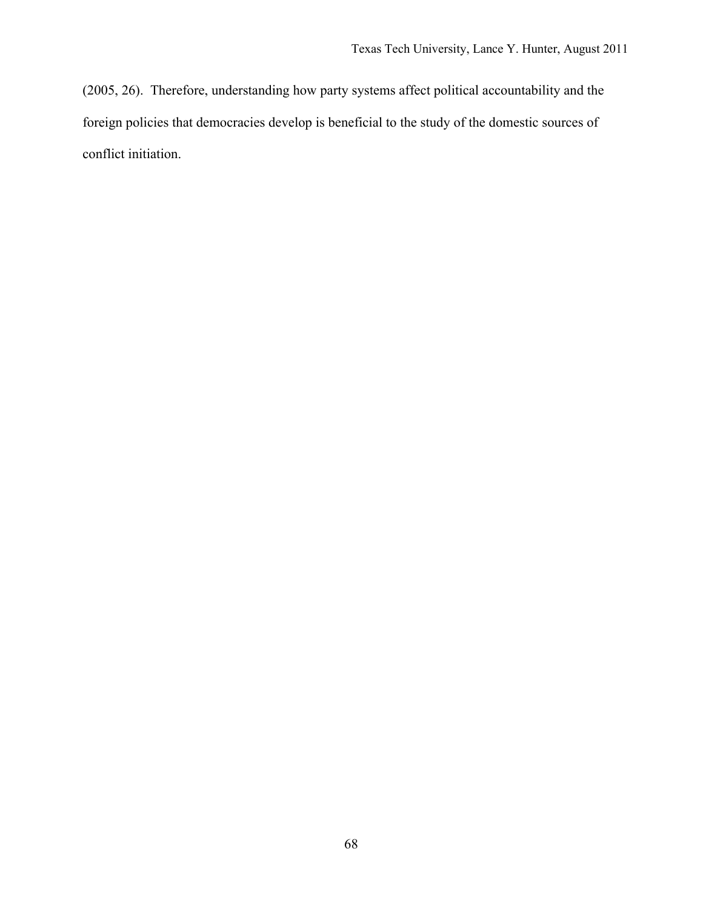(2005, 26). Therefore, understanding how party systems affect political accountability and the foreign policies that democracies develop is beneficial to the study of the domestic sources of conflict initiation.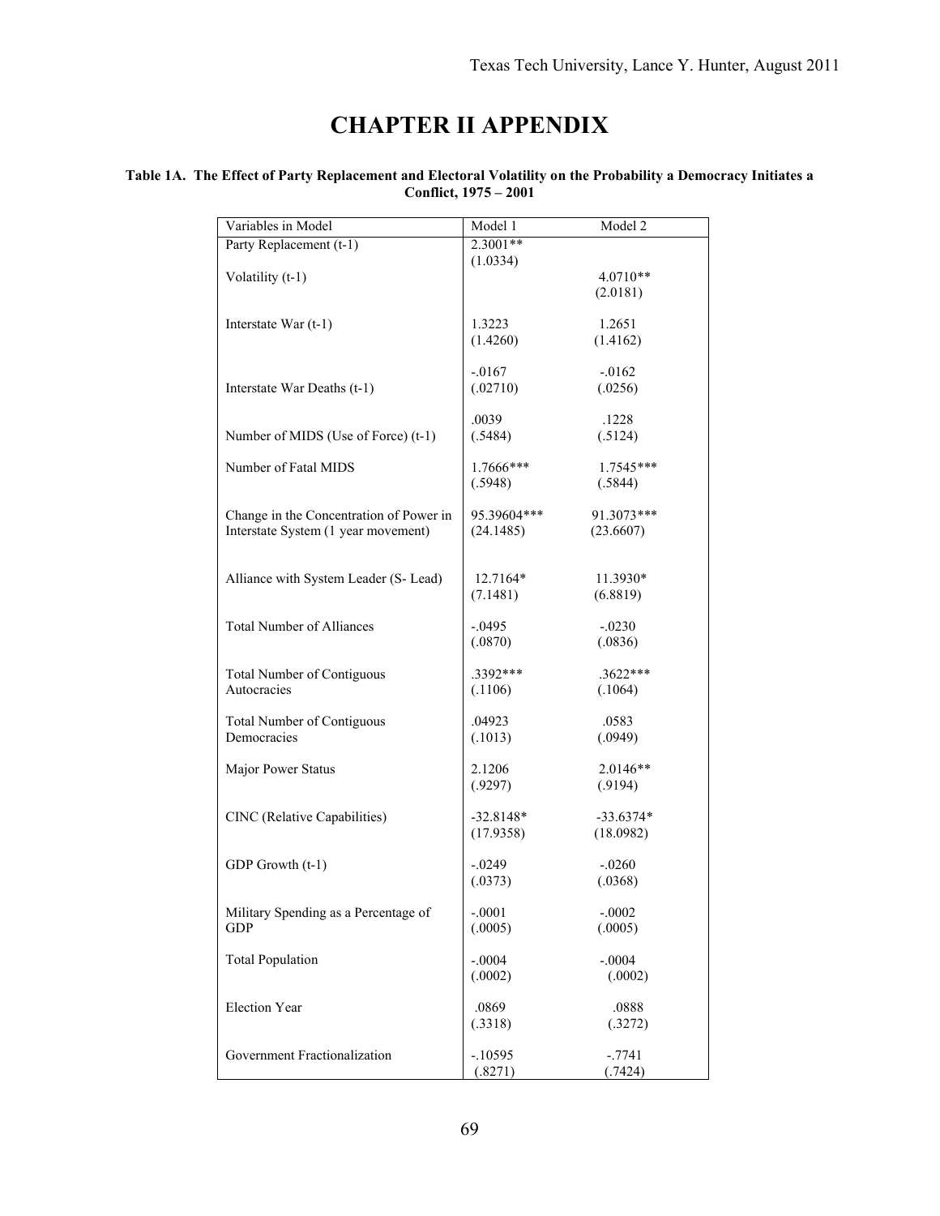# CHAPTER II APPENDIX

**Table 1A. The Effect of Party Replacement and Electoral Volatility on the Probability a Democracy Initiates a Conflict, 1975 – 2001**

| Variables in Model | Model 1 | Model 2 |
|---|---|---|
| Party Replacement (t-1) | 2.3001** (1.0334) | |
| Volatility (t-1) | | 4.0710** (2.0181) |
| Interstate War (t-1) | 1.3223 (1.4260) | 1.2651 (1.4162) |
| Interstate War Deaths (t-1) | -.0167 (.02710) | -.0162 (.0256) |
| Number of MIDS (Use of Force) (t-1) | .0039 (.5484) | .1228 (.5124) |
| Number of Fatal MIDS | 1.7666*** (.5948) | 1.7545*** (.5844) |
| Change in the Concentration of Power in Interstate System (1 year movement) | 95.39604*** (24.1485) | 91.3073*** (23.6607) |
| Alliance with System Leader (S- Lead) | 12.7164* (7.1481) | 11.3930* (6.8819) |
| Total Number of Alliances | -.0495 (.0870) | -.0230 (.0836) |
| Total Number of Contiguous Autocracies | .3392*** (.1106) | .3622*** (.1064) |
| Total Number of Contiguous Democracies | .04923 (.1013) | .0583 (.0949) |
| Major Power Status | 2.1206 (.9297) | 2.0146** (.9194) |
| CINC (Relative Capabilities) | -32.8148* (17.9358) | -33.6374* (18.0982) |
| GDP Growth (t-1) | -.0249 (.0373) | -.0260 (.0368) |
| Military Spending as a Percentage of GDP | -.0001 (.0005) | -.0002 (.0005) |
| Total Population | -.0004 (.0002) | -.0004 (.0002) |
| Election Year | .0869 (.3318) | .0888 (.3272) |
| Government Fractionalization | -.10595 (.8271) | -.7741 (.7424) |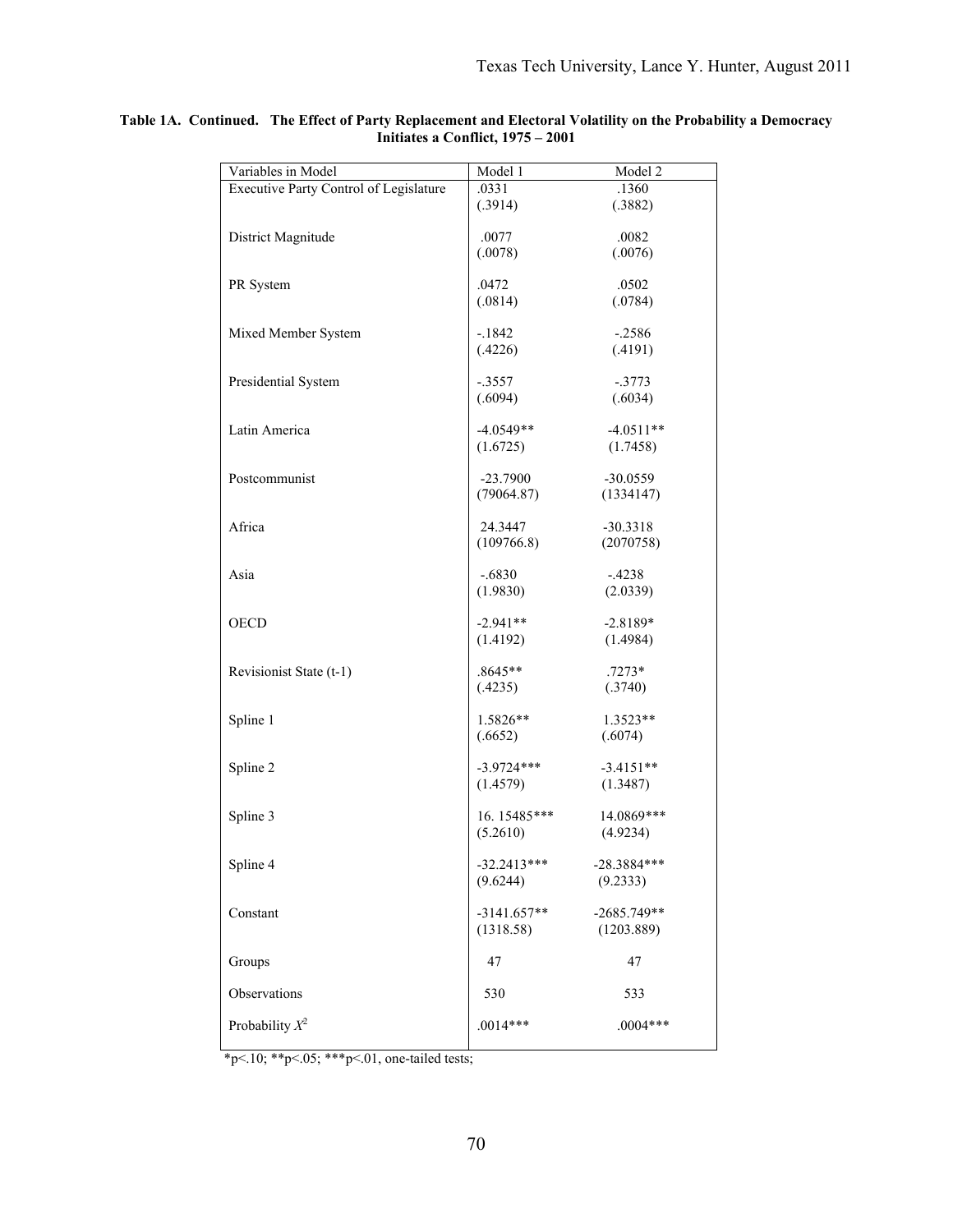**Table 1A. Continued. The Effect of Party Replacement and Electoral Volatility on the Probability a Democracy Initiates a Conflict, 1975 – 2001**

| Variables in Model | Model 1 | Model 2 |
|---|---|---|
| Executive Party Control of Legislature | .0331<br>(.3914) | .1360<br>(.3882) |
| District Magnitude | .0077<br>(.0078) | .0082<br>(.0076) |
| PR System | .0472<br>(.0814) | .0502<br>(.0784) |
| Mixed Member System | -.1842<br>(.4226) | -.2586<br>(.4191) |
| Presidential System | -.3557<br>(.6094) | -.3773<br>(.6034) |
| Latin America | -4.0549**<br>(1.6725) | -4.0511**<br>(1.7458) |
| Postcommunist | -23.7900<br>(79064.87) | -30.0559<br>(1334147) |
| Africa | 24.3447<br>(109766.8) | -30.3318<br>(2070758) |
| Asia | -.6830<br>(1.9830) | -.4238<br>(2.0339) |
| OECD | -2.941**<br>(1.4192) | -2.8189*<br>(1.4984) |
| Revisionist State (t-1) | .8645**<br>(.4235) | .7273*<br>(.3740) |
| Spline 1 | 1.5826**<br>(.6652) | 1.3523**<br>(.6074) |
| Spline 2 | -3.9724***<br>(1.4579) | -3.4151**<br>(1.3487) |
| Spline 3 | 16. 15485***<br>(5.2610) | 14.0869***<br>(4.9234) |
| Spline 4 | -32.2413***<br>(9.6244) | -28.3884***<br>(9.2333) |
| Constant | -3141.657**<br>(1318.58) | -2685.749**<br>(1203.889) |
| Groups | 47 | 47 |
| Observations | 530 | 533 |
| Probability $X^2$ | .0014*** | .0004*** |

*p<.10; **p<.05; ***p<.01, one-tailed tests;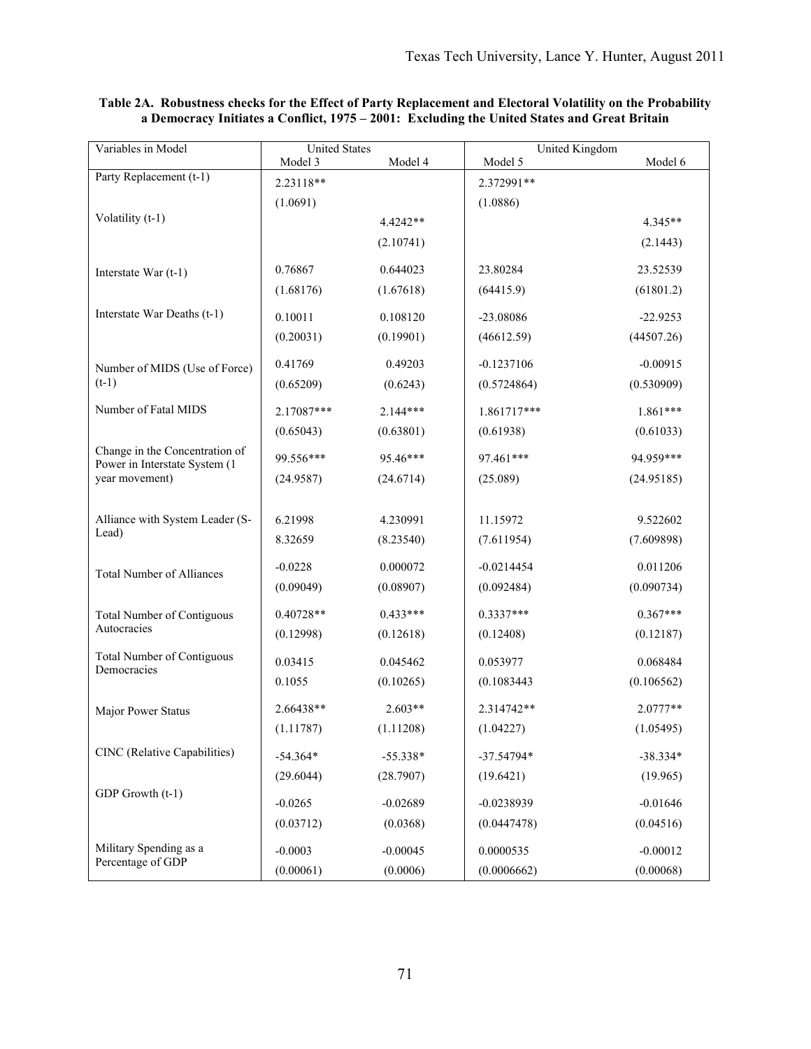**Table 2A. Robustness checks for the Effect of Party Replacement and Electoral Volatility on the Probability a Democracy Initiates a Conflict, 1975 – 2001: Excluding the United States and Great Britain**

| Variables in Model | United States | | United Kingdom | |
|---|---|---|---|---|
| | Model 3 | Model 4 | Model 5 | Model 6 |
| Party Replacement (t-1) | 2.23118** | | 2.372991** | |
| | (1.0691) | | (1.0886) | |
| Volatility (t-1) | | 4.4242** | | 4.345** |
| | | (2.10741) | | (2.1443) |
| Interstate War (t-1) | 0.76867 | 0.644023 | 23.80284 | 23.52539 |
| | (1.68176) | (1.67618) | (64415.9) | (61801.2) |
| Interstate War Deaths (t-1) | 0.10011 | 0.108120 | -23.08086 | -22.9253 |
| | (0.20031) | (0.19901) | (46612.59) | (44507.26) |
| Number of MIDS (Use of Force) (t-1) | 0.41769 | 0.49203 | -0.1237106 | -0.00915 |
| | (0.65209) | (0.6243) | (0.5724864) | (0.530909) |
| Number of Fatal MIDS | 2.17087*** | 2.144*** | 1.861717*** | 1.861*** |
| | (0.65043) | (0.63801) | (0.61938) | (0.61033) |
| Change in the Concentration of Power in Interstate System (1 year movement) | 99.556*** | 95.46*** | 97.461*** | 94.959*** |
| | (24.9587) | (24.6714) | (25.089) | (24.95185) |
| Alliance with System Leader (S-Lead) | 6.21998 | 4.230991 | 11.15972 | 9.522602 |
| | 8.32659 | (8.23540) | (7.611954) | (7.609898) |
| Total Number of Alliances | -0.0228 | 0.000072 | -0.0214454 | 0.011206 |
| | (0.09049) | (0.08907) | (0.092484) | (0.090734) |
| Total Number of Contiguous Autocracies | 0.40728** | 0.433*** | 0.3337*** | 0.367*** |
| | (0.12998) | (0.12618) | (0.12408) | (0.12187) |
| Total Number of Contiguous Democracies | 0.03415 | 0.045462 | 0.053977 | 0.068484 |
| | 0.1055 | (0.10265) | (0.1083443 | (0.106562) |
| Major Power Status | 2.66438** | 2.603** | 2.314742** | 2.0777** |
| | (1.11787) | (1.11208) | (1.04227) | (1.05495) |
| CINC (Relative Capabilities) | -54.364* | -55.338* | -37.54794* | -38.334* |
| | (29.6044) | (28.7907) | (19.6421) | (19.965) |
| GDP Growth (t-1) | -0.0265 | -0.02689 | -0.0238939 | -0.01646 |
| | (0.03712) | (0.0368) | (0.0447478) | (0.04516) |
| Military Spending as a Percentage of GDP | -0.0003 | -0.00045 | 0.0000535 | -0.00012 |
| | (0.00061) | (0.0006) | (0.0006662) | (0.00068) |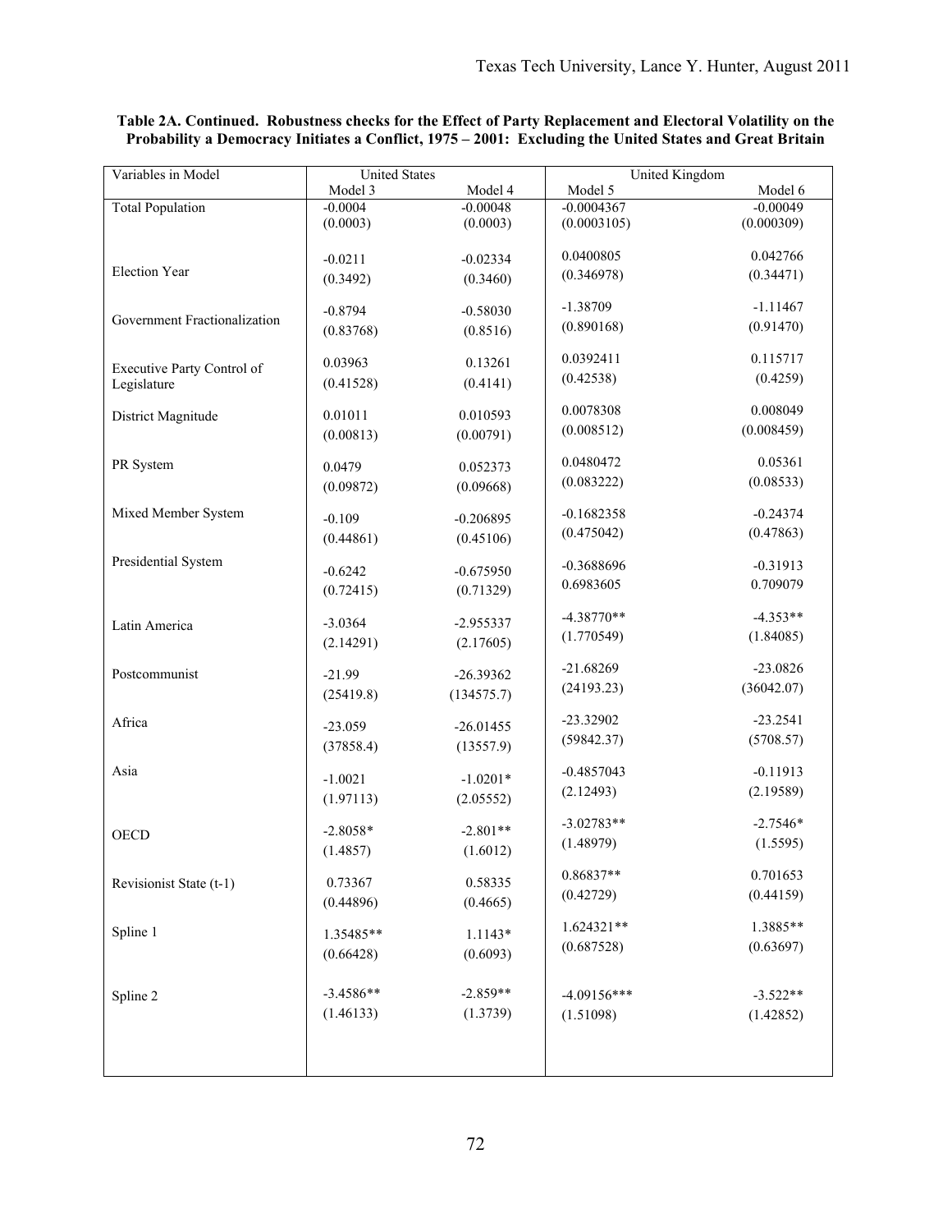**Table 2A. Continued. Robustness checks for the Effect of Party Replacement and Electoral Volatility on the Probability a Democracy Initiates a Conflict, 1975 – 2001: Excluding the United States and Great Britain**

| Variables in Model | United States | | United Kingdom | |
|---|---|---|---|---|
| | Model 3 | Model 4 | Model 5 | Model 6 |
| Total Population | -0.0004<br>(0.0003) | -0.00048<br>(0.0003) | -0.0004367<br>(0.0003105) | -0.00049<br>(0.000309) |
| Election Year | -0.0211<br>(0.3492) | -0.02334<br>(0.3460) | 0.0400805<br>(0.346978) | 0.042766<br>(0.34471) |
| Government Fractionalization | -0.8794<br>(0.83768) | -0.58030<br>(0.8516) | -1.38709<br>(0.890168) | -1.11467<br>(0.91470) |
| Executive Party Control of Legislature | 0.03963<br>(0.41528) | 0.13261<br>(0.4141) | 0.0392411<br>(0.42538) | 0.115717<br>(0.4259) |
| District Magnitude | 0.01011<br>(0.00813) | 0.010593<br>(0.00791) | 0.0078308<br>(0.008512) | 0.008049<br>(0.008459) |
| PR System | 0.0479<br>(0.09872) | 0.052373<br>(0.09668) | 0.0480472<br>(0.083222) | 0.05361<br>(0.08533) |
| Mixed Member System | -0.109<br>(0.44861) | -0.206895<br>(0.45106) | -0.1682358<br>(0.475042) | -0.24374<br>(0.47863) |
| Presidential System | -0.6242<br>(0.72415) | -0.675950<br>(0.71329) | -0.3688696<br>0.6983605 | -0.31913<br>0.709079 |
| Latin America | -3.0364<br>(2.14291) | -2.955337<br>(2.17605) | -4.38770**<br>(1.770549) | -4.353**<br>(1.84085) |
| Postcommunist | -21.99<br>(25419.8) | -26.39362<br>(134575.7) | -21.68269<br>(24193.23) | -23.0826<br>(36042.07) |
| Africa | -23.059<br>(37858.4) | -26.01455<br>(13557.9) | -23.32902<br>(59842.37) | -23.2541<br>(5708.57) |
| Asia | -1.0021<br>(1.97113) | -1.0201*<br>(2.05552) | -0.4857043<br>(2.12493) | -0.11913<br>(2.19589) |
| OECD | -2.8058*<br>(1.4857) | -2.801**<br>(1.6012) | -3.02783**<br>(1.48979) | -2.7546*<br>(1.5595) |
| Revisionist State (t-1) | 0.73367<br>(0.44896) | 0.58335<br>(0.4665) | 0.86837**<br>(0.42729) | 0.701653<br>(0.44159) |
| Spline 1 | 1.35485**<br>(0.66428) | 1.1143*<br>(0.6093) | 1.624321**<br>(0.687528) | 1.3885**<br>(0.63697) |
| Spline 2 | -3.4586**<br>(1.46133) | -2.859**<br>(1.3739) | -4.09156***<br>(1.51098) | -3.522**<br>(1.42852) |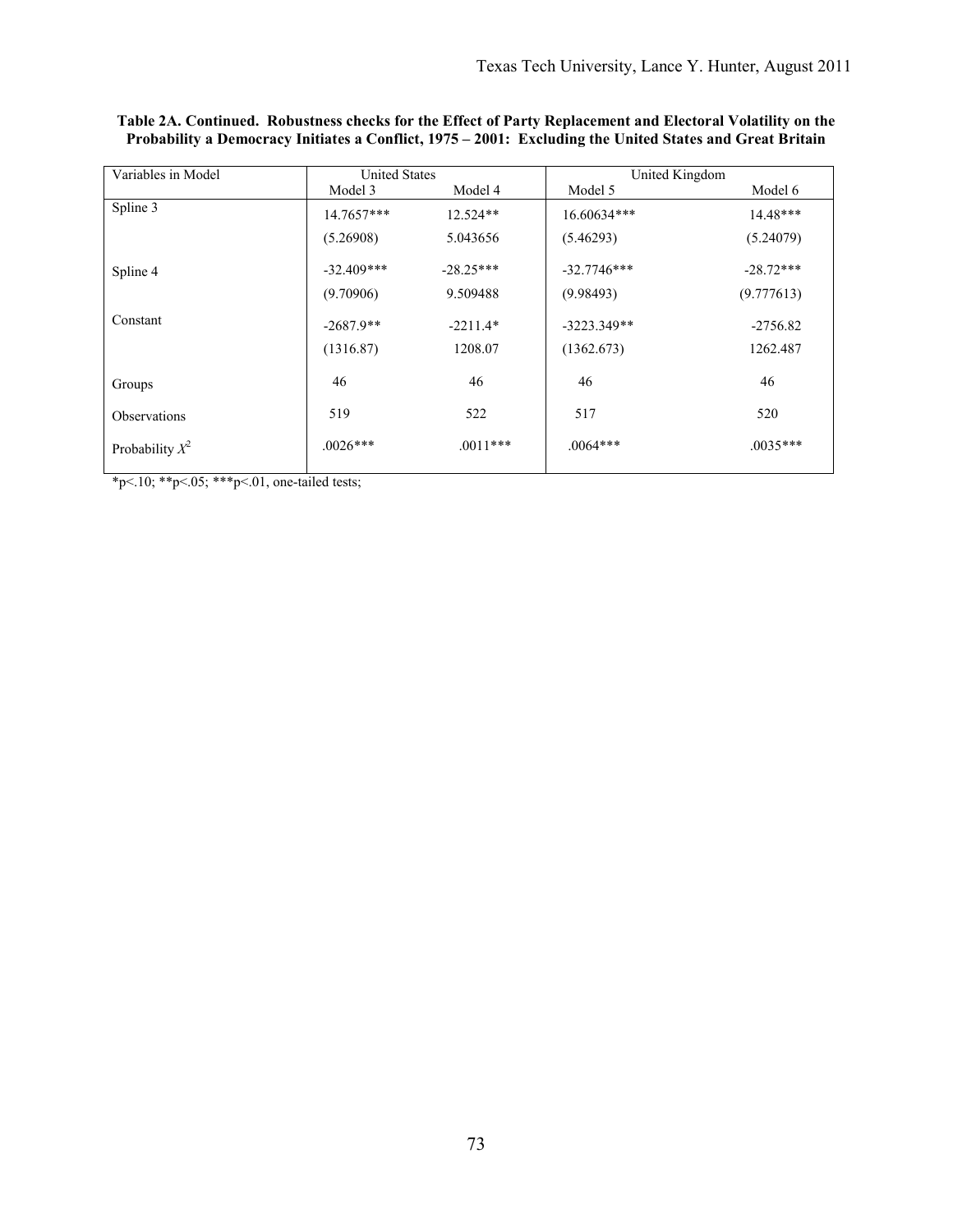**Table 2A. Continued. Robustness checks for the Effect of Party Replacement and Electoral Volatility on the Probability a Democracy Initiates a Conflict, 1975 – 2001: Excluding the United States and Great Britain**

| Variables in Model | United States | | United Kingdom | |
|---|---|---|---|---|
| | Model 3 | Model 4 | Model 5 | Model 6 |
| Spline 3 | 14.7657*** | 12.524** | 16.60634*** | 14.48*** |
| | (5.26908) | 5.043656 | (5.46293) | (5.24079) |
| Spline 4 | -32.409*** | -28.25*** | -32.7746*** | -28.72*** |
| | (9.70906) | 9.509488 | (9.98493) | (9.777613) |
| Constant | -2687.9** | -2211.4* | -3223.349** | -2756.82 |
| | (1316.87) | 1208.07 | (1362.673) | 1262.487 |
| Groups | 46 | 46 | 46 | 46 |
| Observations | 519 | 522 | 517 | 520 |
| Probability $X^2$ | .0026*** | .0011*** | .0064*** | .0035*** |

*p<.10; **p<.05; ***p<.01, one-tailed tests;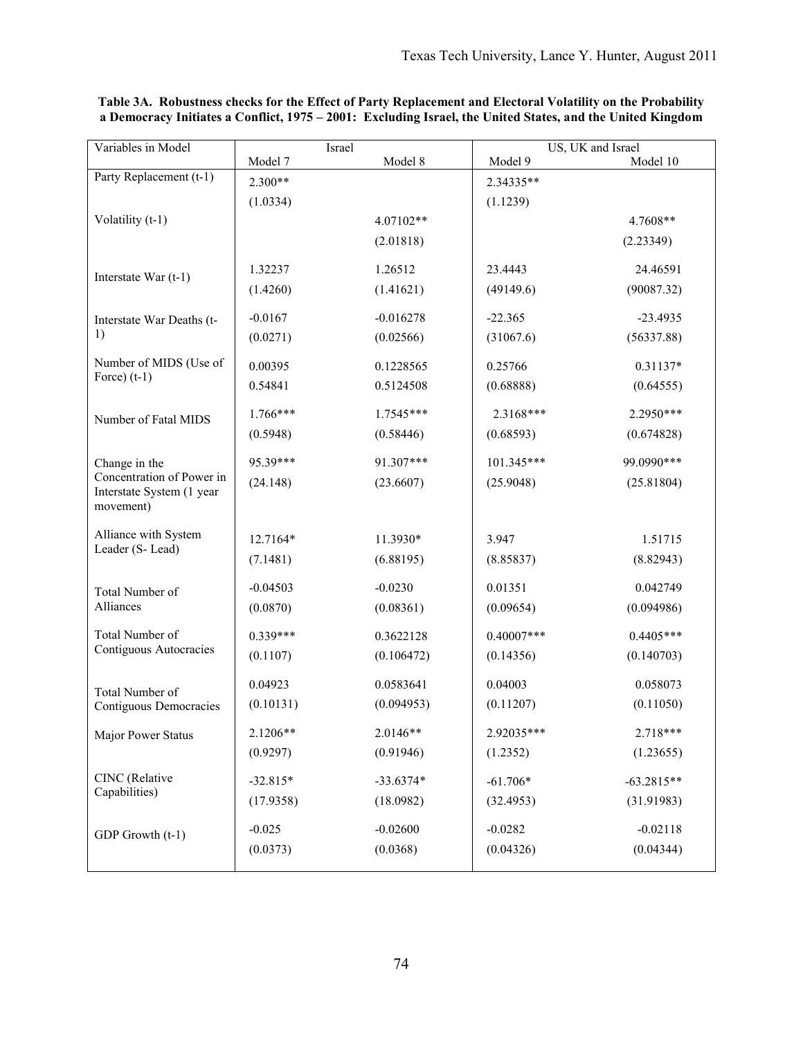**Table 3A. Robustness checks for the Effect of Party Replacement and Electoral Volatility on the Probability a Democracy Initiates a Conflict, 1975 – 2001: Excluding Israel, the United States, and the United Kingdom**

| Variables in Model | Israel | | US, UK and Israel | |
|---|---|---|---|---|
| | Model 7 | Model 8 | Model 9 | Model 10 |
| Party Replacement (t-1) | 2.300** | | 2.34335** | |
| | (1.0334) | | (1.1239) | |
| Volatility (t-1) | | 4.07102** | | 4.7608** |
| | | (2.01818) | | (2.23349) |
| Interstate War (t-1) | 1.32237 | 1.26512 | 23.4443 | 24.46591 |
| | (1.4260) | (1.41621) | (49149.6) | (90087.32) |
| Interstate War Deaths (t-1) | -0.0167 | -0.016278 | -22.365 | -23.4935 |
| | (0.0271) | (0.02566) | (31067.6) | (56337.88) |
| Number of MIDS (Use of Force) (t-1) | 0.00395 | 0.1228565 | 0.25766 | 0.31137* |
| | 0.54841 | 0.5124508 | (0.68888) | (0.64555) |
| Number of Fatal MIDS | 1.766*** | 1.7545*** | 2.3168*** | 2.2950*** |
| | (0.5948) | (0.58446) | (0.68593) | (0.674828) |
| Change in the Concentration of Power in Interstate System (1 year movement) | 95.39*** | 91.307*** | 101.345*** | 99.0990*** |
| | (24.148) | (23.6607) | (25.9048) | (25.81804) |
| Alliance with System Leader (S- Lead) | 12.7164* | 11.3930* | 3.947 | 1.51715 |
| | (7.1481) | (6.88195) | (8.85837) | (8.82943) |
| Total Number of Alliances | -0.04503 | -0.0230 | 0.01351 | 0.042749 |
| | (0.0870) | (0.08361) | (0.09654) | (0.094986) |
| Total Number of Contiguous Autocracies | 0.339*** | 0.3622128 | 0.40007*** | 0.4405*** |
| | (0.1107) | (0.106472) | (0.14356) | (0.140703) |
| Total Number of Contiguous Democracies | 0.04923 | 0.0583641 | 0.04003 | 0.058073 |
| | (0.10131) | (0.094953) | (0.11207) | (0.11050) |
| Major Power Status | 2.1206** | 2.0146** | 2.92035*** | 2.718*** |
| | (0.9297) | (0.91946) | (1.2352) | (1.23655) |
| CINC (Relative Capabilities) | -32.815* | -33.6374* | -61.706* | -63.2815** |
| | (17.9358) | (18.0982) | (32.4953) | (31.91983) |
| GDP Growth (t-1) | -0.025 | -0.02600 | -0.0282 | -0.02118 |
| | (0.0373) | (0.0368) | (0.04326) | (0.04344) |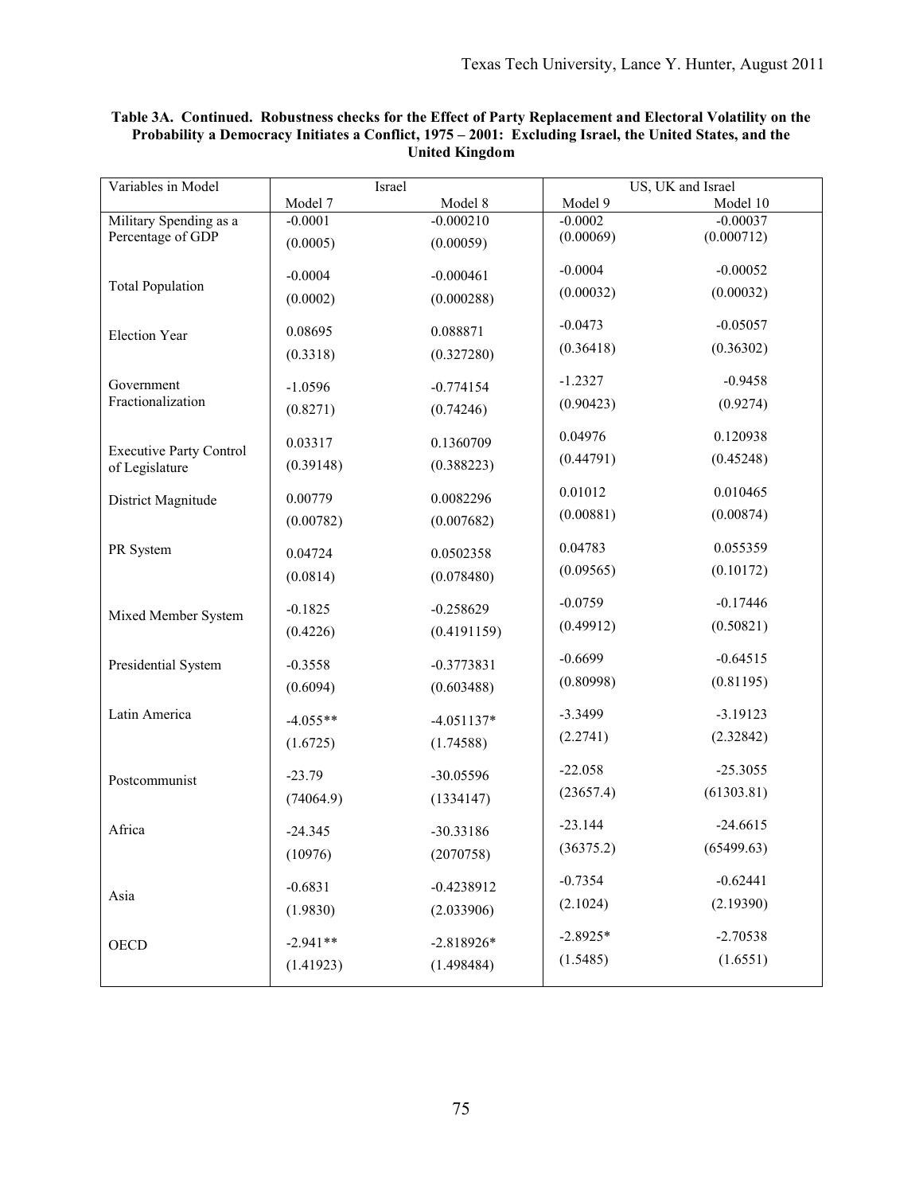**Table 3A. Continued. Robustness checks for the Effect of Party Replacement and Electoral Volatility on the Probability a Democracy Initiates a Conflict, 1975 – 2001: Excluding Israel, the United States, and the United Kingdom**

| Variables in Model | Israel | | US, UK and Israel | |
|---|---|---|---|---|
| | Model 7 | Model 8 | Model 9 | Model 10 |
| Military Spending as a Percentage of GDP | -0.0001 | -0.000210 | -0.0002 | -0.00037 |
| | (0.0005) | (0.00059) | (0.00069) | (0.000712) |
| Total Population | -0.0004 | -0.000461 | -0.0004 | -0.00052 |
| | (0.0002) | (0.000288) | (0.00032) | (0.00032) |
| Election Year | 0.08695 | 0.088871 | -0.0473 | -0.05057 |
| | (0.3318) | (0.327280) | (0.36418) | (0.36302) |
| Government Fractionalization | -1.0596 | -0.774154 | -1.2327 | -0.9458 |
| | (0.8271) | (0.74246) | (0.90423) | (0.9274) |
| Executive Party Control of Legislature | 0.03317 | 0.1360709 | 0.04976 | 0.120938 |
| | (0.39148) | (0.388223) | (0.44791) | (0.45248) |
| District Magnitude | 0.00779 | 0.0082296 | 0.01012 | 0.010465 |
| | (0.00782) | (0.007682) | (0.00881) | (0.00874) |
| PR System | 0.04724 | 0.0502358 | 0.04783 | 0.055359 |
| | (0.0814) | (0.078480) | (0.09565) | (0.10172) |
| Mixed Member System | -0.1825 | -0.258629 | -0.0759 | -0.17446 |
| | (0.4226) | (0.4191159) | (0.49912) | (0.50821) |
| Presidential System | -0.3558 | -0.3773831 | -0.6699 | -0.64515 |
| | (0.6094) | (0.603488) | (0.80998) | (0.81195) |
| Latin America | -4.055** | -4.051137* | -3.3499 | -3.19123 |
| | (1.6725) | (1.74588) | (2.2741) | (2.32842) |
| Postcommunist | -23.79 | -30.05596 | -22.058 | -25.3055 |
| | (74064.9) | (1334147) | (23657.4) | (61303.81) |
| Africa | -24.345 | -30.33186 | -23.144 | -24.6615 |
| | (10976) | (2070758) | (36375.2) | (65499.63) |
| Asia | -0.6831 | -0.4238912 | -0.7354 | -0.62441 |
| | (1.9830) | (2.033906) | (2.1024) | (2.19390) |
| OECD | -2.941** | -2.818926* | -2.8925* | -2.70538 |
| | (1.41923) | (1.498484) | (1.5485) | (1.6551) |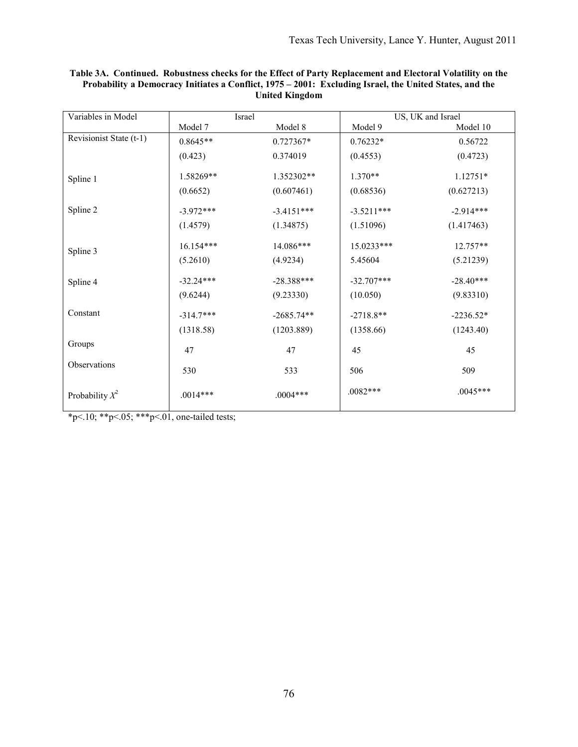**Table 3A. Continued. Robustness checks for the Effect of Party Replacement and Electoral Volatility on the Probability a Democracy Initiates a Conflict, 1975 – 2001: Excluding Israel, the United States, and the United Kingdom**

| Variables in Model | Israel | | US, UK and Israel | |
|---|---|---|---|---|
| | Model 7 | Model 8 | Model 9 | Model 10 |
| Revisionist State (t-1) | 0.8645** | 0.727367* | 0.76232* | 0.56722 |
| | (0.423) | 0.374019 | (0.4553) | (0.4723) |
| Spline 1 | 1.58269** | 1.352302** | 1.370** | 1.12751* |
| | (0.6652) | (0.607461) | (0.68536) | (0.627213) |
| Spline 2 | -3.972*** | -3.4151*** | -3.5211*** | -2.914*** |
| | (1.4579) | (1.34875) | (1.51096) | (1.417463) |
| Spline 3 | 16.154*** | 14.086*** | 15.0233*** | 12.757** |
| | (5.2610) | (4.9234) | 5.45604 | (5.21239) |
| Spline 4 | -32.24*** | -28.388*** | -32.707*** | -28.40*** |
| | (9.6244) | (9.23330) | (10.050) | (9.83310) |
| Constant | -314.7*** | -2685.74** | -2718.8** | -2236.52* |
| | (1318.58) | (1203.889) | (1358.66) | (1243.40) |
| Groups | 47 | 47 | 45 | 45 |
| Observations | 530 | 533 | 506 | 509 |
| Probability $X^2$ | .0014*** | .0004*** | .0082*** | .0045*** |

*p<.10; **p<.05; ***p<.01, one-tailed tests;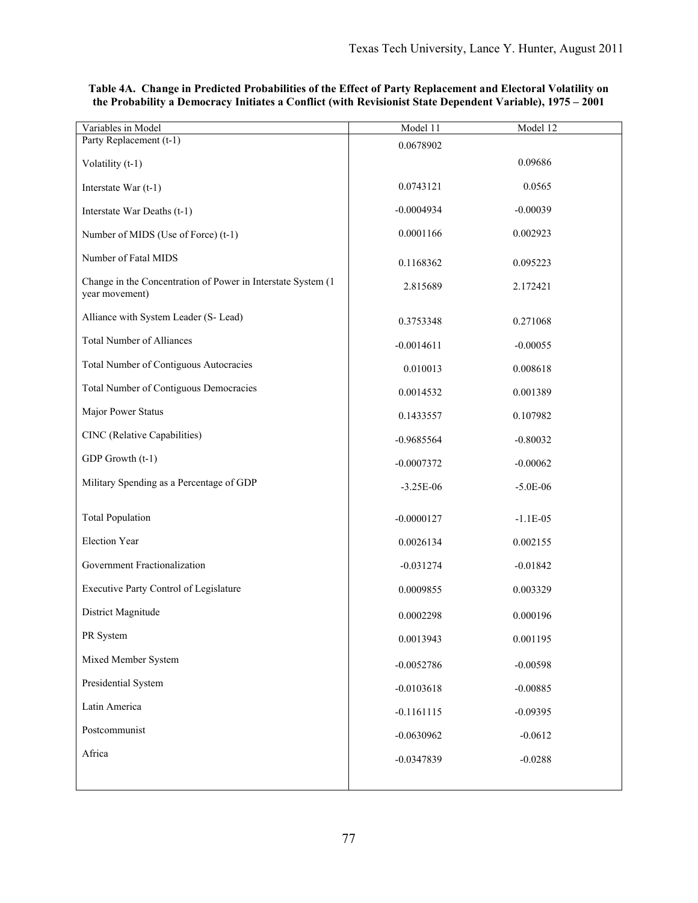**Table 4A. Change in Predicted Probabilities of the Effect of Party Replacement and Electoral Volatility on the Probability a Democracy Initiates a Conflict (with Revisionist State Dependent Variable), 1975 – 2001**

| Variables in Model | Model 11 | Model 12 |
|---|---|---|
| Party Replacement (t-1) | 0.0678902 | |
| Volatility (t-1) | | 0.09686 |
| Interstate War (t-1) | 0.0743121 | 0.0565 |
| Interstate War Deaths (t-1) | -0.0004934 | -0.00039 |
| Number of MIDS (Use of Force) (t-1) | 0.0001166 | 0.002923 |
| Number of Fatal MIDS | 0.1168362 | 0.095223 |
| Change in the Concentration of Power in Interstate System (1 year movement) | 2.815689 | 2.172421 |
| Alliance with System Leader (S- Lead) | 0.3753348 | 0.271068 |
| Total Number of Alliances | -0.0014611 | -0.00055 |
| Total Number of Contiguous Autocracies | 0.010013 | 0.008618 |
| Total Number of Contiguous Democracies | 0.0014532 | 0.001389 |
| Major Power Status | 0.1433557 | 0.107982 |
| CINC (Relative Capabilities) | -0.9685564 | -0.80032 |
| GDP Growth (t-1) | -0.0007372 | -0.00062 |
| Military Spending as a Percentage of GDP | -3.25E-06 | -5.0E-06 |
| Total Population | -0.0000127 | -1.1E-05 |
| Election Year | 0.0026134 | 0.002155 |
| Government Fractionalization | -0.031274 | -0.01842 |
| Executive Party Control of Legislature | 0.0009855 | 0.003329 |
| District Magnitude | 0.0002298 | 0.000196 |
| PR System | 0.0013943 | 0.001195 |
| Mixed Member System | -0.0052786 | -0.00598 |
| Presidential System | -0.0103618 | -0.00885 |
| Latin America | -0.1161115 | -0.09395 |
| Postcommunist | -0.0630962 | -0.0612 |
| Africa | -0.0347839 | -0.0288 |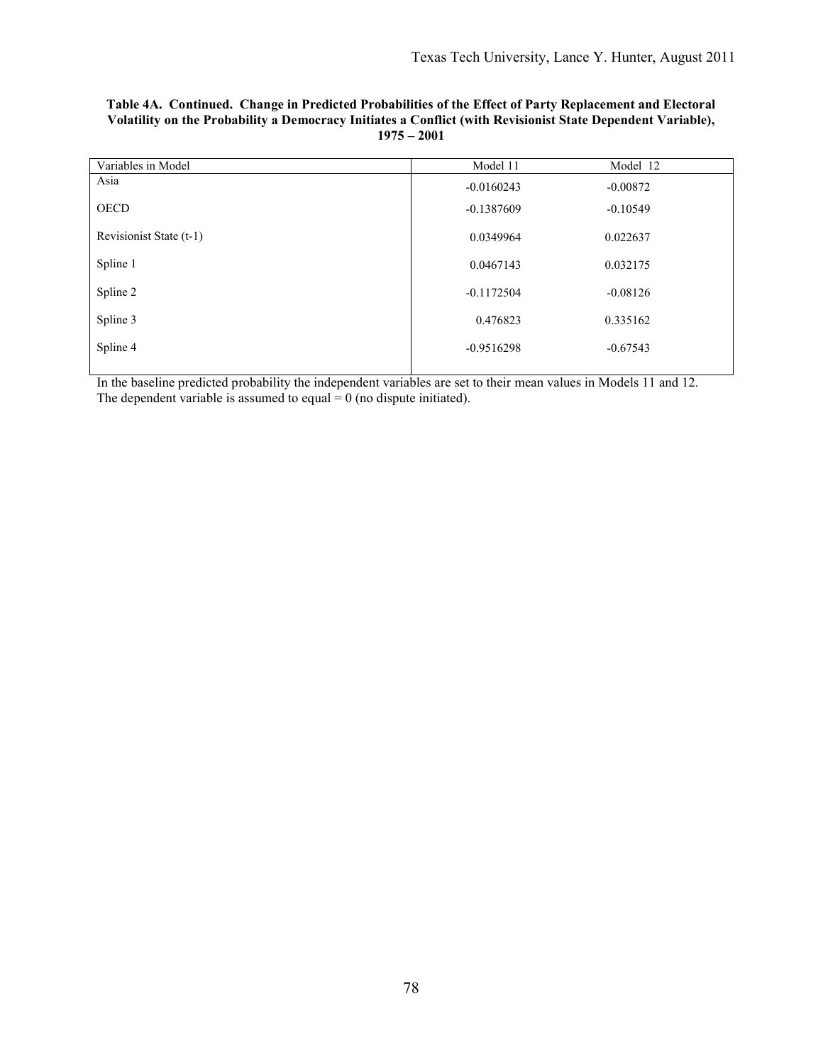**Table 4A. Continued. Change in Predicted Probabilities of the Effect of Party Replacement and Electoral Volatility on the Probability a Democracy Initiates a Conflict (with Revisionist State Dependent Variable), 1975 – 2001**

| Variables in Model | Model 11 | Model 12 |
|---|---|---|
| Asia | -0.0160243 | -0.00872 |
| OECD | -0.1387609 | -0.10549 |
| Revisionist State (t-1) | 0.0349964 | 0.022637 |
| Spline 1 | 0.0467143 | 0.032175 |
| Spline 2 | -0.1172504 | -0.08126 |
| Spline 3 | 0.476823 | 0.335162 |
| Spline 4 | -0.9516298 | -0.67543 |

In the baseline predicted probability the independent variables are set to their mean values in Models 11 and 12. The dependent variable is assumed to equal = 0 (no dispute initiated).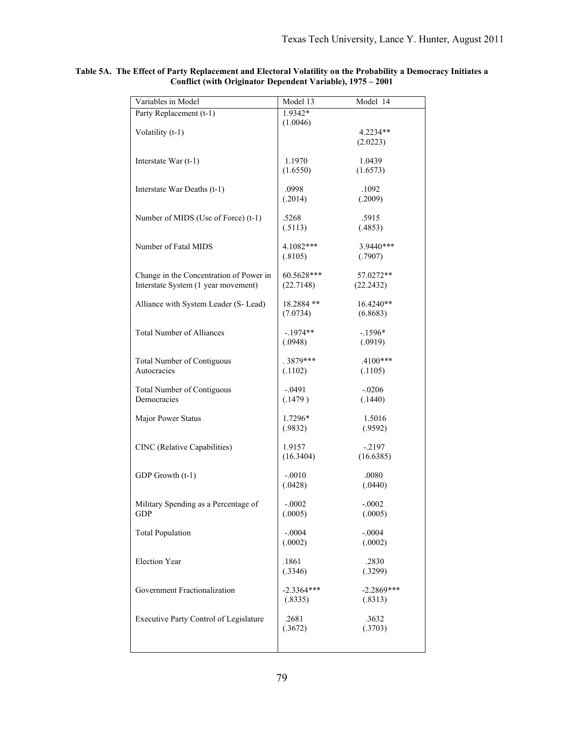**Table 5A. The Effect of Party Replacement and Electoral Volatility on the Probability a Democracy Initiates a Conflict (with Originator Dependent Variable), 1975 – 2001**

| Variables in Model | Model 13 | Model 14 |
|---|---|---|
| Party Replacement (t-1) | 1.9342* (1.0046) | |
| Volatility (t-1) | | 4.2234** (2.0223) |
| Interstate War (t-1) | 1.1970 (1.6550) | 1.0439 (1.6573) |
| Interstate War Deaths (t-1) | .0998 (.2014) | .1092 (.2009) |
| Number of MIDS (Use of Force) (t-1) | .5268 (.5113) | .5915 (.4853) |
| Number of Fatal MIDS | 4.1082*** (.8105) | 3.9440*** (.7907) |
| Change in the Concentration of Power in Interstate System (1 year movement) | 60.5628*** (22.7148) | 57.0272** (22.2432) |
| Alliance with System Leader (S- Lead) | 18.2884 ** (7.0734) | 16.4240** (6.8683) |
| Total Number of Alliances | -.1974** (.0948) | -.1596* (.0919) |
| Total Number of Contiguous Autocracies | . 3879*** (.1102) | .4100*** (.1105) |
| Total Number of Contiguous Democracies | -.0491 (.1479 ) | -.0206 (.1440) |
| Major Power Status | 1.7296* (.9832) | 1.5016 (.9592) |
| CINC (Relative Capabilities) | 1.9157 (16.3404) | -.2197 (16.6385) |
| GDP Growth (t-1) | -.0010 (.0428) | .0080 (.0440) |
| Military Spending as a Percentage of GDP | -.0002 (.0005) | -.0002 (.0005) |
| Total Population | -.0004 (.0002) | -.0004 (.0002) |
| Election Year | .1861 (.3346) | .2830 (.3299) |
| Government Fractionalization | -2.3364*** (.8335) | -2.2869*** (.8313) |
| Executive Party Control of Legislature | .2681 (.3672) | .3632 (.3703) |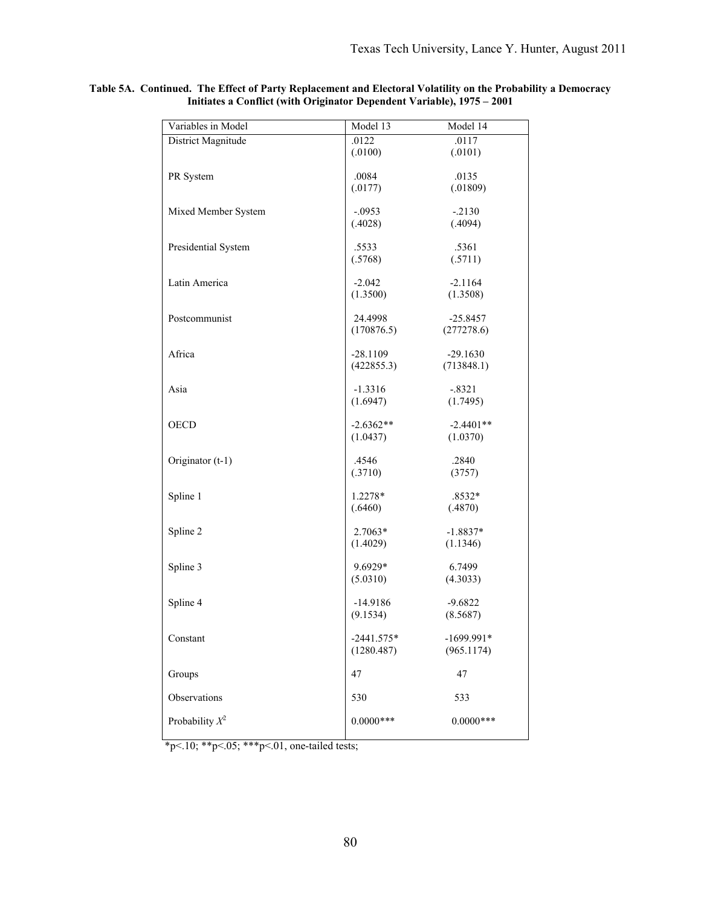**Table 5A. Continued. The Effect of Party Replacement and Electoral Volatility on the Probability a Democracy Initiates a Conflict (with Originator Dependent Variable), 1975 – 2001**

| Variables in Model | Model 13 | Model 14 |
|---|---|---|
| District Magnitude | .0122<br>(.0100) | .0117<br>(.0101) |
| PR System | .0084<br>(.0177) | .0135<br>(.01809) |
| Mixed Member System | -.0953<br>(.4028) | -.2130<br>(.4094) |
| Presidential System | .5533<br>(.5768) | .5361<br>(.5711) |
| Latin America | -2.042<br>(1.3500) | -2.1164<br>(1.3508) |
| Postcommunist | 24.4998<br>(170876.5) | -25.8457<br>(277278.6) |
| Africa | -28.1109<br>(422855.3) | -29.1630<br>(713848.1) |
| Asia | -1.3316<br>(1.6947) | -.8321<br>(1.7495) |
| OECD | -2.6362**<br>(1.0437) | -2.4401**<br>(1.0370) |
| Originator (t-1) | .4546<br>(.3710) | .2840<br>(3757) |
| Spline 1 | 1.2278*<br>(.6460) | .8532*<br>(.4870) |
| Spline 2 | 2.7063*<br>(1.4029) | -1.8837*<br>(1.1346) |
| Spline 3 | 9.6929*<br>(5.0310) | 6.7499<br>(4.3033) |
| Spline 4 | -14.9186<br>(9.1534) | -9.6822<br>(8.5687) |
| Constant | -2441.575*<br>(1280.487) | -1699.991*<br>(965.1174) |
| Groups | 47 | 47 |
| Observations | 530 | 533 |
| Probability $X^2$ | 0.0000*** | 0.0000*** |

*p<.10; **p<.05; ***p<.01, one-tailed tests;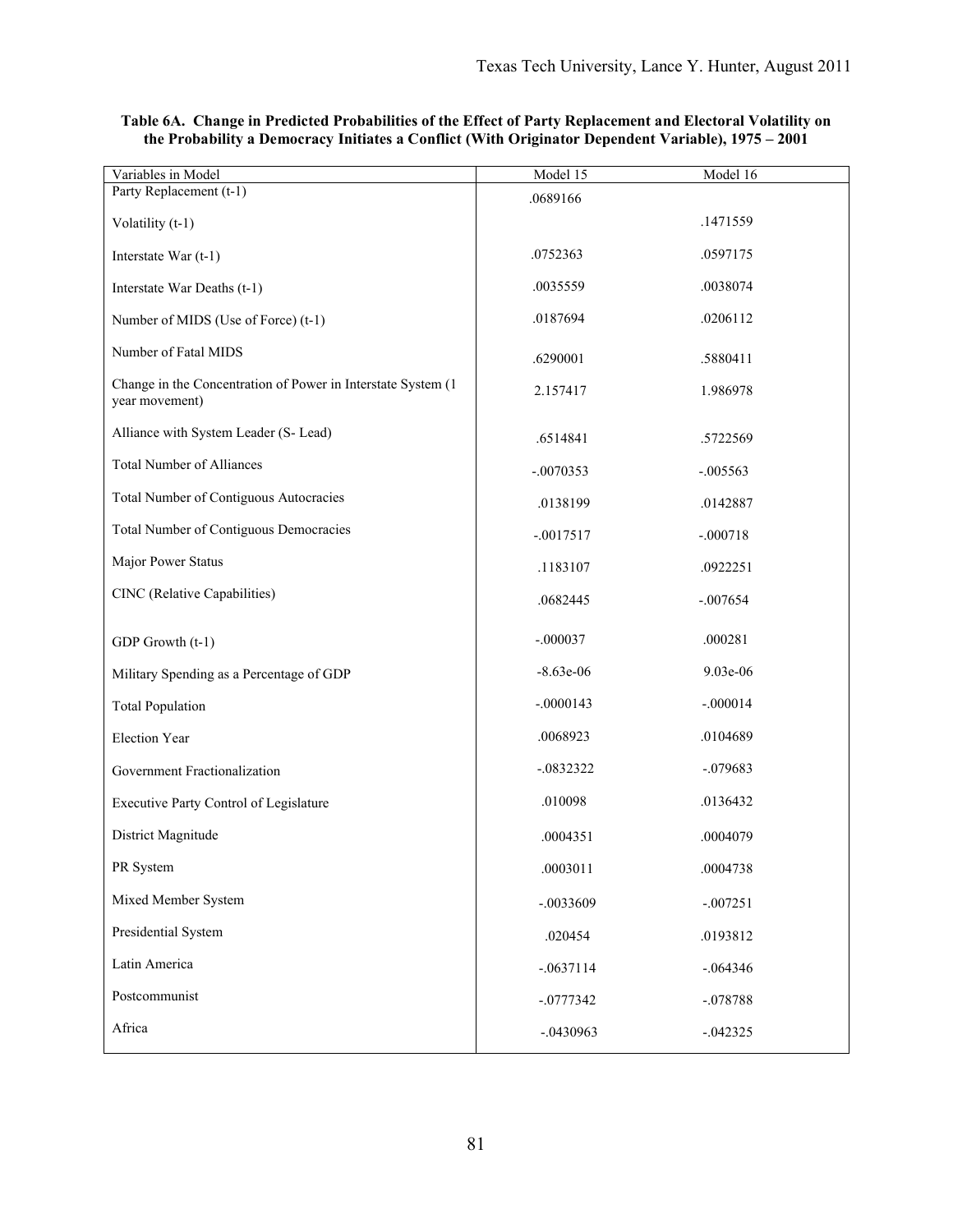**Table 6A. Change in Predicted Probabilities of the Effect of Party Replacement and Electoral Volatility on the Probability a Democracy Initiates a Conflict (With Originator Dependent Variable), 1975 – 2001**

| Variables in Model | Model 15 | Model 16 |
|---|---|---|
| Party Replacement (t-1) | .0689166 | |
| Volatility (t-1) | | .1471559 |
| Interstate War (t-1) | .0752363 | .0597175 |
| Interstate War Deaths (t-1) | .0035559 | .0038074 |
| Number of MIDS (Use of Force) (t-1) | .0187694 | .0206112 |
| Number of Fatal MIDS | .6290001 | .5880411 |
| Change in the Concentration of Power in Interstate System (1 year movement) | 2.157417 | 1.986978 |
| Alliance with System Leader (S- Lead) | .6514841 | .5722569 |
| Total Number of Alliances | -.0070353 | -.005563 |
| Total Number of Contiguous Autocracies | .0138199 | .0142887 |
| Total Number of Contiguous Democracies | -.0017517 | -.000718 |
| Major Power Status | .1183107 | .0922251 |
| CINC (Relative Capabilities) | .0682445 | -.007654 |
| GDP Growth (t-1) | -.000037 | .000281 |
| Military Spending as a Percentage of GDP | -8.63e-06 | 9.03e-06 |
| Total Population | -.0000143 | -.000014 |
| Election Year | .0068923 | .0104689 |
| Government Fractionalization | -.0832322 | -.079683 |
| Executive Party Control of Legislature | .010098 | .0136432 |
| District Magnitude | .0004351 | .0004079 |
| PR System | .0003011 | .0004738 |
| Mixed Member System | -.0033609 | -.007251 |
| Presidential System | .020454 | .0193812 |
| Latin America | -.0637114 | -.064346 |
| Postcommunist | -.0777342 | -.078788 |
| Africa | -.0430963 | -.042325 |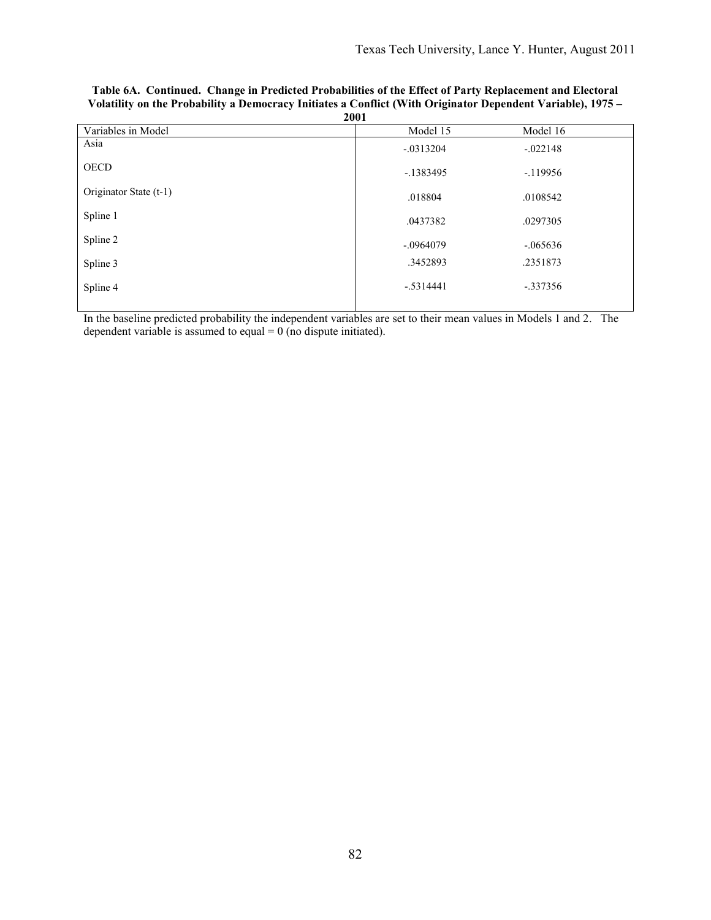**Table 6A. Continued. Change in Predicted Probabilities of the Effect of Party Replacement and Electoral Volatility on the Probability a Democracy Initiates a Conflict (With Originator Dependent Variable), 1975 – 2001**

| Variables in Model | Model 15 | Model 16 |
|---|---|---|
| Asia | -.0313204 | -.022148 |
| OECD | -.1383495 | -.119956 |
| Originator State (t-1) | .018804 | .0108542 |
| Spline 1 | .0437382 | .0297305 |
| Spline 2 | -.0964079 | -.065636 |
| Spline 3 | .3452893 | .2351873 |
| Spline 4 | -.5314441 | -.337356 |

In the baseline predicted probability the independent variables are set to their mean values in Models 1 and 2. The dependent variable is assumed to equal = 0 (no dispute initiated).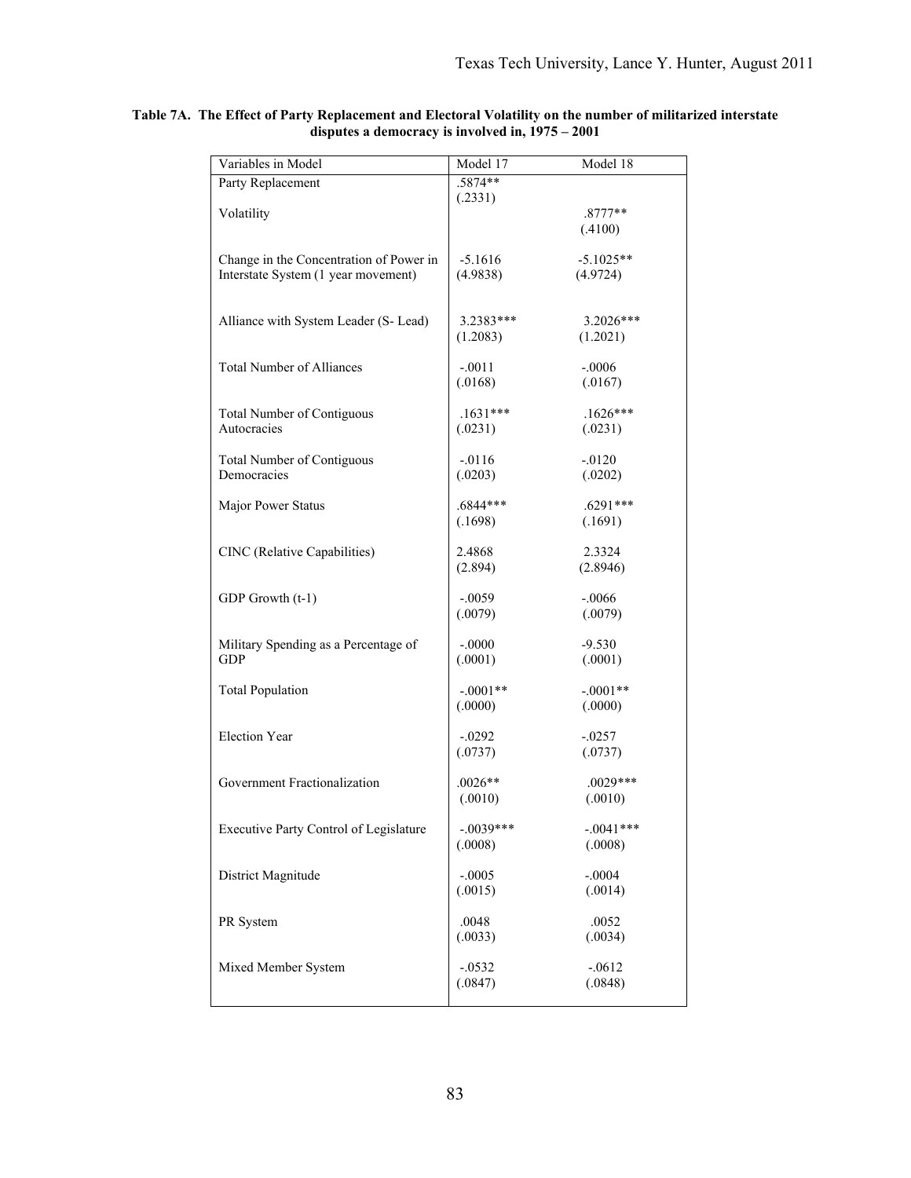**Table 7A. The Effect of Party Replacement and Electoral Volatility on the number of militarized interstate disputes a democracy is involved in, 1975 – 2001**

| Variables in Model | Model 17 | Model 18 |
|---|---|---|
| Party Replacement | .5874** (.2331) | |
| Volatility | | .8777** (.4100) |
| Change in the Concentration of Power in Interstate System (1 year movement) | -5.1616 (4.9838) | -5.1025** (4.9724) |
| Alliance with System Leader (S- Lead) | 3.2383*** (1.2083) | 3.2026*** (1.2021) |
| Total Number of Alliances | -.0011 (.0168) | -.0006 (.0167) |
| Total Number of Contiguous Autocracies | .1631*** (.0231) | .1626*** (.0231) |
| Total Number of Contiguous Democracies | -.0116 (.0203) | -.0120 (.0202) |
| Major Power Status | .6844*** (.1698) | .6291*** (.1691) |
| CINC (Relative Capabilities) | 2.4868 (2.894) | 2.3324 (2.8946) |
| GDP Growth (t-1) | -.0059 (.0079) | -.0066 (.0079) |
| Military Spending as a Percentage of GDP | -.0000 (.0001) | -9.530 (.0001) |
| Total Population | -.0001** (.0000) | -.0001** (.0000) |
| Election Year | -.0292 (.0737) | -.0257 (.0737) |
| Government Fractionalization | .0026** (.0010) | .0029*** (.0010) |
| Executive Party Control of Legislature | -.0039*** (.0008) | -.0041*** (.0008) |
| District Magnitude | -.0005 (.0015) | -.0004 (.0014) |
| PR System | .0048 (.0033) | .0052 (.0034) |
| Mixed Member System | -.0532 (.0847) | -.0612 (.0848) |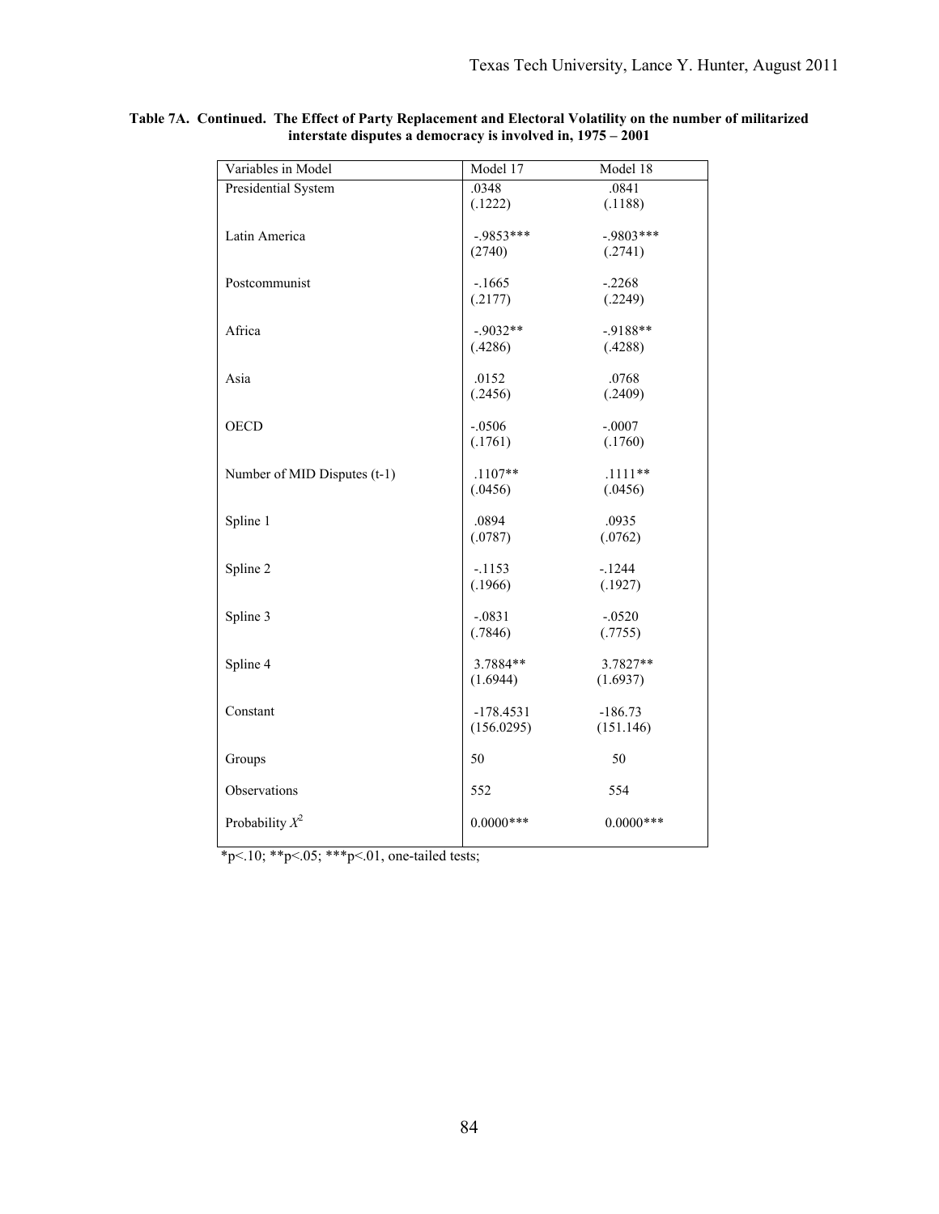**Table 7A. Continued. The Effect of Party Replacement and Electoral Volatility on the number of militarized interstate disputes a democracy is involved in, 1975 – 2001**

| Variables in Model | Model 17 | Model 18 |
|---|---|---|
| Presidential System | .0348<br>(.1222) | .0841<br>(.1188) |
| Latin America | -.9853***<br>(2740) | -.9803***<br>(.2741) |
| Postcommunist | -.1665<br>(.2177) | -.2268<br>(.2249) |
| Africa | -.9032**<br>(.4286) | -.9188**<br>(.4288) |
| Asia | .0152<br>(.2456) | .0768<br>(.2409) |
| OECD | -.0506<br>(.1761) | -.0007<br>(.1760) |
| Number of MID Disputes (t-1) | .1107**<br>(.0456) | .1111**<br>(.0456) |
| Spline 1 | .0894<br>(.0787) | .0935<br>(.0762) |
| Spline 2 | -.1153<br>(.1966) | -.1244<br>(.1927) |
| Spline 3 | -.0831<br>(.7846) | -.0520<br>(.7755) |
| Spline 4 | 3.7884**<br>(1.6944) | 3.7827**<br>(1.6937) |
| Constant | -178.4531<br>(156.0295) | -186.73<br>(151.146) |
| Groups | 50 | 50 |
| Observations | 552 | 554 |
| Probability $X^2$ | 0.0000*** | 0.0000*** |

*p<.10; **p<.05; ***p<.01, one-tailed tests;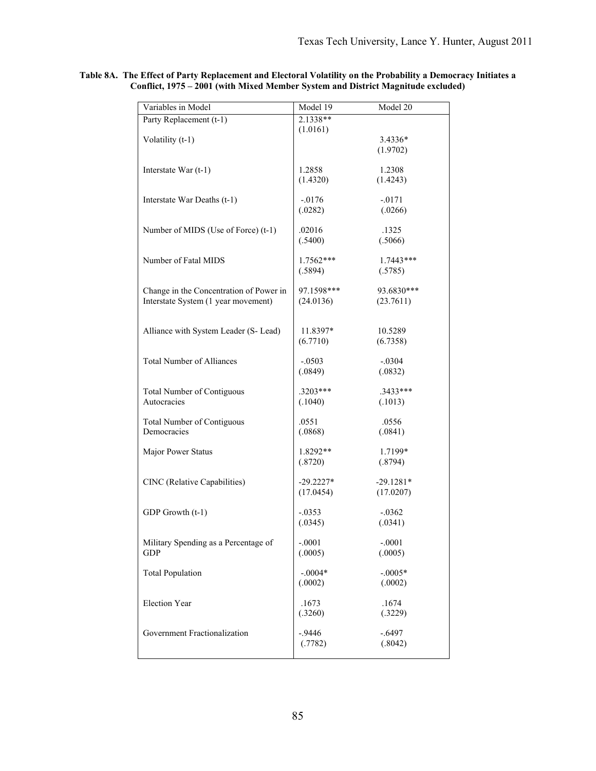**Table 8A. The Effect of Party Replacement and Electoral Volatility on the Probability a Democracy Initiates a Conflict, 1975 – 2001 (with Mixed Member System and District Magnitude excluded)**

| Variables in Model | Model 19 | Model 20 |
|---|---|---|
| Party Replacement (t-1) | 2.1338** (1.0161) | |
| Volatility (t-1) | | 3.4336* (1.9702) |
| Interstate War (t-1) | 1.2858 (1.4320) | 1.2308 (1.4243) |
| Interstate War Deaths (t-1) | -.0176 (.0282) | -.0171 (.0266) |
| Number of MIDS (Use of Force) (t-1) | .02016 (.5400) | .1325 (.5066) |
| Number of Fatal MIDS | 1.7562*** (.5894) | 1.7443*** (.5785) |
| Change in the Concentration of Power in Interstate System (1 year movement) | 97.1598*** (24.0136) | 93.6830*** (23.7611) |
| Alliance with System Leader (S- Lead) | 11.8397* (6.7710) | 10.5289 (6.7358) |
| Total Number of Alliances | -.0503 (.0849) | -.0304 (.0832) |
| Total Number of Contiguous Autocracies | .3203*** (.1040) | .3433*** (.1013) |
| Total Number of Contiguous Democracies | .0551 (.0868) | .0556 (.0841) |
| Major Power Status | 1.8292** (.8720) | 1.7199* (.8794) |
| CINC (Relative Capabilities) | -29.2227* (17.0454) | -29.1281* (17.0207) |
| GDP Growth (t-1) | -.0353 (.0345) | -.0362 (.0341) |
| Military Spending as a Percentage of GDP | -.0001 (.0005) | -.0001 (.0005) |
| Total Population | -.0004* (.0002) | -.0005* (.0002) |
| Election Year | .1673 (.3260) | .1674 (.3229) |
| Government Fractionalization | -.9446 (.7782) | -.6497 (.8042) |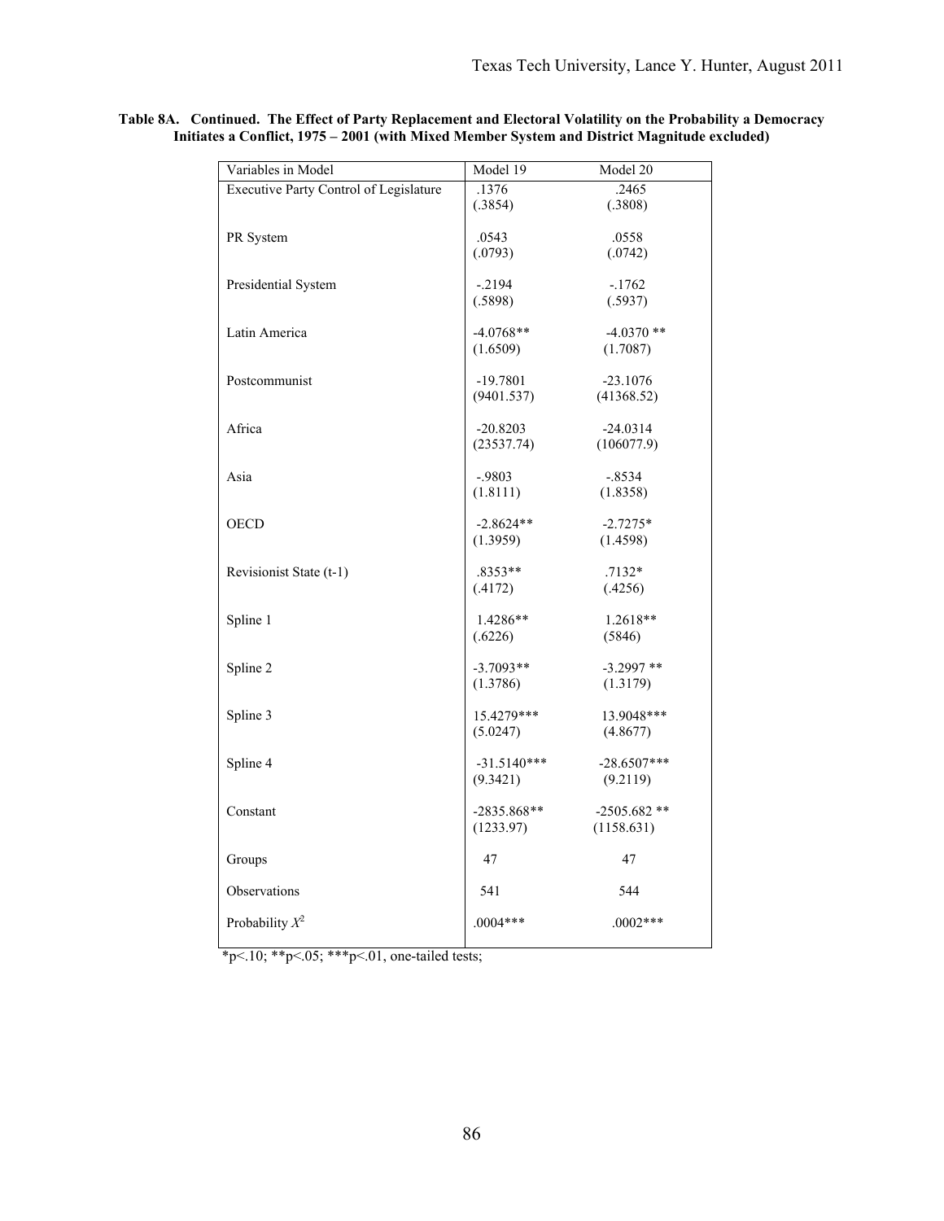**Table 8A. Continued. The Effect of Party Replacement and Electoral Volatility on the Probability a Democracy Initiates a Conflict, 1975 – 2001 (with Mixed Member System and District Magnitude excluded)**

| Variables in Model | Model 19 | Model 20 |
|---|---|---|
| Executive Party Control of Legislature | .1376<br>(.3854) | .2465<br>(.3808) |
| PR System | .0543<br>(.0793) | .0558<br>(.0742) |
| Presidential System | -.2194<br>(.5898) | -.1762<br>(.5937) |
| Latin America | -4.0768**<br>(1.6509) | -4.0370 **<br>(1.7087) |
| Postcommunist | -19.7801<br>(9401.537) | -23.1076<br>(41368.52) |
| Africa | -20.8203<br>(23537.74) | -24.0314<br>(106077.9) |
| Asia | -.9803<br>(1.8111) | -.8534<br>(1.8358) |
| OECD | -2.8624**<br>(1.3959) | -2.7275*<br>(1.4598) |
| Revisionist State (t-1) | .8353**<br>(.4172) | .7132*<br>(.4256) |
| Spline 1 | 1.4286**<br>(.6226) | 1.2618**<br>(5846) |
| Spline 2 | -3.7093**<br>(1.3786) | -3.2997 **<br>(1.3179) |
| Spline 3 | 15.4279***<br>(5.0247) | 13.9048***<br>(4.8677) |
| Spline 4 | -31.5140***<br>(9.3421) | -28.6507***<br>(9.2119) |
| Constant | -2835.868**<br>(1233.97) | -2505.682 **<br>(1158.631) |
| Groups | 47 | 47 |
| Observations | 541 | 544 |
| Probability $X^2$ | .0004*** | .0002*** |

*p<.10; **p<.05; ***p<.01, one-tailed tests;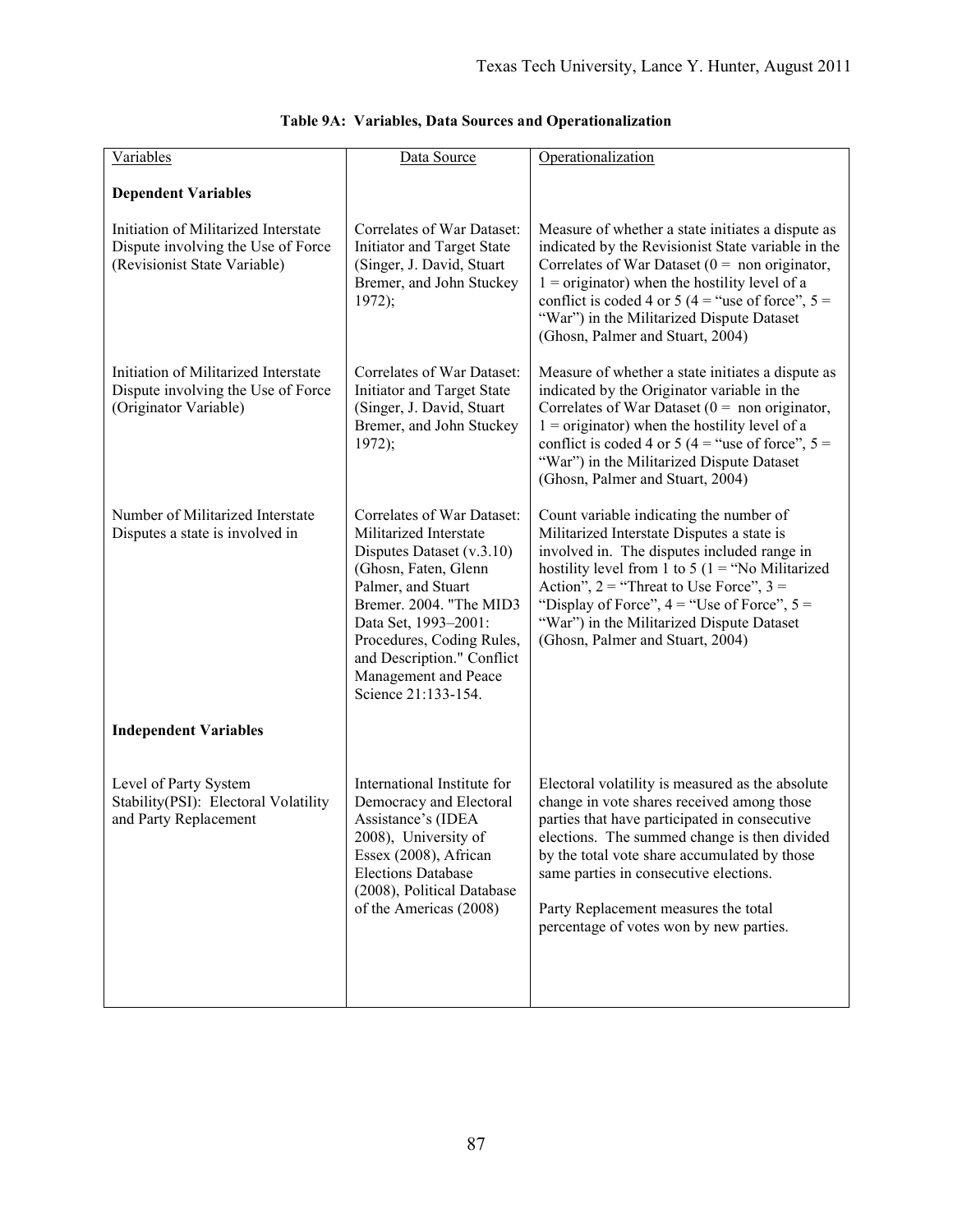**Table 9A: Variables, Data Sources and Operationalization**

| Variables | Data Source | Operationalization |
| --- | --- | --- |
| **Dependent Variables** | | |
| Initiation of Militarized Interstate Dispute involving the Use of Force (Revisionist State Variable) | Correlates of War Dataset: Initiator and Target State (Singer, J. David, Stuart Bremer, and John Stuckey 1972); | Measure of whether a state initiates a dispute as indicated by the Revisionist State variable in the Correlates of War Dataset (0 = non originator, 1 = originator) when the hostility level of a conflict is coded 4 or 5 (4 = "use of force", 5 = "War") in the Militarized Dispute Dataset (Ghosn, Palmer and Stuart, 2004) |
| Initiation of Militarized Interstate Dispute involving the Use of Force (Originator Variable) | Correlates of War Dataset: Initiator and Target State (Singer, J. David, Stuart Bremer, and John Stuckey 1972); | Measure of whether a state initiates a dispute as indicated by the Originator variable in the Correlates of War Dataset (0 = non originator, 1 = originator) when the hostility level of a conflict is coded 4 or 5 (4 = "use of force", 5 = "War") in the Militarized Dispute Dataset (Ghosn, Palmer and Stuart, 2004) |
| Number of Militarized Interstate Disputes a state is involved in | Correlates of War Dataset: Militarized Interstate Disputes Dataset (v.3.10) (Ghosn, Faten, Glenn Palmer, and Stuart Bremer. 2004. "The MID3 Data Set, 1993–2001: Procedures, Coding Rules, and Description." Conflict Management and Peace Science 21:133-154. | Count variable indicating the number of Militarized Interstate Disputes a state is involved in. The disputes included range in hostility level from 1 to 5 (1 = "No Militarized Action", 2 = "Threat to Use Force", 3 = "Display of Force", 4 = "Use of Force", 5 = "War") in the Militarized Dispute Dataset (Ghosn, Palmer and Stuart, 2004) |
| **Independent Variables** | | |
| Level of Party System Stability(PSI): Electoral Volatility and Party Replacement | International Institute for Democracy and Electoral Assistance's (IDEA 2008), University of Essex (2008), African Elections Database (2008), Political Database of the Americas (2008) | Electoral volatility is measured as the absolute change in vote shares received among those parties that have participated in consecutive elections. The summed change is then divided by the total vote share accumulated by those same parties in consecutive elections.<br><br>Party Replacement measures the total percentage of votes won by new parties. |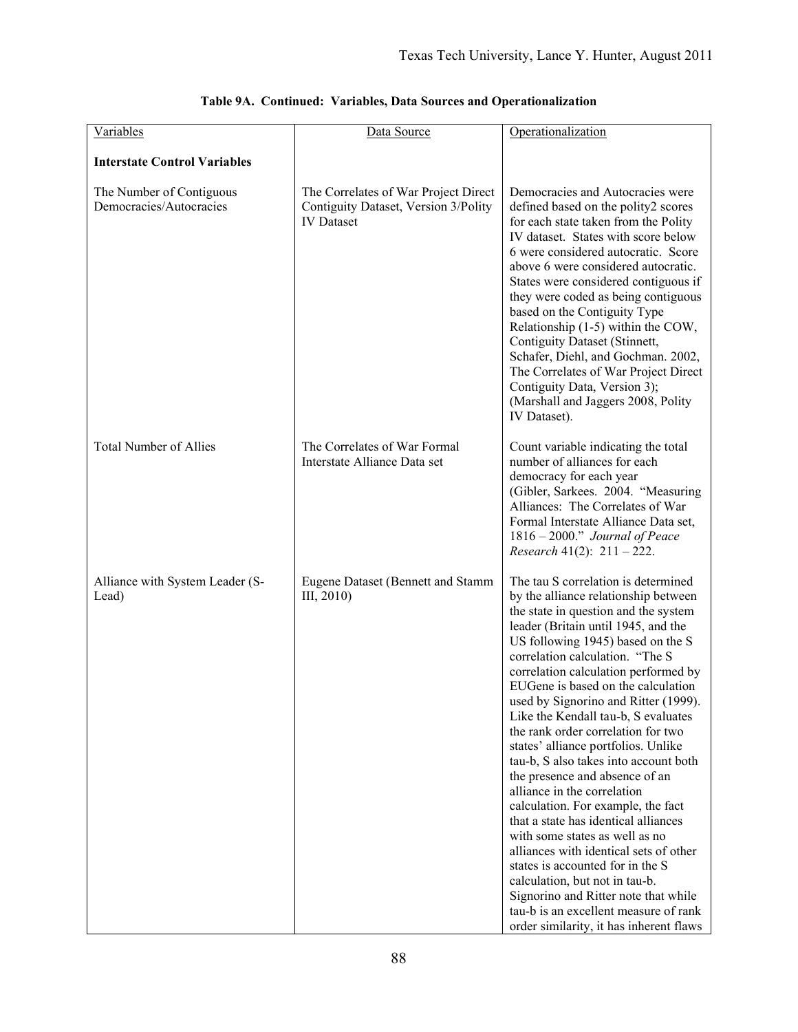**Table 9A. Continued: Variables, Data Sources and Operationalization**

| Variables | Data Source | Operationalization |
|---|---|---|
| **Interstate Control Variables** | | |
| The Number of Contiguous Democracies/Autocracies | The Correlates of War Project Direct Contiguity Dataset, Version 3/Polity IV Dataset | Democracies and Autocracies were defined based on the polity2 scores for each state taken from the Polity IV dataset. States with score below 6 were considered autocratic. Score above 6 were considered autocratic. States were considered contiguous if they were coded as being contiguous based on the Contiguity Type Relationship (1-5) within the COW, Contiguity Dataset (Stinnett, Schafer, Diehl, and Gochman. 2002, The Correlates of War Project Direct Contiguity Data, Version 3); (Marshall and Jaggers 2008, Polity IV Dataset). |
| Total Number of Allies | The Correlates of War Formal Interstate Alliance Data set | Count variable indicating the total number of alliances for each democracy for each year (Gibler, Sarkees. 2004. "Measuring Alliances: The Correlates of War Formal Interstate Alliance Data set, 1816 – 2000." *Journal of Peace Research* 41(2): 211 – 222. |
| Alliance with System Leader (S-Lead) | Eugene Dataset (Bennett and Stamm III, 2010) | The tau S correlation is determined by the alliance relationship between the state in question and the system leader (Britain until 1945, and the US following 1945) based on the S correlation calculation. "The S correlation calculation performed by EUGene is based on the calculation used by Signorino and Ritter (1999). Like the Kendall tau-b, S evaluates the rank order correlation for two states' alliance portfolios. Unlike tau-b, S also takes into account both the presence and absence of an alliance in the correlation calculation. For example, the fact that a state has identical alliances with some states as well as no alliances with identical sets of other states is accounted for in the S calculation, but not in tau-b. Signorino and Ritter note that while tau-b is an excellent measure of rank order similarity, it has inherent flaws |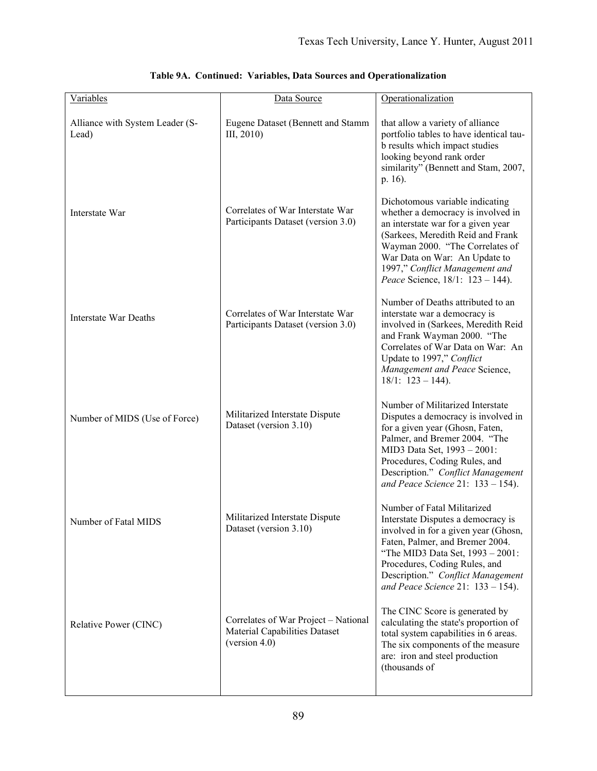**Table 9A. Continued: Variables, Data Sources and Operationalization**

| Variables | Data Source | Operationalization |
| --- | --- | --- |
| Alliance with System Leader (S-Lead) | Eugene Dataset (Bennett and Stamm III, 2010) | that allow a variety of alliance portfolio tables to have identical tau-b results which impact studies looking beyond rank order similarity" (Bennett and Stam, 2007, p. 16). |
| Interstate War | Correlates of War Interstate War Participants Dataset (version 3.0) | Dichotomous variable indicating whether a democracy is involved in an interstate war for a given year (Sarkees, Meredith Reid and Frank Wayman 2000. "The Correlates of War Data on War: An Update to 1997," *Conflict Management and Peace* Science, 18/1: 123 – 144). |
| Interstate War Deaths | Correlates of War Interstate War Participants Dataset (version 3.0) | Number of Deaths attributed to an interstate war a democracy is involved in (Sarkees, Meredith Reid and Frank Wayman 2000. "The Correlates of War Data on War: An Update to 1997," *Conflict Management and Peace* Science, 18/1: 123 – 144). |
| Number of MIDS (Use of Force) | Militarized Interstate Dispute Dataset (version 3.10) | Number of Militarized Interstate Disputes a democracy is involved in for a given year (Ghosn, Faten, Palmer, and Bremer 2004. "The MID3 Data Set, 1993 – 2001: Procedures, Coding Rules, and Description." *Conflict Management and Peace Science* 21: 133 – 154). |
| Number of Fatal MIDS | Militarized Interstate Dispute Dataset (version 3.10) | Number of Fatal Militarized Interstate Disputes a democracy is involved in for a given year (Ghosn, Faten, Palmer, and Bremer 2004. "The MID3 Data Set, 1993 – 2001: Procedures, Coding Rules, and Description." *Conflict Management and Peace Science* 21: 133 – 154). |
| Relative Power (CINC) | Correlates of War Project – National Material Capabilities Dataset (version 4.0) | The CINC Score is generated by calculating the state's proportion of total system capabilities in 6 areas. The six components of the measure are: iron and steel production (thousands of |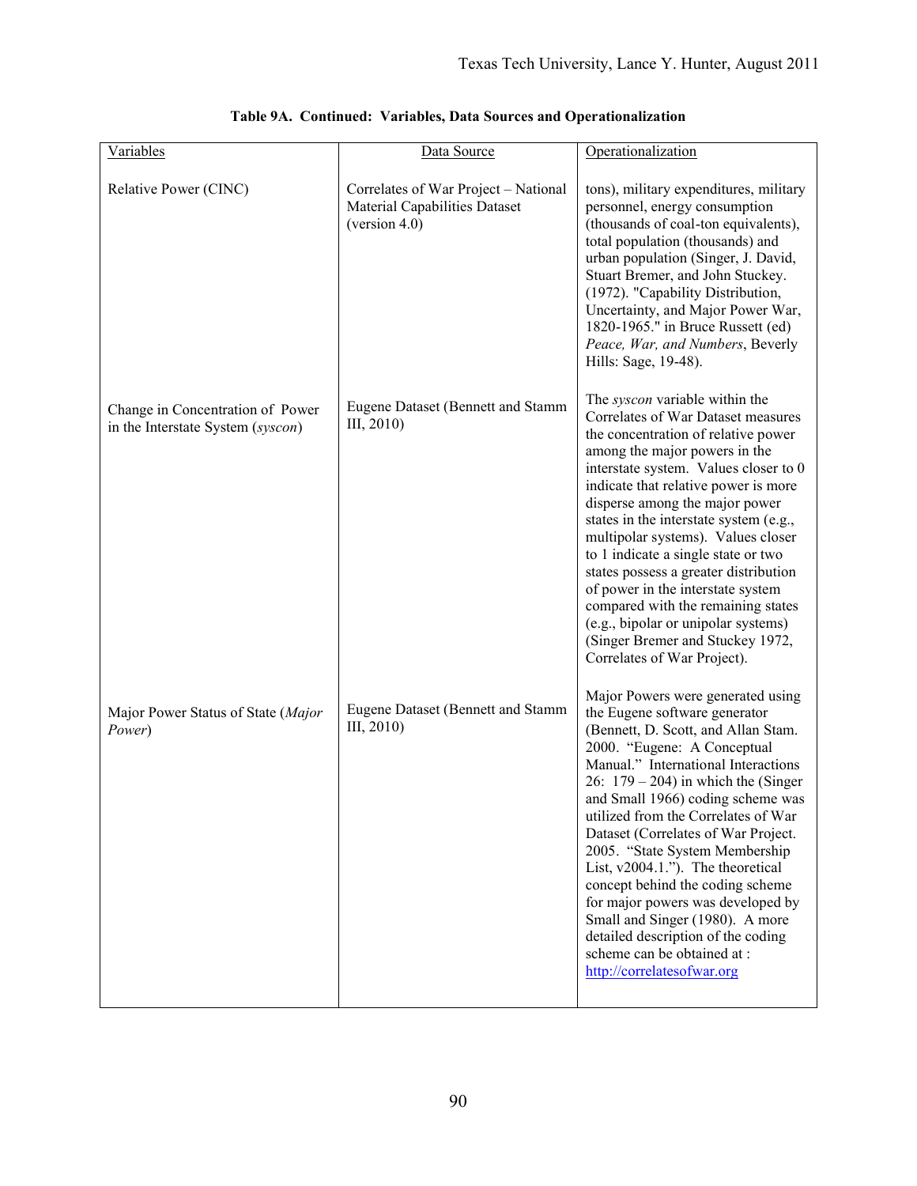**Table 9A. Continued: Variables, Data Sources and Operationalization**

| Variables | Data Source | Operationalization |
|---|---|---|
| Relative Power (CINC) | Correlates of War Project – National Material Capabilities Dataset (version 4.0) | tons), military expenditures, military personnel, energy consumption (thousands of coal-ton equivalents), total population (thousands) and urban population (Singer, J. David, Stuart Bremer, and John Stuckey. (1972). "Capability Distribution, Uncertainty, and Major Power War, 1820-1965." in Bruce Russett (ed) *Peace, War, and Numbers*, Beverly Hills: Sage, 19-48). |
| Change in Concentration of Power in the Interstate System (*syscon*) | Eugene Dataset (Bennett and Stamm III, 2010) | The *syscon* variable within the Correlates of War Dataset measures the concentration of relative power among the major powers in the interstate system. Values closer to 0 indicate that relative power is more disperse among the major power states in the interstate system (e.g., multipolar systems). Values closer to 1 indicate a single state or two states possess a greater distribution of power in the interstate system compared with the remaining states (e.g., bipolar or unipolar systems) (Singer Bremer and Stuckey 1972, Correlates of War Project). |
| Major Power Status of State (*Major Power*) | Eugene Dataset (Bennett and Stamm III, 2010) | Major Powers were generated using the Eugene software generator (Bennett, D. Scott, and Allan Stam. 2000. "Eugene: A Conceptual Manual." International Interactions 26: 179 – 204) in which the (Singer and Small 1966) coding scheme was utilized from the Correlates of War Dataset (Correlates of War Project. 2005. "State System Membership List, v2004.1."). The theoretical concept behind the coding scheme for major powers was developed by Small and Singer (1980). A more detailed description of the coding scheme can be obtained at : http://correlatesofwar.org |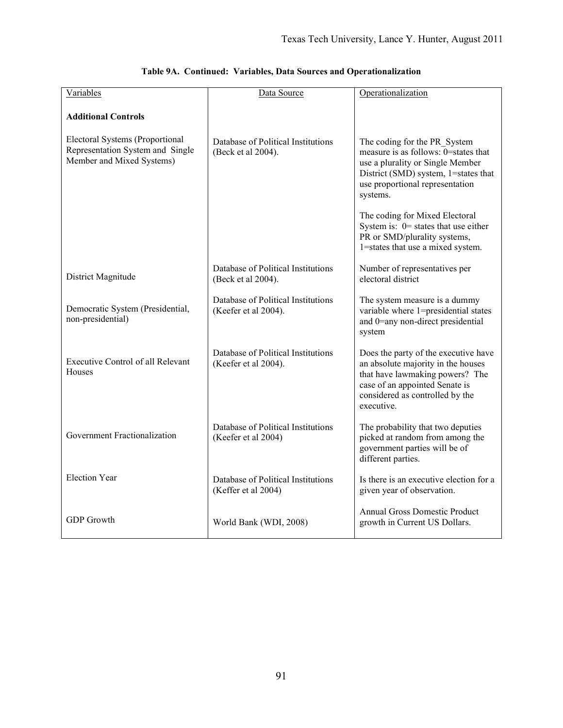**Table 9A. Continued: Variables, Data Sources and Operationalization**

| Variables | Data Source | Operationalization |
|---|---|---|
| **Additional Controls** | | |
| Electoral Systems (Proportional Representation System and Single Member and Mixed Systems) | Database of Political Institutions (Beck et al 2004). | The coding for the PR_System measure is as follows: 0=states that use a plurality or Single Member District (SMD) system, 1=states that use proportional representation systems. The coding for Mixed Electoral System is: 0= states that use either PR or SMD/plurality systems, 1=states that use a mixed system. |
| District Magnitude | Database of Political Institutions (Beck et al 2004). | Number of representatives per electoral district |
| Democratic System (Presidential, non-presidential) | Database of Political Institutions (Keefer et al 2004). | The system measure is a dummy variable where 1=presidential states and 0=any non-direct presidential system |
| Executive Control of all Relevant Houses | Database of Political Institutions (Keefer et al 2004). | Does the party of the executive have an absolute majority in the houses that have lawmaking powers? The case of an appointed Senate is considered as controlled by the executive. |
| Government Fractionalization | Database of Political Institutions (Keefer et al 2004) | The probability that two deputies picked at random from among the government parties will be of different parties. |
| Election Year | Database of Political Institutions (Keffer et al 2004) | Is there is an executive election for a given year of observation. |
| GDP Growth | World Bank (WDI, 2008) | Annual Gross Domestic Product growth in Current US Dollars. |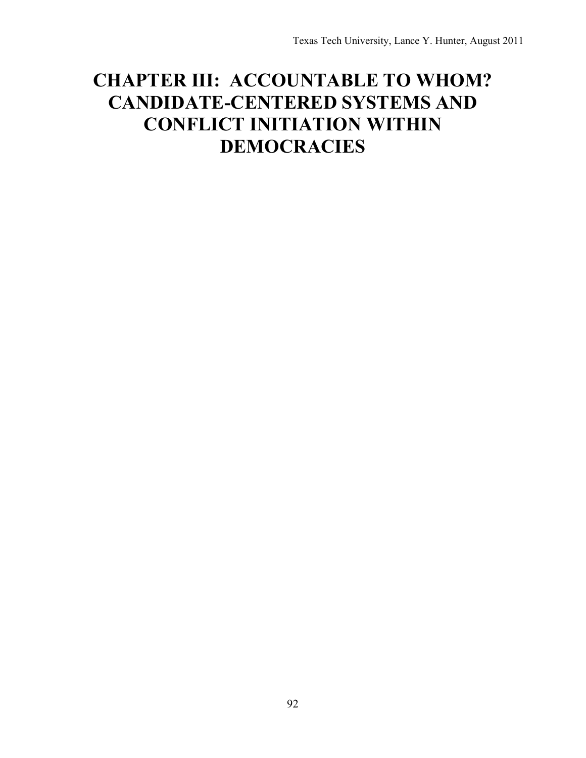# CHAPTER III: ACCOUNTABLE TO WHOM? CANDIDATE-CENTERED SYSTEMS AND CONFLICT INITIATION WITHIN DEMOCRACIES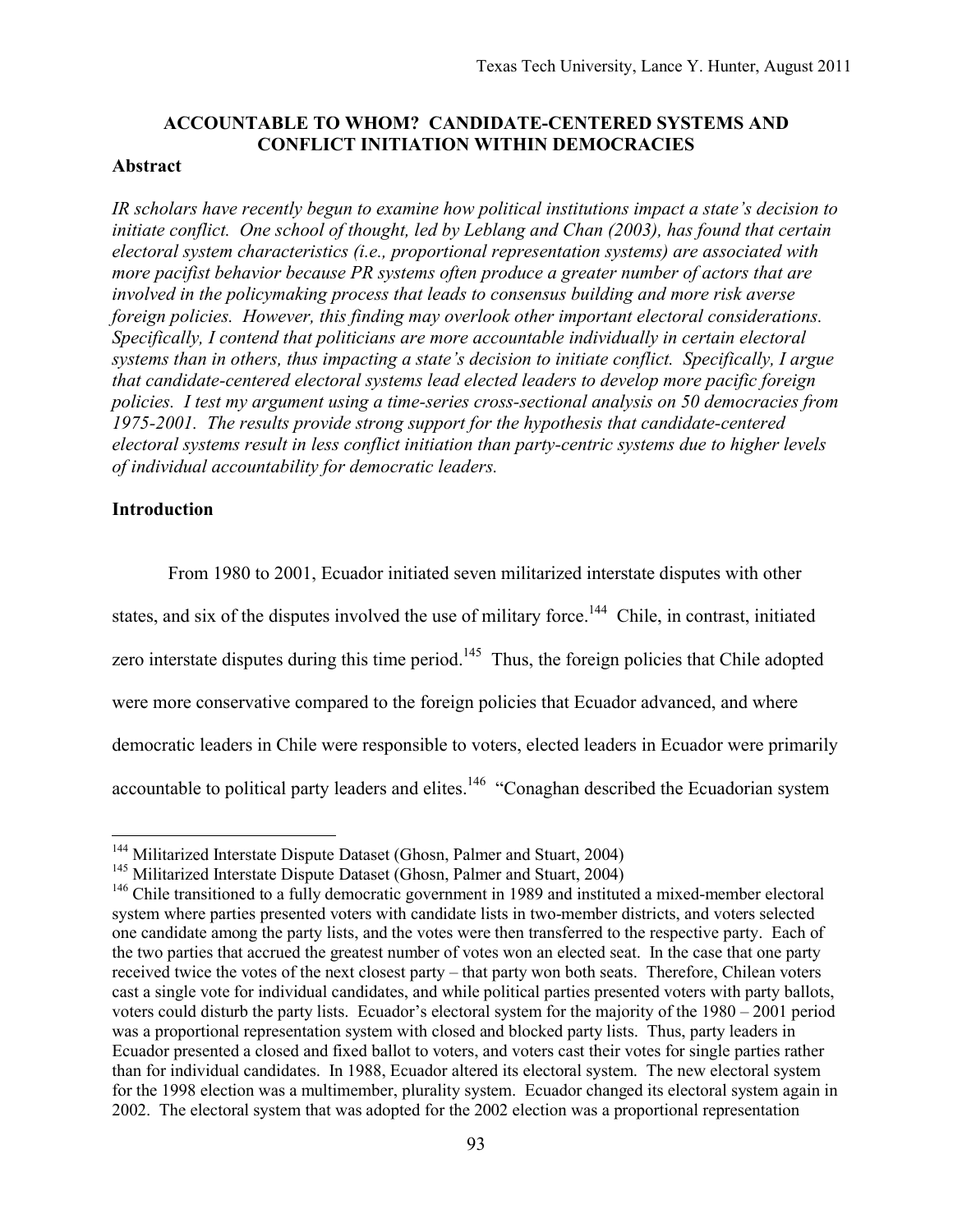## ACCOUNTABLE TO WHOM? CANDIDATE-CENTERED SYSTEMS AND CONFLICT INITIATION WITHIN DEMOCRACIES

### Abstract

*IR scholars have recently begun to examine how political institutions impact a state's decision to initiate conflict. One school of thought, led by Leblang and Chan (2003), has found that certain electoral system characteristics (i.e., proportional representation systems) are associated with more pacifist behavior because PR systems often produce a greater number of actors that are involved in the policymaking process that leads to consensus building and more risk averse foreign policies. However, this finding may overlook other important electoral considerations. Specifically, I contend that politicians are more accountable individually in certain electoral systems than in others, thus impacting a state's decision to initiate conflict. Specifically, I argue that candidate-centered electoral systems lead elected leaders to develop more pacific foreign policies. I test my argument using a time-series cross-sectional analysis on 50 democracies from 1975-2001. The results provide strong support for the hypothesis that candidate-centered electoral systems result in less conflict initiation than party-centric systems due to higher levels of individual accountability for democratic leaders.*

### Introduction

From 1980 to 2001, Ecuador initiated seven militarized interstate disputes with other states, and six of the disputes involved the use of military force.[144] Chile, in contrast, initiated zero interstate disputes during this time period.[145] Thus, the foreign policies that Chile adopted were more conservative compared to the foreign policies that Ecuador advanced, and where democratic leaders in Chile were responsible to voters, elected leaders in Ecuador were primarily accountable to political party leaders and elites.[146] "Conaghan described the Ecuadorian system

---

[144] Militarized Interstate Dispute Dataset (Ghosn, Palmer and Stuart, 2004)

[145] Militarized Interstate Dispute Dataset (Ghosn, Palmer and Stuart, 2004)

[146] Chile transitioned to a fully democratic government in 1989 and instituted a mixed-member electoral system where parties presented voters with candidate lists in two-member districts, and voters selected one candidate among the party lists, and the votes were then transferred to the respective party. Each of the two parties that accrued the greatest number of votes won an elected seat. In the case that one party received twice the votes of the next closest party – that party won both seats. Therefore, Chilean voters cast a single vote for individual candidates, and while political parties presented voters with party ballots, voters could disturb the party lists. Ecuador's electoral system for the majority of the 1980 – 2001 period was a proportional representation system with closed and blocked party lists. Thus, party leaders in Ecuador presented a closed and fixed ballot to voters, and voters cast their votes for single parties rather than for individual candidates. In 1988, Ecuador altered its electoral system. The new electoral system for the 1998 election was a multimember, plurality system. Ecuador changed its electoral system again in 2002. The electoral system that was adopted for the 2002 election was a proportional representation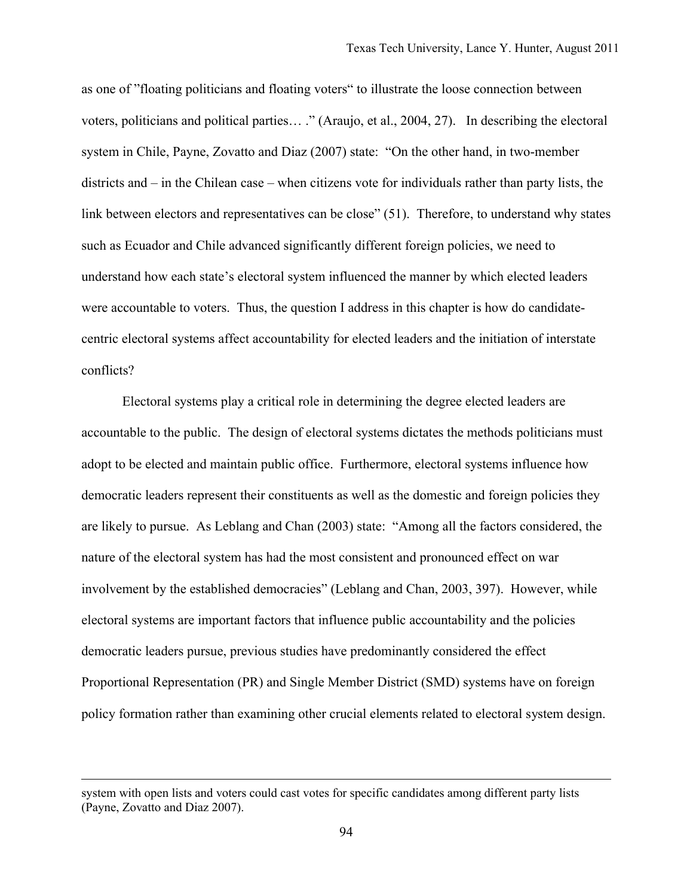as one of ”floating politicians and floating voters“ to illustrate the loose connection between voters, politicians and political parties… .” (Araujo, et al., 2004, 27). In describing the electoral system in Chile, Payne, Zovatto and Diaz (2007) state: “On the other hand, in two-member districts and – in the Chilean case – when citizens vote for individuals rather than party lists, the link between electors and representatives can be close” (51). Therefore, to understand why states such as Ecuador and Chile advanced significantly different foreign policies, we need to understand how each state’s electoral system influenced the manner by which elected leaders were accountable to voters. Thus, the question I address in this chapter is how do candidate-centric electoral systems affect accountability for elected leaders and the initiation of interstate conflicts?

Electoral systems play a critical role in determining the degree elected leaders are accountable to the public. The design of electoral systems dictates the methods politicians must adopt to be elected and maintain public office. Furthermore, electoral systems influence how democratic leaders represent their constituents as well as the domestic and foreign policies they are likely to pursue. As Leblang and Chan (2003) state: “Among all the factors considered, the nature of the electoral system has had the most consistent and pronounced effect on war involvement by the established democracies” (Leblang and Chan, 2003, 397). However, while electoral systems are important factors that influence public accountability and the policies democratic leaders pursue, previous studies have predominantly considered the effect Proportional Representation (PR) and Single Member District (SMD) systems have on foreign policy formation rather than examining other crucial elements related to electoral system design.

---

system with open lists and voters could cast votes for specific candidates among different party lists (Payne, Zovatto and Diaz 2007).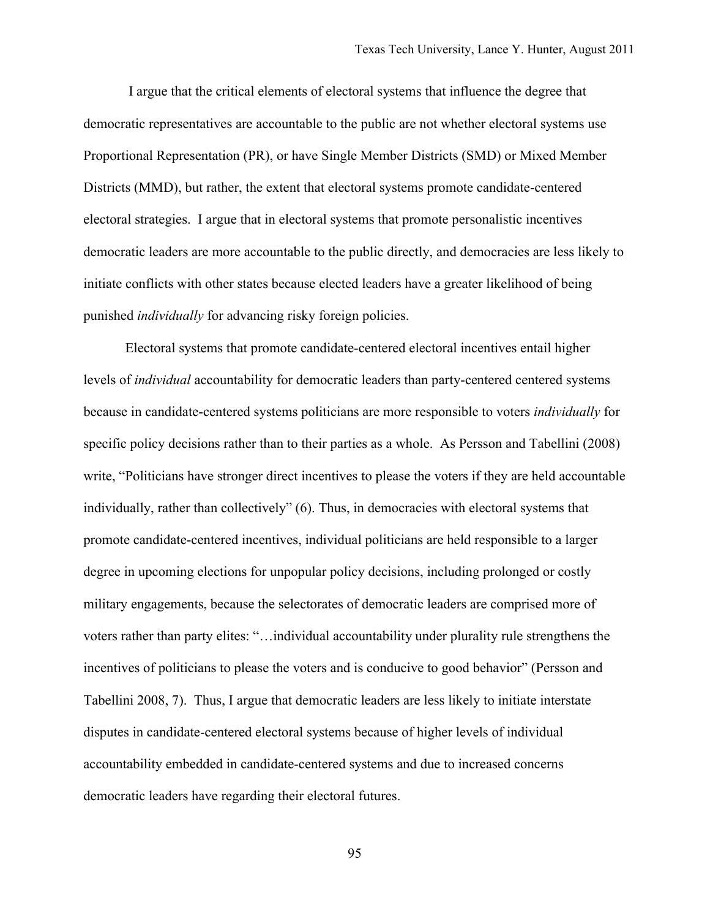I argue that the critical elements of electoral systems that influence the degree that democratic representatives are accountable to the public are not whether electoral systems use Proportional Representation (PR), or have Single Member Districts (SMD) or Mixed Member Districts (MMD), but rather, the extent that electoral systems promote candidate-centered electoral strategies. I argue that in electoral systems that promote personalistic incentives democratic leaders are more accountable to the public directly, and democracies are less likely to initiate conflicts with other states because elected leaders have a greater likelihood of being punished *individually* for advancing risky foreign policies.

Electoral systems that promote candidate-centered electoral incentives entail higher levels of *individual* accountability for democratic leaders than party-centered centered systems because in candidate-centered systems politicians are more responsible to voters *individually* for specific policy decisions rather than to their parties as a whole. As Persson and Tabellini (2008) write, "Politicians have stronger direct incentives to please the voters if they are held accountable individually, rather than collectively" (6). Thus, in democracies with electoral systems that promote candidate-centered incentives, individual politicians are held responsible to a larger degree in upcoming elections for unpopular policy decisions, including prolonged or costly military engagements, because the selectorates of democratic leaders are comprised more of voters rather than party elites: "…individual accountability under plurality rule strengthens the incentives of politicians to please the voters and is conducive to good behavior" (Persson and Tabellini 2008, 7). Thus, I argue that democratic leaders are less likely to initiate interstate disputes in candidate-centered electoral systems because of higher levels of individual accountability embedded in candidate-centered systems and due to increased concerns democratic leaders have regarding their electoral futures.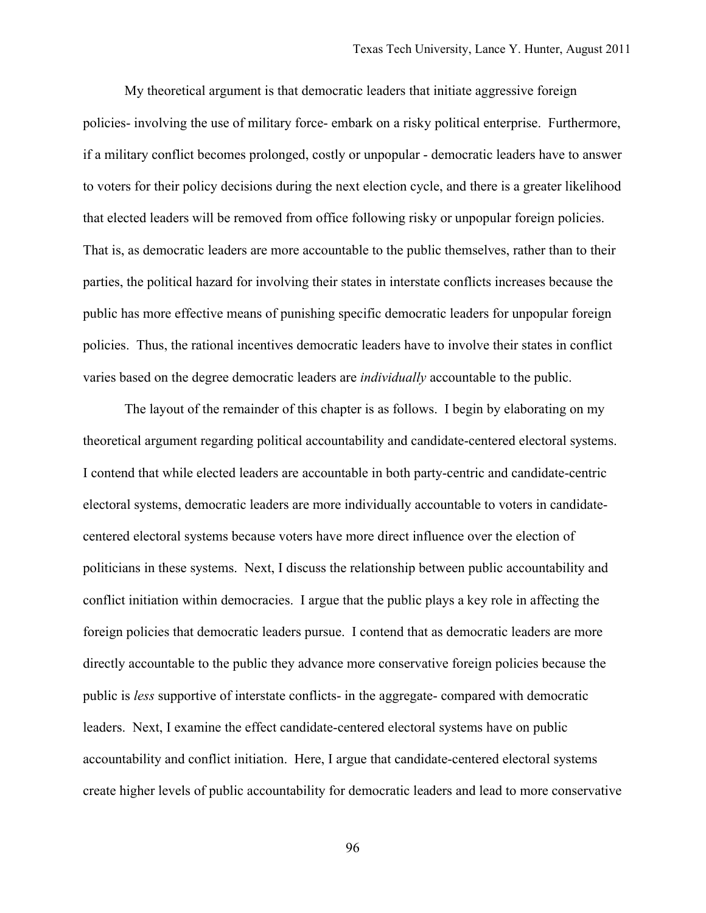My theoretical argument is that democratic leaders that initiate aggressive foreign policies- involving the use of military force- embark on a risky political enterprise. Furthermore, if a military conflict becomes prolonged, costly or unpopular - democratic leaders have to answer to voters for their policy decisions during the next election cycle, and there is a greater likelihood that elected leaders will be removed from office following risky or unpopular foreign policies. That is, as democratic leaders are more accountable to the public themselves, rather than to their parties, the political hazard for involving their states in interstate conflicts increases because the public has more effective means of punishing specific democratic leaders for unpopular foreign policies. Thus, the rational incentives democratic leaders have to involve their states in conflict varies based on the degree democratic leaders are *individually* accountable to the public.

The layout of the remainder of this chapter is as follows. I begin by elaborating on my theoretical argument regarding political accountability and candidate-centered electoral systems. I contend that while elected leaders are accountable in both party-centric and candidate-centric electoral systems, democratic leaders are more individually accountable to voters in candidate-centered electoral systems because voters have more direct influence over the election of politicians in these systems. Next, I discuss the relationship between public accountability and conflict initiation within democracies. I argue that the public plays a key role in affecting the foreign policies that democratic leaders pursue. I contend that as democratic leaders are more directly accountable to the public they advance more conservative foreign policies because the public is *less* supportive of interstate conflicts- in the aggregate- compared with democratic leaders. Next, I examine the effect candidate-centered electoral systems have on public accountability and conflict initiation. Here, I argue that candidate-centered electoral systems create higher levels of public accountability for democratic leaders and lead to more conservative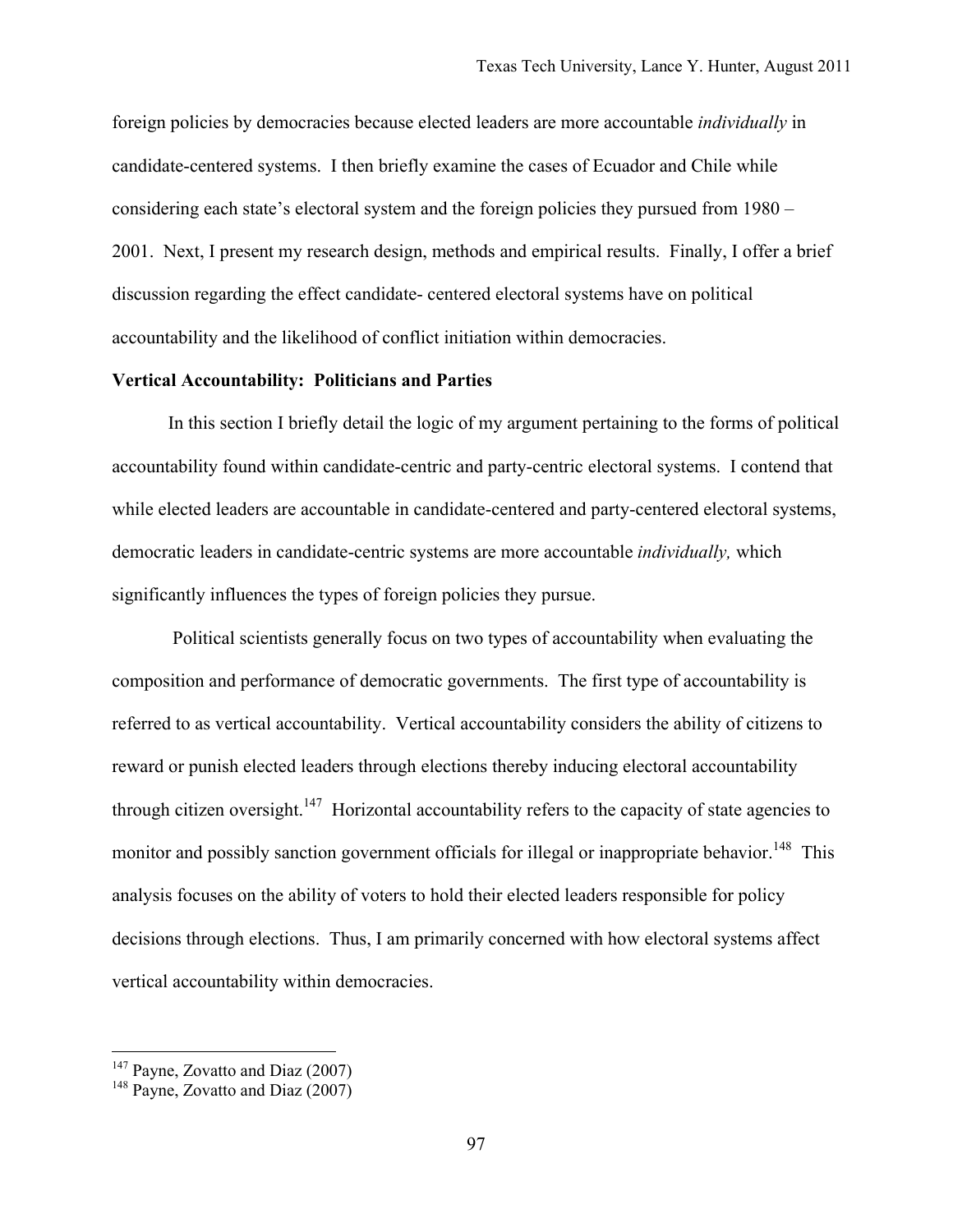foreign policies by democracies because elected leaders are more accountable *individually* in candidate-centered systems. I then briefly examine the cases of Ecuador and Chile while considering each state's electoral system and the foreign policies they pursued from 1980 – 2001. Next, I present my research design, methods and empirical results. Finally, I offer a brief discussion regarding the effect candidate- centered electoral systems have on political accountability and the likelihood of conflict initiation within democracies.

**Vertical Accountability: Politicians and Parties**

In this section I briefly detail the logic of my argument pertaining to the forms of political accountability found within candidate-centric and party-centric electoral systems. I contend that while elected leaders are accountable in candidate-centered and party-centered electoral systems, democratic leaders in candidate-centric systems are more accountable *individually,* which significantly influences the types of foreign policies they pursue.

Political scientists generally focus on two types of accountability when evaluating the composition and performance of democratic governments. The first type of accountability is referred to as vertical accountability. Vertical accountability considers the ability of citizens to reward or punish elected leaders through elections thereby inducing electoral accountability through citizen oversight.[147] Horizontal accountability refers to the capacity of state agencies to monitor and possibly sanction government officials for illegal or inappropriate behavior.[148] This analysis focuses on the ability of voters to hold their elected leaders responsible for policy decisions through elections. Thus, I am primarily concerned with how electoral systems affect vertical accountability within democracies.

---

[147] Payne, Zovatto and Diaz (2007)

[148] Payne, Zovatto and Diaz (2007)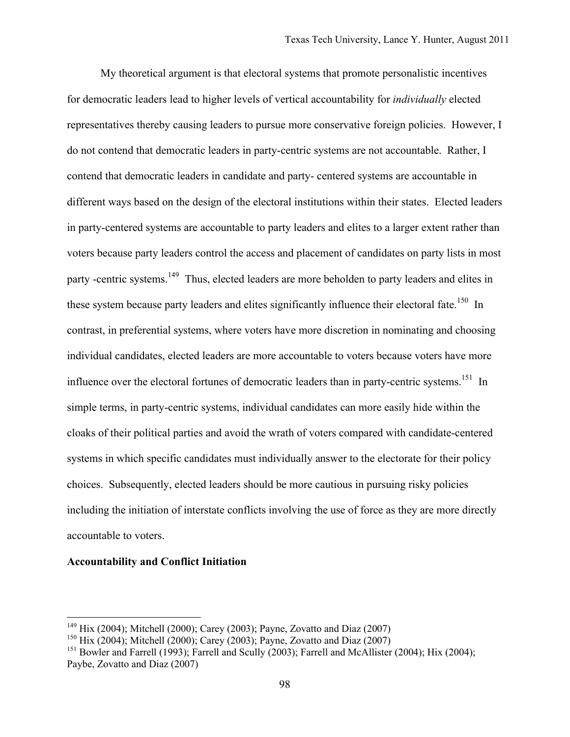My theoretical argument is that electoral systems that promote personalistic incentives for democratic leaders lead to higher levels of vertical accountability for *individually* elected representatives thereby causing leaders to pursue more conservative foreign policies. However, I do not contend that democratic leaders in party-centric systems are not accountable. Rather, I contend that democratic leaders in candidate and party- centered systems are accountable in different ways based on the design of the electoral institutions within their states. Elected leaders in party-centered systems are accountable to party leaders and elites to a larger extent rather than voters because party leaders control the access and placement of candidates on party lists in most party -centric systems.[149] Thus, elected leaders are more beholden to party leaders and elites in these system because party leaders and elites significantly influence their electoral fate.[150] In contrast, in preferential systems, where voters have more discretion in nominating and choosing individual candidates, elected leaders are more accountable to voters because voters have more influence over the electoral fortunes of democratic leaders than in party-centric systems.[151] In simple terms, in party-centric systems, individual candidates can more easily hide within the cloaks of their political parties and avoid the wrath of voters compared with candidate-centered systems in which specific candidates must individually answer to the electorate for their policy choices. Subsequently, elected leaders should be more cautious in pursuing risky policies including the initiation of interstate conflicts involving the use of force as they are more directly accountable to voters.

**Accountability and Conflict Initiation**

---

[149] Hix (2004); Mitchell (2000); Carey (2003); Payne, Zovatto and Diaz (2007)

[150] Hix (2004); Mitchell (2000); Carey (2003); Payne, Zovatto and Diaz (2007)

[151] Bowler and Farrell (1993); Farrell and Scully (2003); Farrell and McAllister (2004); Hix (2004); Paybe, Zovatto and Diaz (2007)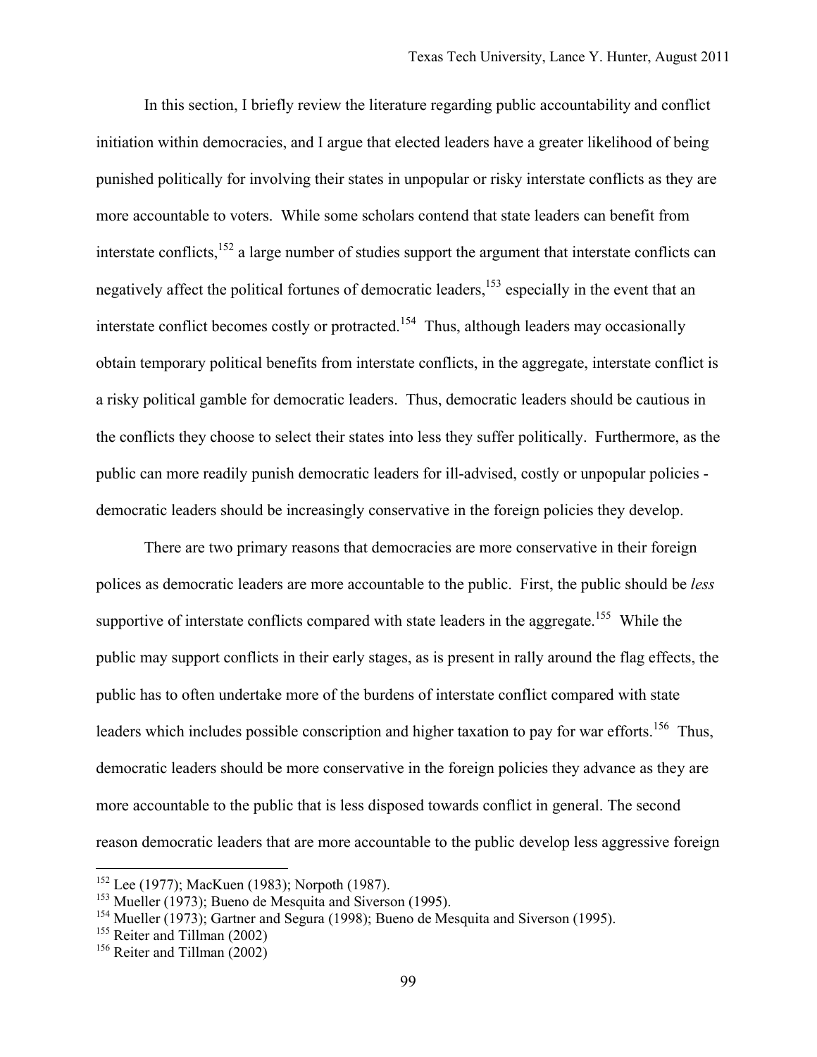In this section, I briefly review the literature regarding public accountability and conflict initiation within democracies, and I argue that elected leaders have a greater likelihood of being punished politically for involving their states in unpopular or risky interstate conflicts as they are more accountable to voters. While some scholars contend that state leaders can benefit from interstate conflicts,[152] a large number of studies support the argument that interstate conflicts can negatively affect the political fortunes of democratic leaders,[153] especially in the event that an interstate conflict becomes costly or protracted.[154] Thus, although leaders may occasionally obtain temporary political benefits from interstate conflicts, in the aggregate, interstate conflict is a risky political gamble for democratic leaders. Thus, democratic leaders should be cautious in the conflicts they choose to select their states into less they suffer politically. Furthermore, as the public can more readily punish democratic leaders for ill-advised, costly or unpopular policies - democratic leaders should be increasingly conservative in the foreign policies they develop.

There are two primary reasons that democracies are more conservative in their foreign polices as democratic leaders are more accountable to the public. First, the public should be *less* supportive of interstate conflicts compared with state leaders in the aggregate.[155] While the public may support conflicts in their early stages, as is present in rally around the flag effects, the public has to often undertake more of the burdens of interstate conflict compared with state leaders which includes possible conscription and higher taxation to pay for war efforts.[156] Thus, democratic leaders should be more conservative in the foreign policies they advance as they are more accountable to the public that is less disposed towards conflict in general. The second reason democratic leaders that are more accountable to the public develop less aggressive foreign

[152] Lee (1977); MacKuen (1983); Norpoth (1987).

[153] Mueller (1973); Bueno de Mesquita and Siverson (1995).

[154] Mueller (1973); Gartner and Segura (1998); Bueno de Mesquita and Siverson (1995).

[155] Reiter and Tillman (2002)

[156] Reiter and Tillman (2002)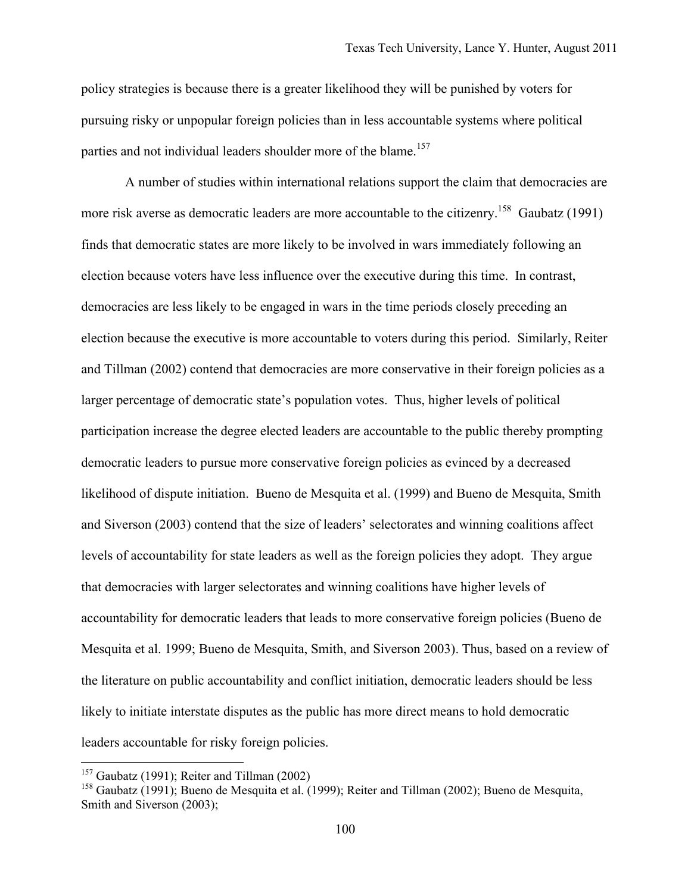policy strategies is because there is a greater likelihood they will be punished by voters for pursuing risky or unpopular foreign policies than in less accountable systems where political parties and not individual leaders shoulder more of the blame.[157]

A number of studies within international relations support the claim that democracies are more risk averse as democratic leaders are more accountable to the citizenry.[158] Gaubatz (1991) finds that democratic states are more likely to be involved in wars immediately following an election because voters have less influence over the executive during this time. In contrast, democracies are less likely to be engaged in wars in the time periods closely preceding an election because the executive is more accountable to voters during this period. Similarly, Reiter and Tillman (2002) contend that democracies are more conservative in their foreign policies as a larger percentage of democratic state's population votes. Thus, higher levels of political participation increase the degree elected leaders are accountable to the public thereby prompting democratic leaders to pursue more conservative foreign policies as evinced by a decreased likelihood of dispute initiation. Bueno de Mesquita et al. (1999) and Bueno de Mesquita, Smith and Siverson (2003) contend that the size of leaders' selectorates and winning coalitions affect levels of accountability for state leaders as well as the foreign policies they adopt. They argue that democracies with larger selectorates and winning coalitions have higher levels of accountability for democratic leaders that leads to more conservative foreign policies (Bueno de Mesquita et al. 1999; Bueno de Mesquita, Smith, and Siverson 2003). Thus, based on a review of the literature on public accountability and conflict initiation, democratic leaders should be less likely to initiate interstate disputes as the public has more direct means to hold democratic leaders accountable for risky foreign policies.

---

[157] Gaubatz (1991); Reiter and Tillman (2002)

[158] Gaubatz (1991); Bueno de Mesquita et al. (1999); Reiter and Tillman (2002); Bueno de Mesquita, Smith and Siverson (2003);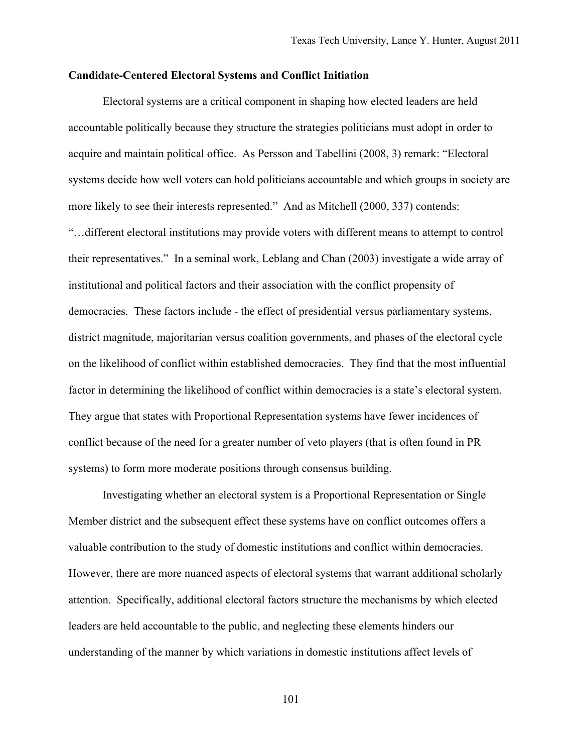### Candidate-Centered Electoral Systems and Conflict Initiation

Electoral systems are a critical component in shaping how elected leaders are held accountable politically because they structure the strategies politicians must adopt in order to acquire and maintain political office. As Persson and Tabellini (2008, 3) remark: "Electoral systems decide how well voters can hold politicians accountable and which groups in society are more likely to see their interests represented." And as Mitchell (2000, 337) contends: "…different electoral institutions may provide voters with different means to attempt to control their representatives." In a seminal work, Leblang and Chan (2003) investigate a wide array of institutional and political factors and their association with the conflict propensity of democracies. These factors include - the effect of presidential versus parliamentary systems, district magnitude, majoritarian versus coalition governments, and phases of the electoral cycle on the likelihood of conflict within established democracies. They find that the most influential factor in determining the likelihood of conflict within democracies is a state's electoral system. They argue that states with Proportional Representation systems have fewer incidences of conflict because of the need for a greater number of veto players (that is often found in PR systems) to form more moderate positions through consensus building.

Investigating whether an electoral system is a Proportional Representation or Single Member district and the subsequent effect these systems have on conflict outcomes offers a valuable contribution to the study of domestic institutions and conflict within democracies. However, there are more nuanced aspects of electoral systems that warrant additional scholarly attention. Specifically, additional electoral factors structure the mechanisms by which elected leaders are held accountable to the public, and neglecting these elements hinders our understanding of the manner by which variations in domestic institutions affect levels of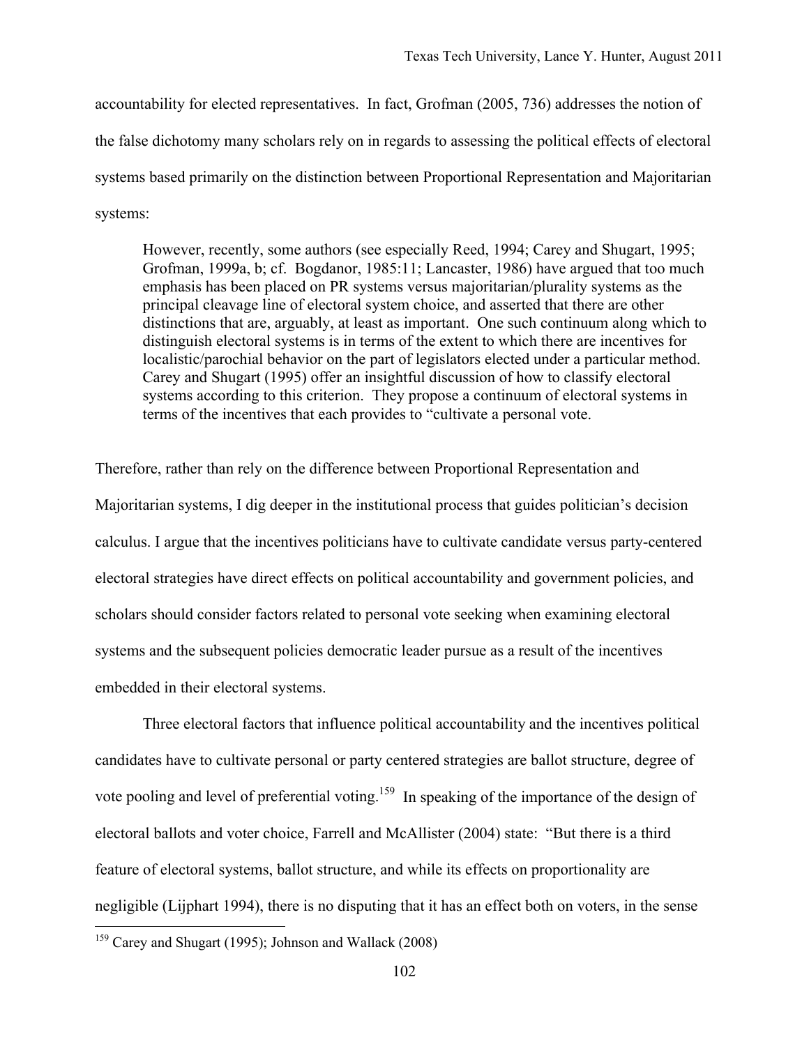accountability for elected representatives. In fact, Grofman (2005, 736) addresses the notion of the false dichotomy many scholars rely on in regards to assessing the political effects of electoral systems based primarily on the distinction between Proportional Representation and Majoritarian systems:

> However, recently, some authors (see especially Reed, 1994; Carey and Shugart, 1995; Grofman, 1999a, b; cf. Bogdanor, 1985:11; Lancaster, 1986) have argued that too much emphasis has been placed on PR systems versus majoritarian/plurality systems as the principal cleavage line of electoral system choice, and asserted that there are other distinctions that are, arguably, at least as important. One such continuum along which to distinguish electoral systems is in terms of the extent to which there are incentives for localistic/parochial behavior on the part of legislators elected under a particular method. Carey and Shugart (1995) offer an insightful discussion of how to classify electoral systems according to this criterion. They propose a continuum of electoral systems in terms of the incentives that each provides to "cultivate a personal vote.

Therefore, rather than rely on the difference between Proportional Representation and Majoritarian systems, I dig deeper in the institutional process that guides politician's decision calculus. I argue that the incentives politicians have to cultivate candidate versus party-centered electoral strategies have direct effects on political accountability and government policies, and scholars should consider factors related to personal vote seeking when examining electoral systems and the subsequent policies democratic leader pursue as a result of the incentives embedded in their electoral systems.

Three electoral factors that influence political accountability and the incentives political candidates have to cultivate personal or party centered strategies are ballot structure, degree of vote pooling and level of preferential voting.[159] In speaking of the importance of the design of electoral ballots and voter choice, Farrell and McAllister (2004) state: "But there is a third feature of electoral systems, ballot structure, and while its effects on proportionality are negligible (Lijphart 1994), there is no disputing that it has an effect both on voters, in the sense

---

[159] Carey and Shugart (1995); Johnson and Wallack (2008)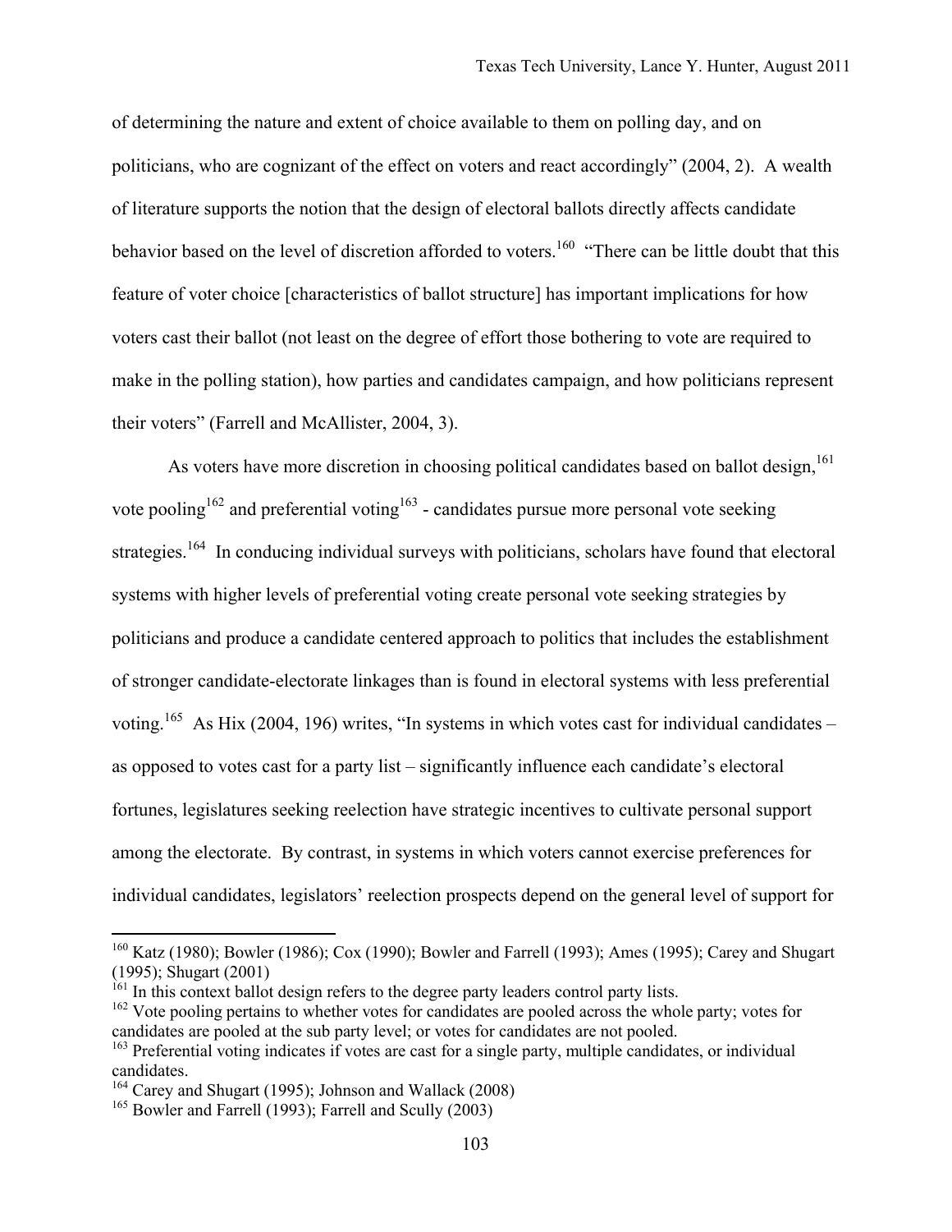of determining the nature and extent of choice available to them on polling day, and on politicians, who are cognizant of the effect on voters and react accordingly" (2004, 2). A wealth of literature supports the notion that the design of electoral ballots directly affects candidate behavior based on the level of discretion afforded to voters.[160] "There can be little doubt that this feature of voter choice [characteristics of ballot structure] has important implications for how voters cast their ballot (not least on the degree of effort those bothering to vote are required to make in the polling station), how parties and candidates campaign, and how politicians represent their voters" (Farrell and McAllister, 2004, 3).

As voters have more discretion in choosing political candidates based on ballot design,[161] vote pooling[162] and preferential voting[163] - candidates pursue more personal vote seeking strategies.[164] In conducing individual surveys with politicians, scholars have found that electoral systems with higher levels of preferential voting create personal vote seeking strategies by politicians and produce a candidate centered approach to politics that includes the establishment of stronger candidate-electorate linkages than is found in electoral systems with less preferential voting.[165] As Hix (2004, 196) writes, "In systems in which votes cast for individual candidates – as opposed to votes cast for a party list – significantly influence each candidate's electoral fortunes, legislatures seeking reelection have strategic incentives to cultivate personal support among the electorate. By contrast, in systems in which voters cannot exercise preferences for individual candidates, legislators' reelection prospects depend on the general level of support for

---

[160] Katz (1980); Bowler (1986); Cox (1990); Bowler and Farrell (1993); Ames (1995); Carey and Shugart (1995); Shugart (2001)

[161] In this context ballot design refers to the degree party leaders control party lists.

[162] Vote pooling pertains to whether votes for candidates are pooled across the whole party; votes for candidates are pooled at the sub party level; or votes for candidates are not pooled.

[163] Preferential voting indicates if votes are cast for a single party, multiple candidates, or individual candidates.

[164] Carey and Shugart (1995); Johnson and Wallack (2008)

[165] Bowler and Farrell (1993); Farrell and Scully (2003)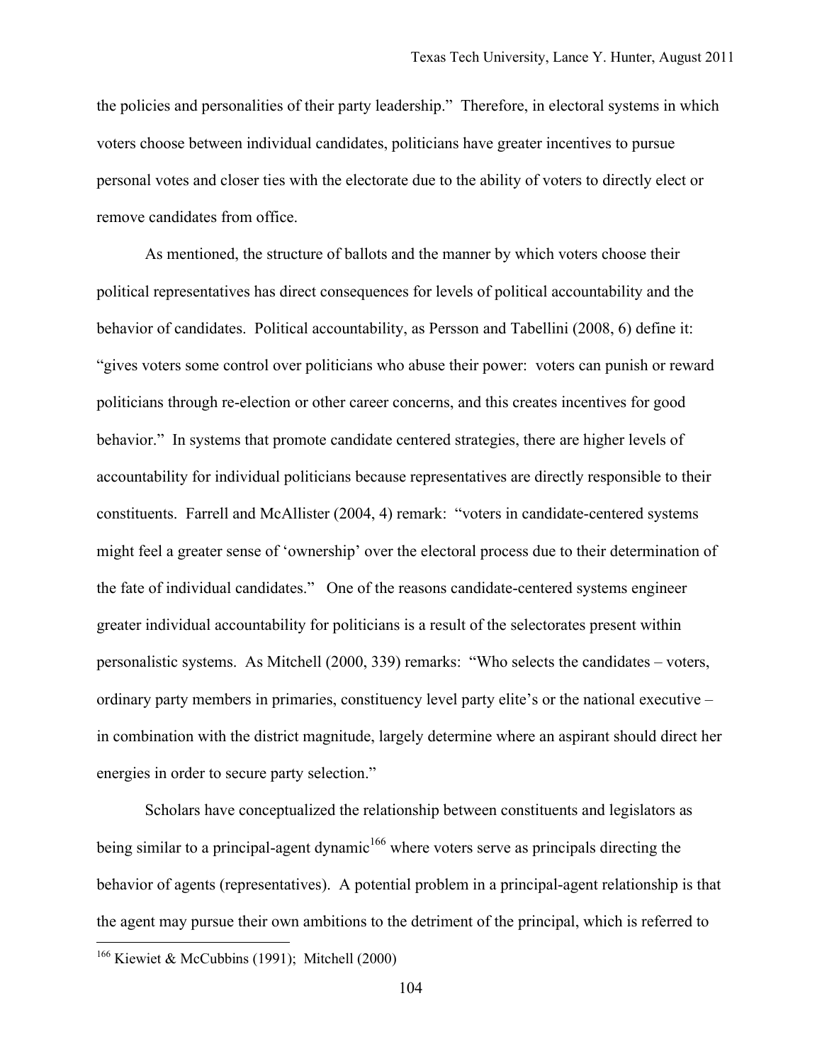the policies and personalities of their party leadership." Therefore, in electoral systems in which voters choose between individual candidates, politicians have greater incentives to pursue personal votes and closer ties with the electorate due to the ability of voters to directly elect or remove candidates from office.

As mentioned, the structure of ballots and the manner by which voters choose their political representatives has direct consequences for levels of political accountability and the behavior of candidates. Political accountability, as Persson and Tabellini (2008, 6) define it: "gives voters some control over politicians who abuse their power: voters can punish or reward politicians through re-election or other career concerns, and this creates incentives for good behavior." In systems that promote candidate centered strategies, there are higher levels of accountability for individual politicians because representatives are directly responsible to their constituents. Farrell and McAllister (2004, 4) remark: "voters in candidate-centered systems might feel a greater sense of 'ownership' over the electoral process due to their determination of the fate of individual candidates." One of the reasons candidate-centered systems engineer greater individual accountability for politicians is a result of the selectorates present within personalistic systems. As Mitchell (2000, 339) remarks: "Who selects the candidates – voters, ordinary party members in primaries, constituency level party elite's or the national executive – in combination with the district magnitude, largely determine where an aspirant should direct her energies in order to secure party selection."

Scholars have conceptualized the relationship between constituents and legislators as being similar to a principal-agent dynamic[166] where voters serve as principals directing the behavior of agents (representatives). A potential problem in a principal-agent relationship is that the agent may pursue their own ambitions to the detriment of the principal, which is referred to

[166] Kiewiet & McCubbins (1991); Mitchell (2000)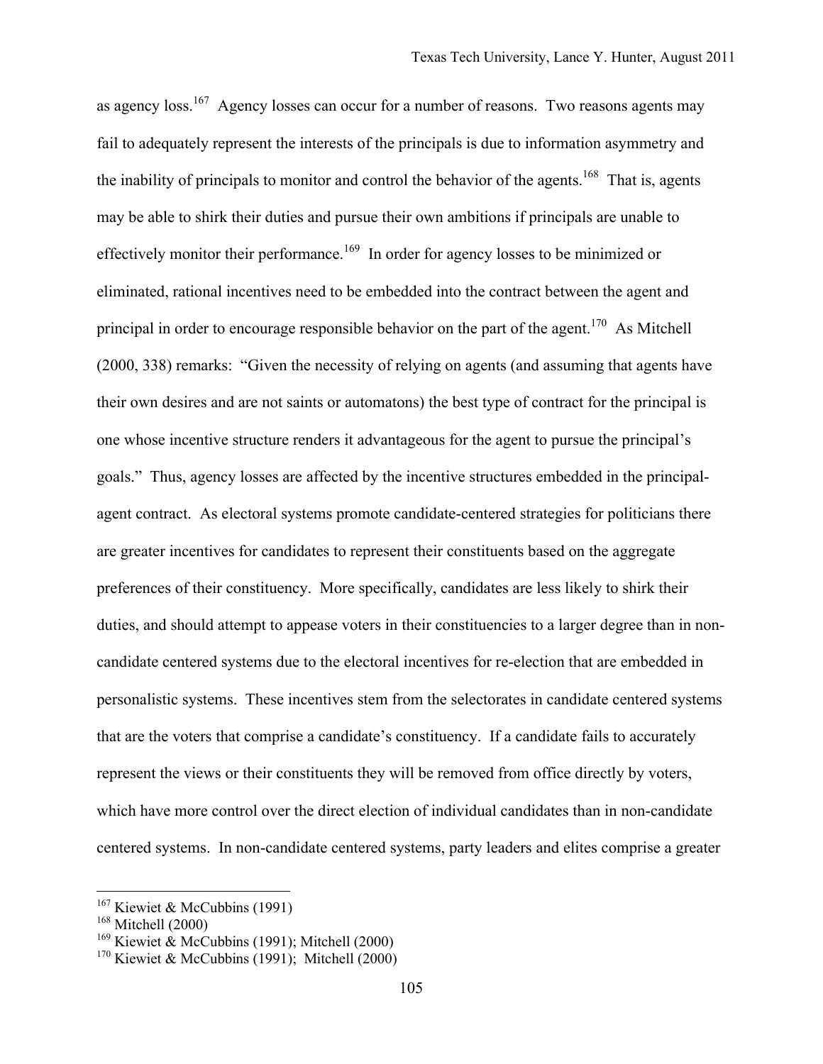as agency loss.[167] Agency losses can occur for a number of reasons. Two reasons agents may fail to adequately represent the interests of the principals is due to information asymmetry and the inability of principals to monitor and control the behavior of the agents.[168] That is, agents may be able to shirk their duties and pursue their own ambitions if principals are unable to effectively monitor their performance.[169] In order for agency losses to be minimized or eliminated, rational incentives need to be embedded into the contract between the agent and principal in order to encourage responsible behavior on the part of the agent.[170] As Mitchell (2000, 338) remarks: "Given the necessity of relying on agents (and assuming that agents have their own desires and are not saints or automatons) the best type of contract for the principal is one whose incentive structure renders it advantageous for the agent to pursue the principal's goals." Thus, agency losses are affected by the incentive structures embedded in the principal-agent contract. As electoral systems promote candidate-centered strategies for politicians there are greater incentives for candidates to represent their constituents based on the aggregate preferences of their constituency. More specifically, candidates are less likely to shirk their duties, and should attempt to appease voters in their constituencies to a larger degree than in non-candidate centered systems due to the electoral incentives for re-election that are embedded in personalistic systems. These incentives stem from the selectorates in candidate centered systems that are the voters that comprise a candidate's constituency. If a candidate fails to accurately represent the views or their constituents they will be removed from office directly by voters, which have more control over the direct election of individual candidates than in non-candidate centered systems. In non-candidate centered systems, party leaders and elites comprise a greater

[167] Kiewiet & McCubbins (1991)
[168] Mitchell (2000)
[169] Kiewiet & McCubbins (1991); Mitchell (2000)
[170] Kiewiet & McCubbins (1991); Mitchell (2000)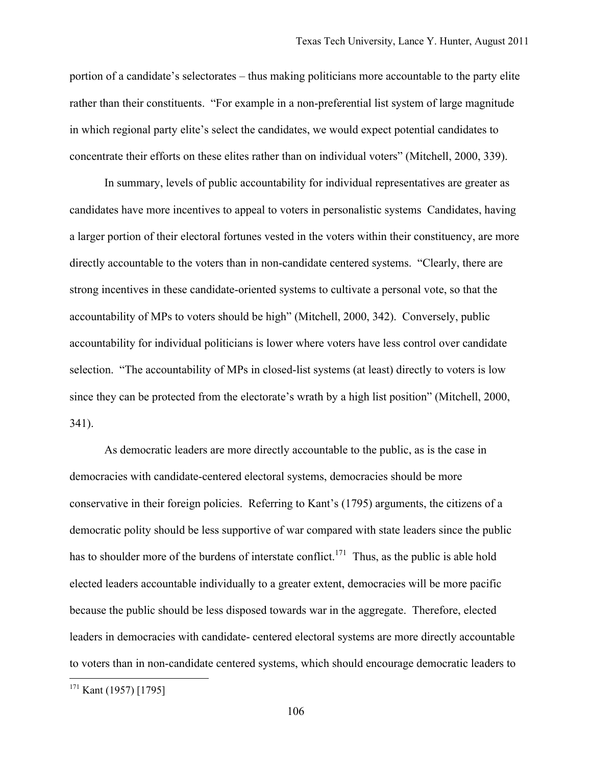portion of a candidate's selectorates – thus making politicians more accountable to the party elite rather than their constituents. "For example in a non-preferential list system of large magnitude in which regional party elite's select the candidates, we would expect potential candidates to concentrate their efforts on these elites rather than on individual voters" (Mitchell, 2000, 339).

In summary, levels of public accountability for individual representatives are greater as candidates have more incentives to appeal to voters in personalistic systems Candidates, having a larger portion of their electoral fortunes vested in the voters within their constituency, are more directly accountable to the voters than in non-candidate centered systems. "Clearly, there are strong incentives in these candidate-oriented systems to cultivate a personal vote, so that the accountability of MPs to voters should be high" (Mitchell, 2000, 342). Conversely, public accountability for individual politicians is lower where voters have less control over candidate selection. "The accountability of MPs in closed-list systems (at least) directly to voters is low since they can be protected from the electorate's wrath by a high list position" (Mitchell, 2000, 341).

As democratic leaders are more directly accountable to the public, as is the case in democracies with candidate-centered electoral systems, democracies should be more conservative in their foreign policies. Referring to Kant's (1795) arguments, the citizens of a democratic polity should be less supportive of war compared with state leaders since the public has to shoulder more of the burdens of interstate conflict.[171] Thus, as the public is able hold elected leaders accountable individually to a greater extent, democracies will be more pacific because the public should be less disposed towards war in the aggregate. Therefore, elected leaders in democracies with candidate- centered electoral systems are more directly accountable to voters than in non-candidate centered systems, which should encourage democratic leaders to

[171] Kant (1957) [1795]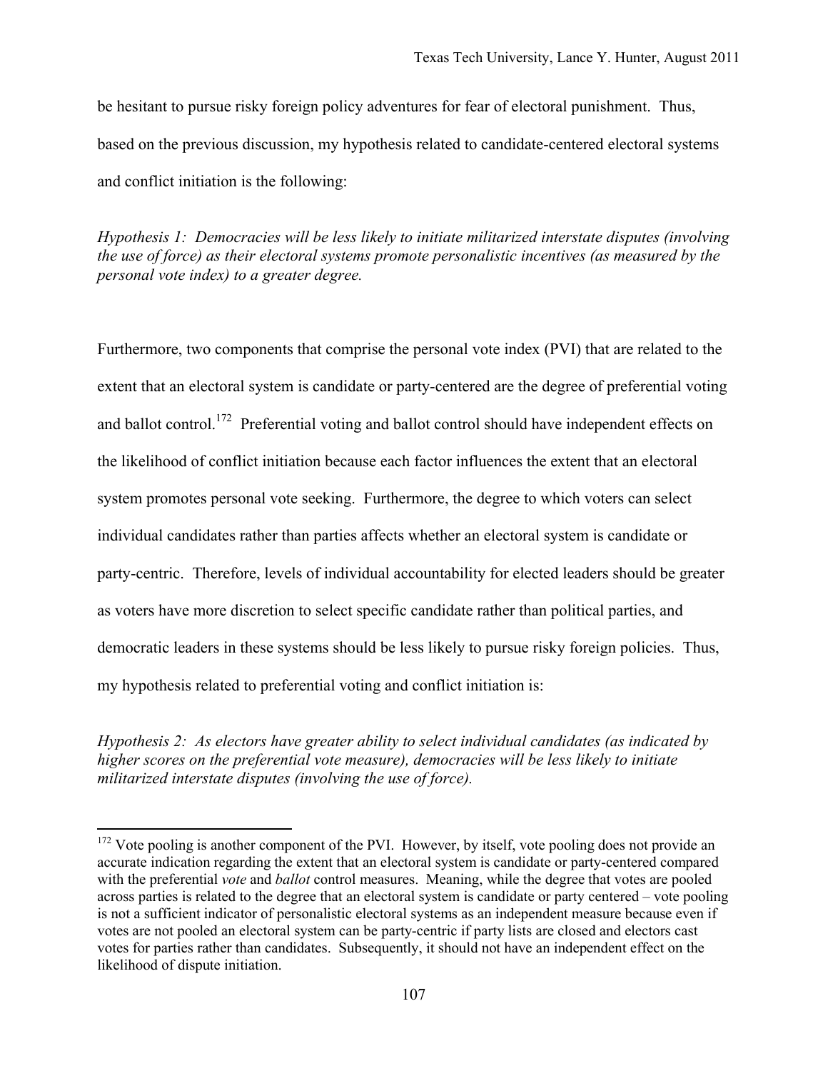be hesitant to pursue risky foreign policy adventures for fear of electoral punishment. Thus, based on the previous discussion, my hypothesis related to candidate-centered electoral systems and conflict initiation is the following:

*Hypothesis 1: Democracies will be less likely to initiate militarized interstate disputes (involving the use of force) as their electoral systems promote personalistic incentives (as measured by the personal vote index) to a greater degree.*

Furthermore, two components that comprise the personal vote index (PVI) that are related to the extent that an electoral system is candidate or party-centered are the degree of preferential voting and ballot control.[172] Preferential voting and ballot control should have independent effects on the likelihood of conflict initiation because each factor influences the extent that an electoral system promotes personal vote seeking. Furthermore, the degree to which voters can select individual candidates rather than parties affects whether an electoral system is candidate or party-centric. Therefore, levels of individual accountability for elected leaders should be greater as voters have more discretion to select specific candidate rather than political parties, and democratic leaders in these systems should be less likely to pursue risky foreign policies. Thus, my hypothesis related to preferential voting and conflict initiation is:

*Hypothesis 2: As electors have greater ability to select individual candidates (as indicated by higher scores on the preferential vote measure), democracies will be less likely to initiate militarized interstate disputes (involving the use of force).*

---

[172] Vote pooling is another component of the PVI. However, by itself, vote pooling does not provide an accurate indication regarding the extent that an electoral system is candidate or party-centered compared with the preferential *vote* and *ballot* control measures. Meaning, while the degree that votes are pooled across parties is related to the degree that an electoral system is candidate or party centered – vote pooling is not a sufficient indicator of personalistic electoral systems as an independent measure because even if votes are not pooled an electoral system can be party-centric if party lists are closed and electors cast votes for parties rather than candidates. Subsequently, it should not have an independent effect on the likelihood of dispute initiation.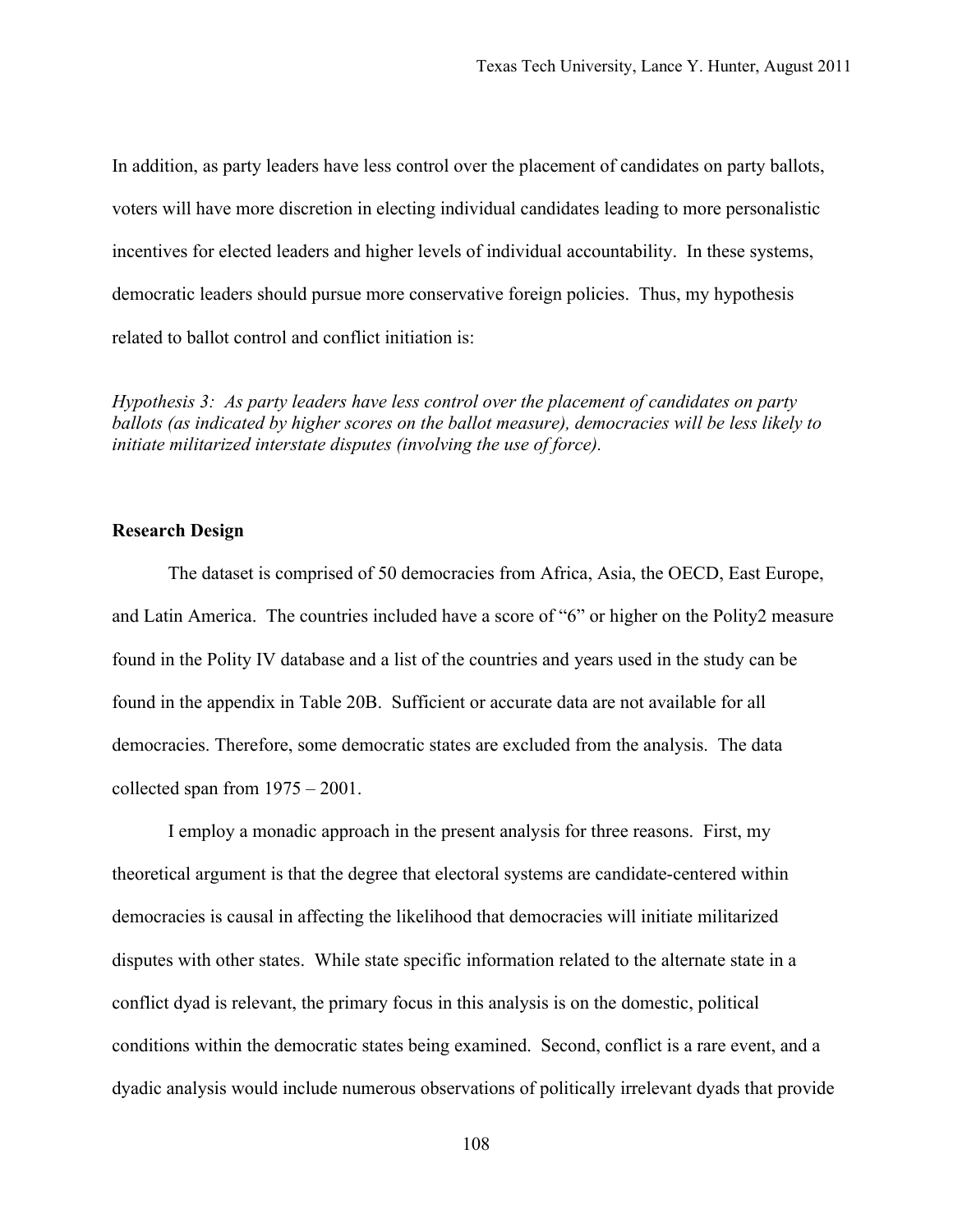In addition, as party leaders have less control over the placement of candidates on party ballots, voters will have more discretion in electing individual candidates leading to more personalistic incentives for elected leaders and higher levels of individual accountability. In these systems, democratic leaders should pursue more conservative foreign policies. Thus, my hypothesis related to ballot control and conflict initiation is:

*Hypothesis 3: As party leaders have less control over the placement of candidates on party ballots (as indicated by higher scores on the ballot measure), democracies will be less likely to initiate militarized interstate disputes (involving the use of force).*

## Research Design

The dataset is comprised of 50 democracies from Africa, Asia, the OECD, East Europe, and Latin America. The countries included have a score of "6" or higher on the Polity2 measure found in the Polity IV database and a list of the countries and years used in the study can be found in the appendix in Table 20B. Sufficient or accurate data are not available for all democracies. Therefore, some democratic states are excluded from the analysis. The data collected span from 1975 – 2001.

I employ a monadic approach in the present analysis for three reasons. First, my theoretical argument is that the degree that electoral systems are candidate-centered within democracies is causal in affecting the likelihood that democracies will initiate militarized disputes with other states. While state specific information related to the alternate state in a conflict dyad is relevant, the primary focus in this analysis is on the domestic, political conditions within the democratic states being examined. Second, conflict is a rare event, and a dyadic analysis would include numerous observations of politically irrelevant dyads that provide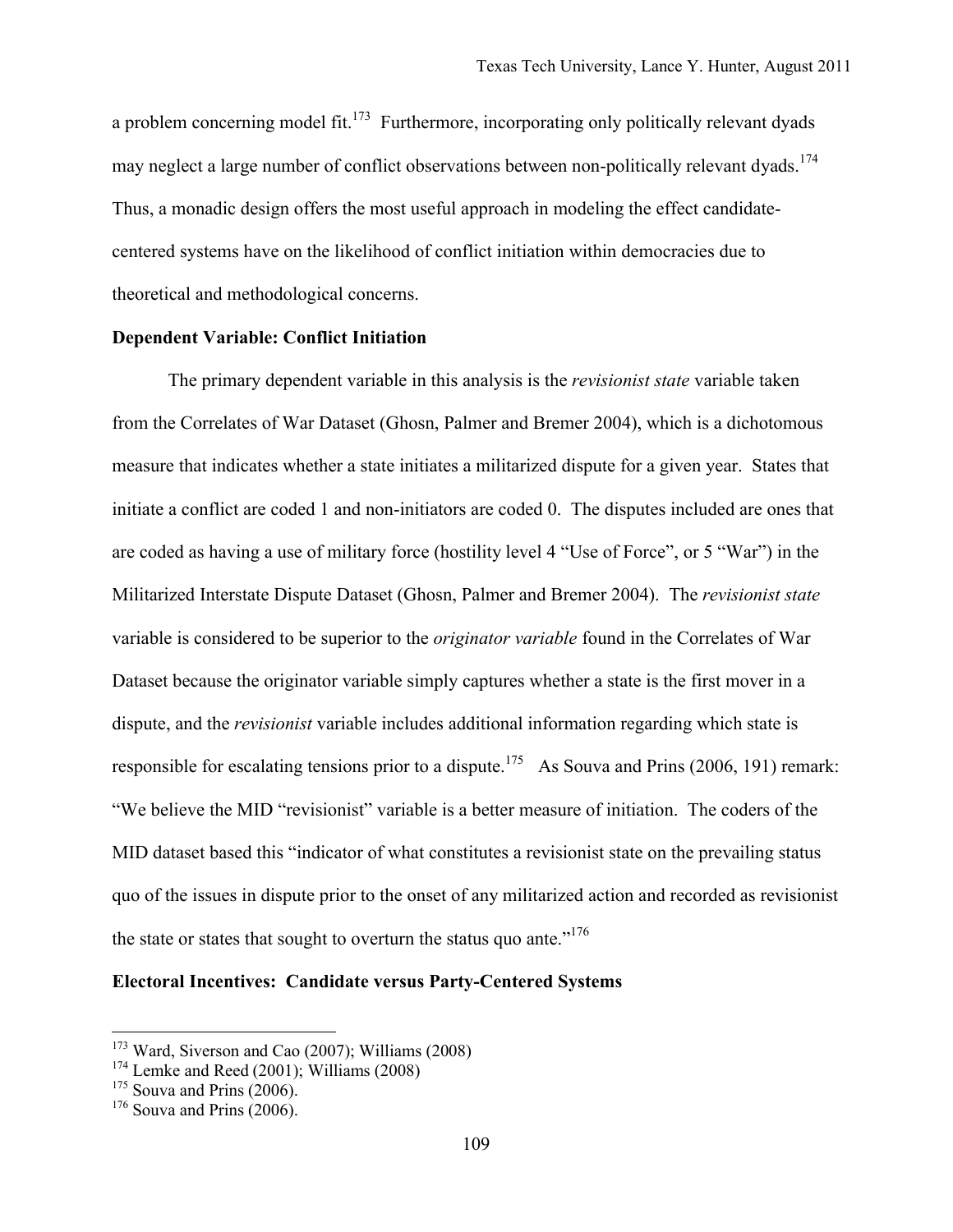a problem concerning model fit.[173] Furthermore, incorporating only politically relevant dyads may neglect a large number of conflict observations between non-politically relevant dyads.[174] Thus, a monadic design offers the most useful approach in modeling the effect candidate-centered systems have on the likelihood of conflict initiation within democracies due to theoretical and methodological concerns.

**Dependent Variable: Conflict Initiation**

The primary dependent variable in this analysis is the *revisionist state* variable taken from the Correlates of War Dataset (Ghosn, Palmer and Bremer 2004), which is a dichotomous measure that indicates whether a state initiates a militarized dispute for a given year. States that initiate a conflict are coded 1 and non-initiators are coded 0. The disputes included are ones that are coded as having a use of military force (hostility level 4 "Use of Force", or 5 "War") in the Militarized Interstate Dispute Dataset (Ghosn, Palmer and Bremer 2004). The *revisionist state* variable is considered to be superior to the *originator variable* found in the Correlates of War Dataset because the originator variable simply captures whether a state is the first mover in a dispute, and the *revisionist* variable includes additional information regarding which state is responsible for escalating tensions prior to a dispute.[175] As Souva and Prins (2006, 191) remark: "We believe the MID "revisionist" variable is a better measure of initiation. The coders of the MID dataset based this "indicator of what constitutes a revisionist state on the prevailing status quo of the issues in dispute prior to the onset of any militarized action and recorded as revisionist the state or states that sought to overturn the status quo ante."[176]

**Electoral Incentives: Candidate versus Party-Centered Systems**

---

[173] Ward, Siverson and Cao (2007); Williams (2008)
[174] Lemke and Reed (2001); Williams (2008)
[175] Souva and Prins (2006).
[176] Souva and Prins (2006).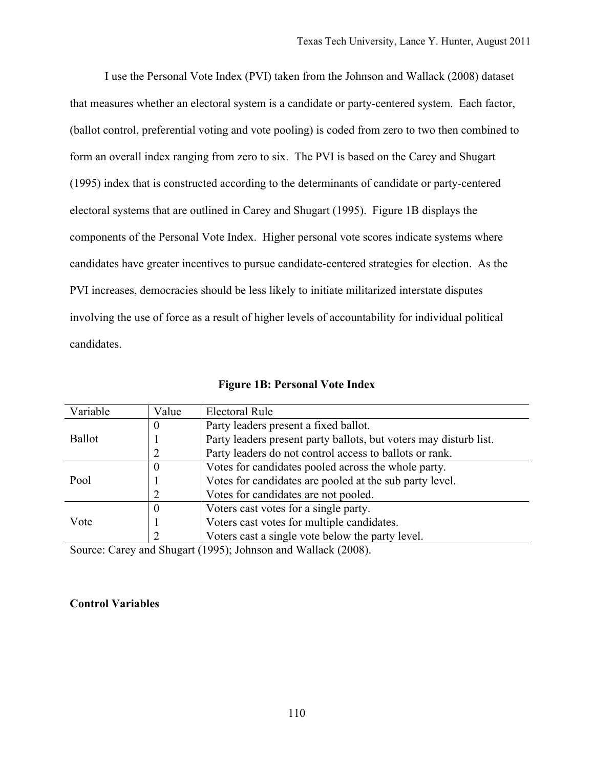I use the Personal Vote Index (PVI) taken from the Johnson and Wallack (2008) dataset that measures whether an electoral system is a candidate or party-centered system. Each factor, (ballot control, preferential voting and vote pooling) is coded from zero to two then combined to form an overall index ranging from zero to six. The PVI is based on the Carey and Shugart (1995) index that is constructed according to the determinants of candidate or party-centered electoral systems that are outlined in Carey and Shugart (1995). Figure 1B displays the components of the Personal Vote Index. Higher personal vote scores indicate systems where candidates have greater incentives to pursue candidate-centered strategies for election. As the PVI increases, democracies should be less likely to initiate militarized interstate disputes involving the use of force as a result of higher levels of accountability for individual political candidates.

**Figure 1B: Personal Vote Index**

| Variable | Value | Electoral Rule |
|---|---|---|
| Ballot | 0 | Party leaders present a fixed ballot. |
| | 1 | Party leaders present party ballots, but voters may disturb list. |
| | 2 | Party leaders do not control access to ballots or rank. |
| Pool | 0 | Votes for candidates pooled across the whole party. |
| | 1 | Votes for candidates are pooled at the sub party level. |
| | 2 | Votes for candidates are not pooled. |
| Vote | 0 | Voters cast votes for a single party. |
| | 1 | Voters cast votes for multiple candidates. |
| | 2 | Voters cast a single vote below the party level. |

Source: Carey and Shugart (1995); Johnson and Wallack (2008).

**Control Variables**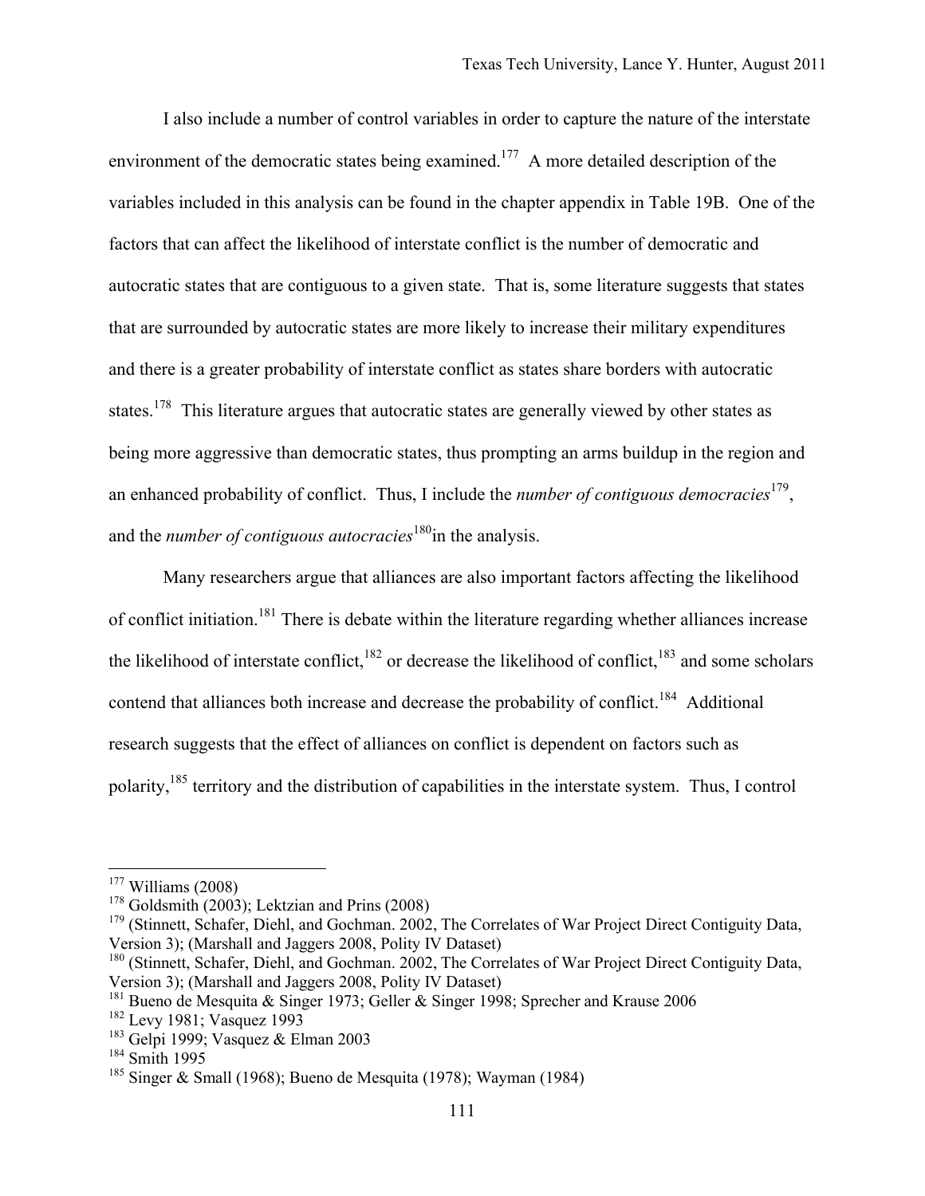I also include a number of control variables in order to capture the nature of the interstate environment of the democratic states being examined.[177] A more detailed description of the variables included in this analysis can be found in the chapter appendix in Table 19B. One of the factors that can affect the likelihood of interstate conflict is the number of democratic and autocratic states that are contiguous to a given state. That is, some literature suggests that states that are surrounded by autocratic states are more likely to increase their military expenditures and there is a greater probability of interstate conflict as states share borders with autocratic states.[178] This literature argues that autocratic states are generally viewed by other states as being more aggressive than democratic states, thus prompting an arms buildup in the region and an enhanced probability of conflict. Thus, I include the *number of contiguous democracies*[179], and the *number of contiguous autocracies*[180]in the analysis.

Many researchers argue that alliances are also important factors affecting the likelihood of conflict initiation.[181] There is debate within the literature regarding whether alliances increase the likelihood of interstate conflict,[182] or decrease the likelihood of conflict,[183] and some scholars contend that alliances both increase and decrease the probability of conflict.[184] Additional research suggests that the effect of alliances on conflict is dependent on factors such as polarity,[185] territory and the distribution of capabilities in the interstate system. Thus, I control

---

[177] Williams (2008)

[178] Goldsmith (2003); Lektzian and Prins (2008)

[179] (Stinnett, Schafer, Diehl, and Gochman. 2002, The Correlates of War Project Direct Contiguity Data, Version 3); (Marshall and Jaggers 2008, Polity IV Dataset)

[180] (Stinnett, Schafer, Diehl, and Gochman. 2002, The Correlates of War Project Direct Contiguity Data, Version 3); (Marshall and Jaggers 2008, Polity IV Dataset)

[181] Bueno de Mesquita & Singer 1973; Geller & Singer 1998; Sprecher and Krause 2006

[182] Levy 1981; Vasquez 1993

[183] Gelpi 1999; Vasquez & Elman 2003

[184] Smith 1995

[185] Singer & Small (1968); Bueno de Mesquita (1978); Wayman (1984)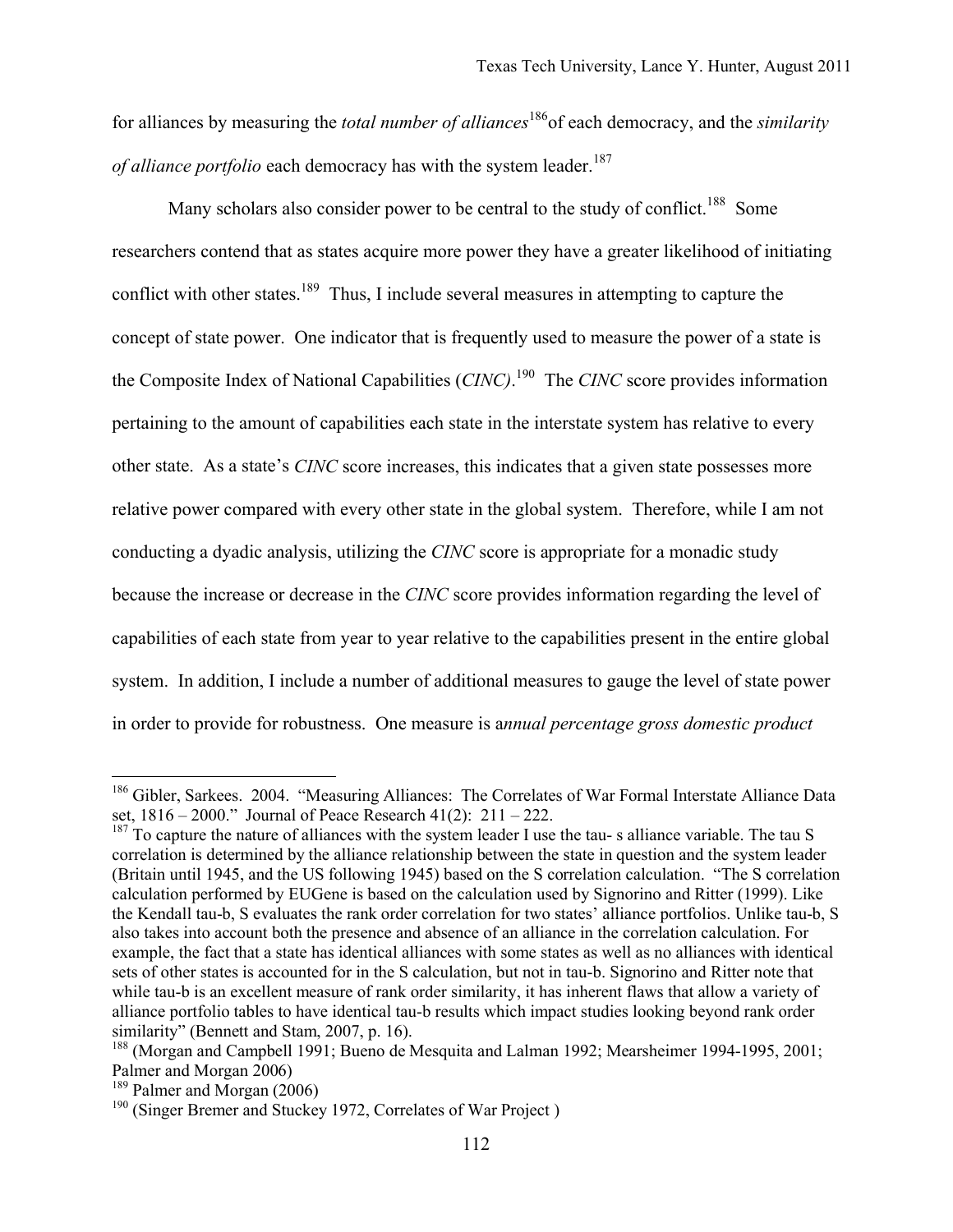for alliances by measuring the *total number of alliances*[186]of each democracy, and the *similarity of alliance portfolio* each democracy has with the system leader.[187]

Many scholars also consider power to be central to the study of conflict.[188] Some researchers contend that as states acquire more power they have a greater likelihood of initiating conflict with other states.[189] Thus, I include several measures in attempting to capture the concept of state power. One indicator that is frequently used to measure the power of a state is the Composite Index of National Capabilities (*CINC)*.[190] The *CINC* score provides information pertaining to the amount of capabilities each state in the interstate system has relative to every other state. As a state's *CINC* score increases, this indicates that a given state possesses more relative power compared with every other state in the global system. Therefore, while I am not conducting a dyadic analysis, utilizing the *CINC* score is appropriate for a monadic study because the increase or decrease in the *CINC* score provides information regarding the level of capabilities of each state from year to year relative to the capabilities present in the entire global system. In addition, I include a number of additional measures to gauge the level of state power in order to provide for robustness. One measure is a*nnual percentage gross domestic product*

---

[186] Gibler, Sarkees. 2004. "Measuring Alliances: The Correlates of War Formal Interstate Alliance Data set, 1816 – 2000." Journal of Peace Research 41(2): 211 – 222.

[187] To capture the nature of alliances with the system leader I use the tau- s alliance variable. The tau S correlation is determined by the alliance relationship between the state in question and the system leader (Britain until 1945, and the US following 1945) based on the S correlation calculation. "The S correlation calculation performed by EUGene is based on the calculation used by Signorino and Ritter (1999). Like the Kendall tau-b, S evaluates the rank order correlation for two states' alliance portfolios. Unlike tau-b, S also takes into account both the presence and absence of an alliance in the correlation calculation. For example, the fact that a state has identical alliances with some states as well as no alliances with identical sets of other states is accounted for in the S calculation, but not in tau-b. Signorino and Ritter note that while tau-b is an excellent measure of rank order similarity, it has inherent flaws that allow a variety of alliance portfolio tables to have identical tau-b results which impact studies looking beyond rank order similarity" (Bennett and Stam, 2007, p. 16).

[188] (Morgan and Campbell 1991; Bueno de Mesquita and Lalman 1992; Mearsheimer 1994-1995, 2001; Palmer and Morgan 2006)

[189] Palmer and Morgan (2006)

[190] (Singer Bremer and Stuckey 1972, Correlates of War Project )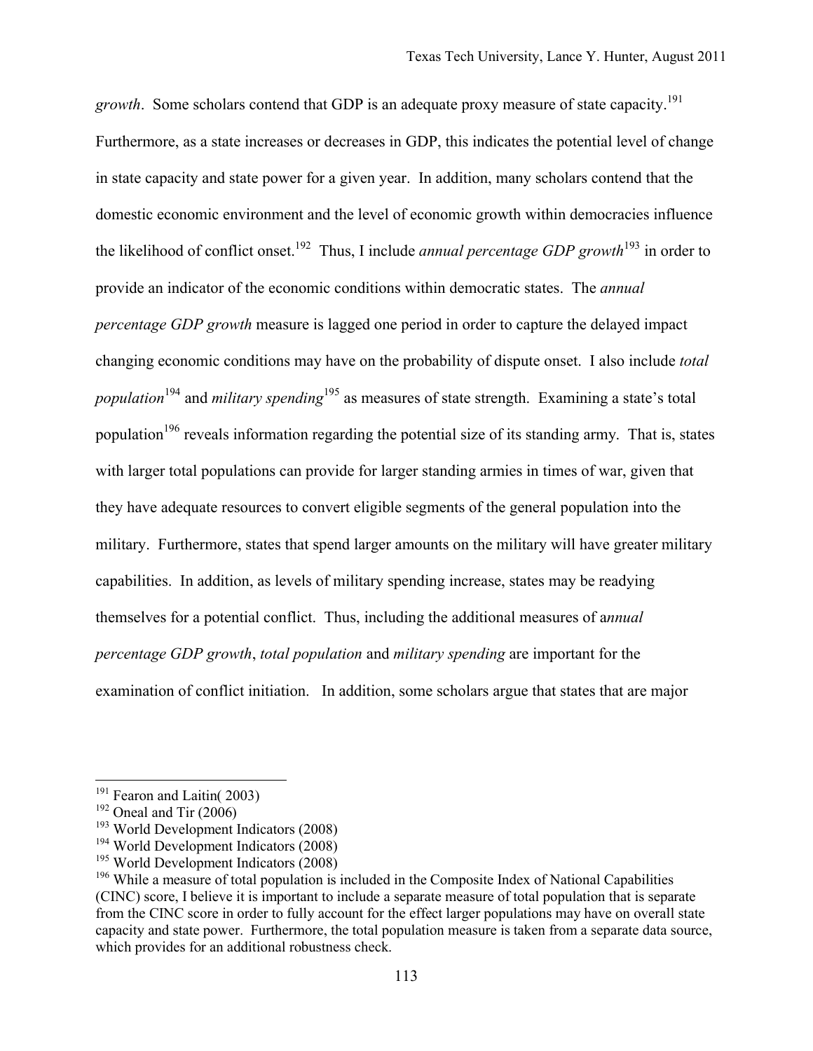*growth*. Some scholars contend that GDP is an adequate proxy measure of state capacity.[191] Furthermore, as a state increases or decreases in GDP, this indicates the potential level of change in state capacity and state power for a given year. In addition, many scholars contend that the domestic economic environment and the level of economic growth within democracies influence the likelihood of conflict onset.[192] Thus, I include *annual percentage GDP growth*[193] in order to provide an indicator of the economic conditions within democratic states. The *annual percentage GDP growth* measure is lagged one period in order to capture the delayed impact changing economic conditions may have on the probability of dispute onset. I also include *total population*[194] and *military spending*[195] as measures of state strength. Examining a state's total population[196] reveals information regarding the potential size of its standing army. That is, states with larger total populations can provide for larger standing armies in times of war, given that they have adequate resources to convert eligible segments of the general population into the military. Furthermore, states that spend larger amounts on the military will have greater military capabilities. In addition, as levels of military spending increase, states may be readying themselves for a potential conflict. Thus, including the additional measures of a*nnual percentage GDP growth*, *total population* and *military spending* are important for the examination of conflict initiation. In addition, some scholars argue that states that are major

---

[191] Fearon and Laitin( 2003)

[192] Oneal and Tir (2006)

[193] World Development Indicators (2008)

[194] World Development Indicators (2008)

[195] World Development Indicators (2008)

[196] While a measure of total population is included in the Composite Index of National Capabilities (CINC) score, I believe it is important to include a separate measure of total population that is separate from the CINC score in order to fully account for the effect larger populations may have on overall state capacity and state power. Furthermore, the total population measure is taken from a separate data source, which provides for an additional robustness check.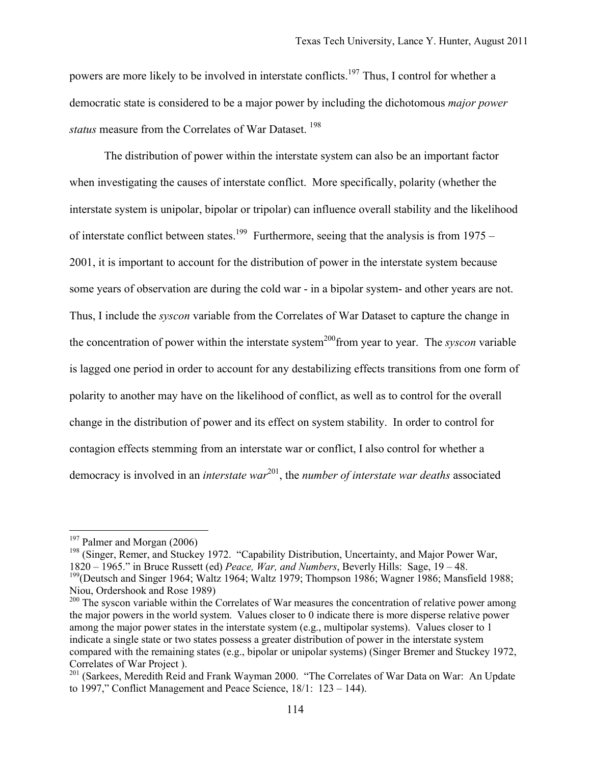powers are more likely to be involved in interstate conflicts.[197] Thus, I control for whether a democratic state is considered to be a major power by including the dichotomous *major power status* measure from the Correlates of War Dataset. [198]

The distribution of power within the interstate system can also be an important factor when investigating the causes of interstate conflict. More specifically, polarity (whether the interstate system is unipolar, bipolar or tripolar) can influence overall stability and the likelihood of interstate conflict between states.[199] Furthermore, seeing that the analysis is from 1975 – 2001, it is important to account for the distribution of power in the interstate system because some years of observation are during the cold war - in a bipolar system- and other years are not. Thus, I include the *syscon* variable from the Correlates of War Dataset to capture the change in the concentration of power within the interstate system[200]from year to year. The *syscon* variable is lagged one period in order to account for any destabilizing effects transitions from one form of polarity to another may have on the likelihood of conflict, as well as to control for the overall change in the distribution of power and its effect on system stability. In order to control for contagion effects stemming from an interstate war or conflict, I also control for whether a democracy is involved in an *interstate war*[201], the *number of interstate war deaths* associated

---

[197] Palmer and Morgan (2006)

[198] (Singer, Remer, and Stuckey 1972. "Capability Distribution, Uncertainty, and Major Power War, 1820 – 1965." in Bruce Russett (ed) *Peace, War, and Numbers*, Beverly Hills: Sage, 19 – 48.

[199](Deutsch and Singer 1964; Waltz 1964; Waltz 1979; Thompson 1986; Wagner 1986; Mansfield 1988; Niou, Ordershook and Rose 1989)

[200] The syscon variable within the Correlates of War measures the concentration of relative power among the major powers in the world system. Values closer to 0 indicate there is more disperse relative power among the major power states in the interstate system (e.g., multipolar systems). Values closer to 1 indicate a single state or two states possess a greater distribution of power in the interstate system compared with the remaining states (e.g., bipolar or unipolar systems) (Singer Bremer and Stuckey 1972, Correlates of War Project ).

[201] (Sarkees, Meredith Reid and Frank Wayman 2000. "The Correlates of War Data on War: An Update to 1997," Conflict Management and Peace Science, 18/1: 123 – 144).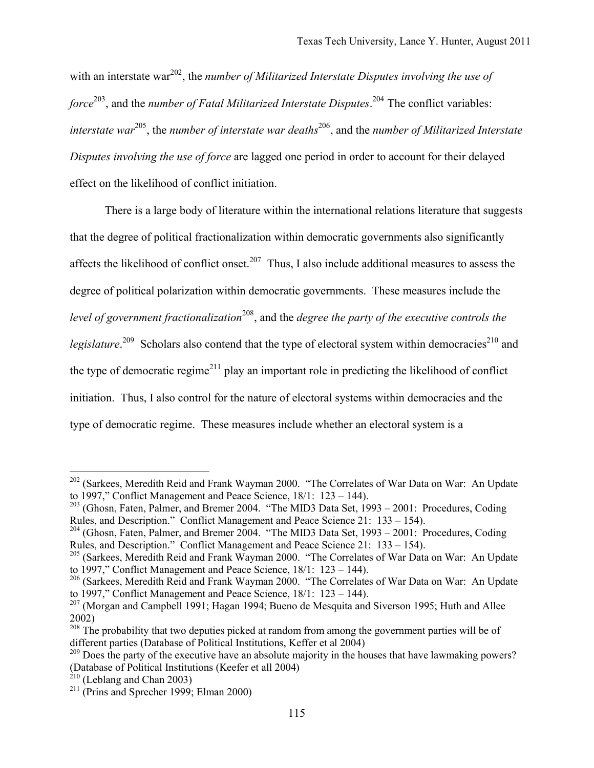with an interstate war[202], the *number of Militarized Interstate Disputes involving the use of force*[203], and the *number of Fatal Militarized Interstate Disputes*.[204] The conflict variables: *interstate war*[205], the *number of interstate war deaths*[206], and the *number of Militarized Interstate Disputes involving the use of force* are lagged one period in order to account for their delayed effect on the likelihood of conflict initiation.

There is a large body of literature within the international relations literature that suggests that the degree of political fractionalization within democratic governments also significantly affects the likelihood of conflict onset.[207] Thus, I also include additional measures to assess the degree of political polarization within democratic governments. These measures include the *level of government fractionalization*[208], and the *degree the party of the executive controls the legislature*.[209] Scholars also contend that the type of electoral system within democracies[210] and the type of democratic regime[211] play an important role in predicting the likelihood of conflict initiation. Thus, I also control for the nature of electoral systems within democracies and the type of democratic regime. These measures include whether an electoral system is a

---

[202] (Sarkees, Meredith Reid and Frank Wayman 2000. "The Correlates of War Data on War: An Update to 1997," Conflict Management and Peace Science, 18/1: 123 – 144).

[203] (Ghosn, Faten, Palmer, and Bremer 2004. "The MID3 Data Set, 1993 – 2001: Procedures, Coding Rules, and Description." Conflict Management and Peace Science 21: 133 – 154).

[204] (Ghosn, Faten, Palmer, and Bremer 2004. "The MID3 Data Set, 1993 – 2001: Procedures, Coding Rules, and Description." Conflict Management and Peace Science 21: 133 – 154).

[205] (Sarkees, Meredith Reid and Frank Wayman 2000. "The Correlates of War Data on War: An Update to 1997," Conflict Management and Peace Science, 18/1: 123 – 144).

[206] (Sarkees, Meredith Reid and Frank Wayman 2000. "The Correlates of War Data on War: An Update to 1997," Conflict Management and Peace Science, 18/1: 123 – 144).

[207] (Morgan and Campbell 1991; Hagan 1994; Bueno de Mesquita and Siverson 1995; Huth and Allee 2002)

[208] The probability that two deputies picked at random from among the government parties will be of different parties (Database of Political Institutions, Keffer et al 2004)

[209] Does the party of the executive have an absolute majority in the houses that have lawmaking powers? (Database of Political Institutions (Keefer et all 2004)

[210] (Leblang and Chan 2003)

[211] (Prins and Sprecher 1999; Elman 2000)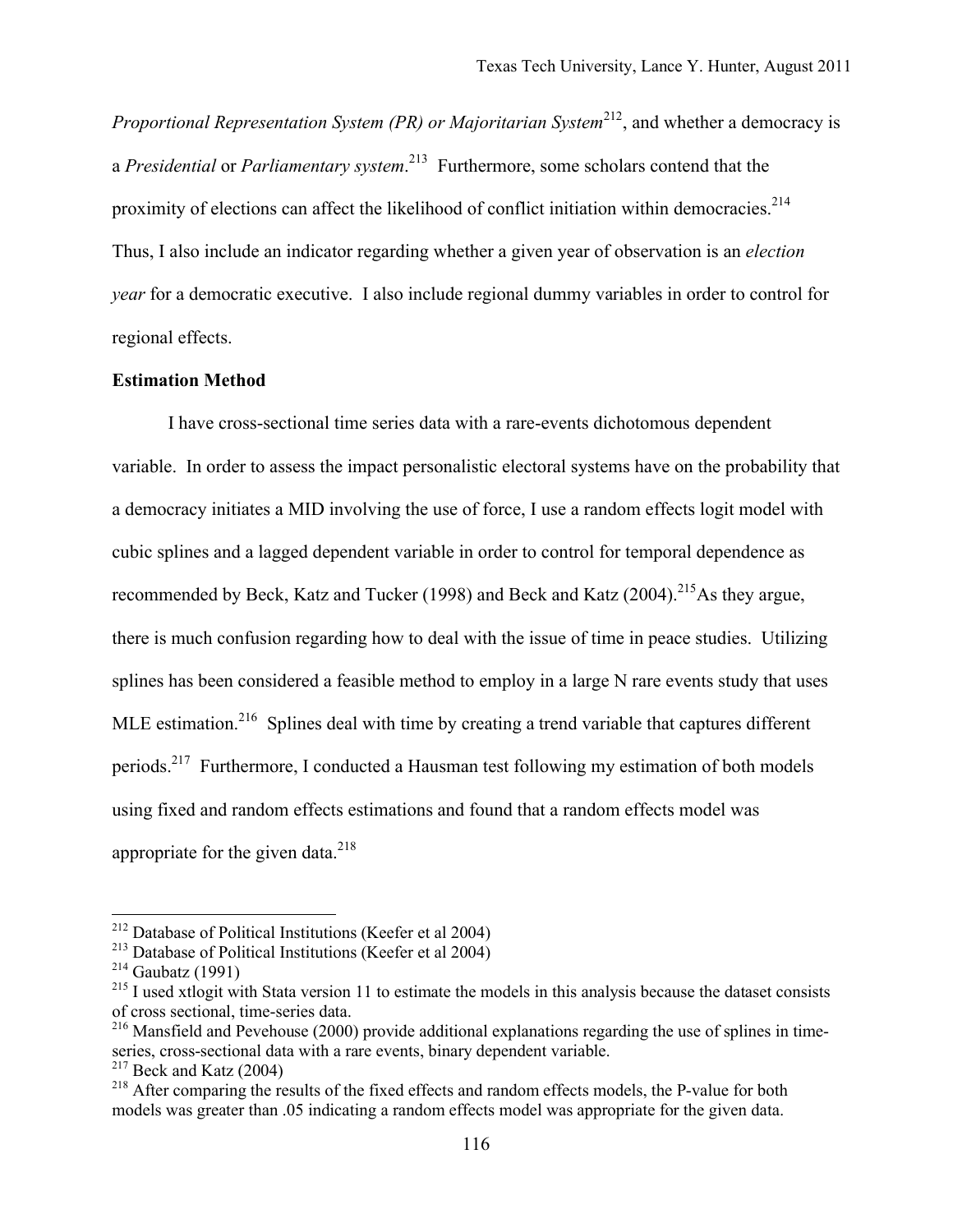*Proportional Representation System (PR) or Majoritarian System*[212], and whether a democracy is a *Presidential* or *Parliamentary system*.[213] Furthermore, some scholars contend that the proximity of elections can affect the likelihood of conflict initiation within democracies.[214] Thus, I also include an indicator regarding whether a given year of observation is an *election year* for a democratic executive. I also include regional dummy variables in order to control for regional effects.

**Estimation Method**

I have cross-sectional time series data with a rare-events dichotomous dependent variable. In order to assess the impact personalistic electoral systems have on the probability that a democracy initiates a MID involving the use of force, I use a random effects logit model with cubic splines and a lagged dependent variable in order to control for temporal dependence as recommended by Beck, Katz and Tucker (1998) and Beck and Katz (2004).[215] As they argue, there is much confusion regarding how to deal with the issue of time in peace studies. Utilizing splines has been considered a feasible method to employ in a large N rare events study that uses MLE estimation.[216] Splines deal with time by creating a trend variable that captures different periods.[217] Furthermore, I conducted a Hausman test following my estimation of both models using fixed and random effects estimations and found that a random effects model was appropriate for the given data.[218]

---

[212] Database of Political Institutions (Keefer et al 2004)

[213] Database of Political Institutions (Keefer et al 2004)

[214] Gaubatz (1991)

[215] I used xtlogit with Stata version 11 to estimate the models in this analysis because the dataset consists of cross sectional, time-series data.

[216] Mansfield and Pevehouse (2000) provide additional explanations regarding the use of splines in time-series, cross-sectional data with a rare events, binary dependent variable.

[217] Beck and Katz (2004)

[218] After comparing the results of the fixed effects and random effects models, the P-value for both models was greater than .05 indicating a random effects model was appropriate for the given data.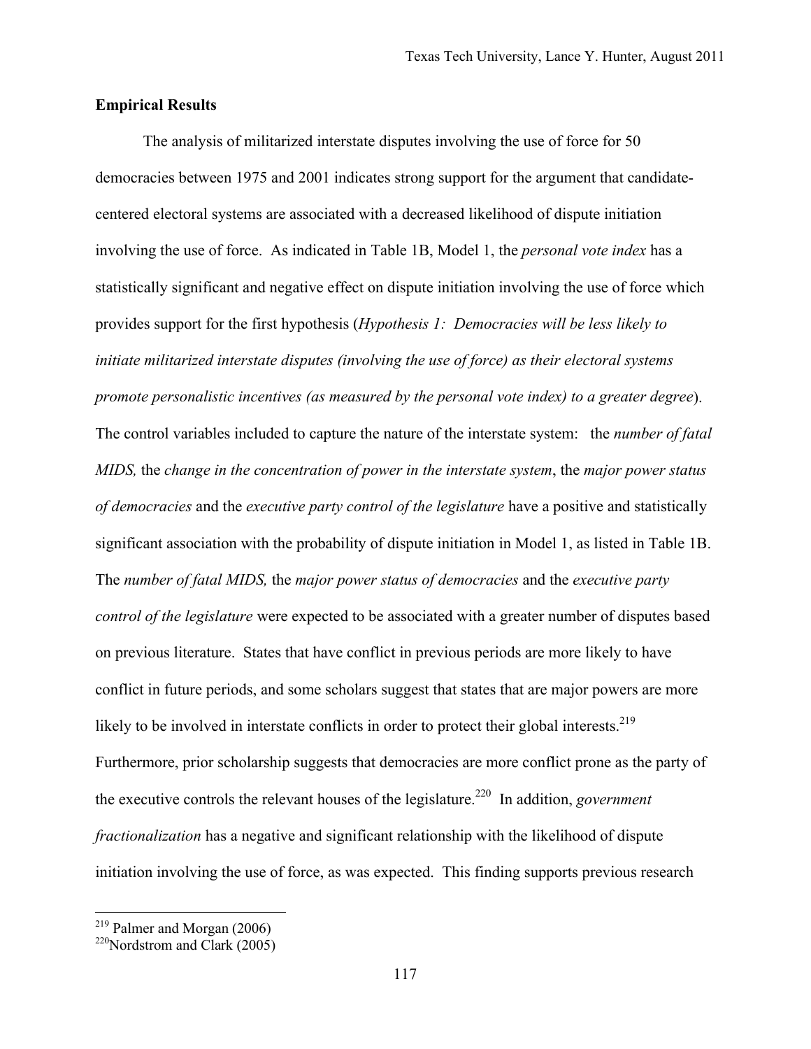**Empirical Results**

The analysis of militarized interstate disputes involving the use of force for 50 democracies between 1975 and 2001 indicates strong support for the argument that candidate-centered electoral systems are associated with a decreased likelihood of dispute initiation involving the use of force. As indicated in Table 1B, Model 1, the *personal vote index* has a statistically significant and negative effect on dispute initiation involving the use of force which provides support for the first hypothesis (*Hypothesis 1: Democracies will be less likely to initiate militarized interstate disputes (involving the use of force) as their electoral systems promote personalistic incentives (as measured by the personal vote index) to a greater degree*). The control variables included to capture the nature of the interstate system: the *number of fatal MIDS,* the *change in the concentration of power in the interstate system*, the *major power status of democracies* and the *executive party control of the legislature* have a positive and statistically significant association with the probability of dispute initiation in Model 1, as listed in Table 1B. The *number of fatal MIDS,* the *major power status of democracies* and the *executive party control of the legislature* were expected to be associated with a greater number of disputes based on previous literature. States that have conflict in previous periods are more likely to have conflict in future periods, and some scholars suggest that states that are major powers are more likely to be involved in interstate conflicts in order to protect their global interests.[219] Furthermore, prior scholarship suggests that democracies are more conflict prone as the party of the executive controls the relevant houses of the legislature.[220] In addition, *government fractionalization* has a negative and significant relationship with the likelihood of dispute initiation involving the use of force, as was expected. This finding supports previous research

[219] Palmer and Morgan (2006)
[220] Nordstrom and Clark (2005)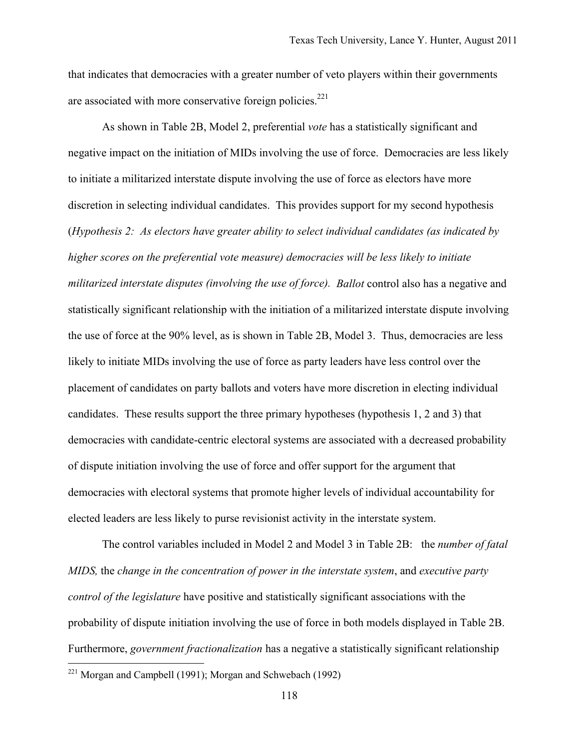that indicates that democracies with a greater number of veto players within their governments are associated with more conservative foreign policies.[221]

As shown in Table 2B, Model 2, preferential *vote* has a statistically significant and negative impact on the initiation of MIDs involving the use of force. Democracies are less likely to initiate a militarized interstate dispute involving the use of force as electors have more discretion in selecting individual candidates. This provides support for my second hypothesis (*Hypothesis 2: As electors have greater ability to select individual candidates (as indicated by higher scores on the preferential vote measure) democracies will be less likely to initiate militarized interstate disputes (involving the use of force). Ballot* control also has a negative and statistically significant relationship with the initiation of a militarized interstate dispute involving the use of force at the 90% level, as is shown in Table 2B, Model 3. Thus, democracies are less likely to initiate MIDs involving the use of force as party leaders have less control over the placement of candidates on party ballots and voters have more discretion in electing individual candidates. These results support the three primary hypotheses (hypothesis 1, 2 and 3) that democracies with candidate-centric electoral systems are associated with a decreased probability of dispute initiation involving the use of force and offer support for the argument that democracies with electoral systems that promote higher levels of individual accountability for elected leaders are less likely to purse revisionist activity in the interstate system.

The control variables included in Model 2 and Model 3 in Table 2B: the *number of fatal MIDS,* the *change in the concentration of power in the interstate system*, and *executive party control of the legislature* have positive and statistically significant associations with the probability of dispute initiation involving the use of force in both models displayed in Table 2B. Furthermore, *government fractionalization* has a negative a statistically significant relationship

[221] Morgan and Campbell (1991); Morgan and Schwebach (1992)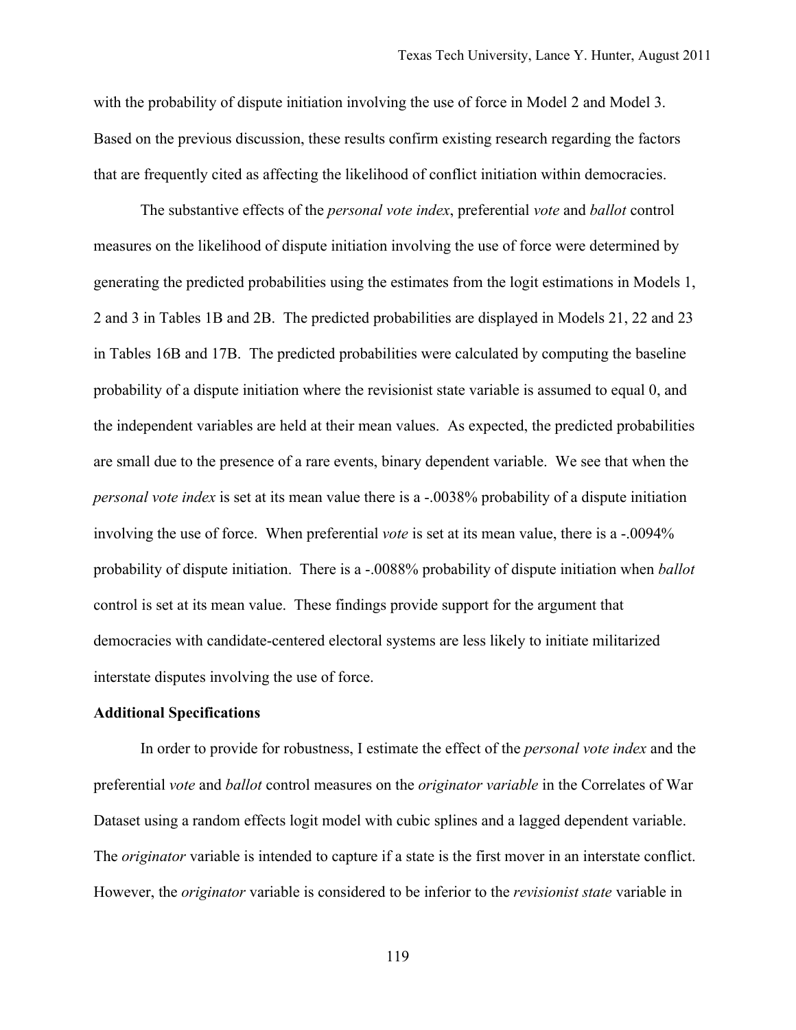with the probability of dispute initiation involving the use of force in Model 2 and Model 3. Based on the previous discussion, these results confirm existing research regarding the factors that are frequently cited as affecting the likelihood of conflict initiation within democracies.

The substantive effects of the *personal vote index*, preferential *vote* and *ballot* control measures on the likelihood of dispute initiation involving the use of force were determined by generating the predicted probabilities using the estimates from the logit estimations in Models 1, 2 and 3 in Tables 1B and 2B. The predicted probabilities are displayed in Models 21, 22 and 23 in Tables 16B and 17B. The predicted probabilities were calculated by computing the baseline probability of a dispute initiation where the revisionist state variable is assumed to equal 0, and the independent variables are held at their mean values. As expected, the predicted probabilities are small due to the presence of a rare events, binary dependent variable. We see that when the *personal vote index* is set at its mean value there is a -.0038% probability of a dispute initiation involving the use of force. When preferential *vote* is set at its mean value, there is a -.0094% probability of dispute initiation. There is a -.0088% probability of dispute initiation when *ballot* control is set at its mean value. These findings provide support for the argument that democracies with candidate-centered electoral systems are less likely to initiate militarized interstate disputes involving the use of force.

**Additional Specifications**

In order to provide for robustness, I estimate the effect of the *personal vote index* and the preferential *vote* and *ballot* control measures on the *originator variable* in the Correlates of War Dataset using a random effects logit model with cubic splines and a lagged dependent variable. The *originator* variable is intended to capture if a state is the first mover in an interstate conflict. However, the *originator* variable is considered to be inferior to the *revisionist state* variable in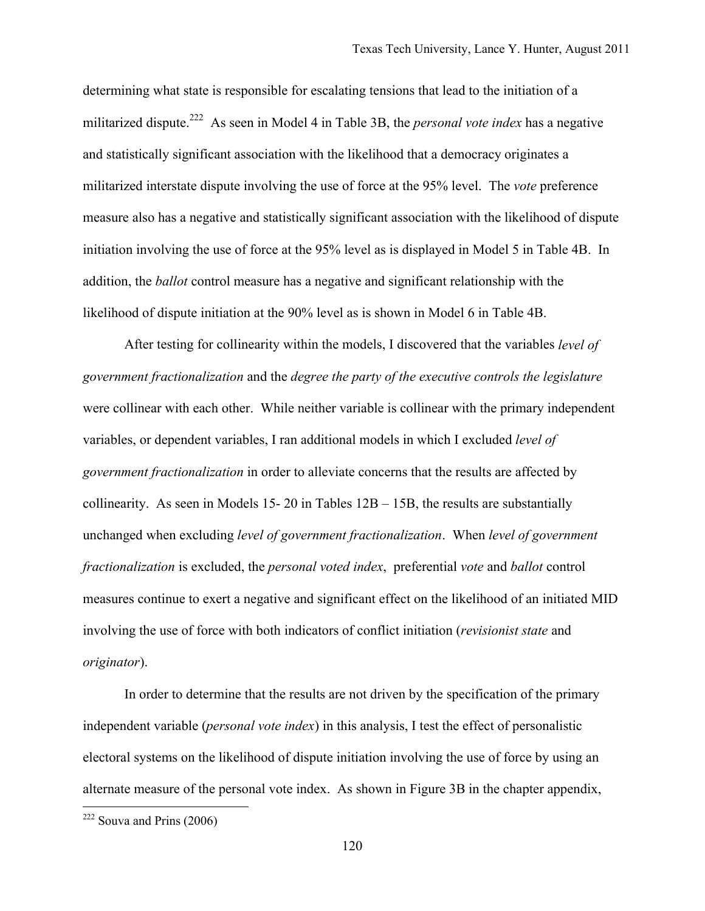determining what state is responsible for escalating tensions that lead to the initiation of a militarized dispute.[222] As seen in Model 4 in Table 3B, the *personal vote index* has a negative and statistically significant association with the likelihood that a democracy originates a militarized interstate dispute involving the use of force at the 95% level. The *vote* preference measure also has a negative and statistically significant association with the likelihood of dispute initiation involving the use of force at the 95% level as is displayed in Model 5 in Table 4B. In addition, the *ballot* control measure has a negative and significant relationship with the likelihood of dispute initiation at the 90% level as is shown in Model 6 in Table 4B.

After testing for collinearity within the models, I discovered that the variables *level of government fractionalization* and the *degree the party of the executive controls the legislature* were collinear with each other. While neither variable is collinear with the primary independent variables, or dependent variables, I ran additional models in which I excluded *level of government fractionalization* in order to alleviate concerns that the results are affected by collinearity. As seen in Models 15- 20 in Tables 12B – 15B, the results are substantially unchanged when excluding *level of government fractionalization*. When *level of government fractionalization* is excluded, the *personal voted index*, preferential *vote* and *ballot* control measures continue to exert a negative and significant effect on the likelihood of an initiated MID involving the use of force with both indicators of conflict initiation (*revisionist state* and *originator*).

In order to determine that the results are not driven by the specification of the primary independent variable (*personal vote index*) in this analysis, I test the effect of personalistic electoral systems on the likelihood of dispute initiation involving the use of force by using an alternate measure of the personal vote index. As shown in Figure 3B in the chapter appendix,

[222] Souva and Prins (2006)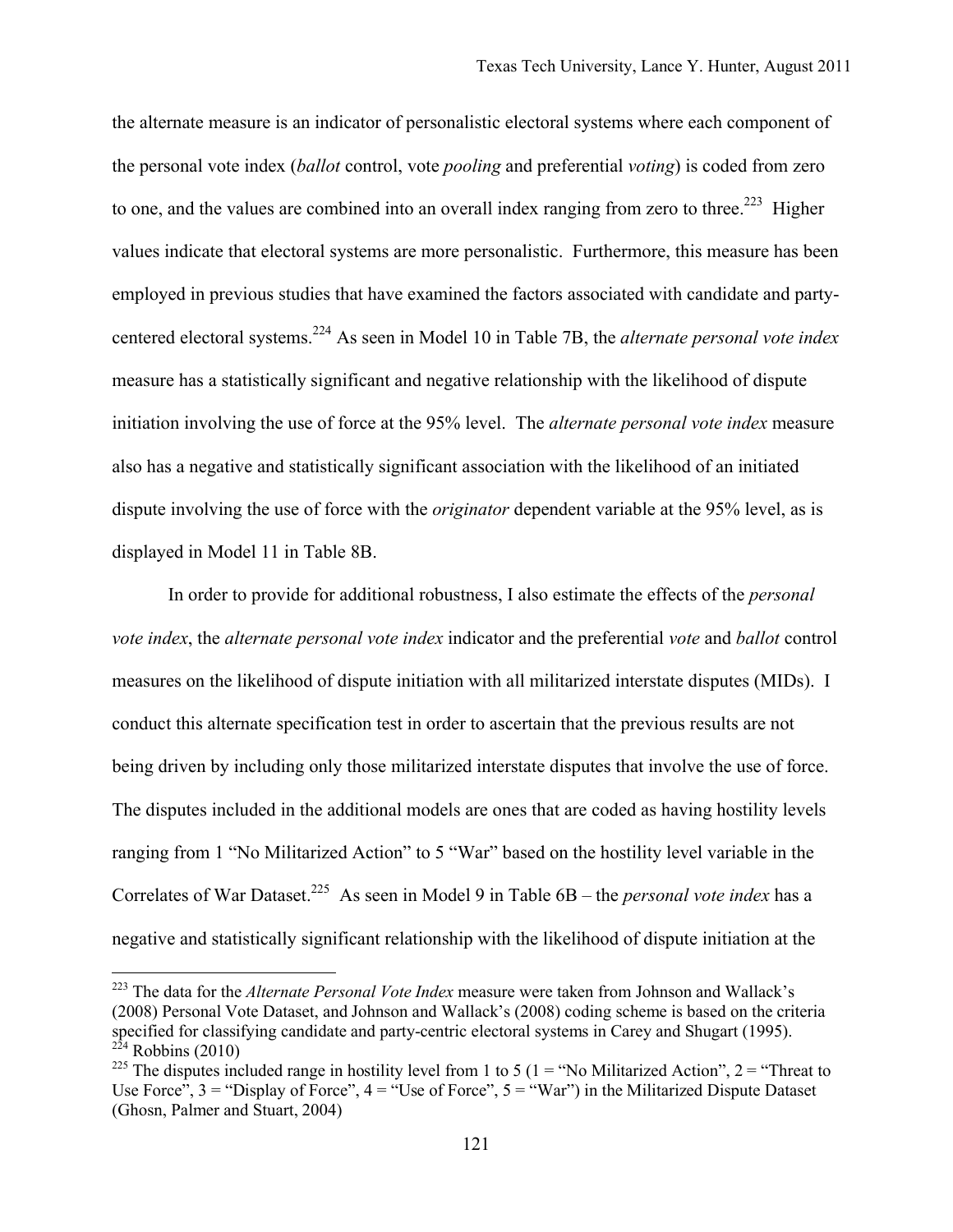the alternate measure is an indicator of personalistic electoral systems where each component of the personal vote index (*ballot* control, vote *pooling* and preferential *voting*) is coded from zero to one, and the values are combined into an overall index ranging from zero to three.[223] Higher values indicate that electoral systems are more personalistic. Furthermore, this measure has been employed in previous studies that have examined the factors associated with candidate and party-centered electoral systems.[224] As seen in Model 10 in Table 7B, the *alternate personal vote index* measure has a statistically significant and negative relationship with the likelihood of dispute initiation involving the use of force at the 95% level. The *alternate personal vote index* measure also has a negative and statistically significant association with the likelihood of an initiated dispute involving the use of force with the *originator* dependent variable at the 95% level, as is displayed in Model 11 in Table 8B.

In order to provide for additional robustness, I also estimate the effects of the *personal vote index*, the *alternate personal vote index* indicator and the preferential *vote* and *ballot* control measures on the likelihood of dispute initiation with all militarized interstate disputes (MIDs). I conduct this alternate specification test in order to ascertain that the previous results are not being driven by including only those militarized interstate disputes that involve the use of force. The disputes included in the additional models are ones that are coded as having hostility levels ranging from 1 "No Militarized Action" to 5 "War" based on the hostility level variable in the Correlates of War Dataset.[225] As seen in Model 9 in Table 6B – the *personal vote index* has a negative and statistically significant relationship with the likelihood of dispute initiation at the

---

[223] The data for the *Alternate Personal Vote Index* measure were taken from Johnson and Wallack's (2008) Personal Vote Dataset, and Johnson and Wallack's (2008) coding scheme is based on the criteria specified for classifying candidate and party-centric electoral systems in Carey and Shugart (1995).

[224] Robbins (2010)

[225] The disputes included range in hostility level from 1 to 5 (1 = "No Militarized Action", 2 = "Threat to Use Force", 3 = "Display of Force", 4 = "Use of Force", 5 = "War") in the Militarized Dispute Dataset (Ghosn, Palmer and Stuart, 2004)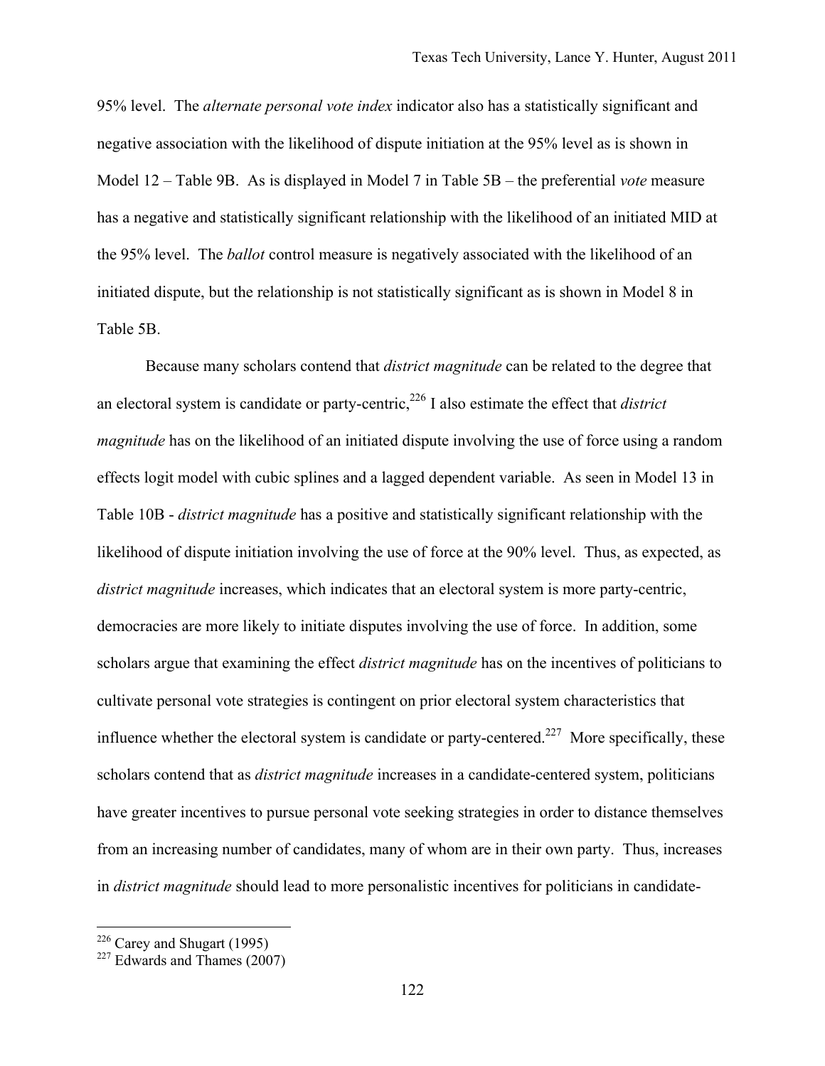95% level. The *alternate personal vote index* indicator also has a statistically significant and negative association with the likelihood of dispute initiation at the 95% level as is shown in Model 12 – Table 9B. As is displayed in Model 7 in Table 5B – the preferential *vote* measure has a negative and statistically significant relationship with the likelihood of an initiated MID at the 95% level. The *ballot* control measure is negatively associated with the likelihood of an initiated dispute, but the relationship is not statistically significant as is shown in Model 8 in Table 5B.

Because many scholars contend that *district magnitude* can be related to the degree that an electoral system is candidate or party-centric,[226] I also estimate the effect that *district magnitude* has on the likelihood of an initiated dispute involving the use of force using a random effects logit model with cubic splines and a lagged dependent variable. As seen in Model 13 in Table 10B - *district magnitude* has a positive and statistically significant relationship with the likelihood of dispute initiation involving the use of force at the 90% level. Thus, as expected, as *district magnitude* increases, which indicates that an electoral system is more party-centric, democracies are more likely to initiate disputes involving the use of force. In addition, some scholars argue that examining the effect *district magnitude* has on the incentives of politicians to cultivate personal vote strategies is contingent on prior electoral system characteristics that influence whether the electoral system is candidate or party-centered.[227] More specifically, these scholars contend that as *district magnitude* increases in a candidate-centered system, politicians have greater incentives to pursue personal vote seeking strategies in order to distance themselves from an increasing number of candidates, many of whom are in their own party. Thus, increases in *district magnitude* should lead to more personalistic incentives for politicians in candidate-

---

[226] Carey and Shugart (1995)

[227] Edwards and Thames (2007)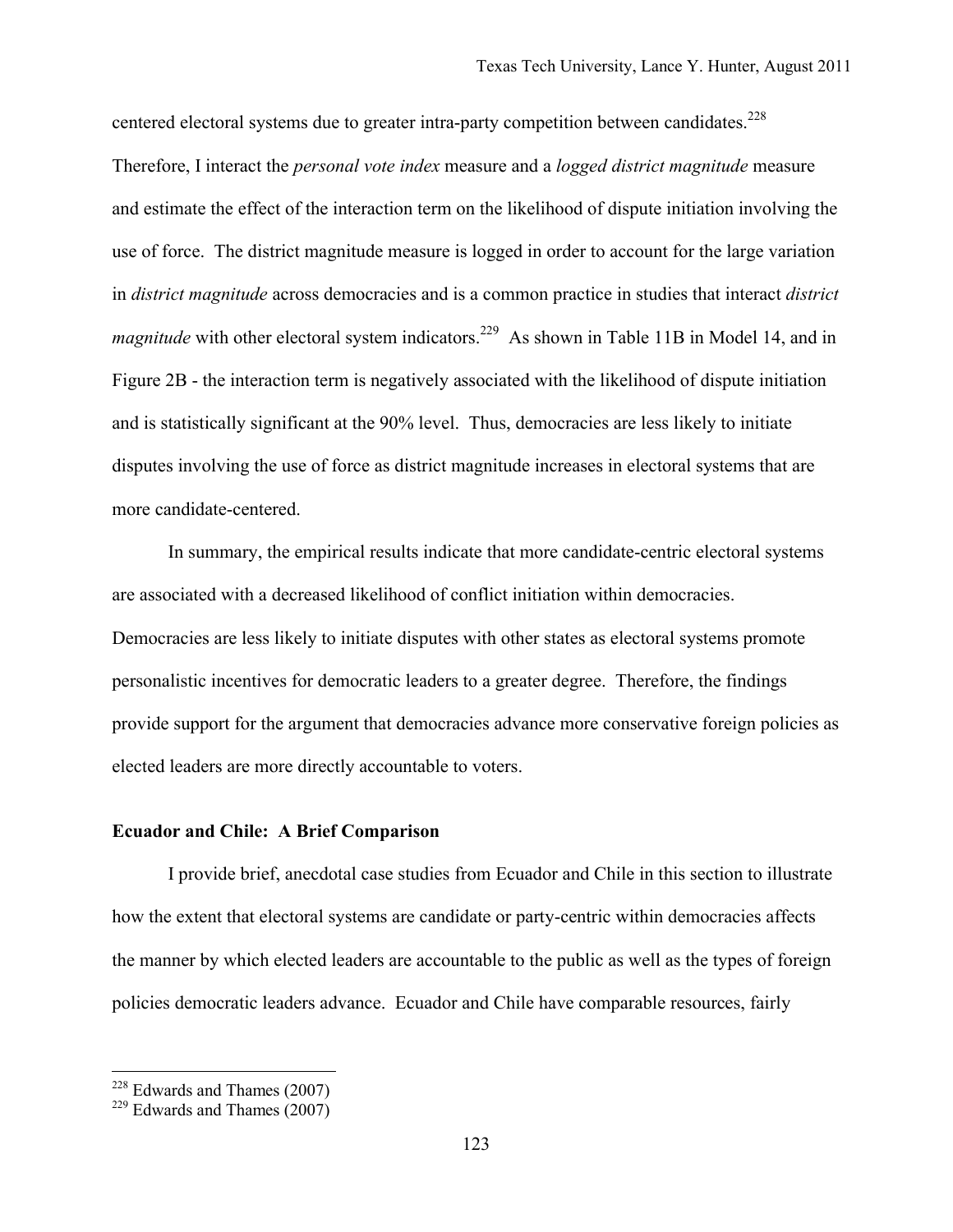centered electoral systems due to greater intra-party competition between candidates.[228] Therefore, I interact the *personal vote index* measure and a *logged district magnitude* measure and estimate the effect of the interaction term on the likelihood of dispute initiation involving the use of force. The district magnitude measure is logged in order to account for the large variation in *district magnitude* across democracies and is a common practice in studies that interact *district magnitude* with other electoral system indicators.[229] As shown in Table 11B in Model 14, and in Figure 2B - the interaction term is negatively associated with the likelihood of dispute initiation and is statistically significant at the 90% level. Thus, democracies are less likely to initiate disputes involving the use of force as district magnitude increases in electoral systems that are more candidate-centered.

In summary, the empirical results indicate that more candidate-centric electoral systems are associated with a decreased likelihood of conflict initiation within democracies. Democracies are less likely to initiate disputes with other states as electoral systems promote personalistic incentives for democratic leaders to a greater degree. Therefore, the findings provide support for the argument that democracies advance more conservative foreign policies as elected leaders are more directly accountable to voters.

**Ecuador and Chile: A Brief Comparison**

I provide brief, anecdotal case studies from Ecuador and Chile in this section to illustrate how the extent that electoral systems are candidate or party-centric within democracies affects the manner by which elected leaders are accountable to the public as well as the types of foreign policies democratic leaders advance. Ecuador and Chile have comparable resources, fairly

---

[228] Edwards and Thames (2007)

[229] Edwards and Thames (2007)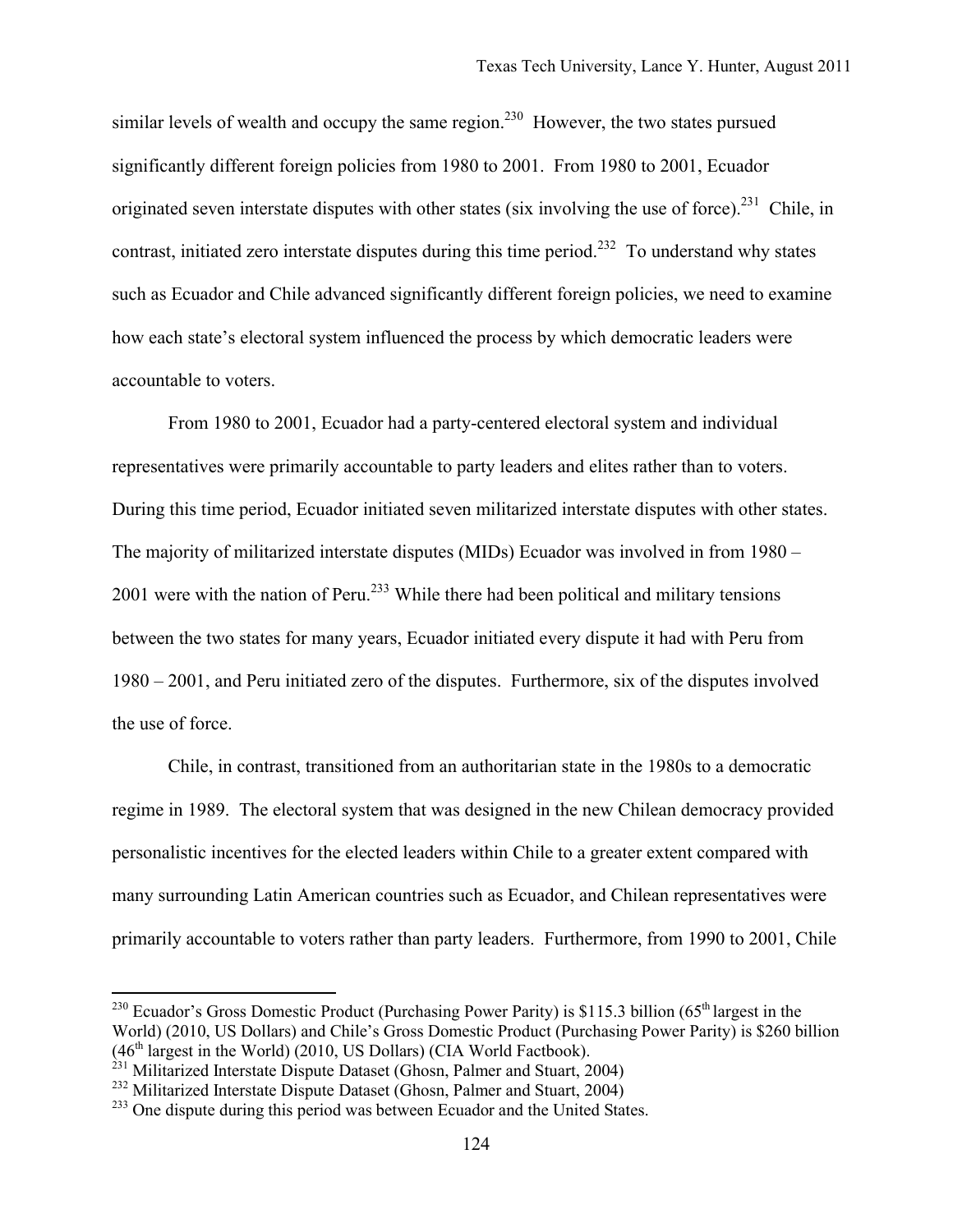similar levels of wealth and occupy the same region.[230] However, the two states pursued significantly different foreign policies from 1980 to 2001. From 1980 to 2001, Ecuador originated seven interstate disputes with other states (six involving the use of force).[231] Chile, in contrast, initiated zero interstate disputes during this time period.[232] To understand why states such as Ecuador and Chile advanced significantly different foreign policies, we need to examine how each state's electoral system influenced the process by which democratic leaders were accountable to voters.

From 1980 to 2001, Ecuador had a party-centered electoral system and individual representatives were primarily accountable to party leaders and elites rather than to voters. During this time period, Ecuador initiated seven militarized interstate disputes with other states. The majority of militarized interstate disputes (MIDs) Ecuador was involved in from 1980 – 2001 were with the nation of Peru.[233] While there had been political and military tensions between the two states for many years, Ecuador initiated every dispute it had with Peru from 1980 – 2001, and Peru initiated zero of the disputes. Furthermore, six of the disputes involved the use of force.

Chile, in contrast, transitioned from an authoritarian state in the 1980s to a democratic regime in 1989. The electoral system that was designed in the new Chilean democracy provided personalistic incentives for the elected leaders within Chile to a greater extent compared with many surrounding Latin American countries such as Ecuador, and Chilean representatives were primarily accountable to voters rather than party leaders. Furthermore, from 1990 to 2001, Chile

---

[230] Ecuador's Gross Domestic Product (Purchasing Power Parity) is $115.3 billion (65th largest in the World) (2010, US Dollars) and Chile's Gross Domestic Product (Purchasing Power Parity) is $260 billion (46th largest in the World) (2010, US Dollars) (CIA World Factbook).

[231] Militarized Interstate Dispute Dataset (Ghosn, Palmer and Stuart, 2004)

[232] Militarized Interstate Dispute Dataset (Ghosn, Palmer and Stuart, 2004)

[233] One dispute during this period was between Ecuador and the United States.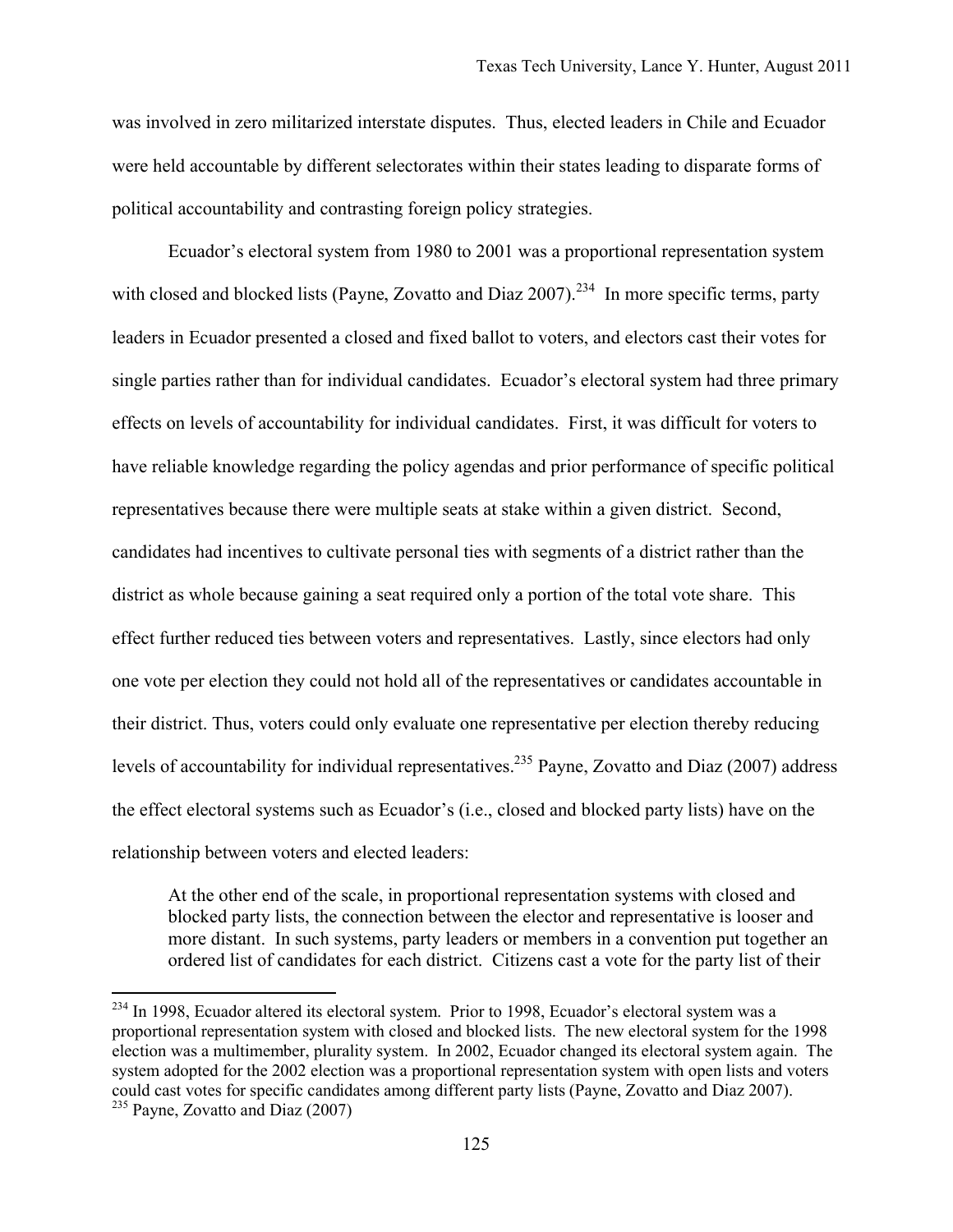was involved in zero militarized interstate disputes. Thus, elected leaders in Chile and Ecuador were held accountable by different selectorates within their states leading to disparate forms of political accountability and contrasting foreign policy strategies.

Ecuador's electoral system from 1980 to 2001 was a proportional representation system with closed and blocked lists (Payne, Zovatto and Diaz 2007).[234] In more specific terms, party leaders in Ecuador presented a closed and fixed ballot to voters, and electors cast their votes for single parties rather than for individual candidates. Ecuador's electoral system had three primary effects on levels of accountability for individual candidates. First, it was difficult for voters to have reliable knowledge regarding the policy agendas and prior performance of specific political representatives because there were multiple seats at stake within a given district. Second, candidates had incentives to cultivate personal ties with segments of a district rather than the district as whole because gaining a seat required only a portion of the total vote share. This effect further reduced ties between voters and representatives. Lastly, since electors had only one vote per election they could not hold all of the representatives or candidates accountable in their district. Thus, voters could only evaluate one representative per election thereby reducing levels of accountability for individual representatives.[235] Payne, Zovatto and Diaz (2007) address the effect electoral systems such as Ecuador's (i.e., closed and blocked party lists) have on the relationship between voters and elected leaders:

> At the other end of the scale, in proportional representation systems with closed and blocked party lists, the connection between the elector and representative is looser and more distant. In such systems, party leaders or members in a convention put together an ordered list of candidates for each district. Citizens cast a vote for the party list of their

---

[234] In 1998, Ecuador altered its electoral system. Prior to 1998, Ecuador's electoral system was a proportional representation system with closed and blocked lists. The new electoral system for the 1998 election was a multimember, plurality system. In 2002, Ecuador changed its electoral system again. The system adopted for the 2002 election was a proportional representation system with open lists and voters could cast votes for specific candidates among different party lists (Payne, Zovatto and Diaz 2007).

[235] Payne, Zovatto and Diaz (2007)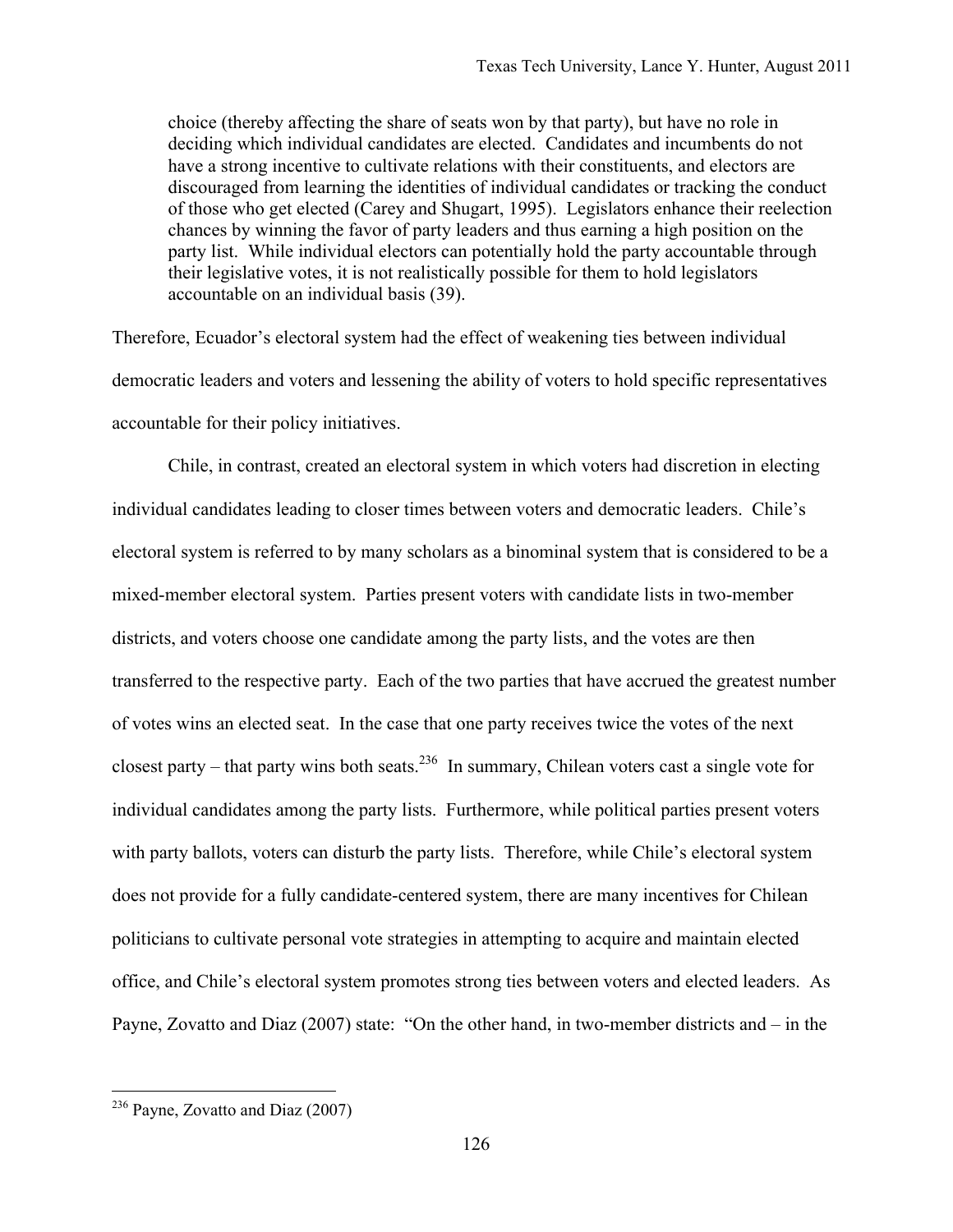> choice (thereby affecting the share of seats won by that party), but have no role in deciding which individual candidates are elected. Candidates and incumbents do not have a strong incentive to cultivate relations with their constituents, and electors are discouraged from learning the identities of individual candidates or tracking the conduct of those who get elected (Carey and Shugart, 1995). Legislators enhance their reelection chances by winning the favor of party leaders and thus earning a high position on the party list. While individual electors can potentially hold the party accountable through their legislative votes, it is not realistically possible for them to hold legislators accountable on an individual basis (39).

Therefore, Ecuador's electoral system had the effect of weakening ties between individual democratic leaders and voters and lessening the ability of voters to hold specific representatives accountable for their policy initiatives.

Chile, in contrast, created an electoral system in which voters had discretion in electing individual candidates leading to closer times between voters and democratic leaders. Chile's electoral system is referred to by many scholars as a binominal system that is considered to be a mixed-member electoral system. Parties present voters with candidate lists in two-member districts, and voters choose one candidate among the party lists, and the votes are then transferred to the respective party. Each of the two parties that have accrued the greatest number of votes wins an elected seat. In the case that one party receives twice the votes of the next closest party – that party wins both seats.[236] In summary, Chilean voters cast a single vote for individual candidates among the party lists. Furthermore, while political parties present voters with party ballots, voters can disturb the party lists. Therefore, while Chile's electoral system does not provide for a fully candidate-centered system, there are many incentives for Chilean politicians to cultivate personal vote strategies in attempting to acquire and maintain elected office, and Chile's electoral system promotes strong ties between voters and elected leaders. As Payne, Zovatto and Diaz (2007) state: "On the other hand, in two-member districts and – in the

[236] Payne, Zovatto and Diaz (2007)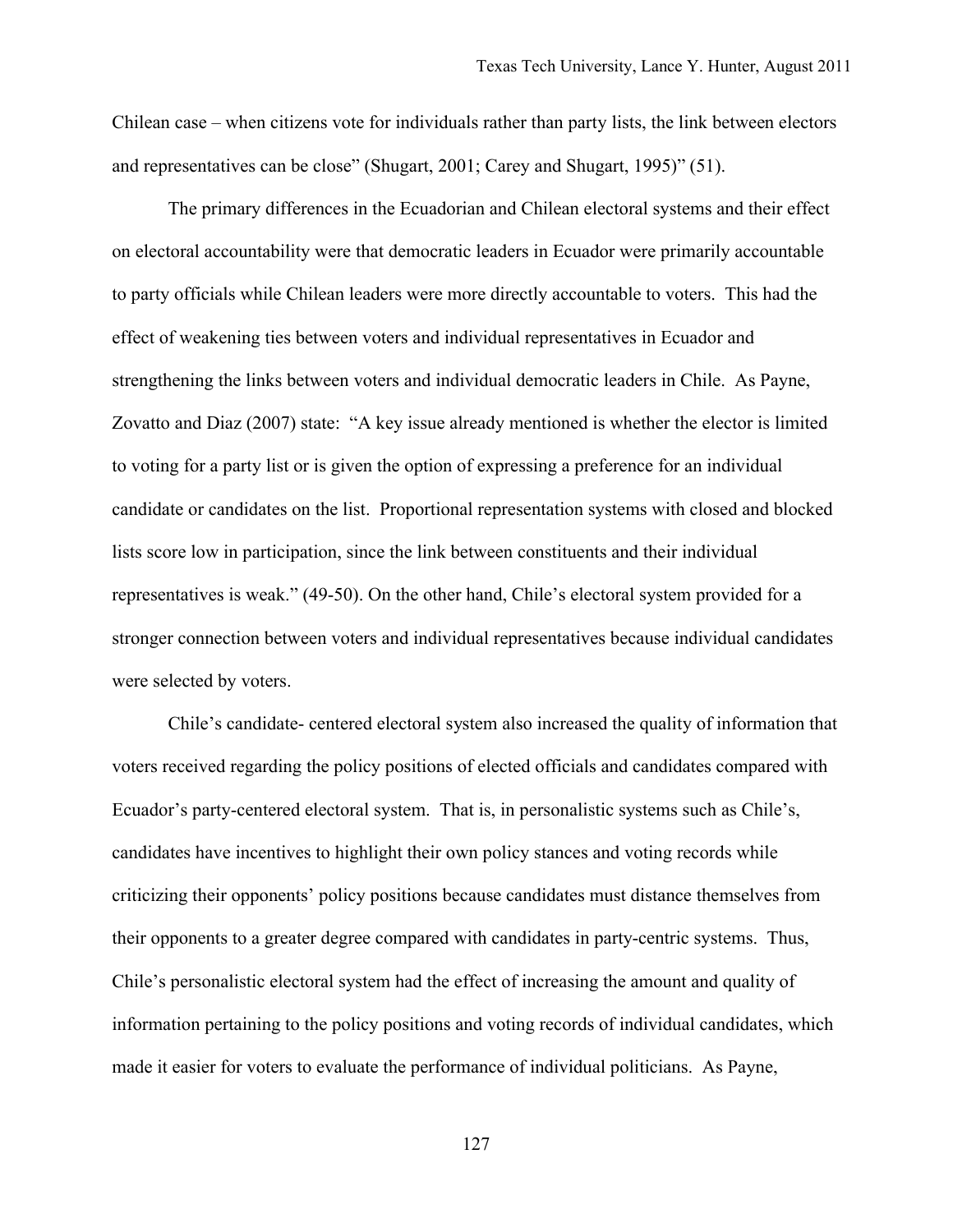Chilean case – when citizens vote for individuals rather than party lists, the link between electors and representatives can be close" (Shugart, 2001; Carey and Shugart, 1995)" (51).

The primary differences in the Ecuadorian and Chilean electoral systems and their effect on electoral accountability were that democratic leaders in Ecuador were primarily accountable to party officials while Chilean leaders were more directly accountable to voters. This had the effect of weakening ties between voters and individual representatives in Ecuador and strengthening the links between voters and individual democratic leaders in Chile. As Payne, Zovatto and Diaz (2007) state: "A key issue already mentioned is whether the elector is limited to voting for a party list or is given the option of expressing a preference for an individual candidate or candidates on the list. Proportional representation systems with closed and blocked lists score low in participation, since the link between constituents and their individual representatives is weak." (49-50). On the other hand, Chile's electoral system provided for a stronger connection between voters and individual representatives because individual candidates were selected by voters.

Chile's candidate- centered electoral system also increased the quality of information that voters received regarding the policy positions of elected officials and candidates compared with Ecuador's party-centered electoral system. That is, in personalistic systems such as Chile's, candidates have incentives to highlight their own policy stances and voting records while criticizing their opponents' policy positions because candidates must distance themselves from their opponents to a greater degree compared with candidates in party-centric systems. Thus, Chile's personalistic electoral system had the effect of increasing the amount and quality of information pertaining to the policy positions and voting records of individual candidates, which made it easier for voters to evaluate the performance of individual politicians. As Payne,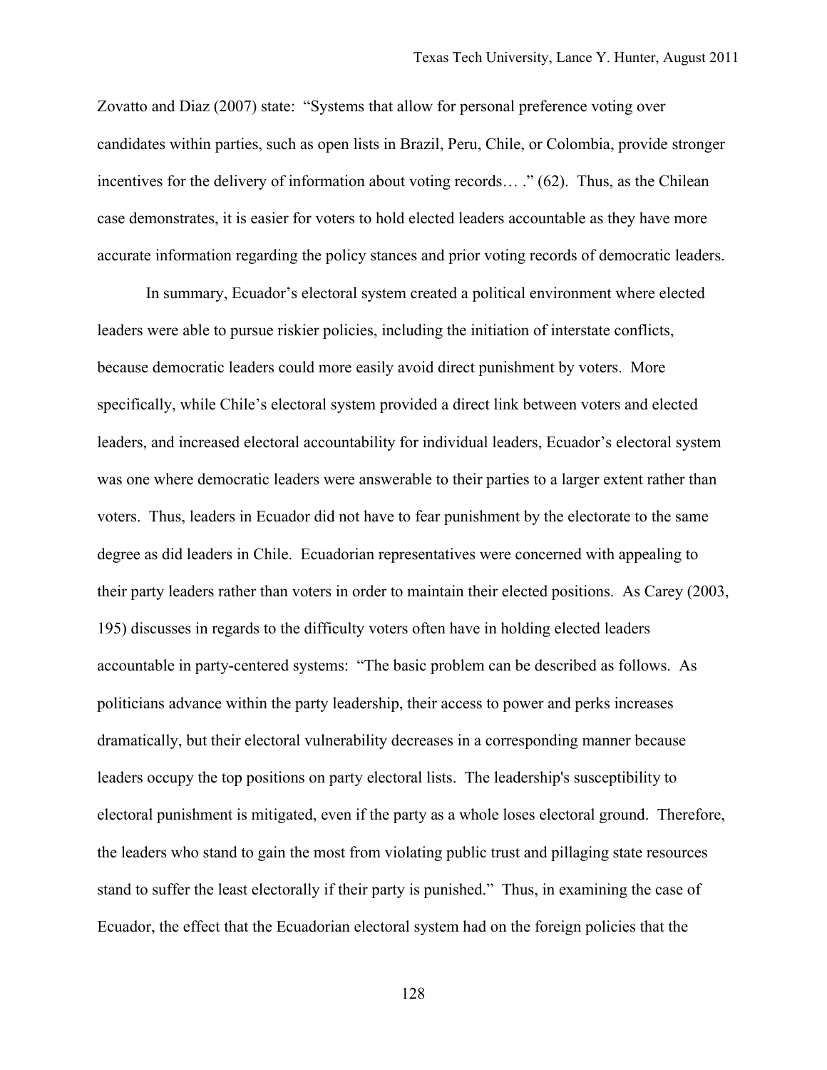Zovatto and Diaz (2007) state: "Systems that allow for personal preference voting over candidates within parties, such as open lists in Brazil, Peru, Chile, or Colombia, provide stronger incentives for the delivery of information about voting records… ." (62). Thus, as the Chilean case demonstrates, it is easier for voters to hold elected leaders accountable as they have more accurate information regarding the policy stances and prior voting records of democratic leaders.

In summary, Ecuador's electoral system created a political environment where elected leaders were able to pursue riskier policies, including the initiation of interstate conflicts, because democratic leaders could more easily avoid direct punishment by voters. More specifically, while Chile's electoral system provided a direct link between voters and elected leaders, and increased electoral accountability for individual leaders, Ecuador's electoral system was one where democratic leaders were answerable to their parties to a larger extent rather than voters. Thus, leaders in Ecuador did not have to fear punishment by the electorate to the same degree as did leaders in Chile. Ecuadorian representatives were concerned with appealing to their party leaders rather than voters in order to maintain their elected positions. As Carey (2003, 195) discusses in regards to the difficulty voters often have in holding elected leaders accountable in party-centered systems: "The basic problem can be described as follows. As politicians advance within the party leadership, their access to power and perks increases dramatically, but their electoral vulnerability decreases in a corresponding manner because leaders occupy the top positions on party electoral lists. The leadership's susceptibility to electoral punishment is mitigated, even if the party as a whole loses electoral ground. Therefore, the leaders who stand to gain the most from violating public trust and pillaging state resources stand to suffer the least electorally if their party is punished." Thus, in examining the case of Ecuador, the effect that the Ecuadorian electoral system had on the foreign policies that the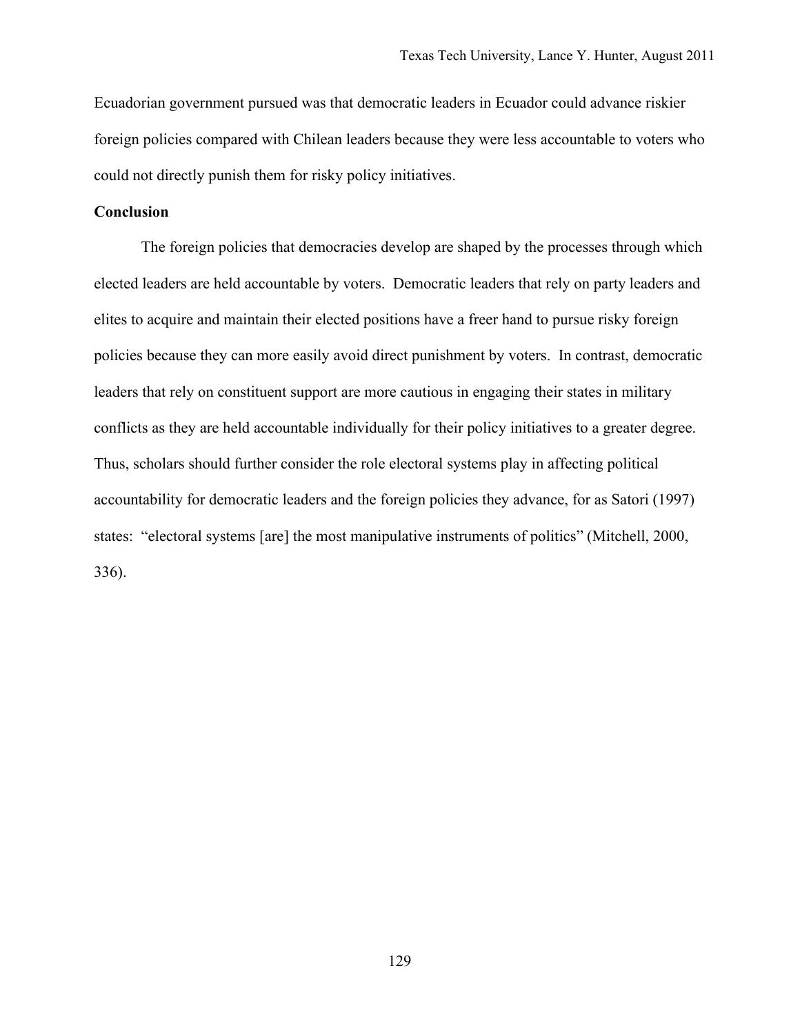Ecuadorian government pursued was that democratic leaders in Ecuador could advance riskier foreign policies compared with Chilean leaders because they were less accountable to voters who could not directly punish them for risky policy initiatives.

## Conclusion

The foreign policies that democracies develop are shaped by the processes through which elected leaders are held accountable by voters. Democratic leaders that rely on party leaders and elites to acquire and maintain their elected positions have a freer hand to pursue risky foreign policies because they can more easily avoid direct punishment by voters. In contrast, democratic leaders that rely on constituent support are more cautious in engaging their states in military conflicts as they are held accountable individually for their policy initiatives to a greater degree. Thus, scholars should further consider the role electoral systems play in affecting political accountability for democratic leaders and the foreign policies they advance, for as Satori (1997) states: "electoral systems [are] the most manipulative instruments of politics" (Mitchell, 2000, 336).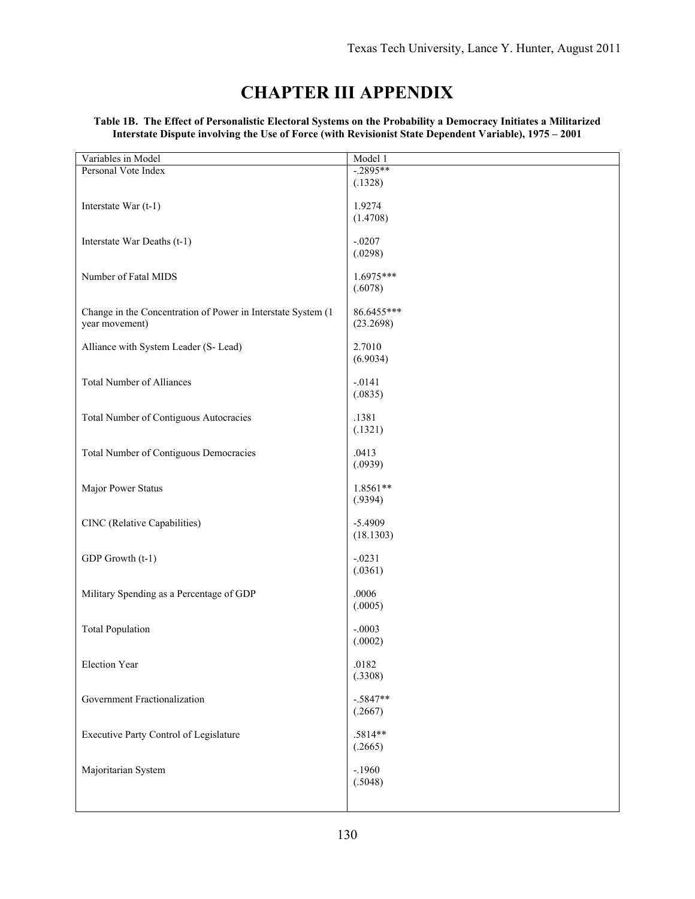# CHAPTER III APPENDIX

**Table 1B. The Effect of Personalistic Electoral Systems on the Probability a Democracy Initiates a Militarized Interstate Dispute involving the Use of Force (with Revisionist State Dependent Variable), 1975 – 2001**

| Variables in Model | Model 1 |
|---|---|
| Personal Vote Index | -.2895** (.1328) |
| Interstate War (t-1) | 1.9274 (1.4708) |
| Interstate War Deaths (t-1) | -.0207 (.0298) |
| Number of Fatal MIDS | 1.6975*** (.6078) |
| Change in the Concentration of Power in Interstate System (1 year movement) | 86.6455*** (23.2698) |
| Alliance with System Leader (S- Lead) | 2.7010 (6.9034) |
| Total Number of Alliances | -.0141 (.0835) |
| Total Number of Contiguous Autocracies | .1381 (.1321) |
| Total Number of Contiguous Democracies | .0413 (.0939) |
| Major Power Status | 1.8561** (.9394) |
| CINC (Relative Capabilities) | -5.4909 (18.1303) |
| GDP Growth (t-1) | -.0231 (.0361) |
| Military Spending as a Percentage of GDP | .0006 (.0005) |
| Total Population | -.0003 (.0002) |
| Election Year | .0182 (.3308) |
| Government Fractionalization | -.5847** (.2667) |
| Executive Party Control of Legislature | .5814** (.2665) |
| Majoritarian System | -.1960 (.5048) |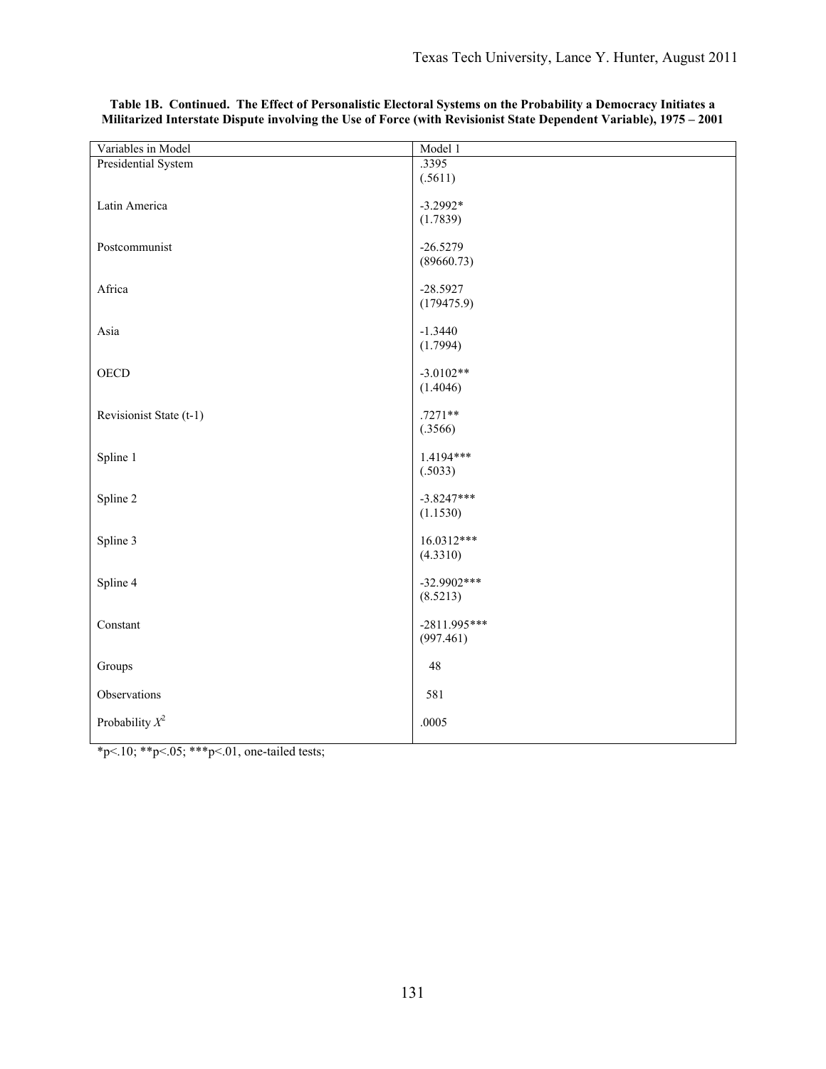**Table 1B. Continued. The Effect of Personalistic Electoral Systems on the Probability a Democracy Initiates a Militarized Interstate Dispute involving the Use of Force (with Revisionist State Dependent Variable), 1975 – 2001**

| Variables in Model | Model 1 |
|---|---|
| Presidential System | .3395 (.5611) |
| Latin America | -3.2992* (1.7839) |
| Postcommunist | -26.5279 (89660.73) |
| Africa | -28.5927 (179475.9) |
| Asia | -1.3440 (1.7994) |
| OECD | -3.0102** (1.4046) |
| Revisionist State (t-1) | .7271** (.3566) |
| Spline 1 | 1.4194*** (.5033) |
| Spline 2 | -3.8247*** (1.1530) |
| Spline 3 | 16.0312*** (4.3310) |
| Spline 4 | -32.9902*** (8.5213) |
| Constant | -2811.995*** (997.461) |
| Groups | 48 |
| Observations | 581 |
| Probability $X^2$ | .0005 |

*p<.10; **p<.05; ***p<.01, one-tailed tests;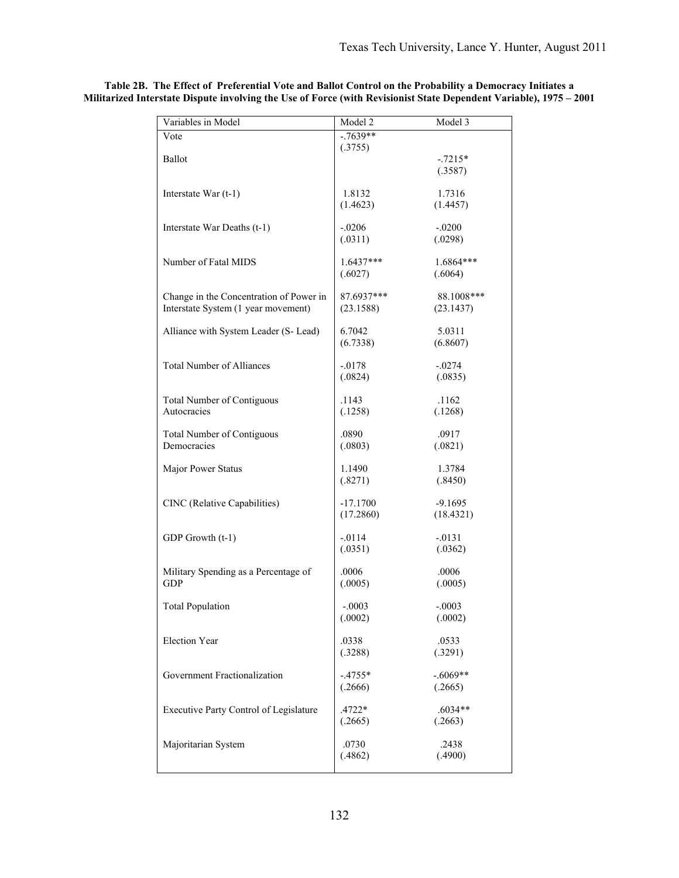**Table 2B. The Effect of Preferential Vote and Ballot Control on the Probability a Democracy Initiates a Militarized Interstate Dispute involving the Use of Force (with Revisionist State Dependent Variable), 1975 – 2001**

| Variables in Model | Model 2 | Model 3 |
|---|---|---|
| Vote | -.7639** (.3755) | |
| Ballot | | -.7215* (.3587) |
| Interstate War (t-1) | 1.8132 (1.4623) | 1.7316 (1.4457) |
| Interstate War Deaths (t-1) | -.0206 (.0311) | -.0200 (.0298) |
| Number of Fatal MIDS | 1.6437*** (.6027) | 1.6864*** (.6064) |
| Change in the Concentration of Power in Interstate System (1 year movement) | 87.6937*** (23.1588) | 88.1008*** (23.1437) |
| Alliance with System Leader (S- Lead) | 6.7042 (6.7338) | 5.0311 (6.8607) |
| Total Number of Alliances | -.0178 (.0824) | -.0274 (.0835) |
| Total Number of Contiguous Autocracies | .1143 (.1258) | .1162 (.1268) |
| Total Number of Contiguous Democracies | .0890 (.0803) | .0917 (.0821) |
| Major Power Status | 1.1490 (.8271) | 1.3784 (.8450) |
| CINC (Relative Capabilities) | -17.1700 (17.2860) | -9.1695 (18.4321) |
| GDP Growth (t-1) | -.0114 (.0351) | -.0131 (.0362) |
| Military Spending as a Percentage of GDP | .0006 (.0005) | .0006 (.0005) |
| Total Population | -.0003 (.0002) | -.0003 (.0002) |
| Election Year | .0338 (.3288) | .0533 (.3291) |
| Government Fractionalization | -.4755* (.2666) | -.6069** (.2665) |
| Executive Party Control of Legislature | .4722* (.2665) | .6034** (.2663) |
| Majoritarian System | .0730 (.4862) | .2438 (.4900) |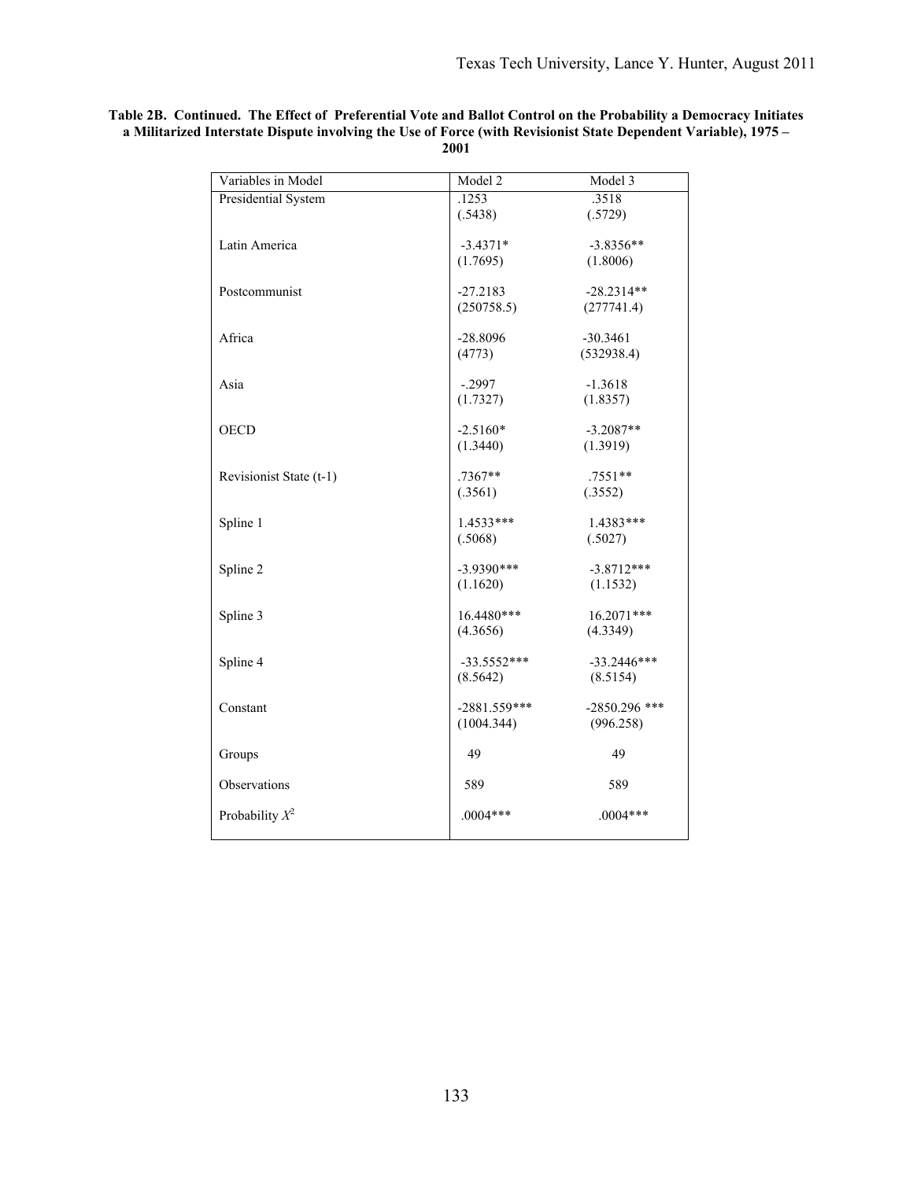**Table 2B. Continued. The Effect of Preferential Vote and Ballot Control on the Probability a Democracy Initiates a Militarized Interstate Dispute involving the Use of Force (with Revisionist State Dependent Variable), 1975 – 2001**

| Variables in Model | Model 2 | Model 3 |
|---|---|---|
| Presidential System | .1253<br>(.5438) | .3518<br>(.5729) |
| Latin America | -3.4371*<br>(1.7695) | -3.8356**<br>(1.8006) |
| Postcommunist | -27.2183<br>(250758.5) | -28.2314**<br>(277741.4) |
| Africa | -28.8096<br>(4773) | -30.3461<br>(532938.4) |
| Asia | -.2997<br>(1.7327) | -1.3618<br>(1.8357) |
| OECD | -2.5160*<br>(1.3440) | -3.2087**<br>(1.3919) |
| Revisionist State (t-1) | .7367**<br>(.3561) | .7551**<br>(.3552) |
| Spline 1 | 1.4533***<br>(.5068) | 1.4383***<br>(.5027) |
| Spline 2 | -3.9390***<br>(1.1620) | -3.8712***<br>(1.1532) |
| Spline 3 | 16.4480***<br>(4.3656) | 16.2071***<br>(4.3349) |
| Spline 4 | -33.5552***<br>(8.5642) | -33.2446***<br>(8.5154) |
| Constant | -2881.559***<br>(1004.344) | -2850.296 ***<br>(996.258) |
| Groups | 49 | 49 |
| Observations | 589 | 589 |
| Probability $X^2$ | .0004*** | .0004*** |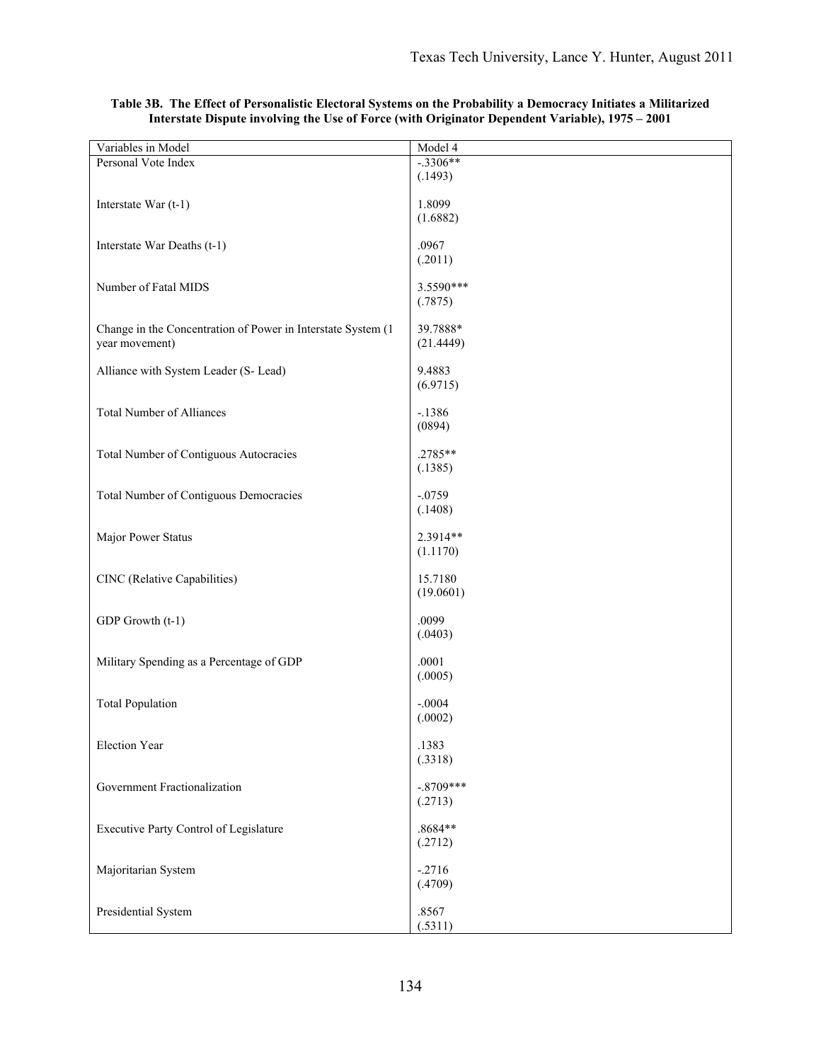**Table 3B. The Effect of Personalistic Electoral Systems on the Probability a Democracy Initiates a Militarized Interstate Dispute involving the Use of Force (with Originator Dependent Variable), 1975 – 2001**

| Variables in Model | Model 4 |
|---|---|
| Personal Vote Index | -.3306** (.1493) |
| Interstate War (t-1) | 1.8099 (1.6882) |
| Interstate War Deaths (t-1) | .0967 (.2011) |
| Number of Fatal MIDS | 3.5590*** (.7875) |
| Change in the Concentration of Power in Interstate System (1 year movement) | 39.7888* (21.4449) |
| Alliance with System Leader (S- Lead) | 9.4883 (6.9715) |
| Total Number of Alliances | -.1386 (0894) |
| Total Number of Contiguous Autocracies | .2785** (.1385) |
| Total Number of Contiguous Democracies | -.0759 (.1408) |
| Major Power Status | 2.3914** (1.1170) |
| CINC (Relative Capabilities) | 15.7180 (19.0601) |
| GDP Growth (t-1) | .0099 (.0403) |
| Military Spending as a Percentage of GDP | .0001 (.0005) |
| Total Population | -.0004 (.0002) |
| Election Year | .1383 (.3318) |
| Government Fractionalization | -.8709*** (.2713) |
| Executive Party Control of Legislature | .8684** (.2712) |
| Majoritarian System | -.2716 (.4709) |
| Presidential System | .8567 (.5311) |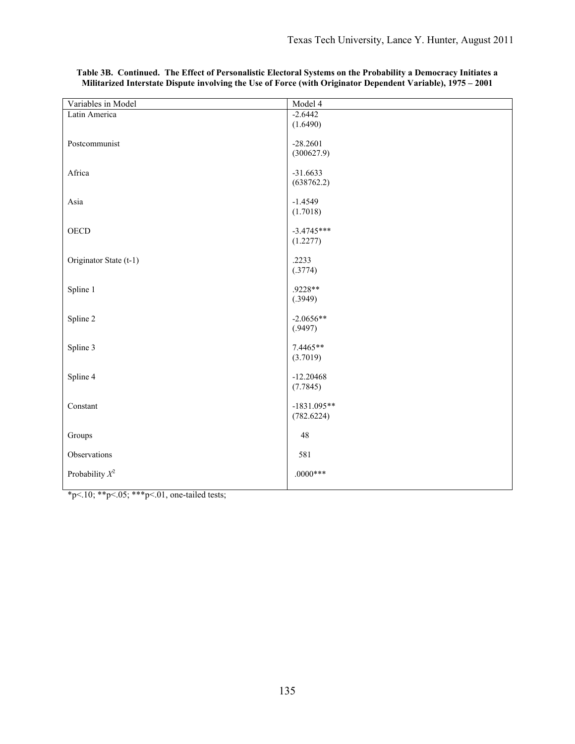**Table 3B. Continued. The Effect of Personalistic Electoral Systems on the Probability a Democracy Initiates a Militarized Interstate Dispute involving the Use of Force (with Originator Dependent Variable), 1975 – 2001**

| Variables in Model | Model 4 |
|---|---|
| Latin America | -2.6442<br>(1.6490) |
| Postcommunist | -28.2601<br>(300627.9) |
| Africa | -31.6633<br>(638762.2) |
| Asia | -1.4549<br>(1.7018) |
| OECD | -3.4745***<br>(1.2277) |
| Originator State (t-1) | .2233<br>(.3774) |
| Spline 1 | .9228**<br>(.3949) |
| Spline 2 | -2.0656**<br>(.9497) |
| Spline 3 | 7.4465**<br>(3.7019) |
| Spline 4 | -12.20468<br>(7.7845) |
| Constant | -1831.095**<br>(782.6224) |
| Groups | 48 |
| Observations | 581 |
| Probability $X^2$ | .0000*** |

*p<.10; **p<.05; ***p<.01, one-tailed tests;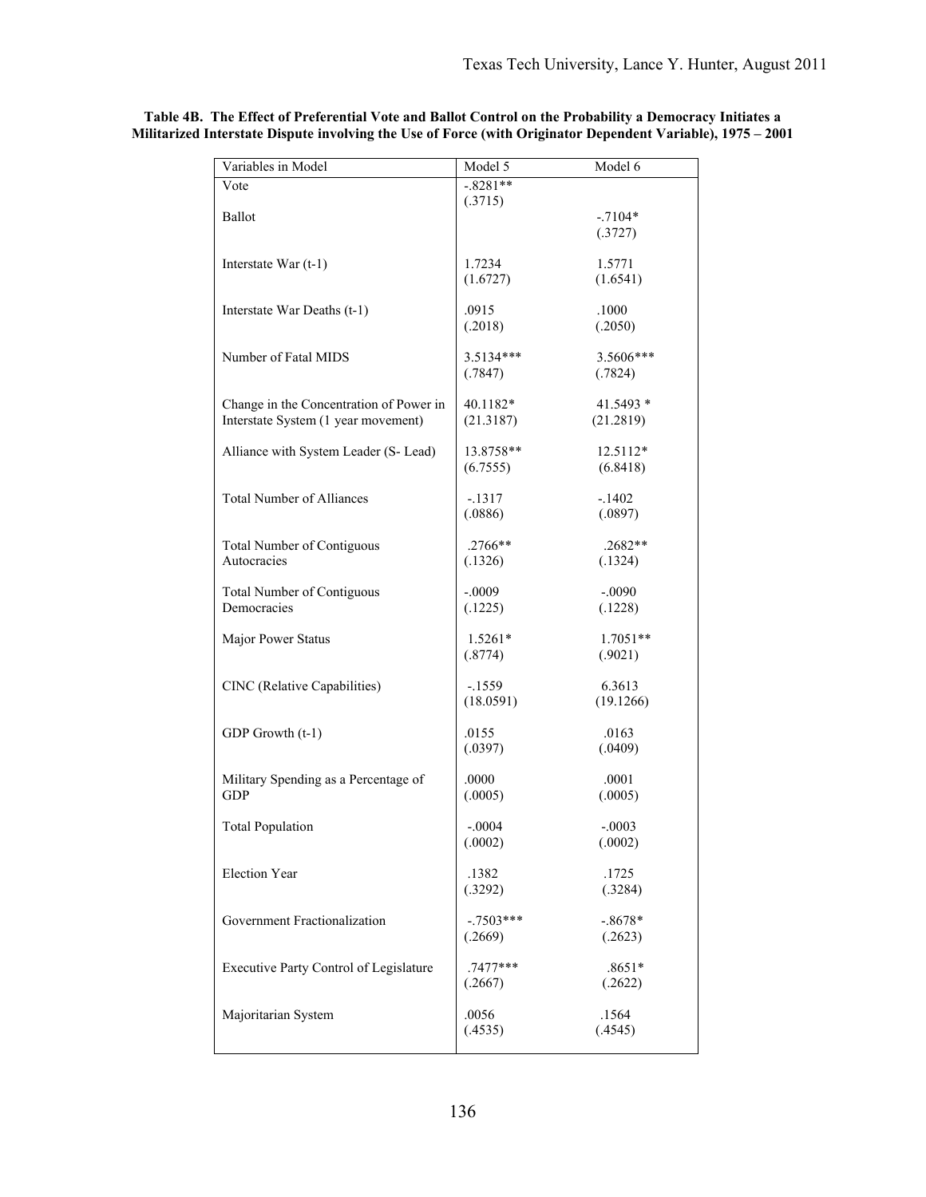**Table 4B. The Effect of Preferential Vote and Ballot Control on the Probability a Democracy Initiates a Militarized Interstate Dispute involving the Use of Force (with Originator Dependent Variable), 1975 – 2001**

| Variables in Model | Model 5 | Model 6 |
|---|---|---|
| Vote | -.8281** | |
| | (.3715) | |
| Ballot | | -.7104* |
| | | (.3727) |
| Interstate War (t-1) | 1.7234 | 1.5771 |
| | (1.6727) | (1.6541) |
| Interstate War Deaths (t-1) | .0915 | .1000 |
| | (.2018) | (.2050) |
| Number of Fatal MIDS | 3.5134*** | 3.5606*** |
| | (.7847) | (.7824) |
| Change in the Concentration of Power in Interstate System (1 year movement) | 40.1182* | 41.5493 * |
| | (21.3187) | (21.2819) |
| Alliance with System Leader (S- Lead) | 13.8758** | 12.5112* |
| | (6.7555) | (6.8418) |
| Total Number of Alliances | -.1317 | -.1402 |
| | (.0886) | (.0897) |
| Total Number of Contiguous Autocracies | .2766** | .2682** |
| | (.1326) | (.1324) |
| Total Number of Contiguous Democracies | -.0009 | -.0090 |
| | (.1225) | (.1228) |
| Major Power Status | 1.5261* | 1.7051** |
| | (.8774) | (.9021) |
| CINC (Relative Capabilities) | -.1559 | 6.3613 |
| | (18.0591) | (19.1266) |
| GDP Growth (t-1) | .0155 | .0163 |
| | (.0397) | (.0409) |
| Military Spending as a Percentage of GDP | .0000 | .0001 |
| | (.0005) | (.0005) |
| Total Population | -.0004 | -.0003 |
| | (.0002) | (.0002) |
| Election Year | .1382 | .1725 |
| | (.3292) | (.3284) |
| Government Fractionalization | -.7503*** | -.8678* |
| | (.2669) | (.2623) |
| Executive Party Control of Legislature | .7477*** | .8651* |
| | (.2667) | (.2622) |
| Majoritarian System | .0056 | .1564 |
| | (.4535) | (.4545) |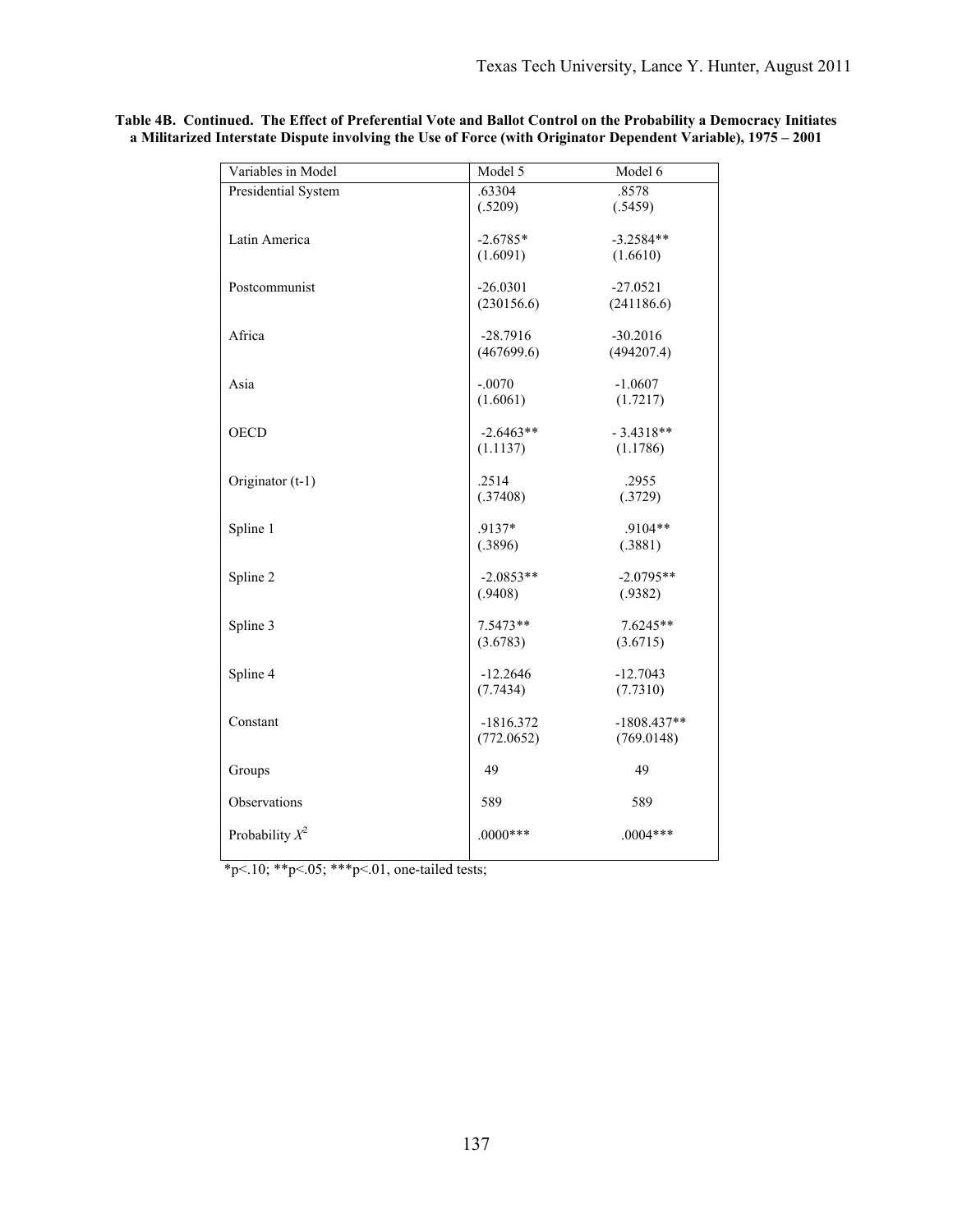**Table 4B. Continued. The Effect of Preferential Vote and Ballot Control on the Probability a Democracy Initiates a Militarized Interstate Dispute involving the Use of Force (with Originator Dependent Variable), 1975 – 2001**

| Variables in Model | Model 5 | Model 6 |
|---|---|---|
| Presidential System | .63304<br>(.5209) | .8578<br>(.5459) |
| Latin America | -2.6785*<br>(1.6091) | -3.2584**<br>(1.6610) |
| Postcommunist | -26.0301<br>(230156.6) | -27.0521<br>(241186.6) |
| Africa | -28.7916<br>(467699.6) | -30.2016<br>(494207.4) |
| Asia | -.0070<br>(1.6061) | -1.0607<br>(1.7217) |
| OECD | -2.6463**<br>(1.1137) | - 3.4318**<br>(1.1786) |
| Originator (t-1) | .2514<br>(.37408) | .2955<br>(.3729) |
| Spline 1 | .9137*<br>(.3896) | .9104**<br>(.3881) |
| Spline 2 | -2.0853**<br>(.9408) | -2.0795**<br>(.9382) |
| Spline 3 | 7.5473**<br>(3.6783) | 7.6245**<br>(3.6715) |
| Spline 4 | -12.2646<br>(7.7434) | -12.7043<br>(7.7310) |
| Constant | -1816.372<br>(772.0652) | -1808.437**<br>(769.0148) |
| Groups | 49 | 49 |
| Observations | 589 | 589 |
| Probability $X^2$ | .0000*** | .0004*** |

*p<.10; **p<.05; ***p<.01, one-tailed tests;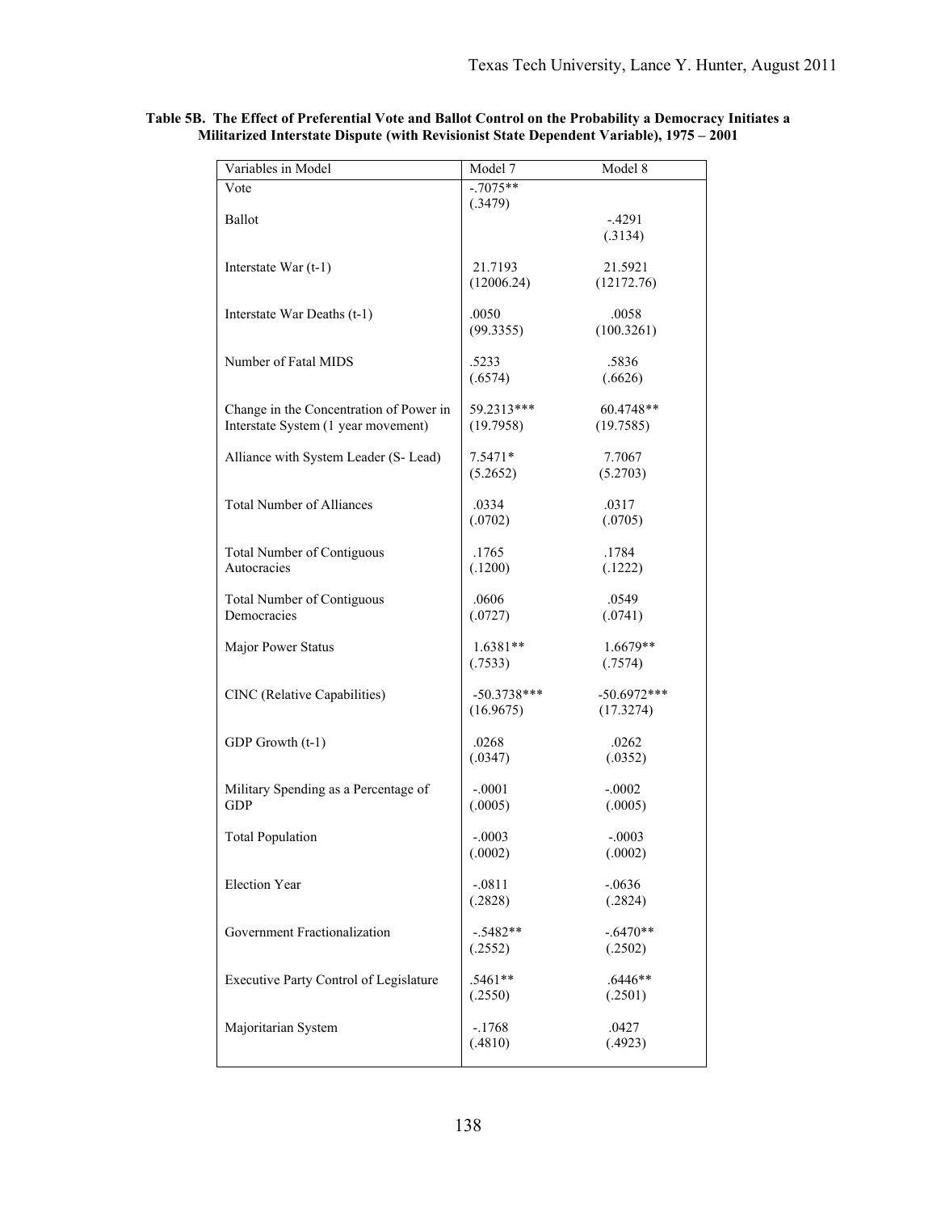**Table 5B. The Effect of Preferential Vote and Ballot Control on the Probability a Democracy Initiates a Militarized Interstate Dispute (with Revisionist State Dependent Variable), 1975 – 2001**

| Variables in Model | Model 7 | Model 8 |
|---|---|---|
| Vote | -.7075** | |
| | (.3479) | |
| Ballot | | -.4291 |
| | | (.3134) |
| Interstate War (t-1) | 21.7193 | 21.5921 |
| | (12006.24) | (12172.76) |
| Interstate War Deaths (t-1) | .0050 | .0058 |
| | (99.3355) | (100.3261) |
| Number of Fatal MIDS | .5233 | .5836 |
| | (.6574) | (.6626) |
| Change in the Concentration of Power in Interstate System (1 year movement) | 59.2313*** | 60.4748** |
| | (19.7958) | (19.7585) |
| Alliance with System Leader (S- Lead) | 7.5471* | 7.7067 |
| | (5.2652) | (5.2703) |
| Total Number of Alliances | .0334 | .0317 |
| | (.0702) | (.0705) |
| Total Number of Contiguous Autocracies | .1765 | .1784 |
| | (.1200) | (.1222) |
| Total Number of Contiguous Democracies | .0606 | .0549 |
| | (.0727) | (.0741) |
| Major Power Status | 1.6381** | 1.6679** |
| | (.7533) | (.7574) |
| CINC (Relative Capabilities) | -50.3738*** | -50.6972*** |
| | (16.9675) | (17.3274) |
| GDP Growth (t-1) | .0268 | .0262 |
| | (.0347) | (.0352) |
| Military Spending as a Percentage of GDP | -.0001 | -.0002 |
| | (.0005) | (.0005) |
| Total Population | -.0003 | -.0003 |
| | (.0002) | (.0002) |
| Election Year | -.0811 | -.0636 |
| | (.2828) | (.2824) |
| Government Fractionalization | -.5482** | -.6470** |
| | (.2552) | (.2502) |
| Executive Party Control of Legislature | .5461** | .6446** |
| | (.2550) | (.2501) |
| Majoritarian System | -.1768 | .0427 |
| | (.4810) | (.4923) |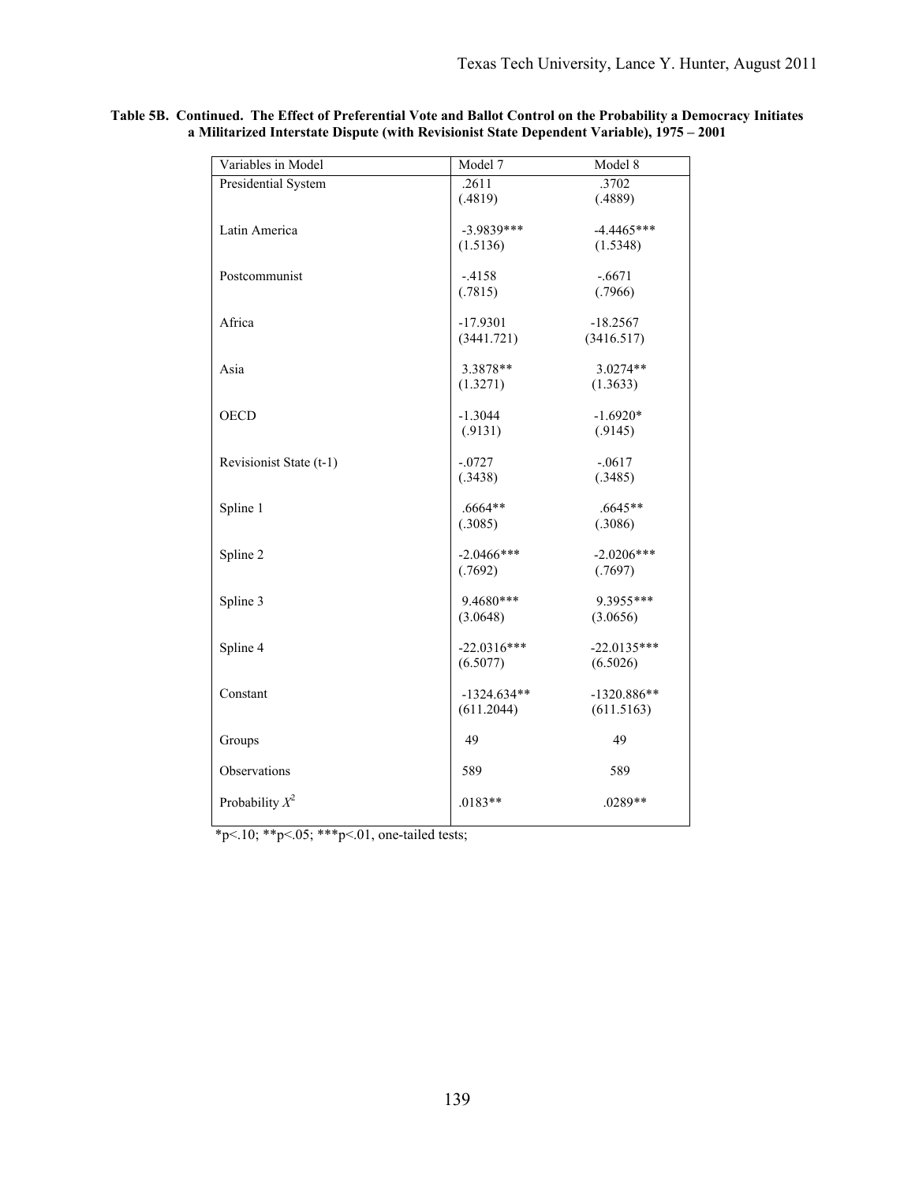**Table 5B. Continued. The Effect of Preferential Vote and Ballot Control on the Probability a Democracy Initiates a Militarized Interstate Dispute (with Revisionist State Dependent Variable), 1975 – 2001**

| Variables in Model | Model 7 | Model 8 |
|---|---|---|
| Presidential System | .2611<br>(.4819) | .3702<br>(.4889) |
| Latin America | -3.9839***<br>(1.5136) | -4.4465***<br>(1.5348) |
| Postcommunist | -.4158<br>(.7815) | -.6671<br>(.7966) |
| Africa | -17.9301<br>(3441.721) | -18.2567<br>(3416.517) |
| Asia | 3.3878**<br>(1.3271) | 3.0274**<br>(1.3633) |
| OECD | -1.3044<br>(.9131) | -1.6920*<br>(.9145) |
| Revisionist State (t-1) | -.0727<br>(.3438) | -.0617<br>(.3485) |
| Spline 1 | .6664**<br>(.3085) | .6645**<br>(.3086) |
| Spline 2 | -2.0466***<br>(.7692) | -2.0206***<br>(.7697) |
| Spline 3 | 9.4680***<br>(3.0648) | 9.3955***<br>(3.0656) |
| Spline 4 | -22.0316***<br>(6.5077) | -22.0135***<br>(6.5026) |
| Constant | -1324.634**<br>(611.2044) | -1320.886**<br>(611.5163) |
| Groups | 49 | 49 |
| Observations | 589 | 589 |
| Probability $X^2$ | .0183** | .0289** |

*p<.10; **p<.05; ***p<.01, one-tailed tests;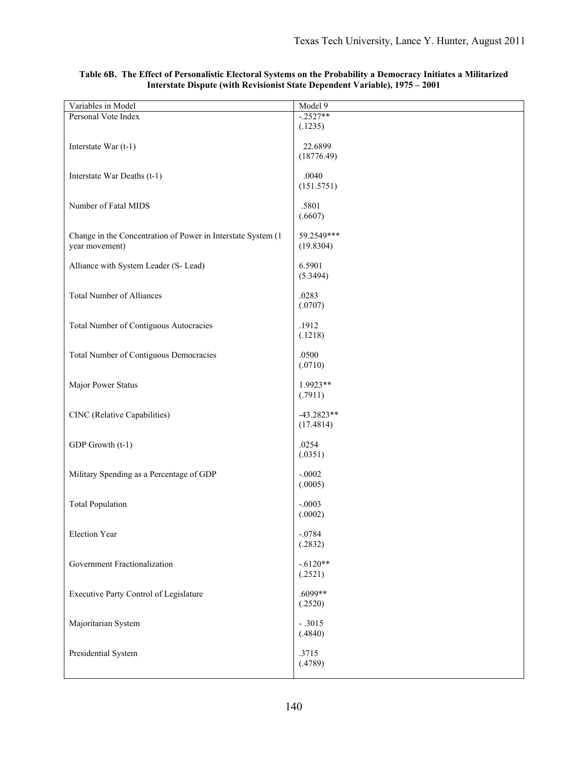**Table 6B. The Effect of Personalistic Electoral Systems on the Probability a Democracy Initiates a Militarized Interstate Dispute (with Revisionist State Dependent Variable), 1975 – 2001**

| Variables in Model | Model 9 |
|---|---|
| Personal Vote Index | -.2527** (.1235) |
| Interstate War (t-1) | 22.6899 (18776.49) |
| Interstate War Deaths (t-1) | .0040 (151.5751) |
| Number of Fatal MIDS | .5801 (.6607) |
| Change in the Concentration of Power in Interstate System (1 year movement) | 59.2549*** (19.8304) |
| Alliance with System Leader (S- Lead) | 6.5901 (5.3494) |
| Total Number of Alliances | .0283 (.0707) |
| Total Number of Contiguous Autocracies | .1912 (.1218) |
| Total Number of Contiguous Democracies | .0500 (.0710) |
| Major Power Status | 1.9923** (.7911) |
| CINC (Relative Capabilities) | -43.2823** (17.4814) |
| GDP Growth (t-1) | .0254 (.0351) |
| Military Spending as a Percentage of GDP | -.0002 (.0005) |
| Total Population | -.0003 (.0002) |
| Election Year | -.0784 (.2832) |
| Government Fractionalization | -.6120** (.2521) |
| Executive Party Control of Legislature | .6099** (.2520) |
| Majoritarian System | - .3015 (.4840) |
| Presidential System | .3715 (.4789) |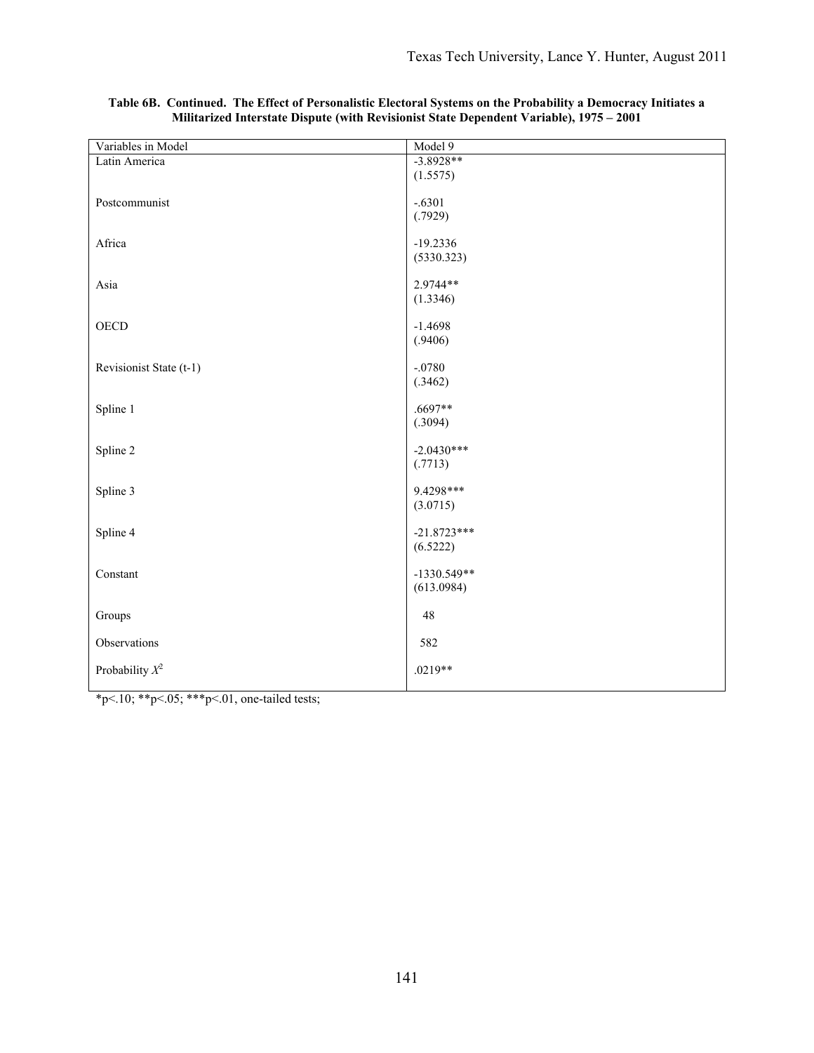**Table 6B. Continued. The Effect of Personalistic Electoral Systems on the Probability a Democracy Initiates a Militarized Interstate Dispute (with Revisionist State Dependent Variable), 1975 – 2001**

| Variables in Model | Model 9 |
|---|---|
| Latin America | -3.8928** |
| | (1.5575) |
| Postcommunist | -.6301 |
| | (.7929) |
| Africa | -19.2336 |
| | (5330.323) |
| Asia | 2.9744** |
| | (1.3346) |
| OECD | -1.4698 |
| | (.9406) |
| Revisionist State (t-1) | -.0780 |
| | (.3462) |
| Spline 1 | .6697** |
| | (.3094) |
| Spline 2 | -2.0430*** |
| | (.7713) |
| Spline 3 | 9.4298*** |
| | (3.0715) |
| Spline 4 | -21.8723*** |
| | (6.5222) |
| Constant | -1330.549** |
| | (613.0984) |
| Groups | 48 |
| Observations | 582 |
| Probability $X^2$ | .0219** |

*p<.10; **p<.05; ***p<.01, one-tailed tests;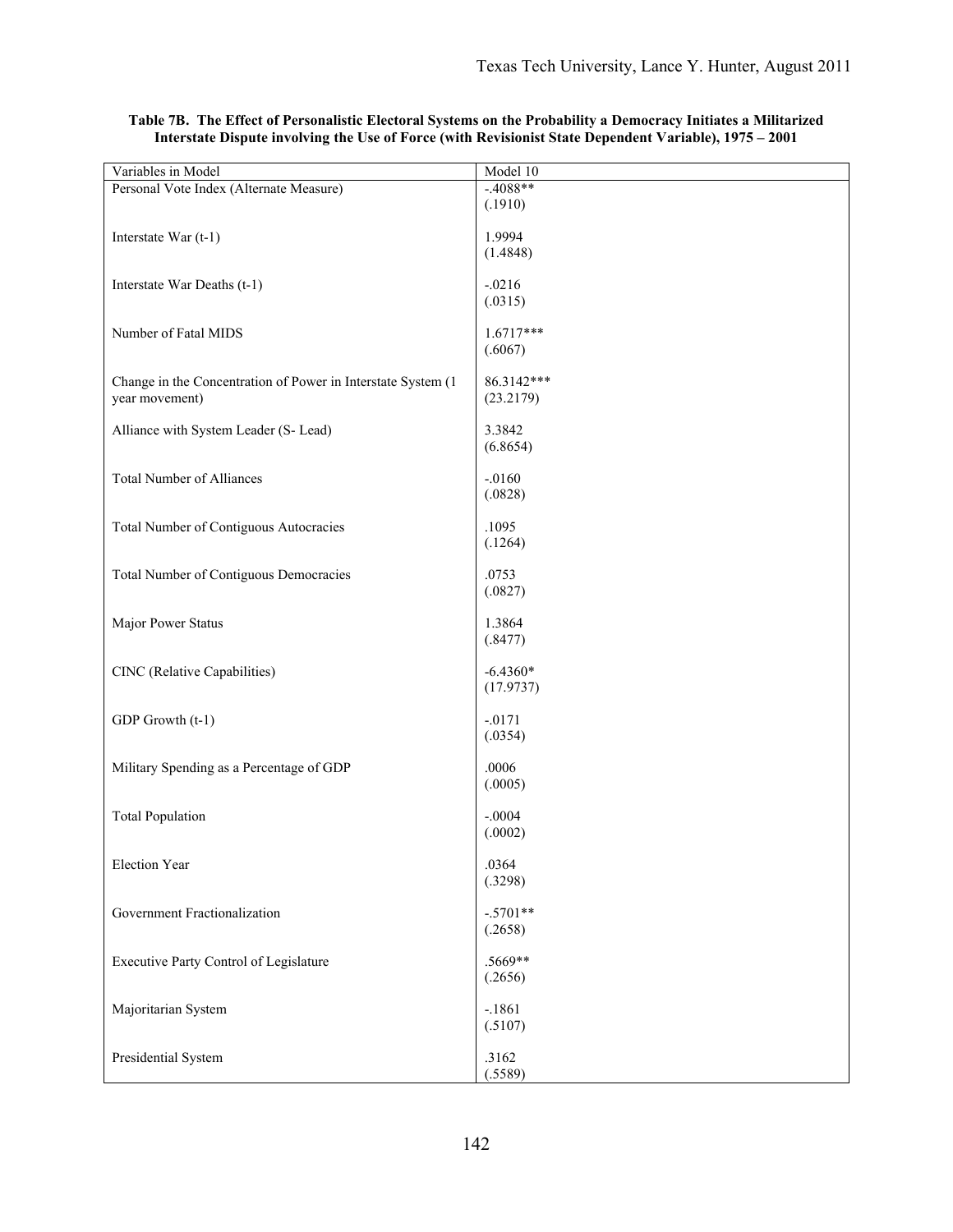**Table 7B. The Effect of Personalistic Electoral Systems on the Probability a Democracy Initiates a Militarized Interstate Dispute involving the Use of Force (with Revisionist State Dependent Variable), 1975 – 2001**

| Variables in Model | Model 10 |
|---|---|
| Personal Vote Index (Alternate Measure) | -.4088** (.1910) |
| Interstate War (t-1) | 1.9994 (1.4848) |
| Interstate War Deaths (t-1) | -.0216 (.0315) |
| Number of Fatal MIDS | 1.6717*** (.6067) |
| Change in the Concentration of Power in Interstate System (1 year movement) | 86.3142*** (23.2179) |
| Alliance with System Leader (S- Lead) | 3.3842 (6.8654) |
| Total Number of Alliances | -.0160 (.0828) |
| Total Number of Contiguous Autocracies | .1095 (.1264) |
| Total Number of Contiguous Democracies | .0753 (.0827) |
| Major Power Status | 1.3864 (.8477) |
| CINC (Relative Capabilities) | -6.4360* (17.9737) |
| GDP Growth (t-1) | -.0171 (.0354) |
| Military Spending as a Percentage of GDP | .0006 (.0005) |
| Total Population | -.0004 (.0002) |
| Election Year | .0364 (.3298) |
| Government Fractionalization | -.5701** (.2658) |
| Executive Party Control of Legislature | .5669** (.2656) |
| Majoritarian System | -.1861 (.5107) |
| Presidential System | .3162 (.5589) |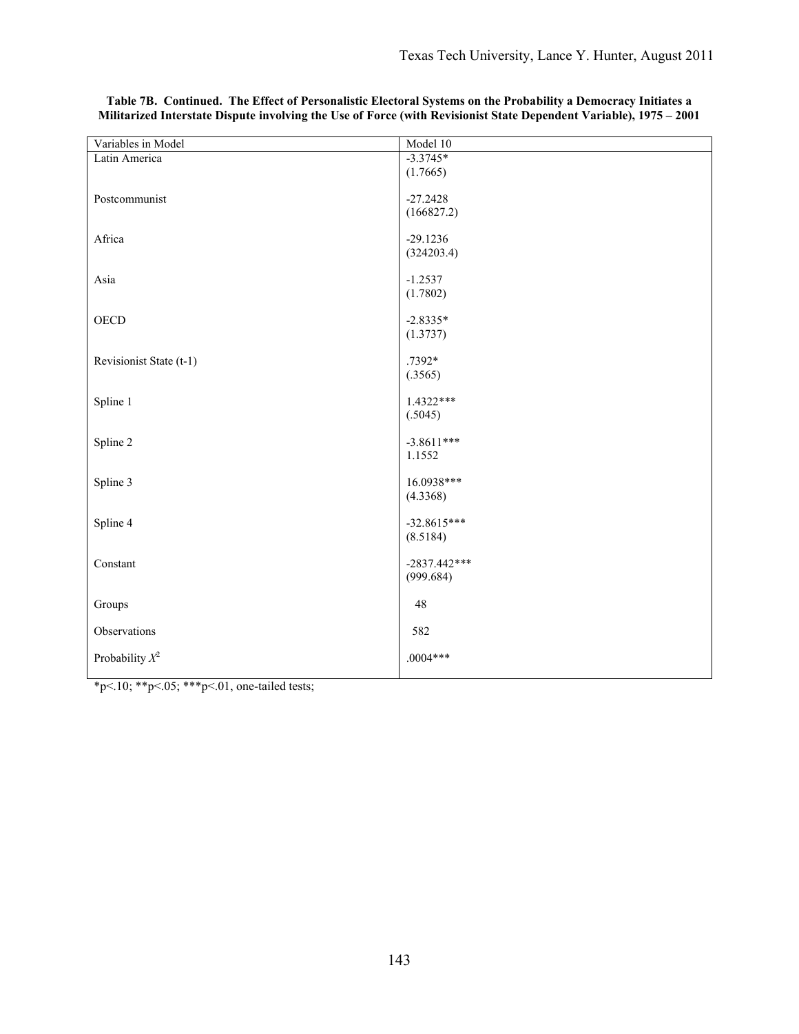**Table 7B. Continued. The Effect of Personalistic Electoral Systems on the Probability a Democracy Initiates a Militarized Interstate Dispute involving the Use of Force (with Revisionist State Dependent Variable), 1975 – 2001**

| Variables in Model | Model 10 |
|---|---|
| Latin America | -3.3745* |
| | (1.7665) |
| Postcommunist | -27.2428 |
| | (166827.2) |
| Africa | -29.1236 |
| | (324203.4) |
| Asia | -1.2537 |
| | (1.7802) |
| OECD | -2.8335* |
| | (1.3737) |
| Revisionist State (t-1) | .7392* |
| | (.3565) |
| Spline 1 | 1.4322*** |
| | (.5045) |
| Spline 2 | -3.8611*** |
| | 1.1552 |
| Spline 3 | 16.0938*** |
| | (4.3368) |
| Spline 4 | -32.8615*** |
| | (8.5184) |
| Constant | -2837.442*** |
| | (999.684) |
| Groups | 48 |
| Observations | 582 |
| Probability $X^2$ | .0004*** |

*p<.10; **p<.05; ***p<.01, one-tailed tests;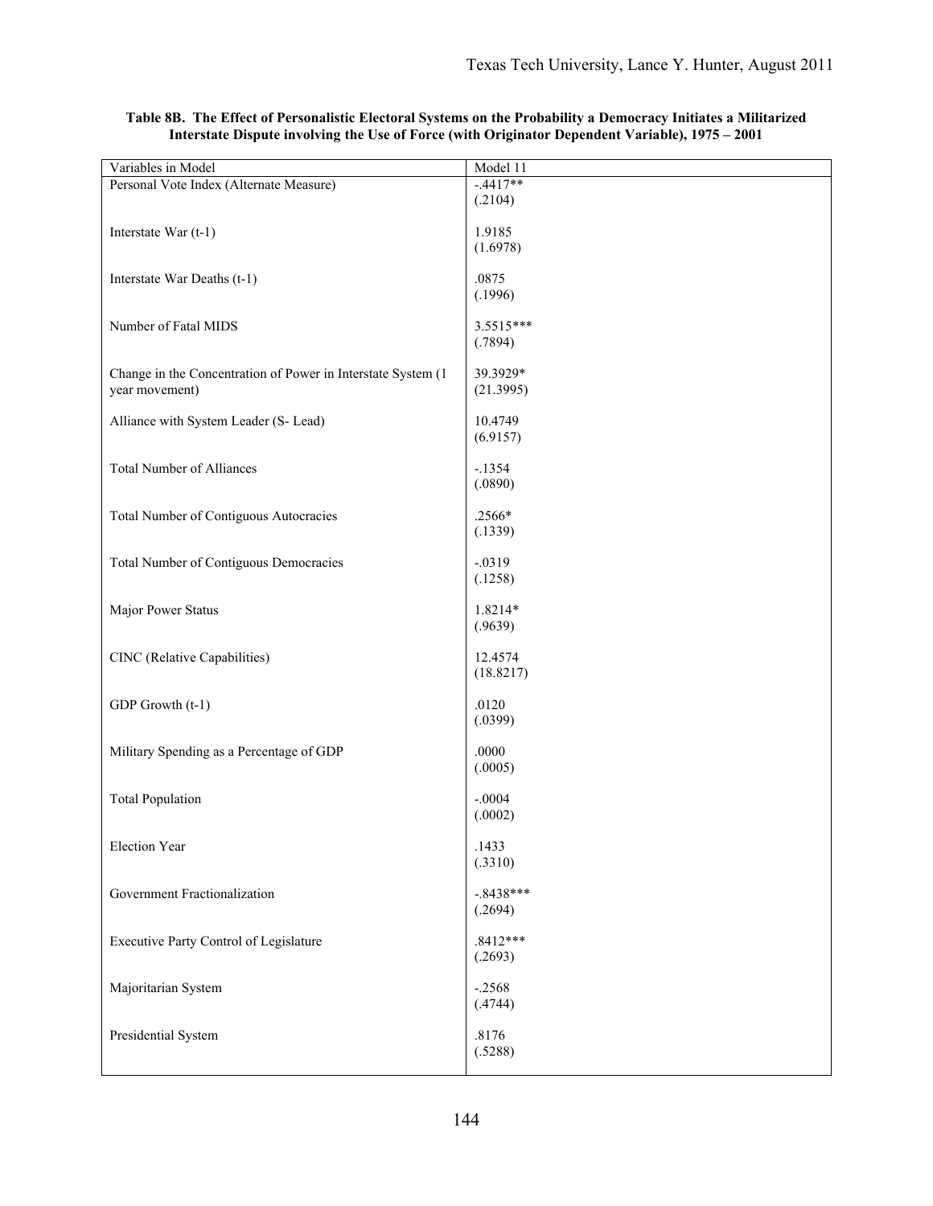**Table 8B. The Effect of Personalistic Electoral Systems on the Probability a Democracy Initiates a Militarized Interstate Dispute involving the Use of Force (with Originator Dependent Variable), 1975 – 2001**

| Variables in Model | Model 11 |
|---|---|
| Personal Vote Index (Alternate Measure) | -.4417** (.2104) |
| Interstate War (t-1) | 1.9185 (1.6978) |
| Interstate War Deaths (t-1) | .0875 (.1996) |
| Number of Fatal MIDS | 3.5515*** (.7894) |
| Change in the Concentration of Power in Interstate System (1 year movement) | 39.3929* (21.3995) |
| Alliance with System Leader (S- Lead) | 10.4749 (6.9157) |
| Total Number of Alliances | -.1354 (.0890) |
| Total Number of Contiguous Autocracies | .2566* (.1339) |
| Total Number of Contiguous Democracies | -.0319 (.1258) |
| Major Power Status | 1.8214* (.9639) |
| CINC (Relative Capabilities) | 12.4574 (18.8217) |
| GDP Growth (t-1) | .0120 (.0399) |
| Military Spending as a Percentage of GDP | .0000 (.0005) |
| Total Population | -.0004 (.0002) |
| Election Year | .1433 (.3310) |
| Government Fractionalization | -.8438*** (.2694) |
| Executive Party Control of Legislature | .8412*** (.2693) |
| Majoritarian System | -.2568 (.4744) |
| Presidential System | .8176 (.5288) |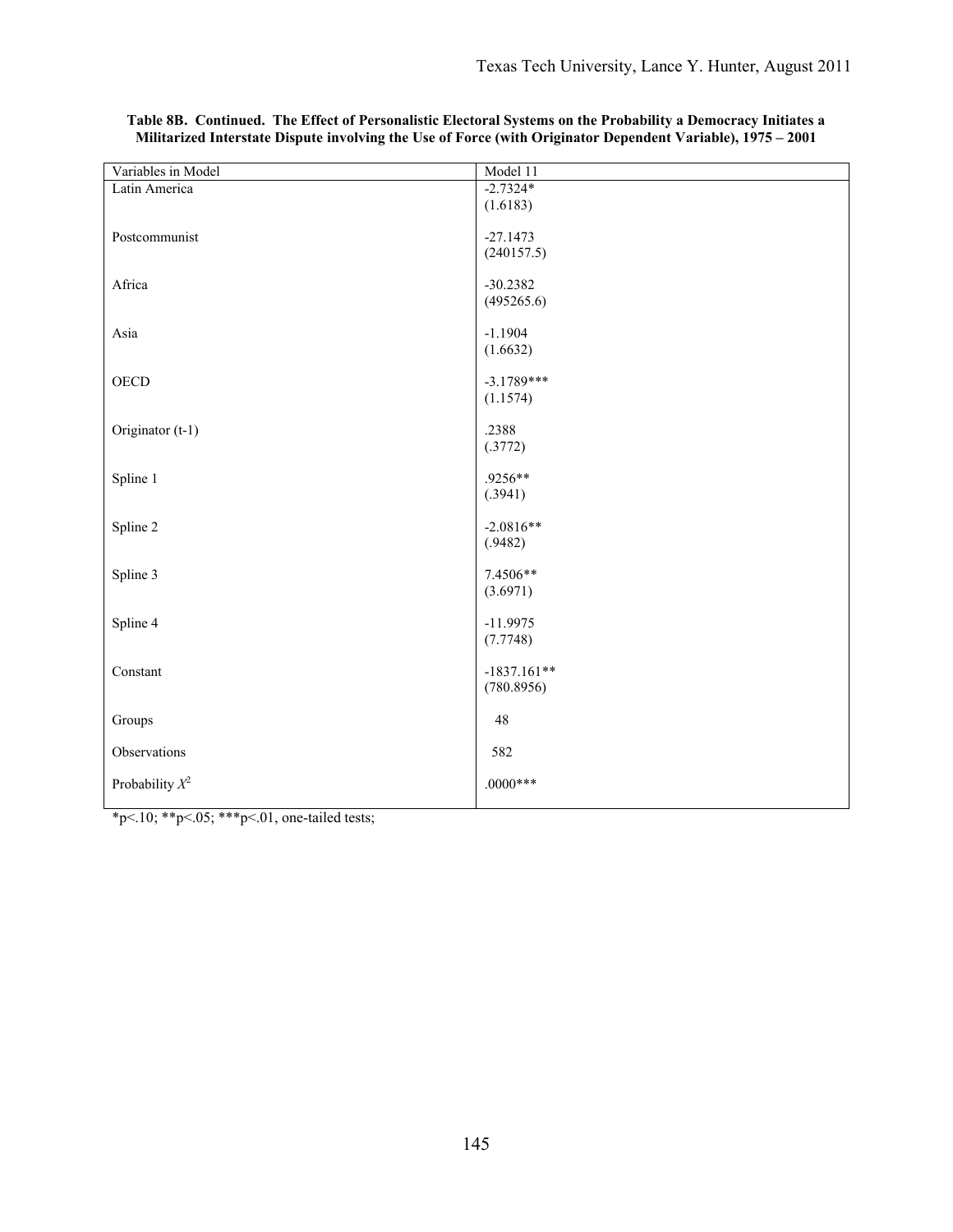**Table 8B. Continued. The Effect of Personalistic Electoral Systems on the Probability a Democracy Initiates a Militarized Interstate Dispute involving the Use of Force (with Originator Dependent Variable), 1975 – 2001**

| Variables in Model | Model 11 |
| --- | --- |
| Latin America | -2.7324* (1.6183) |
| Postcommunist | -27.1473 (240157.5) |
| Africa | -30.2382 (495265.6) |
| Asia | -1.1904 (1.6632) |
| OECD | -3.1789*** (1.1574) |
| Originator (t-1) | .2388 (.3772) |
| Spline 1 | .9256** (.3941) |
| Spline 2 | -2.0816** (.9482) |
| Spline 3 | 7.4506** (3.6971) |
| Spline 4 | -11.9975 (7.7748) |
| Constant | -1837.161** (780.8956) |
| Groups | 48 |
| Observations | 582 |
| Probability $X^2$ | .0000*** |

*p<.10; **p<.05; ***p<.01, one-tailed tests;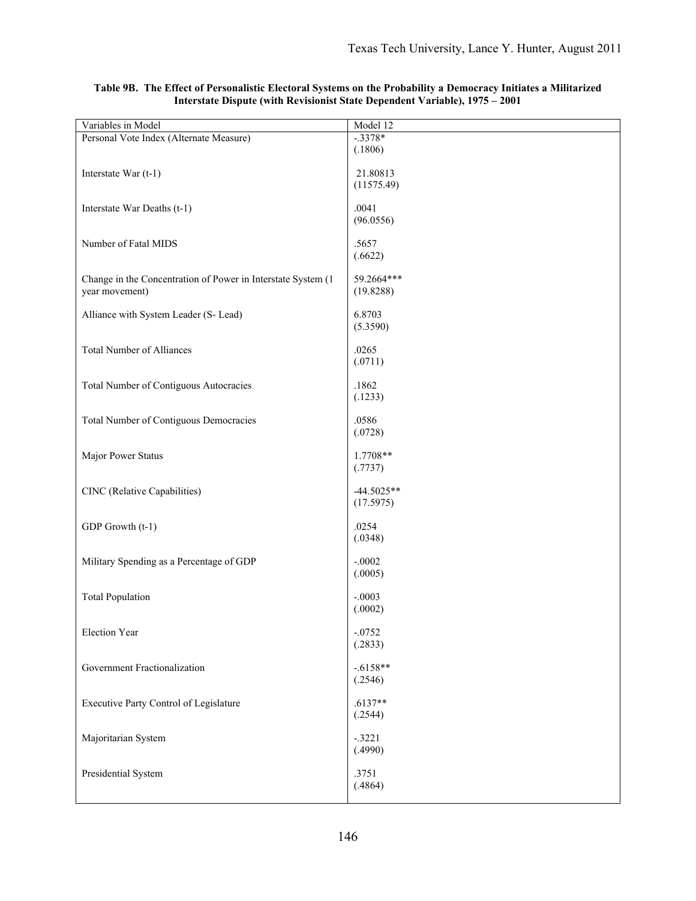**Table 9B. The Effect of Personalistic Electoral Systems on the Probability a Democracy Initiates a Militarized Interstate Dispute (with Revisionist State Dependent Variable), 1975 – 2001**

| Variables in Model | Model 12 |
|---|---|
| Personal Vote Index (Alternate Measure) | -.3378* <br> (.1806) |
| Interstate War (t-1) | 21.80813 <br> (11575.49) |
| Interstate War Deaths (t-1) | .0041 <br> (96.0556) |
| Number of Fatal MIDS | .5657 <br> (.6622) |
| Change in the Concentration of Power in Interstate System (1 year movement) | 59.2664*** <br> (19.8288) |
| Alliance with System Leader (S- Lead) | 6.8703 <br> (5.3590) |
| Total Number of Alliances | .0265 <br> (.0711) |
| Total Number of Contiguous Autocracies | .1862 <br> (.1233) |
| Total Number of Contiguous Democracies | .0586 <br> (.0728) |
| Major Power Status | 1.7708** <br> (.7737) |
| CINC (Relative Capabilities) | -44.5025** <br> (17.5975) |
| GDP Growth (t-1) | .0254 <br> (.0348) |
| Military Spending as a Percentage of GDP | -.0002 <br> (.0005) |
| Total Population | -.0003 <br> (.0002) |
| Election Year | -.0752 <br> (.2833) |
| Government Fractionalization | -.6158** <br> (.2546) |
| Executive Party Control of Legislature | .6137** <br> (.2544) |
| Majoritarian System | -.3221 <br> (.4990) |
| Presidential System | .3751 <br> (.4864) |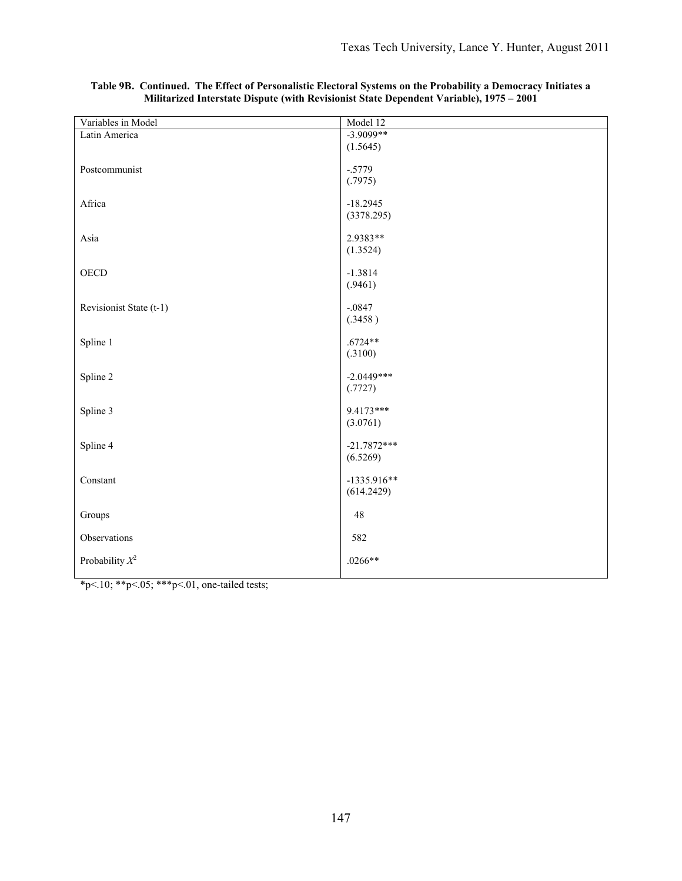**Table 9B. Continued. The Effect of Personalistic Electoral Systems on the Probability a Democracy Initiates a Militarized Interstate Dispute (with Revisionist State Dependent Variable), 1975 – 2001**

| Variables in Model | Model 12 |
|---|---|
| Latin America | -3.9099** |
| | (1.5645) |
| Postcommunist | -.5779 |
| | (.7975) |
| Africa | -18.2945 |
| | (3378.295) |
| Asia | 2.9383** |
| | (1.3524) |
| OECD | -1.3814 |
| | (.9461) |
| Revisionist State (t-1) | -.0847 |
| | (.3458 ) |
| Spline 1 | .6724** |
| | (.3100) |
| Spline 2 | -2.0449*** |
| | (.7727) |
| Spline 3 | 9.4173*** |
| | (3.0761) |
| Spline 4 | -21.7872*** |
| | (6.5269) |
| Constant | -1335.916** |
| | (614.2429) |
| Groups | 48 |
| Observations | 582 |
| Probability $X^2$ | .0266** |

*p<.10; **p<.05; ***p<.01, one-tailed tests;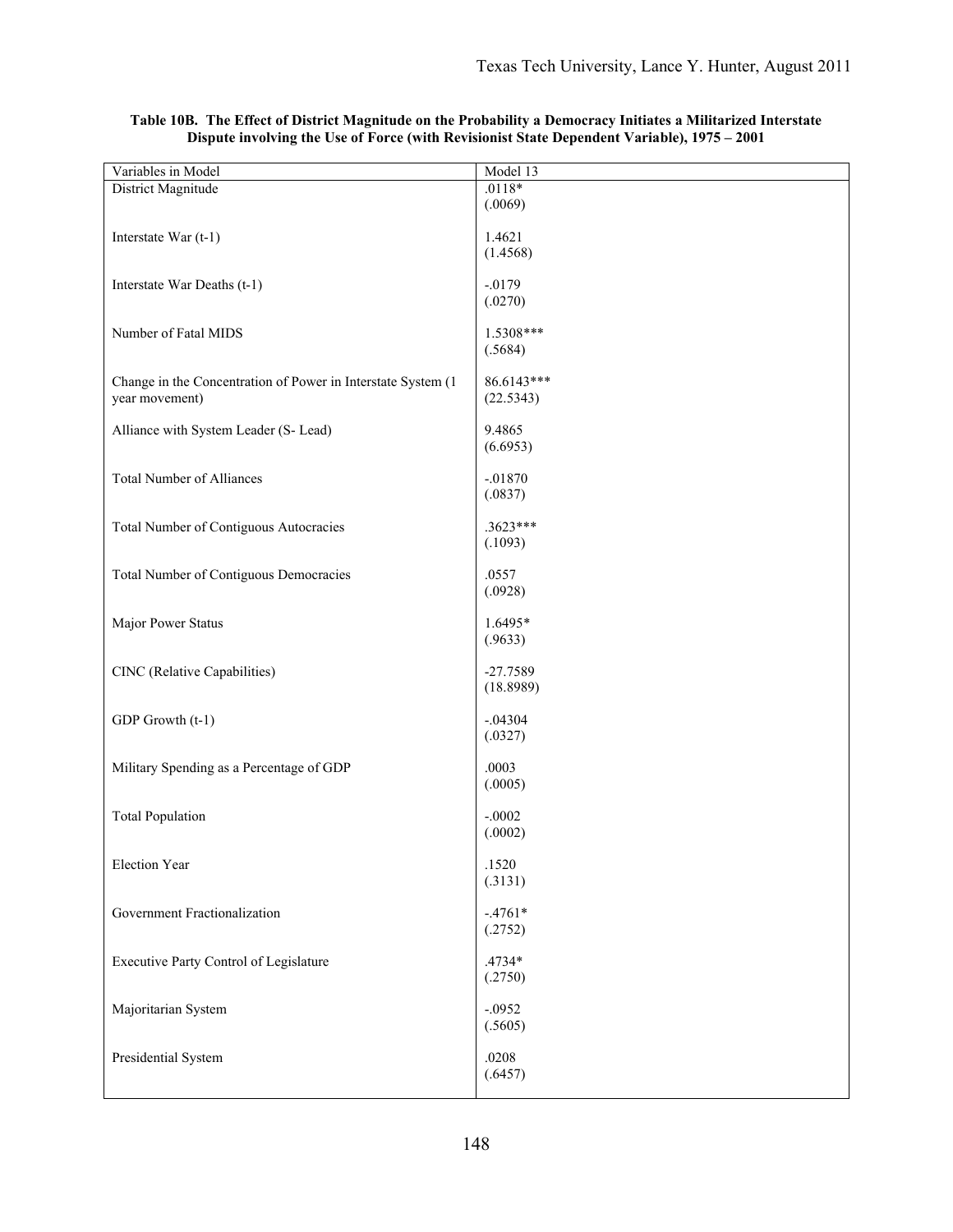**Table 10B. The Effect of District Magnitude on the Probability a Democracy Initiates a Militarized Interstate Dispute involving the Use of Force (with Revisionist State Dependent Variable), 1975 – 2001**

| Variables in Model | Model 13 |
| --- | --- |
| District Magnitude | .0118* (.0069) |
| Interstate War (t-1) | 1.4621 (1.4568) |
| Interstate War Deaths (t-1) | -.0179 (.0270) |
| Number of Fatal MIDS | 1.5308*** (.5684) |
| Change in the Concentration of Power in Interstate System (1 year movement) | 86.6143*** (22.5343) |
| Alliance with System Leader (S- Lead) | 9.4865 (6.6953) |
| Total Number of Alliances | -.01870 (.0837) |
| Total Number of Contiguous Autocracies | .3623*** (.1093) |
| Total Number of Contiguous Democracies | .0557 (.0928) |
| Major Power Status | 1.6495* (.9633) |
| CINC (Relative Capabilities) | -27.7589 (18.8989) |
| GDP Growth (t-1) | -.04304 (.0327) |
| Military Spending as a Percentage of GDP | .0003 (.0005) |
| Total Population | -.0002 (.0002) |
| Election Year | .1520 (.3131) |
| Government Fractionalization | -.4761* (.2752) |
| Executive Party Control of Legislature | .4734* (.2750) |
| Majoritarian System | -.0952 (.5605) |
| Presidential System | .0208 (.6457) |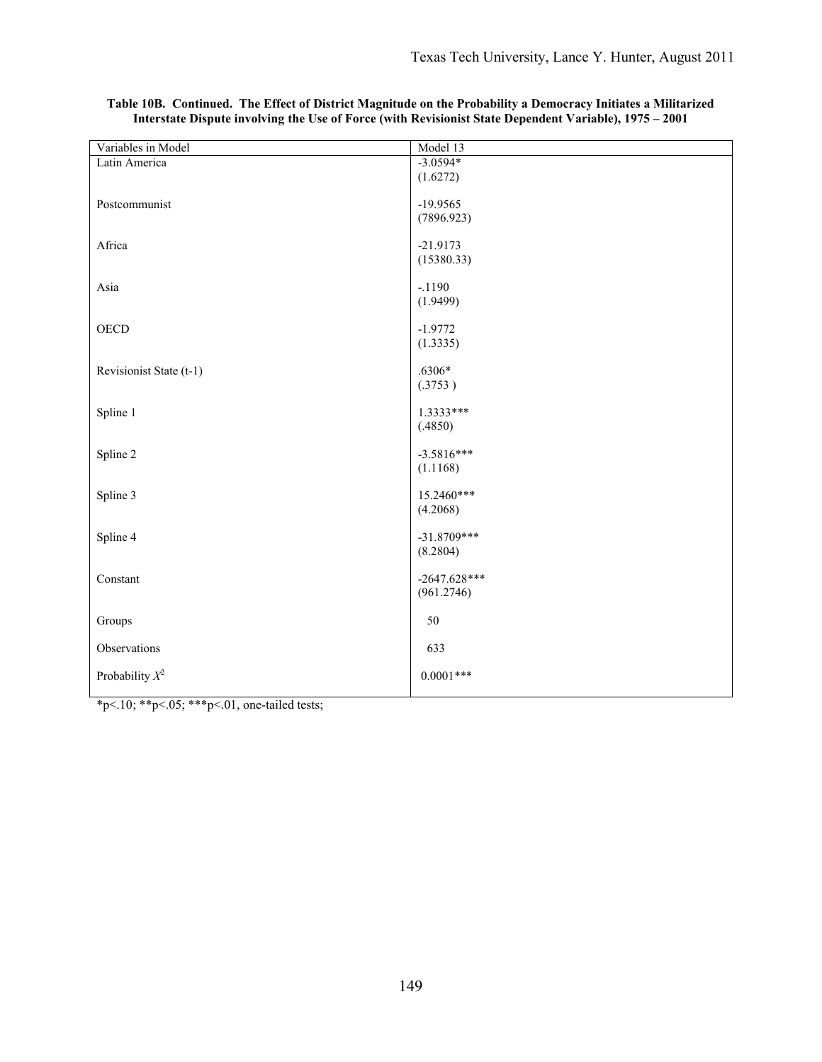**Table 10B. Continued. The Effect of District Magnitude on the Probability a Democracy Initiates a Militarized Interstate Dispute involving the Use of Force (with Revisionist State Dependent Variable), 1975 – 2001**

| Variables in Model | Model 13 |
|---|---|
| Latin America | -3.0594* <br> (1.6272) |
| Postcommunist | -19.9565 <br> (7896.923) |
| Africa | -21.9173 <br> (15380.33) |
| Asia | -.1190 <br> (1.9499) |
| OECD | -1.9772 <br> (1.3335) |
| Revisionist State (t-1) | .6306* <br> (.3753 ) |
| Spline 1 | 1.3333*** <br> (.4850) |
| Spline 2 | -3.5816*** <br> (1.1168) |
| Spline 3 | 15.2460*** <br> (4.2068) |
| Spline 4 | -31.8709*** <br> (8.2804) |
| Constant | -2647.628*** <br> (961.2746) |
| Groups | 50 |
| Observations | 633 |
| Probability $X^2$ | 0.0001*** |

*p<.10; **p<.05; ***p<.01, one-tailed tests;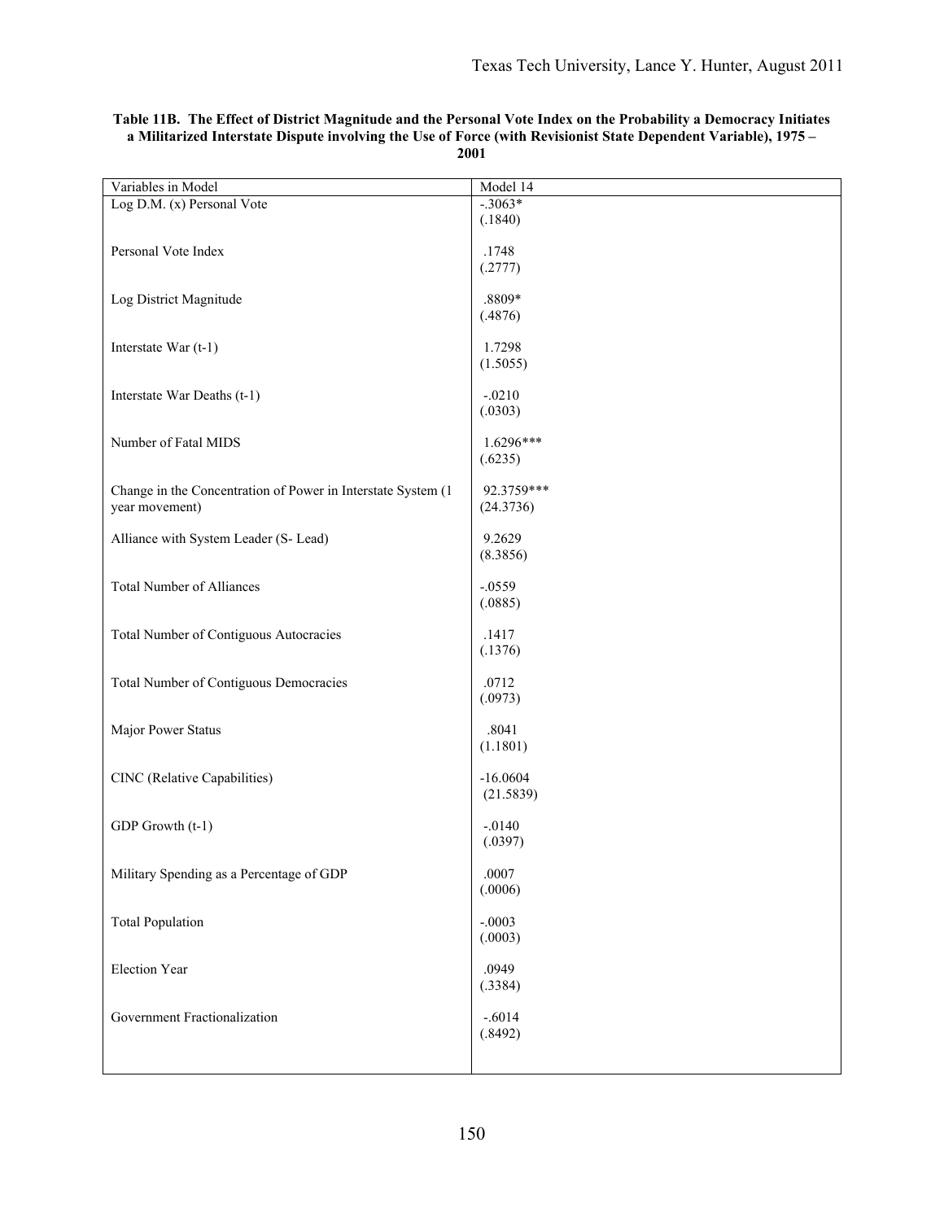**Table 11B. The Effect of District Magnitude and the Personal Vote Index on the Probability a Democracy Initiates a Militarized Interstate Dispute involving the Use of Force (with Revisionist State Dependent Variable), 1975 – 2001**

| Variables in Model | Model 14 |
|---|---|
| Log D.M. (x) Personal Vote | -.3063* (.1840) |
| Personal Vote Index | .1748 (.2777) |
| Log District Magnitude | .8809* (.4876) |
| Interstate War (t-1) | 1.7298 (1.5055) |
| Interstate War Deaths (t-1) | -.0210 (.0303) |
| Number of Fatal MIDS | 1.6296*** (.6235) |
| Change in the Concentration of Power in Interstate System (1 year movement) | 92.3759*** (24.3736) |
| Alliance with System Leader (S- Lead) | 9.2629 (8.3856) |
| Total Number of Alliances | -.0559 (.0885) |
| Total Number of Contiguous Autocracies | .1417 (.1376) |
| Total Number of Contiguous Democracies | .0712 (.0973) |
| Major Power Status | .8041 (1.1801) |
| CINC (Relative Capabilities) | -16.0604 (21.5839) |
| GDP Growth (t-1) | -.0140 (.0397) |
| Military Spending as a Percentage of GDP | .0007 (.0006) |
| Total Population | -.0003 (.0003) |
| Election Year | .0949 (.3384) |
| Government Fractionalization | -.6014 (.8492) |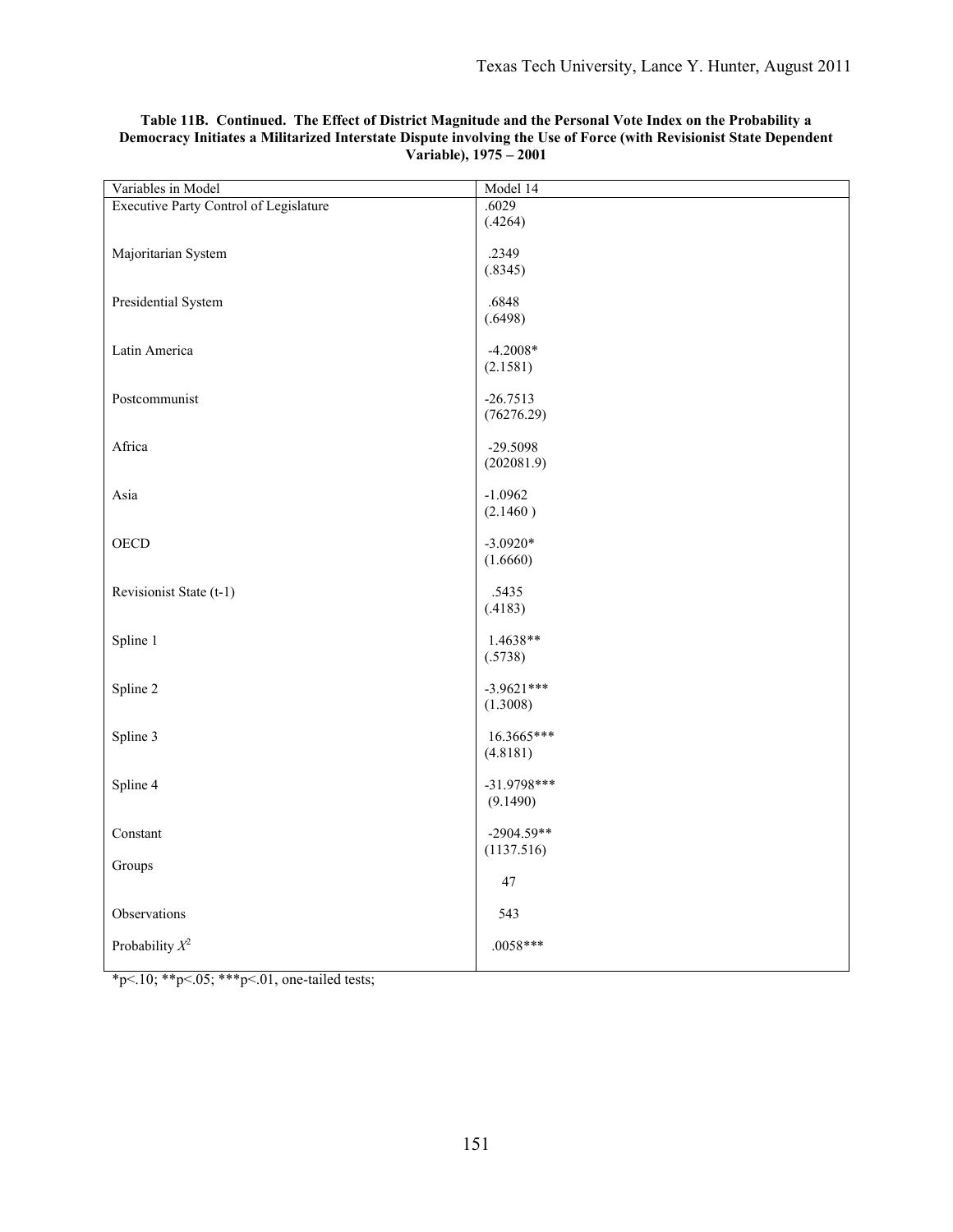**Table 11B. Continued. The Effect of District Magnitude and the Personal Vote Index on the Probability a Democracy Initiates a Militarized Interstate Dispute involving the Use of Force (with Revisionist State Dependent Variable), 1975 – 2001**

| Variables in Model | Model 14 |
|---|---|
| Executive Party Control of Legislature | .6029<br>(.4264) |
| Majoritarian System | .2349<br>(.8345) |
| Presidential System | .6848<br>(.6498) |
| Latin America | -4.2008*<br>(2.1581) |
| Postcommunist | -26.7513<br>(76276.29) |
| Africa | -29.5098<br>(202081.9) |
| Asia | -1.0962<br>(2.1460 ) |
| OECD | -3.0920*<br>(1.6660) |
| Revisionist State (t-1) | .5435<br>(.4183) |
| Spline 1 | 1.4638**<br>(.5738) |
| Spline 2 | -3.9621***<br>(1.3008) |
| Spline 3 | 16.3665***<br>(4.8181) |
| Spline 4 | -31.9798***<br>(9.1490) |
| Constant | -2904.59**<br>(1137.516) |
| Groups | 47 |
| Observations | 543 |
| Probability $X^2$ | .0058*** |

*p<.10; **p<.05; ***p<.01, one-tailed tests;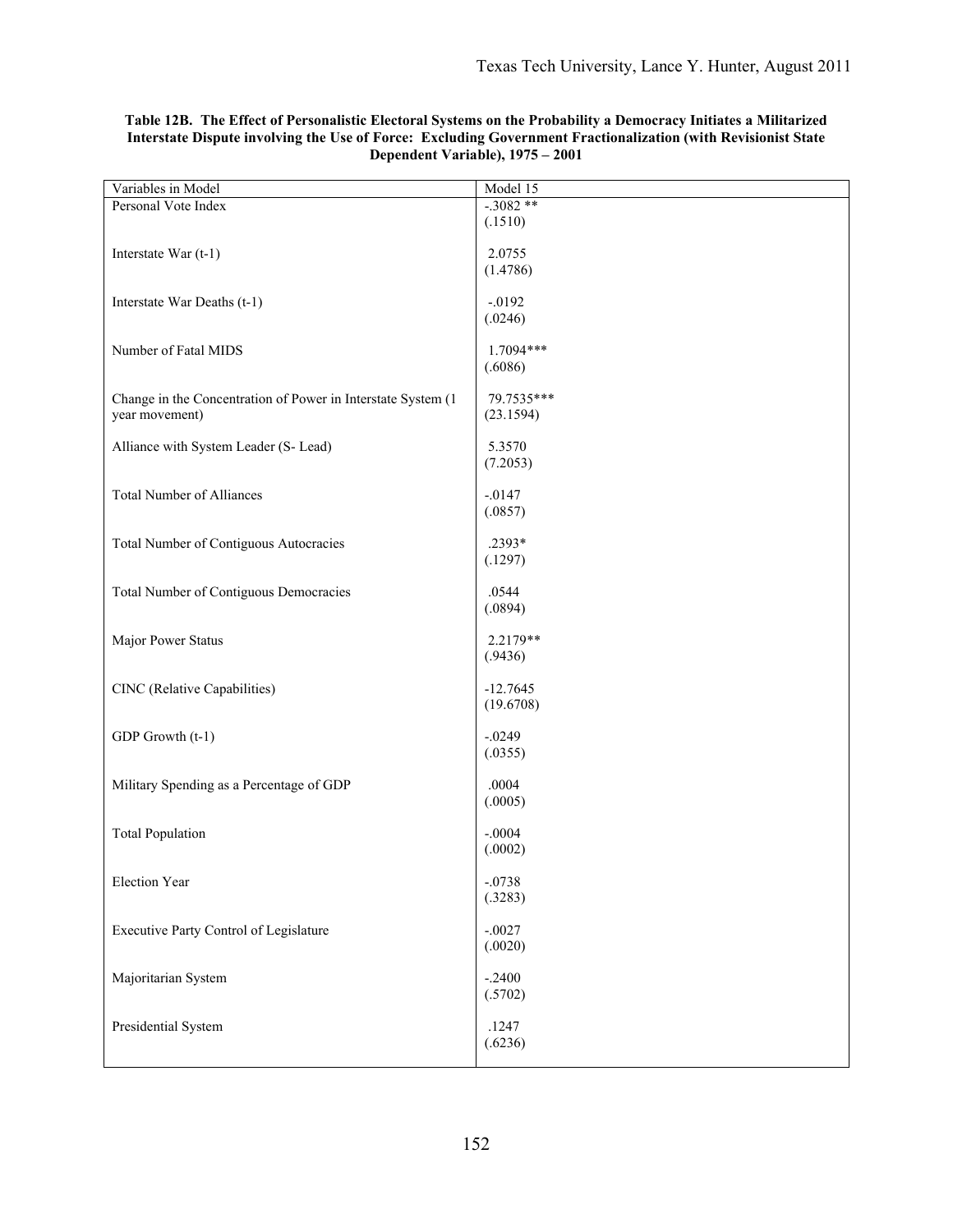**Table 12B. The Effect of Personalistic Electoral Systems on the Probability a Democracy Initiates a Militarized Interstate Dispute involving the Use of Force: Excluding Government Fractionalization (with Revisionist State Dependent Variable), 1975 – 2001**

| Variables in Model | Model 15 |
|---|---|
| Personal Vote Index | -.3082 ** (.1510) |
| Interstate War (t-1) | 2.0755 (1.4786) |
| Interstate War Deaths (t-1) | -.0192 (.0246) |
| Number of Fatal MIDS | 1.7094*** (.6086) |
| Change in the Concentration of Power in Interstate System (1 year movement) | 79.7535*** (23.1594) |
| Alliance with System Leader (S- Lead) | 5.3570 (7.2053) |
| Total Number of Alliances | -.0147 (.0857) |
| Total Number of Contiguous Autocracies | .2393* (.1297) |
| Total Number of Contiguous Democracies | .0544 (.0894) |
| Major Power Status | 2.2179** (.9436) |
| CINC (Relative Capabilities) | -12.7645 (19.6708) |
| GDP Growth (t-1) | -.0249 (.0355) |
| Military Spending as a Percentage of GDP | .0004 (.0005) |
| Total Population | -.0004 (.0002) |
| Election Year | -.0738 (.3283) |
| Executive Party Control of Legislature | -.0027 (.0020) |
| Majoritarian System | -.2400 (.5702) |
| Presidential System | .1247 (.6236) |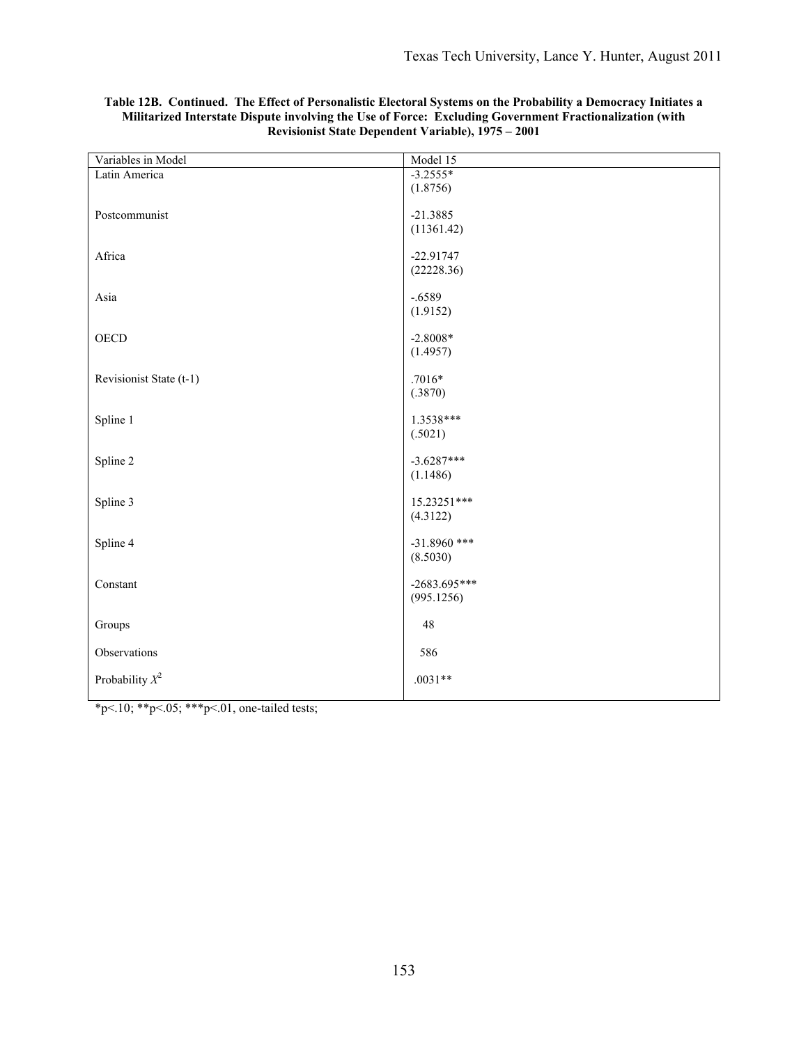**Table 12B. Continued. The Effect of Personalistic Electoral Systems on the Probability a Democracy Initiates a Militarized Interstate Dispute involving the Use of Force: Excluding Government Fractionalization (with Revisionist State Dependent Variable), 1975 – 2001**

| Variables in Model | Model 15 |
|---|---|
| Latin America | -3.2555* (1.8756) |
| Postcommunist | -21.3885 (11361.42) |
| Africa | -22.91747 (22228.36) |
| Asia | -.6589 (1.9152) |
| OECD | -2.8008* (1.4957) |
| Revisionist State (t-1) | .7016* (.3870) |
| Spline 1 | 1.3538*** (.5021) |
| Spline 2 | -3.6287*** (1.1486) |
| Spline 3 | 15.23251*** (4.3122) |
| Spline 4 | -31.8960 *** (8.5030) |
| Constant | -2683.695*** (995.1256) |
| Groups | 48 |
| Observations | 586 |
| Probability $X^2$ | .0031** |

*p<.10; **p<.05; ***p<.01, one-tailed tests;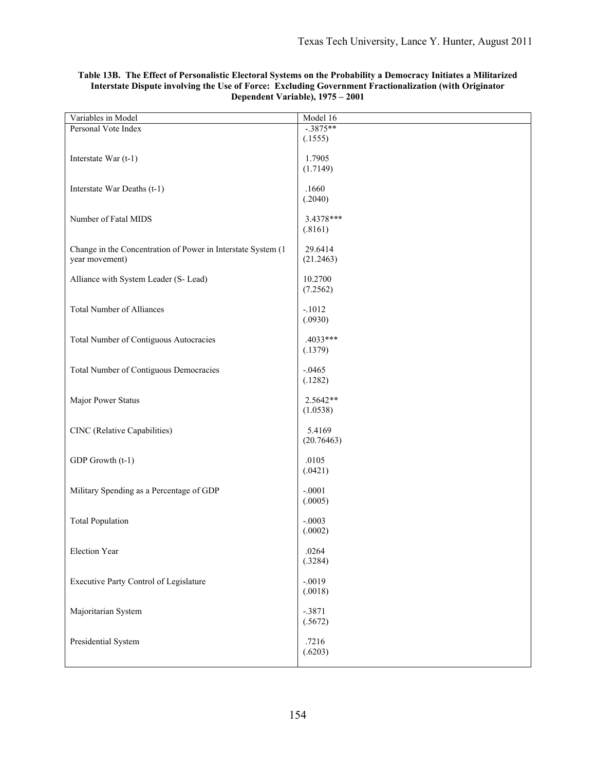**Table 13B. The Effect of Personalistic Electoral Systems on the Probability a Democracy Initiates a Militarized Interstate Dispute involving the Use of Force: Excluding Government Fractionalization (with Originator Dependent Variable), 1975 – 2001**

| Variables in Model | Model 16 |
|---|---|
| Personal Vote Index | -.3875** (.1555) |
| Interstate War (t-1) | 1.7905 (1.7149) |
| Interstate War Deaths (t-1) | .1660 (.2040) |
| Number of Fatal MIDS | 3.4378*** (.8161) |
| Change in the Concentration of Power in Interstate System (1 year movement) | 29.6414 (21.2463) |
| Alliance with System Leader (S- Lead) | 10.2700 (7.2562) |
| Total Number of Alliances | -.1012 (.0930) |
| Total Number of Contiguous Autocracies | .4033*** (.1379) |
| Total Number of Contiguous Democracies | -.0465 (.1282) |
| Major Power Status | 2.5642** (1.0538) |
| CINC (Relative Capabilities) | 5.4169 (20.76463) |
| GDP Growth (t-1) | .0105 (.0421) |
| Military Spending as a Percentage of GDP | -.0001 (.0005) |
| Total Population | -.0003 (.0002) |
| Election Year | .0264 (.3284) |
| Executive Party Control of Legislature | -.0019 (.0018) |
| Majoritarian System | -.3871 (.5672) |
| Presidential System | .7216 (.6203) |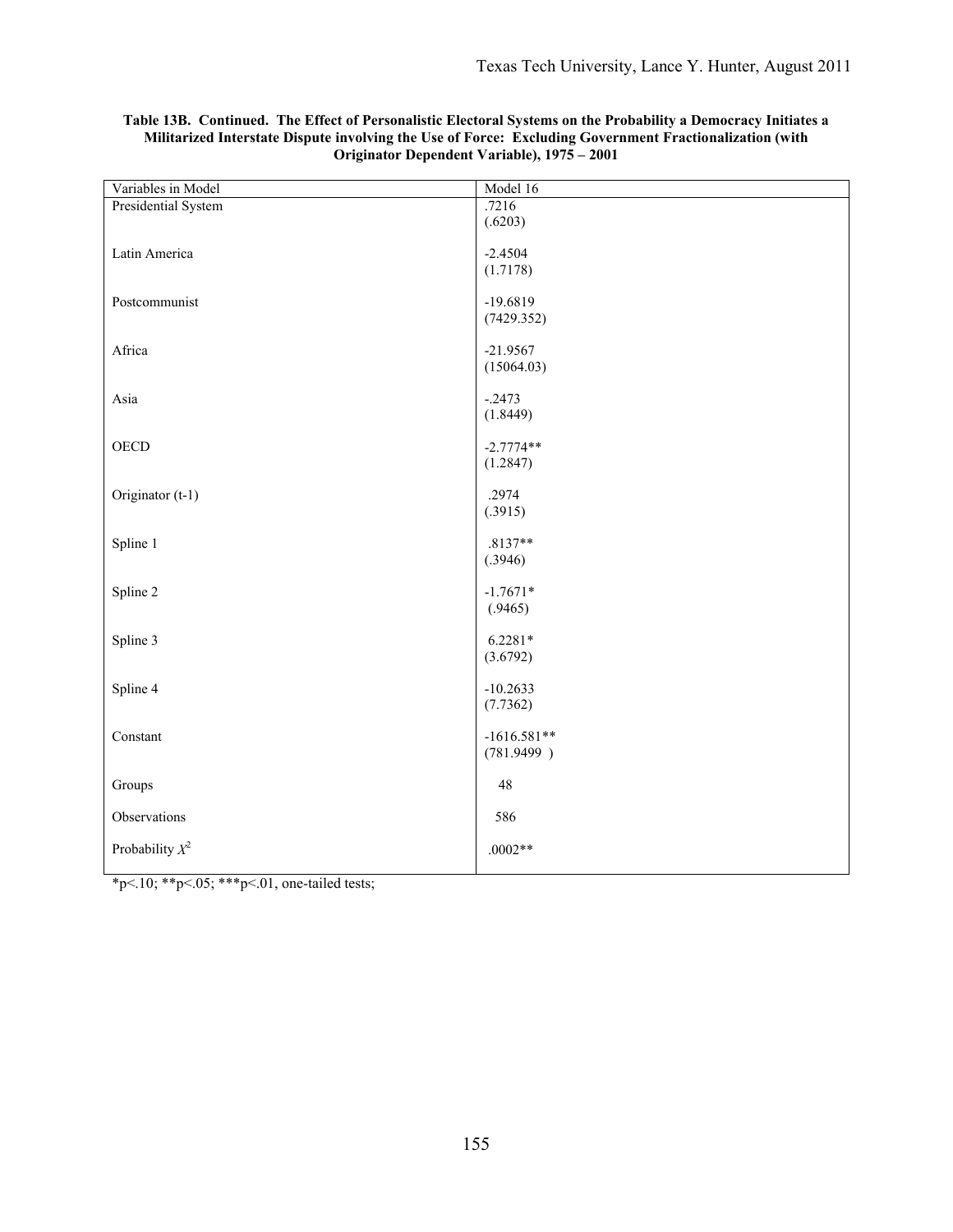**Table 13B. Continued. The Effect of Personalistic Electoral Systems on the Probability a Democracy Initiates a Militarized Interstate Dispute involving the Use of Force: Excluding Government Fractionalization (with Originator Dependent Variable), 1975 – 2001**

| Variables in Model | Model 16 |
|---|---|
| Presidential System | .7216<br>(.6203) |
| Latin America | -2.4504<br>(1.7178) |
| Postcommunist | -19.6819<br>(7429.352) |
| Africa | -21.9567<br>(15064.03) |
| Asia | -.2473<br>(1.8449) |
| OECD | -2.7774**<br>(1.2847) |
| Originator (t-1) | .2974<br>(.3915) |
| Spline 1 | .8137**<br>(.3946) |
| Spline 2 | -1.7671*<br>(.9465) |
| Spline 3 | 6.2281*<br>(3.6792) |
| Spline 4 | -10.2633<br>(7.7362) |
| Constant | -1616.581**<br>(781.9499 ) |
| Groups | 48 |
| Observations | 586 |
| Probability $X^2$ | .0002** |

*p<.10; **p<.05; ***p<.01, one-tailed tests;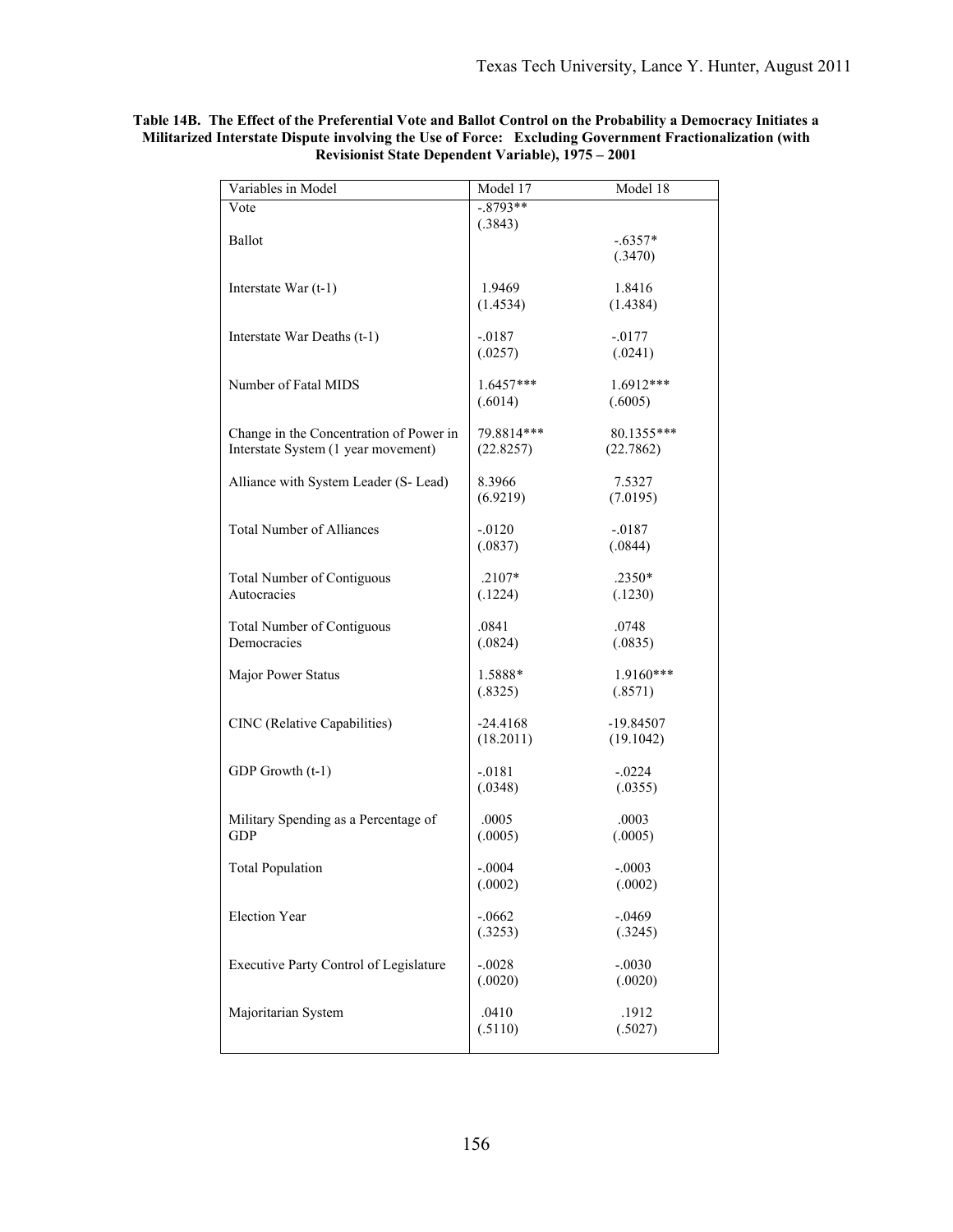**Table 14B. The Effect of the Preferential Vote and Ballot Control on the Probability a Democracy Initiates a Militarized Interstate Dispute involving the Use of Force: Excluding Government Fractionalization (with Revisionist State Dependent Variable), 1975 – 2001**

| Variables in Model | Model 17 | Model 18 |
|---|---|---|
| Vote | -.8793** (.3843) | |
| Ballot | | -.6357* (.3470) |
| Interstate War (t-1) | 1.9469 (1.4534) | 1.8416 (1.4384) |
| Interstate War Deaths (t-1) | -.0187 (.0257) | -.0177 (.0241) |
| Number of Fatal MIDS | 1.6457*** (.6014) | 1.6912*** (.6005) |
| Change in the Concentration of Power in Interstate System (1 year movement) | 79.8814*** (22.8257) | 80.1355*** (22.7862) |
| Alliance with System Leader (S- Lead) | 8.3966 (6.9219) | 7.5327 (7.0195) |
| Total Number of Alliances | -.0120 (.0837) | -.0187 (.0844) |
| Total Number of Contiguous Autocracies | .2107* (.1224) | .2350* (.1230) |
| Total Number of Contiguous Democracies | .0841 (.0824) | .0748 (.0835) |
| Major Power Status | 1.5888* (.8325) | 1.9160*** (.8571) |
| CINC (Relative Capabilities) | -24.4168 (18.2011) | -19.84507 (19.1042) |
| GDP Growth (t-1) | -.0181 (.0348) | -.0224 (.0355) |
| Military Spending as a Percentage of GDP | .0005 (.0005) | .0003 (.0005) |
| Total Population | -.0004 (.0002) | -.0003 (.0002) |
| Election Year | -.0662 (.3253) | -.0469 (.3245) |
| Executive Party Control of Legislature | -.0028 (.0020) | -.0030 (.0020) |
| Majoritarian System | .0410 (.5110) | .1912 (.5027) |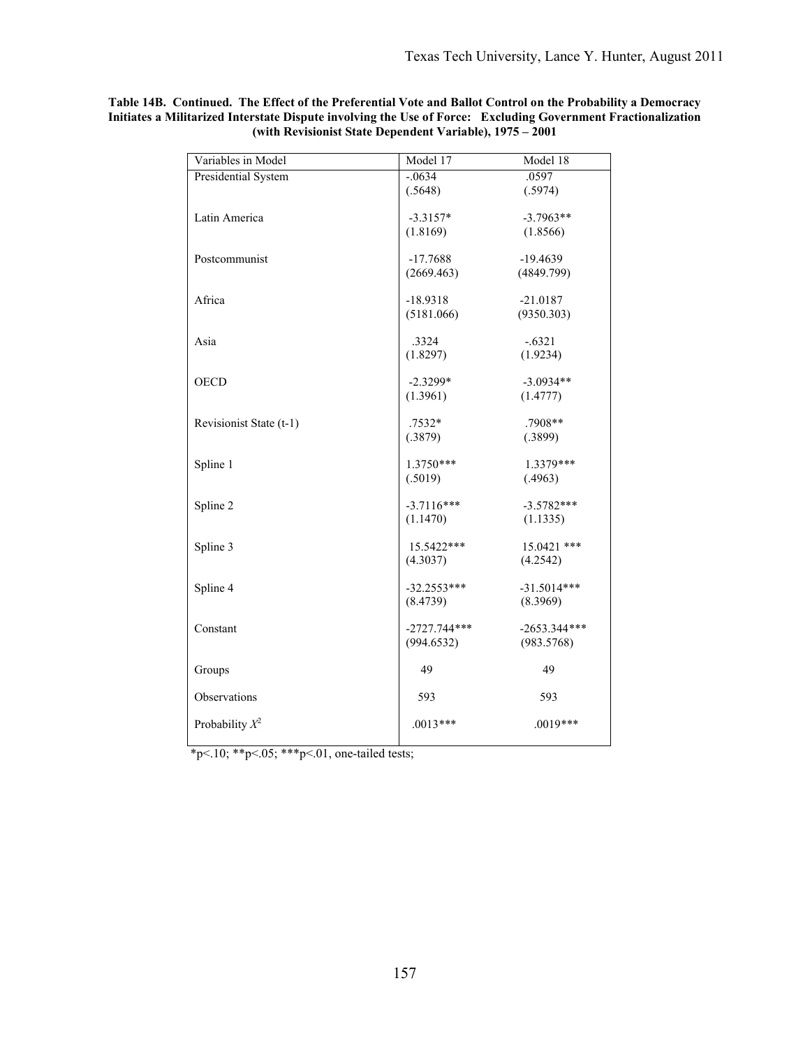**Table 14B. Continued. The Effect of the Preferential Vote and Ballot Control on the Probability a Democracy Initiates a Militarized Interstate Dispute involving the Use of Force: Excluding Government Fractionalization (with Revisionist State Dependent Variable), 1975 – 2001**

| Variables in Model | Model 17 | Model 18 |
|---|---|---|
| Presidential System | -.0634<br>(.5648) | .0597<br>(.5974) |
| Latin America | -3.3157*<br>(1.8169) | -3.7963**<br>(1.8566) |
| Postcommunist | -17.7688<br>(2669.463) | -19.4639<br>(4849.799) |
| Africa | -18.9318<br>(5181.066) | -21.0187<br>(9350.303) |
| Asia | .3324<br>(1.8297) | -.6321<br>(1.9234) |
| OECD | -2.3299*<br>(1.3961) | -3.0934**<br>(1.4777) |
| Revisionist State (t-1) | .7532*<br>(.3879) | .7908**<br>(.3899) |
| Spline 1 | 1.3750***<br>(.5019) | 1.3379***<br>(.4963) |
| Spline 2 | -3.7116***<br>(1.1470) | -3.5782***<br>(1.1335) |
| Spline 3 | 15.5422***<br>(4.3037) | 15.0421 ***<br>(4.2542) |
| Spline 4 | -32.2553***<br>(8.4739) | -31.5014***<br>(8.3969) |
| Constant | -2727.744***<br>(994.6532) | -2653.344***<br>(983.5768) |
| Groups | 49 | 49 |
| Observations | 593 | 593 |
| Probability $X^2$ | .0013*** | .0019*** |

*p<.10; **p<.05; ***p<.01, one-tailed tests;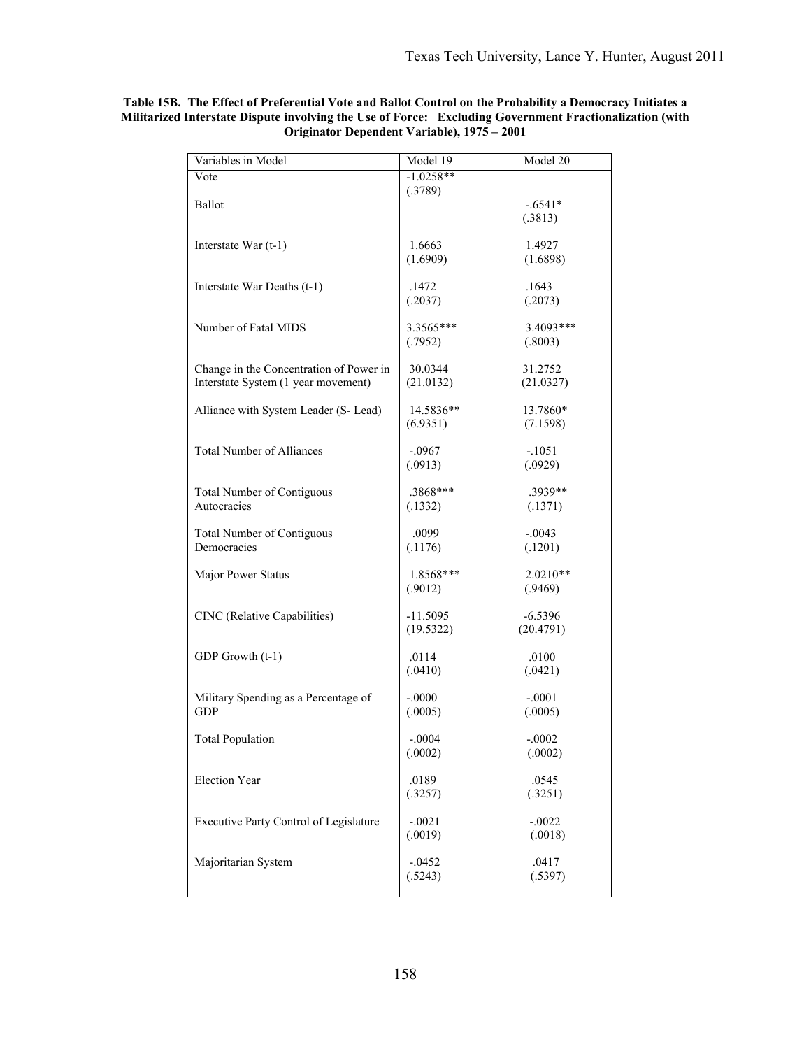**Table 15B. The Effect of Preferential Vote and Ballot Control on the Probability a Democracy Initiates a Militarized Interstate Dispute involving the Use of Force: Excluding Government Fractionalization (with Originator Dependent Variable), 1975 – 2001**

| Variables in Model | Model 19 | Model 20 |
|---|---|---|
| Vote | -1.0258** | |
| | (.3789) | |
| Ballot | | -.6541* |
| | | (.3813) |
| Interstate War (t-1) | 1.6663 | 1.4927 |
| | (1.6909) | (1.6898) |
| Interstate War Deaths (t-1) | .1472 | .1643 |
| | (.2037) | (.2073) |
| Number of Fatal MIDS | 3.3565*** | 3.4093*** |
| | (.7952) | (.8003) |
| Change in the Concentration of Power in Interstate System (1 year movement) | 30.0344 | 31.2752 |
| | (21.0132) | (21.0327) |
| Alliance with System Leader (S- Lead) | 14.5836** | 13.7860* |
| | (6.9351) | (7.1598) |
| Total Number of Alliances | -.0967 | -.1051 |
| | (.0913) | (.0929) |
| Total Number of Contiguous Autocracies | .3868*** | .3939** |
| | (.1332) | (.1371) |
| Total Number of Contiguous Democracies | .0099 | -.0043 |
| | (.1176) | (.1201) |
| Major Power Status | 1.8568*** | 2.0210** |
| | (.9012) | (.9469) |
| CINC (Relative Capabilities) | -11.5095 | -6.5396 |
| | (19.5322) | (20.4791) |
| GDP Growth (t-1) | .0114 | .0100 |
| | (.0410) | (.0421) |
| Military Spending as a Percentage of GDP | -.0000 | -.0001 |
| | (.0005) | (.0005) |
| Total Population | -.0004 | -.0002 |
| | (.0002) | (.0002) |
| Election Year | .0189 | .0545 |
| | (.3257) | (.3251) |
| Executive Party Control of Legislature | -.0021 | -.0022 |
| | (.0019) | (.0018) |
| Majoritarian System | -.0452 | .0417 |
| | (.5243) | (.5397) |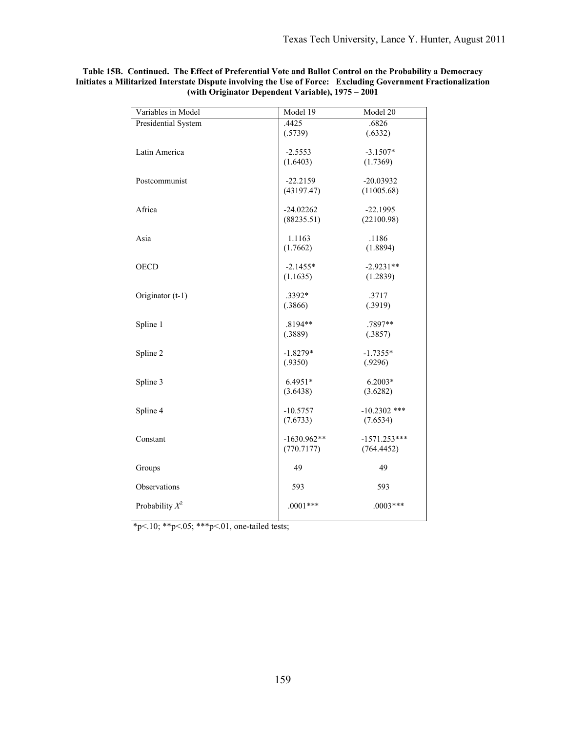**Table 15B. Continued. The Effect of Preferential Vote and Ballot Control on the Probability a Democracy Initiates a Militarized Interstate Dispute involving the Use of Force: Excluding Government Fractionalization (with Originator Dependent Variable), 1975 – 2001**

| Variables in Model | Model 19 | Model 20 |
|---|---|---|
| Presidential System | .4425 | .6826 |
| | (.5739) | (.6332) |
| Latin America | -2.5553 | -3.1507* |
| | (1.6403) | (1.7369) |
| Postcommunist | -22.2159 | -20.03932 |
| | (43197.47) | (11005.68) |
| Africa | -24.02262 | -22.1995 |
| | (88235.51) | (22100.98) |
| Asia | 1.1163 | .1186 |
| | (1.7662) | (1.8894) |
| OECD | -2.1455* | -2.9231** |
| | (1.1635) | (1.2839) |
| Originator (t-1) | .3392* | .3717 |
| | (.3866) | (.3919) |
| Spline 1 | .8194** | .7897** |
| | (.3889) | (.3857) |
| Spline 2 | -1.8279* | -1.7355* |
| | (.9350) | (.9296) |
| Spline 3 | 6.4951* | 6.2003* |
| | (3.6438) | (3.6282) |
| Spline 4 | -10.5757 | -10.2302 *** |
| | (7.6733) | (7.6534) |
| Constant | -1630.962** | -1571.253*** |
| | (770.7177) | (764.4452) |
| Groups | 49 | 49 |
| Observations | 593 | 593 |
| Probability $X^2$ | .0001*** | .0003*** |

*p<.10; **p<.05; ***p<.01, one-tailed tests;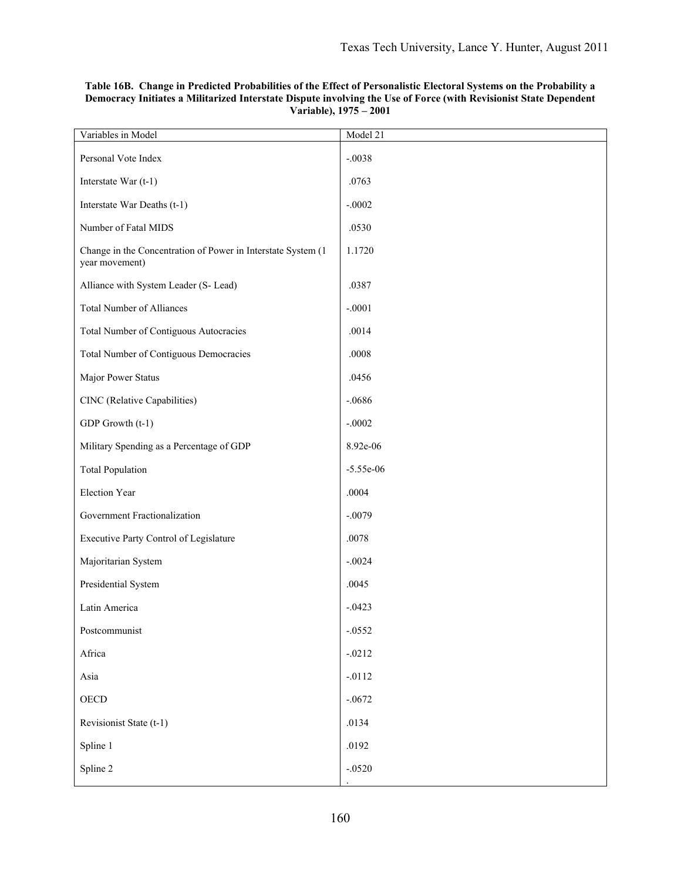**Table 16B. Change in Predicted Probabilities of the Effect of Personalistic Electoral Systems on the Probability a Democracy Initiates a Militarized Interstate Dispute involving the Use of Force (with Revisionist State Dependent Variable), 1975 – 2001**

| Variables in Model | Model 21 |
|---|---|
| Personal Vote Index | -.0038 |
| Interstate War (t-1) | .0763 |
| Interstate War Deaths (t-1) | -.0002 |
| Number of Fatal MIDS | .0530 |
| Change in the Concentration of Power in Interstate System (1 year movement) | 1.1720 |
| Alliance with System Leader (S- Lead) | .0387 |
| Total Number of Alliances | -.0001 |
| Total Number of Contiguous Autocracies | .0014 |
| Total Number of Contiguous Democracies | .0008 |
| Major Power Status | .0456 |
| CINC (Relative Capabilities) | -.0686 |
| GDP Growth (t-1) | -.0002 |
| Military Spending as a Percentage of GDP | 8.92e-06 |
| Total Population | -5.55e-06 |
| Election Year | .0004 |
| Government Fractionalization | -.0079 |
| Executive Party Control of Legislature | .0078 |
| Majoritarian System | -.0024 |
| Presidential System | .0045 |
| Latin America | -.0423 |
| Postcommunist | -.0552 |
| Africa | -.0212 |
| Asia | -.0112 |
| OECD | -.0672 |
| Revisionist State (t-1) | .0134 |
| Spline 1 | .0192 |
| Spline 2 | -.0520 |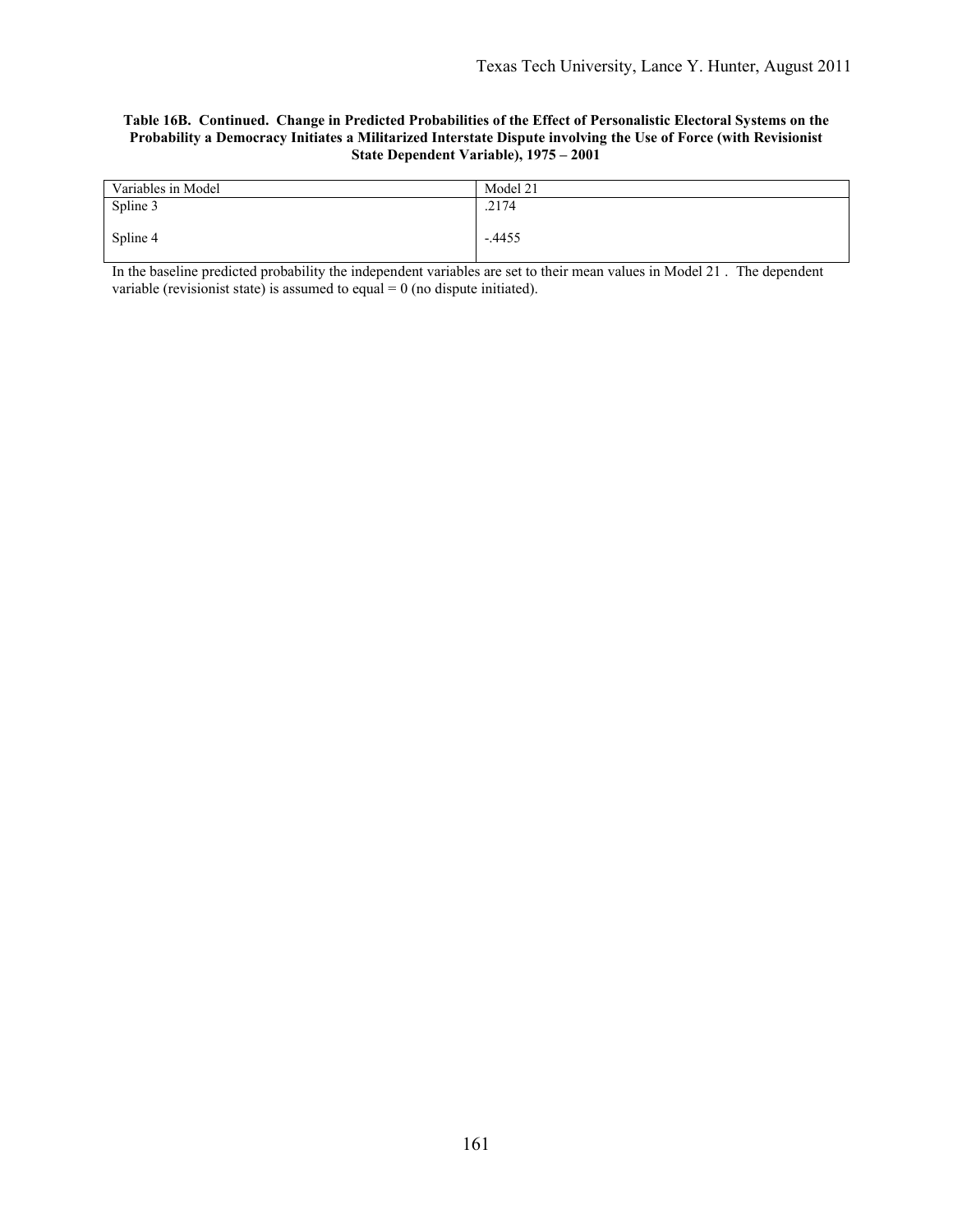**Table 16B. Continued. Change in Predicted Probabilities of the Effect of Personalistic Electoral Systems on the Probability a Democracy Initiates a Militarized Interstate Dispute involving the Use of Force (with Revisionist State Dependent Variable), 1975 – 2001**

| Variables in Model | Model 21 |
|---|---|
| Spline 3 | .2174 |
| Spline 4 | -.4455 |

In the baseline predicted probability the independent variables are set to their mean values in Model 21 . The dependent variable (revisionist state) is assumed to equal = 0 (no dispute initiated).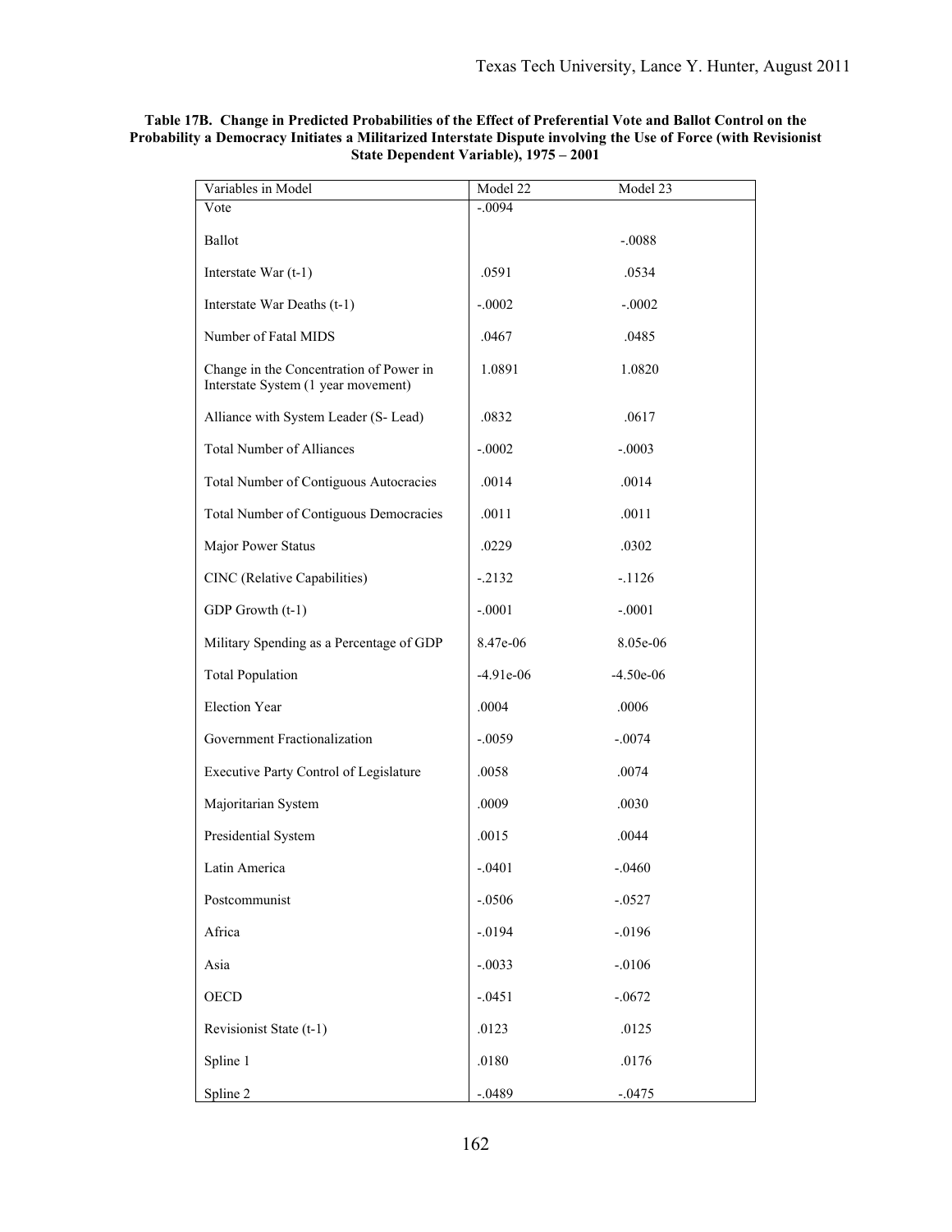**Table 17B. Change in Predicted Probabilities of the Effect of Preferential Vote and Ballot Control on the Probability a Democracy Initiates a Militarized Interstate Dispute involving the Use of Force (with Revisionist State Dependent Variable), 1975 – 2001**

| Variables in Model | Model 22 | Model 23 |
|---|---|---|
| Vote | -.0094 | |
| Ballot | | -.0088 |
| Interstate War (t-1) | .0591 | .0534 |
| Interstate War Deaths (t-1) | -.0002 | -.0002 |
| Number of Fatal MIDS | .0467 | .0485 |
| Change in the Concentration of Power in Interstate System (1 year movement) | 1.0891 | 1.0820 |
| Alliance with System Leader (S- Lead) | .0832 | .0617 |
| Total Number of Alliances | -.0002 | -.0003 |
| Total Number of Contiguous Autocracies | .0014 | .0014 |
| Total Number of Contiguous Democracies | .0011 | .0011 |
| Major Power Status | .0229 | .0302 |
| CINC (Relative Capabilities) | -.2132 | -.1126 |
| GDP Growth (t-1) | -.0001 | -.0001 |
| Military Spending as a Percentage of GDP | 8.47e-06 | 8.05e-06 |
| Total Population | -4.91e-06 | -4.50e-06 |
| Election Year | .0004 | .0006 |
| Government Fractionalization | -.0059 | -.0074 |
| Executive Party Control of Legislature | .0058 | .0074 |
| Majoritarian System | .0009 | .0030 |
| Presidential System | .0015 | .0044 |
| Latin America | -.0401 | -.0460 |
| Postcommunist | -.0506 | -.0527 |
| Africa | -.0194 | -.0196 |
| Asia | -.0033 | -.0106 |
| OECD | -.0451 | -.0672 |
| Revisionist State (t-1) | .0123 | .0125 |
| Spline 1 | .0180 | .0176 |
| Spline 2 | -.0489 | -.0475 |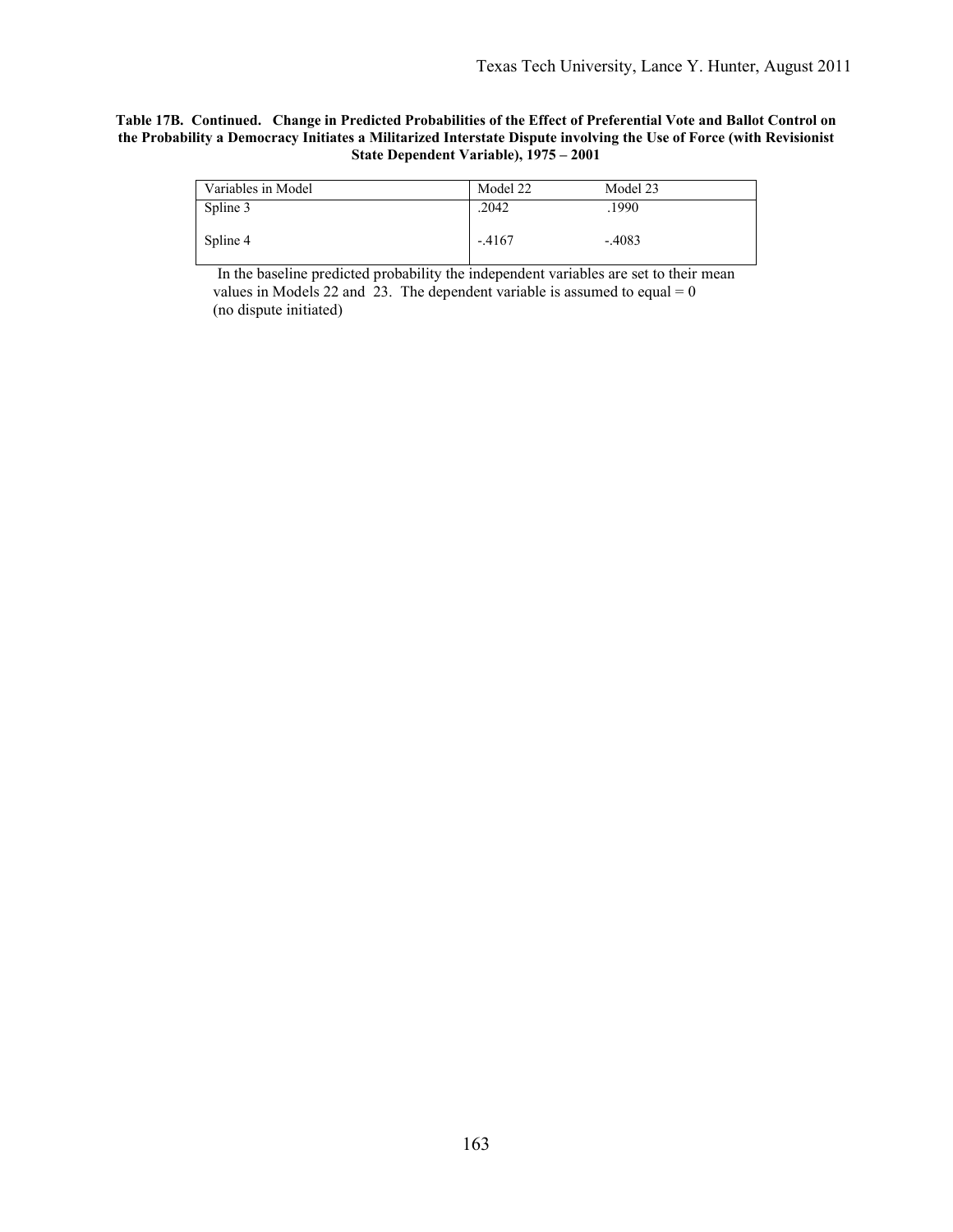**Table 17B. Continued. Change in Predicted Probabilities of the Effect of Preferential Vote and Ballot Control on the Probability a Democracy Initiates a Militarized Interstate Dispute involving the Use of Force (with Revisionist State Dependent Variable), 1975 – 2001**

| Variables in Model | Model 22 | Model 23 |
|---|---|---|
| Spline 3 | .2042 | .1990 |
| Spline 4 | -.4167 | -.4083 |

In the baseline predicted probability the independent variables are set to their mean values in Models 22 and 23. The dependent variable is assumed to equal = 0 (no dispute initiated)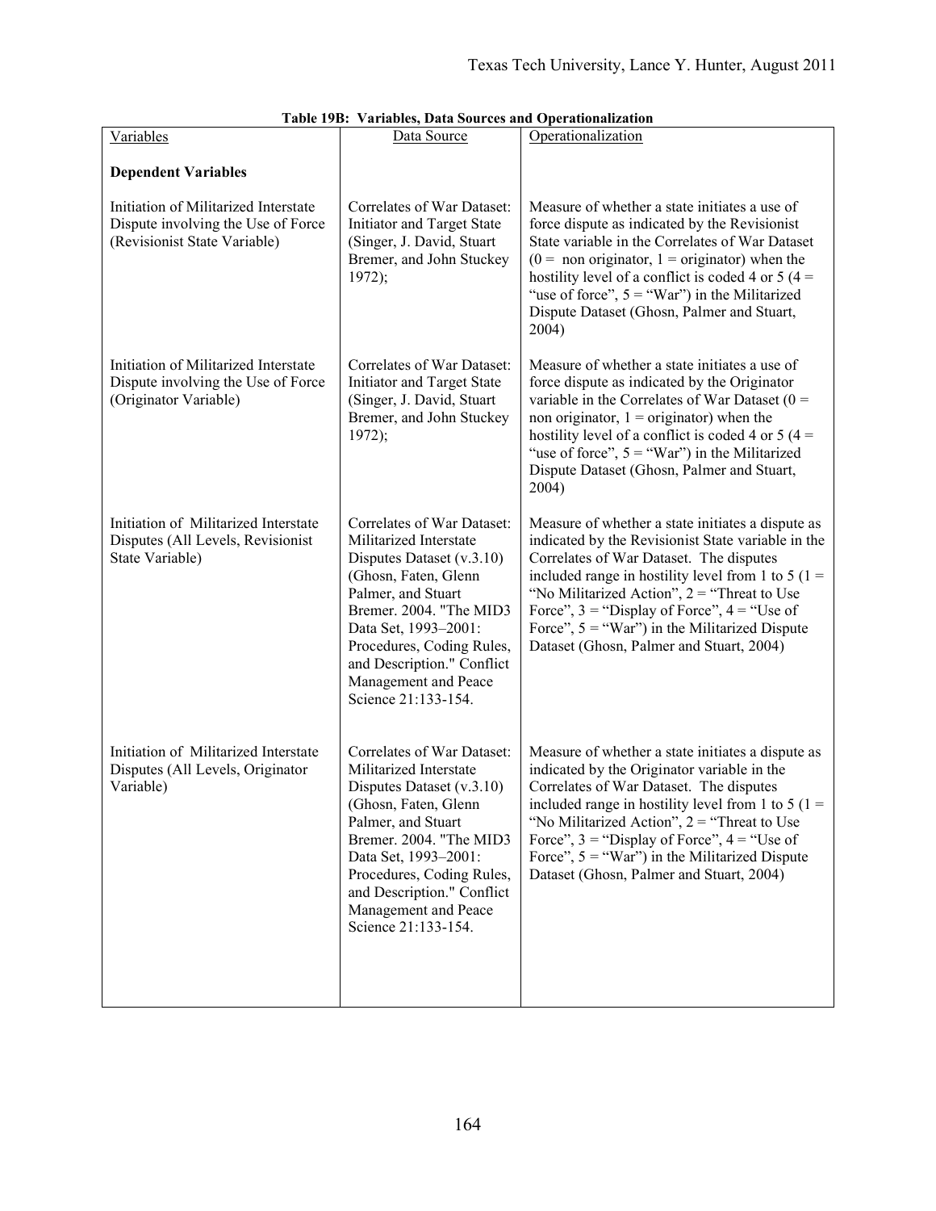**Table 19B: Variables, Data Sources and Operationalization**

| Variables | Data Source | Operationalization |
|---|---|---|
| **Dependent Variables** | | |
| Initiation of Militarized Interstate Dispute involving the Use of Force (Revisionist State Variable) | Correlates of War Dataset: Initiator and Target State (Singer, J. David, Stuart Bremer, and John Stuckey 1972); | Measure of whether a state initiates a use of force dispute as indicated by the Revisionist State variable in the Correlates of War Dataset (0 = non originator, 1 = originator) when the hostility level of a conflict is coded 4 or 5 (4 = "use of force", 5 = "War") in the Militarized Dispute Dataset (Ghosn, Palmer and Stuart, 2004) |
| Initiation of Militarized Interstate Dispute involving the Use of Force (Originator Variable) | Correlates of War Dataset: Initiator and Target State (Singer, J. David, Stuart Bremer, and John Stuckey 1972); | Measure of whether a state initiates a use of force dispute as indicated by the Originator variable in the Correlates of War Dataset (0 = non originator, 1 = originator) when the hostility level of a conflict is coded 4 or 5 (4 = "use of force", 5 = "War") in the Militarized Dispute Dataset (Ghosn, Palmer and Stuart, 2004) |
| Initiation of Militarized Interstate Disputes (All Levels, Revisionist State Variable) | Correlates of War Dataset: Militarized Interstate Disputes Dataset (v.3.10) (Ghosn, Faten, Glenn Palmer, and Stuart Bremer. 2004. "The MID3 Data Set, 1993–2001: Procedures, Coding Rules, and Description." Conflict Management and Peace Science 21:133-154. | Measure of whether a state initiates a dispute as indicated by the Revisionist State variable in the Correlates of War Dataset. The disputes included range in hostility level from 1 to 5 (1 = "No Militarized Action", 2 = "Threat to Use Force", 3 = "Display of Force", 4 = "Use of Force", 5 = "War") in the Militarized Dispute Dataset (Ghosn, Palmer and Stuart, 2004) |
| Initiation of Militarized Interstate Disputes (All Levels, Originator Variable) | Correlates of War Dataset: Militarized Interstate Disputes Dataset (v.3.10) (Ghosn, Faten, Glenn Palmer, and Stuart Bremer. 2004. "The MID3 Data Set, 1993–2001: Procedures, Coding Rules, and Description." Conflict Management and Peace Science 21:133-154. | Measure of whether a state initiates a dispute as indicated by the Originator variable in the Correlates of War Dataset. The disputes included range in hostility level from 1 to 5 (1 = "No Militarized Action", 2 = "Threat to Use Force", 3 = "Display of Force", 4 = "Use of Force", 5 = "War") in the Militarized Dispute Dataset (Ghosn, Palmer and Stuart, 2004) |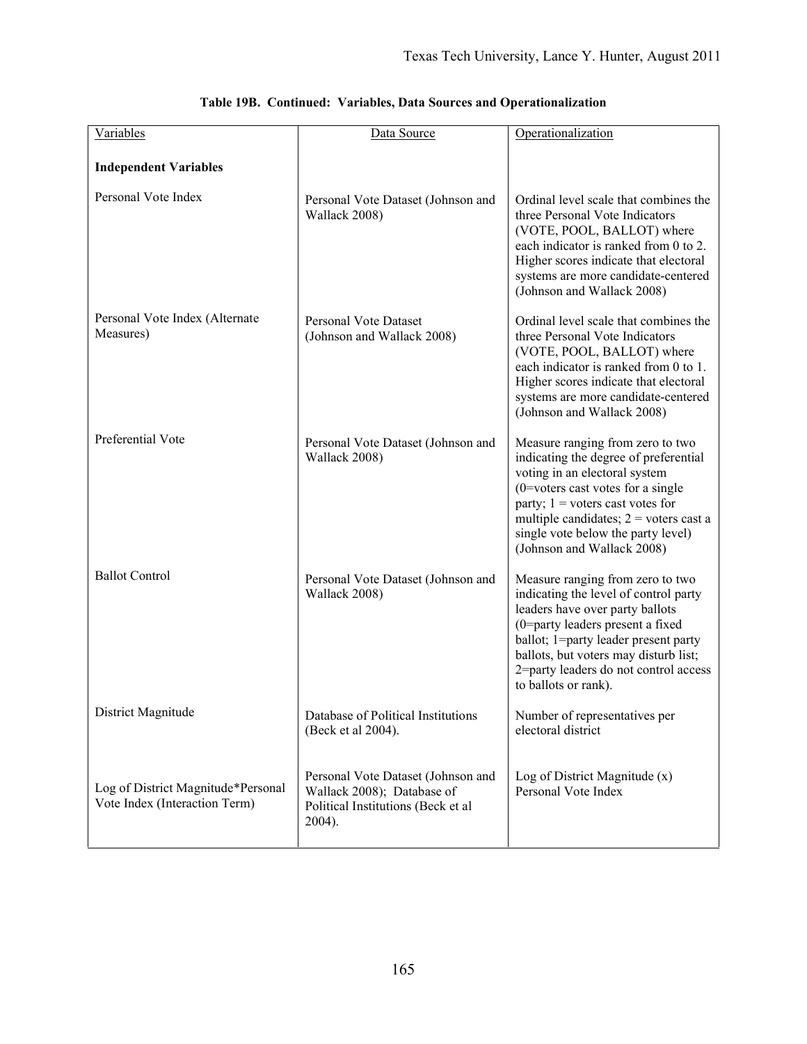**Table 19B. Continued: Variables, Data Sources and Operationalization**

| Variables | Data Source | Operationalization |
|---|---|---|
| **Independent Variables** | | |
| Personal Vote Index | Personal Vote Dataset (Johnson and Wallack 2008) | Ordinal level scale that combines the three Personal Vote Indicators (VOTE, POOL, BALLOT) where each indicator is ranked from 0 to 2. Higher scores indicate that electoral systems are more candidate-centered (Johnson and Wallack 2008) |
| Personal Vote Index (Alternate Measures) | Personal Vote Dataset (Johnson and Wallack 2008) | Ordinal level scale that combines the three Personal Vote Indicators (VOTE, POOL, BALLOT) where each indicator is ranked from 0 to 1. Higher scores indicate that electoral systems are more candidate-centered (Johnson and Wallack 2008) |
| Preferential Vote | Personal Vote Dataset (Johnson and Wallack 2008) | Measure ranging from zero to two indicating the degree of preferential voting in an electoral system (0=voters cast votes for a single party; 1 = voters cast votes for multiple candidates; 2 = voters cast a single vote below the party level) (Johnson and Wallack 2008) |
| Ballot Control | Personal Vote Dataset (Johnson and Wallack 2008) | Measure ranging from zero to two indicating the level of control party leaders have over party ballots (0=party leaders present a fixed ballot; 1=party leader present party ballots, but voters may disturb list; 2=party leaders do not control access to ballots or rank). |
| District Magnitude | Database of Political Institutions (Beck et al 2004). | Number of representatives per electoral district |
| Log of District Magnitude*Personal Vote Index (Interaction Term) | Personal Vote Dataset (Johnson and Wallack 2008); Database of Political Institutions (Beck et al 2004). | Log of District Magnitude (x) Personal Vote Index |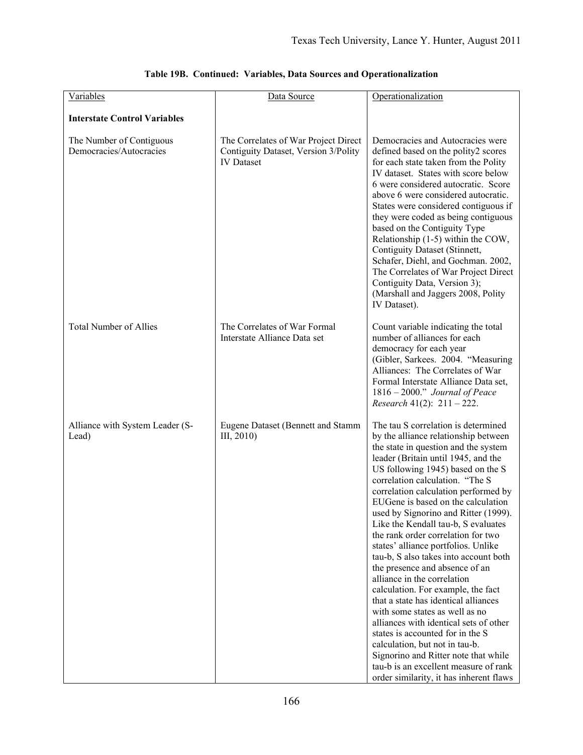**Table 19B. Continued: Variables, Data Sources and Operationalization**

| Variables | Data Source | Operationalization |
|---|---|---|
| **Interstate Control Variables** | | |
| The Number of Contiguous Democracies/Autocracies | The Correlates of War Project Direct Contiguity Dataset, Version 3/Polity IV Dataset | Democracies and Autocracies were defined based on the polity2 scores for each state taken from the Polity IV dataset. States with score below 6 were considered autocratic. Score above 6 were considered autocratic. States were considered contiguous if they were coded as being contiguous based on the Contiguity Type Relationship (1-5) within the COW, Contiguity Dataset (Stinnett, Schafer, Diehl, and Gochman. 2002, The Correlates of War Project Direct Contiguity Data, Version 3); (Marshall and Jaggers 2008, Polity IV Dataset). |
| Total Number of Allies | The Correlates of War Formal Interstate Alliance Data set | Count variable indicating the total number of alliances for each democracy for each year (Gibler, Sarkees. 2004. "Measuring Alliances: The Correlates of War Formal Interstate Alliance Data set, 1816 – 2000." *Journal of Peace Research* 41(2): 211 – 222. |
| Alliance with System Leader (S-Lead) | Eugene Dataset (Bennett and Stamm III, 2010) | The tau S correlation is determined by the alliance relationship between the state in question and the system leader (Britain until 1945, and the US following 1945) based on the S correlation calculation. "The S correlation calculation performed by EUGene is based on the calculation used by Signorino and Ritter (1999). Like the Kendall tau-b, S evaluates the rank order correlation for two states' alliance portfolios. Unlike tau-b, S also takes into account both the presence and absence of an alliance in the correlation calculation. For example, the fact that a state has identical alliances with some states as well as no alliances with identical sets of other states is accounted for in the S calculation, but not in tau-b. Signorino and Ritter note that while tau-b is an excellent measure of rank order similarity, it has inherent flaws |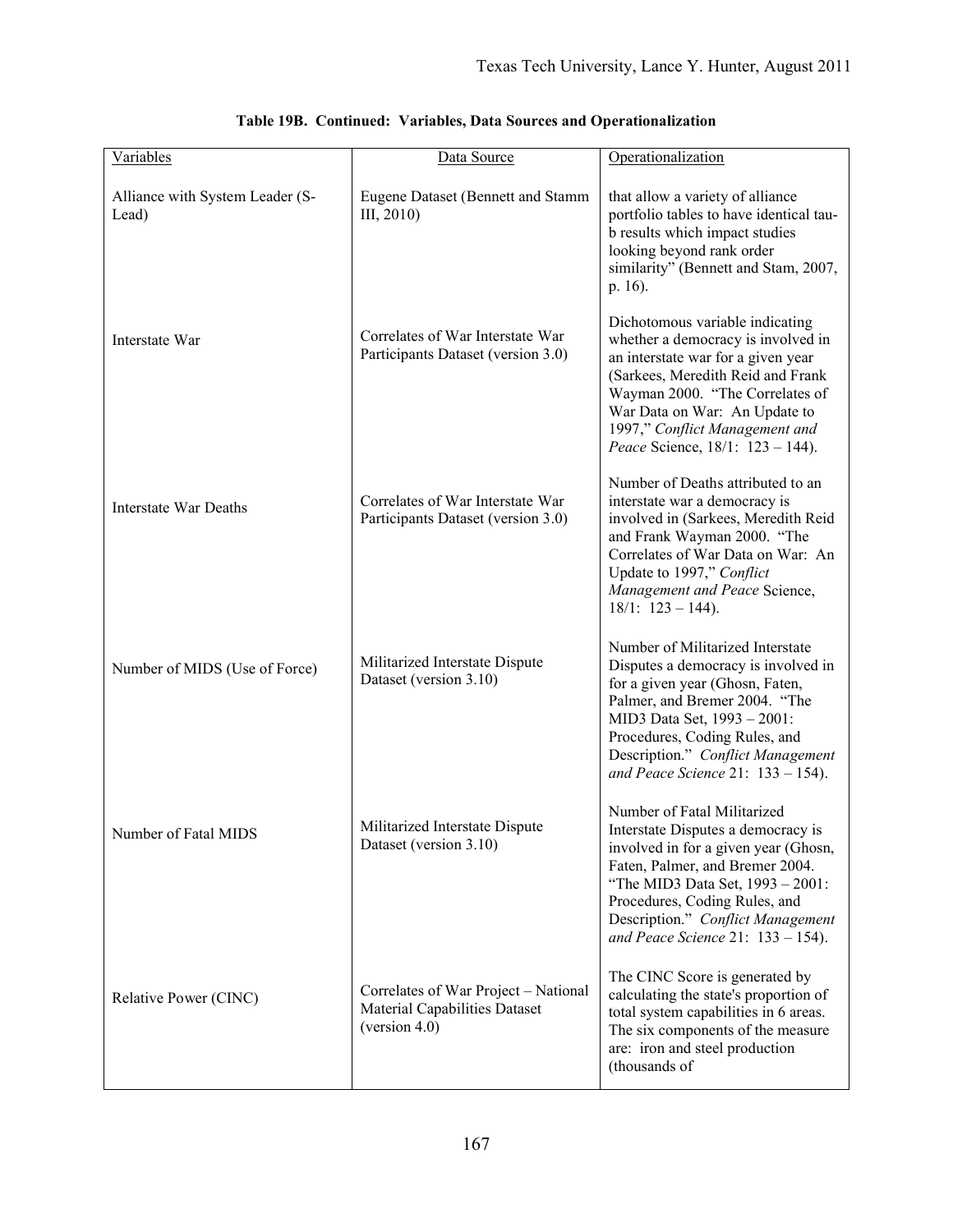**Table 19B. Continued: Variables, Data Sources and Operationalization**

| Variables | Data Source | Operationalization |
|---|---|---|
| Alliance with System Leader (S-Lead) | Eugene Dataset (Bennett and Stamm III, 2010) | that allow a variety of alliance portfolio tables to have identical tau-b results which impact studies looking beyond rank order similarity" (Bennett and Stam, 2007, p. 16). |
| Interstate War | Correlates of War Interstate War Participants Dataset (version 3.0) | Dichotomous variable indicating whether a democracy is involved in an interstate war for a given year (Sarkees, Meredith Reid and Frank Wayman 2000. "The Correlates of War Data on War: An Update to 1997," *Conflict Management and Peace* Science, 18/1: 123 – 144). |
| Interstate War Deaths | Correlates of War Interstate War Participants Dataset (version 3.0) | Number of Deaths attributed to an interstate war a democracy is involved in (Sarkees, Meredith Reid and Frank Wayman 2000. "The Correlates of War Data on War: An Update to 1997," *Conflict Management and Peace* Science, 18/1: 123 – 144). |
| Number of MIDS (Use of Force) | Militarized Interstate Dispute Dataset (version 3.10) | Number of Militarized Interstate Disputes a democracy is involved in for a given year (Ghosn, Faten, Palmer, and Bremer 2004. "The MID3 Data Set, 1993 – 2001: Procedures, Coding Rules, and Description." *Conflict Management and Peace Science* 21: 133 – 154). |
| Number of Fatal MIDS | Militarized Interstate Dispute Dataset (version 3.10) | Number of Fatal Militarized Interstate Disputes a democracy is involved in for a given year (Ghosn, Faten, Palmer, and Bremer 2004. "The MID3 Data Set, 1993 – 2001: Procedures, Coding Rules, and Description." *Conflict Management and Peace Science* 21: 133 – 154). |
| Relative Power (CINC) | Correlates of War Project – National Material Capabilities Dataset (version 4.0) | The CINC Score is generated by calculating the state's proportion of total system capabilities in 6 areas. The six components of the measure are: iron and steel production (thousands of |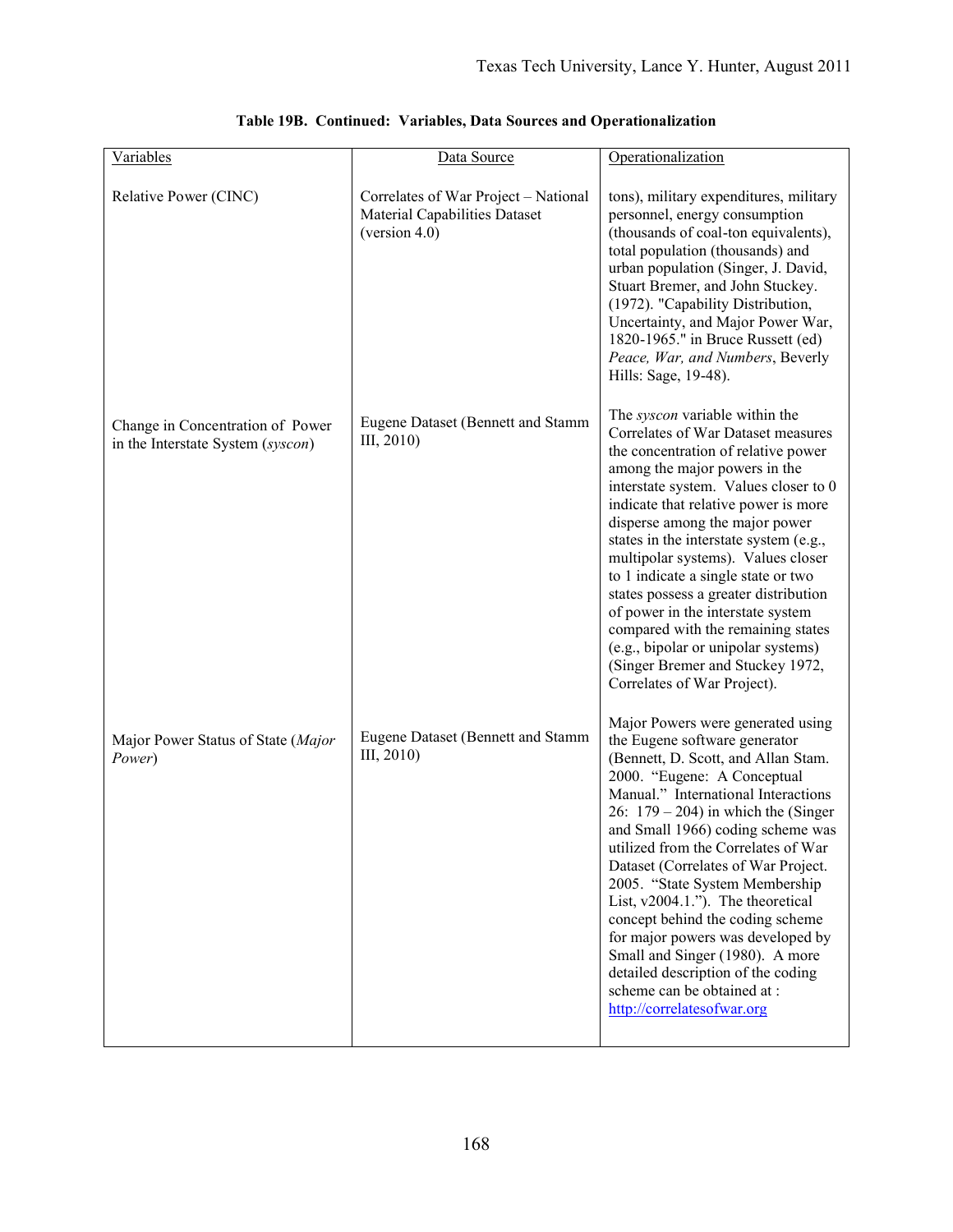**Table 19B. Continued: Variables, Data Sources and Operationalization**

| Variables | Data Source | Operationalization |
|---|---|---|
| Relative Power (CINC) | Correlates of War Project – National Material Capabilities Dataset (version 4.0) | tons), military expenditures, military personnel, energy consumption (thousands of coal-ton equivalents), total population (thousands) and urban population (Singer, J. David, Stuart Bremer, and John Stuckey. (1972). "Capability Distribution, Uncertainty, and Major Power War, 1820-1965." in Bruce Russett (ed) *Peace, War, and Numbers*, Beverly Hills: Sage, 19-48). |
| Change in Concentration of Power in the Interstate System (*syscon*) | Eugene Dataset (Bennett and Stamm III, 2010) | The *syscon* variable within the Correlates of War Dataset measures the concentration of relative power among the major powers in the interstate system. Values closer to 0 indicate that relative power is more disperse among the major power states in the interstate system (e.g., multipolar systems). Values closer to 1 indicate a single state or two states possess a greater distribution of power in the interstate system compared with the remaining states (e.g., bipolar or unipolar systems) (Singer Bremer and Stuckey 1972, Correlates of War Project). |
| Major Power Status of State (*Major Power*) | Eugene Dataset (Bennett and Stamm III, 2010) | Major Powers were generated using the Eugene software generator (Bennett, D. Scott, and Allan Stam. 2000. "Eugene: A Conceptual Manual." International Interactions 26: 179 – 204) in which the (Singer and Small 1966) coding scheme was utilized from the Correlates of War Dataset (Correlates of War Project. 2005. "State System Membership List, v2004.1."). The theoretical concept behind the coding scheme for major powers was developed by Small and Singer (1980). A more detailed description of the coding scheme can be obtained at : http://correlatesofwar.org |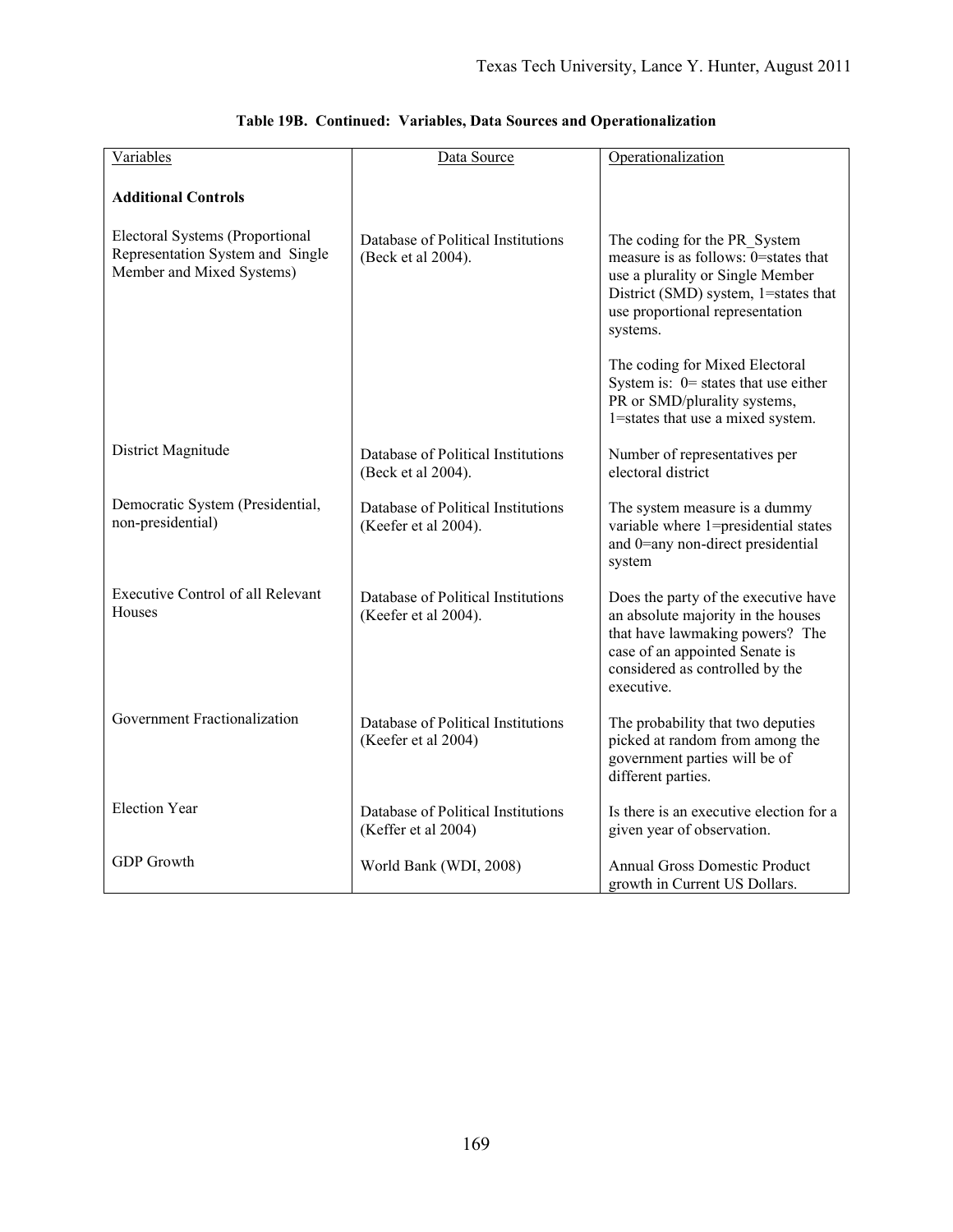**Table 19B. Continued: Variables, Data Sources and Operationalization**

| Variables | Data Source | Operationalization |
|---|---|---|
| **Additional Controls** | | |
| Electoral Systems (Proportional Representation System and Single Member and Mixed Systems) | Database of Political Institutions (Beck et al 2004). | The coding for the PR_System measure is as follows: 0=states that use a plurality or Single Member District (SMD) system, 1=states that use proportional representation systems.<br><br>The coding for Mixed Electoral System is: 0= states that use either PR or SMD/plurality systems, 1=states that use a mixed system. |
| District Magnitude | Database of Political Institutions (Beck et al 2004). | Number of representatives per electoral district |
| Democratic System (Presidential, non-presidential) | Database of Political Institutions (Keefer et al 2004). | The system measure is a dummy variable where 1=presidential states and 0=any non-direct presidential system |
| Executive Control of all Relevant Houses | Database of Political Institutions (Keefer et al 2004). | Does the party of the executive have an absolute majority in the houses that have lawmaking powers? The case of an appointed Senate is considered as controlled by the executive. |
| Government Fractionalization | Database of Political Institutions (Keefer et al 2004) | The probability that two deputies picked at random from among the government parties will be of different parties. |
| Election Year | Database of Political Institutions (Keffer et al 2004) | Is there is an executive election for a given year of observation. |
| GDP Growth | World Bank (WDI, 2008) | Annual Gross Domestic Product growth in Current US Dollars. |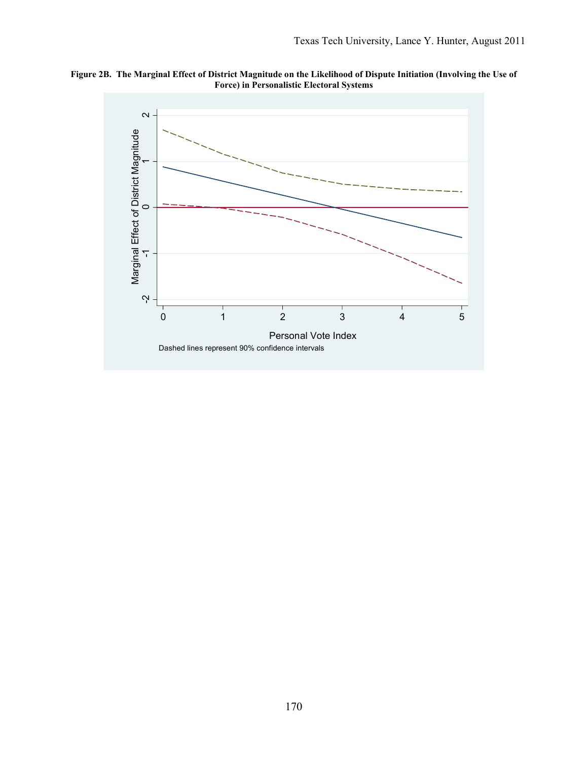**Figure 2B. The Marginal Effect of District Magnitude on the Likelihood of Dispute Initiation (Involving the Use of Force) in Personalistic Electoral Systems**

Dashed lines represent 90% confidence intervals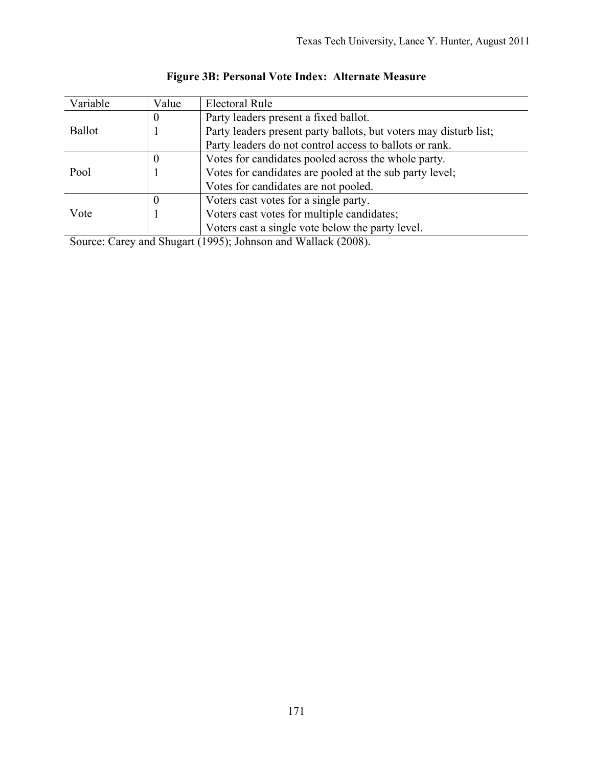**Figure 3B: Personal Vote Index: Alternate Measure**

| Variable | Value | Electoral Rule |
|---|---|---|
| Ballot | 0 | Party leaders present a fixed ballot. |
| | 1 | Party leaders present party ballots, but voters may disturb list; Party leaders do not control access to ballots or rank. |
| Pool | 0 | Votes for candidates pooled across the whole party. |
| | 1 | Votes for candidates are pooled at the sub party level; Votes for candidates are not pooled. |
| Vote | 0 | Voters cast votes for a single party. |
| | 1 | Voters cast votes for multiple candidates; Voters cast a single vote below the party level. |

Source: Carey and Shugart (1995); Johnson and Wallack (2008).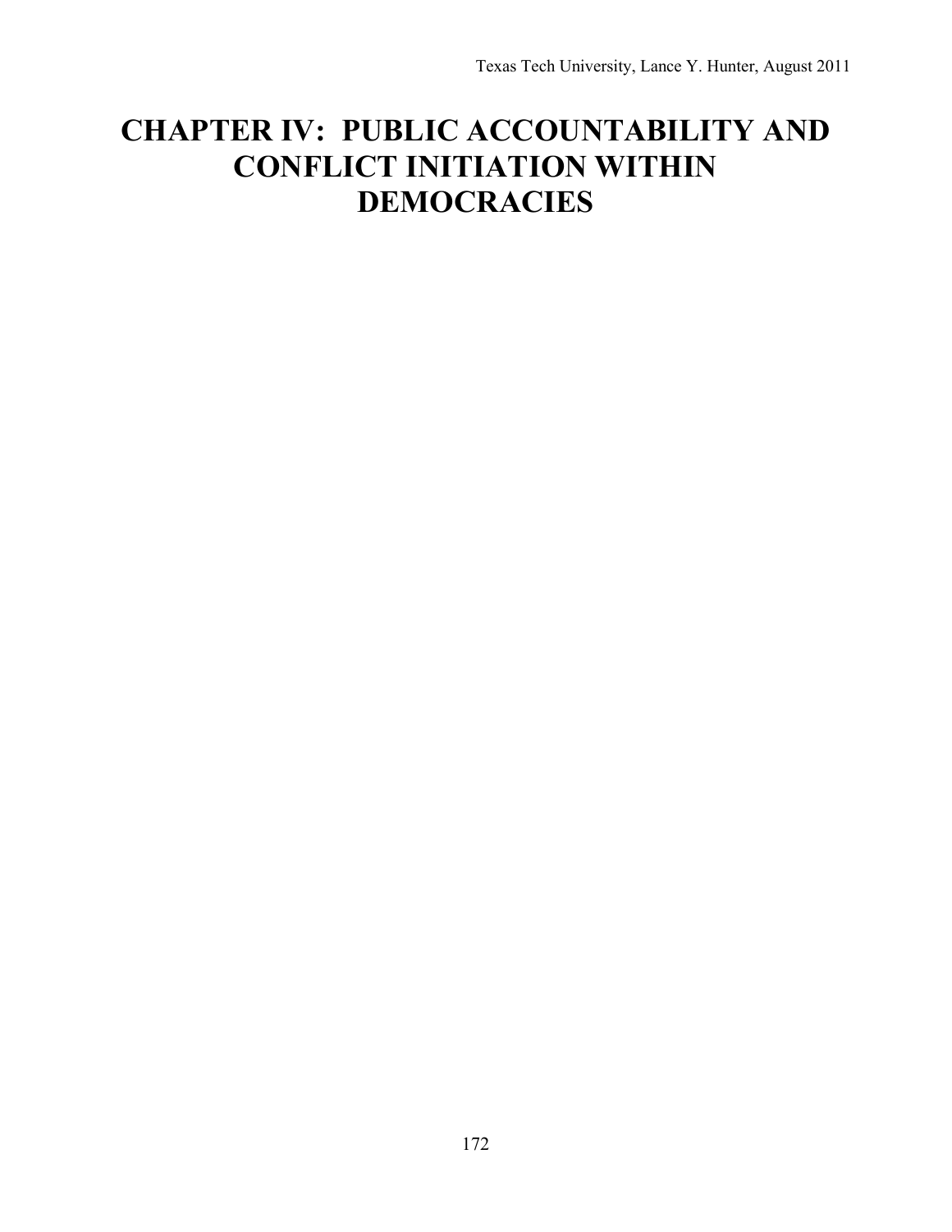# CHAPTER IV: PUBLIC ACCOUNTABILITY AND CONFLICT INITIATION WITHIN DEMOCRACIES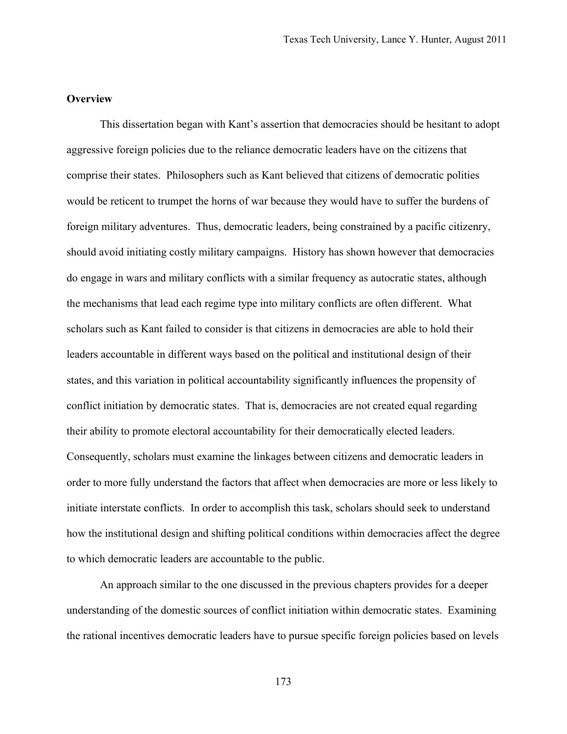**Overview**

This dissertation began with Kant's assertion that democracies should be hesitant to adopt aggressive foreign policies due to the reliance democratic leaders have on the citizens that comprise their states. Philosophers such as Kant believed that citizens of democratic polities would be reticent to trumpet the horns of war because they would have to suffer the burdens of foreign military adventures. Thus, democratic leaders, being constrained by a pacific citizenry, should avoid initiating costly military campaigns. History has shown however that democracies do engage in wars and military conflicts with a similar frequency as autocratic states, although the mechanisms that lead each regime type into military conflicts are often different. What scholars such as Kant failed to consider is that citizens in democracies are able to hold their leaders accountable in different ways based on the political and institutional design of their states, and this variation in political accountability significantly influences the propensity of conflict initiation by democratic states. That is, democracies are not created equal regarding their ability to promote electoral accountability for their democratically elected leaders. Consequently, scholars must examine the linkages between citizens and democratic leaders in order to more fully understand the factors that affect when democracies are more or less likely to initiate interstate conflicts. In order to accomplish this task, scholars should seek to understand how the institutional design and shifting political conditions within democracies affect the degree to which democratic leaders are accountable to the public.

An approach similar to the one discussed in the previous chapters provides for a deeper understanding of the domestic sources of conflict initiation within democratic states. Examining the rational incentives democratic leaders have to pursue specific foreign policies based on levels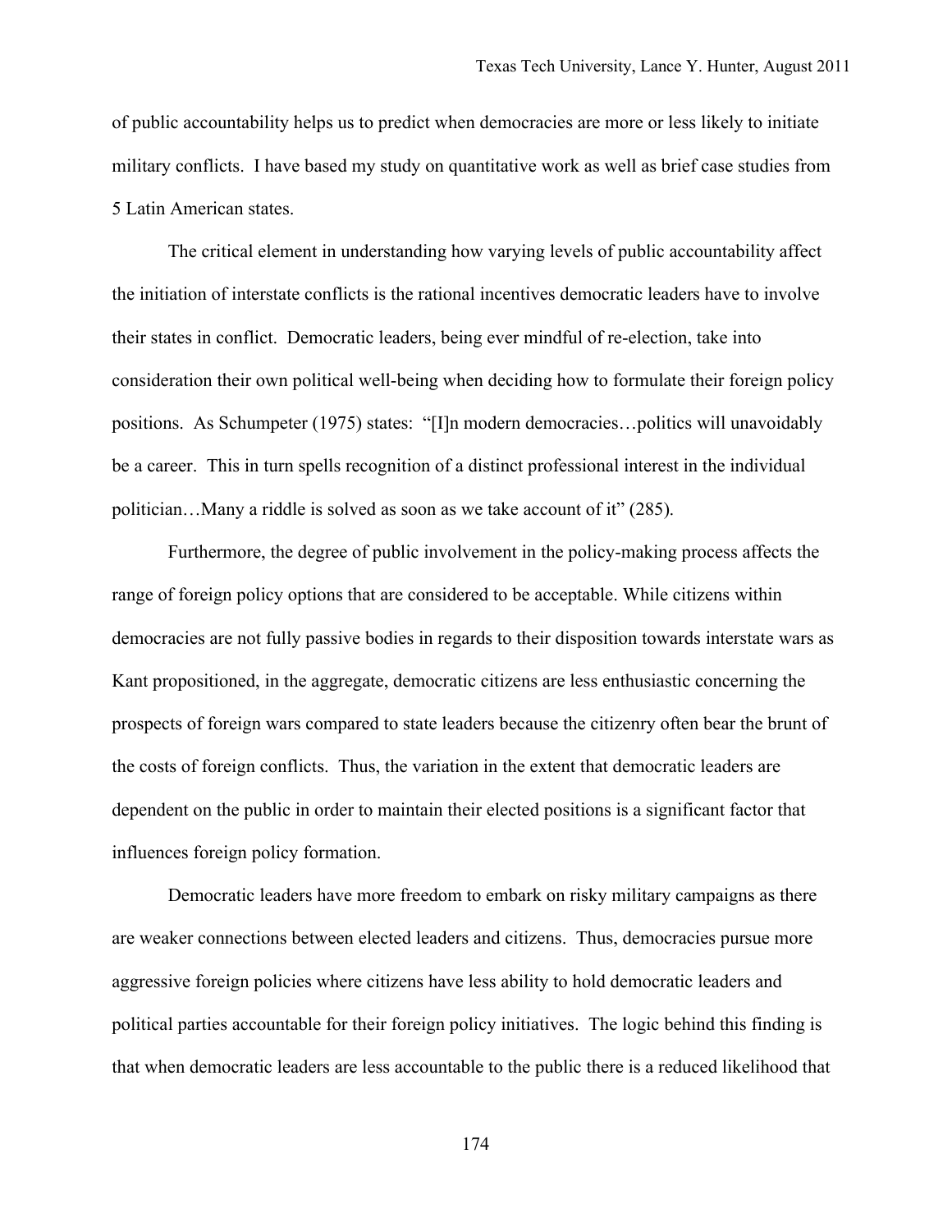of public accountability helps us to predict when democracies are more or less likely to initiate military conflicts. I have based my study on quantitative work as well as brief case studies from 5 Latin American states.

The critical element in understanding how varying levels of public accountability affect the initiation of interstate conflicts is the rational incentives democratic leaders have to involve their states in conflict. Democratic leaders, being ever mindful of re-election, take into consideration their own political well-being when deciding how to formulate their foreign policy positions. As Schumpeter (1975) states: "[I]n modern democracies…politics will unavoidably be a career. This in turn spells recognition of a distinct professional interest in the individual politician…Many a riddle is solved as soon as we take account of it" (285).

Furthermore, the degree of public involvement in the policy-making process affects the range of foreign policy options that are considered to be acceptable. While citizens within democracies are not fully passive bodies in regards to their disposition towards interstate wars as Kant propositioned, in the aggregate, democratic citizens are less enthusiastic concerning the prospects of foreign wars compared to state leaders because the citizenry often bear the brunt of the costs of foreign conflicts. Thus, the variation in the extent that democratic leaders are dependent on the public in order to maintain their elected positions is a significant factor that influences foreign policy formation.

Democratic leaders have more freedom to embark on risky military campaigns as there are weaker connections between elected leaders and citizens. Thus, democracies pursue more aggressive foreign policies where citizens have less ability to hold democratic leaders and political parties accountable for their foreign policy initiatives. The logic behind this finding is that when democratic leaders are less accountable to the public there is a reduced likelihood that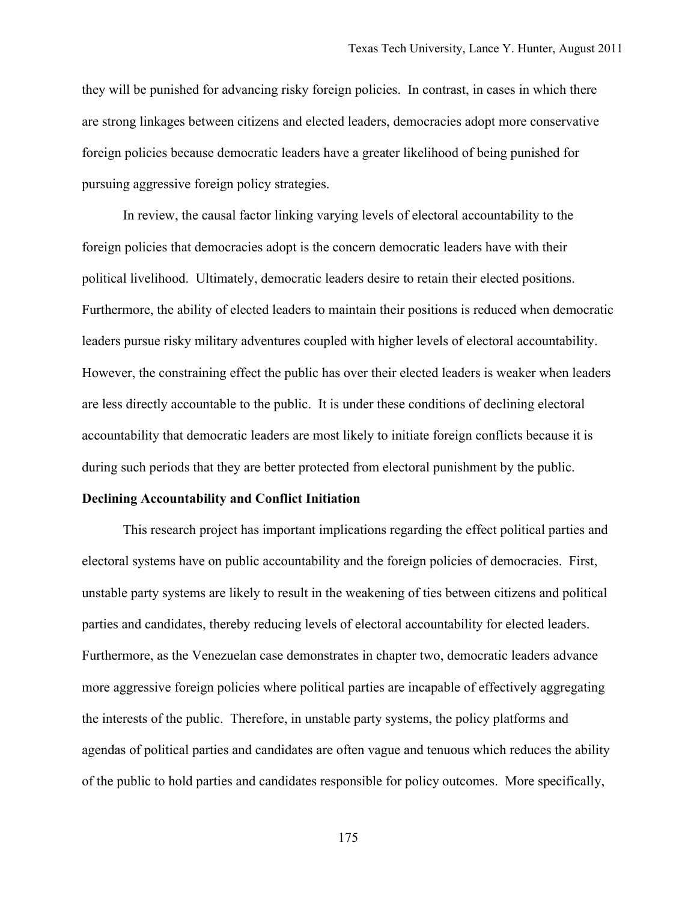they will be punished for advancing risky foreign policies. In contrast, in cases in which there are strong linkages between citizens and elected leaders, democracies adopt more conservative foreign policies because democratic leaders have a greater likelihood of being punished for pursuing aggressive foreign policy strategies.

In review, the causal factor linking varying levels of electoral accountability to the foreign policies that democracies adopt is the concern democratic leaders have with their political livelihood. Ultimately, democratic leaders desire to retain their elected positions. Furthermore, the ability of elected leaders to maintain their positions is reduced when democratic leaders pursue risky military adventures coupled with higher levels of electoral accountability. However, the constraining effect the public has over their elected leaders is weaker when leaders are less directly accountable to the public. It is under these conditions of declining electoral accountability that democratic leaders are most likely to initiate foreign conflicts because it is during such periods that they are better protected from electoral punishment by the public.

**Declining Accountability and Conflict Initiation**

This research project has important implications regarding the effect political parties and electoral systems have on public accountability and the foreign policies of democracies. First, unstable party systems are likely to result in the weakening of ties between citizens and political parties and candidates, thereby reducing levels of electoral accountability for elected leaders. Furthermore, as the Venezuelan case demonstrates in chapter two, democratic leaders advance more aggressive foreign policies where political parties are incapable of effectively aggregating the interests of the public. Therefore, in unstable party systems, the policy platforms and agendas of political parties and candidates are often vague and tenuous which reduces the ability of the public to hold parties and candidates responsible for policy outcomes. More specifically,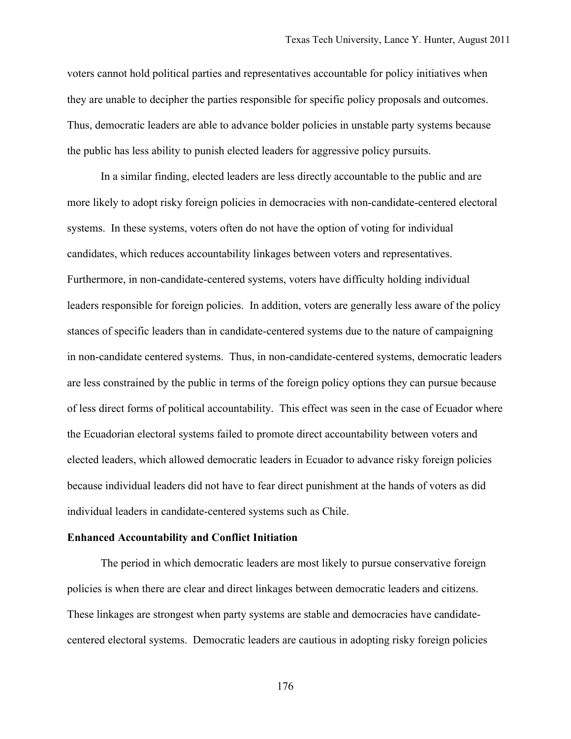voters cannot hold political parties and representatives accountable for policy initiatives when they are unable to decipher the parties responsible for specific policy proposals and outcomes. Thus, democratic leaders are able to advance bolder policies in unstable party systems because the public has less ability to punish elected leaders for aggressive policy pursuits.

In a similar finding, elected leaders are less directly accountable to the public and are more likely to adopt risky foreign policies in democracies with non-candidate-centered electoral systems. In these systems, voters often do not have the option of voting for individual candidates, which reduces accountability linkages between voters and representatives. Furthermore, in non-candidate-centered systems, voters have difficulty holding individual leaders responsible for foreign policies. In addition, voters are generally less aware of the policy stances of specific leaders than in candidate-centered systems due to the nature of campaigning in non-candidate centered systems. Thus, in non-candidate-centered systems, democratic leaders are less constrained by the public in terms of the foreign policy options they can pursue because of less direct forms of political accountability. This effect was seen in the case of Ecuador where the Ecuadorian electoral systems failed to promote direct accountability between voters and elected leaders, which allowed democratic leaders in Ecuador to advance risky foreign policies because individual leaders did not have to fear direct punishment at the hands of voters as did individual leaders in candidate-centered systems such as Chile.

**Enhanced Accountability and Conflict Initiation**

The period in which democratic leaders are most likely to pursue conservative foreign policies is when there are clear and direct linkages between democratic leaders and citizens. These linkages are strongest when party systems are stable and democracies have candidate-centered electoral systems. Democratic leaders are cautious in adopting risky foreign policies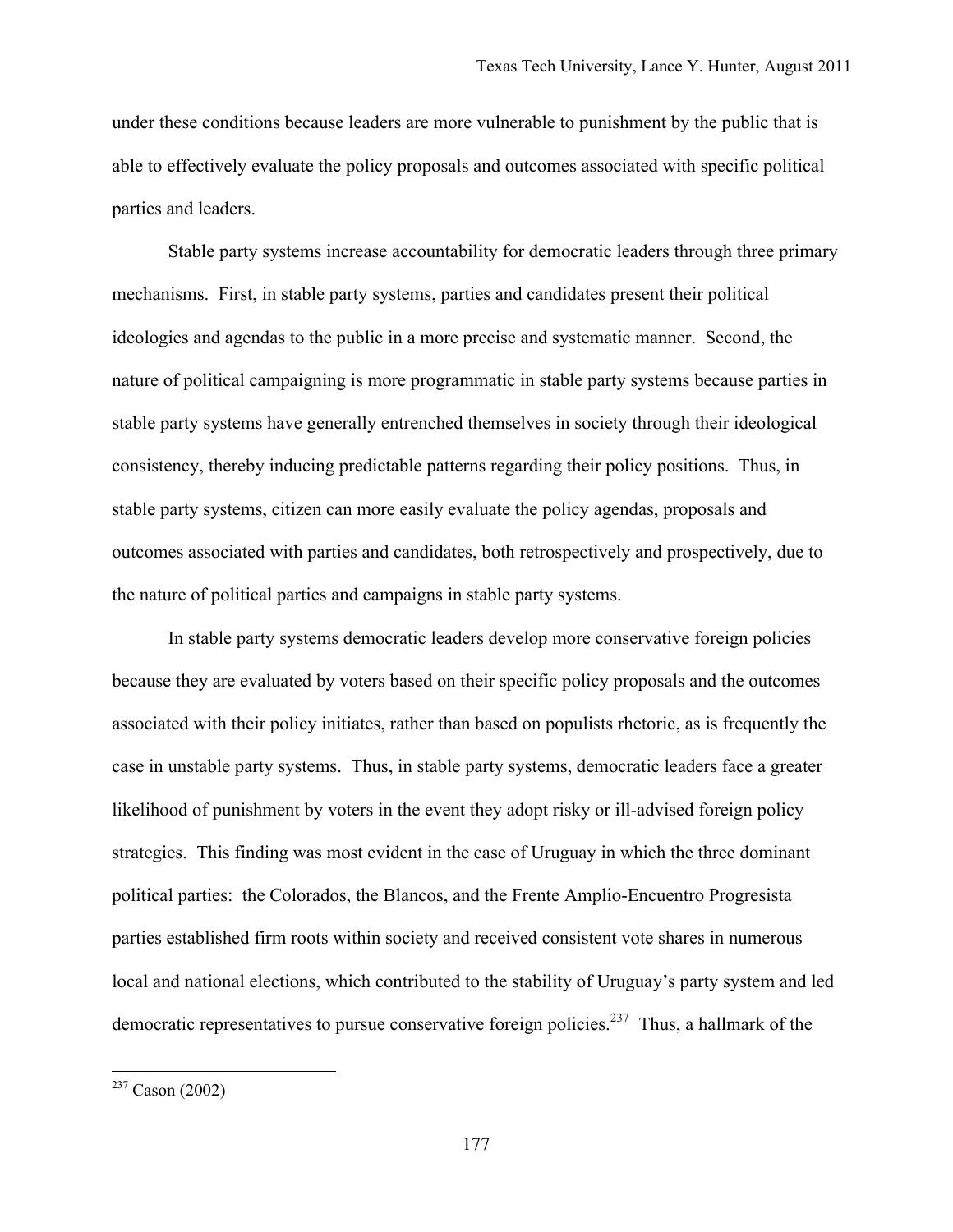under these conditions because leaders are more vulnerable to punishment by the public that is able to effectively evaluate the policy proposals and outcomes associated with specific political parties and leaders.

Stable party systems increase accountability for democratic leaders through three primary mechanisms. First, in stable party systems, parties and candidates present their political ideologies and agendas to the public in a more precise and systematic manner. Second, the nature of political campaigning is more programmatic in stable party systems because parties in stable party systems have generally entrenched themselves in society through their ideological consistency, thereby inducing predictable patterns regarding their policy positions. Thus, in stable party systems, citizen can more easily evaluate the policy agendas, proposals and outcomes associated with parties and candidates, both retrospectively and prospectively, due to the nature of political parties and campaigns in stable party systems.

In stable party systems democratic leaders develop more conservative foreign policies because they are evaluated by voters based on their specific policy proposals and the outcomes associated with their policy initiates, rather than based on populists rhetoric, as is frequently the case in unstable party systems. Thus, in stable party systems, democratic leaders face a greater likelihood of punishment by voters in the event they adopt risky or ill-advised foreign policy strategies. This finding was most evident in the case of Uruguay in which the three dominant political parties: the Colorados, the Blancos, and the Frente Amplio-Encuentro Progresista parties established firm roots within society and received consistent vote shares in numerous local and national elections, which contributed to the stability of Uruguay's party system and led democratic representatives to pursue conservative foreign policies.[237] Thus, a hallmark of the

[237] Cason (2002)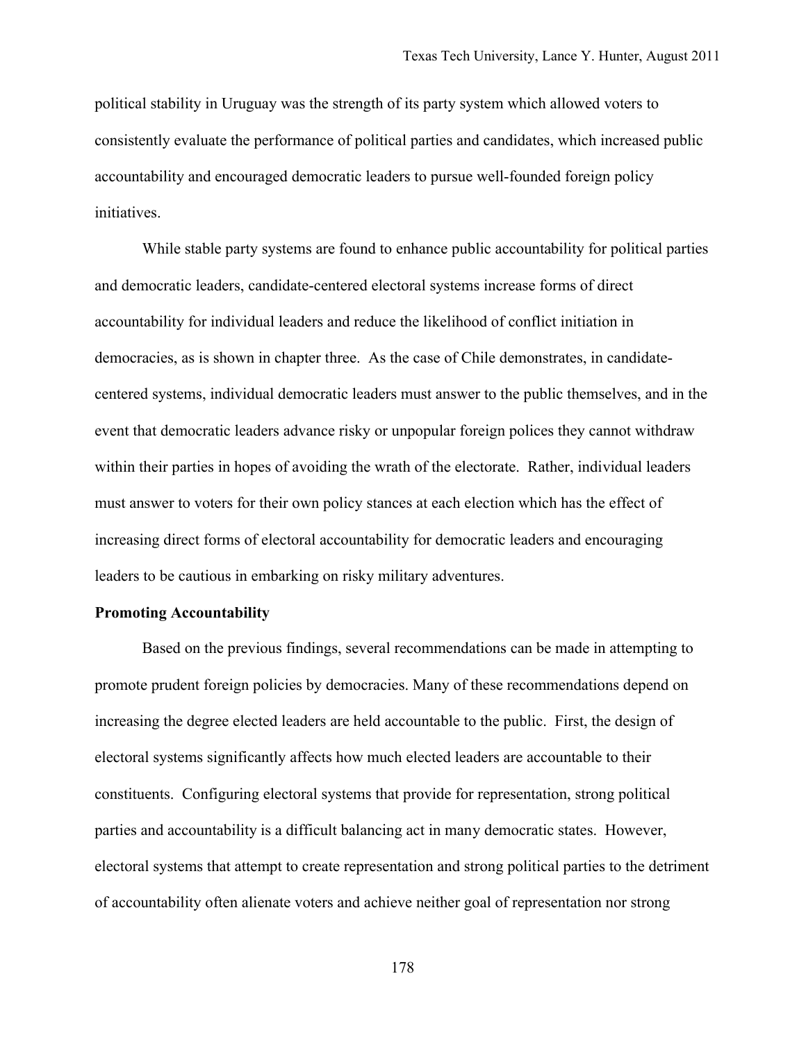political stability in Uruguay was the strength of its party system which allowed voters to consistently evaluate the performance of political parties and candidates, which increased public accountability and encouraged democratic leaders to pursue well-founded foreign policy initiatives.

While stable party systems are found to enhance public accountability for political parties and democratic leaders, candidate-centered electoral systems increase forms of direct accountability for individual leaders and reduce the likelihood of conflict initiation in democracies, as is shown in chapter three. As the case of Chile demonstrates, in candidate-centered systems, individual democratic leaders must answer to the public themselves, and in the event that democratic leaders advance risky or unpopular foreign polices they cannot withdraw within their parties in hopes of avoiding the wrath of the electorate. Rather, individual leaders must answer to voters for their own policy stances at each election which has the effect of increasing direct forms of electoral accountability for democratic leaders and encouraging leaders to be cautious in embarking on risky military adventures.

**Promoting Accountability**

Based on the previous findings, several recommendations can be made in attempting to promote prudent foreign policies by democracies. Many of these recommendations depend on increasing the degree elected leaders are held accountable to the public. First, the design of electoral systems significantly affects how much elected leaders are accountable to their constituents. Configuring electoral systems that provide for representation, strong political parties and accountability is a difficult balancing act in many democratic states. However, electoral systems that attempt to create representation and strong political parties to the detriment of accountability often alienate voters and achieve neither goal of representation nor strong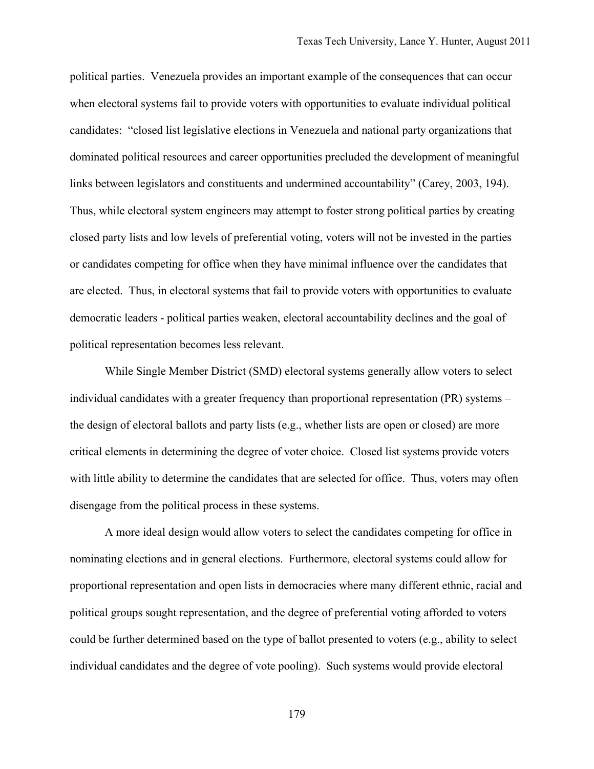political parties. Venezuela provides an important example of the consequences that can occur when electoral systems fail to provide voters with opportunities to evaluate individual political candidates: "closed list legislative elections in Venezuela and national party organizations that dominated political resources and career opportunities precluded the development of meaningful links between legislators and constituents and undermined accountability" (Carey, 2003, 194). Thus, while electoral system engineers may attempt to foster strong political parties by creating closed party lists and low levels of preferential voting, voters will not be invested in the parties or candidates competing for office when they have minimal influence over the candidates that are elected. Thus, in electoral systems that fail to provide voters with opportunities to evaluate democratic leaders - political parties weaken, electoral accountability declines and the goal of political representation becomes less relevant.

While Single Member District (SMD) electoral systems generally allow voters to select individual candidates with a greater frequency than proportional representation (PR) systems – the design of electoral ballots and party lists (e.g., whether lists are open or closed) are more critical elements in determining the degree of voter choice. Closed list systems provide voters with little ability to determine the candidates that are selected for office. Thus, voters may often disengage from the political process in these systems.

A more ideal design would allow voters to select the candidates competing for office in nominating elections and in general elections. Furthermore, electoral systems could allow for proportional representation and open lists in democracies where many different ethnic, racial and political groups sought representation, and the degree of preferential voting afforded to voters could be further determined based on the type of ballot presented to voters (e.g., ability to select individual candidates and the degree of vote pooling). Such systems would provide electoral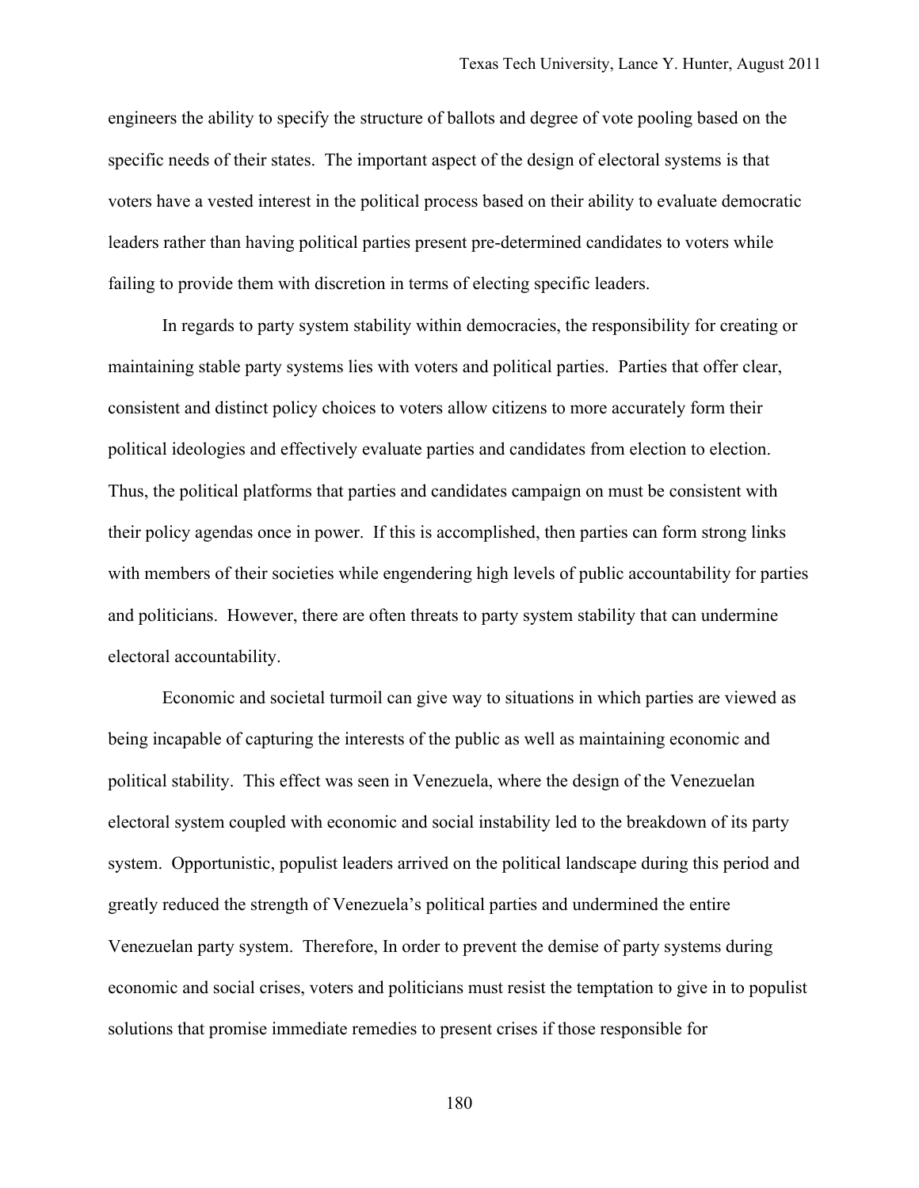engineers the ability to specify the structure of ballots and degree of vote pooling based on the specific needs of their states. The important aspect of the design of electoral systems is that voters have a vested interest in the political process based on their ability to evaluate democratic leaders rather than having political parties present pre-determined candidates to voters while failing to provide them with discretion in terms of electing specific leaders.

In regards to party system stability within democracies, the responsibility for creating or maintaining stable party systems lies with voters and political parties. Parties that offer clear, consistent and distinct policy choices to voters allow citizens to more accurately form their political ideologies and effectively evaluate parties and candidates from election to election. Thus, the political platforms that parties and candidates campaign on must be consistent with their policy agendas once in power. If this is accomplished, then parties can form strong links with members of their societies while engendering high levels of public accountability for parties and politicians. However, there are often threats to party system stability that can undermine electoral accountability.

Economic and societal turmoil can give way to situations in which parties are viewed as being incapable of capturing the interests of the public as well as maintaining economic and political stability. This effect was seen in Venezuela, where the design of the Venezuelan electoral system coupled with economic and social instability led to the breakdown of its party system. Opportunistic, populist leaders arrived on the political landscape during this period and greatly reduced the strength of Venezuela's political parties and undermined the entire Venezuelan party system. Therefore, In order to prevent the demise of party systems during economic and social crises, voters and politicians must resist the temptation to give in to populist solutions that promise immediate remedies to present crises if those responsible for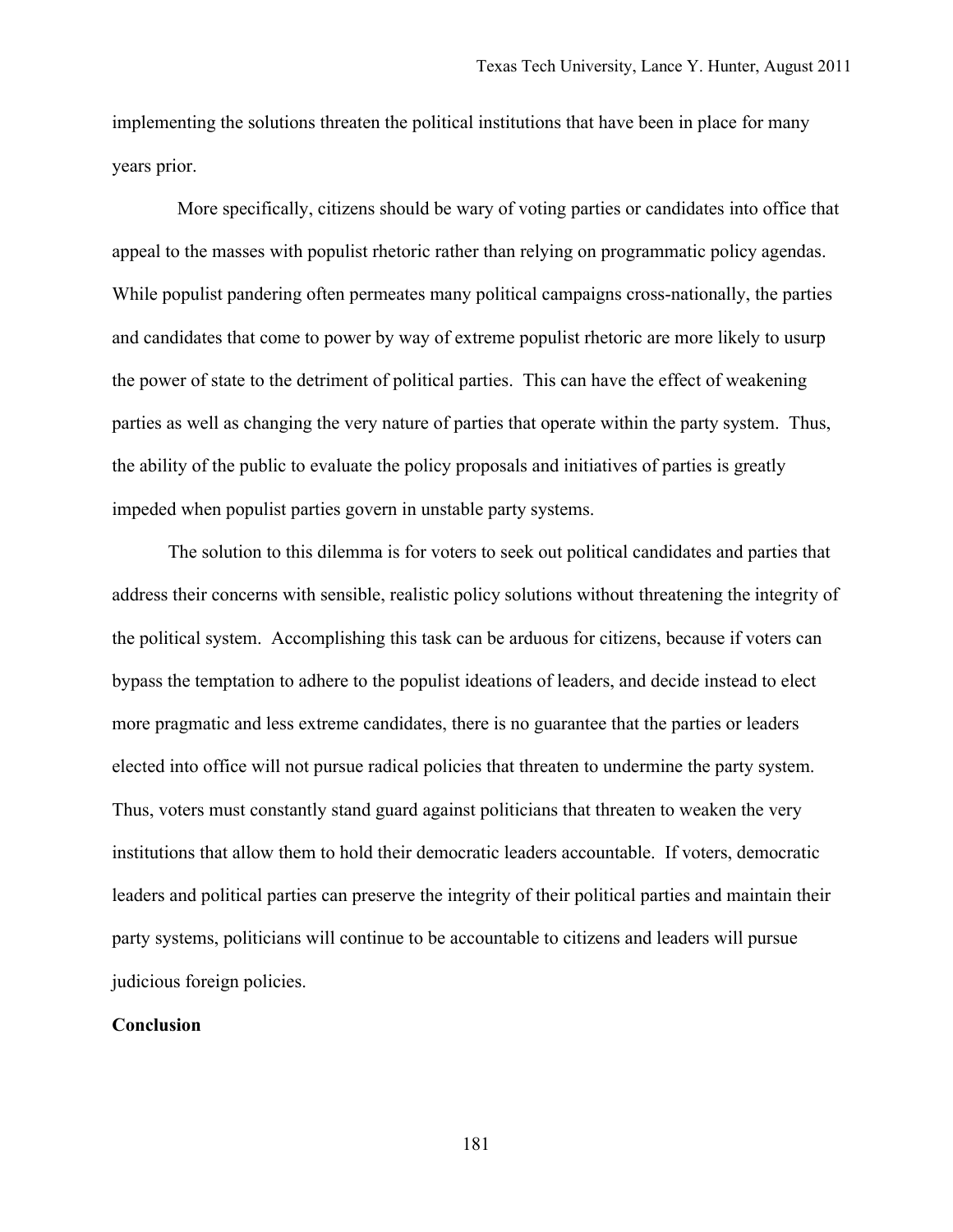implementing the solutions threaten the political institutions that have been in place for many years prior.

More specifically, citizens should be wary of voting parties or candidates into office that appeal to the masses with populist rhetoric rather than relying on programmatic policy agendas. While populist pandering often permeates many political campaigns cross-nationally, the parties and candidates that come to power by way of extreme populist rhetoric are more likely to usurp the power of state to the detriment of political parties. This can have the effect of weakening parties as well as changing the very nature of parties that operate within the party system. Thus, the ability of the public to evaluate the policy proposals and initiatives of parties is greatly impeded when populist parties govern in unstable party systems.

The solution to this dilemma is for voters to seek out political candidates and parties that address their concerns with sensible, realistic policy solutions without threatening the integrity of the political system. Accomplishing this task can be arduous for citizens, because if voters can bypass the temptation to adhere to the populist ideations of leaders, and decide instead to elect more pragmatic and less extreme candidates, there is no guarantee that the parties or leaders elected into office will not pursue radical policies that threaten to undermine the party system. Thus, voters must constantly stand guard against politicians that threaten to weaken the very institutions that allow them to hold their democratic leaders accountable. If voters, democratic leaders and political parties can preserve the integrity of their political parties and maintain their party systems, politicians will continue to be accountable to citizens and leaders will pursue judicious foreign policies.

## Conclusion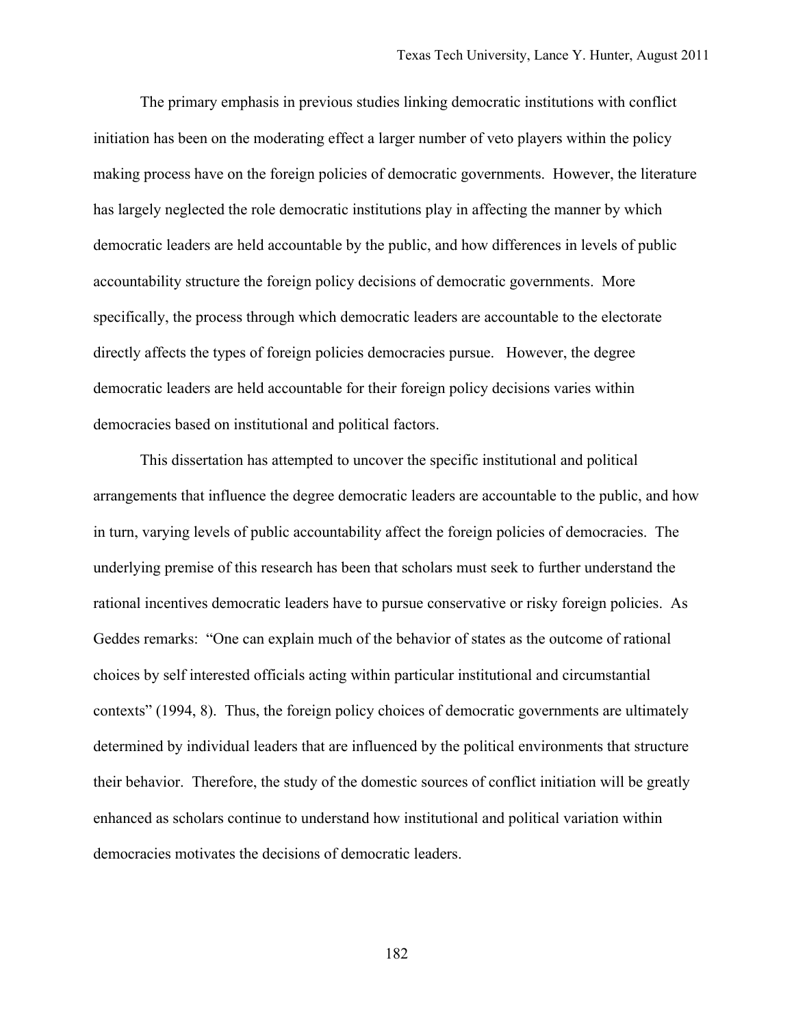The primary emphasis in previous studies linking democratic institutions with conflict initiation has been on the moderating effect a larger number of veto players within the policy making process have on the foreign policies of democratic governments. However, the literature has largely neglected the role democratic institutions play in affecting the manner by which democratic leaders are held accountable by the public, and how differences in levels of public accountability structure the foreign policy decisions of democratic governments. More specifically, the process through which democratic leaders are accountable to the electorate directly affects the types of foreign policies democracies pursue. However, the degree democratic leaders are held accountable for their foreign policy decisions varies within democracies based on institutional and political factors.

This dissertation has attempted to uncover the specific institutional and political arrangements that influence the degree democratic leaders are accountable to the public, and how in turn, varying levels of public accountability affect the foreign policies of democracies. The underlying premise of this research has been that scholars must seek to further understand the rational incentives democratic leaders have to pursue conservative or risky foreign policies. As Geddes remarks: "One can explain much of the behavior of states as the outcome of rational choices by self interested officials acting within particular institutional and circumstantial contexts" (1994, 8). Thus, the foreign policy choices of democratic governments are ultimately determined by individual leaders that are influenced by the political environments that structure their behavior. Therefore, the study of the domestic sources of conflict initiation will be greatly enhanced as scholars continue to understand how institutional and political variation within democracies motivates the decisions of democratic leaders.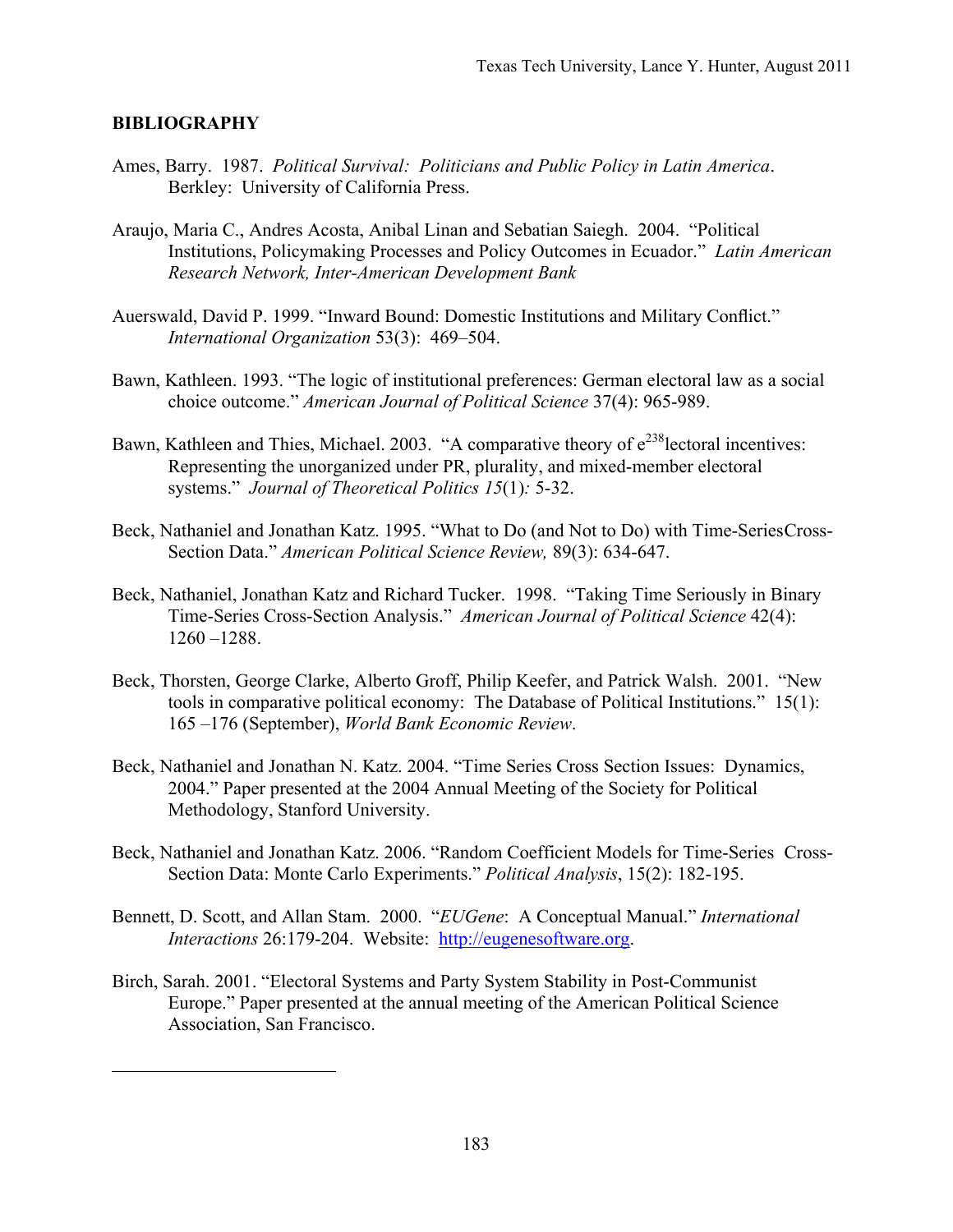## BIBLIOGRAPHY

Ames, Barry. 1987. *Political Survival: Politicians and Public Policy in Latin America*. Berkley: University of California Press.

Araujo, Maria C., Andres Acosta, Anibal Linan and Sebatian Saiegh. 2004. "Political Institutions, Policymaking Processes and Policy Outcomes in Ecuador." *Latin American Research Network, Inter-American Development Bank*

Auerswald, David P. 1999. "Inward Bound: Domestic Institutions and Military Conflict." *International Organization* 53(3): 469–504.

Bawn, Kathleen. 1993. "The logic of institutional preferences: German electoral law as a social choice outcome." *American Journal of Political Science* 37(4): 965-989.

Bawn, Kathleen and Thies, Michael. 2003. "A comparative theory of e[238]lectoral incentives: Representing the unorganized under PR, plurality, and mixed-member electoral systems." *Journal of Theoretical Politics 15*(1)*:* 5-32.

Beck, Nathaniel and Jonathan Katz. 1995. "What to Do (and Not to Do) with Time-SeriesCross-Section Data." *American Political Science Review,* 89(3): 634-647.

Beck, Nathaniel, Jonathan Katz and Richard Tucker. 1998. "Taking Time Seriously in Binary Time-Series Cross-Section Analysis." *American Journal of Political Science* 42(4): 1260 –1288.

Beck, Thorsten, George Clarke, Alberto Groff, Philip Keefer, and Patrick Walsh. 2001. "New tools in comparative political economy: The Database of Political Institutions." 15(1): 165 –176 (September), *World Bank Economic Review*.

Beck, Nathaniel and Jonathan N. Katz. 2004. "Time Series Cross Section Issues: Dynamics, 2004." Paper presented at the 2004 Annual Meeting of the Society for Political Methodology, Stanford University.

Beck, Nathaniel and Jonathan Katz. 2006. "Random Coefficient Models for Time-Series Cross-Section Data: Monte Carlo Experiments." *Political Analysis*, 15(2): 182-195.

Bennett, D. Scott, and Allan Stam. 2000. "*EUGene*: A Conceptual Manual." *International Interactions* 26:179-204. Website: http://eugenesoftware.org.

Birch, Sarah. 2001. "Electoral Systems and Party System Stability in Post-Communist Europe." Paper presented at the annual meeting of the American Political Science Association, San Francisco.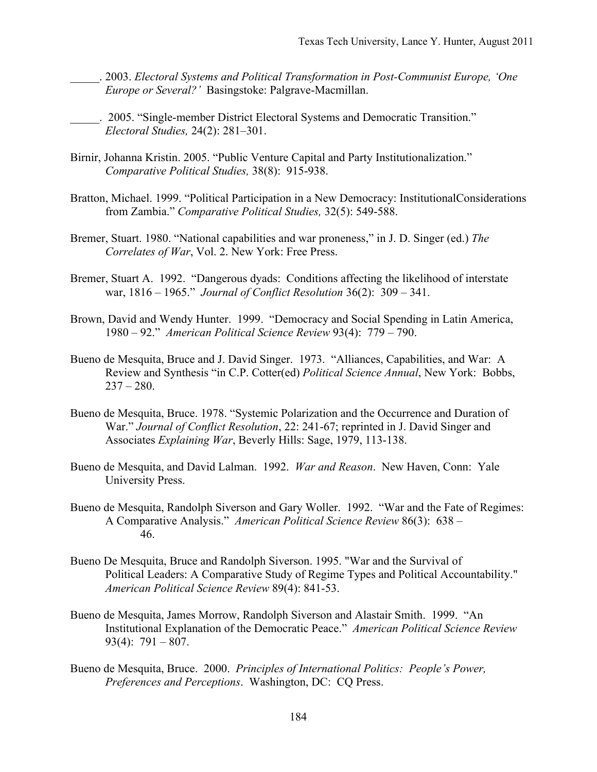_____. 2003. *Electoral Systems and Political Transformation in Post-Communist Europe, 'One Europe or Several?'* Basingstoke: Palgrave-Macmillan.

_____. 2005. "Single-member District Electoral Systems and Democratic Transition." *Electoral Studies,* 24(2): 281–301.

Birnir, Johanna Kristin. 2005. "Public Venture Capital and Party Institutionalization." *Comparative Political Studies,* 38(8): 915-938.

Bratton, Michael. 1999. "Political Participation in a New Democracy: InstitutionalConsiderations from Zambia." *Comparative Political Studies,* 32(5): 549-588.

Bremer, Stuart. 1980. "National capabilities and war proneness," in J. D. Singer (ed.) *The Correlates of War*, Vol. 2. New York: Free Press.

Bremer, Stuart A. 1992. "Dangerous dyads: Conditions affecting the likelihood of interstate war, 1816 – 1965." *Journal of Conflict Resolution* 36(2): 309 – 341.

Brown, David and Wendy Hunter. 1999. "Democracy and Social Spending in Latin America, 1980 – 92." *American Political Science Review* 93(4): 779 – 790.

Bueno de Mesquita, Bruce and J. David Singer. 1973. "Alliances, Capabilities, and War: A Review and Synthesis "in C.P. Cotter(ed) *Political Science Annual*, New York: Bobbs, 237 – 280.

Bueno de Mesquita, Bruce. 1978. "Systemic Polarization and the Occurrence and Duration of War." *Journal of Conflict Resolution*, 22: 241-67; reprinted in J. David Singer and Associates *Explaining War*, Beverly Hills: Sage, 1979, 113-138.

Bueno de Mesquita, and David Lalman. 1992. *War and Reason*. New Haven, Conn: Yale University Press.

Bueno de Mesquita, Randolph Siverson and Gary Woller. 1992. "War and the Fate of Regimes: A Comparative Analysis." *American Political Science Review* 86(3): 638 – 46.

Bueno De Mesquita, Bruce and Randolph Siverson. 1995. "War and the Survival of Political Leaders: A Comparative Study of Regime Types and Political Accountability." *American Political Science Review* 89(4): 841-53.

Bueno de Mesquita, James Morrow, Randolph Siverson and Alastair Smith. 1999. "An Institutional Explanation of the Democratic Peace." *American Political Science Review* 93(4): 791 – 807.

Bueno de Mesquita, Bruce. 2000. *Principles of International Politics: People's Power, Preferences and Perceptions*. Washington, DC: CQ Press.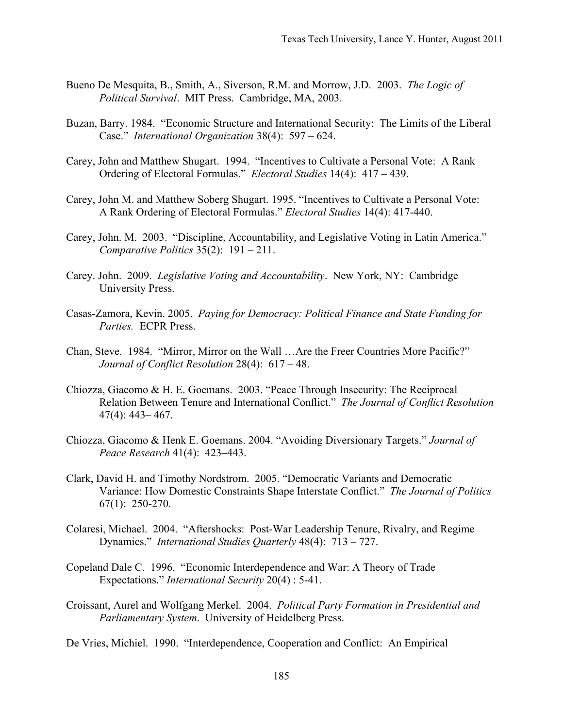Bueno De Mesquita, B., Smith, A., Siverson, R.M. and Morrow, J.D. 2003. *The Logic of Political Survival*. MIT Press. Cambridge, MA, 2003.

Buzan, Barry. 1984. "Economic Structure and International Security: The Limits of the Liberal Case." *International Organization* 38(4): 597 – 624.

Carey, John and Matthew Shugart. 1994. "Incentives to Cultivate a Personal Vote: A Rank Ordering of Electoral Formulas." *Electoral Studies* 14(4): 417 – 439.

Carey, John M. and Matthew Soberg Shugart. 1995. "Incentives to Cultivate a Personal Vote: A Rank Ordering of Electoral Formulas." *Electoral Studies* 14(4): 417-440.

Carey, John. M. 2003. "Discipline, Accountability, and Legislative Voting in Latin America." *Comparative Politics* 35(2): 191 – 211.

Carey. John. 2009. *Legislative Voting and Accountability*. New York, NY: Cambridge University Press.

Casas-Zamora, Kevin. 2005. *Paying for Democracy: Political Finance and State Funding for Parties.* ECPR Press.

Chan, Steve. 1984. "Mirror, Mirror on the Wall …Are the Freer Countries More Pacific?" *Journal of Conflict Resolution* 28(4): 617 – 48.

Chiozza, Giacomo & H. E. Goemans. 2003. "Peace Through Insecurity: The Reciprocal Relation Between Tenure and International Conflict." *The Journal of Conflict Resolution* 47(4): 443– 467.

Chiozza, Giacomo & Henk E. Goemans. 2004. "Avoiding Diversionary Targets." *Journal of Peace Research* 41(4): 423–443.

Clark, David H. and Timothy Nordstrom. 2005. "Democratic Variants and Democratic Variance: How Domestic Constraints Shape Interstate Conflict." *The Journal of Politics* 67(1): 250-270.

Colaresi, Michael. 2004. "Aftershocks: Post-War Leadership Tenure, Rivalry, and Regime Dynamics." *International Studies Quarterly* 48(4): 713 – 727.

Copeland Dale C. 1996. "Economic Interdependence and War: A Theory of Trade Expectations." *International Security* 20(4) : 5-41.

Croissant, Aurel and Wolfgang Merkel. 2004. *Political Party Formation in Presidential and Parliamentary System*. University of Heidelberg Press.

De Vries, Michiel. 1990. "Interdependence, Cooperation and Conflict: An Empirical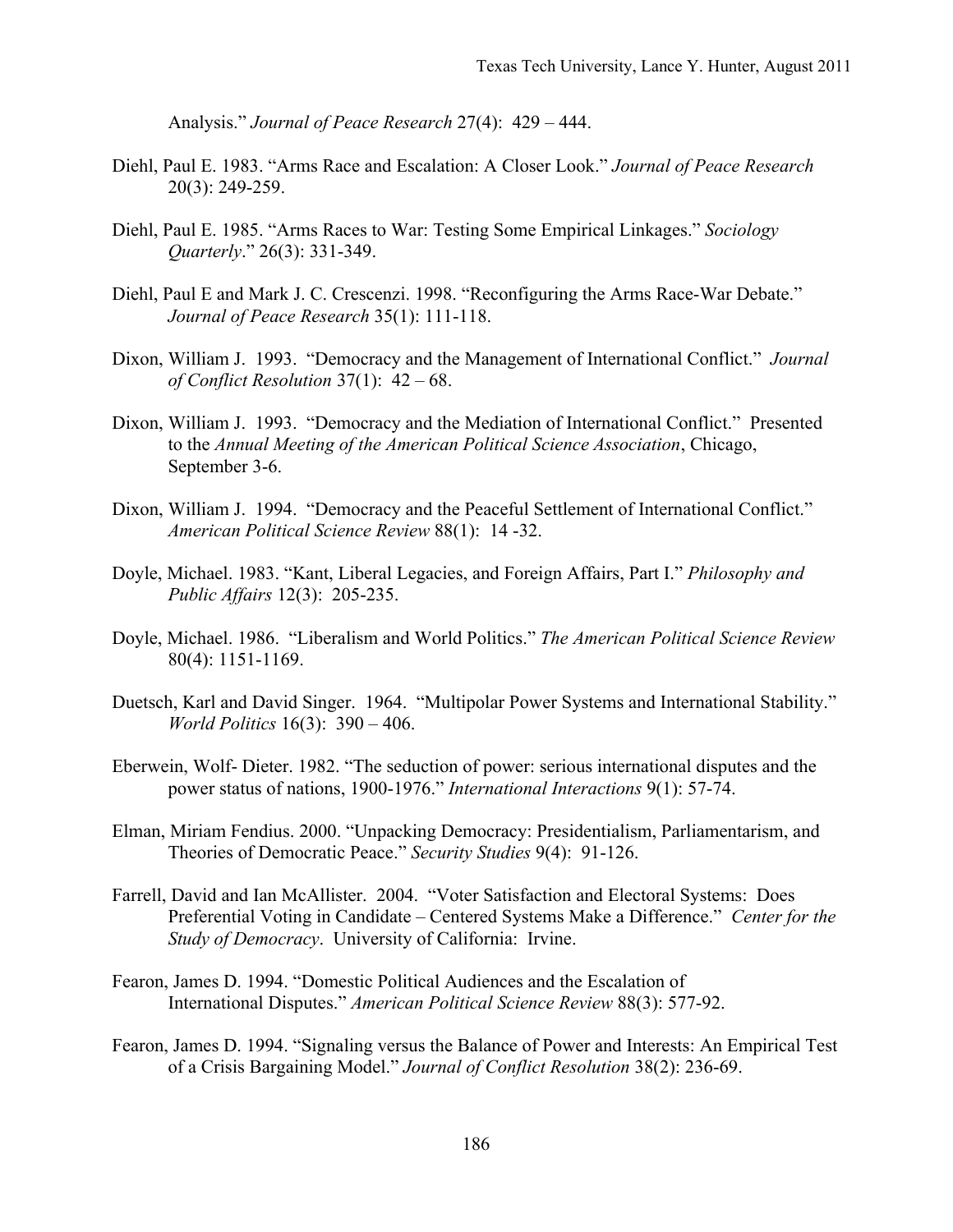Analysis." *Journal of Peace Research* 27(4): 429 – 444.

Diehl, Paul E. 1983. "Arms Race and Escalation: A Closer Look." *Journal of Peace Research* 20(3): 249-259.

Diehl, Paul E. 1985. "Arms Races to War: Testing Some Empirical Linkages." *Sociology Quarterly*." 26(3): 331-349.

Diehl, Paul E and Mark J. C. Crescenzi. 1998. "Reconfiguring the Arms Race-War Debate." *Journal of Peace Research* 35(1): 111-118.

Dixon, William J. 1993. "Democracy and the Management of International Conflict." *Journal of Conflict Resolution* 37(1): 42 – 68.

Dixon, William J. 1993. "Democracy and the Mediation of International Conflict." Presented to the *Annual Meeting of the American Political Science Association*, Chicago, September 3-6.

Dixon, William J. 1994. "Democracy and the Peaceful Settlement of International Conflict." *American Political Science Review* 88(1): 14 -32.

Doyle, Michael. 1983. "Kant, Liberal Legacies, and Foreign Affairs, Part I." *Philosophy and Public Affairs* 12(3): 205-235.

Doyle, Michael. 1986. "Liberalism and World Politics." *The American Political Science Review* 80(4): 1151-1169.

Duetsch, Karl and David Singer. 1964. "Multipolar Power Systems and International Stability." *World Politics* 16(3): 390 – 406.

Eberwein, Wolf- Dieter. 1982. "The seduction of power: serious international disputes and the power status of nations, 1900-1976." *International Interactions* 9(1): 57-74.

Elman, Miriam Fendius. 2000. "Unpacking Democracy: Presidentialism, Parliamentarism, and Theories of Democratic Peace." *Security Studies* 9(4): 91-126.

Farrell, David and Ian McAllister. 2004. "Voter Satisfaction and Electoral Systems: Does Preferential Voting in Candidate – Centered Systems Make a Difference." *Center for the Study of Democracy*. University of California: Irvine.

Fearon, James D. 1994. "Domestic Political Audiences and the Escalation of International Disputes." *American Political Science Review* 88(3): 577-92.

Fearon, James D. 1994. "Signaling versus the Balance of Power and Interests: An Empirical Test of a Crisis Bargaining Model." *Journal of Conflict Resolution* 38(2): 236-69.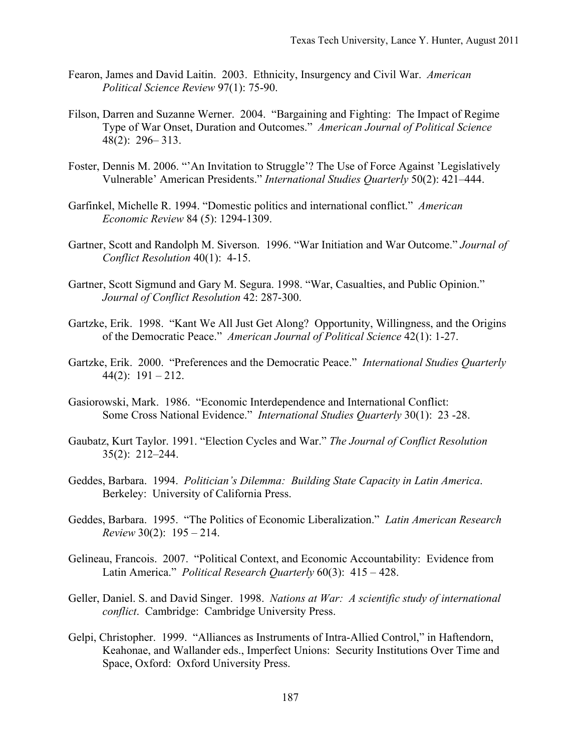Fearon, James and David Laitin. 2003. Ethnicity, Insurgency and Civil War. *American Political Science Review* 97(1): 75-90.

Filson, Darren and Suzanne Werner. 2004. "Bargaining and Fighting: The Impact of Regime Type of War Onset, Duration and Outcomes." *American Journal of Political Science* 48(2): 296– 313.

Foster, Dennis M. 2006. "'An Invitation to Struggle'? The Use of Force Against 'Legislatively Vulnerable' American Presidents." *International Studies Quarterly* 50(2): 421–444.

Garfinkel, Michelle R. 1994. "Domestic politics and international conflict." *American Economic Review* 84 (5): 1294-1309.

Gartner, Scott and Randolph M. Siverson. 1996. "War Initiation and War Outcome." *Journal of Conflict Resolution* 40(1): 4-15.

Gartner, Scott Sigmund and Gary M. Segura. 1998. "War, Casualties, and Public Opinion." *Journal of Conflict Resolution* 42: 287-300.

Gartzke, Erik. 1998. "Kant We All Just Get Along? Opportunity, Willingness, and the Origins of the Democratic Peace." *American Journal of Political Science* 42(1): 1-27.

Gartzke, Erik. 2000. "Preferences and the Democratic Peace." *International Studies Quarterly* 44(2): 191 – 212.

Gasiorowski, Mark. 1986. "Economic Interdependence and International Conflict: Some Cross National Evidence." *International Studies Quarterly* 30(1): 23 -28.

Gaubatz, Kurt Taylor. 1991. "Election Cycles and War." *The Journal of Conflict Resolution* 35(2): 212–244.

Geddes, Barbara. 1994. *Politician's Dilemma: Building State Capacity in Latin America*. Berkeley: University of California Press.

Geddes, Barbara. 1995. "The Politics of Economic Liberalization." *Latin American Research Review* 30(2): 195 – 214.

Gelineau, Francois. 2007. "Political Context, and Economic Accountability: Evidence from Latin America." *Political Research Quarterly* 60(3): 415 – 428.

Geller, Daniel. S. and David Singer. 1998. *Nations at War: A scientific study of international conflict*. Cambridge: Cambridge University Press.

Gelpi, Christopher. 1999. "Alliances as Instruments of Intra-Allied Control," in Haftendorn, Keahonae, and Wallander eds., Imperfect Unions: Security Institutions Over Time and Space, Oxford: Oxford University Press.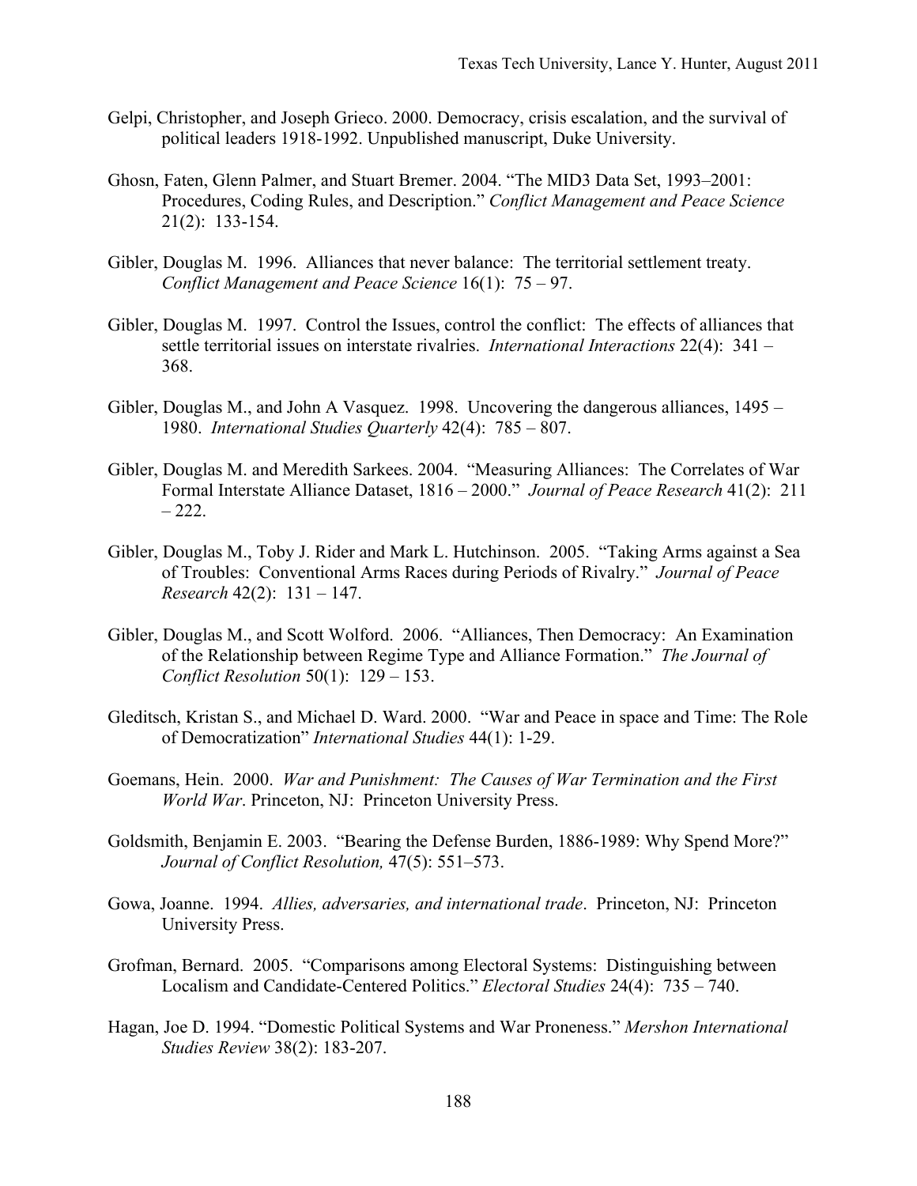Gelpi, Christopher, and Joseph Grieco. 2000. Democracy, crisis escalation, and the survival of political leaders 1918-1992. Unpublished manuscript, Duke University.

Ghosn, Faten, Glenn Palmer, and Stuart Bremer. 2004. "The MID3 Data Set, 1993–2001: Procedures, Coding Rules, and Description." *Conflict Management and Peace Science* 21(2): 133-154.

Gibler, Douglas M. 1996. Alliances that never balance: The territorial settlement treaty. *Conflict Management and Peace Science* 16(1): 75 – 97.

Gibler, Douglas M. 1997. Control the Issues, control the conflict: The effects of alliances that settle territorial issues on interstate rivalries. *International Interactions* 22(4): 341 – 368.

Gibler, Douglas M., and John A Vasquez. 1998. Uncovering the dangerous alliances, 1495 – 1980. *International Studies Quarterly* 42(4): 785 – 807.

Gibler, Douglas M. and Meredith Sarkees. 2004. "Measuring Alliances: The Correlates of War Formal Interstate Alliance Dataset, 1816 – 2000." *Journal of Peace Research* 41(2): 211 – 222.

Gibler, Douglas M., Toby J. Rider and Mark L. Hutchinson. 2005. "Taking Arms against a Sea of Troubles: Conventional Arms Races during Periods of Rivalry." *Journal of Peace Research* 42(2): 131 – 147.

Gibler, Douglas M., and Scott Wolford. 2006. "Alliances, Then Democracy: An Examination of the Relationship between Regime Type and Alliance Formation." *The Journal of Conflict Resolution* 50(1): 129 – 153.

Gleditsch, Kristan S., and Michael D. Ward. 2000. "War and Peace in space and Time: The Role of Democratization" *International Studies* 44(1): 1-29.

Goemans, Hein. 2000. *War and Punishment: The Causes of War Termination and the First World War*. Princeton, NJ: Princeton University Press.

Goldsmith, Benjamin E. 2003. "Bearing the Defense Burden, 1886-1989: Why Spend More?" *Journal of Conflict Resolution,* 47(5): 551–573.

Gowa, Joanne. 1994. *Allies, adversaries, and international trade*. Princeton, NJ: Princeton University Press.

Grofman, Bernard. 2005. "Comparisons among Electoral Systems: Distinguishing between Localism and Candidate-Centered Politics." *Electoral Studies* 24(4): 735 – 740.

Hagan, Joe D. 1994. "Domestic Political Systems and War Proneness." *Mershon International Studies Review* 38(2): 183-207.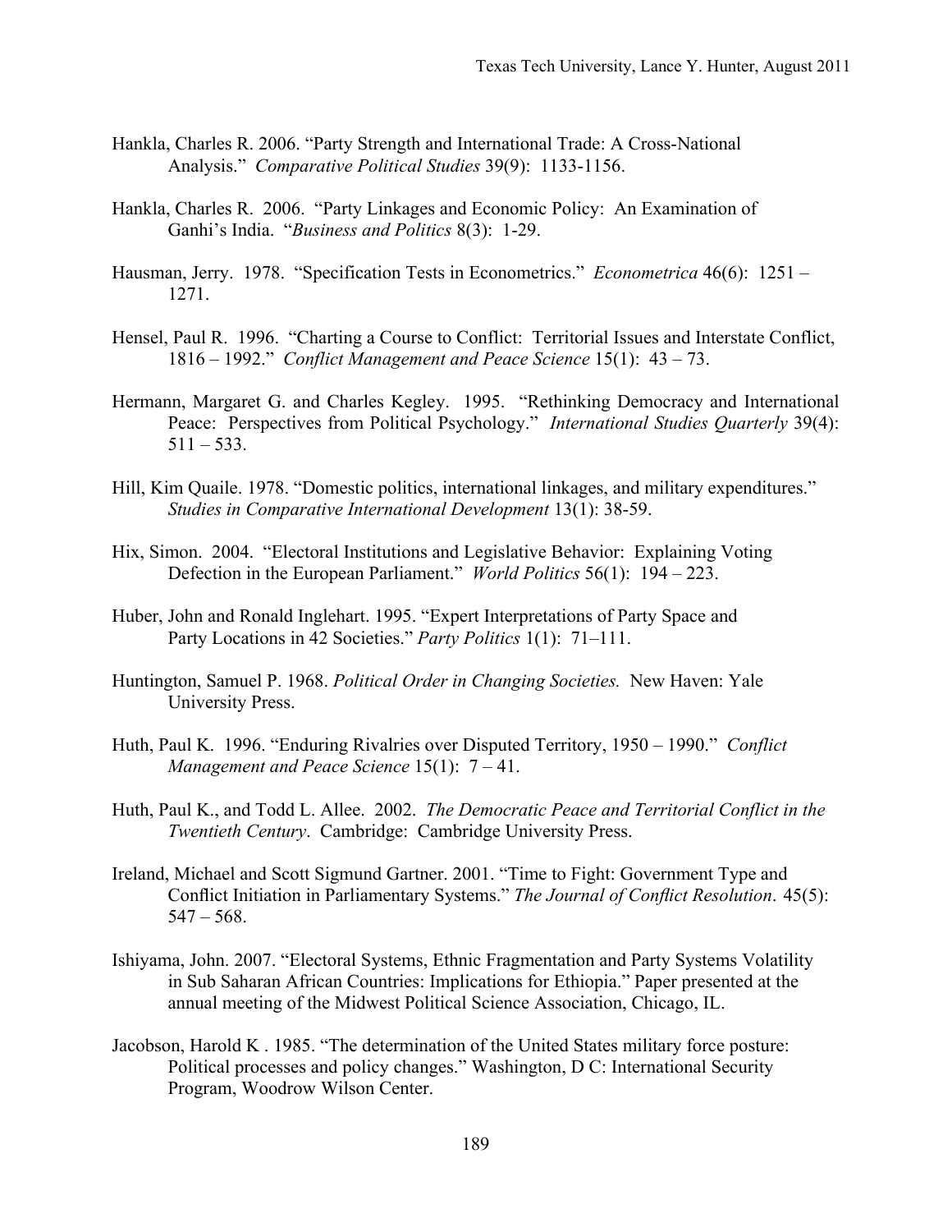Hankla, Charles R. 2006. "Party Strength and International Trade: A Cross-National Analysis." *Comparative Political Studies* 39(9): 1133-1156.

Hankla, Charles R. 2006. "Party Linkages and Economic Policy: An Examination of Ganhi's India. "*Business and Politics* 8(3): 1-29.

Hausman, Jerry. 1978. "Specification Tests in Econometrics." *Econometrica* 46(6): 1251 – 1271.

Hensel, Paul R. 1996. "Charting a Course to Conflict: Territorial Issues and Interstate Conflict, 1816 – 1992." *Conflict Management and Peace Science* 15(1): 43 – 73.

Hermann, Margaret G. and Charles Kegley. 1995. "Rethinking Democracy and International Peace: Perspectives from Political Psychology." *International Studies Quarterly* 39(4): 511 – 533.

Hill, Kim Quaile. 1978. "Domestic politics, international linkages, and military expenditures." *Studies in Comparative International Development* 13(1): 38-59.

Hix, Simon. 2004. "Electoral Institutions and Legislative Behavior: Explaining Voting Defection in the European Parliament." *World Politics* 56(1): 194 – 223.

Huber, John and Ronald Inglehart. 1995. "Expert Interpretations of Party Space and Party Locations in 42 Societies." *Party Politics* 1(1): 71–111.

Huntington, Samuel P. 1968. *Political Order in Changing Societies.* New Haven: Yale University Press.

Huth, Paul K. 1996. "Enduring Rivalries over Disputed Territory, 1950 – 1990." *Conflict Management and Peace Science* 15(1): 7 – 41.

Huth, Paul K., and Todd L. Allee. 2002. *The Democratic Peace and Territorial Conflict in the Twentieth Century*. Cambridge: Cambridge University Press.

Ireland, Michael and Scott Sigmund Gartner. 2001. "Time to Fight: Government Type and Conflict Initiation in Parliamentary Systems." *The Journal of Conflict Resolution*. 45(5): 547 – 568.

Ishiyama, John. 2007. "Electoral Systems, Ethnic Fragmentation and Party Systems Volatility in Sub Saharan African Countries: Implications for Ethiopia." Paper presented at the annual meeting of the Midwest Political Science Association, Chicago, IL.

Jacobson, Harold K . 1985. "The determination of the United States military force posture: Political processes and policy changes." Washington, D C: International Security Program, Woodrow Wilson Center.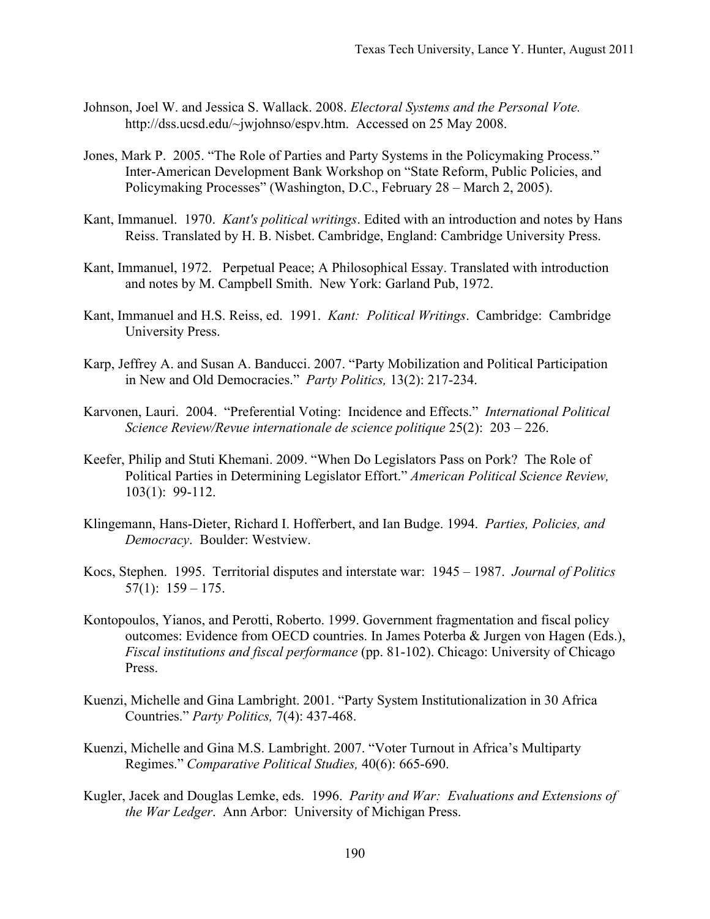Johnson, Joel W. and Jessica S. Wallack. 2008. *Electoral Systems and the Personal Vote.* http://dss.ucsd.edu/~jwjohnso/espv.htm. Accessed on 25 May 2008.

Jones, Mark P. 2005. "The Role of Parties and Party Systems in the Policymaking Process." Inter-American Development Bank Workshop on "State Reform, Public Policies, and Policymaking Processes" (Washington, D.C., February 28 – March 2, 2005).

Kant, Immanuel. 1970. *Kant's political writings*. Edited with an introduction and notes by Hans Reiss. Translated by H. B. Nisbet. Cambridge, England: Cambridge University Press.

Kant, Immanuel, 1972. Perpetual Peace; A Philosophical Essay. Translated with introduction and notes by M. Campbell Smith. New York: Garland Pub, 1972.

Kant, Immanuel and H.S. Reiss, ed. 1991. *Kant: Political Writings*. Cambridge: Cambridge University Press.

Karp, Jeffrey A. and Susan A. Banducci. 2007. "Party Mobilization and Political Participation in New and Old Democracies." *Party Politics,* 13(2): 217-234.

Karvonen, Lauri. 2004. "Preferential Voting: Incidence and Effects." *International Political Science Review/Revue internationale de science politique* 25(2): 203 – 226.

Keefer, Philip and Stuti Khemani. 2009. "When Do Legislators Pass on Pork? The Role of Political Parties in Determining Legislator Effort." *American Political Science Review,* 103(1): 99-112.

Klingemann, Hans-Dieter, Richard I. Hofferbert, and Ian Budge. 1994. *Parties, Policies, and Democracy*. Boulder: Westview.

Kocs, Stephen. 1995. Territorial disputes and interstate war: 1945 – 1987. *Journal of Politics* 57(1): 159 – 175.

Kontopoulos, Yianos, and Perotti, Roberto. 1999. Government fragmentation and fiscal policy outcomes: Evidence from OECD countries. In James Poterba & Jurgen von Hagen (Eds.), *Fiscal institutions and fiscal performance* (pp. 81-102). Chicago: University of Chicago Press.

Kuenzi, Michelle and Gina Lambright. 2001. "Party System Institutionalization in 30 Africa Countries." *Party Politics,* 7(4): 437-468.

Kuenzi, Michelle and Gina M.S. Lambright. 2007. "Voter Turnout in Africa's Multiparty Regimes." *Comparative Political Studies,* 40(6): 665-690.

Kugler, Jacek and Douglas Lemke, eds. 1996. *Parity and War: Evaluations and Extensions of the War Ledger*. Ann Arbor: University of Michigan Press.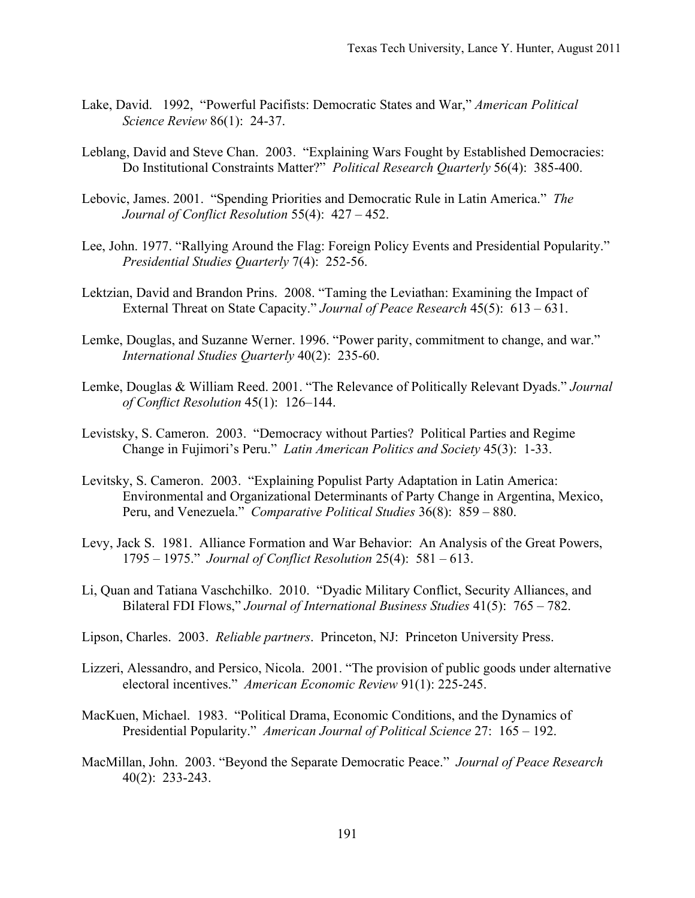Lake, David. 1992, "Powerful Pacifists: Democratic States and War," *American Political Science Review* 86(1): 24-37.

Leblang, David and Steve Chan. 2003. "Explaining Wars Fought by Established Democracies: Do Institutional Constraints Matter?" *Political Research Quarterly* 56(4): 385-400.

Lebovic, James. 2001. "Spending Priorities and Democratic Rule in Latin America." *The Journal of Conflict Resolution* 55(4): 427 – 452.

Lee, John. 1977. "Rallying Around the Flag: Foreign Policy Events and Presidential Popularity." *Presidential Studies Quarterly* 7(4): 252-56.

Lektzian, David and Brandon Prins. 2008. "Taming the Leviathan: Examining the Impact of External Threat on State Capacity." *Journal of Peace Research* 45(5): 613 – 631.

Lemke, Douglas, and Suzanne Werner. 1996. "Power parity, commitment to change, and war." *International Studies Quarterly* 40(2): 235-60.

Lemke, Douglas & William Reed. 2001. "The Relevance of Politically Relevant Dyads." *Journal of Conflict Resolution* 45(1): 126–144.

Levistsky, S. Cameron. 2003. "Democracy without Parties? Political Parties and Regime Change in Fujimori's Peru." *Latin American Politics and Society* 45(3): 1-33.

Levitsky, S. Cameron. 2003. "Explaining Populist Party Adaptation in Latin America: Environmental and Organizational Determinants of Party Change in Argentina, Mexico, Peru, and Venezuela." *Comparative Political Studies* 36(8): 859 – 880.

Levy, Jack S. 1981. Alliance Formation and War Behavior: An Analysis of the Great Powers, 1795 – 1975." *Journal of Conflict Resolution* 25(4): 581 – 613.

Li, Quan and Tatiana Vaschchilko. 2010. "Dyadic Military Conflict, Security Alliances, and Bilateral FDI Flows," *Journal of International Business Studies* 41(5): 765 – 782.

Lipson, Charles. 2003. *Reliable partners*. Princeton, NJ: Princeton University Press.

Lizzeri, Alessandro, and Persico, Nicola. 2001. "The provision of public goods under alternative electoral incentives." *American Economic Review* 91(1): 225-245.

MacKuen, Michael. 1983. "Political Drama, Economic Conditions, and the Dynamics of Presidential Popularity." *American Journal of Political Science* 27: 165 – 192.

MacMillan, John. 2003. "Beyond the Separate Democratic Peace." *Journal of Peace Research* 40(2): 233-243.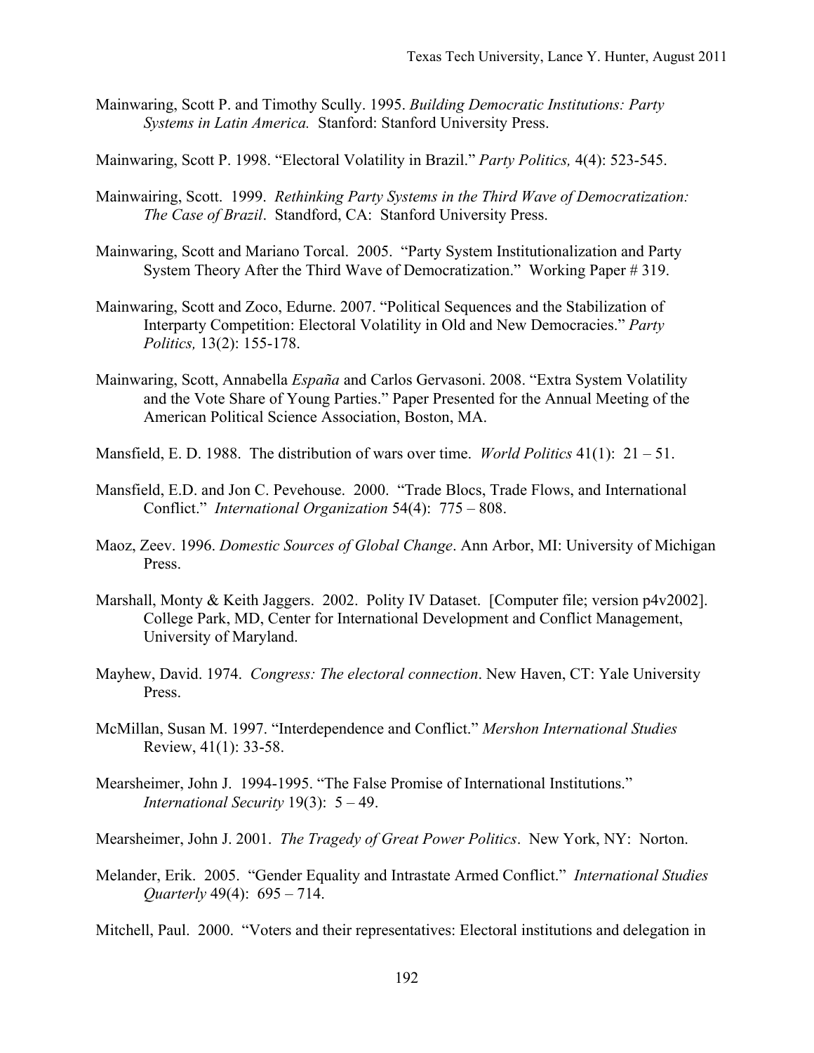Mainwaring, Scott P. and Timothy Scully. 1995. *Building Democratic Institutions: Party Systems in Latin America.* Stanford: Stanford University Press.

Mainwaring, Scott P. 1998. "Electoral Volatility in Brazil." *Party Politics,* 4(4): 523-545.

Mainwairing, Scott. 1999. *Rethinking Party Systems in the Third Wave of Democratization: The Case of Brazil*. Standford, CA: Stanford University Press.

Mainwaring, Scott and Mariano Torcal. 2005. "Party System Institutionalization and Party System Theory After the Third Wave of Democratization." Working Paper # 319.

Mainwaring, Scott and Zoco, Edurne. 2007. "Political Sequences and the Stabilization of Interparty Competition: Electoral Volatility in Old and New Democracies." *Party Politics,* 13(2): 155-178.

Mainwaring, Scott, Annabella *España* and Carlos Gervasoni. 2008. "Extra System Volatility and the Vote Share of Young Parties." Paper Presented for the Annual Meeting of the American Political Science Association, Boston, MA.

Mansfield, E. D. 1988. The distribution of wars over time. *World Politics* 41(1): 21 – 51.

Mansfield, E.D. and Jon C. Pevehouse. 2000. "Trade Blocs, Trade Flows, and International Conflict." *International Organization* 54(4): 775 – 808.

Maoz, Zeev. 1996. *Domestic Sources of Global Change*. Ann Arbor, MI: University of Michigan Press.

Marshall, Monty & Keith Jaggers. 2002. Polity IV Dataset. [Computer file; version p4v2002]. College Park, MD, Center for International Development and Conflict Management, University of Maryland.

Mayhew, David. 1974. *Congress: The electoral connection*. New Haven, CT: Yale University Press.

McMillan, Susan M. 1997. "Interdependence and Conflict." *Mershon International Studies* Review, 41(1): 33-58.

Mearsheimer, John J. 1994-1995. "The False Promise of International Institutions." *International Security* 19(3): 5 – 49.

Mearsheimer, John J. 2001. *The Tragedy of Great Power Politics*. New York, NY: Norton.

Melander, Erik. 2005. "Gender Equality and Intrastate Armed Conflict." *International Studies Quarterly* 49(4): 695 – 714.

Mitchell, Paul. 2000. "Voters and their representatives: Electoral institutions and delegation in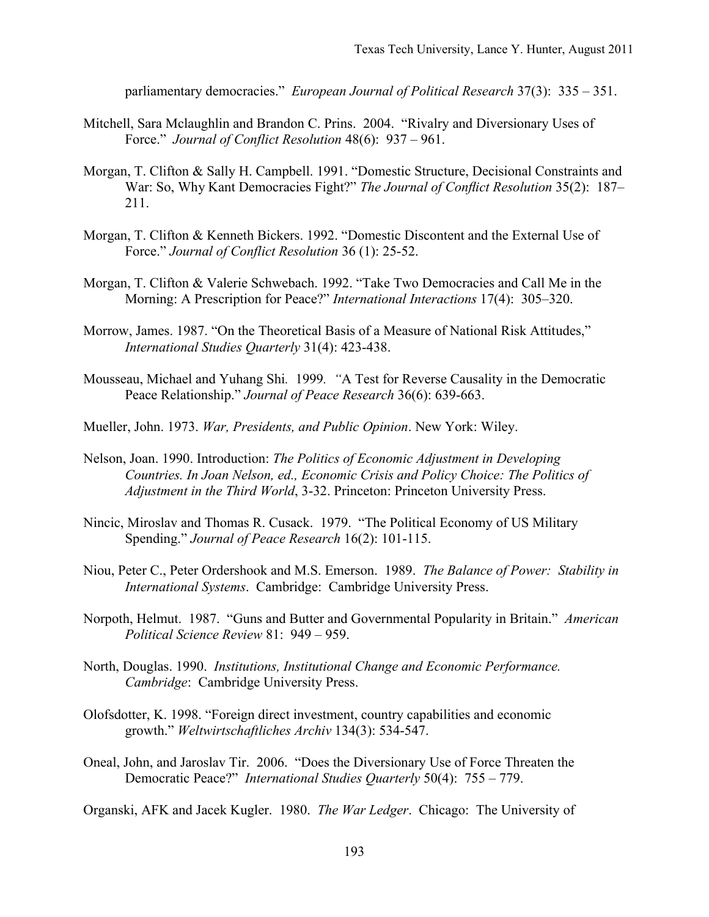parliamentary democracies." *European Journal of Political Research* 37(3): 335 – 351.

Mitchell, Sara Mclaughlin and Brandon C. Prins. 2004. "Rivalry and Diversionary Uses of Force." *Journal of Conflict Resolution* 48(6): 937 – 961.

Morgan, T. Clifton & Sally H. Campbell. 1991. "Domestic Structure, Decisional Constraints and War: So, Why Kant Democracies Fight?" *The Journal of Conflict Resolution* 35(2): 187–211.

Morgan, T. Clifton & Kenneth Bickers. 1992. "Domestic Discontent and the External Use of Force." *Journal of Conflict Resolution* 36 (1): 25-52.

Morgan, T. Clifton & Valerie Schwebach. 1992. "Take Two Democracies and Call Me in the Morning: A Prescription for Peace?" *International Interactions* 17(4): 305–320.

Morrow, James. 1987. "On the Theoretical Basis of a Measure of National Risk Attitudes," *International Studies Quarterly* 31(4): 423-438.

Mousseau, Michael and Yuhang Shi. 1999. "A Test for Reverse Causality in the Democratic Peace Relationship." *Journal of Peace Research* 36(6): 639-663.

Mueller, John. 1973. *War, Presidents, and Public Opinion*. New York: Wiley.

Nelson, Joan. 1990. Introduction: *The Politics of Economic Adjustment in Developing Countries. In Joan Nelson, ed., Economic Crisis and Policy Choice: The Politics of Adjustment in the Third World*, 3-32. Princeton: Princeton University Press.

Nincic, Miroslav and Thomas R. Cusack. 1979. "The Political Economy of US Military Spending." *Journal of Peace Research* 16(2): 101-115.

Niou, Peter C., Peter Ordershook and M.S. Emerson. 1989. *The Balance of Power: Stability in International Systems*. Cambridge: Cambridge University Press.

Norpoth, Helmut. 1987. "Guns and Butter and Governmental Popularity in Britain." *American Political Science Review* 81: 949 – 959.

North, Douglas. 1990. *Institutions, Institutional Change and Economic Performance. Cambridge*: Cambridge University Press.

Olofsdotter, K. 1998. "Foreign direct investment, country capabilities and economic growth." *Weltwirtschaftliches Archiv* 134(3): 534-547.

Oneal, John, and Jaroslav Tir. 2006. "Does the Diversionary Use of Force Threaten the Democratic Peace?" *International Studies Quarterly* 50(4): 755 – 779.

Organski, AFK and Jacek Kugler. 1980. *The War Ledger*. Chicago: The University of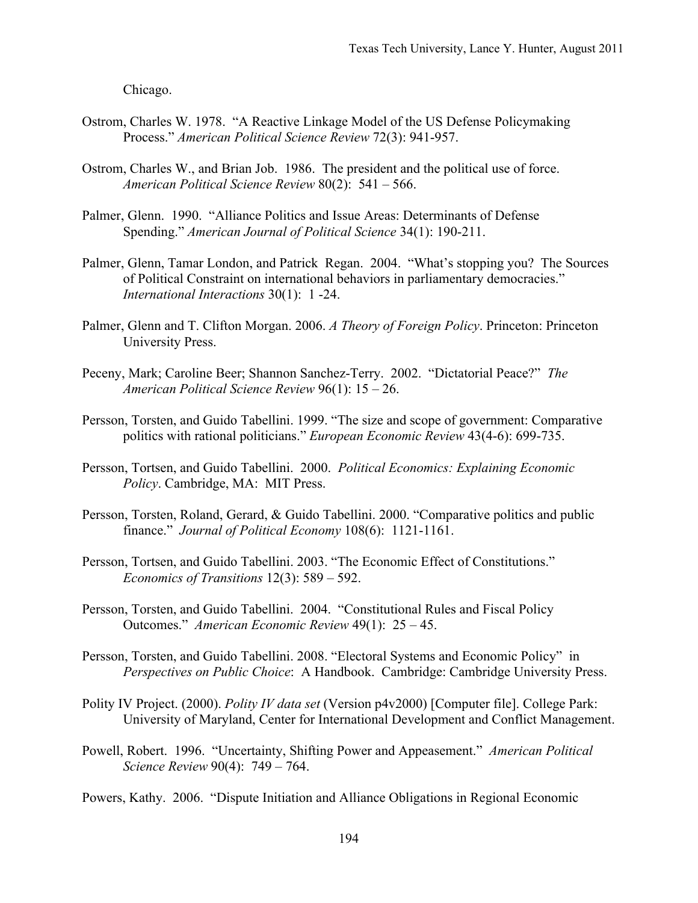Chicago.

Ostrom, Charles W. 1978. "A Reactive Linkage Model of the US Defense Policymaking Process." *American Political Science Review* 72(3): 941-957.

Ostrom, Charles W., and Brian Job. 1986. The president and the political use of force. *American Political Science Review* 80(2): 541 – 566.

Palmer, Glenn. 1990. "Alliance Politics and Issue Areas: Determinants of Defense Spending." *American Journal of Political Science* 34(1): 190-211.

Palmer, Glenn, Tamar London, and Patrick Regan. 2004. "What's stopping you? The Sources of Political Constraint on international behaviors in parliamentary democracies." *International Interactions* 30(1): 1 -24.

Palmer, Glenn and T. Clifton Morgan. 2006. *A Theory of Foreign Policy*. Princeton: Princeton University Press.

Peceny, Mark; Caroline Beer; Shannon Sanchez-Terry. 2002. "Dictatorial Peace?" *The American Political Science Review* 96(1): 15 – 26.

Persson, Torsten, and Guido Tabellini. 1999. "The size and scope of government: Comparative politics with rational politicians." *European Economic Review* 43(4-6): 699-735.

Persson, Tortsen, and Guido Tabellini. 2000. *Political Economics: Explaining Economic Policy*. Cambridge, MA: MIT Press.

Persson, Torsten, Roland, Gerard, & Guido Tabellini. 2000. "Comparative politics and public finance." *Journal of Political Economy* 108(6): 1121-1161.

Persson, Tortsen, and Guido Tabellini. 2003. "The Economic Effect of Constitutions." *Economics of Transitions* 12(3): 589 – 592.

Persson, Torsten, and Guido Tabellini. 2004. "Constitutional Rules and Fiscal Policy Outcomes." *American Economic Review* 49(1): 25 – 45.

Persson, Torsten, and Guido Tabellini. 2008. "Electoral Systems and Economic Policy" in *Perspectives on Public Choice*: A Handbook. Cambridge: Cambridge University Press.

Polity IV Project. (2000). *Polity IV data set* (Version p4v2000) [Computer file]. College Park: University of Maryland, Center for International Development and Conflict Management.

Powell, Robert. 1996. "Uncertainty, Shifting Power and Appeasement." *American Political Science Review* 90(4): 749 – 764.

Powers, Kathy. 2006. "Dispute Initiation and Alliance Obligations in Regional Economic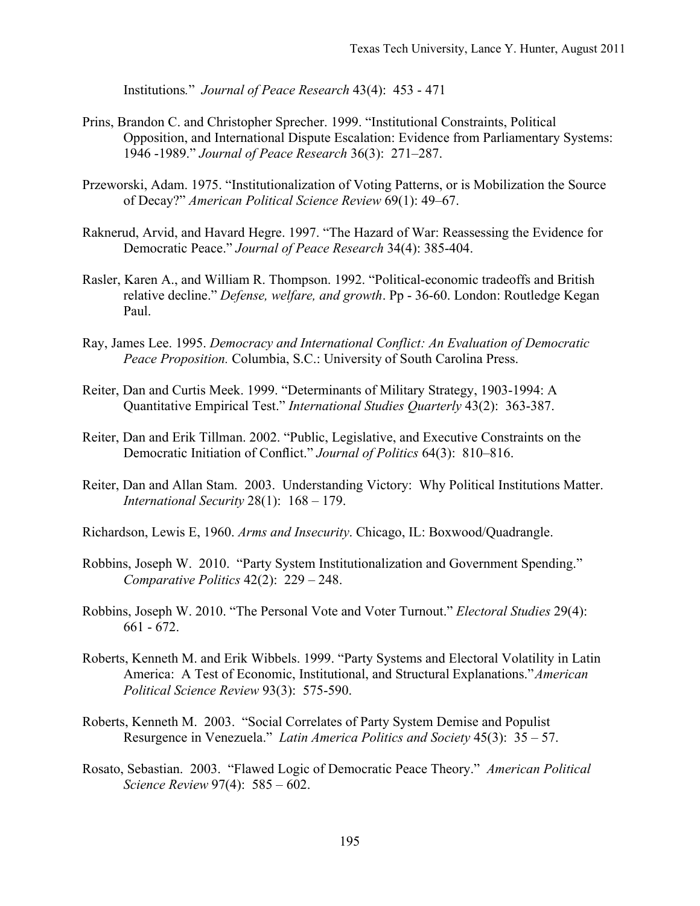Institutions." *Journal of Peace Research* 43(4): 453 - 471

Prins, Brandon C. and Christopher Sprecher. 1999. "Institutional Constraints, Political Opposition, and International Dispute Escalation: Evidence from Parliamentary Systems: 1946 -1989." *Journal of Peace Research* 36(3): 271–287.

Przeworski, Adam. 1975. "Institutionalization of Voting Patterns, or is Mobilization the Source of Decay?" *American Political Science Review* 69(1): 49–67.

Raknerud, Arvid, and Havard Hegre. 1997. "The Hazard of War: Reassessing the Evidence for Democratic Peace." *Journal of Peace Research* 34(4): 385-404.

Rasler, Karen A., and William R. Thompson. 1992. "Political-economic tradeoffs and British relative decline." *Defense, welfare, and growth*. Pp - 36-60. London: Routledge Kegan Paul.

Ray, James Lee. 1995. *Democracy and International Conflict: An Evaluation of Democratic Peace Proposition.* Columbia, S.C.: University of South Carolina Press.

Reiter, Dan and Curtis Meek. 1999. "Determinants of Military Strategy, 1903-1994: A Quantitative Empirical Test." *International Studies Quarterly* 43(2): 363-387.

Reiter, Dan and Erik Tillman. 2002. "Public, Legislative, and Executive Constraints on the Democratic Initiation of Conflict." *Journal of Politics* 64(3): 810–816.

Reiter, Dan and Allan Stam. 2003. Understanding Victory: Why Political Institutions Matter. *International Security* 28(1): 168 – 179.

Richardson, Lewis E, 1960. *Arms and Insecurity*. Chicago, IL: Boxwood/Quadrangle.

Robbins, Joseph W. 2010. "Party System Institutionalization and Government Spending." *Comparative Politics* 42(2): 229 – 248.

Robbins, Joseph W. 2010. "The Personal Vote and Voter Turnout." *Electoral Studies* 29(4): 661 - 672.

Roberts, Kenneth M. and Erik Wibbels. 1999. "Party Systems and Electoral Volatility in Latin America: A Test of Economic, Institutional, and Structural Explanations."*American Political Science Review* 93(3): 575-590.

Roberts, Kenneth M. 2003. "Social Correlates of Party System Demise and Populist Resurgence in Venezuela." *Latin America Politics and Society* 45(3): 35 – 57.

Rosato, Sebastian. 2003. "Flawed Logic of Democratic Peace Theory." *American Political Science Review* 97(4): 585 – 602.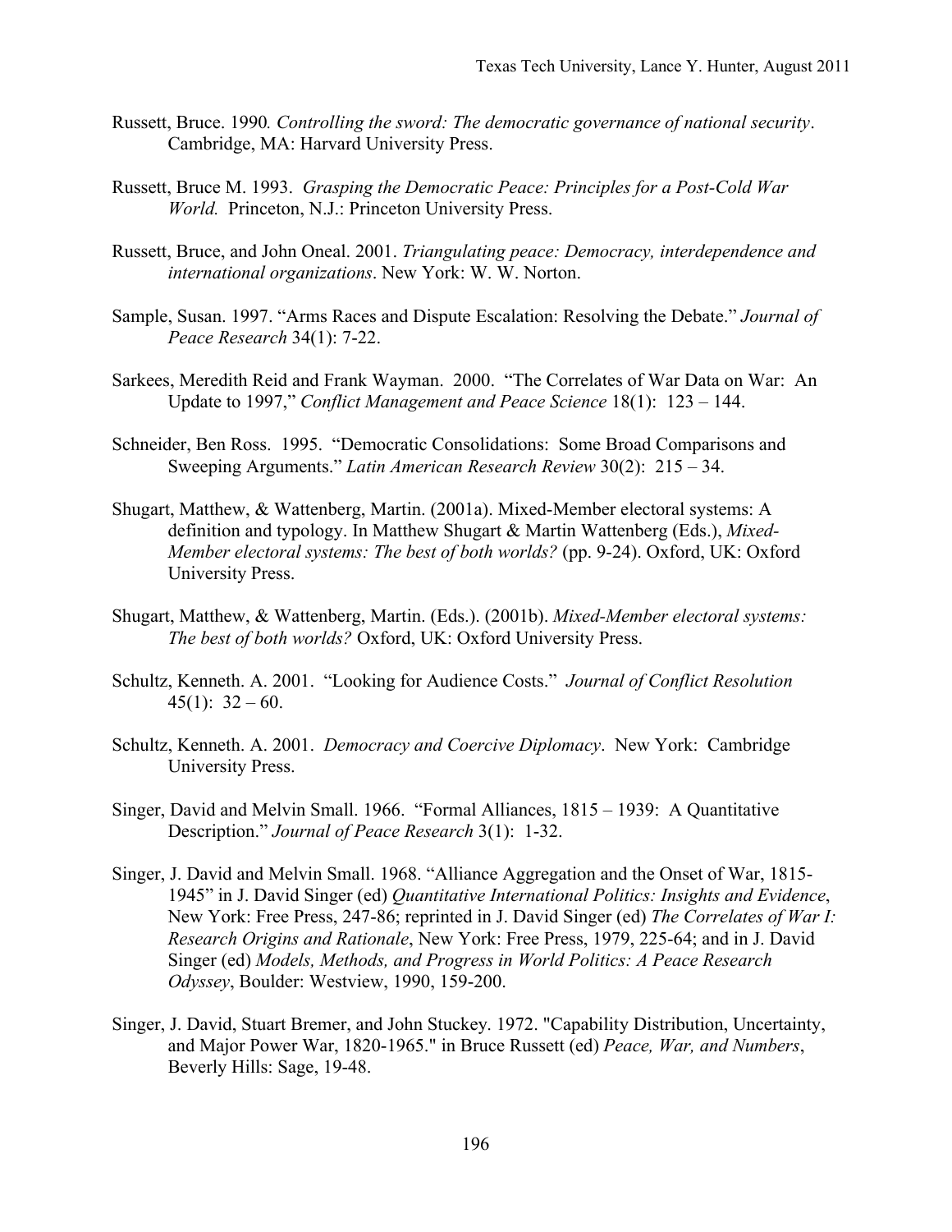Russett, Bruce. 1990*. Controlling the sword: The democratic governance of national security*. Cambridge, MA: Harvard University Press.

Russett, Bruce M. 1993. *Grasping the Democratic Peace: Principles for a Post-Cold War World.* Princeton, N.J.: Princeton University Press.

Russett, Bruce, and John Oneal. 2001. *Triangulating peace: Democracy, interdependence and international organizations*. New York: W. W. Norton.

Sample, Susan. 1997. "Arms Races and Dispute Escalation: Resolving the Debate." *Journal of Peace Research* 34(1): 7-22.

Sarkees, Meredith Reid and Frank Wayman. 2000. "The Correlates of War Data on War: An Update to 1997," *Conflict Management and Peace Science* 18(1): 123 – 144.

Schneider, Ben Ross. 1995. "Democratic Consolidations: Some Broad Comparisons and Sweeping Arguments." *Latin American Research Review* 30(2): 215 – 34.

Shugart, Matthew, & Wattenberg, Martin. (2001a). Mixed-Member electoral systems: A definition and typology. In Matthew Shugart & Martin Wattenberg (Eds.), *Mixed-Member electoral systems: The best of both worlds?* (pp. 9-24). Oxford, UK: Oxford University Press.

Shugart, Matthew, & Wattenberg, Martin. (Eds.). (2001b). *Mixed-Member electoral systems: The best of both worlds?* Oxford, UK: Oxford University Press.

Schultz, Kenneth. A. 2001. "Looking for Audience Costs." *Journal of Conflict Resolution* 45(1): 32 – 60.

Schultz, Kenneth. A. 2001. *Democracy and Coercive Diplomacy*. New York: Cambridge University Press.

Singer, David and Melvin Small. 1966. "Formal Alliances, 1815 – 1939: A Quantitative Description." *Journal of Peace Research* 3(1): 1-32.

Singer, J. David and Melvin Small. 1968. "Alliance Aggregation and the Onset of War, 1815-1945" in J. David Singer (ed) *Quantitative International Politics: Insights and Evidence*, New York: Free Press, 247-86; reprinted in J. David Singer (ed) *The Correlates of War I: Research Origins and Rationale*, New York: Free Press, 1979, 225-64; and in J. David Singer (ed) *Models, Methods, and Progress in World Politics: A Peace Research Odyssey*, Boulder: Westview, 1990, 159-200.

Singer, J. David, Stuart Bremer, and John Stuckey. 1972. "Capability Distribution, Uncertainty, and Major Power War, 1820-1965." in Bruce Russett (ed) *Peace, War, and Numbers*, Beverly Hills: Sage, 19-48.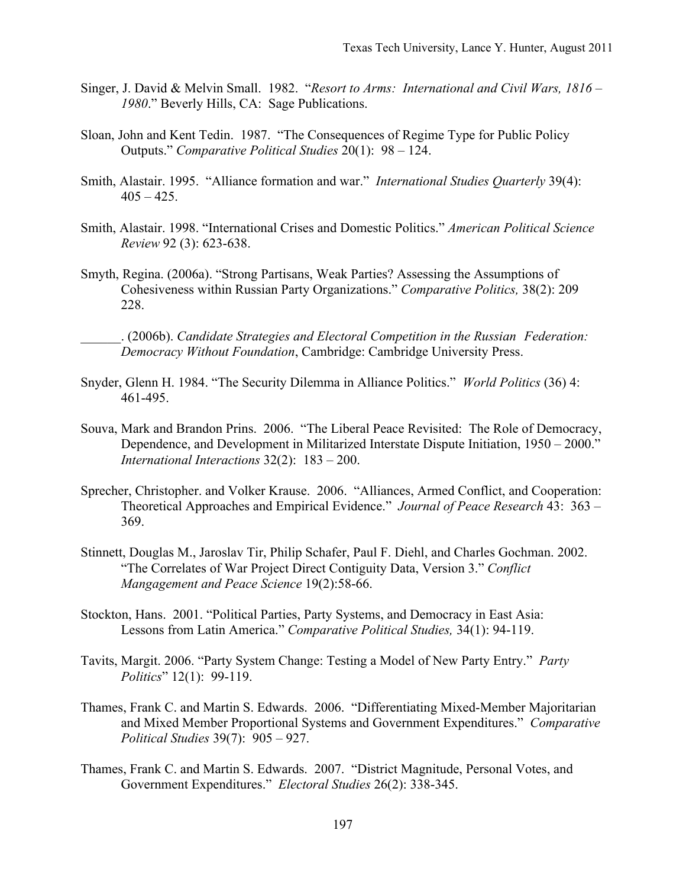Singer, J. David & Melvin Small. 1982. "*Resort to Arms: International and Civil Wars, 1816 – 1980*." Beverly Hills, CA: Sage Publications.

Sloan, John and Kent Tedin. 1987. "The Consequences of Regime Type for Public Policy Outputs." *Comparative Political Studies* 20(1): 98 – 124.

Smith, Alastair. 1995. "Alliance formation and war." *International Studies Quarterly* 39(4): 405 – 425.

Smith, Alastair. 1998. "International Crises and Domestic Politics." *American Political Science Review* 92 (3): 623-638.

Smyth, Regina. (2006a). "Strong Partisans, Weak Parties? Assessing the Assumptions of Cohesiveness within Russian Party Organizations." *Comparative Politics,* 38(2): 209 228.

______. (2006b). *Candidate Strategies and Electoral Competition in the Russian Federation: Democracy Without Foundation*, Cambridge: Cambridge University Press.

Snyder, Glenn H. 1984. "The Security Dilemma in Alliance Politics." *World Politics* (36) 4: 461-495.

Souva, Mark and Brandon Prins. 2006. "The Liberal Peace Revisited: The Role of Democracy, Dependence, and Development in Militarized Interstate Dispute Initiation, 1950 – 2000." *International Interactions* 32(2): 183 – 200.

Sprecher, Christopher. and Volker Krause. 2006. "Alliances, Armed Conflict, and Cooperation: Theoretical Approaches and Empirical Evidence." *Journal of Peace Research* 43: 363 – 369.

Stinnett, Douglas M., Jaroslav Tir, Philip Schafer, Paul F. Diehl, and Charles Gochman. 2002. "The Correlates of War Project Direct Contiguity Data, Version 3." *Conflict Mangagement and Peace Science* 19(2):58-66.

Stockton, Hans. 2001. "Political Parties, Party Systems, and Democracy in East Asia: Lessons from Latin America." *Comparative Political Studies,* 34(1): 94-119.

Tavits, Margit. 2006. "Party System Change: Testing a Model of New Party Entry." *Party Politics*" 12(1): 99-119.

Thames, Frank C. and Martin S. Edwards. 2006. "Differentiating Mixed-Member Majoritarian and Mixed Member Proportional Systems and Government Expenditures." *Comparative Political Studies* 39(7): 905 – 927.

Thames, Frank C. and Martin S. Edwards. 2007. "District Magnitude, Personal Votes, and Government Expenditures." *Electoral Studies* 26(2): 338-345.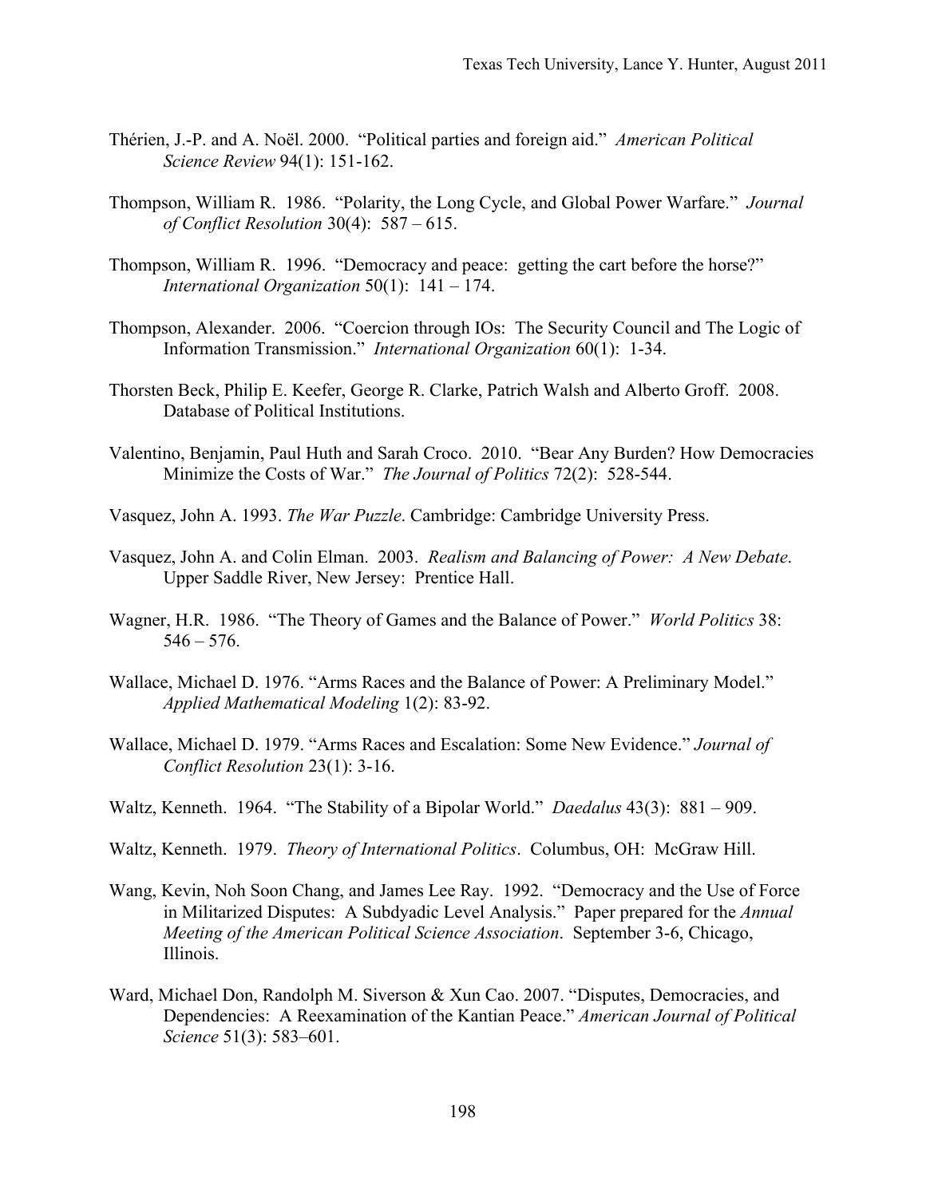Thérien, J.-P. and A. Noël. 2000. "Political parties and foreign aid." *American Political Science Review* 94(1): 151-162.

Thompson, William R. 1986. "Polarity, the Long Cycle, and Global Power Warfare." *Journal of Conflict Resolution* 30(4): 587 – 615.

Thompson, William R. 1996. "Democracy and peace: getting the cart before the horse?" *International Organization* 50(1): 141 – 174.

Thompson, Alexander. 2006. "Coercion through IOs: The Security Council and The Logic of Information Transmission." *International Organization* 60(1): 1-34.

Thorsten Beck, Philip E. Keefer, George R. Clarke, Patrich Walsh and Alberto Groff. 2008. Database of Political Institutions.

Valentino, Benjamin, Paul Huth and Sarah Croco. 2010. "Bear Any Burden? How Democracies Minimize the Costs of War." *The Journal of Politics* 72(2): 528-544.

Vasquez, John A. 1993. *The War Puzzle*. Cambridge: Cambridge University Press.

Vasquez, John A. and Colin Elman. 2003. *Realism and Balancing of Power: A New Debate*. Upper Saddle River, New Jersey: Prentice Hall.

Wagner, H.R. 1986. "The Theory of Games and the Balance of Power." *World Politics* 38: 546 – 576.

Wallace, Michael D. 1976. "Arms Races and the Balance of Power: A Preliminary Model." *Applied Mathematical Modeling* 1(2): 83-92.

Wallace, Michael D. 1979. "Arms Races and Escalation: Some New Evidence." *Journal of Conflict Resolution* 23(1): 3-16.

Waltz, Kenneth. 1964. "The Stability of a Bipolar World." *Daedalus* 43(3): 881 – 909.

Waltz, Kenneth. 1979. *Theory of International Politics*. Columbus, OH: McGraw Hill.

Wang, Kevin, Noh Soon Chang, and James Lee Ray. 1992. "Democracy and the Use of Force in Militarized Disputes: A Subdyadic Level Analysis." Paper prepared for the *Annual Meeting of the American Political Science Association*. September 3-6, Chicago, Illinois.

Ward, Michael Don, Randolph M. Siverson & Xun Cao. 2007. "Disputes, Democracies, and Dependencies: A Reexamination of the Kantian Peace." *American Journal of Political Science* 51(3): 583–601.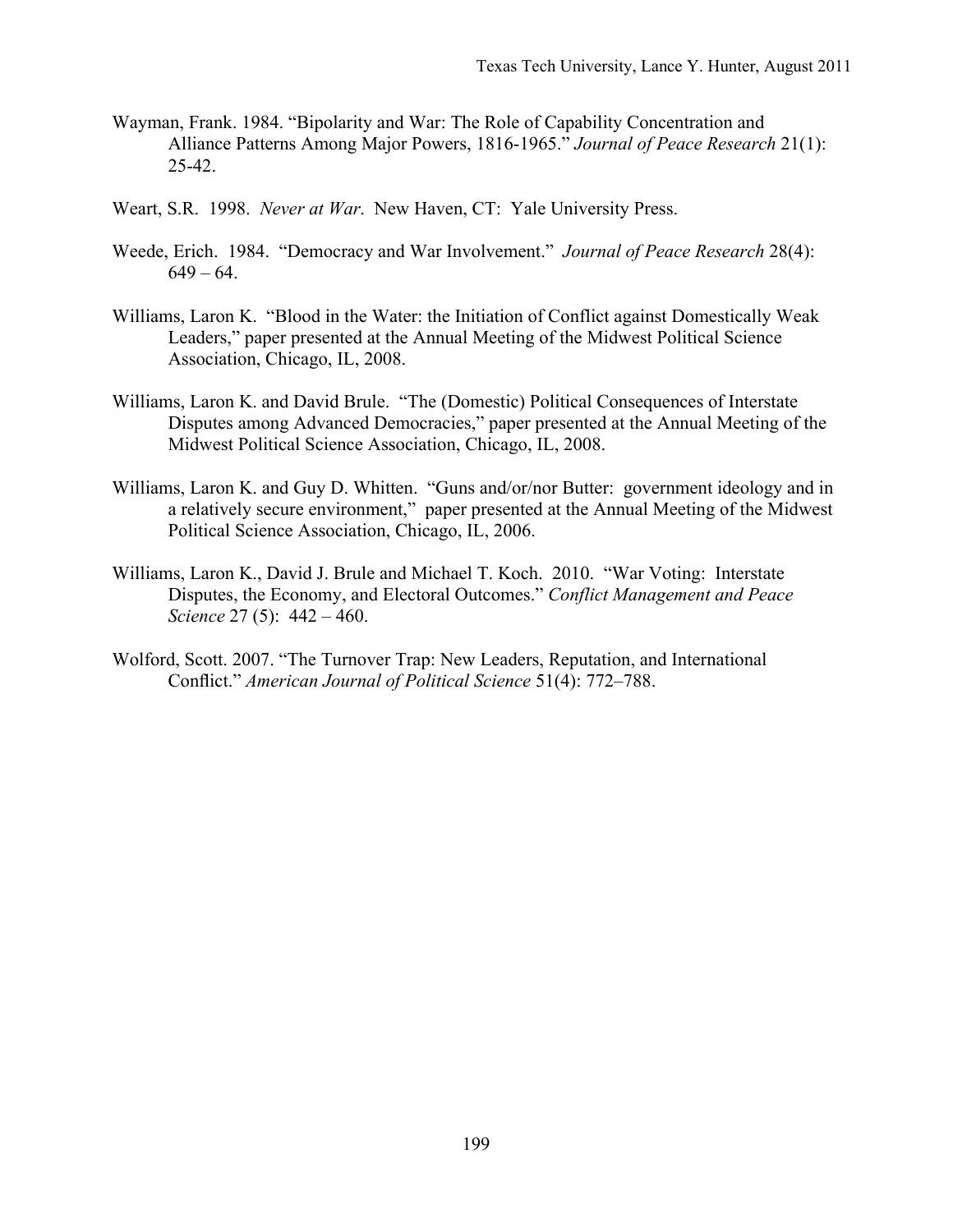Wayman, Frank. 1984. “Bipolarity and War: The Role of Capability Concentration and Alliance Patterns Among Major Powers, 1816-1965.” *Journal of Peace Research* 21(1): 25-42.

Weart, S.R. 1998. *Never at War*. New Haven, CT: Yale University Press.

Weede, Erich. 1984. “Democracy and War Involvement.” *Journal of Peace Research* 28(4): 649 – 64.

Williams, Laron K. “Blood in the Water: the Initiation of Conflict against Domestically Weak Leaders,” paper presented at the Annual Meeting of the Midwest Political Science Association, Chicago, IL, 2008.

Williams, Laron K. and David Brule. “The (Domestic) Political Consequences of Interstate Disputes among Advanced Democracies,” paper presented at the Annual Meeting of the Midwest Political Science Association, Chicago, IL, 2008.

Williams, Laron K. and Guy D. Whitten. “Guns and/or/nor Butter: government ideology and in a relatively secure environment,” paper presented at the Annual Meeting of the Midwest Political Science Association, Chicago, IL, 2006.

Williams, Laron K., David J. Brule and Michael T. Koch. 2010. “War Voting: Interstate Disputes, the Economy, and Electoral Outcomes.” *Conflict Management and Peace Science* 27 (5): 442 – 460.

Wolford, Scott. 2007. “The Turnover Trap: New Leaders, Reputation, and International Conflict.” *American Journal of Political Science* 51(4): 772–788.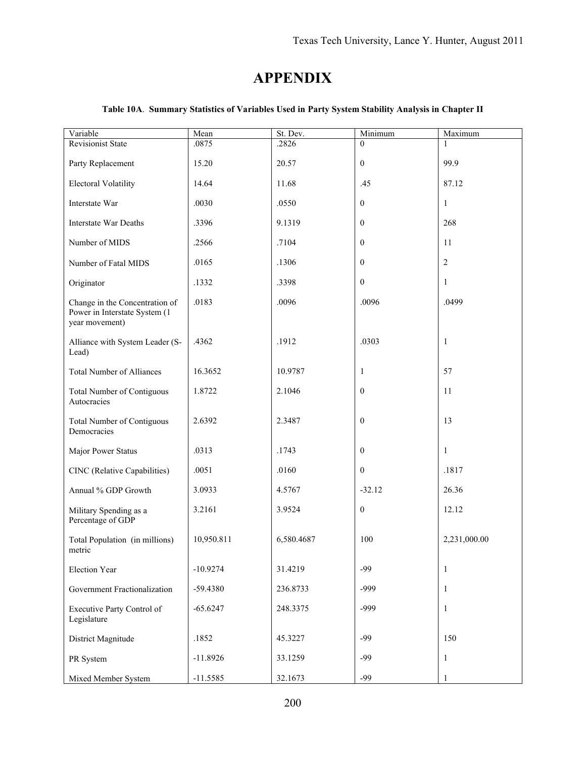# APPENDIX

**Table 10A**. **Summary Statistics of Variables Used in Party System Stability Analysis in Chapter II**

| Variable | Mean | St. Dev. | Minimum | Maximum |
|---|---|---|---|---|
| Revisionist State | .0875 | .2826 | 0 | 1 |
| Party Replacement | 15.20 | 20.57 | 0 | 99.9 |
| Electoral Volatility | 14.64 | 11.68 | .45 | 87.12 |
| Interstate War | .0030 | .0550 | 0 | 1 |
| Interstate War Deaths | .3396 | 9.1319 | 0 | 268 |
| Number of MIDS | .2566 | .7104 | 0 | 11 |
| Number of Fatal MIDS | .0165 | .1306 | 0 | 2 |
| Originator | .1332 | .3398 | 0 | 1 |
| Change in the Concentration of Power in Interstate System (1 year movement) | .0183 | .0096 | .0096 | .0499 |
| Alliance with System Leader (S-Lead) | .4362 | .1912 | .0303 | 1 |
| Total Number of Alliances | 16.3652 | 10.9787 | 1 | 57 |
| Total Number of Contiguous Autocracies | 1.8722 | 2.1046 | 0 | 11 |
| Total Number of Contiguous Democracies | 2.6392 | 2.3487 | 0 | 13 |
| Major Power Status | .0313 | .1743 | 0 | 1 |
| CINC (Relative Capabilities) | .0051 | .0160 | 0 | .1817 |
| Annual % GDP Growth | 3.0933 | 4.5767 | -32.12 | 26.36 |
| Military Spending as a Percentage of GDP | 3.2161 | 3.9524 | 0 | 12.12 |
| Total Population (in millions) metric | 10,950.811 | 6,580.4687 | 100 | 2,231,000.00 |
| Election Year | -10.9274 | 31.4219 | -99 | 1 |
| Government Fractionalization | -59.4380 | 236.8733 | -999 | 1 |
| Executive Party Control of Legislature | -65.6247 | 248.3375 | -999 | 1 |
| District Magnitude | .1852 | 45.3227 | -99 | 150 |
| PR System | -11.8926 | 33.1259 | -99 | 1 |
| Mixed Member System | -11.5585 | 32.1673 | -99 | 1 |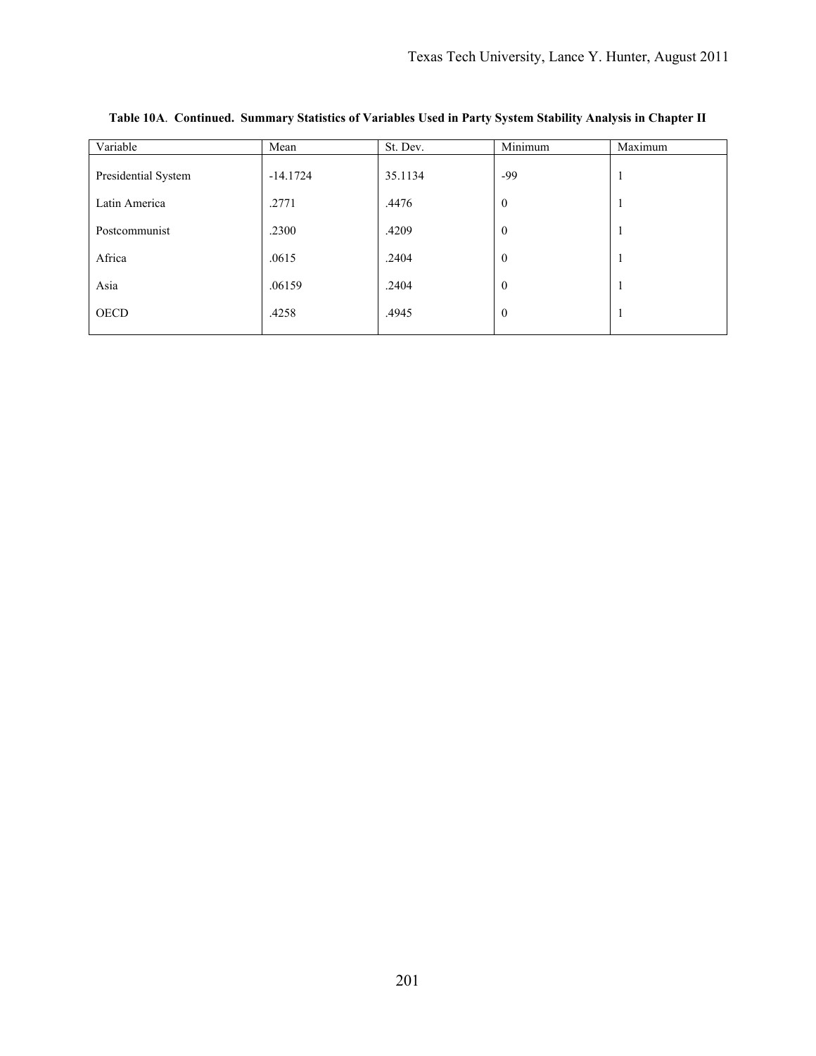**Table 10A. Continued. Summary Statistics of Variables Used in Party System Stability Analysis in Chapter II**

| Variable | Mean | St. Dev. | Minimum | Maximum |
|---|---|---|---|---|
| Presidential System | -14.1724 | 35.1134 | -99 | 1 |
| Latin America | .2771 | .4476 | 0 | 1 |
| Postcommunist | .2300 | .4209 | 0 | 1 |
| Africa | .0615 | .2404 | 0 | 1 |
| Asia | .06159 | .2404 | 0 | 1 |
| OECD | .4258 | .4945 | 0 | 1 |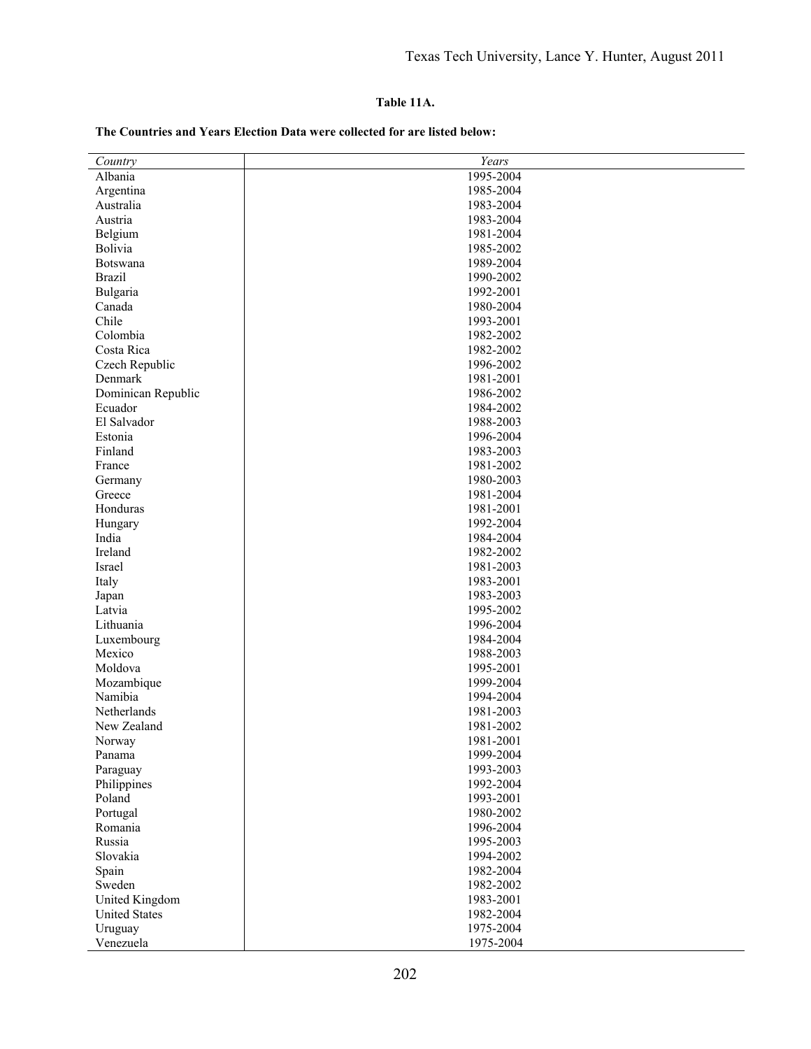**Table 11A.**

**The Countries and Years Election Data were collected for are listed below:**

| *Country* | *Years* |
|---|---|
| Albania | 1995-2004 |
| Argentina | 1985-2004 |
| Australia | 1983-2004 |
| Austria | 1983-2004 |
| Belgium | 1981-2004 |
| Bolivia | 1985-2002 |
| Botswana | 1989-2004 |
| Brazil | 1990-2002 |
| Bulgaria | 1992-2001 |
| Canada | 1980-2004 |
| Chile | 1993-2001 |
| Colombia | 1982-2002 |
| Costa Rica | 1982-2002 |
| Czech Republic | 1996-2002 |
| Denmark | 1981-2001 |
| Dominican Republic | 1986-2002 |
| Ecuador | 1984-2002 |
| El Salvador | 1988-2003 |
| Estonia | 1996-2004 |
| Finland | 1983-2003 |
| France | 1981-2002 |
| Germany | 1980-2003 |
| Greece | 1981-2004 |
| Honduras | 1981-2001 |
| Hungary | 1992-2004 |
| India | 1984-2004 |
| Ireland | 1982-2002 |
| Israel | 1981-2003 |
| Italy | 1983-2001 |
| Japan | 1983-2003 |
| Latvia | 1995-2002 |
| Lithuania | 1996-2004 |
| Luxembourg | 1984-2004 |
| Mexico | 1988-2003 |
| Moldova | 1995-2001 |
| Mozambique | 1999-2004 |
| Namibia | 1994-2004 |
| Netherlands | 1981-2003 |
| New Zealand | 1981-2002 |
| Norway | 1981-2001 |
| Panama | 1999-2004 |
| Paraguay | 1993-2003 |
| Philippines | 1992-2004 |
| Poland | 1993-2001 |
| Portugal | 1980-2002 |
| Romania | 1996-2004 |
| Russia | 1995-2003 |
| Slovakia | 1994-2002 |
| Spain | 1982-2004 |
| Sweden | 1982-2002 |
| United Kingdom | 1983-2001 |
| United States | 1982-2004 |
| Uruguay | 1975-2004 |
| Venezuela | 1975-2004 |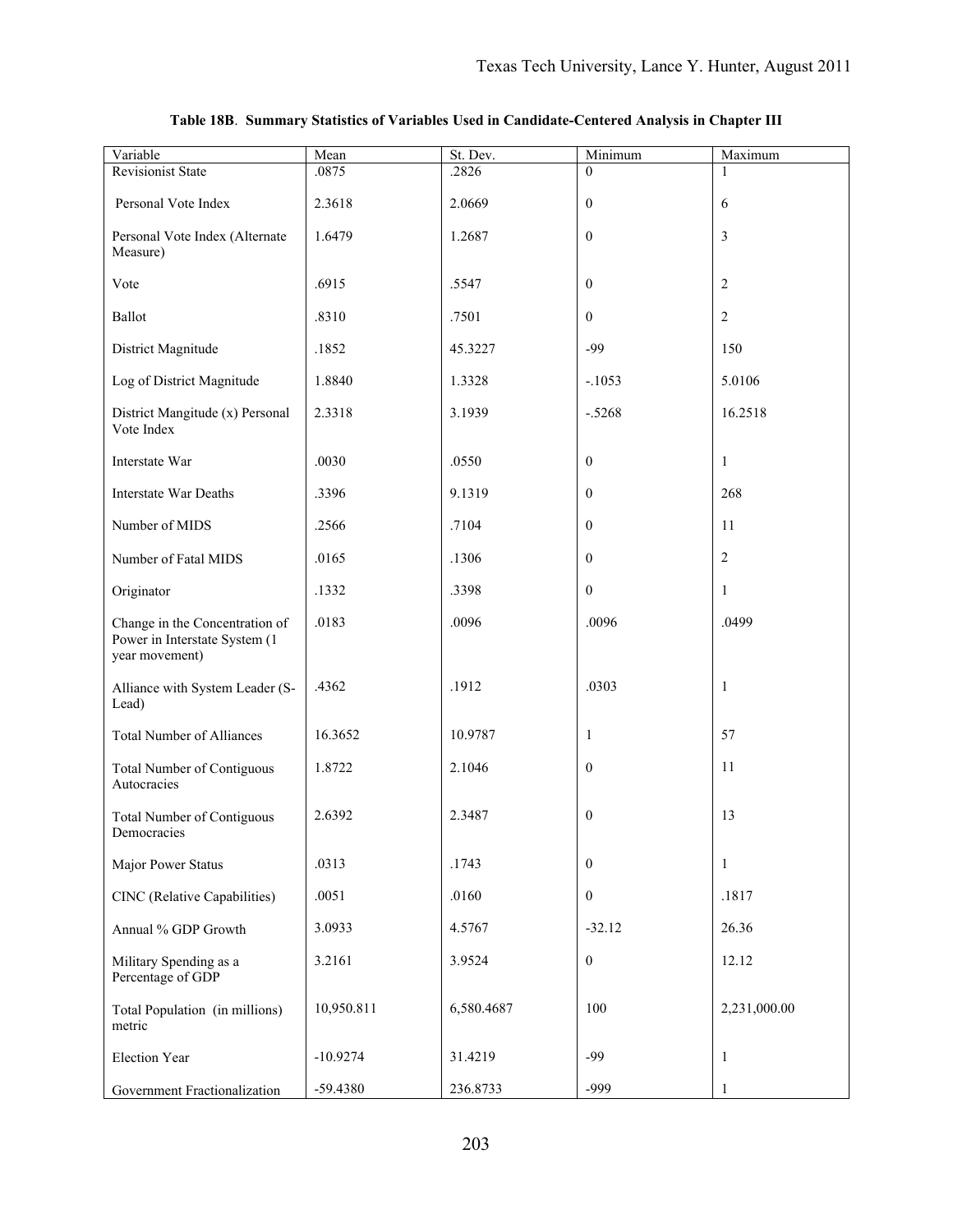**Table 18B**. **Summary Statistics of Variables Used in Candidate-Centered Analysis in Chapter III**

| Variable | Mean | St. Dev. | Minimum | Maximum |
|---|---|---|---|---|
| Revisionist State | .0875 | .2826 | 0 | 1 |
| Personal Vote Index | 2.3618 | 2.0669 | 0 | 6 |
| Personal Vote Index (Alternate Measure) | 1.6479 | 1.2687 | 0 | 3 |
| Vote | .6915 | .5547 | 0 | 2 |
| Ballot | .8310 | .7501 | 0 | 2 |
| District Magnitude | .1852 | 45.3227 | -99 | 150 |
| Log of District Magnitude | 1.8840 | 1.3328 | -.1053 | 5.0106 |
| District Mangitude (x) Personal Vote Index | 2.3318 | 3.1939 | -.5268 | 16.2518 |
| Interstate War | .0030 | .0550 | 0 | 1 |
| Interstate War Deaths | .3396 | 9.1319 | 0 | 268 |
| Number of MIDS | .2566 | .7104 | 0 | 11 |
| Number of Fatal MIDS | .0165 | .1306 | 0 | 2 |
| Originator | .1332 | .3398 | 0 | 1 |
| Change in the Concentration of Power in Interstate System (1 year movement) | .0183 | .0096 | .0096 | .0499 |
| Alliance with System Leader (S-Lead) | .4362 | .1912 | .0303 | 1 |
| Total Number of Alliances | 16.3652 | 10.9787 | 1 | 57 |
| Total Number of Contiguous Autocracies | 1.8722 | 2.1046 | 0 | 11 |
| Total Number of Contiguous Democracies | 2.6392 | 2.3487 | 0 | 13 |
| Major Power Status | .0313 | .1743 | 0 | 1 |
| CINC (Relative Capabilities) | .0051 | .0160 | 0 | .1817 |
| Annual % GDP Growth | 3.0933 | 4.5767 | -32.12 | 26.36 |
| Military Spending as a Percentage of GDP | 3.2161 | 3.9524 | 0 | 12.12 |
| Total Population (in millions) metric | 10,950.811 | 6,580.4687 | 100 | 2,231,000.00 |
| Election Year | -10.9274 | 31.4219 | -99 | 1 |
| Government Fractionalization | -59.4380 | 236.8733 | -999 | 1 |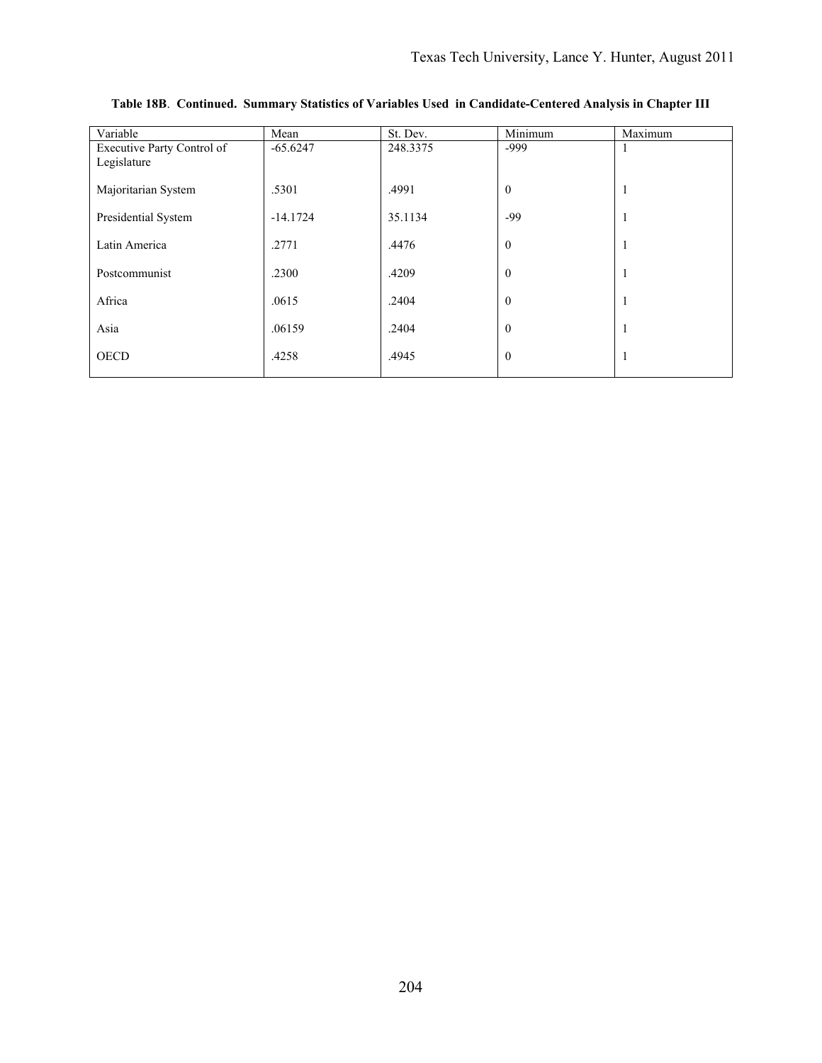**Table 18B. Continued. Summary Statistics of Variables Used in Candidate-Centered Analysis in Chapter III**

| Variable | Mean | St. Dev. | Minimum | Maximum |
|---|---|---|---|---|
| Executive Party Control of Legislature | -65.6247 | 248.3375 | -999 | 1 |
| Majoritarian System | .5301 | .4991 | 0 | 1 |
| Presidential System | -14.1724 | 35.1134 | -99 | 1 |
| Latin America | .2771 | .4476 | 0 | 1 |
| Postcommunist | .2300 | .4209 | 0 | 1 |
| Africa | .0615 | .2404 | 0 | 1 |
| Asia | .06159 | .2404 | 0 | 1 |
| OECD | .4258 | .4945 | 0 | 1 |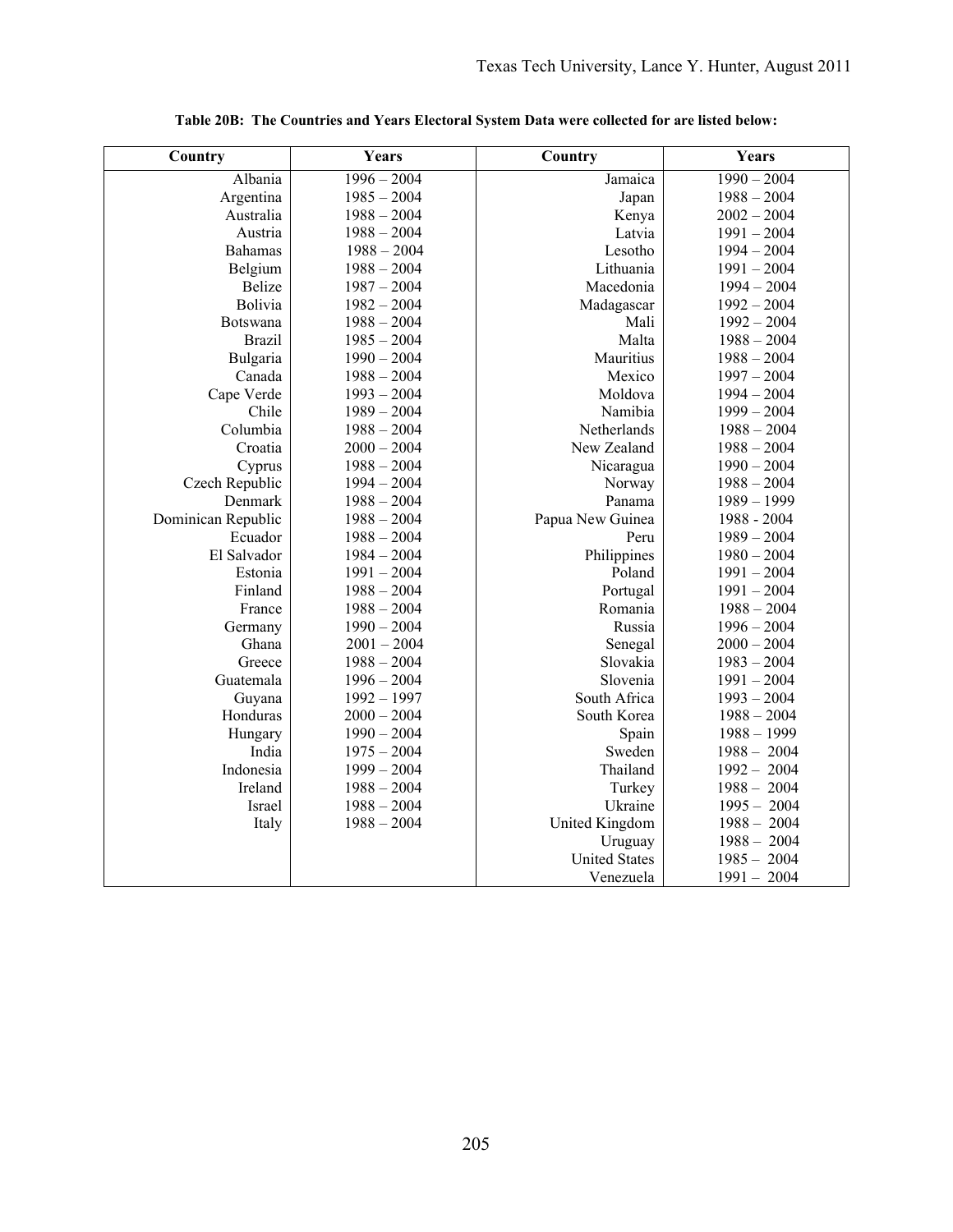**Table 20B: The Countries and Years Electoral System Data were collected for are listed below:**

| Country | Years | Country | Years |
|---|---|---|---|
| Albania | 1996 – 2004 | Jamaica | 1990 – 2004 |
| Argentina | 1985 – 2004 | Japan | 1988 – 2004 |
| Australia | 1988 – 2004 | Kenya | 2002 – 2004 |
| Austria | 1988 – 2004 | Latvia | 1991 – 2004 |
| Bahamas | 1988 – 2004 | Lesotho | 1994 – 2004 |
| Belgium | 1988 – 2004 | Lithuania | 1991 – 2004 |
| Belize | 1987 – 2004 | Macedonia | 1994 – 2004 |
| Bolivia | 1982 – 2004 | Madagascar | 1992 – 2004 |
| Botswana | 1988 – 2004 | Mali | 1992 – 2004 |
| Brazil | 1985 – 2004 | Malta | 1988 – 2004 |
| Bulgaria | 1990 – 2004 | Mauritius | 1988 – 2004 |
| Canada | 1988 – 2004 | Mexico | 1997 – 2004 |
| Cape Verde | 1993 – 2004 | Moldova | 1994 – 2004 |
| Chile | 1989 – 2004 | Namibia | 1999 – 2004 |
| Columbia | 1988 – 2004 | Netherlands | 1988 – 2004 |
| Croatia | 2000 – 2004 | New Zealand | 1988 – 2004 |
| Cyprus | 1988 – 2004 | Nicaragua | 1990 – 2004 |
| Czech Republic | 1994 – 2004 | Norway | 1988 – 2004 |
| Denmark | 1988 – 2004 | Panama | 1989 – 1999 |
| Dominican Republic | 1988 – 2004 | Papua New Guinea | 1988 - 2004 |
| Ecuador | 1988 – 2004 | Peru | 1989 – 2004 |
| El Salvador | 1984 – 2004 | Philippines | 1980 – 2004 |
| Estonia | 1991 – 2004 | Poland | 1991 – 2004 |
| Finland | 1988 – 2004 | Portugal | 1991 – 2004 |
| France | 1988 – 2004 | Romania | 1988 – 2004 |
| Germany | 1990 – 2004 | Russia | 1996 – 2004 |
| Ghana | 2001 – 2004 | Senegal | 2000 – 2004 |
| Greece | 1988 – 2004 | Slovakia | 1983 – 2004 |
| Guatemala | 1996 – 2004 | Slovenia | 1991 – 2004 |
| Guyana | 1992 – 1997 | South Africa | 1993 – 2004 |
| Honduras | 2000 – 2004 | South Korea | 1988 – 2004 |
| Hungary | 1990 – 2004 | Spain | 1988 – 1999 |
| India | 1975 – 2004 | Sweden | 1988 – 2004 |
| Indonesia | 1999 – 2004 | Thailand | 1992 – 2004 |
| Ireland | 1988 – 2004 | Turkey | 1988 – 2004 |
| Israel | 1988 – 2004 | Ukraine | 1995 – 2004 |
| Italy | 1988 – 2004 | United Kingdom | 1988 – 2004 |
| | | Uruguay | 1988 – 2004 |
| | | United States | 1985 – 2004 |
| | | Venezuela | 1991 – 2004 |